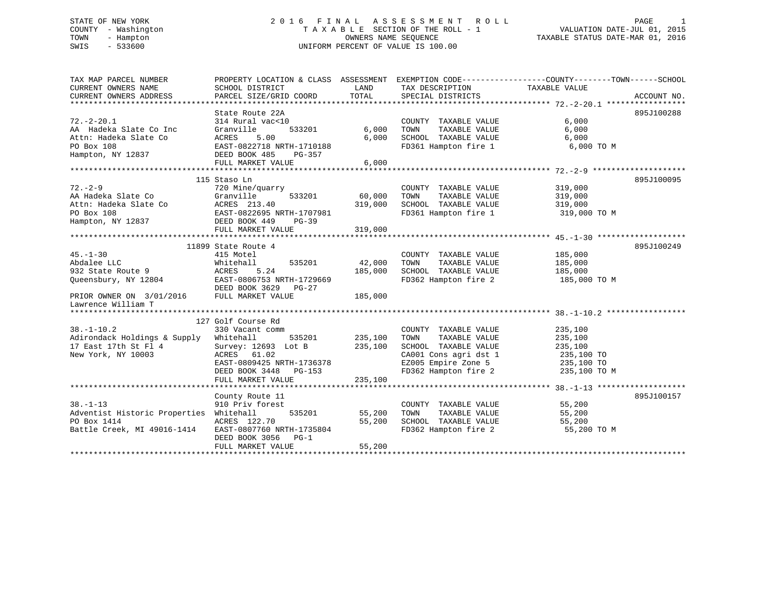STATE OF NEW YORK
COUNTY - Washington
TOWN - Hampton
SWIS - 533600

# 2016 FINAL ASSESSMENT ROLL

TAXABLE SECTION OF THE ROLL - 1
OWNERS NAME SEQUENCE
UNIFORM PERCENT OF VALUE IS 100.00

VALUATION DATE-JUL 01, 2015
TAXABLE STATUS DATE-MAR 01, 2016

| TAX MAP PARCEL NUMBER / CURRENT OWNERS NAME / CURRENT OWNERS ADDRESS | PROPERTY LOCATION & CLASS / SCHOOL DISTRICT / PARCEL SIZE/GRID COORD | ASSESSMENT LAND | TOTAL | EXEMPTION CODE / TAX DESCRIPTION / SPECIAL DISTRICTS | TAXABLE VALUE | ACCOUNT NO. |
|---|---|---|---|---|---|---|
| 72.-2-20.1 | State Route 22A | | | | | 895J100288 |
| | 314 Rural vac<10 | | | COUNTY TAXABLE VALUE | 6,000 | |
| AA Hadeka Slate Co Inc | Granville 533201 | 6,000 | | TOWN TAXABLE VALUE | 6,000 | |
| Attn: Hadeka Slate Co | ACRES 5.00 | | 6,000 | SCHOOL TAXABLE VALUE | 6,000 | |
| PO Box 108 | EAST-0822718 NRTH-1710188 | | | FD361 Hampton fire 1 | 6,000 TO M | |
| Hampton, NY 12837 | DEED BOOK 485 PG-357 | | | | | |
| | FULL MARKET VALUE | | 6,000 | | | |
| 72.-2-9 | 115 Staso Ln | | | | | 895J100095 |
| | 720 Mine/quarry | | | COUNTY TAXABLE VALUE | 319,000 | |
| AA Hadeka Slate Co | Granville 533201 | 60,000 | | TOWN TAXABLE VALUE | 319,000 | |
| Attn: Hadeka Slate Co | ACRES 213.40 | | 319,000 | SCHOOL TAXABLE VALUE | 319,000 | |
| PO Box 108 | EAST-0822695 NRTH-1707981 | | | FD361 Hampton fire 1 | 319,000 TO M | |
| Hampton, NY 12837 | DEED BOOK 449 PG-39 | | | | | |
| | FULL MARKET VALUE | | 319,000 | | | |
| 45.-1-30 | 11899 State Route 4 | | | | | 895J100249 |
| | 415 Motel | | | COUNTY TAXABLE VALUE | 185,000 | |
| Abdalee LLC | Whitehall 535201 | 42,000 | | TOWN TAXABLE VALUE | 185,000 | |
| 932 State Route 9 | ACRES 5.24 | | 185,000 | SCHOOL TAXABLE VALUE | 185,000 | |
| Queensbury, NY 12804 | EAST-0806753 NRTH-1729669 | | | FD362 Hampton fire 2 | 185,000 TO M | |
| | DEED BOOK 3629 PG-27 | | | | | |
| PRIOR OWNER ON 3/01/2016 | FULL MARKET VALUE | | 185,000 | | | |
| Lawrence William T | | | | | | |
| 38.-1-10.2 | 127 Golf Course Rd | | | | | |
| | 330 Vacant comm | | | COUNTY TAXABLE VALUE | 235,100 | |
| Adirondack Holdings & Supply | Whitehall 535201 | 235,100 | | TOWN TAXABLE VALUE | 235,100 | |
| 17 East 17th St Fl 4 | Survey: 12693 Lot B | | 235,100 | SCHOOL TAXABLE VALUE | 235,100 | |
| New York, NY 10003 | ACRES 61.02 | | | CA001 Cons agri dst 1 | 235,100 TO | |
| | EAST-0809425 NRTH-1736378 | | | EZ005 Empire Zone 5 | 235,100 TO | |
| | DEED BOOK 3448 PG-153 | | | FD362 Hampton fire 2 | 235,100 TO M | |
| | FULL MARKET VALUE | | 235,100 | | | |
| 38.-1-13 | County Route 11 | | | | | 895J100157 |
| | 910 Priv forest | | | COUNTY TAXABLE VALUE | 55,200 | |
| Adventist Historic Properties | Whitehall 535201 | 55,200 | | TOWN TAXABLE VALUE | 55,200 | |
| PO Box 1414 | ACRES 122.70 | | 55,200 | SCHOOL TAXABLE VALUE | 55,200 | |
| Battle Creek, MI 49016-1414 | EAST-0807760 NRTH-1735804 | | | FD362 Hampton fire 2 | 55,200 TO M | |
| | DEED BOOK 3056 PG-1 | | | | | |
| | FULL MARKET VALUE | | 55,200 | | | |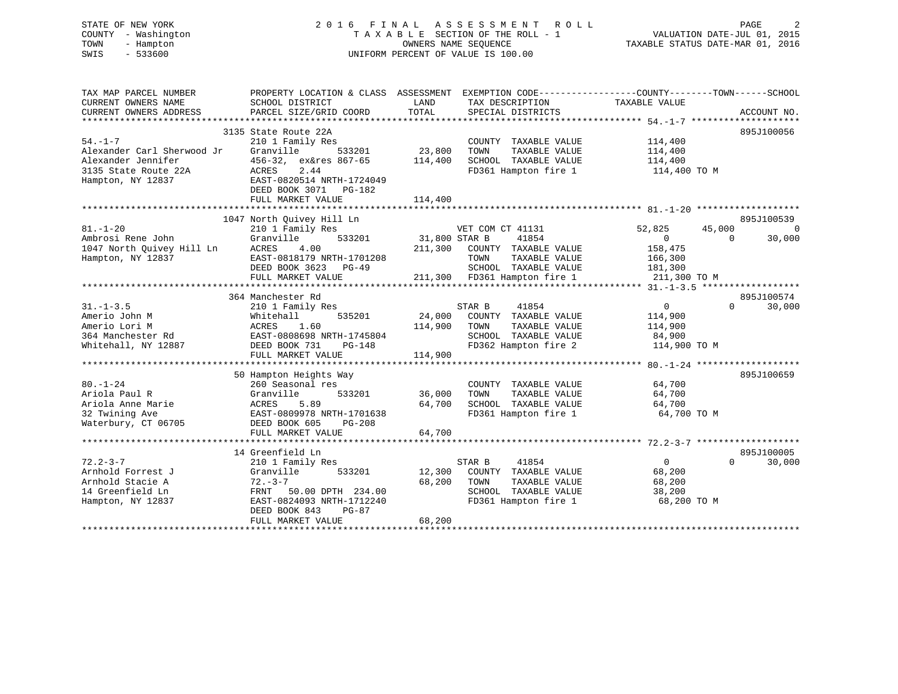STATE OF NEW YORK — 2016 FINAL ASSESSMENT ROLL
COUNTY - Washington — TAXABLE SECTION OF THE ROLL - 1 — VALUATION DATE-JUL 01, 2015
TOWN - Hampton — OWNERS NAME SEQUENCE — TAXABLE STATUS DATE-MAR 01, 2016
SWIS - 533600 — UNIFORM PERCENT OF VALUE IS 100.00

| TAX MAP PARCEL NUMBER / CURRENT OWNERS NAME / CURRENT OWNERS ADDRESS | PROPERTY LOCATION & CLASS / SCHOOL DISTRICT / PARCEL SIZE/GRID COORD | ASSESSMENT LAND / TOTAL | EXEMPTION CODE / TAX DESCRIPTION / SPECIAL DISTRICTS | COUNTY TAXABLE VALUE | TOWN | SCHOOL | ACCOUNT NO. |
|---|---|---|---|---|---|---|---|
| **54.-1-7** | 3135 State Route 22A | | | | | | 895J100056 |
| Alexander Carl Sherwood Jr | 210 1 Family Res | | COUNTY TAXABLE VALUE | 114,400 | | | |
| Alexander Jennifer | Granville 533201 | 23,800 | TOWN TAXABLE VALUE | 114,400 | | | |
| 3135 State Route 22A | 456-32, ex&res 867-65 | 114,400 | SCHOOL TAXABLE VALUE | 114,400 | | | |
| Hampton, NY 12837 | ACRES 2.44 | | FD361 Hampton fire 1 | 114,400 TO M | | | |
| | EAST-0820514 NRTH-1724049 | | | | | | |
| | DEED BOOK 3071 PG-182 | | | | | | |
| | FULL MARKET VALUE | 114,400 | | | | | |
| **81.-1-20** | 1047 North Quivey Hill Ln | | | | | | 895J100539 |
| Ambrosi Rene John | 210 1 Family Res | | VET COM CT 41131 | 52,825 | 45,000 | 0 | |
| 1047 North Quivey Hill Ln | Granville 533201 | 31,800 | STAR B 41854 | 0 | 0 | 30,000 | |
| Hampton, NY 12837 | ACRES 4.00 | 211,300 | COUNTY TAXABLE VALUE | 158,475 | | | |
| | EAST-0818179 NRTH-1701208 | | TOWN TAXABLE VALUE | 166,300 | | | |
| | DEED BOOK 3623 PG-49 | | SCHOOL TAXABLE VALUE | 181,300 | | | |
| | FULL MARKET VALUE | 211,300 | FD361 Hampton fire 1 | 211,300 TO M | | | |
| **31.-1-3.5** | 364 Manchester Rd | | | | | | 895J100574 |
| Amerio John M | 210 1 Family Res | | STAR B 41854 | 0 | 0 | 30,000 | |
| Amerio Lori M | Whitehall 535201 | 24,000 | COUNTY TAXABLE VALUE | 114,900 | | | |
| 364 Manchester Rd | ACRES 1.60 | 114,900 | TOWN TAXABLE VALUE | 114,900 | | | |
| Whitehall, NY 12887 | EAST-0808698 NRTH-1745804 | | SCHOOL TAXABLE VALUE | 84,900 | | | |
| | DEED BOOK 731 PG-148 | | FD362 Hampton fire 2 | 114,900 TO M | | | |
| | FULL MARKET VALUE | 114,900 | | | | | |
| **80.-1-24** | 50 Hampton Heights Way | | | | | | 895J100659 |
| Ariola Paul R | 260 Seasonal res | | COUNTY TAXABLE VALUE | 64,700 | | | |
| Ariola Anne Marie | Granville 533201 | 36,000 | TOWN TAXABLE VALUE | 64,700 | | | |
| 32 Twining Ave | ACRES 5.89 | 64,700 | SCHOOL TAXABLE VALUE | 64,700 | | | |
| Waterbury, CT 06705 | EAST-0809978 NRTH-1701638 | | FD361 Hampton fire 1 | 64,700 TO M | | | |
| | DEED BOOK 605 PG-208 | | | | | | |
| | FULL MARKET VALUE | 64,700 | | | | | |
| **72.2-3-7** | 14 Greenfield Ln | | | | | | 895J100005 |
| Arnhold Forrest J | 210 1 Family Res | | STAR B 41854 | 0 | 0 | 30,000 | |
| Arnhold Stacie A | Granville 533201 | 12,300 | COUNTY TAXABLE VALUE | 68,200 | | | |
| 14 Greenfield Ln | 72.-3-7 | 68,200 | TOWN TAXABLE VALUE | 68,200 | | | |
| Hampton, NY 12837 | FRNT 50.00 DPTH 234.00 | | SCHOOL TAXABLE VALUE | 38,200 | | | |
| | EAST-0824093 NRTH-1712240 | | FD361 Hampton fire 1 | 68,200 TO M | | | |
| | DEED BOOK 843 PG-87 | | | | | | |
| | FULL MARKET VALUE | 68,200 | | | | | |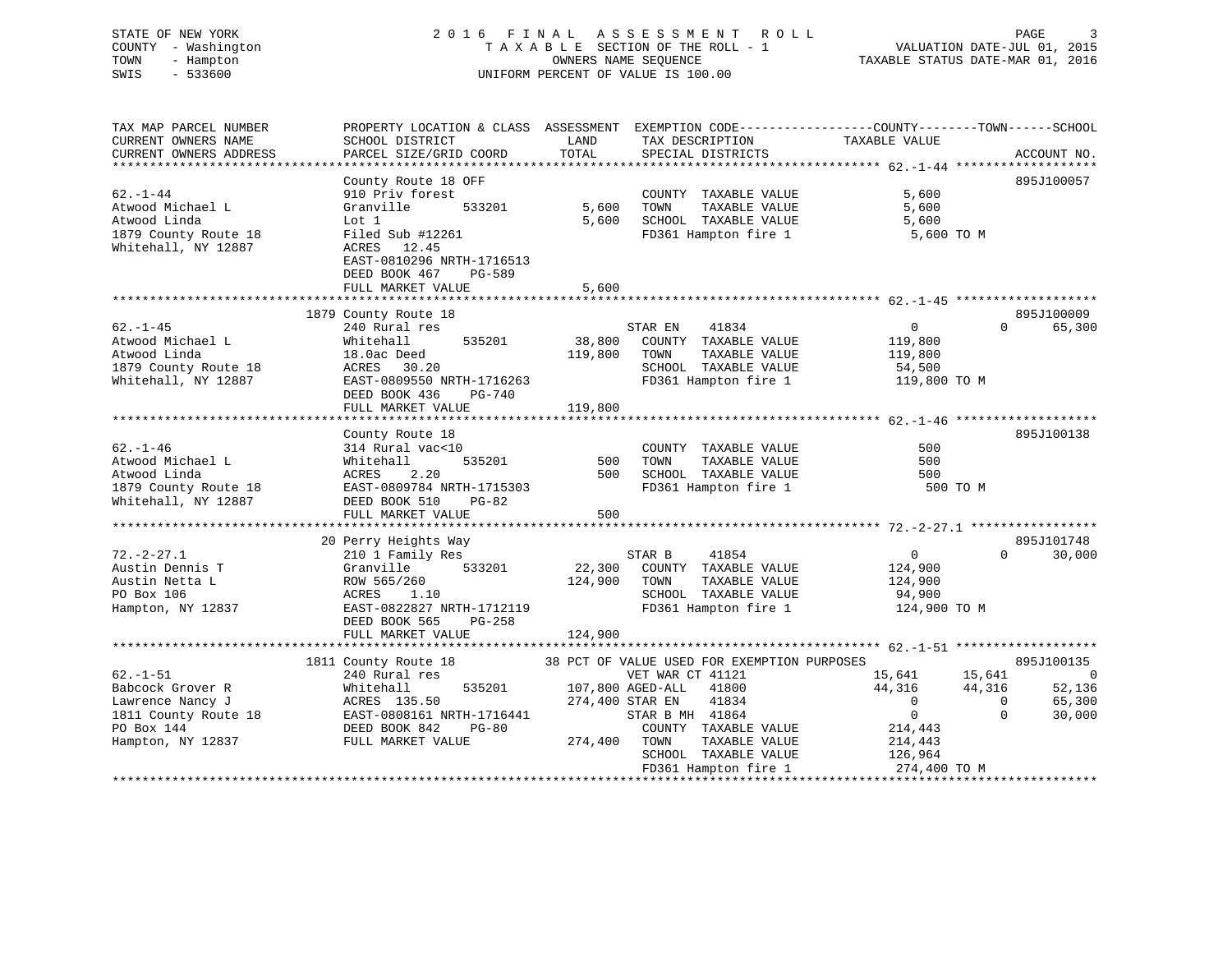STATE OF NEW YORK — 2016 FINAL ASSESSMENT ROLL
COUNTY - Washington — TAXABLE SECTION OF THE ROLL - 1 — VALUATION DATE-JUL 01, 2015
TOWN - Hampton — OWNERS NAME SEQUENCE — TAXABLE STATUS DATE-MAR 01, 2016
SWIS - 533600 — UNIFORM PERCENT OF VALUE IS 100.00

```
TAX MAP PARCEL NUMBER          PROPERTY LOCATION & CLASS  ASSESSMENT  EXEMPTION CODE------------------COUNTY--------TOWN------SCHOOL
CURRENT OWNERS NAME            SCHOOL DISTRICT               LAND      TAX DESCRIPTION              TAXABLE VALUE
CURRENT OWNERS ADDRESS         PARCEL SIZE/GRID COORD        TOTAL     SPECIAL DISTRICTS                                    ACCOUNT NO.
*********************************************************************************************************** 62.-1-44 *******************
                               County Route 18 OFF                                                                          895J100057
62.-1-44                       910 Priv forest                         COUNTY  TAXABLE VALUE             5,600
Atwood Michael L               Granville        533201        5,600    TOWN    TAXABLE VALUE             5,600
Atwood Linda                   Lot 1                          5,600    SCHOOL  TAXABLE VALUE             5,600
1879 County Route 18           Filed Sub #12261                        FD361 Hampton fire 1              5,600 TO M
Whitehall, NY 12887            ACRES   12.45
                               EAST-0810296 NRTH-1716513
                               DEED BOOK 467    PG-589
                               FULL MARKET VALUE              5,600
*********************************************************************************************************** 62.-1-45 *******************
                               1879 County Route 18                                                                         895J100009
62.-1-45                       240 Rural res                           STAR EN      41834                0             0        65,300
Atwood Michael L               Whitehall        535201       38,800    COUNTY  TAXABLE VALUE           119,800
Atwood Linda                   18.0ac Deed                  119,800    TOWN    TAXABLE VALUE           119,800
1879 County Route 18           ACRES   30.20                           SCHOOL  TAXABLE VALUE            54,500
Whitehall, NY 12887            EAST-0809550 NRTH-1716263               FD361 Hampton fire 1            119,800 TO M
                               DEED BOOK 436    PG-740
                               FULL MARKET VALUE            119,800
*********************************************************************************************************** 62.-1-46 *******************
                               County Route 18                                                                              895J100138
62.-1-46                       314 Rural vac<10                        COUNTY  TAXABLE VALUE               500
Atwood Michael L               Whitehall        535201          500    TOWN    TAXABLE VALUE               500
Atwood Linda                   ACRES    2.20                    500    SCHOOL  TAXABLE VALUE               500
1879 County Route 18           EAST-0809784 NRTH-1715303               FD361 Hampton fire 1                500 TO M
Whitehall, NY 12887            DEED BOOK 510    PG-82
                               FULL MARKET VALUE                500
*********************************************************************************************************** 72.-2-27.1 *****************
                               20 Perry Heights Way                                                                         895J101748
72.-2-27.1                     210 1 Family Res                        STAR B       41854                0             0        30,000
Austin Dennis T                Granville        533201       22,300    COUNTY  TAXABLE VALUE           124,900
Austin Netta L                 ROW 565/260                  124,900    TOWN    TAXABLE VALUE           124,900
PO Box 106                     ACRES    1.10                           SCHOOL  TAXABLE VALUE            94,900
Hampton, NY 12837              EAST-0822827 NRTH-1712119               FD361 Hampton fire 1            124,900 TO M
                               DEED BOOK 565    PG-258
                               FULL MARKET VALUE            124,900
*********************************************************************************************************** 62.-1-51 *******************
                               1811 County Route 18         38 PCT OF VALUE USED FOR EXEMPTION PURPOSES                     895J100135
62.-1-51                       240 Rural res                           VET WAR CT 41121             15,641        15,641             0
Babcock Grover R               Whitehall        535201      107,800 AGED-ALL    41800             44,316        44,316        52,136
Lawrence Nancy J               ACRES  135.50                274,400 STAR EN     41834                  0             0        65,300
1811 County Route 18           EAST-0808161 NRTH-1716441               STAR B MH   41864                  0             0        30,000
PO Box 144                     DEED BOOK 842    PG-80                  COUNTY  TAXABLE VALUE           214,443
Hampton, NY 12837              FULL MARKET VALUE            274,400    TOWN    TAXABLE VALUE           214,443
                                                                       SCHOOL  TAXABLE VALUE           126,964
                                                                       FD361 Hampton fire 1            274,400 TO M
************************************************************************************************************************************
```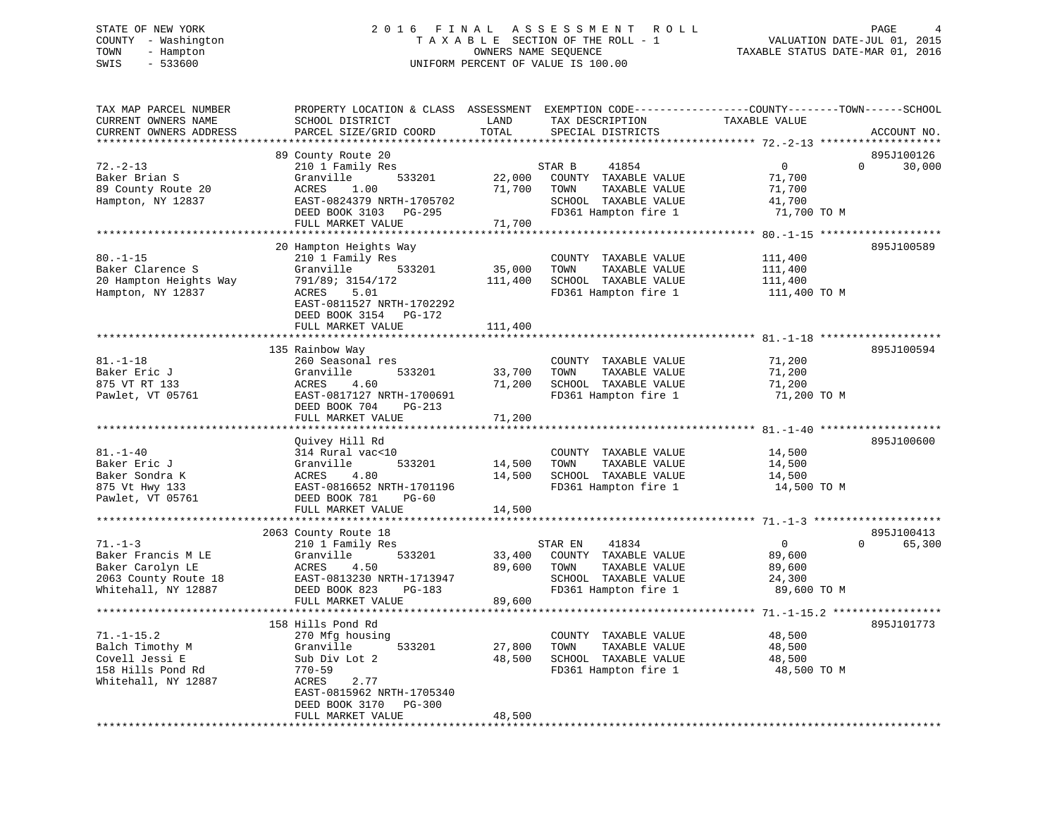STATE OF NEW YORK  
COUNTY - Washington  
TOWN - Hampton  
SWIS - 533600

# 2016 FINAL ASSESSMENT ROLL
TAXABLE SECTION OF THE ROLL - 1  
OWNERS NAME SEQUENCE  
UNIFORM PERCENT OF VALUE IS 100.00

VALUATION DATE-JUL 01, 2015  
TAXABLE STATUS DATE-MAR 01, 2016

| TAX MAP PARCEL NUMBER / CURRENT OWNERS NAME / CURRENT OWNERS ADDRESS | PROPERTY LOCATION & CLASS / SCHOOL DISTRICT / PARCEL SIZE/GRID COORD | ASSESSMENT LAND | TOTAL | EXEMPTION CODE / TAX DESCRIPTION / SPECIAL DISTRICTS | COUNTY TAXABLE VALUE | TOWN | SCHOOL | ACCOUNT NO. |
|---|---|---|---|---|---|---|---|---|
| 72.-2-13 | 89 County Route 20 | | | | | | | 895J100126 |
| | 210 1 Family Res | | | STAR B 41854 | 0 | 0 | 30,000 | |
| Baker Brian S | Granville 533201 | 22,000 | | COUNTY TAXABLE VALUE | 71,700 | | | |
| 89 County Route 20 | ACRES 1.00 | | 71,700 | TOWN TAXABLE VALUE | 71,700 | | | |
| Hampton, NY 12837 | EAST-0824379 NRTH-1705702 | | | SCHOOL TAXABLE VALUE | 41,700 | | | |
| | DEED BOOK 3103 PG-295 | | | FD361 Hampton fire 1 | 71,700 TO M | | | |
| | FULL MARKET VALUE | | 71,700 | | | | | |
| 80.-1-15 | 20 Hampton Heights Way | | | | | | | 895J100589 |
| | 210 1 Family Res | | | COUNTY TAXABLE VALUE | 111,400 | | | |
| Baker Clarence S | Granville 533201 | 35,000 | | TOWN TAXABLE VALUE | 111,400 | | | |
| 20 Hampton Heights Way | 791/89; 3154/172 | | 111,400 | SCHOOL TAXABLE VALUE | 111,400 | | | |
| Hampton, NY 12837 | ACRES 5.01 | | | FD361 Hampton fire 1 | 111,400 TO M | | | |
| | EAST-0811527 NRTH-1702292 | | | | | | | |
| | DEED BOOK 3154 PG-172 | | | | | | | |
| | FULL MARKET VALUE | | 111,400 | | | | | |
| 81.-1-18 | 135 Rainbow Way | | | | | | | 895J100594 |
| | 260 Seasonal res | | | COUNTY TAXABLE VALUE | 71,200 | | | |
| Baker Eric J | Granville 533201 | 33,700 | | TOWN TAXABLE VALUE | 71,200 | | | |
| 875 VT RT 133 | ACRES 4.60 | | 71,200 | SCHOOL TAXABLE VALUE | 71,200 | | | |
| Pawlet, VT 05761 | EAST-0817127 NRTH-1700691 | | | FD361 Hampton fire 1 | 71,200 TO M | | | |
| | DEED BOOK 704 PG-213 | | | | | | | |
| | FULL MARKET VALUE | | 71,200 | | | | | |
| 81.-1-40 | Quivey Hill Rd | | | | | | | 895J100600 |
| | 314 Rural vac<10 | | | COUNTY TAXABLE VALUE | 14,500 | | | |
| Baker Eric J | Granville 533201 | 14,500 | | TOWN TAXABLE VALUE | 14,500 | | | |
| Baker Sondra K | ACRES 4.80 | | 14,500 | SCHOOL TAXABLE VALUE | 14,500 | | | |
| 875 Vt Hwy 133 | EAST-0816652 NRTH-1701196 | | | FD361 Hampton fire 1 | 14,500 TO M | | | |
| Pawlet, VT 05761 | DEED BOOK 781 PG-60 | | | | | | | |
| | FULL MARKET VALUE | | 14,500 | | | | | |
| 71.-1-3 | 2063 County Route 18 | | | | | | | 895J100413 |
| | 210 1 Family Res | | | STAR EN 41834 | 0 | 0 | 65,300 | |
| Baker Francis M LE | Granville 533201 | 33,400 | | COUNTY TAXABLE VALUE | 89,600 | | | |
| Baker Carolyn LE | ACRES 4.50 | | 89,600 | TOWN TAXABLE VALUE | 89,600 | | | |
| 2063 County Route 18 | EAST-0813230 NRTH-1713947 | | | SCHOOL TAXABLE VALUE | 24,300 | | | |
| Whitehall, NY 12887 | DEED BOOK 823 PG-183 | | | FD361 Hampton fire 1 | 89,600 TO M | | | |
| | FULL MARKET VALUE | | 89,600 | | | | | |
| 71.-1-15.2 | 158 Hills Pond Rd | | | | | | | 895J101773 |
| | 270 Mfg housing | | | COUNTY TAXABLE VALUE | 48,500 | | | |
| Balch Timothy M | Granville 533201 | 27,800 | | TOWN TAXABLE VALUE | 48,500 | | | |
| Covell Jessi E | Sub Div Lot 2 | | 48,500 | SCHOOL TAXABLE VALUE | 48,500 | | | |
| 158 Hills Pond Rd | 770-59 | | | FD361 Hampton fire 1 | 48,500 TO M | | | |
| Whitehall, NY 12887 | ACRES 2.77 | | | | | | | |
| | EAST-0815962 NRTH-1705340 | | | | | | | |
| | DEED BOOK 3170 PG-300 | | | | | | | |
| | FULL MARKET VALUE | | 48,500 | | | | | |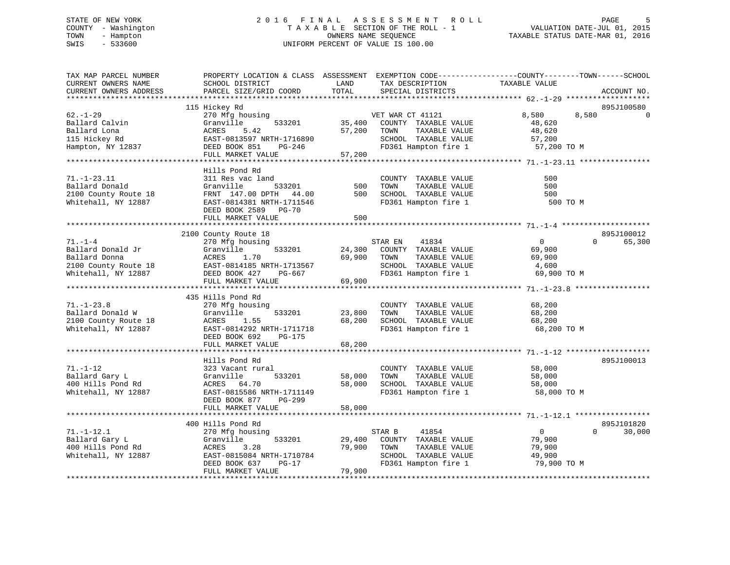STATE OF NEW YORK
COUNTY - Washington
TOWN - Hampton
SWIS - 533600

2016 FINAL ASSESSMENT ROLL
TAXABLE SECTION OF THE ROLL - 1
OWNERS NAME SEQUENCE
UNIFORM PERCENT OF VALUE IS 100.00

VALUATION DATE-JUL 01, 2015
TAXABLE STATUS DATE-MAR 01, 2016

| TAX MAP PARCEL NUMBER / CURRENT OWNERS NAME / CURRENT OWNERS ADDRESS | PROPERTY LOCATION & CLASS / SCHOOL DISTRICT / PARCEL SIZE/GRID COORD | ASSESSMENT LAND / TOTAL | EXEMPTION CODE / TAX DESCRIPTION / SPECIAL DISTRICTS | COUNTY TAXABLE VALUE | TOWN | SCHOOL | ACCOUNT NO. |
|---|---|---|---|---|---|---|---|
| 62.-1-29 | 115 Hickey Rd | | | | | | 895J100580 |
| | 270 Mfg housing | | VET WAR CT 41121 | 8,580 | 8,580 | 0 | |
| Ballard Calvin | Granville 533201 | 35,400 | COUNTY TAXABLE VALUE | 48,620 | | | |
| Ballard Lona | ACRES 5.42 | 57,200 | TOWN TAXABLE VALUE | 48,620 | | | |
| 115 Hickey Rd | EAST-0813597 NRTH-1716890 | | SCHOOL TAXABLE VALUE | 57,200 | | | |
| Hampton, NY 12837 | DEED BOOK 851 PG-246 | | FD361 Hampton fire 1 | 57,200 TO M | | | |
| | FULL MARKET VALUE | 57,200 | | | | | |
| 71.-1-23.11 | Hills Pond Rd | | | | | | |
| | 311 Res vac land | | COUNTY TAXABLE VALUE | 500 | | | |
| Ballard Donald | Granville 533201 | 500 | TOWN TAXABLE VALUE | 500 | | | |
| 2100 County Route 18 | FRNT 147.00 DPTH 44.00 | 500 | SCHOOL TAXABLE VALUE | 500 | | | |
| Whitehall, NY 12887 | EAST-0814381 NRTH-1711546 | | FD361 Hampton fire 1 | 500 TO M | | | |
| | DEED BOOK 2589 PG-70 | | | | | | |
| | FULL MARKET VALUE | 500 | | | | | |
| 71.-1-4 | 2100 County Route 18 | | | | | | 895J100012 |
| | 270 Mfg housing | | STAR EN 41834 | 0 | 0 | 65,300 | |
| Ballard Donald Jr | Granville 533201 | 24,300 | COUNTY TAXABLE VALUE | 69,900 | | | |
| Ballard Donna | ACRES 1.70 | 69,900 | TOWN TAXABLE VALUE | 69,900 | | | |
| 2100 County Route 18 | EAST-0814185 NRTH-1713567 | | SCHOOL TAXABLE VALUE | 4,600 | | | |
| Whitehall, NY 12887 | DEED BOOK 427 PG-667 | | FD361 Hampton fire 1 | 69,900 TO M | | | |
| | FULL MARKET VALUE | 69,900 | | | | | |
| 71.-1-23.8 | 435 Hills Pond Rd | | | | | | |
| | 270 Mfg housing | | COUNTY TAXABLE VALUE | 68,200 | | | |
| Ballard Donald W | Granville 533201 | 23,800 | TOWN TAXABLE VALUE | 68,200 | | | |
| 2100 County Route 18 | ACRES 1.55 | 68,200 | SCHOOL TAXABLE VALUE | 68,200 | | | |
| Whitehall, NY 12887 | EAST-0814292 NRTH-1711718 | | FD361 Hampton fire 1 | 68,200 TO M | | | |
| | DEED BOOK 692 PG-175 | | | | | | |
| | FULL MARKET VALUE | 68,200 | | | | | |
| 71.-1-12 | Hills Pond Rd | | | | | | 895J100013 |
| | 323 Vacant rural | | COUNTY TAXABLE VALUE | 58,000 | | | |
| Ballard Gary L | Granville 533201 | 58,000 | TOWN TAXABLE VALUE | 58,000 | | | |
| 400 Hills Pond Rd | ACRES 64.70 | 58,000 | SCHOOL TAXABLE VALUE | 58,000 | | | |
| Whitehall, NY 12887 | EAST-0815586 NRTH-1711149 | | FD361 Hampton fire 1 | 58,000 TO M | | | |
| | DEED BOOK 877 PG-299 | | | | | | |
| | FULL MARKET VALUE | 58,000 | | | | | |
| 71.-1-12.1 | 400 Hills Pond Rd | | | | | | 895J101820 |
| | 270 Mfg housing | | STAR B 41854 | 0 | 0 | 30,000 | |
| Ballard Gary L | Granville 533201 | 29,400 | COUNTY TAXABLE VALUE | 79,900 | | | |
| 400 Hills Pond Rd | ACRES 3.28 | 79,900 | TOWN TAXABLE VALUE | 79,900 | | | |
| Whitehall, NY 12887 | EAST-0815084 NRTH-1710784 | | SCHOOL TAXABLE VALUE | 49,900 | | | |
| | DEED BOOK 637 PG-17 | | FD361 Hampton fire 1 | 79,900 TO M | | | |
| | FULL MARKET VALUE | 79,900 | | | | | |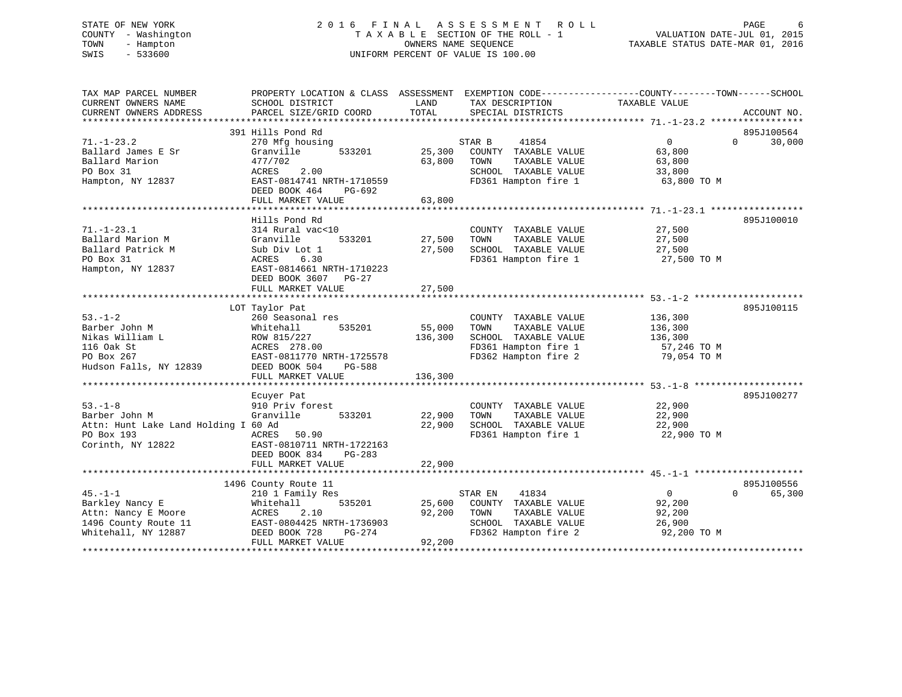STATE OF NEW YORK
COUNTY - Washington
TOWN - Hampton
SWIS - 533600

2016 FINAL ASSESSMENT ROLL
TAXABLE SECTION OF THE ROLL - 1
OWNERS NAME SEQUENCE
UNIFORM PERCENT OF VALUE IS 100.00

VALUATION DATE-JUL 01, 2015
TAXABLE STATUS DATE-MAR 01, 2016

```
TAX MAP PARCEL NUMBER          PROPERTY LOCATION & CLASS  ASSESSMENT  EXEMPTION CODE------------------COUNTY--------TOWN------SCHOOL
CURRENT OWNERS NAME            SCHOOL DISTRICT              LAND      TAX DESCRIPTION              TAXABLE VALUE
CURRENT OWNERS ADDRESS         PARCEL SIZE/GRID COORD       TOTAL     SPECIAL DISTRICTS                                    ACCOUNT NO.
******************************************************************************************************* 71.-1-23.2 *****************
                               391 Hills Pond Rd                                                                           895J100564
71.-1-23.2                     270 Mfg housing                        STAR B     41854                 0          0     30,000
Ballard James E Sr             Granville        533201     25,300    COUNTY  TAXABLE VALUE           63,800
Ballard Marion                 477/702                     63,800    TOWN    TAXABLE VALUE           63,800
PO Box 31                      ACRES     2.00                        SCHOOL  TAXABLE VALUE           33,800
Hampton, NY 12837              EAST-0814741 NRTH-1710559             FD361 Hampton fire 1             63,800 TO M
                               DEED BOOK 464    PG-692
                               FULL MARKET VALUE           63,800
******************************************************************************************************* 71.-1-23.1 *****************
                               Hills Pond Rd                                                                               895J100010
71.-1-23.1                     314 Rural vac<10                      COUNTY  TAXABLE VALUE           27,500
Ballard Marion M               Granville        533201     27,500    TOWN    TAXABLE VALUE           27,500
Ballard Patrick M              Sub Div Lot 1               27,500    SCHOOL  TAXABLE VALUE           27,500
PO Box 31                      ACRES     6.30                        FD361 Hampton fire 1             27,500 TO M
Hampton, NY 12837              EAST-0814661 NRTH-1710223
                               DEED BOOK 3607   PG-27
                               FULL MARKET VALUE           27,500
******************************************************************************************************* 53.-1-2 ********************
                               LOT Taylor Pat                                                                              895J100115
53.-1-2                        260 Seasonal res                      COUNTY  TAXABLE VALUE          136,300
Barber John M                  Whitehall        535201     55,000    TOWN    TAXABLE VALUE          136,300
Nikas William L                ROW 815/227                136,300    SCHOOL  TAXABLE VALUE          136,300
116 Oak St                     ACRES   278.00                        FD361 Hampton fire 1             57,246 TO M
PO Box 267                     EAST-0811770 NRTH-1725578             FD362 Hampton fire 2             79,054 TO M
Hudson Falls, NY 12839         DEED BOOK 504    PG-588
                               FULL MARKET VALUE          136,300
******************************************************************************************************* 53.-1-8 ********************
                               Ecuyer Pat                                                                                  895J100277
53.-1-8                        910 Priv forest                       COUNTY  TAXABLE VALUE           22,900
Barber John M                  Granville        533201     22,900    TOWN    TAXABLE VALUE           22,900
Attn: Hunt Lake Land Holding I 60 Ad                       22,900    SCHOOL  TAXABLE VALUE           22,900
PO Box 193                     ACRES    50.90                        FD361 Hampton fire 1             22,900 TO M
Corinth, NY 12822              EAST-0810711 NRTH-1722163
                               DEED BOOK 834    PG-283
                               FULL MARKET VALUE           22,900
******************************************************************************************************* 45.-1-1 ********************
                               1496 County Route 11                                                                        895J100556
45.-1-1                        210 1 Family Res                       STAR EN    41834                 0          0     65,300
Barkley Nancy E                Whitehall        535201     25,600    COUNTY  TAXABLE VALUE           92,200
Attn: Nancy E Moore            ACRES     2.10              92,200    TOWN    TAXABLE VALUE           92,200
1496 County Route 11           EAST-0804425 NRTH-1736903             SCHOOL  TAXABLE VALUE           26,900
Whitehall, NY 12887            DEED BOOK 728    PG-274               FD362 Hampton fire 2             92,200 TO M
                               FULL MARKET VALUE           92,200
************************************************************************************************************************************
```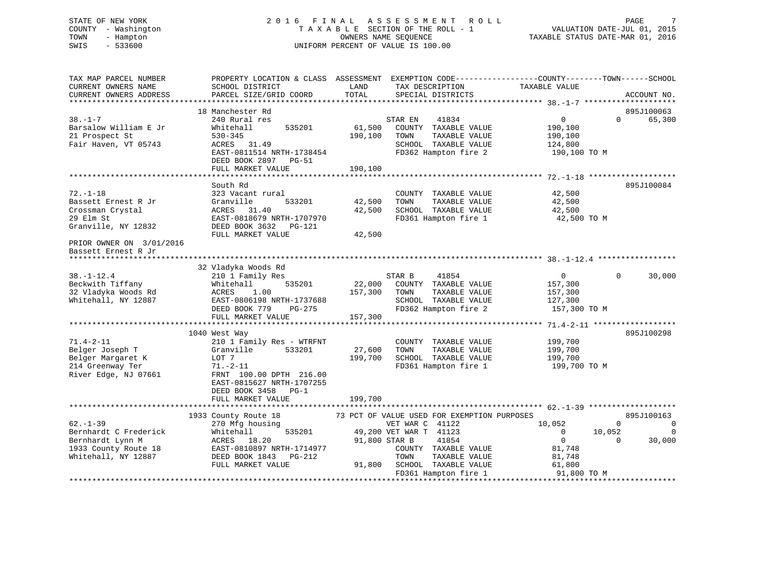STATE OF NEW YORK
COUNTY - Washington
TOWN - Hampton
SWIS - 533600

2016 FINAL ASSESSMENT ROLL
TAXABLE SECTION OF THE ROLL - 1
OWNERS NAME SEQUENCE
UNIFORM PERCENT OF VALUE IS 100.00

VALUATION DATE-JUL 01, 2015
TAXABLE STATUS DATE-MAR 01, 2016

```
TAX MAP PARCEL NUMBER         PROPERTY LOCATION & CLASS  ASSESSMENT  EXEMPTION CODE------------------COUNTY--------TOWN------SCHOOL
CURRENT OWNERS NAME           SCHOOL DISTRICT             LAND       TAX DESCRIPTION              TAXABLE VALUE
CURRENT OWNERS ADDRESS        PARCEL SIZE/GRID COORD      TOTAL      SPECIAL DISTRICTS                                    ACCOUNT NO.
******************************************************************************************************* 38.-1-7 ********************
                              18 Manchester Rd                                                                          895J100063
38.-1-7                       240 Rural res                          STAR EN    41834                  0           0      65,300
Barsalow William E Jr         Whitehall      535201       61,500     COUNTY  TAXABLE VALUE            190,100
21 Prospect St                530-345                    190,100     TOWN    TAXABLE VALUE            190,100
Fair Haven, VT 05743          ACRES   31.49                          SCHOOL  TAXABLE VALUE            124,800
                              EAST-0811514 NRTH-1738454              FD362 Hampton fire 2             190,100 TO M
                              DEED BOOK 2897   PG-51
                              FULL MARKET VALUE          190,100
******************************************************************************************************* 72.-1-18 *******************
                              South Rd                                                                                  895J100084
72.-1-18                      323 Vacant rural                       COUNTY  TAXABLE VALUE             42,500
Bassett Ernest R Jr           Granville      533201       42,500     TOWN    TAXABLE VALUE             42,500
Crossman Crystal              ACRES   31.40               42,500     SCHOOL  TAXABLE VALUE             42,500
29 Elm St                     EAST-0818679 NRTH-1707970              FD361 Hampton fire 1              42,500 TO M
Granville, NY 12832           DEED BOOK 3632   PG-121
                              FULL MARKET VALUE           42,500
PRIOR OWNER ON 3/01/2016
Bassett Ernest R Jr
******************************************************************************************************* 38.-1-12.4 *****************
                              32 Vladyka Woods Rd
38.-1-12.4                    210 1 Family Res                       STAR B     41854                  0           0      30,000
Beckwith Tiffany              Whitehall      535201       22,000     COUNTY  TAXABLE VALUE            157,300
32 Vladyka Woods Rd           ACRES    1.00              157,300     TOWN    TAXABLE VALUE            157,300
Whitehall, NY 12887           EAST-0806198 NRTH-1737688              SCHOOL  TAXABLE VALUE            127,300
                              DEED BOOK 779    PG-275                FD362 Hampton fire 2             157,300 TO M
                              FULL MARKET VALUE          157,300
******************************************************************************************************* 71.4-2-11 ******************
                              1040 West Way                                                                             895J100298
71.4-2-11                     210 1 Family Res - WTRFNT              COUNTY  TAXABLE VALUE            199,700
Belger Joseph T               Granville      533201       27,600     TOWN    TAXABLE VALUE            199,700
Belger Margaret K             LOT 7                      199,700     SCHOOL  TAXABLE VALUE            199,700
214 Greenway Ter              71.-2-11                               FD361 Hampton fire 1             199,700 TO M
River Edge, NJ 07661          FRNT 100.00 DPTH 216.00
                              EAST-0815627 NRTH-1707255
                              DEED BOOK 3458   PG-1
                              FULL MARKET VALUE          199,700
******************************************************************************************************* 62.-1-39 *******************
                              1933 County Route 18       73 PCT OF VALUE USED FOR EXEMPTION PURPOSES                    895J100163
62.-1-39                      270 Mfg housing                        VET WAR C  41122             10,052           0           0
Bernhardt C Frederick         Whitehall      535201       49,200     VET WAR T  41123                  0      10,052           0
Bernhardt Lynn M              ACRES   18.20               91,800     STAR B     41854                  0           0      30,000
1933 County Route 18          EAST-0810897 NRTH-1714977              COUNTY  TAXABLE VALUE             81,748
Whitehall, NY 12887           DEED BOOK 1843   PG-212                TOWN    TAXABLE VALUE             81,748
                              FULL MARKET VALUE           91,800     SCHOOL  TAXABLE VALUE             61,800
                                                                     FD361 Hampton fire 1              91,800 TO M
************************************************************************************************************************************
```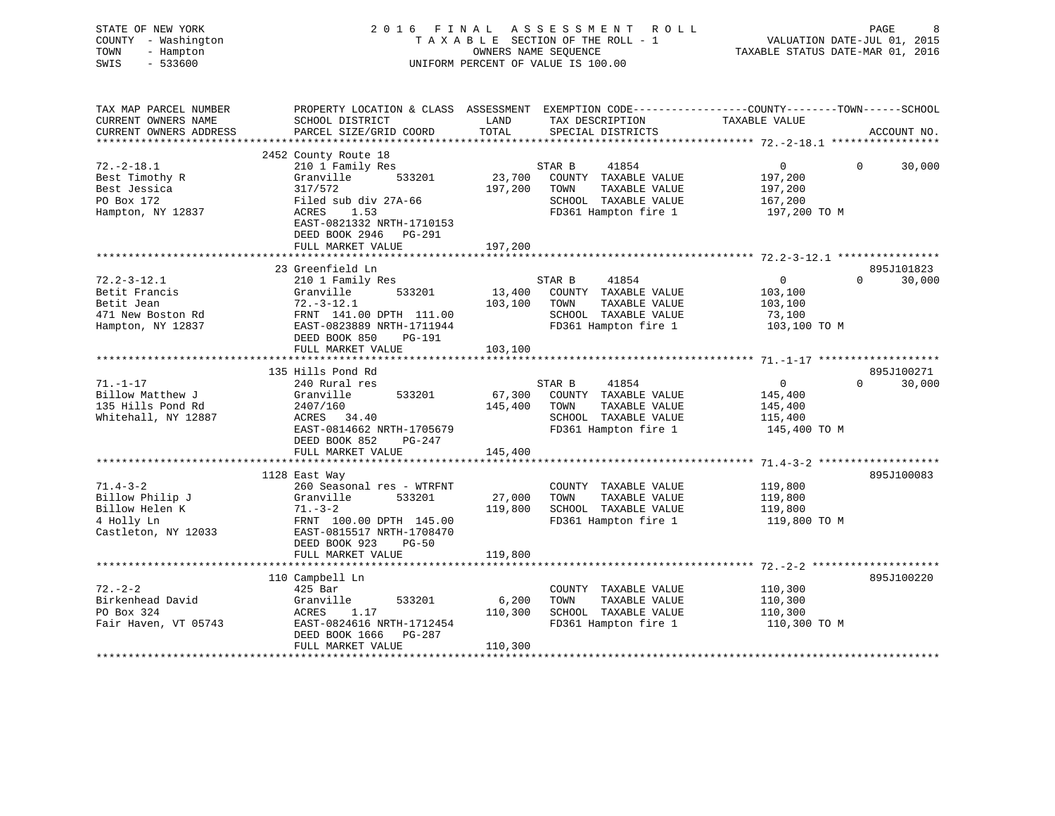STATE OF NEW YORK
COUNTY - Washington
TOWN - Hampton
SWIS - 533600

# 2016 FINAL ASSESSMENT ROLL

TAXABLE SECTION OF THE ROLL - 1
OWNERS NAME SEQUENCE
UNIFORM PERCENT OF VALUE IS 100.00

VALUATION DATE-JUL 01, 2015
TAXABLE STATUS DATE-MAR 01, 2016

| TAX MAP PARCEL NUMBER / CURRENT OWNERS NAME / CURRENT OWNERS ADDRESS | PROPERTY LOCATION & CLASS / SCHOOL DISTRICT / PARCEL SIZE/GRID COORD | ASSESSMENT LAND / TOTAL | EXEMPTION CODE / TAX DESCRIPTION / SPECIAL DISTRICTS | COUNTY TAXABLE VALUE | TOWN | SCHOOL | ACCOUNT NO. |
|---|---|---|---|---|---|---|---|
| **72.-2-18.1** | 2452 County Route 18 | | | | | | |
| 72.-2-18.1 | 210 1 Family Res | | STAR B 41854 | 0 | 0 | 30,000 | |
| Best Timothy R | Granville 533201 | 23,700 | COUNTY TAXABLE VALUE | 197,200 | | | |
| Best Jessica | 317/572 | 197,200 | TOWN TAXABLE VALUE | 197,200 | | | |
| PO Box 172 | Filed sub div 27A-66 | | SCHOOL TAXABLE VALUE | 167,200 | | | |
| Hampton, NY 12837 | ACRES 1.53 | | FD361 Hampton fire 1 | 197,200 TO M | | | |
| | EAST-0821332 NRTH-1710153 | | | | | | |
| | DEED BOOK 2946 PG-291 | | | | | | |
| | FULL MARKET VALUE | 197,200 | | | | | |
| **72.2-3-12.1** | 23 Greenfield Ln | | | | | | 895J101823 |
| 72.2-3-12.1 | 210 1 Family Res | | STAR B 41854 | 0 | 0 | 30,000 | |
| Betit Francis | Granville 533201 | 13,400 | COUNTY TAXABLE VALUE | 103,100 | | | |
| Betit Jean | 72.-3-12.1 | 103,100 | TOWN TAXABLE VALUE | 103,100 | | | |
| 471 New Boston Rd | FRNT 141.00 DPTH 111.00 | | SCHOOL TAXABLE VALUE | 73,100 | | | |
| Hampton, NY 12837 | EAST-0823889 NRTH-1711944 | | FD361 Hampton fire 1 | 103,100 TO M | | | |
| | DEED BOOK 850 PG-191 | | | | | | |
| | FULL MARKET VALUE | 103,100 | | | | | |
| **71.-1-17** | 135 Hills Pond Rd | | | | | | 895J100271 |
| 71.-1-17 | 240 Rural res | | STAR B 41854 | 0 | 0 | 30,000 | |
| Billow Matthew J | Granville 533201 | 67,300 | COUNTY TAXABLE VALUE | 145,400 | | | |
| 135 Hills Pond Rd | 2407/160 | 145,400 | TOWN TAXABLE VALUE | 145,400 | | | |
| Whitehall, NY 12887 | ACRES 34.40 | | SCHOOL TAXABLE VALUE | 115,400 | | | |
| | EAST-0814662 NRTH-1705679 | | FD361 Hampton fire 1 | 145,400 TO M | | | |
| | DEED BOOK 852 PG-247 | | | | | | |
| | FULL MARKET VALUE | 145,400 | | | | | |
| **71.4-3-2** | 1128 East Way | | | | | | 895J100083 |
| 71.4-3-2 | 260 Seasonal res - WTRFNT | | COUNTY TAXABLE VALUE | 119,800 | | | |
| Billow Philip J | Granville 533201 | 27,000 | TOWN TAXABLE VALUE | 119,800 | | | |
| Billow Helen K | 71.-3-2 | 119,800 | SCHOOL TAXABLE VALUE | 119,800 | | | |
| 4 Holly Ln | FRNT 100.00 DPTH 145.00 | | FD361 Hampton fire 1 | 119,800 TO M | | | |
| Castleton, NY 12033 | EAST-0815517 NRTH-1708470 | | | | | | |
| | DEED BOOK 923 PG-50 | | | | | | |
| | FULL MARKET VALUE | 119,800 | | | | | |
| **72.-2-2** | 110 Campbell Ln | | | | | | 895J100220 |
| 72.-2-2 | 425 Bar | | COUNTY TAXABLE VALUE | 110,300 | | | |
| Birkenhead David | Granville 533201 | 6,200 | TOWN TAXABLE VALUE | 110,300 | | | |
| PO Box 324 | ACRES 1.17 | 110,300 | SCHOOL TAXABLE VALUE | 110,300 | | | |
| Fair Haven, VT 05743 | EAST-0824616 NRTH-1712454 | | FD361 Hampton fire 1 | 110,300 TO M | | | |
| | DEED BOOK 1666 PG-287 | | | | | | |
| | FULL MARKET VALUE | 110,300 | | | | | |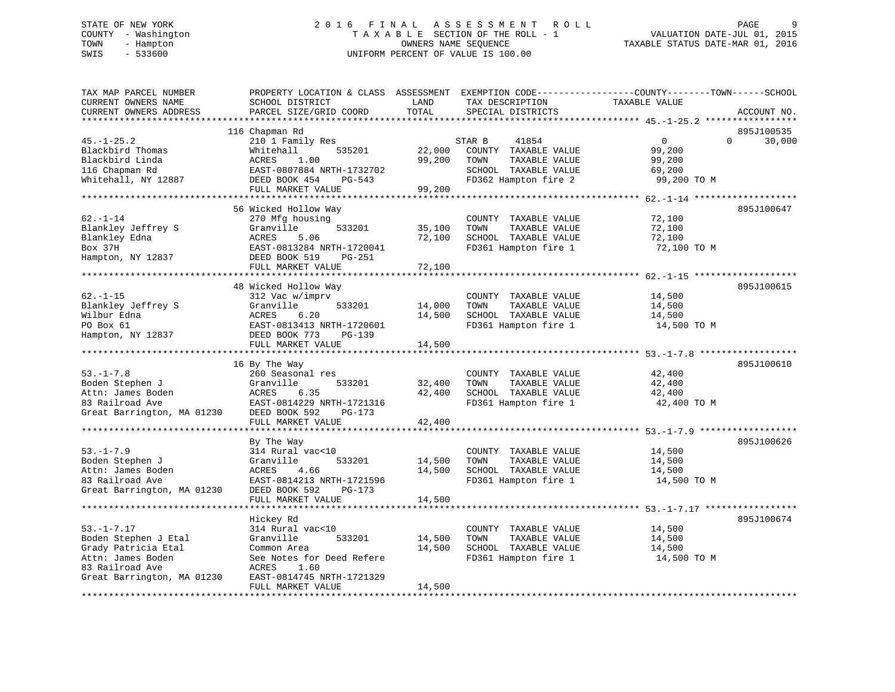STATE OF NEW YORK
COUNTY - Washington
TOWN - Hampton
SWIS - 533600

# 2016 FINAL ASSESSMENT ROLL
TAXABLE SECTION OF THE ROLL - 1
OWNERS NAME SEQUENCE
UNIFORM PERCENT OF VALUE IS 100.00

VALUATION DATE-JUL 01, 2015
TAXABLE STATUS DATE-MAR 01, 2016

| TAX MAP PARCEL NUMBER / CURRENT OWNERS NAME / CURRENT OWNERS ADDRESS | PROPERTY LOCATION & CLASS / SCHOOL DISTRICT / PARCEL SIZE/GRID COORD | ASSESSMENT LAND | TOTAL | EXEMPTION CODE / TAX DESCRIPTION / SPECIAL DISTRICTS | COUNTY TAXABLE VALUE | TOWN | SCHOOL | ACCOUNT NO. |
|---|---|---|---|---|---|---|---|---|
| 45.-1-25.2 | 116 Chapman Rd | | | | | | | 895J100535 |
| Blackbird Thomas | 210 1 Family Res | | | STAR B 41854 | 0 | 0 | 30,000 | |
| Blackbird Linda | Whitehall 535201 | 22,000 | | COUNTY TAXABLE VALUE | 99,200 | | | |
| 116 Chapman Rd | ACRES 1.00 | | 99,200 | TOWN TAXABLE VALUE | 99,200 | | | |
| Whitehall, NY 12887 | EAST-0807884 NRTH-1732702 | | | SCHOOL TAXABLE VALUE | 69,200 | | | |
| | DEED BOOK 454 PG-543 | | | FD362 Hampton fire 2 | 99,200 TO M | | | |
| | FULL MARKET VALUE | | 99,200 | | | | | |
| 62.-1-14 | 56 Wicked Hollow Way | | | | | | | 895J100647 |
| Blankley Jeffrey S | 270 Mfg housing | | | COUNTY TAXABLE VALUE | 72,100 | | | |
| Blankley Edna | Granville 533201 | 35,100 | | TOWN TAXABLE VALUE | 72,100 | | | |
| Box 37H | ACRES 5.06 | | 72,100 | SCHOOL TAXABLE VALUE | 72,100 | | | |
| Hampton, NY 12837 | EAST-0813284 NRTH-1720041 | | | FD361 Hampton fire 1 | 72,100 TO M | | | |
| | DEED BOOK 519 PG-251 | | | | | | | |
| | FULL MARKET VALUE | | 72,100 | | | | | |
| 62.-1-15 | 48 Wicked Hollow Way | | | | | | | 895J100615 |
| Blankley Jeffrey S | 312 Vac w/imprv | | | COUNTY TAXABLE VALUE | 14,500 | | | |
| Wilbur Edna | Granville 533201 | 14,000 | | TOWN TAXABLE VALUE | 14,500 | | | |
| PO Box 61 | ACRES 6.20 | | 14,500 | SCHOOL TAXABLE VALUE | 14,500 | | | |
| Hampton, NY 12837 | EAST-0813413 NRTH-1720601 | | | FD361 Hampton fire 1 | 14,500 TO M | | | |
| | DEED BOOK 773 PG-139 | | | | | | | |
| | FULL MARKET VALUE | | 14,500 | | | | | |
| 53.-1-7.8 | 16 By The Way | | | | | | | 895J100610 |
| Boden Stephen J | 260 Seasonal res | | | COUNTY TAXABLE VALUE | 42,400 | | | |
| Attn: James Boden | Granville 533201 | 32,400 | | TOWN TAXABLE VALUE | 42,400 | | | |
| 83 Railroad Ave | ACRES 6.35 | | 42,400 | SCHOOL TAXABLE VALUE | 42,400 | | | |
| Great Barrington, MA 01230 | EAST-0814229 NRTH-1721316 | | | FD361 Hampton fire 1 | 42,400 TO M | | | |
| | DEED BOOK 592 PG-173 | | | | | | | |
| | FULL MARKET VALUE | | 42,400 | | | | | |
| 53.-1-7.9 | By The Way | | | | | | | 895J100626 |
| Boden Stephen J | 314 Rural vac<10 | | | COUNTY TAXABLE VALUE | 14,500 | | | |
| Attn: James Boden | Granville 533201 | 14,500 | | TOWN TAXABLE VALUE | 14,500 | | | |
| 83 Railroad Ave | ACRES 4.66 | | 14,500 | SCHOOL TAXABLE VALUE | 14,500 | | | |
| Great Barrington, MA 01230 | EAST-0814213 NRTH-1721596 | | | FD361 Hampton fire 1 | 14,500 TO M | | | |
| | DEED BOOK 592 PG-173 | | | | | | | |
| | FULL MARKET VALUE | | 14,500 | | | | | |
| 53.-1-7.17 | Hickey Rd | | | | | | | 895J100674 |
| Boden Stephen J Etal | 314 Rural vac<10 | | | COUNTY TAXABLE VALUE | 14,500 | | | |
| Grady Patricia Etal | Granville 533201 | 14,500 | | TOWN TAXABLE VALUE | 14,500 | | | |
| Attn: James Boden | Common Area | | 14,500 | SCHOOL TAXABLE VALUE | 14,500 | | | |
| 83 Railroad Ave | See Notes for Deed Refere | | | FD361 Hampton fire 1 | 14,500 TO M | | | |
| Great Barrington, MA 01230 | ACRES 1.60 | | | | | | | |
| | EAST-0814745 NRTH-1721329 | | | | | | | |
| | FULL MARKET VALUE | | 14,500 | | | | | |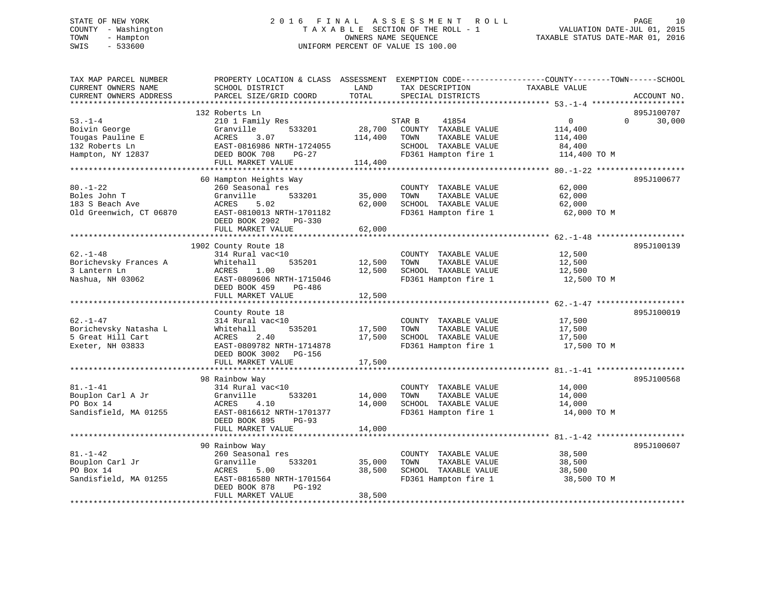STATE OF NEW YORK
COUNTY - Washington
TOWN - Hampton
SWIS - 533600

# 2016 FINAL ASSESSMENT ROLL

TAXABLE SECTION OF THE ROLL - 1
OWNERS NAME SEQUENCE
UNIFORM PERCENT OF VALUE IS 100.00

VALUATION DATE-JUL 01, 2015
TAXABLE STATUS DATE-MAR 01, 2016

```
TAX MAP PARCEL NUMBER          PROPERTY LOCATION & CLASS  ASSESSMENT  EXEMPTION CODE------------------COUNTY--------TOWN------SCHOOL
CURRENT OWNERS NAME            SCHOOL DISTRICT              LAND      TAX DESCRIPTION               TAXABLE VALUE
CURRENT OWNERS ADDRESS         PARCEL SIZE/GRID COORD       TOTAL     SPECIAL DISTRICTS                                      ACCOUNT NO.
******************************************************************************************************* 53.-1-4 ********************
                               132 Roberts Ln                                                                             895J100707
53.-1-4                        210 1 Family Res                       STAR B       41854              0           0       30,000
Boivin George                  Granville          533201     28,700   COUNTY  TAXABLE VALUE          114,400
Tougas Pauline E               ACRES      3.07              114,400   TOWN    TAXABLE VALUE          114,400
132 Roberts Ln                 EAST-0816986 NRTH-1724055              SCHOOL  TAXABLE VALUE           84,400
Hampton, NY 12837              DEED BOOK 708     PG-27                FD361 Hampton fire 1           114,400 TO M
                               FULL MARKET VALUE            114,400
******************************************************************************************************* 80.-1-22 *******************
                               60 Hampton Heights Way                                                                     895J100677
80.-1-22                       260 Seasonal res                       COUNTY  TAXABLE VALUE           62,000
Boles John T                   Granville          533201     35,000   TOWN    TAXABLE VALUE           62,000
183 S Beach Ave                ACRES      5.02               62,000   SCHOOL  TAXABLE VALUE           62,000
Old Greenwich, CT 06870        EAST-0810013 NRTH-1701182              FD361 Hampton fire 1            62,000 TO M
                               DEED BOOK 2902    PG-330
                               FULL MARKET VALUE             62,000
******************************************************************************************************* 62.-1-48 *******************
                               1902 County Route 18                                                                       895J100139
62.-1-48                       314 Rural vac<10                       COUNTY  TAXABLE VALUE           12,500
Borichevsky Frances A          Whitehall          535201     12,500   TOWN    TAXABLE VALUE           12,500
3 Lantern Ln                   ACRES      1.00               12,500   SCHOOL  TAXABLE VALUE           12,500
Nashua, NH 03062               EAST-0809606 NRTH-1715046              FD361 Hampton fire 1            12,500 TO M
                               DEED BOOK 459     PG-486
                               FULL MARKET VALUE             12,500
******************************************************************************************************* 62.-1-47 *******************
                               County Route 18                                                                            895J100019
62.-1-47                       314 Rural vac<10                       COUNTY  TAXABLE VALUE           17,500
Borichevsky Natasha L          Whitehall          535201     17,500   TOWN    TAXABLE VALUE           17,500
5 Great Hill Cart              ACRES      2.40               17,500   SCHOOL  TAXABLE VALUE           17,500
Exeter, NH 03833               EAST-0809782 NRTH-1714878              FD361 Hampton fire 1            17,500 TO M
                               DEED BOOK 3002    PG-156
                               FULL MARKET VALUE             17,500
******************************************************************************************************* 81.-1-41 *******************
                               98 Rainbow Way                                                                             895J100568
81.-1-41                       314 Rural vac<10                       COUNTY  TAXABLE VALUE           14,000
Bouplon Carl A Jr              Granville          533201     14,000   TOWN    TAXABLE VALUE           14,000
PO Box 14                      ACRES      4.10               14,000   SCHOOL  TAXABLE VALUE           14,000
Sandisfield, MA 01255          EAST-0816612 NRTH-1701377              FD361 Hampton fire 1            14,000 TO M
                               DEED BOOK 895     PG-93
                               FULL MARKET VALUE             14,000
******************************************************************************************************* 81.-1-42 *******************
                               90 Rainbow Way                                                                             895J100607
81.-1-42                       260 Seasonal res                       COUNTY  TAXABLE VALUE           38,500
Bouplon Carl Jr                Granville          533201     35,000   TOWN    TAXABLE VALUE           38,500
PO Box 14                      ACRES      5.00               38,500   SCHOOL  TAXABLE VALUE           38,500
Sandisfield, MA 01255          EAST-0816580 NRTH-1701564              FD361 Hampton fire 1            38,500 TO M
                               DEED BOOK 878     PG-192
                               FULL MARKET VALUE             38,500
************************************************************************************************************************************
```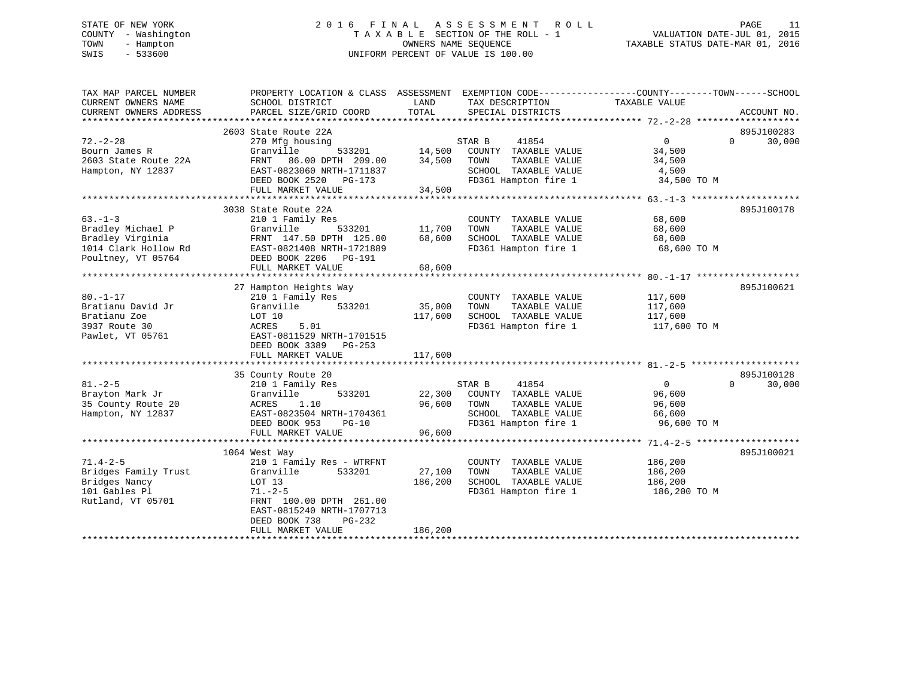STATE OF NEW YORK
COUNTY - Washington
TOWN - Hampton
SWIS - 533600

# 2016 FINAL ASSESSMENT ROLL

TAXABLE SECTION OF THE ROLL - 1
OWNERS NAME SEQUENCE
UNIFORM PERCENT OF VALUE IS 100.00

VALUATION DATE-JUL 01, 2015
TAXABLE STATUS DATE-MAR 01, 2016

| TAX MAP PARCEL NUMBER / CURRENT OWNERS NAME / CURRENT OWNERS ADDRESS | PROPERTY LOCATION & CLASS / SCHOOL DISTRICT / PARCEL SIZE/GRID COORD | ASSESSMENT LAND | TOTAL | EXEMPTION CODE / TAX DESCRIPTION / SPECIAL DISTRICTS | COUNTY TAXABLE VALUE | TOWN | SCHOOL | ACCOUNT NO. |
|---|---|---|---|---|---|---|---|---|
| 72.-2-28 | 2603 State Route 22A | | | | | | | 895J100283 |
| | 270 Mfg housing | | | STAR B 41854 | 0 | 0 | 30,000 | |
| Bourn James R | Granville 533201 | 14,500 | | COUNTY TAXABLE VALUE | 34,500 | | | |
| 2603 State Route 22A | FRNT 86.00 DPTH 209.00 | | 34,500 | TOWN TAXABLE VALUE | 34,500 | | | |
| Hampton, NY 12837 | EAST-0823060 NRTH-1711837 | | | SCHOOL TAXABLE VALUE | 4,500 | | | |
| | DEED BOOK 2520 PG-173 | | | FD361 Hampton fire 1 | 34,500 TO M | | | |
| | FULL MARKET VALUE | | 34,500 | | | | | |
| 63.-1-3 | 3038 State Route 22A | | | | | | | 895J100178 |
| | 210 1 Family Res | | | COUNTY TAXABLE VALUE | 68,600 | | | |
| Bradley Michael P | Granville 533201 | 11,700 | | TOWN TAXABLE VALUE | 68,600 | | | |
| Bradley Virginia | FRNT 147.50 DPTH 125.00 | | 68,600 | SCHOOL TAXABLE VALUE | 68,600 | | | |
| 1014 Clark Hollow Rd | EAST-0821408 NRTH-1721889 | | | FD361 Hampton fire 1 | 68,600 TO M | | | |
| Poultney, VT 05764 | DEED BOOK 2206 PG-191 | | | | | | | |
| | FULL MARKET VALUE | | 68,600 | | | | | |
| 80.-1-17 | 27 Hampton Heights Way | | | | | | | 895J100621 |
| | 210 1 Family Res | | | COUNTY TAXABLE VALUE | 117,600 | | | |
| Bratianu David Jr | Granville 533201 | 35,000 | | TOWN TAXABLE VALUE | 117,600 | | | |
| Bratianu Zoe | LOT 10 | | 117,600 | SCHOOL TAXABLE VALUE | 117,600 | | | |
| 3937 Route 30 | ACRES 5.01 | | | FD361 Hampton fire 1 | 117,600 TO M | | | |
| Pawlet, VT 05761 | EAST-0811529 NRTH-1701515 | | | | | | | |
| | DEED BOOK 3389 PG-253 | | | | | | | |
| | FULL MARKET VALUE | | 117,600 | | | | | |
| 81.-2-5 | 35 County Route 20 | | | | | | | 895J100128 |
| | 210 1 Family Res | | | STAR B 41854 | 0 | 0 | 30,000 | |
| Brayton Mark Jr | Granville 533201 | 22,300 | | COUNTY TAXABLE VALUE | 96,600 | | | |
| 35 County Route 20 | ACRES 1.10 | | 96,600 | TOWN TAXABLE VALUE | 96,600 | | | |
| Hampton, NY 12837 | EAST-0823504 NRTH-1704361 | | | SCHOOL TAXABLE VALUE | 66,600 | | | |
| | DEED BOOK 953 PG-10 | | | FD361 Hampton fire 1 | 96,600 TO M | | | |
| | FULL MARKET VALUE | | 96,600 | | | | | |
| 71.4-2-5 | 1064 West Way | | | | | | | 895J100021 |
| | 210 1 Family Res - WTRFNT | | | COUNTY TAXABLE VALUE | 186,200 | | | |
| Bridges Family Trust | Granville 533201 | 27,100 | | TOWN TAXABLE VALUE | 186,200 | | | |
| Bridges Nancy | LOT 13 | | 186,200 | SCHOOL TAXABLE VALUE | 186,200 | | | |
| 101 Gables Pl | 71.-2-5 | | | FD361 Hampton fire 1 | 186,200 TO M | | | |
| Rutland, VT 05701 | FRNT 100.00 DPTH 261.00 | | | | | | | |
| | EAST-0815240 NRTH-1707713 | | | | | | | |
| | DEED BOOK 738 PG-232 | | | | | | | |
| | FULL MARKET VALUE | | 186,200 | | | | | |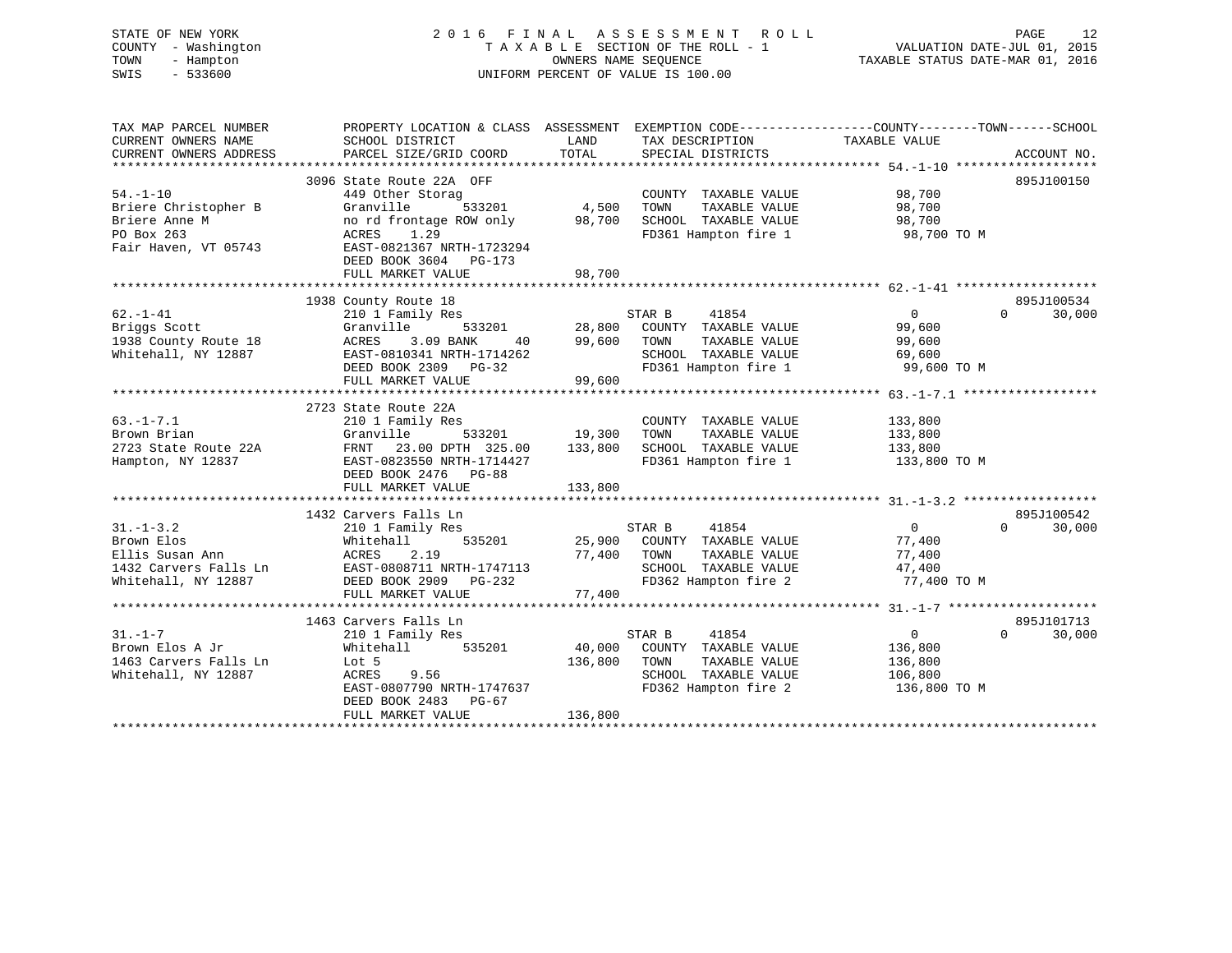STATE OF NEW YORK
COUNTY - Washington
TOWN - Hampton
SWIS - 533600

2016 FINAL ASSESSMENT ROLL
TAXABLE SECTION OF THE ROLL - 1
OWNERS NAME SEQUENCE
UNIFORM PERCENT OF VALUE IS 100.00

VALUATION DATE-JUL 01, 2015
TAXABLE STATUS DATE-MAR 01, 2016

| TAX MAP PARCEL NUMBER / CURRENT OWNERS NAME / CURRENT OWNERS ADDRESS | PROPERTY LOCATION & CLASS / SCHOOL DISTRICT / PARCEL SIZE/GRID COORD | ASSESSMENT LAND | TOTAL | EXEMPTION CODE / TAX DESCRIPTION / SPECIAL DISTRICTS | COUNTY TAXABLE VALUE | TOWN | SCHOOL | ACCOUNT NO. |
|---|---|---|---|---|---|---|---|---|
| 54.-1-10 | 3096 State Route 22A OFF | | | | | | | 895J100150 |
| Briere Christopher B | 449 Other Storag | | | COUNTY TAXABLE VALUE | 98,700 | | | |
| Briere Anne M | Granville 533201 | 4,500 | | TOWN TAXABLE VALUE | 98,700 | | | |
| PO Box 263 | no rd frontage ROW only | | 98,700 | SCHOOL TAXABLE VALUE | 98,700 | | | |
| Fair Haven, VT 05743 | ACRES 1.29 | | | FD361 Hampton fire 1 | 98,700 TO M | | | |
| | EAST-0821367 NRTH-1723294 | | | | | | | |
| | DEED BOOK 3604 PG-173 | | | | | | | |
| | FULL MARKET VALUE | | 98,700 | | | | | |
| 62.-1-41 | 1938 County Route 18 | | | | | | | 895J100534 |
| Briggs Scott | 210 1 Family Res | | | STAR B 41854 | 0 | 0 | 30,000 | |
| 1938 County Route 18 | Granville 533201 | 28,800 | | COUNTY TAXABLE VALUE | 99,600 | | | |
| Whitehall, NY 12887 | ACRES 3.09 BANK 40 | | 99,600 | TOWN TAXABLE VALUE | 99,600 | | | |
| | EAST-0810341 NRTH-1714262 | | | SCHOOL TAXABLE VALUE | 69,600 | | | |
| | DEED BOOK 2309 PG-32 | | | FD361 Hampton fire 1 | 99,600 TO M | | | |
| | FULL MARKET VALUE | | 99,600 | | | | | |
| 63.-1-7.1 | 2723 State Route 22A | | | | | | | |
| Brown Brian | 210 1 Family Res | | | COUNTY TAXABLE VALUE | 133,800 | | | |
| 2723 State Route 22A | Granville 533201 | 19,300 | | TOWN TAXABLE VALUE | 133,800 | | | |
| Hampton, NY 12837 | FRNT 23.00 DPTH 325.00 | | 133,800 | SCHOOL TAXABLE VALUE | 133,800 | | | |
| | EAST-0823550 NRTH-1714427 | | | FD361 Hampton fire 1 | 133,800 TO M | | | |
| | DEED BOOK 2476 PG-88 | | | | | | | |
| | FULL MARKET VALUE | | 133,800 | | | | | |
| 31.-1-3.2 | 1432 Carvers Falls Ln | | | | | | | 895J100542 |
| Brown Elos | 210 1 Family Res | | | STAR B 41854 | 0 | 0 | 30,000 | |
| Ellis Susan Ann | Whitehall 535201 | 25,900 | | COUNTY TAXABLE VALUE | 77,400 | | | |
| 1432 Carvers Falls Ln | ACRES 2.19 | | 77,400 | TOWN TAXABLE VALUE | 77,400 | | | |
| Whitehall, NY 12887 | EAST-0808711 NRTH-1747113 | | | SCHOOL TAXABLE VALUE | 47,400 | | | |
| | DEED BOOK 2909 PG-232 | | | FD362 Hampton fire 2 | 77,400 TO M | | | |
| | FULL MARKET VALUE | | 77,400 | | | | | |
| 31.-1-7 | 1463 Carvers Falls Ln | | | | | | | 895J101713 |
| Brown Elos A Jr | 210 1 Family Res | | | STAR B 41854 | 0 | 0 | 30,000 | |
| 1463 Carvers Falls Ln | Whitehall 535201 | 40,000 | | COUNTY TAXABLE VALUE | 136,800 | | | |
| Whitehall, NY 12887 | Lot 5 | | 136,800 | TOWN TAXABLE VALUE | 136,800 | | | |
| | ACRES 9.56 | | | SCHOOL TAXABLE VALUE | 106,800 | | | |
| | EAST-0807790 NRTH-1747637 | | | FD362 Hampton fire 2 | 136,800 TO M | | | |
| | DEED BOOK 2483 PG-67 | | | | | | | |
| | FULL MARKET VALUE | | 136,800 | | | | | |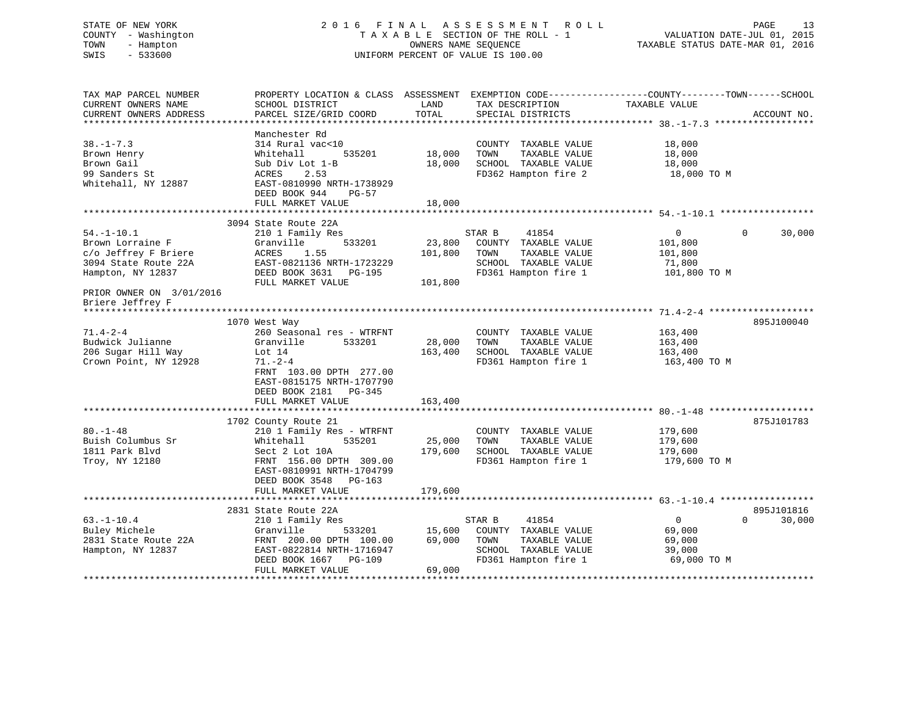STATE OF NEW YORK — 2016 FINAL ASSESSMENT ROLL
COUNTY - Washington — TAXABLE SECTION OF THE ROLL - 1 — VALUATION DATE-JUL 01, 2015
TOWN - Hampton — OWNERS NAME SEQUENCE — TAXABLE STATUS DATE-MAR 01, 2016
SWIS - 533600 — UNIFORM PERCENT OF VALUE IS 100.00

| TAX MAP PARCEL NUMBER / CURRENT OWNERS NAME / CURRENT OWNERS ADDRESS | PROPERTY LOCATION & CLASS / SCHOOL DISTRICT / PARCEL SIZE/GRID COORD | ASSESSMENT LAND / TOTAL | EXEMPTION CODE / TAX DESCRIPTION / SPECIAL DISTRICTS | COUNTY TAXABLE VALUE | TOWN | SCHOOL | ACCOUNT NO. |
|---|---|---|---|---|---|---|---|
| **38.-1-7.3** | Manchester Rd | | | | | | |
| 38.-1-7.3 | 314 Rural vac<10 | | COUNTY TAXABLE VALUE | 18,000 | | | |
| Brown Henry | Whitehall 535201 | 18,000 | TOWN TAXABLE VALUE | 18,000 | | | |
| Brown Gail | Sub Div Lot 1-B | 18,000 | SCHOOL TAXABLE VALUE | 18,000 | | | |
| 99 Sanders St | ACRES 2.53 | | FD362 Hampton fire 2 | 18,000 TO M | | | |
| Whitehall, NY 12887 | EAST-0810990 NRTH-1738929 | | | | | | |
| | DEED BOOK 944 PG-57 | | | | | | |
| | FULL MARKET VALUE | 18,000 | | | | | |
| **54.-1-10.1** | 3094 State Route 22A | | | | | | |
| 54.-1-10.1 | 210 1 Family Res | | STAR B 41854 | 0 | 0 | 30,000 | |
| Brown Lorraine F | Granville 533201 | 23,800 | COUNTY TAXABLE VALUE | 101,800 | | | |
| c/o Jeffrey F Briere | ACRES 1.55 | 101,800 | TOWN TAXABLE VALUE | 101,800 | | | |
| 3094 State Route 22A | EAST-0821136 NRTH-1723229 | | SCHOOL TAXABLE VALUE | 71,800 | | | |
| Hampton, NY 12837 | DEED BOOK 3631 PG-195 | | FD361 Hampton fire 1 | 101,800 TO M | | | |
| | FULL MARKET VALUE | 101,800 | | | | | |
| PRIOR OWNER ON 3/01/2016 | | | | | | | |
| Briere Jeffrey F | | | | | | | |
| **71.4-2-4** | 1070 West Way | | | | | | 895J100040 |
| 71.4-2-4 | 260 Seasonal res - WTRFNT | | COUNTY TAXABLE VALUE | 163,400 | | | |
| Budwick Julianne | Granville 533201 | 28,000 | TOWN TAXABLE VALUE | 163,400 | | | |
| 206 Sugar Hill Way | Lot 14 | 163,400 | SCHOOL TAXABLE VALUE | 163,400 | | | |
| Crown Point, NY 12928 | 71.-2-4 | | FD361 Hampton fire 1 | 163,400 TO M | | | |
| | FRNT 103.00 DPTH 277.00 | | | | | | |
| | EAST-0815175 NRTH-1707790 | | | | | | |
| | DEED BOOK 2181 PG-345 | | | | | | |
| | FULL MARKET VALUE | 163,400 | | | | | |
| **80.-1-48** | 1702 County Route 21 | | | | | | 875J101783 |
| 80.-1-48 | 210 1 Family Res - WTRFNT | | COUNTY TAXABLE VALUE | 179,600 | | | |
| Buish Columbus Sr | Whitehall 535201 | 25,000 | TOWN TAXABLE VALUE | 179,600 | | | |
| 1811 Park Blvd | Sect 2 Lot 10A | 179,600 | SCHOOL TAXABLE VALUE | 179,600 | | | |
| Troy, NY 12180 | FRNT 156.00 DPTH 309.00 | | FD361 Hampton fire 1 | 179,600 TO M | | | |
| | EAST-0810991 NRTH-1704799 | | | | | | |
| | DEED BOOK 3548 PG-163 | | | | | | |
| | FULL MARKET VALUE | 179,600 | | | | | |
| **63.-1-10.4** | 2831 State Route 22A | | | | | | 895J101816 |
| 63.-1-10.4 | 210 1 Family Res | | STAR B 41854 | 0 | 0 | 30,000 | |
| Buley Michele | Granville 533201 | 15,600 | COUNTY TAXABLE VALUE | 69,000 | | | |
| 2831 State Route 22A | FRNT 200.00 DPTH 100.00 | 69,000 | TOWN TAXABLE VALUE | 69,000 | | | |
| Hampton, NY 12837 | EAST-0822814 NRTH-1716947 | | SCHOOL TAXABLE VALUE | 39,000 | | | |
| | DEED BOOK 1667 PG-109 | | FD361 Hampton fire 1 | 69,000 TO M | | | |
| | FULL MARKET VALUE | 69,000 | | | | | |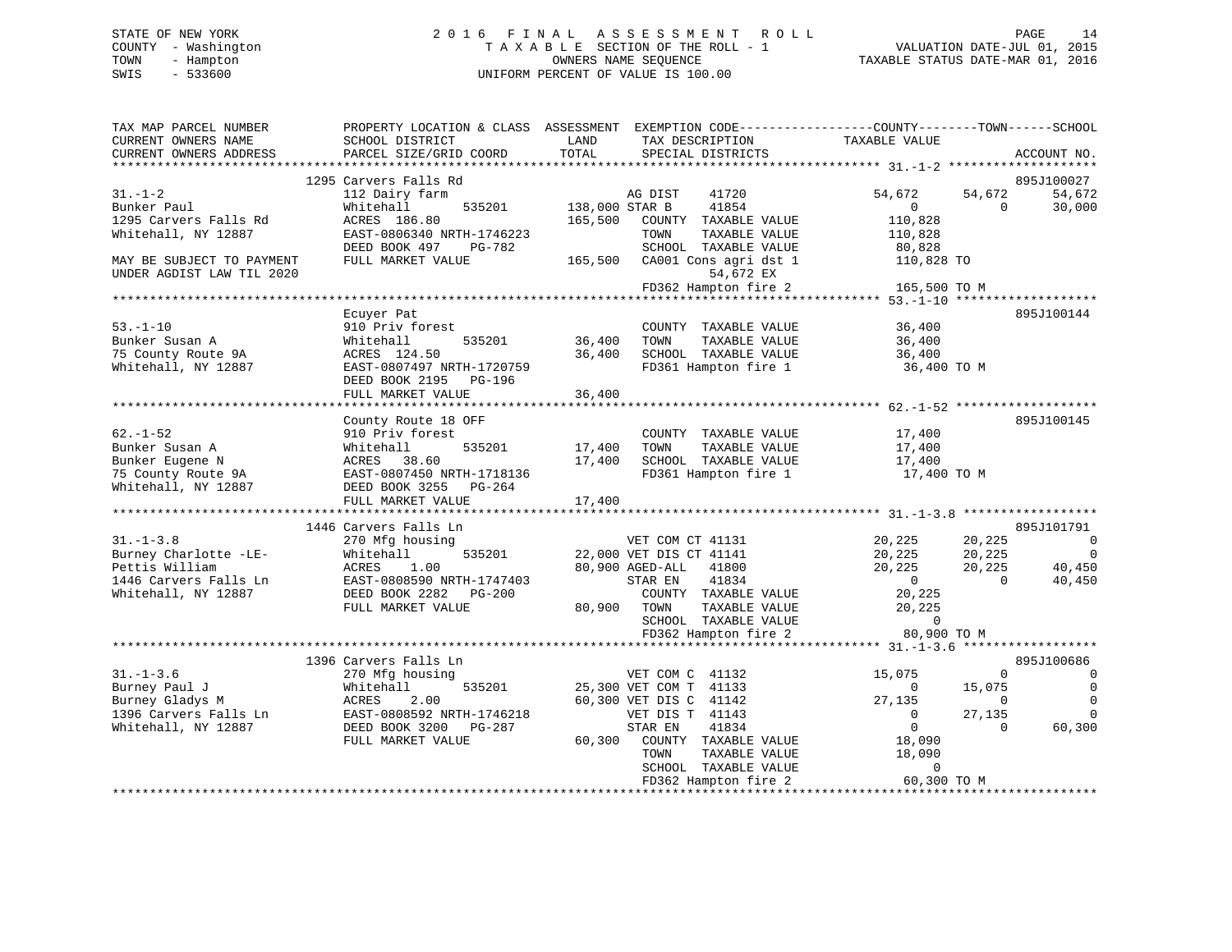STATE OF NEW YORK
COUNTY - Washington
TOWN - Hampton
SWIS - 533600

# 2016 FINAL ASSESSMENT ROLL

TAXABLE SECTION OF THE ROLL - 1
OWNERS NAME SEQUENCE
UNIFORM PERCENT OF VALUE IS 100.00

VALUATION DATE-JUL 01, 2015
TAXABLE STATUS DATE-MAR 01, 2016

```
TAX MAP PARCEL NUMBER        PROPERTY LOCATION & CLASS  ASSESSMENT  EXEMPTION CODE------------------COUNTY--------TOWN------SCHOOL
CURRENT OWNERS NAME          SCHOOL DISTRICT              LAND        TAX DESCRIPTION            TAXABLE VALUE
CURRENT OWNERS ADDRESS       PARCEL SIZE/GRID COORD       TOTAL       SPECIAL DISTRICTS                                  ACCOUNT NO.
******************************************************************************************************* 31.-1-2 ********************
                             1295 Carvers Falls Rd                                                                        895J100027
31.-1-2                      112 Dairy farm                          AG DIST     41720           54,672      54,672     54,672
Bunker Paul                  Whitehall        535201    138,000 STAR B      41854                0           0       30,000
1295 Carvers Falls Rd        ACRES  186.80              165,500    COUNTY  TAXABLE VALUE       110,828
Whitehall, NY 12887          EAST-0806340 NRTH-1746223              TOWN    TAXABLE VALUE       110,828
                             DEED BOOK 497    PG-782                SCHOOL  TAXABLE VALUE        80,828
MAY BE SUBJECT TO PAYMENT    FULL MARKET VALUE          165,500    CA001 Cons agri dst 1          110,828 TO
UNDER AGDIST LAW TIL 2020                                                54,672 EX
                                                                    FD362 Hampton fire 2           165,500 TO M
******************************************************************************************************* 53.-1-10 *******************
                             Ecuyer Pat                                                                                   895J100144
53.-1-10                     910 Priv forest                        COUNTY  TAXABLE VALUE        36,400
Bunker Susan A               Whitehall        535201     36,400    TOWN    TAXABLE VALUE        36,400
75 County Route 9A           ACRES  124.50               36,400    SCHOOL  TAXABLE VALUE        36,400
Whitehall, NY 12887          EAST-0807497 NRTH-1720759              FD361 Hampton fire 1            36,400 TO M
                             DEED BOOK 2195   PG-196
                             FULL MARKET VALUE           36,400
******************************************************************************************************* 62.-1-52 *******************
                             County Route 18 OFF                                                                          895J100145
62.-1-52                     910 Priv forest                        COUNTY  TAXABLE VALUE        17,400
Bunker Susan A               Whitehall        535201     17,400    TOWN    TAXABLE VALUE        17,400
Bunker Eugene N              ACRES   38.60               17,400    SCHOOL  TAXABLE VALUE        17,400
75 County Route 9A           EAST-0807450 NRTH-1718136              FD361 Hampton fire 1            17,400 TO M
Whitehall, NY 12887          DEED BOOK 3255   PG-264
                             FULL MARKET VALUE           17,400
******************************************************************************************************* 31.-1-3.8 ******************
                             1446 Carvers Falls Ln                                                                        895J101791
31.-1-3.8                    270 Mfg housing                        VET COM CT 41131             20,225      20,225          0
Burney Charlotte -LE-        Whitehall        535201     22,000 VET DIS CT 41141             20,225      20,225          0
Pettis William               ACRES    1.00               80,900 AGED-ALL   41800             20,225      20,225     40,450
1446 Carvers Falls Ln        EAST-0808590 NRTH-1747403              STAR EN    41834                  0           0     40,450
Whitehall, NY 12887          DEED BOOK 2282   PG-200                COUNTY  TAXABLE VALUE        20,225
                             FULL MARKET VALUE           80,900    TOWN    TAXABLE VALUE        20,225
                                                                    SCHOOL  TAXABLE VALUE             0
                                                                    FD362 Hampton fire 2            80,900 TO M
******************************************************************************************************* 31.-1-3.6 ******************
                             1396 Carvers Falls Ln                                                                        895J100686
31.-1-3.6                    270 Mfg housing                        VET COM C  41132             15,075           0          0
Burney Paul J                Whitehall        535201     25,300 VET COM T  41133                  0      15,075          0
Burney Gladys M              ACRES    2.00               60,300 VET DIS C  41142             27,135           0          0
1396 Carvers Falls Ln        EAST-0808592 NRTH-1746218              VET DIS T  41143                  0      27,135          0
Whitehall, NY 12887          DEED BOOK 3200   PG-287                STAR EN    41834                  0           0     60,300
                             FULL MARKET VALUE           60,300    COUNTY  TAXABLE VALUE        18,090
                                                                    TOWN    TAXABLE VALUE        18,090
                                                                    SCHOOL  TAXABLE VALUE             0
                                                                    FD362 Hampton fire 2            60,300 TO M
************************************************************************************************************************************
```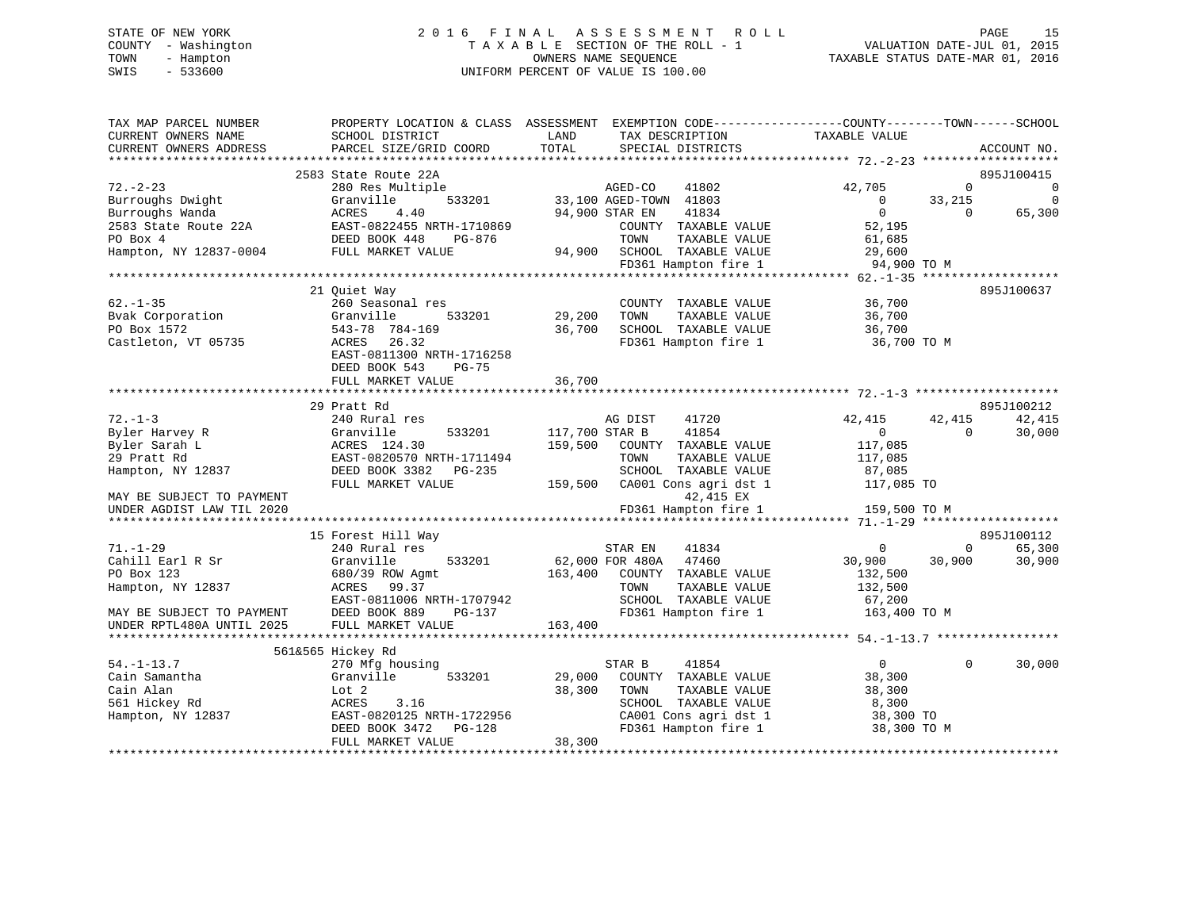STATE OF NEW YORK 2 0 1 6 F I N A L A S S E S S M E N T R O L L

COUNTY - Washington T A X A B L E SECTION OF THE ROLL - 1 VALUATION DATE-JUL 01, 2015

TOWN - Hampton OWNERS NAME SEQUENCE TAXABLE STATUS DATE-MAR 01, 2016

SWIS - 533600 UNIFORM PERCENT OF VALUE IS 100.00

```
TAX MAP PARCEL NUMBER          PROPERTY LOCATION & CLASS  ASSESSMENT  EXEMPTION CODE------------------COUNTY--------TOWN------SCHOOL
CURRENT OWNERS NAME            SCHOOL DISTRICT              LAND      TAX DESCRIPTION              TAXABLE VALUE
CURRENT OWNERS ADDRESS         PARCEL SIZE/GRID COORD      TOTAL      SPECIAL DISTRICTS                                   ACCOUNT NO.
*********************************************************************************************** 72.-2-23 *******************
                         2583 State Route 22A                                                                           895J100415
72.-2-23                       280 Res Multiple                    AGED-CO     41802              42,705            0            0
Burroughs Dwight               Granville        533201        33,100 AGED-TOWN  41803                  0        33,215            0
Burroughs Wanda                ACRES    4.40                  94,900 STAR EN    41834                  0             0       65,300
2583 State Route 22A           EAST-0822455 NRTH-1710869               COUNTY  TAXABLE VALUE          52,195
PO Box 4                       DEED BOOK 448    PG-876                 TOWN    TAXABLE VALUE          61,685
Hampton, NY 12837-0004         FULL MARKET VALUE             94,900   SCHOOL  TAXABLE VALUE          29,600
                                                                       FD361 Hampton fire 1            94,900 TO M
*********************************************************************************************** 62.-1-35 *******************
                         21 Quiet Way                                                                                   895J100637
62.-1-35                       260 Seasonal res                        COUNTY  TAXABLE VALUE          36,700
Bvak Corporation               Granville        533201        29,200   TOWN    TAXABLE VALUE          36,700
PO Box 1572                    543-78 784-169                36,700   SCHOOL  TAXABLE VALUE          36,700
Castleton, VT 05735            ACRES   26.32                           FD361 Hampton fire 1            36,700 TO M
                               EAST-0811300 NRTH-1716258
                               DEED BOOK 543    PG-75
                               FULL MARKET VALUE             36,700
*********************************************************************************************** 72.-1-3 ********************
                         29 Pratt Rd                                                                                    895J100212
72.-1-3                        240 Rural res                       AG DIST     41720              42,415        42,415       42,415
Byler Harvey R                 Granville        533201       117,700 STAR B     41854                  0             0       30,000
Byler Sarah L                  ACRES  124.30                 159,500   COUNTY  TAXABLE VALUE         117,085
29 Pratt Rd                    EAST-0820570 NRTH-1711494               TOWN    TAXABLE VALUE         117,085
Hampton, NY 12837              DEED BOOK 3382   PG-235                 SCHOOL  TAXABLE VALUE          87,085
                               FULL MARKET VALUE            159,500   CA001 Cons agri dst 1          117,085 TO
MAY BE SUBJECT TO PAYMENT                                                      42,415 EX
UNDER AGDIST LAW TIL 2020                                              FD361 Hampton fire 1           159,500 TO M
*********************************************************************************************** 71.-1-29 *******************
                         15 Forest Hill Way                                                                             895J100112
71.-1-29                       240 Rural res                       STAR EN     41834                   0             0       65,300
Cahill Earl R Sr               Granville        533201        62,000 FOR 480A   47460              30,900        30,900       30,900
PO Box 123                     680/39 ROW Agmt              163,400   COUNTY  TAXABLE VALUE         132,500
Hampton, NY 12837              ACRES   99.37                           TOWN    TAXABLE VALUE         132,500
                               EAST-0811006 NRTH-1707942               SCHOOL  TAXABLE VALUE          67,200
MAY BE SUBJECT TO PAYMENT      DEED BOOK 889    PG-137                 FD361 Hampton fire 1           163,400 TO M
UNDER RPTL480A UNTIL 2025      FULL MARKET VALUE            163,400
*********************************************************************************************** 54.-1-13.7 *****************
                         561&565 Hickey Rd
54.-1-13.7                     270 Mfg housing                     STAR B      41854                   0             0       30,000
Cain Samantha                  Granville        533201        29,000   COUNTY  TAXABLE VALUE          38,300
Cain Alan                      Lot 2                          38,300   TOWN    TAXABLE VALUE          38,300
561 Hickey Rd                  ACRES    3.16                           SCHOOL  TAXABLE VALUE           8,300
Hampton, NY 12837              EAST-0820125 NRTH-1722956               CA001 Cons agri dst 1           38,300 TO
                               DEED BOOK 3472   PG-128                 FD361 Hampton fire 1            38,300 TO M
                               FULL MARKET VALUE             38,300
******************************************************************************************************************************
```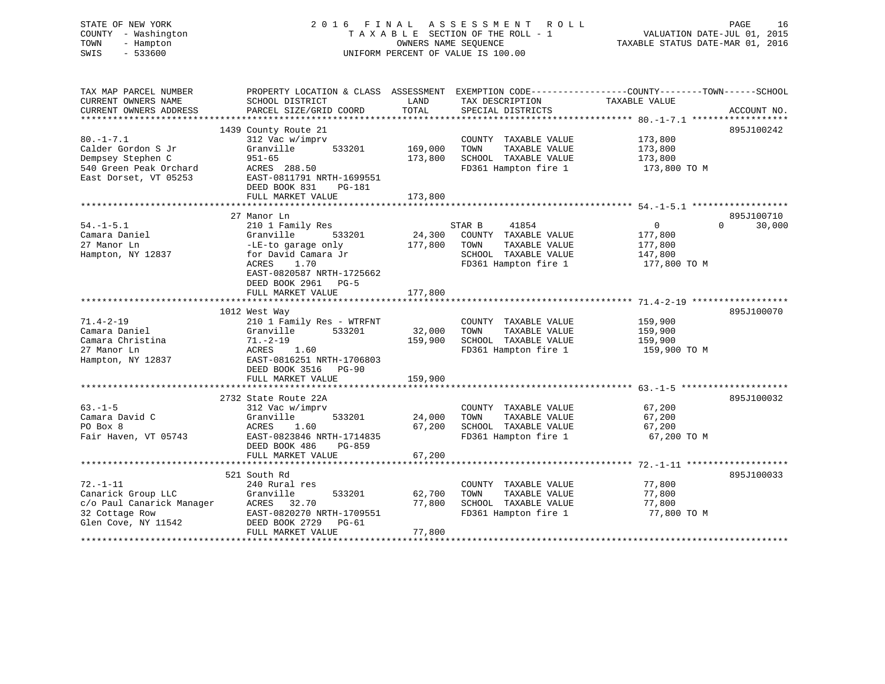STATE OF NEW YORK
COUNTY - Washington
TOWN - Hampton
SWIS - 533600

2016 FINAL ASSESSMENT ROLL
TAXABLE SECTION OF THE ROLL - 1
OWNERS NAME SEQUENCE
UNIFORM PERCENT OF VALUE IS 100.00

VALUATION DATE-JUL 01, 2015
TAXABLE STATUS DATE-MAR 01, 2016

| TAX MAP PARCEL NUMBER / CURRENT OWNERS NAME / CURRENT OWNERS ADDRESS | PROPERTY LOCATION & CLASS / SCHOOL DISTRICT / PARCEL SIZE/GRID COORD | ASSESSMENT LAND | TOTAL | EXEMPTION CODE / TAX DESCRIPTION / SPECIAL DISTRICTS | COUNTY TAXABLE VALUE | TOWN | SCHOOL | ACCOUNT NO. |
|---|---|---|---|---|---|---|---|---|
| **80.-1-7.1** | 1439 County Route 21 | | | | | | | 895J100242 |
| 80.-1-7.1 | 312 Vac w/imprv | | | COUNTY TAXABLE VALUE | 173,800 | | | |
| Calder Gordon S Jr | Granville 533201 | 169,000 | | TOWN TAXABLE VALUE | 173,800 | | | |
| Dempsey Stephen C | 951-65 | | 173,800 | SCHOOL TAXABLE VALUE | 173,800 | | | |
| 540 Green Peak Orchard | ACRES 288.50 | | | FD361 Hampton fire 1 | 173,800 TO M | | | |
| East Dorset, VT 05253 | EAST-0811791 NRTH-1699551 | | | | | | | |
| | DEED BOOK 831 PG-181 | | | | | | | |
| | FULL MARKET VALUE | | 173,800 | | | | | |
| **54.-1-5.1** | 27 Manor Ln | | | | | | | 895J100710 |
| 54.-1-5.1 | 210 1 Family Res | | | STAR B 41854 | 0 | 0 | 30,000 | |
| Camara Daniel | Granville 533201 | 24,300 | | COUNTY TAXABLE VALUE | 177,800 | | | |
| 27 Manor Ln | -LE-to garage only | | 177,800 | TOWN TAXABLE VALUE | 177,800 | | | |
| Hampton, NY 12837 | for David Camara Jr | | | SCHOOL TAXABLE VALUE | 147,800 | | | |
| | ACRES 1.70 | | | FD361 Hampton fire 1 | 177,800 TO M | | | |
| | EAST-0820587 NRTH-1725662 | | | | | | | |
| | DEED BOOK 2961 PG-5 | | | | | | | |
| | FULL MARKET VALUE | | 177,800 | | | | | |
| **71.4-2-19** | 1012 West Way | | | | | | | 895J100070 |
| 71.4-2-19 | 210 1 Family Res - WTRFNT | | | COUNTY TAXABLE VALUE | 159,900 | | | |
| Camara Daniel | Granville 533201 | 32,000 | | TOWN TAXABLE VALUE | 159,900 | | | |
| Camara Christina | 71.-2-19 | | 159,900 | SCHOOL TAXABLE VALUE | 159,900 | | | |
| 27 Manor Ln | ACRES 1.60 | | | FD361 Hampton fire 1 | 159,900 TO M | | | |
| Hampton, NY 12837 | EAST-0816251 NRTH-1706803 | | | | | | | |
| | DEED BOOK 3516 PG-90 | | | | | | | |
| | FULL MARKET VALUE | | 159,900 | | | | | |
| **63.-1-5** | 2732 State Route 22A | | | | | | | 895J100032 |
| 63.-1-5 | 312 Vac w/imprv | | | COUNTY TAXABLE VALUE | 67,200 | | | |
| Camara David C | Granville 533201 | 24,000 | | TOWN TAXABLE VALUE | 67,200 | | | |
| PO Box 8 | ACRES 1.60 | | 67,200 | SCHOOL TAXABLE VALUE | 67,200 | | | |
| Fair Haven, VT 05743 | EAST-0823846 NRTH-1714835 | | | FD361 Hampton fire 1 | 67,200 TO M | | | |
| | DEED BOOK 486 PG-859 | | | | | | | |
| | FULL MARKET VALUE | | 67,200 | | | | | |
| **72.-1-11** | 521 South Rd | | | | | | | 895J100033 |
| 72.-1-11 | 240 Rural res | | | COUNTY TAXABLE VALUE | 77,800 | | | |
| Canarick Group LLC | Granville 533201 | 62,700 | | TOWN TAXABLE VALUE | 77,800 | | | |
| c/o Paul Canarick Manager | ACRES 32.70 | | 77,800 | SCHOOL TAXABLE VALUE | 77,800 | | | |
| 32 Cottage Row | EAST-0820270 NRTH-1709551 | | | FD361 Hampton fire 1 | 77,800 TO M | | | |
| Glen Cove, NY 11542 | DEED BOOK 2729 PG-61 | | | | | | | |
| | FULL MARKET VALUE | | 77,800 | | | | | |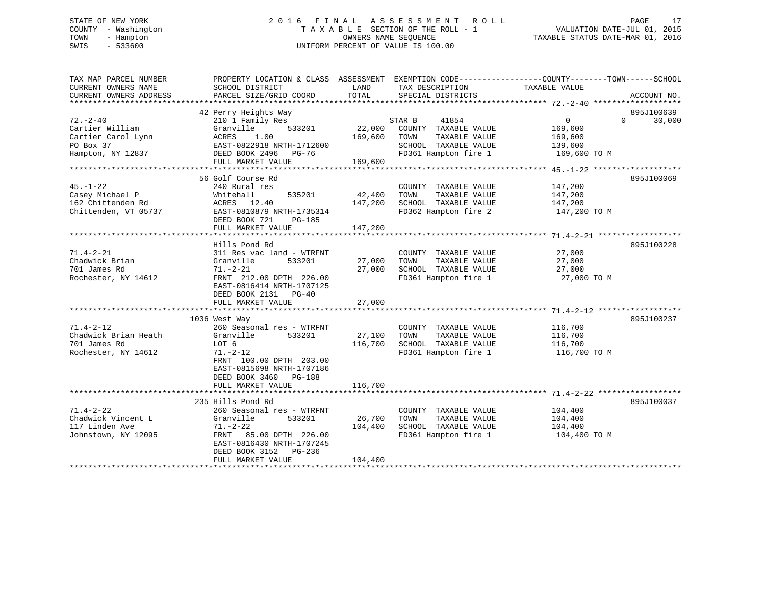STATE OF NEW YORK
COUNTY - Washington
TOWN - Hampton
SWIS - 533600

# 2016 FINAL ASSESSMENT ROLL
TAXABLE SECTION OF THE ROLL - 1
OWNERS NAME SEQUENCE
UNIFORM PERCENT OF VALUE IS 100.00

VALUATION DATE-JUL 01, 2015
TAXABLE STATUS DATE-MAR 01, 2016

| TAX MAP PARCEL NUMBER / CURRENT OWNERS NAME / CURRENT OWNERS ADDRESS | PROPERTY LOCATION & CLASS / SCHOOL DISTRICT / PARCEL SIZE/GRID COORD | ASSESSMENT LAND | TOTAL | EXEMPTION CODE / TAX DESCRIPTION / SPECIAL DISTRICTS | COUNTY TAXABLE VALUE | TOWN | SCHOOL | ACCOUNT NO. |
|---|---|---|---|---|---|---|---|---|
| 72.-2-40 | 42 Perry Heights Way | | | | | | | 895J100639 |
| Cartier William | 210 1 Family Res | | | STAR B 41854 | 0 | 0 | 30,000 | |
| Cartier Carol Lynn | Granville 533201 | 22,000 | | COUNTY TAXABLE VALUE | 169,600 | | | |
| PO Box 37 | ACRES 1.00 | | 169,600 | TOWN TAXABLE VALUE | 169,600 | | | |
| Hampton, NY 12837 | EAST-0822918 NRTH-1712600 | | | SCHOOL TAXABLE VALUE | 139,600 | | | |
| | DEED BOOK 2496 PG-76 | | | FD361 Hampton fire 1 | 169,600 TO M | | | |
| | FULL MARKET VALUE | | 169,600 | | | | | |
| 45.-1-22 | 56 Golf Course Rd | | | | | | | 895J100069 |
| Casey Michael P | 240 Rural res | | | COUNTY TAXABLE VALUE | 147,200 | | | |
| 162 Chittenden Rd | Whitehall 535201 | 42,400 | | TOWN TAXABLE VALUE | 147,200 | | | |
| Chittenden, VT 05737 | ACRES 12.40 | | 147,200 | SCHOOL TAXABLE VALUE | 147,200 | | | |
| | EAST-0810879 NRTH-1735314 | | | FD362 Hampton fire 2 | 147,200 TO M | | | |
| | DEED BOOK 721 PG-185 | | | | | | | |
| | FULL MARKET VALUE | | 147,200 | | | | | |
| 71.4-2-21 | Hills Pond Rd | | | | | | | 895J100228 |
| Chadwick Brian | 311 Res vac land - WTRFNT | | | COUNTY TAXABLE VALUE | 27,000 | | | |
| 701 James Rd | Granville 533201 | 27,000 | | TOWN TAXABLE VALUE | 27,000 | | | |
| Rochester, NY 14612 | 71.-2-21 | | 27,000 | SCHOOL TAXABLE VALUE | 27,000 | | | |
| | FRNT 212.00 DPTH 226.00 | | | FD361 Hampton fire 1 | 27,000 TO M | | | |
| | EAST-0816414 NRTH-1707125 | | | | | | | |
| | DEED BOOK 2131 PG-40 | | | | | | | |
| | FULL MARKET VALUE | | 27,000 | | | | | |
| 71.4-2-12 | 1036 West Way | | | | | | | 895J100237 |
| Chadwick Brian Heath | 260 Seasonal res - WTRFNT | | | COUNTY TAXABLE VALUE | 116,700 | | | |
| 701 James Rd | Granville 533201 | 27,100 | | TOWN TAXABLE VALUE | 116,700 | | | |
| Rochester, NY 14612 | LOT 6 | | 116,700 | SCHOOL TAXABLE VALUE | 116,700 | | | |
| | 71.-2-12 | | | FD361 Hampton fire 1 | 116,700 TO M | | | |
| | FRNT 100.00 DPTH 203.00 | | | | | | | |
| | EAST-0815698 NRTH-1707186 | | | | | | | |
| | DEED BOOK 3460 PG-188 | | | | | | | |
| | FULL MARKET VALUE | | 116,700 | | | | | |
| 71.4-2-22 | 235 Hills Pond Rd | | | | | | | 895J100037 |
| Chadwick Vincent L | 260 Seasonal res - WTRFNT | | | COUNTY TAXABLE VALUE | 104,400 | | | |
| 117 Linden Ave | Granville 533201 | 26,700 | | TOWN TAXABLE VALUE | 104,400 | | | |
| Johnstown, NY 12095 | 71.-2-22 | | 104,400 | SCHOOL TAXABLE VALUE | 104,400 | | | |
| | FRNT 85.00 DPTH 226.00 | | | FD361 Hampton fire 1 | 104,400 TO M | | | |
| | EAST-0816430 NRTH-1707245 | | | | | | | |
| | DEED BOOK 3152 PG-236 | | | | | | | |
| | FULL MARKET VALUE | | 104,400 | | | | | |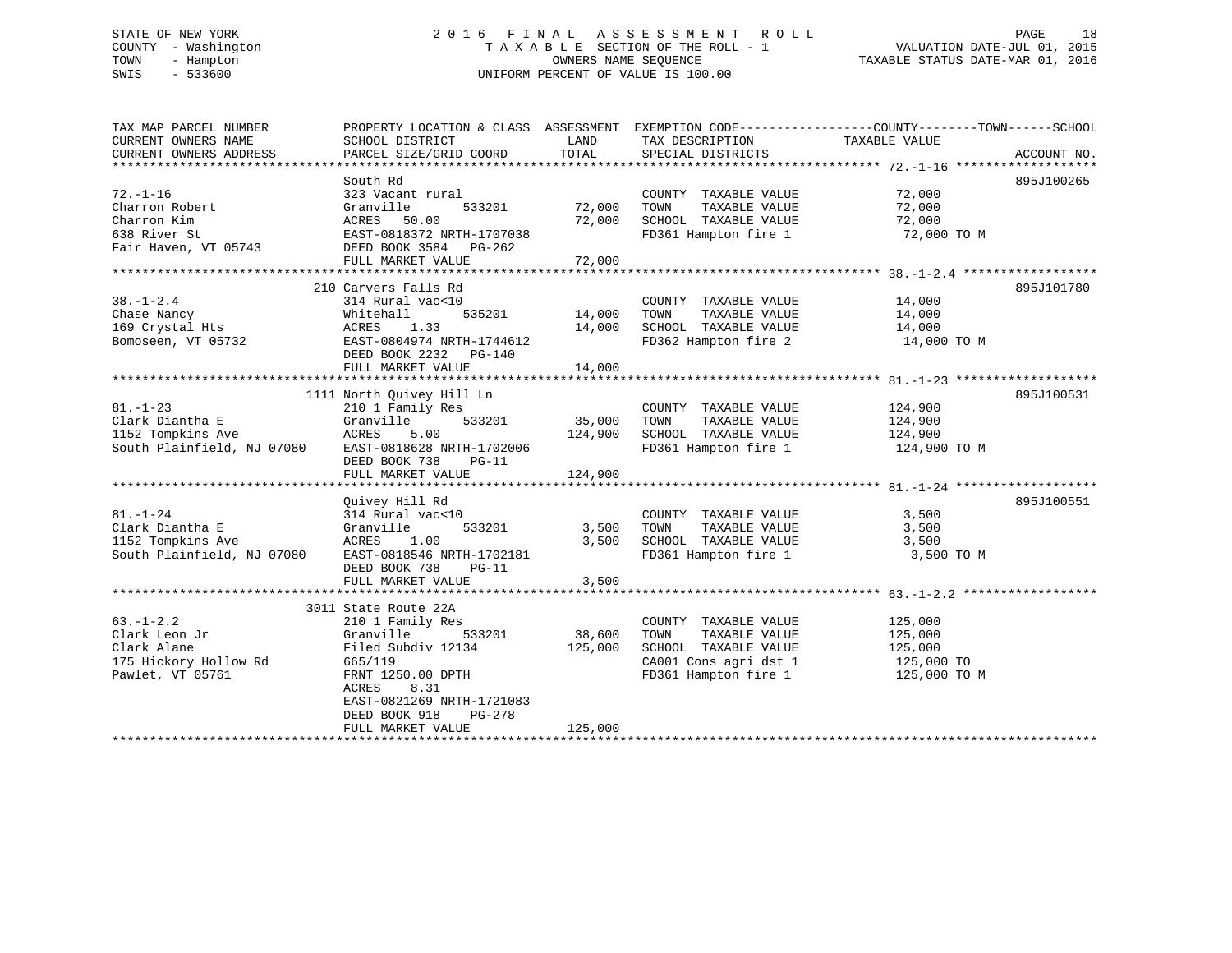STATE OF NEW YORK
COUNTY - Washington
TOWN - Hampton
SWIS - 533600

2016 FINAL ASSESSMENT ROLL
TAXABLE SECTION OF THE ROLL - 1
OWNERS NAME SEQUENCE
UNIFORM PERCENT OF VALUE IS 100.00

VALUATION DATE-JUL 01, 2015
TAXABLE STATUS DATE-MAR 01, 2016

| TAX MAP PARCEL NUMBER / CURRENT OWNERS NAME / CURRENT OWNERS ADDRESS | PROPERTY LOCATION & CLASS / SCHOOL DISTRICT / PARCEL SIZE/GRID COORD | ASSESSMENT LAND | TOTAL | EXEMPTION CODE / TAX DESCRIPTION / SPECIAL DISTRICTS | COUNTY--------TOWN------SCHOOL TAXABLE VALUE | ACCOUNT NO. |
|---|---|---|---|---|---|---|
| **72.-1-16** | South Rd | | | | | 895J100265 |
| Charron Robert | 323 Vacant rural | | | COUNTY TAXABLE VALUE | 72,000 | |
| Charron Kim | Granville 533201 | 72,000 | | TOWN TAXABLE VALUE | 72,000 | |
| 638 River St | ACRES 50.00 | | 72,000 | SCHOOL TAXABLE VALUE | 72,000 | |
| Fair Haven, VT 05743 | EAST-0818372 NRTH-1707038 | | | FD361 Hampton fire 1 | 72,000 TO M | |
| | DEED BOOK 3584 PG-262 | | | | | |
| | FULL MARKET VALUE | | 72,000 | | | |
| **38.-1-2.4** | 210 Carvers Falls Rd | | | | | 895J101780 |
| Chase Nancy | 314 Rural vac<10 | | | COUNTY TAXABLE VALUE | 14,000 | |
| 169 Crystal Hts | Whitehall 535201 | 14,000 | | TOWN TAXABLE VALUE | 14,000 | |
| Bomoseen, VT 05732 | ACRES 1.33 | | 14,000 | SCHOOL TAXABLE VALUE | 14,000 | |
| | EAST-0804974 NRTH-1744612 | | | FD362 Hampton fire 2 | 14,000 TO M | |
| | DEED BOOK 2232 PG-140 | | | | | |
| | FULL MARKET VALUE | | 14,000 | | | |
| **81.-1-23** | 1111 North Quivey Hill Ln | | | | | 895J100531 |
| Clark Diantha E | 210 1 Family Res | | | COUNTY TAXABLE VALUE | 124,900 | |
| 1152 Tompkins Ave | Granville 533201 | 35,000 | | TOWN TAXABLE VALUE | 124,900 | |
| South Plainfield, NJ 07080 | ACRES 5.00 | | 124,900 | SCHOOL TAXABLE VALUE | 124,900 | |
| | EAST-0818628 NRTH-1702006 | | | FD361 Hampton fire 1 | 124,900 TO M | |
| | DEED BOOK 738 PG-11 | | | | | |
| | FULL MARKET VALUE | | 124,900 | | | |
| **81.-1-24** | Quivey Hill Rd | | | | | 895J100551 |
| Clark Diantha E | 314 Rural vac<10 | | | COUNTY TAXABLE VALUE | 3,500 | |
| 1152 Tompkins Ave | Granville 533201 | 3,500 | | TOWN TAXABLE VALUE | 3,500 | |
| South Plainfield, NJ 07080 | ACRES 1.00 | | 3,500 | SCHOOL TAXABLE VALUE | 3,500 | |
| | EAST-0818546 NRTH-1702181 | | | FD361 Hampton fire 1 | 3,500 TO M | |
| | DEED BOOK 738 PG-11 | | | | | |
| | FULL MARKET VALUE | | 3,500 | | | |
| **63.-1-2.2** | 3011 State Route 22A | | | | | |
| Clark Leon Jr | 210 1 Family Res | | | COUNTY TAXABLE VALUE | 125,000 | |
| Clark Alane | Granville 533201 | 38,600 | | TOWN TAXABLE VALUE | 125,000 | |
| 175 Hickory Hollow Rd | Filed Subdiv 12134 | | 125,000 | SCHOOL TAXABLE VALUE | 125,000 | |
| Pawlet, VT 05761 | 665/119 | | | CA001 Cons agri dst 1 | 125,000 TO | |
| | FRNT 1250.00 DPTH | | | FD361 Hampton fire 1 | 125,000 TO M | |
| | ACRES 8.31 | | | | | |
| | EAST-0821269 NRTH-1721083 | | | | | |
| | DEED BOOK 918 PG-278 | | | | | |
| | FULL MARKET VALUE | | 125,000 | | | |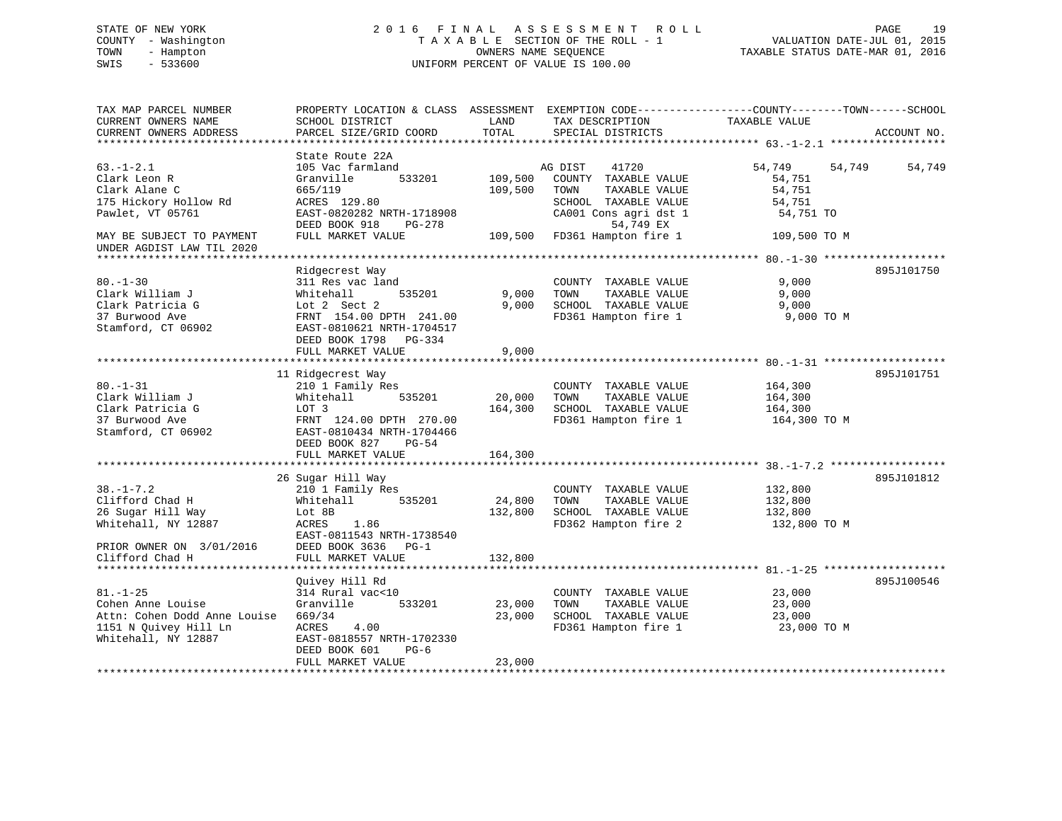STATE OF NEW YORK
COUNTY - Washington
TOWN - Hampton
SWIS - 533600

2016 FINAL ASSESSMENT ROLL
TAXABLE SECTION OF THE ROLL - 1
OWNERS NAME SEQUENCE
UNIFORM PERCENT OF VALUE IS 100.00

VALUATION DATE-JUL 01, 2015
TAXABLE STATUS DATE-MAR 01, 2016

| TAX MAP PARCEL NUMBER / CURRENT OWNERS NAME / CURRENT OWNERS ADDRESS | PROPERTY LOCATION & CLASS / SCHOOL DISTRICT / PARCEL SIZE/GRID COORD | ASSESSMENT LAND / TOTAL | EXEMPTION CODE / TAX DESCRIPTION / SPECIAL DISTRICTS | COUNTY TAXABLE VALUE | TOWN | SCHOOL | ACCOUNT NO. |
|---|---|---|---|---|---|---|---|
| **63.-1-2.1** | State Route 22A | | | | | | |
| 63.-1-2.1 | 105 Vac farmland | | AG DIST 41720 | 54,749 | 54,749 | 54,749 | |
| Clark Leon R | Granville 533201 | 109,500 | COUNTY TAXABLE VALUE | 54,751 | | | |
| Clark Alane C | 665/119 | 109,500 | TOWN TAXABLE VALUE | 54,751 | | | |
| 175 Hickory Hollow Rd | ACRES 129.80 | | SCHOOL TAXABLE VALUE | 54,751 | | | |
| Pawlet, VT 05761 | EAST-0820282 NRTH-1718908 | | CA001 Cons agri dst 1 | 54,751 TO | | | |
| | DEED BOOK 918 PG-278 | | 54,749 EX | | | | |
| MAY BE SUBJECT TO PAYMENT | FULL MARKET VALUE | 109,500 | FD361 Hampton fire 1 | 109,500 TO M | | | |
| UNDER AGDIST LAW TIL 2020 | | | | | | | |
| **80.-1-30** | Ridgecrest Way | | | | | | 895J101750 |
| 80.-1-30 | 311 Res vac land | | COUNTY TAXABLE VALUE | 9,000 | | | |
| Clark William J | Whitehall 535201 | 9,000 | TOWN TAXABLE VALUE | 9,000 | | | |
| Clark Patricia G | Lot 2 Sect 2 | 9,000 | SCHOOL TAXABLE VALUE | 9,000 | | | |
| 37 Burwood Ave | FRNT 154.00 DPTH 241.00 | | FD361 Hampton fire 1 | 9,000 TO M | | | |
| Stamford, CT 06902 | EAST-0810621 NRTH-1704517 | | | | | | |
| | DEED BOOK 1798 PG-334 | | | | | | |
| | FULL MARKET VALUE | 9,000 | | | | | |
| **80.-1-31** | 11 Ridgecrest Way | | | | | | 895J101751 |
| 80.-1-31 | 210 1 Family Res | | COUNTY TAXABLE VALUE | 164,300 | | | |
| Clark William J | Whitehall 535201 | 20,000 | TOWN TAXABLE VALUE | 164,300 | | | |
| Clark Patricia G | LOT 3 | 164,300 | SCHOOL TAXABLE VALUE | 164,300 | | | |
| 37 Burwood Ave | FRNT 124.00 DPTH 270.00 | | FD361 Hampton fire 1 | 164,300 TO M | | | |
| Stamford, CT 06902 | EAST-0810434 NRTH-1704466 | | | | | | |
| | DEED BOOK 827 PG-54 | | | | | | |
| | FULL MARKET VALUE | 164,300 | | | | | |
| **38.-1-7.2** | 26 Sugar Hill Way | | | | | | 895J101812 |
| 38.-1-7.2 | 210 1 Family Res | | COUNTY TAXABLE VALUE | 132,800 | | | |
| Clifford Chad H | Whitehall 535201 | 24,800 | TOWN TAXABLE VALUE | 132,800 | | | |
| 26 Sugar Hill Way | Lot 8B | 132,800 | SCHOOL TAXABLE VALUE | 132,800 | | | |
| Whitehall, NY 12887 | ACRES 1.86 | | FD362 Hampton fire 2 | 132,800 TO M | | | |
| | EAST-0811543 NRTH-1738540 | | | | | | |
| PRIOR OWNER ON 3/01/2016 | DEED BOOK 3636 PG-1 | | | | | | |
| Clifford Chad H | FULL MARKET VALUE | 132,800 | | | | | |
| **81.-1-25** | Quivey Hill Rd | | | | | | 895J100546 |
| 81.-1-25 | 314 Rural vac<10 | | COUNTY TAXABLE VALUE | 23,000 | | | |
| Cohen Anne Louise | Granville 533201 | 23,000 | TOWN TAXABLE VALUE | 23,000 | | | |
| Attn: Cohen Dodd Anne Louise | 669/34 | 23,000 | SCHOOL TAXABLE VALUE | 23,000 | | | |
| 1151 N Quivey Hill Ln | ACRES 4.00 | | FD361 Hampton fire 1 | 23,000 TO M | | | |
| Whitehall, NY 12887 | EAST-0818557 NRTH-1702330 | | | | | | |
| | DEED BOOK 601 PG-6 | | | | | | |
| | FULL MARKET VALUE | 23,000 | | | | | |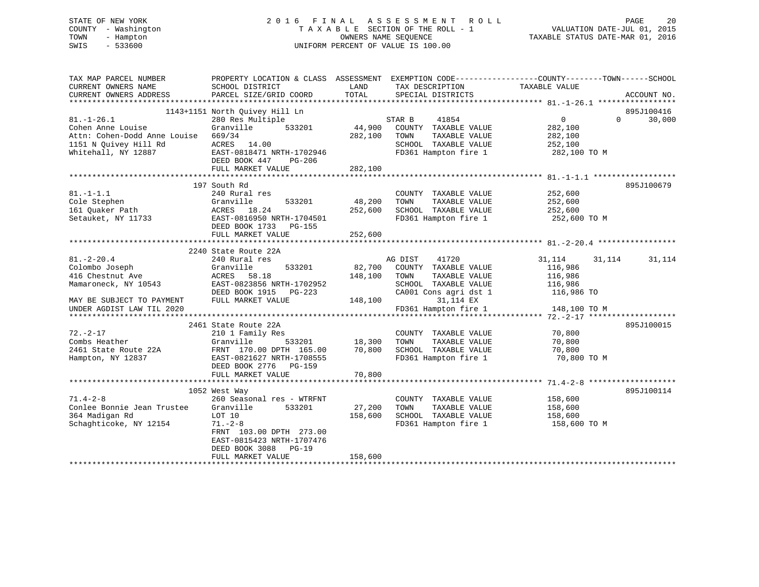STATE OF NEW YORK — 2016 FINAL ASSESSMENT ROLL
COUNTY - Washington — TAXABLE SECTION OF THE ROLL - 1 — VALUATION DATE-JUL 01, 2015
TOWN - Hampton — OWNERS NAME SEQUENCE — TAXABLE STATUS DATE-MAR 01, 2016
SWIS - 533600 — UNIFORM PERCENT OF VALUE IS 100.00

| TAX MAP PARCEL NUMBER / CURRENT OWNERS NAME / CURRENT OWNERS ADDRESS | PROPERTY LOCATION & CLASS / SCHOOL DISTRICT / PARCEL SIZE/GRID COORD | ASSESSMENT LAND / TOTAL | EXEMPTION CODE / TAX DESCRIPTION / SPECIAL DISTRICTS | COUNTY | TOWN | SCHOOL | ACCOUNT NO. |
|---|---|---|---|---|---|---|---|
| **81.-1-26.1** | 1143+1151 North Quivey Hill Ln | | | | | | 895J100416 |
| 81.-1-26.1 | 280 Res Multiple | | STAR B 41854 | 0 | 0 | 30,000 | |
| Cohen Anne Louise | Granville 533201 | 44,900 | COUNTY TAXABLE VALUE | 282,100 | | | |
| Attn: Cohen-Dodd Anne Louise | 669/34 | 282,100 | TOWN TAXABLE VALUE | | 282,100 | | |
| 1151 N Quivey Hill Rd | ACRES 14.00 | | SCHOOL TAXABLE VALUE | | | 252,100 | |
| Whitehall, NY 12887 | EAST-0818471 NRTH-1702946 | | FD361 Hampton fire 1 | 282,100 TO M | | | |
| | DEED BOOK 447 PG-206 | | | | | | |
| | FULL MARKET VALUE | 282,100 | | | | | |
| **81.-1-1.1** | 197 South Rd | | | | | | 895J100679 |
| 81.-1-1.1 | 240 Rural res | | COUNTY TAXABLE VALUE | 252,600 | | | |
| Cole Stephen | Granville 533201 | 48,200 | TOWN TAXABLE VALUE | | 252,600 | | |
| 161 Quaker Path | ACRES 18.24 | 252,600 | SCHOOL TAXABLE VALUE | | | 252,600 | |
| Setauket, NY 11733 | EAST-0816950 NRTH-1704501 | | FD361 Hampton fire 1 | 252,600 TO M | | | |
| | DEED BOOK 1733 PG-155 | | | | | | |
| | FULL MARKET VALUE | 252,600 | | | | | |
| **81.-2-20.4** | 2240 State Route 22A | | | | | | |
| 81.-2-20.4 | 240 Rural res | | AG DIST 41720 | 31,114 | 31,114 | 31,114 | |
| Colombo Joseph | Granville 533201 | 82,700 | COUNTY TAXABLE VALUE | 116,986 | | | |
| 416 Chestnut Ave | ACRES 58.18 | 148,100 | TOWN TAXABLE VALUE | | 116,986 | | |
| Mamaroneck, NY 10543 | EAST-0823856 NRTH-1702952 | | SCHOOL TAXABLE VALUE | | | 116,986 | |
| | DEED BOOK 1915 PG-223 | | CA001 Cons agri dst 1 | 116,986 TO | | | |
| MAY BE SUBJECT TO PAYMENT | FULL MARKET VALUE | 148,100 | 31,114 EX | | | | |
| UNDER AGDIST LAW TIL 2020 | | | FD361 Hampton fire 1 | 148,100 TO M | | | |
| **72.-2-17** | 2461 State Route 22A | | | | | | 895J100015 |
| 72.-2-17 | 210 1 Family Res | | COUNTY TAXABLE VALUE | 70,800 | | | |
| Combs Heather | Granville 533201 | 18,300 | TOWN TAXABLE VALUE | | 70,800 | | |
| 2461 State Route 22A | FRNT 170.00 DPTH 165.00 | 70,800 | SCHOOL TAXABLE VALUE | | | 70,800 | |
| Hampton, NY 12837 | EAST-0821627 NRTH-1708555 | | FD361 Hampton fire 1 | 70,800 TO M | | | |
| | DEED BOOK 2776 PG-159 | | | | | | |
| | FULL MARKET VALUE | 70,800 | | | | | |
| **71.4-2-8** | 1052 West Way | | | | | | 895J100114 |
| 71.4-2-8 | 260 Seasonal res - WTRFNT | | COUNTY TAXABLE VALUE | 158,600 | | | |
| Conlee Bonnie Jean Trustee | Granville 533201 | 27,200 | TOWN TAXABLE VALUE | | 158,600 | | |
| 364 Madigan Rd | LOT 10 | 158,600 | SCHOOL TAXABLE VALUE | | | 158,600 | |
| Schaghticoke, NY 12154 | 71.-2-8 | | FD361 Hampton fire 1 | 158,600 TO M | | | |
| | FRNT 103.00 DPTH 273.00 | | | | | | |
| | EAST-0815423 NRTH-1707476 | | | | | | |
| | DEED BOOK 3088 PG-19 | | | | | | |
| | FULL MARKET VALUE | 158,600 | | | | | |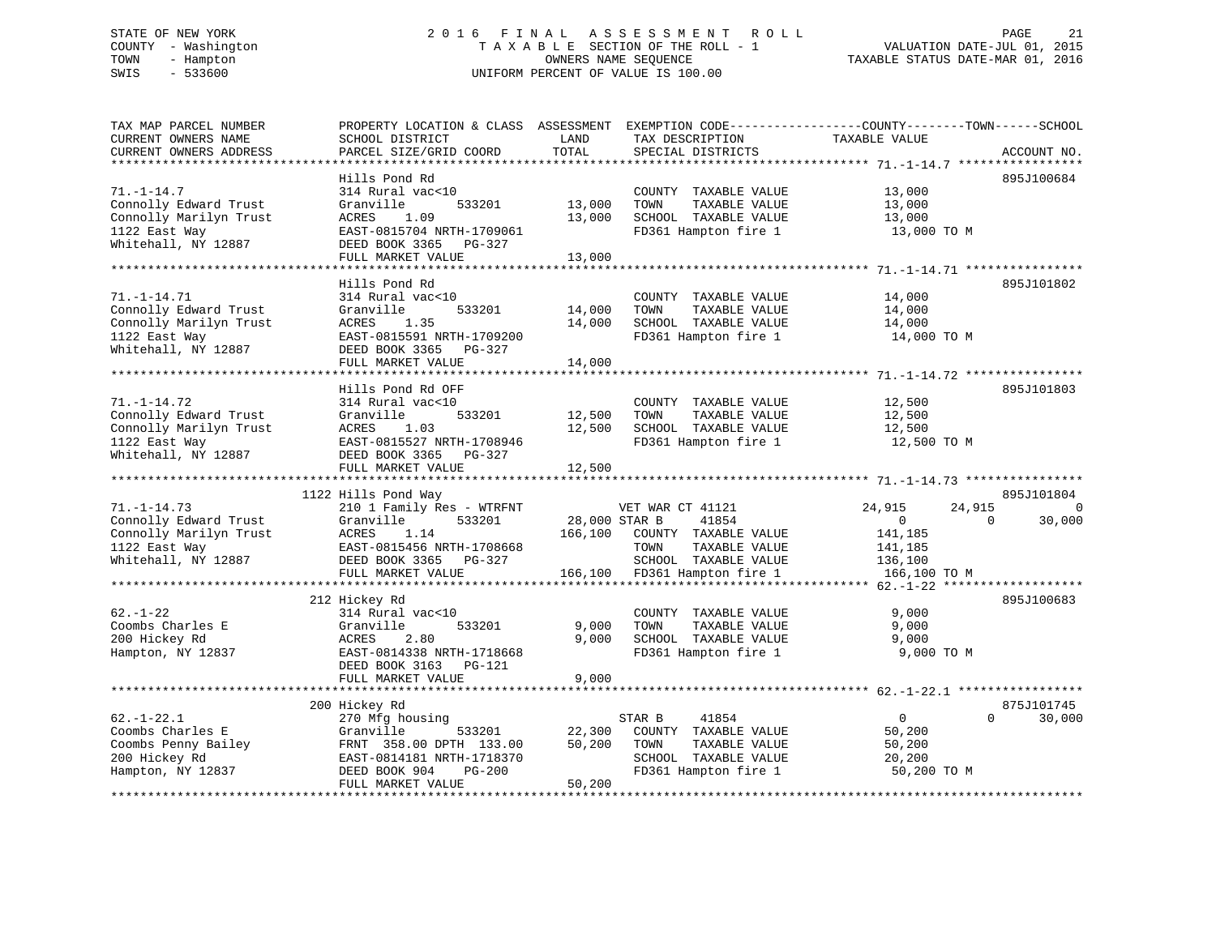STATE OF NEW YORK
COUNTY - Washington
TOWN - Hampton
SWIS - 533600

# 2016 FINAL ASSESSMENT ROLL

TAXABLE SECTION OF THE ROLL - 1
OWNERS NAME SEQUENCE
UNIFORM PERCENT OF VALUE IS 100.00

VALUATION DATE-JUL 01, 2015
TAXABLE STATUS DATE-MAR 01, 2016

```
TAX MAP PARCEL NUMBER          PROPERTY LOCATION & CLASS  ASSESSMENT  EXEMPTION CODE------------------COUNTY--------TOWN------SCHOOL
CURRENT OWNERS NAME            SCHOOL DISTRICT              LAND      TAX DESCRIPTION             TAXABLE VALUE
CURRENT OWNERS ADDRESS         PARCEL SIZE/GRID COORD       TOTAL     SPECIAL DISTRICTS                                      ACCOUNT NO.
************************************************************************************************ 71.-1-14.7 *****************
                               Hills Pond Rd                                                                              895J100684
71.-1-14.7                     314 Rural vac<10                       COUNTY  TAXABLE VALUE             13,000
Connolly Edward Trust          Granville      533201       13,000     TOWN    TAXABLE VALUE             13,000
Connolly Marilyn Trust         ACRES    1.09               13,000     SCHOOL  TAXABLE VALUE             13,000
1122 East Way                  EAST-0815704 NRTH-1709061              FD361 Hampton fire 1               13,000 TO M
Whitehall, NY 12887            DEED BOOK 3365   PG-327
                               FULL MARKET VALUE           13,000
************************************************************************************************ 71.-1-14.71 ****************
                               Hills Pond Rd                                                                              895J101802
71.-1-14.71                    314 Rural vac<10                       COUNTY  TAXABLE VALUE             14,000
Connolly Edward Trust          Granville      533201       14,000     TOWN    TAXABLE VALUE             14,000
Connolly Marilyn Trust         ACRES    1.35               14,000     SCHOOL  TAXABLE VALUE             14,000
1122 East Way                  EAST-0815591 NRTH-1709200              FD361 Hampton fire 1               14,000 TO M
Whitehall, NY 12887            DEED BOOK 3365   PG-327
                               FULL MARKET VALUE           14,000
************************************************************************************************ 71.-1-14.72 ****************
                               Hills Pond Rd OFF                                                                          895J101803
71.-1-14.72                    314 Rural vac<10                       COUNTY  TAXABLE VALUE             12,500
Connolly Edward Trust          Granville      533201       12,500     TOWN    TAXABLE VALUE             12,500
Connolly Marilyn Trust         ACRES    1.03               12,500     SCHOOL  TAXABLE VALUE             12,500
1122 East Way                  EAST-0815527 NRTH-1708946              FD361 Hampton fire 1               12,500 TO M
Whitehall, NY 12887            DEED BOOK 3365   PG-327
                               FULL MARKET VALUE           12,500
************************************************************************************************ 71.-1-14.73 ****************
                               1122 Hills Pond Way                                                                        895J101804
71.-1-14.73                    210 1 Family Res - WTRFNT          VET WAR CT 41121             24,915      24,915           0
Connolly Edward Trust          Granville      533201       28,000 STAR B      41854                  0           0      30,000
Connolly Marilyn Trust         ACRES    1.14              166,100     COUNTY  TAXABLE VALUE            141,185
1122 East Way                  EAST-0815456 NRTH-1708668              TOWN    TAXABLE VALUE            141,185
Whitehall, NY 12887            DEED BOOK 3365   PG-327                SCHOOL  TAXABLE VALUE            136,100
                               FULL MARKET VALUE          166,100     FD361 Hampton fire 1              166,100 TO M
************************************************************************************************ 62.-1-22 *******************
                               212 Hickey Rd                                                                              895J100683
62.-1-22                       314 Rural vac<10                       COUNTY  TAXABLE VALUE              9,000
Coombs Charles E               Granville      533201        9,000     TOWN    TAXABLE VALUE              9,000
200 Hickey Rd                  ACRES    2.80                9,000     SCHOOL  TAXABLE VALUE              9,000
Hampton, NY 12837              EAST-0814338 NRTH-1718668              FD361 Hampton fire 1                9,000 TO M
                               DEED BOOK 3163   PG-121
                               FULL MARKET VALUE            9,000
************************************************************************************************ 62.-1-22.1 *****************
                               200 Hickey Rd                                                                              875J101745
62.-1-22.1                     270 Mfg housing                    STAR B      41854                  0           0      30,000
Coombs Charles E               Granville      533201       22,300     COUNTY  TAXABLE VALUE             50,200
Coombs Penny Bailey            FRNT 358.00 DPTH 133.00     50,200     TOWN    TAXABLE VALUE             50,200
200 Hickey Rd                  EAST-0814181 NRTH-1718370              SCHOOL  TAXABLE VALUE             20,200
Hampton, NY 12837              DEED BOOK 904    PG-200                FD361 Hampton fire 1               50,200 TO M
                               FULL MARKET VALUE           50,200
******************************************************************************************************************************
```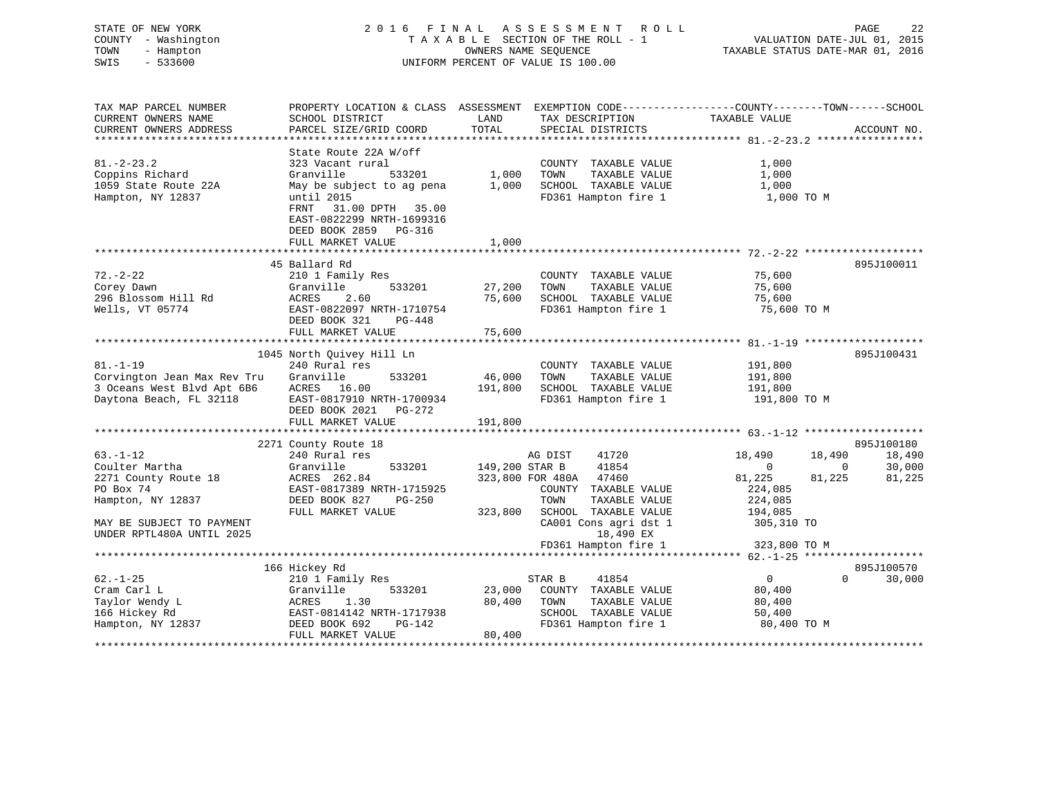STATE OF NEW YORK
COUNTY - Washington
TOWN - Hampton
SWIS - 533600

2 0 1 6 F I N A L A S S E S S M E N T R O L L
T A X A B L E SECTION OF THE ROLL - 1
OWNERS NAME SEQUENCE
UNIFORM PERCENT OF VALUE IS 100.00

VALUATION DATE-JUL 01, 2015
TAXABLE STATUS DATE-MAR 01, 2016

```
TAX MAP PARCEL NUMBER          PROPERTY LOCATION & CLASS  ASSESSMENT  EXEMPTION CODE-----------------COUNTY--------TOWN------SCHOOL
CURRENT OWNERS NAME            SCHOOL DISTRICT               LAND      TAX DESCRIPTION            TAXABLE VALUE
CURRENT OWNERS ADDRESS         PARCEL SIZE/GRID COORD        TOTAL     SPECIAL DISTRICTS                                    ACCOUNT NO.
****************************************************************************************************** 81.-2-23.2 *****************
                               State Route 22A W/off
81.-2-23.2                     323 Vacant rural                         COUNTY  TAXABLE VALUE           1,000
Coppins Richard                Granville        533201        1,000     TOWN    TAXABLE VALUE           1,000
1059 State Route 22A           May be subject to ag pena      1,000     SCHOOL  TAXABLE VALUE           1,000
Hampton, NY 12837              until 2015                               FD361 Hampton fire 1             1,000 TO M
                               FRNT   31.00 DPTH   35.00
                               EAST-0822299 NRTH-1699316
                               DEED BOOK 2859   PG-316
                               FULL MARKET VALUE              1,000
****************************************************************************************************** 72.-2-22 *******************
                               45 Ballard Rd                                                                            895J100011
72.-2-22                       210 1 Family Res                         COUNTY  TAXABLE VALUE          75,600
Corey Dawn                     Granville        533201       27,200     TOWN    TAXABLE VALUE          75,600
296 Blossom Hill Rd            ACRES    2.60                 75,600     SCHOOL  TAXABLE VALUE          75,600
Wells, VT 05774                EAST-0822097 NRTH-1710754                FD361 Hampton fire 1            75,600 TO M
                               DEED BOOK 321    PG-448
                               FULL MARKET VALUE             75,600
****************************************************************************************************** 81.-1-19 *******************
                               1045 North Quivey Hill Ln                                                                895J100431
81.-1-19                       240 Rural res                            COUNTY  TAXABLE VALUE         191,800
Corvington Jean Max Rev Tru    Granville        533201       46,000     TOWN    TAXABLE VALUE         191,800
3 Oceans West Blvd Apt 6B6     ACRES   16.00                191,800     SCHOOL  TAXABLE VALUE         191,800
Daytona Beach, FL 32118        EAST-0817910 NRTH-1700934                FD361 Hampton fire 1           191,800 TO M
                               DEED BOOK 2021   PG-272
                               FULL MARKET VALUE            191,800
****************************************************************************************************** 63.-1-12 *******************
                               2271 County Route 18                                                                     895J100180
63.-1-12                       240 Rural res                            AG DIST     41720              18,490      18,490      18,490
Coulter Martha                 Granville        533201      149,200 STAR B      41854                   0           0      30,000
2271 County Route 18           ACRES  262.84                323,800 FOR 480A    47460              81,225      81,225      81,225
PO Box 74                      EAST-0817389 NRTH-1715925                COUNTY  TAXABLE VALUE         224,085
Hampton, NY 12837              DEED BOOK 827    PG-250                  TOWN    TAXABLE VALUE         224,085
                               FULL MARKET VALUE            323,800     SCHOOL  TAXABLE VALUE         194,085
MAY BE SUBJECT TO PAYMENT                                               CA001 Cons agri dst 1          305,310 TO
UNDER RPTL480A UNTIL 2025                                                     18,490 EX
                                                                        FD361 Hampton fire 1           323,800 TO M
****************************************************************************************************** 62.-1-25 *******************
                               166 Hickey Rd                                                                            895J100570
62.-1-25                       210 1 Family Res                         STAR B      41854                   0           0      30,000
Cram Carl L                    Granville        533201       23,000     COUNTY  TAXABLE VALUE          80,400
Taylor Wendy L                 ACRES    1.30                 80,400     TOWN    TAXABLE VALUE          80,400
166 Hickey Rd                  EAST-0814142 NRTH-1717938                SCHOOL  TAXABLE VALUE          50,400
Hampton, NY 12837              DEED BOOK 692    PG-142                  FD361 Hampton fire 1            80,400 TO M
                               FULL MARKET VALUE             80,400
************************************************************************************************************************************
```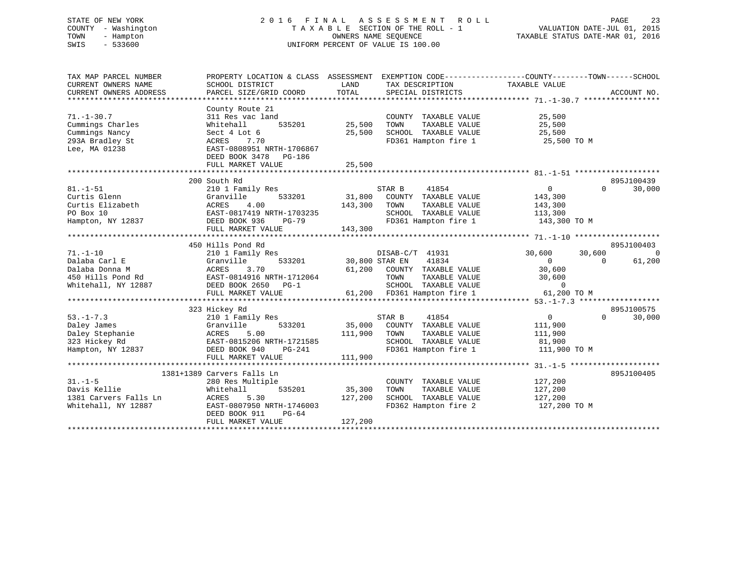STATE OF NEW YORK
COUNTY - Washington
TOWN - Hampton
SWIS - 533600

# 2016 FINAL ASSESSMENT ROLL

TAXABLE SECTION OF THE ROLL - 1
OWNERS NAME SEQUENCE
UNIFORM PERCENT OF VALUE IS 100.00

VALUATION DATE-JUL 01, 2015
TAXABLE STATUS DATE-MAR 01, 2016

| TAX MAP PARCEL NUMBER / CURRENT OWNERS NAME / CURRENT OWNERS ADDRESS | PROPERTY LOCATION & CLASS / SCHOOL DISTRICT / PARCEL SIZE/GRID COORD | ASSESSMENT LAND / TOTAL | EXEMPTION CODE / TAX DESCRIPTION / SPECIAL DISTRICTS | COUNTY TAXABLE VALUE | TOWN | SCHOOL | ACCOUNT NO. |
|---|---|---|---|---|---|---|---|
| 71.-1-30.7 | County Route 21 | | | | | | |
| | 311 Res vac land | | COUNTY TAXABLE VALUE | 25,500 | | | |
| Cummings Charles | Whitehall 535201 | 25,500 | TOWN TAXABLE VALUE | 25,500 | | | |
| Cummings Nancy | Sect 4 Lot 6 | 25,500 | SCHOOL TAXABLE VALUE | 25,500 | | | |
| 293A Bradley St | ACRES 7.70 | | FD361 Hampton fire 1 | 25,500 TO M | | | |
| Lee, MA 01238 | EAST-0808951 NRTH-1706867 | | | | | | |
| | DEED BOOK 3478 PG-186 | | | | | | |
| | FULL MARKET VALUE | 25,500 | | | | | |
| 81.-1-51 | 200 South Rd | | | | | | 895J100439 |
| | 210 1 Family Res | | STAR B 41854 | 0 | 0 | 30,000 | |
| Curtis Glenn | Granville 533201 | 31,800 | COUNTY TAXABLE VALUE | 143,300 | | | |
| Curtis Elizabeth | ACRES 4.00 | 143,300 | TOWN TAXABLE VALUE | 143,300 | | | |
| PO Box 10 | EAST-0817419 NRTH-1703235 | | SCHOOL TAXABLE VALUE | 113,300 | | | |
| Hampton, NY 12837 | DEED BOOK 936 PG-79 | | FD361 Hampton fire 1 | 143,300 TO M | | | |
| | FULL MARKET VALUE | 143,300 | | | | | |
| 71.-1-10 | 450 Hills Pond Rd | | | | | | 895J100403 |
| | 210 1 Family Res | | DISAB-C/T 41931 | 30,600 | 30,600 | 0 | |
| Dalaba Carl E | Granville 533201 | 30,800 | STAR EN 41834 | 0 | 0 | 61,200 | |
| Dalaba Donna M | ACRES 3.70 | 61,200 | COUNTY TAXABLE VALUE | 30,600 | | | |
| 450 Hills Pond Rd | EAST-0814916 NRTH-1712064 | | TOWN TAXABLE VALUE | 30,600 | | | |
| Whitehall, NY 12887 | DEED BOOK 2650 PG-1 | | SCHOOL TAXABLE VALUE | 0 | | | |
| | FULL MARKET VALUE | 61,200 | FD361 Hampton fire 1 | 61,200 TO M | | | |
| 53.-1-7.3 | 323 Hickey Rd | | | | | | 895J100575 |
| | 210 1 Family Res | | STAR B 41854 | 0 | 0 | 30,000 | |
| Daley James | Granville 533201 | 35,000 | COUNTY TAXABLE VALUE | 111,900 | | | |
| Daley Stephanie | ACRES 5.00 | 111,900 | TOWN TAXABLE VALUE | 111,900 | | | |
| 323 Hickey Rd | EAST-0815206 NRTH-1721585 | | SCHOOL TAXABLE VALUE | 81,900 | | | |
| Hampton, NY 12837 | DEED BOOK 940 PG-241 | | FD361 Hampton fire 1 | 111,900 TO M | | | |
| | FULL MARKET VALUE | 111,900 | | | | | |
| 31.-1-5 | 1381+1389 Carvers Falls Ln | | | | | | 895J100405 |
| | 280 Res Multiple | | COUNTY TAXABLE VALUE | 127,200 | | | |
| Davis Kellie | Whitehall 535201 | 35,300 | TOWN TAXABLE VALUE | 127,200 | | | |
| 1381 Carvers Falls Ln | ACRES 5.30 | 127,200 | SCHOOL TAXABLE VALUE | 127,200 | | | |
| Whitehall, NY 12887 | EAST-0807950 NRTH-1746003 | | FD362 Hampton fire 2 | 127,200 TO M | | | |
| | DEED BOOK 911 PG-64 | | | | | | |
| | FULL MARKET VALUE | 127,200 | | | | | |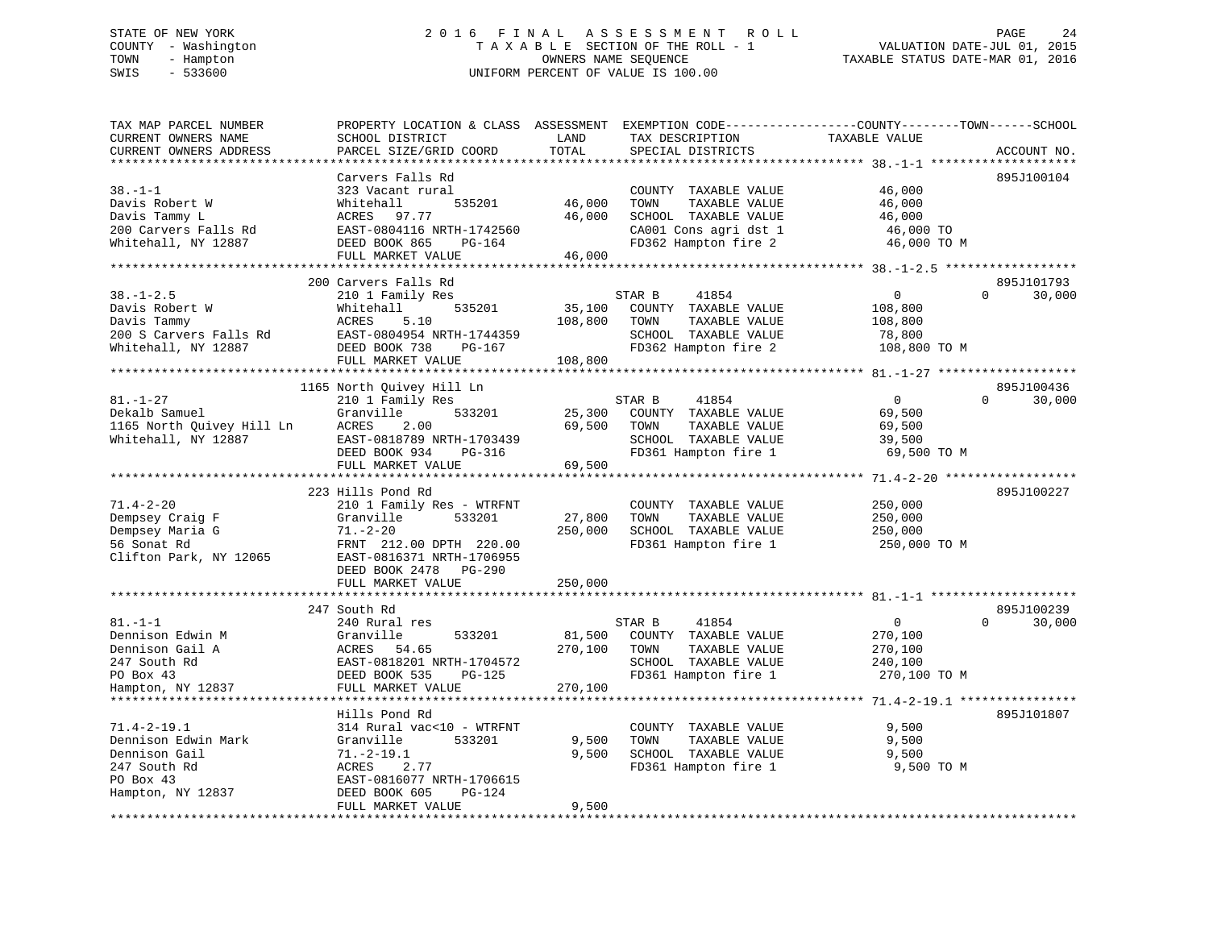STATE OF NEW YORK — 2016 FINAL ASSESSMENT ROLL
COUNTY - Washington — TAXABLE SECTION OF THE ROLL - 1 — VALUATION DATE-JUL 01, 2015
TOWN - Hampton — OWNERS NAME SEQUENCE — TAXABLE STATUS DATE-MAR 01, 2016
SWIS - 533600 — UNIFORM PERCENT OF VALUE IS 100.00

| TAX MAP PARCEL NUMBER / CURRENT OWNERS NAME / CURRENT OWNERS ADDRESS | PROPERTY LOCATION & CLASS / SCHOOL DISTRICT / PARCEL SIZE/GRID COORD | ASSESSMENT LAND | TOTAL | EXEMPTION CODE / TAX DESCRIPTION / SPECIAL DISTRICTS | COUNTY / TAXABLE VALUE | TOWN | SCHOOL | ACCOUNT NO. |
|---|---|---|---|---|---|---|---|---|
| 38.-1-1 | Carvers Falls Rd | | | | | | | 895J100104 |
| | 323 Vacant rural | | | COUNTY TAXABLE VALUE | 46,000 | | | |
| Davis Robert W | Whitehall 535201 | 46,000 | | TOWN TAXABLE VALUE | 46,000 | | | |
| Davis Tammy L | ACRES 97.77 | | 46,000 | SCHOOL TAXABLE VALUE | 46,000 | | | |
| 200 Carvers Falls Rd | EAST-0804116 NRTH-1742560 | | | CA001 Cons agri dst 1 | 46,000 TO | | | |
| Whitehall, NY 12887 | DEED BOOK 865 PG-164 | | | FD362 Hampton fire 2 | 46,000 TO M | | | |
| | FULL MARKET VALUE | | 46,000 | | | | | |
| 38.-1-2.5 | 200 Carvers Falls Rd | | | | | | | 895J101793 |
| | 210 1 Family Res | | | STAR B 41854 | 0 | 0 | 30,000 | |
| Davis Robert W | Whitehall 535201 | 35,100 | | COUNTY TAXABLE VALUE | 108,800 | | | |
| Davis Tammy | ACRES 5.10 | | 108,800 | TOWN TAXABLE VALUE | 108,800 | | | |
| 200 S Carvers Falls Rd | EAST-0804954 NRTH-1744359 | | | SCHOOL TAXABLE VALUE | 78,800 | | | |
| Whitehall, NY 12887 | DEED BOOK 738 PG-167 | | | FD362 Hampton fire 2 | 108,800 TO M | | | |
| | FULL MARKET VALUE | | 108,800 | | | | | |
| 81.-1-27 | 1165 North Quivey Hill Ln | | | | | | | 895J100436 |
| | 210 1 Family Res | | | STAR B 41854 | 0 | 0 | 30,000 | |
| Dekalb Samuel | Granville 533201 | 25,300 | | COUNTY TAXABLE VALUE | 69,500 | | | |
| 1165 North Quivey Hill Ln | ACRES 2.00 | | 69,500 | TOWN TAXABLE VALUE | 69,500 | | | |
| Whitehall, NY 12887 | EAST-0818789 NRTH-1703439 | | | SCHOOL TAXABLE VALUE | 39,500 | | | |
| | DEED BOOK 934 PG-316 | | | FD361 Hampton fire 1 | 69,500 TO M | | | |
| | FULL MARKET VALUE | | 69,500 | | | | | |
| 71.4-2-20 | 223 Hills Pond Rd | | | | | | | 895J100227 |
| | 210 1 Family Res - WTRFNT | | | COUNTY TAXABLE VALUE | 250,000 | | | |
| Dempsey Craig F | Granville 533201 | 27,800 | | TOWN TAXABLE VALUE | 250,000 | | | |
| Dempsey Maria G | 71.-2-20 | | 250,000 | SCHOOL TAXABLE VALUE | 250,000 | | | |
| 56 Sonat Rd | FRNT 212.00 DPTH 220.00 | | | FD361 Hampton fire 1 | 250,000 TO M | | | |
| Clifton Park, NY 12065 | EAST-0816371 NRTH-1706955 | | | | | | | |
| | DEED BOOK 2478 PG-290 | | | | | | | |
| | FULL MARKET VALUE | | 250,000 | | | | | |
| 81.-1-1 | 247 South Rd | | | | | | | 895J100239 |
| | 240 Rural res | | | STAR B 41854 | 0 | 0 | 30,000 | |
| Dennison Edwin M | Granville 533201 | 81,500 | | COUNTY TAXABLE VALUE | 270,100 | | | |
| Dennison Gail A | ACRES 54.65 | | 270,100 | TOWN TAXABLE VALUE | 270,100 | | | |
| 247 South Rd | EAST-0818201 NRTH-1704572 | | | SCHOOL TAXABLE VALUE | 240,100 | | | |
| PO Box 43 | DEED BOOK 535 PG-125 | | | FD361 Hampton fire 1 | 270,100 TO M | | | |
| Hampton, NY 12837 | FULL MARKET VALUE | | 270,100 | | | | | |
| 71.4-2-19.1 | Hills Pond Rd | | | | | | | 895J101807 |
| | 314 Rural vac<10 - WTRFNT | | | COUNTY TAXABLE VALUE | 9,500 | | | |
| Dennison Edwin Mark | Granville 533201 | 9,500 | | TOWN TAXABLE VALUE | 9,500 | | | |
| Dennison Gail | 71.-2-19.1 | | 9,500 | SCHOOL TAXABLE VALUE | 9,500 | | | |
| 247 South Rd | ACRES 2.77 | | | FD361 Hampton fire 1 | 9,500 TO M | | | |
| PO Box 43 | EAST-0816077 NRTH-1706615 | | | | | | | |
| Hampton, NY 12837 | DEED BOOK 605 PG-124 | | | | | | | |
| | FULL MARKET VALUE | | 9,500 | | | | | |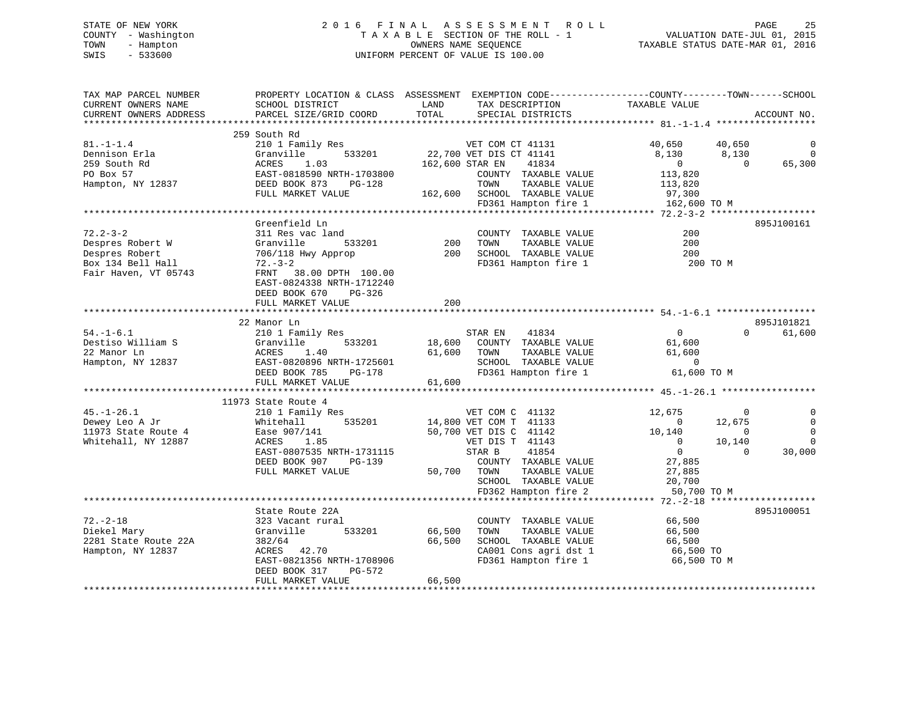STATE OF NEW YORK — 2016 FINAL ASSESSMENT ROLL — TAXABLE SECTION OF THE ROLL - 1 — OWNERS NAME SEQUENCE — UNIFORM PERCENT OF VALUE IS 100.00

COUNTY - Washington
TOWN - Hampton
SWIS - 533600

VALUATION DATE-JUL 01, 2015
TAXABLE STATUS DATE-MAR 01, 2016

| TAX MAP PARCEL NUMBER / CURRENT OWNERS NAME / CURRENT OWNERS ADDRESS | PROPERTY LOCATION & CLASS / SCHOOL DISTRICT / PARCEL SIZE/GRID COORD | ASSESSMENT LAND / TOTAL | EXEMPTION CODE / TAX DESCRIPTION / SPECIAL DISTRICTS | COUNTY TAXABLE VALUE | TOWN | SCHOOL | ACCOUNT NO. |
|---|---|---|---|---|---|---|---|
| **81.-1-1.4** | 259 South Rd | | | | | | |
| 81.-1-1.4 | 210 1 Family Res | | VET COM CT 41131 | 40,650 | 40,650 | 0 | |
| Dennison Erla | Granville 533201 | 22,700 | VET DIS CT 41141 | 8,130 | 8,130 | 0 | |
| 259 South Rd | ACRES 1.03 | 162,600 | STAR EN 41834 | 0 | 0 | 65,300 | |
| PO Box 57 | EAST-0818590 NRTH-1703800 | | COUNTY TAXABLE VALUE | 113,820 | | | |
| Hampton, NY 12837 | DEED BOOK 873 PG-128 | | TOWN TAXABLE VALUE | 113,820 | | | |
| | FULL MARKET VALUE | 162,600 | SCHOOL TAXABLE VALUE | 97,300 | | | |
| | | | FD361 Hampton fire 1 | 162,600 TO M | | | |
| **72.2-3-2** | Greenfield Ln | | | | | | 895J100161 |
| 72.2-3-2 | 311 Res vac land | | COUNTY TAXABLE VALUE | 200 | | | |
| Despres Robert W | Granville 533201 | 200 | TOWN TAXABLE VALUE | 200 | | | |
| Despres Robert | 706/118 Hwy Approp | 200 | SCHOOL TAXABLE VALUE | 200 | | | |
| Box 134 Bell Hall | 72.-3-2 | | FD361 Hampton fire 1 | 200 TO M | | | |
| Fair Haven, VT 05743 | FRNT 38.00 DPTH 100.00 | | | | | | |
| | EAST-0824338 NRTH-1712240 | | | | | | |
| | DEED BOOK 670 PG-326 | | | | | | |
| | FULL MARKET VALUE | 200 | | | | | |
| **54.-1-6.1** | 22 Manor Ln | | | | | | 895J101821 |
| 54.-1-6.1 | 210 1 Family Res | | STAR EN 41834 | 0 | 0 | 61,600 | |
| Destiso William S | Granville 533201 | 18,600 | COUNTY TAXABLE VALUE | 61,600 | | | |
| 22 Manor Ln | ACRES 1.40 | 61,600 | TOWN TAXABLE VALUE | 61,600 | | | |
| Hampton, NY 12837 | EAST-0820896 NRTH-1725601 | | SCHOOL TAXABLE VALUE | 0 | | | |
| | DEED BOOK 785 PG-178 | | FD361 Hampton fire 1 | 61,600 TO M | | | |
| | FULL MARKET VALUE | 61,600 | | | | | |
| **45.-1-26.1** | 11973 State Route 4 | | | | | | |
| 45.-1-26.1 | 210 1 Family Res | | VET COM C 41132 | 12,675 | 0 | 0 | |
| Dewey Leo A Jr | Whitehall 535201 | 14,800 | VET COM T 41133 | 0 | 12,675 | 0 | |
| 11973 State Route 4 | Ease 907/141 | 50,700 | VET DIS C 41142 | 10,140 | 0 | 0 | |
| Whitehall, NY 12887 | ACRES 1.85 | | VET DIS T 41143 | 0 | 10,140 | 0 | |
| | EAST-0807535 NRTH-1731115 | | STAR B 41854 | 0 | 0 | 30,000 | |
| | DEED BOOK 907 PG-139 | | COUNTY TAXABLE VALUE | 27,885 | | | |
| | FULL MARKET VALUE | 50,700 | TOWN TAXABLE VALUE | 27,885 | | | |
| | | | SCHOOL TAXABLE VALUE | 20,700 | | | |
| | | | FD362 Hampton fire 2 | 50,700 TO M | | | |
| **72.-2-18** | State Route 22A | | | | | | 895J100051 |
| 72.-2-18 | 323 Vacant rural | | COUNTY TAXABLE VALUE | 66,500 | | | |
| Diekel Mary | Granville 533201 | 66,500 | TOWN TAXABLE VALUE | 66,500 | | | |
| 2281 State Route 22A | 382/64 | 66,500 | SCHOOL TAXABLE VALUE | 66,500 | | | |
| Hampton, NY 12837 | ACRES 42.70 | | CA001 Cons agri dst 1 | 66,500 TO | | | |
| | EAST-0821356 NRTH-1708906 | | FD361 Hampton fire 1 | 66,500 TO M | | | |
| | DEED BOOK 317 PG-572 | | | | | | |
| | FULL MARKET VALUE | 66,500 | | | | | |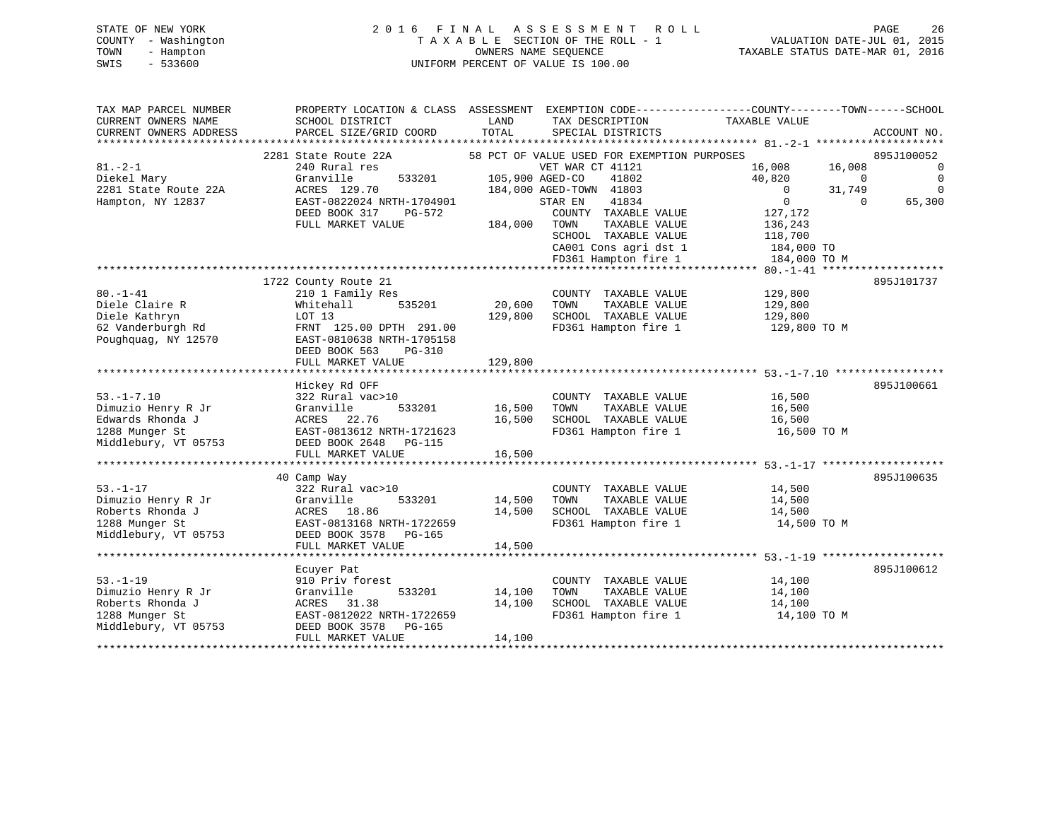STATE OF NEW YORK
COUNTY - Washington
TOWN - Hampton
SWIS - 533600

# 2016 FINAL ASSESSMENT ROLL

TAXABLE SECTION OF THE ROLL - 1
OWNERS NAME SEQUENCE
UNIFORM PERCENT OF VALUE IS 100.00

VALUATION DATE-JUL 01, 2015
TAXABLE STATUS DATE-MAR 01, 2016

```
TAX MAP PARCEL NUMBER          PROPERTY LOCATION & CLASS  ASSESSMENT  EXEMPTION CODE------------------COUNTY--------TOWN------SCHOOL
CURRENT OWNERS NAME            SCHOOL DISTRICT               LAND      TAX DESCRIPTION            TAXABLE VALUE
CURRENT OWNERS ADDRESS         PARCEL SIZE/GRID COORD        TOTAL     SPECIAL DISTRICTS                                    ACCOUNT NO.
******************************************************************************************************* 81.-2-1 ********************
                               2281 State Route 22A          58 PCT OF VALUE USED FOR EXEMPTION PURPOSES                  895J100052
81.-2-1                        240 Rural res                        VET WAR CT 41121           16,008      16,008          0
Diekel Mary                    Granville       533201       105,900 AGED-CO    41802           40,820           0          0
2281 State Route 22A           ACRES  129.70                184,000 AGED-TOWN  41803                0      31,749          0
Hampton, NY 12837              EAST-0822024 NRTH-1704901            STAR EN    41834                0           0     65,300
                               DEED BOOK 317    PG-572               COUNTY  TAXABLE VALUE       127,172
                               FULL MARKET VALUE            184,000  TOWN    TAXABLE VALUE       136,243
                                                                     SCHOOL  TAXABLE VALUE       118,700
                                                                     CA001 Cons agri dst 1        184,000 TO
                                                                     FD361 Hampton fire 1         184,000 TO M
******************************************************************************************************* 80.-1-41 *******************
                               1722 County Route 21                                                                   895J101737
80.-1-41                       210 1 Family Res                      COUNTY  TAXABLE VALUE       129,800
Diele Claire R                 Whitehall       535201        20,600  TOWN    TAXABLE VALUE       129,800
Diele Kathryn                  LOT 13                       129,800  SCHOOL  TAXABLE VALUE       129,800
62 Vanderburgh Rd              FRNT 125.00 DPTH 291.00               FD361 Hampton fire 1         129,800 TO M
Poughquag, NY 12570            EAST-0810638 NRTH-1705158
                               DEED BOOK 563    PG-310
                               FULL MARKET VALUE            129,800
******************************************************************************************************* 53.-1-7.10 *****************
                               Hickey Rd OFF                                                                          895J100661
53.-1-7.10                     322 Rural vac>10                      COUNTY  TAXABLE VALUE        16,500
Dimuzio Henry R Jr             Granville       533201        16,500  TOWN    TAXABLE VALUE        16,500
Edwards Rhonda J               ACRES   22.76                 16,500  SCHOOL  TAXABLE VALUE        16,500
1288 Munger St                 EAST-0813612 NRTH-1721623             FD361 Hampton fire 1          16,500 TO M
Middlebury, VT 05753           DEED BOOK 2648   PG-115
                               FULL MARKET VALUE             16,500
******************************************************************************************************* 53.-1-17 *******************
                               40 Camp Way                                                                            895J100635
53.-1-17                       322 Rural vac>10                      COUNTY  TAXABLE VALUE        14,500
Dimuzio Henry R Jr             Granville       533201        14,500  TOWN    TAXABLE VALUE        14,500
Roberts Rhonda J               ACRES   18.86                 14,500  SCHOOL  TAXABLE VALUE        14,500
1288 Munger St                 EAST-0813168 NRTH-1722659             FD361 Hampton fire 1          14,500 TO M
Middlebury, VT 05753           DEED BOOK 3578   PG-165
                               FULL MARKET VALUE             14,500
******************************************************************************************************* 53.-1-19 *******************
                               Ecuyer Pat                                                                             895J100612
53.-1-19                       910 Priv forest                       COUNTY  TAXABLE VALUE        14,100
Dimuzio Henry R Jr             Granville       533201        14,100  TOWN    TAXABLE VALUE        14,100
Roberts Rhonda J               ACRES   31.38                 14,100  SCHOOL  TAXABLE VALUE        14,100
1288 Munger St                 EAST-0812022 NRTH-1722659             FD361 Hampton fire 1          14,100 TO M
Middlebury, VT 05753           DEED BOOK 3578   PG-165
                               FULL MARKET VALUE             14,100
************************************************************************************************************************************
```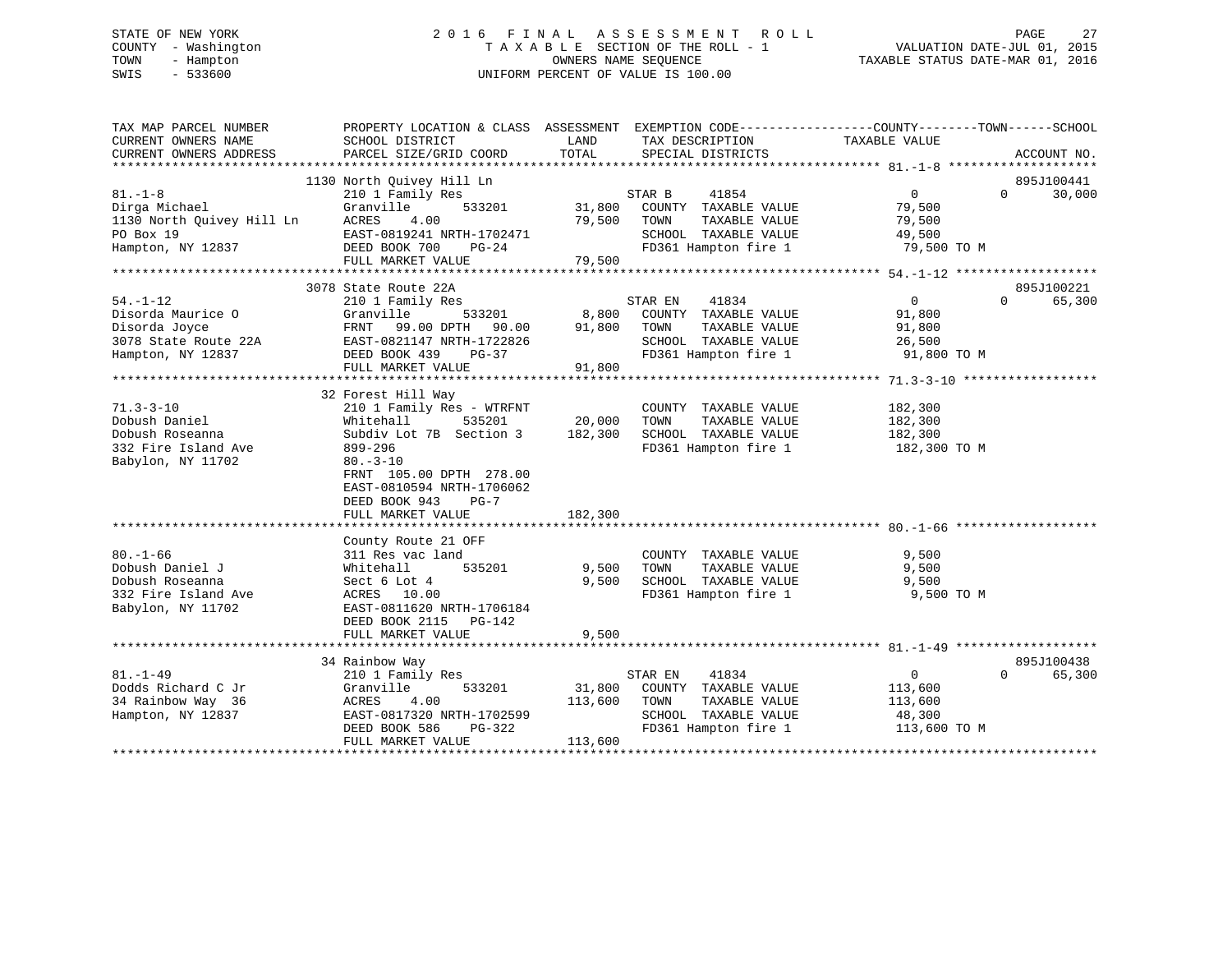STATE OF NEW YORK — 2016 FINAL ASSESSMENT ROLL
COUNTY - Washington — TAXABLE SECTION OF THE ROLL - 1 — VALUATION DATE-JUL 01, 2015
TOWN - Hampton — OWNERS NAME SEQUENCE — TAXABLE STATUS DATE-MAR 01, 2016
SWIS - 533600 — UNIFORM PERCENT OF VALUE IS 100.00

| TAX MAP PARCEL NUMBER / CURRENT OWNERS NAME / CURRENT OWNERS ADDRESS | PROPERTY LOCATION & CLASS / SCHOOL DISTRICT / PARCEL SIZE/GRID COORD | ASSESSMENT LAND | TOTAL | EXEMPTION CODE / TAX DESCRIPTION / SPECIAL DISTRICTS | COUNTY TAXABLE VALUE | TOWN | SCHOOL | ACCOUNT NO. |
|---|---|---|---|---|---|---|---|---|
| 81.-1-8 | 1130 North Quivey Hill Ln | | | | | | | 895J100441 |
| Dirga Michael | 210 1 Family Res | | | STAR B 41854 | 0 | 0 | 30,000 | |
| 1130 North Quivey Hill Ln | Granville 533201 | 31,800 | | COUNTY TAXABLE VALUE | 79,500 | | | |
| PO Box 19 | ACRES 4.00 | | 79,500 | TOWN TAXABLE VALUE | 79,500 | | | |
| Hampton, NY 12837 | EAST-0819241 NRTH-1702471 | | | SCHOOL TAXABLE VALUE | 49,500 | | | |
| | DEED BOOK 700 PG-24 | | | FD361 Hampton fire 1 | 79,500 TO M | | | |
| | FULL MARKET VALUE | | 79,500 | | | | | |
| 54.-1-12 | 3078 State Route 22A | | | | | | | 895J100221 |
| Disorda Maurice O | 210 1 Family Res | | | STAR EN 41834 | 0 | 0 | 65,300 | |
| Disorda Joyce | Granville 533201 | 8,800 | | COUNTY TAXABLE VALUE | 91,800 | | | |
| 3078 State Route 22A | FRNT 99.00 DPTH 90.00 | | 91,800 | TOWN TAXABLE VALUE | 91,800 | | | |
| Hampton, NY 12837 | EAST-0821147 NRTH-1722826 | | | SCHOOL TAXABLE VALUE | 26,500 | | | |
| | DEED BOOK 439 PG-37 | | | FD361 Hampton fire 1 | 91,800 TO M | | | |
| | FULL MARKET VALUE | | 91,800 | | | | | |
| 71.3-3-10 | 32 Forest Hill Way | | | | | | | |
| Dobush Daniel | 210 1 Family Res - WTRFNT | | | COUNTY TAXABLE VALUE | 182,300 | | | |
| Dobush Roseanna | Whitehall 535201 | 20,000 | | TOWN TAXABLE VALUE | 182,300 | | | |
| 332 Fire Island Ave | Subdiv Lot 7B Section 3 | | 182,300 | SCHOOL TAXABLE VALUE | 182,300 | | | |
| Babylon, NY 11702 | 899-296 | | | FD361 Hampton fire 1 | 182,300 TO M | | | |
| | 80.-3-10 | | | | | | | |
| | FRNT 105.00 DPTH 278.00 | | | | | | | |
| | EAST-0810594 NRTH-1706062 | | | | | | | |
| | DEED BOOK 943 PG-7 | | | | | | | |
| | FULL MARKET VALUE | | 182,300 | | | | | |
| 80.-1-66 | County Route 21 OFF | | | | | | | |
| Dobush Daniel J | 311 Res vac land | | | COUNTY TAXABLE VALUE | 9,500 | | | |
| Dobush Roseanna | Whitehall 535201 | 9,500 | | TOWN TAXABLE VALUE | 9,500 | | | |
| 332 Fire Island Ave | Sect 6 Lot 4 | | 9,500 | SCHOOL TAXABLE VALUE | 9,500 | | | |
| Babylon, NY 11702 | ACRES 10.00 | | | FD361 Hampton fire 1 | 9,500 TO M | | | |
| | EAST-0811620 NRTH-1706184 | | | | | | | |
| | DEED BOOK 2115 PG-142 | | | | | | | |
| | FULL MARKET VALUE | | 9,500 | | | | | |
| 81.-1-49 | 34 Rainbow Way | | | | | | | 895J100438 |
| Dodds Richard C Jr | 210 1 Family Res | | | STAR EN 41834 | 0 | 0 | 65,300 | |
| 34 Rainbow Way 36 | Granville 533201 | 31,800 | | COUNTY TAXABLE VALUE | 113,600 | | | |
| Hampton, NY 12837 | ACRES 4.00 | | 113,600 | TOWN TAXABLE VALUE | 113,600 | | | |
| | EAST-0817320 NRTH-1702599 | | | SCHOOL TAXABLE VALUE | 48,300 | | | |
| | DEED BOOK 586 PG-322 | | | FD361 Hampton fire 1 | 113,600 TO M | | | |
| | FULL MARKET VALUE | | 113,600 | | | | | |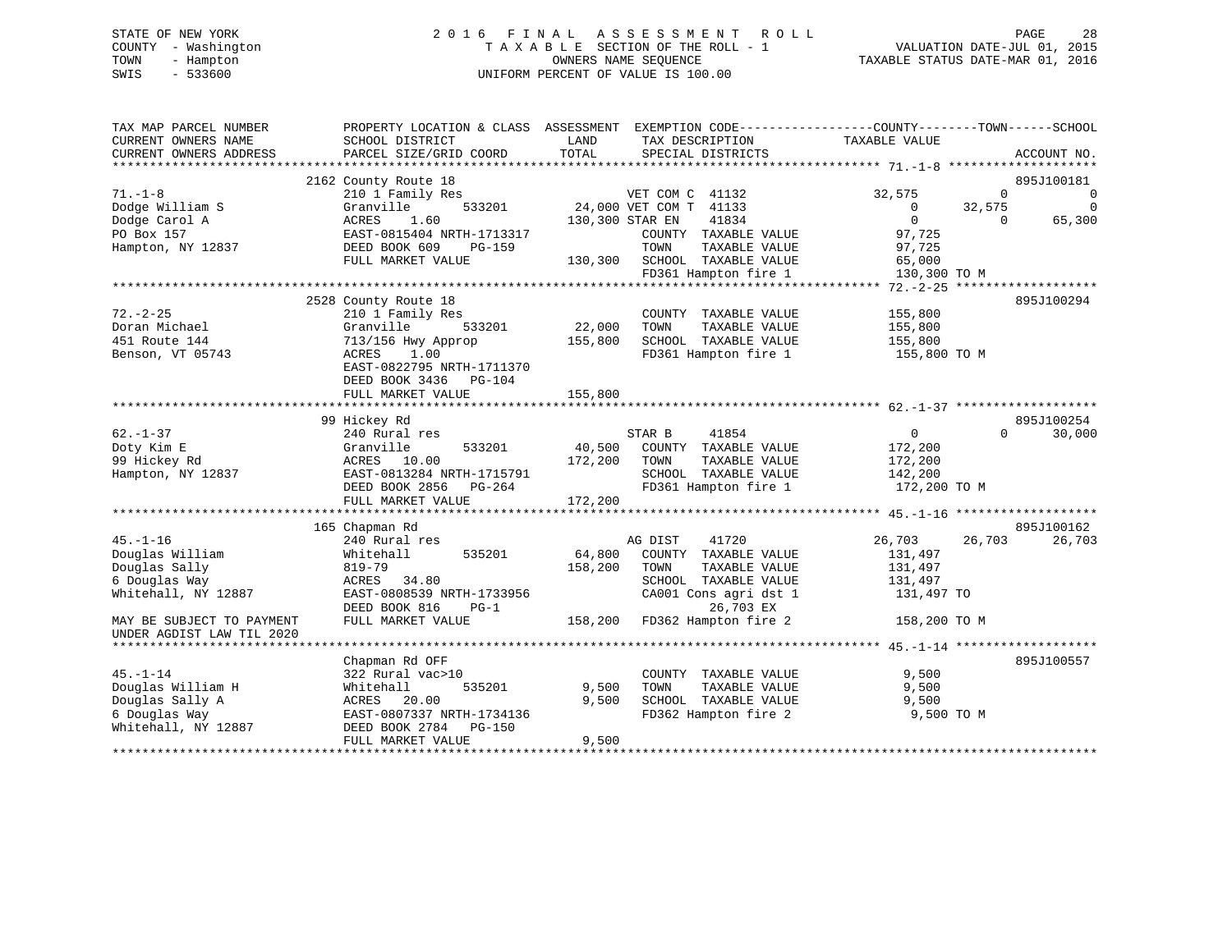STATE OF NEW YORK
COUNTY - Washington
TOWN - Hampton
SWIS - 533600

2 0 1 6 F I N A L A S S E S S M E N T R O L L
T A X A B L E SECTION OF THE ROLL - 1
OWNERS NAME SEQUENCE
UNIFORM PERCENT OF VALUE IS 100.00

VALUATION DATE-JUL 01, 2015
TAXABLE STATUS DATE-MAR 01, 2016

| TAX MAP PARCEL NUMBER / CURRENT OWNERS NAME / CURRENT OWNERS ADDRESS | PROPERTY LOCATION & CLASS / SCHOOL DISTRICT / PARCEL SIZE/GRID COORD | ASSESSMENT LAND / TOTAL | EXEMPTION CODE / TAX DESCRIPTION / SPECIAL DISTRICTS | COUNTY TAXABLE VALUE | TOWN | SCHOOL | ACCOUNT NO. |
|---|---|---|---|---|---|---|---|
| 71.-1-8 | 2162 County Route 18 | | | | | | 895J100181 |
| 71.-1-8 | 210 1 Family Res | | VET COM C 41132 | 32,575 | 0 | 0 | |
| Dodge William S | Granville 533201 | 24,000 | VET COM T 41133 | 0 | 32,575 | 0 | |
| Dodge Carol A | ACRES 1.60 | 130,300 | STAR EN 41834 | 0 | 0 | 65,300 | |
| PO Box 157 | EAST-0815404 NRTH-1713317 | | COUNTY TAXABLE VALUE | 97,725 | | | |
| Hampton, NY 12837 | DEED BOOK 609 PG-159 | | TOWN TAXABLE VALUE | 97,725 | | | |
| | FULL MARKET VALUE | 130,300 | SCHOOL TAXABLE VALUE | 65,000 | | | |
| | | | FD361 Hampton fire 1 | 130,300 TO M | | | |
| 72.-2-25 | 2528 County Route 18 | | | | | | 895J100294 |
| 72.-2-25 | 210 1 Family Res | | COUNTY TAXABLE VALUE | 155,800 | | | |
| Doran Michael | Granville 533201 | 22,000 | TOWN TAXABLE VALUE | 155,800 | | | |
| 451 Route 144 | 713/156 Hwy Approp | 155,800 | SCHOOL TAXABLE VALUE | 155,800 | | | |
| Benson, VT 05743 | ACRES 1.00 | | FD361 Hampton fire 1 | 155,800 TO M | | | |
| | EAST-0822795 NRTH-1711370 | | | | | | |
| | DEED BOOK 3436 PG-104 | | | | | | |
| | FULL MARKET VALUE | 155,800 | | | | | |
| 62.-1-37 | 99 Hickey Rd | | | | | | 895J100254 |
| 62.-1-37 | 240 Rural res | | STAR B 41854 | 0 | 0 | 30,000 | |
| Doty Kim E | Granville 533201 | 40,500 | COUNTY TAXABLE VALUE | 172,200 | | | |
| 99 Hickey Rd | ACRES 10.00 | 172,200 | TOWN TAXABLE VALUE | 172,200 | | | |
| Hampton, NY 12837 | EAST-0813284 NRTH-1715791 | | SCHOOL TAXABLE VALUE | 142,200 | | | |
| | DEED BOOK 2856 PG-264 | | FD361 Hampton fire 1 | 172,200 TO M | | | |
| | FULL MARKET VALUE | 172,200 | | | | | |
| 45.-1-16 | 165 Chapman Rd | | | | | | 895J100162 |
| 45.-1-16 | 240 Rural res | | AG DIST 41720 | 26,703 | 26,703 | 26,703 | |
| Douglas William | Whitehall 535201 | 64,800 | COUNTY TAXABLE VALUE | 131,497 | | | |
| Douglas Sally | 819-79 | 158,200 | TOWN TAXABLE VALUE | 131,497 | | | |
| 6 Douglas Way | ACRES 34.80 | | SCHOOL TAXABLE VALUE | 131,497 | | | |
| Whitehall, NY 12887 | EAST-0808539 NRTH-1733956 | | CA001 Cons agri dst 1 | 131,497 TO | | | |
| | DEED BOOK 816 PG-1 | | 26,703 EX | | | | |
| MAY BE SUBJECT TO PAYMENT | FULL MARKET VALUE | 158,200 | FD362 Hampton fire 2 | 158,200 TO M | | | |
| UNDER AGDIST LAW TIL 2020 | | | | | | | |
| 45.-1-14 | Chapman Rd OFF | | | | | | 895J100557 |
| 45.-1-14 | 322 Rural vac>10 | | COUNTY TAXABLE VALUE | 9,500 | | | |
| Douglas William H | Whitehall 535201 | 9,500 | TOWN TAXABLE VALUE | 9,500 | | | |
| Douglas Sally A | ACRES 20.00 | 9,500 | SCHOOL TAXABLE VALUE | 9,500 | | | |
| 6 Douglas Way | EAST-0807337 NRTH-1734136 | | FD362 Hampton fire 2 | 9,500 TO M | | | |
| Whitehall, NY 12887 | DEED BOOK 2784 PG-150 | | | | | | |
| | FULL MARKET VALUE | 9,500 | | | | | |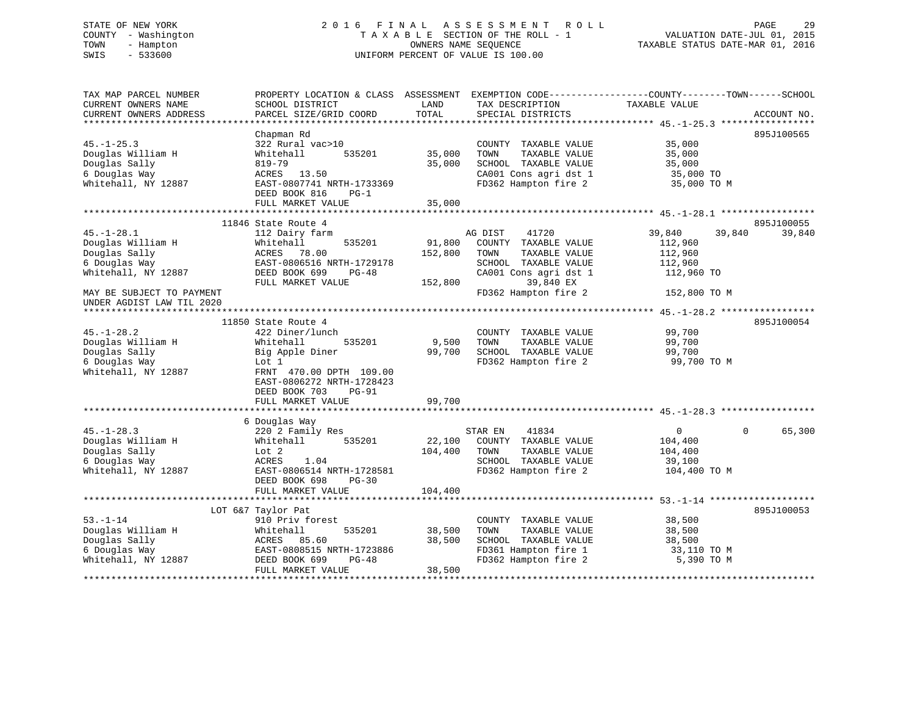STATE OF NEW YORK
COUNTY - Washington
TOWN - Hampton
SWIS - 533600

2 0 1 6 F I N A L A S S E S S M E N T R O L L
T A X A B L E SECTION OF THE ROLL - 1
OWNERS NAME SEQUENCE
UNIFORM PERCENT OF VALUE IS 100.00

VALUATION DATE-JUL 01, 2015
TAXABLE STATUS DATE-MAR 01, 2016

```
TAX MAP PARCEL NUMBER          PROPERTY LOCATION & CLASS  ASSESSMENT  EXEMPTION CODE------------------COUNTY--------TOWN------SCHOOL
CURRENT OWNERS NAME            SCHOOL DISTRICT               LAND      TAX DESCRIPTION             TAXABLE VALUE
CURRENT OWNERS ADDRESS         PARCEL SIZE/GRID COORD        TOTAL     SPECIAL DISTRICTS                                      ACCOUNT NO.
******************************************************************************************************* 45.-1-25.3 *****************
                               Chapman Rd                                                                                 895J100565
45.-1-25.3                     322 Rural vac>10                        COUNTY  TAXABLE VALUE          35,000
Douglas William H              Whitehall         535201       35,000   TOWN    TAXABLE VALUE          35,000
Douglas Sally                  819-79                         35,000   SCHOOL  TAXABLE VALUE          35,000
6 Douglas Way                  ACRES   13.50                           CA001 Cons agri dst 1          35,000 TO
Whitehall, NY 12887            EAST-0807741 NRTH-1733369               FD362 Hampton fire 2           35,000 TO M
                               DEED BOOK 816    PG-1
                               FULL MARKET VALUE              35,000
******************************************************************************************************* 45.-1-28.1 *****************
                         11846 State Route 4                                                                              895J100055
45.-1-28.1                     112 Dairy farm                          AG DIST     41720             39,840      39,840      39,840
Douglas William H              Whitehall         535201       91,800   COUNTY  TAXABLE VALUE         112,960
Douglas Sally                  ACRES   78.00                 152,800   TOWN    TAXABLE VALUE         112,960
6 Douglas Way                  EAST-0806516 NRTH-1729178               SCHOOL  TAXABLE VALUE         112,960
Whitehall, NY 12887            DEED BOOK 699    PG-48                  CA001 Cons agri dst 1         112,960 TO
                               FULL MARKET VALUE             152,800          39,840 EX
MAY BE SUBJECT TO PAYMENT                                              FD362 Hampton fire 2          152,800 TO M
UNDER AGDIST LAW TIL 2020
******************************************************************************************************* 45.-1-28.2 *****************
                         11850 State Route 4                                                                              895J100054
45.-1-28.2                     422 Diner/lunch                         COUNTY  TAXABLE VALUE          99,700
Douglas William H              Whitehall         535201        9,500   TOWN    TAXABLE VALUE          99,700
Douglas Sally                  Big Apple Diner                99,700   SCHOOL  TAXABLE VALUE          99,700
6 Douglas Way                  Lot 1                                   FD362 Hampton fire 2           99,700 TO M
Whitehall, NY 12887            FRNT 470.00 DPTH 109.00
                               EAST-0806272 NRTH-1728423
                               DEED BOOK 703    PG-91
                               FULL MARKET VALUE              99,700
******************************************************************************************************* 45.-1-28.3 *****************
                               6 Douglas Way
45.-1-28.3                     220 2 Family Res                        STAR EN     41834                  0           0      65,300
Douglas William H              Whitehall         535201       22,100   COUNTY  TAXABLE VALUE         104,400
Douglas Sally                  Lot 2                         104,400   TOWN    TAXABLE VALUE         104,400
6 Douglas Way                  ACRES    1.04                           SCHOOL  TAXABLE VALUE          39,100
Whitehall, NY 12887            EAST-0806514 NRTH-1728581               FD362 Hampton fire 2          104,400 TO M
                               DEED BOOK 698    PG-30
                               FULL MARKET VALUE             104,400
******************************************************************************************************* 53.-1-14 *******************
                         LOT 6&7 Taylor Pat                                                                               895J100053
53.-1-14                       910 Priv forest                         COUNTY  TAXABLE VALUE          38,500
Douglas William H              Whitehall         535201       38,500   TOWN    TAXABLE VALUE          38,500
Douglas Sally                  ACRES   85.60                  38,500   SCHOOL  TAXABLE VALUE          38,500
6 Douglas Way                  EAST-0808515 NRTH-1723886               FD361 Hampton fire 1           33,110 TO M
Whitehall, NY 12887            DEED BOOK 699    PG-48                  FD362 Hampton fire 2            5,390 TO M
                               FULL MARKET VALUE              38,500
************************************************************************************************************************************
```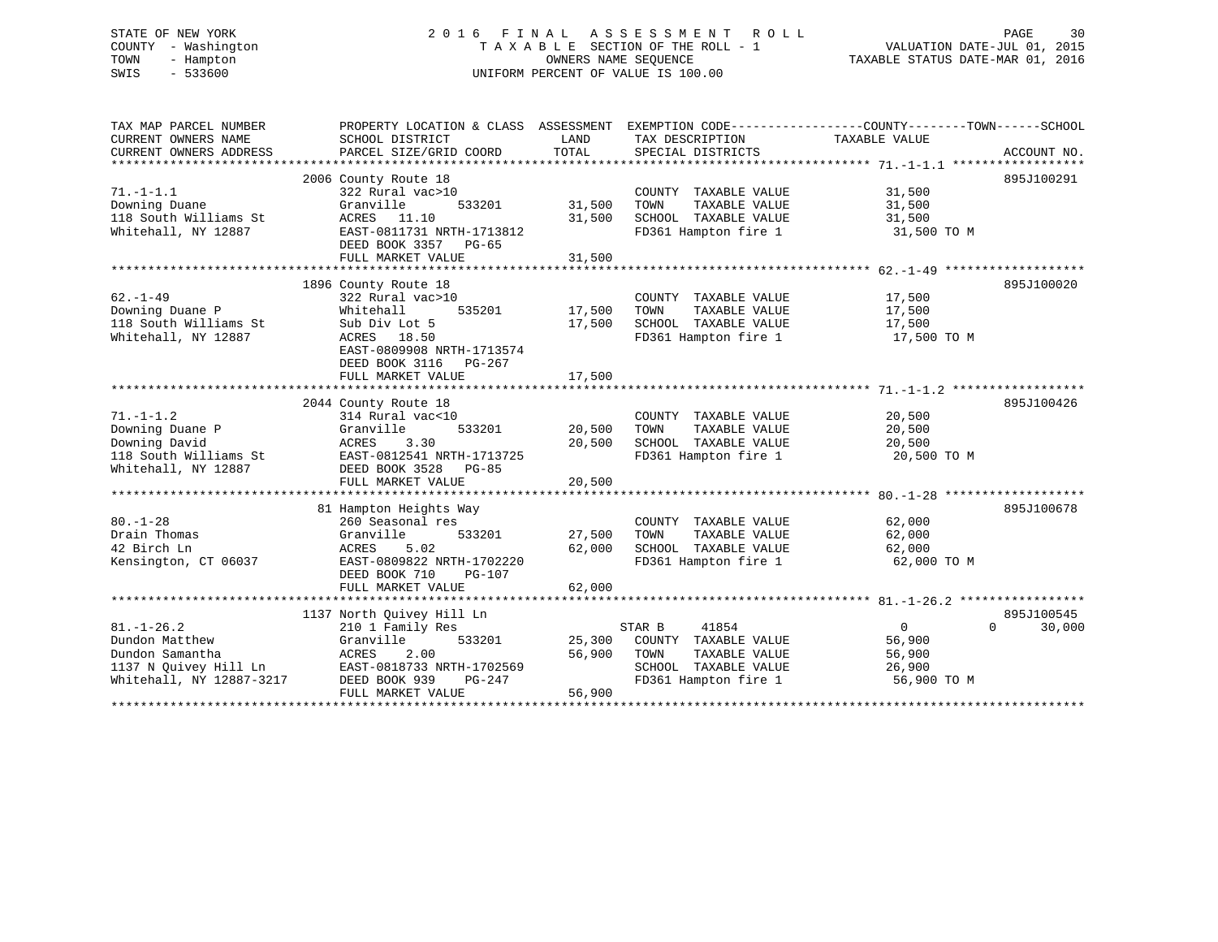STATE OF NEW YORK
COUNTY - Washington
TOWN - Hampton
SWIS - 533600

2 0 1 6 F I N A L A S S E S S M E N T R O L L
T A X A B L E SECTION OF THE ROLL - 1
OWNERS NAME SEQUENCE
UNIFORM PERCENT OF VALUE IS 100.00

VALUATION DATE-JUL 01, 2015
TAXABLE STATUS DATE-MAR 01, 2016

| TAX MAP PARCEL NUMBER / CURRENT OWNERS NAME / CURRENT OWNERS ADDRESS | PROPERTY LOCATION & CLASS / SCHOOL DISTRICT / PARCEL SIZE/GRID COORD | ASSESSMENT LAND / TOTAL | EXEMPTION CODE / TAX DESCRIPTION / SPECIAL DISTRICTS | COUNTY TAXABLE VALUE | TOWN | SCHOOL | ACCOUNT NO. |
|---|---|---|---|---|---|---|---|
| 71.-1-1.1 | 2006 County Route 18 | | | | | | 895J100291 |
| Downing Duane | 322 Rural vac>10 | | COUNTY TAXABLE VALUE | 31,500 | | | |
| 118 South Williams St | Granville 533201 | 31,500 | TOWN TAXABLE VALUE | 31,500 | | | |
| Whitehall, NY 12887 | ACRES 11.10 | 31,500 | SCHOOL TAXABLE VALUE | 31,500 | | | |
| | EAST-0811731 NRTH-1713812 | | FD361 Hampton fire 1 | 31,500 TO M | | | |
| | DEED BOOK 3357 PG-65 | | | | | | |
| | FULL MARKET VALUE | 31,500 | | | | | |
| 62.-1-49 | 1896 County Route 18 | | | | | | 895J100020 |
| Downing Duane P | 322 Rural vac>10 | | COUNTY TAXABLE VALUE | 17,500 | | | |
| 118 South Williams St | Whitehall 535201 | 17,500 | TOWN TAXABLE VALUE | 17,500 | | | |
| Whitehall, NY 12887 | Sub Div Lot 5 | 17,500 | SCHOOL TAXABLE VALUE | 17,500 | | | |
| | ACRES 18.50 | | FD361 Hampton fire 1 | 17,500 TO M | | | |
| | EAST-0809908 NRTH-1713574 | | | | | | |
| | DEED BOOK 3116 PG-267 | | | | | | |
| | FULL MARKET VALUE | 17,500 | | | | | |
| 71.-1-1.2 | 2044 County Route 18 | | | | | | 895J100426 |
| Downing Duane P | 314 Rural vac<10 | | COUNTY TAXABLE VALUE | 20,500 | | | |
| Downing David | Granville 533201 | 20,500 | TOWN TAXABLE VALUE | 20,500 | | | |
| 118 South Williams St | ACRES 3.30 | 20,500 | SCHOOL TAXABLE VALUE | 20,500 | | | |
| Whitehall, NY 12887 | EAST-0812541 NRTH-1713725 | | FD361 Hampton fire 1 | 20,500 TO M | | | |
| | DEED BOOK 3528 PG-85 | | | | | | |
| | FULL MARKET VALUE | 20,500 | | | | | |
| 80.-1-28 | 81 Hampton Heights Way | | | | | | 895J100678 |
| Drain Thomas | 260 Seasonal res | | COUNTY TAXABLE VALUE | 62,000 | | | |
| 42 Birch Ln | Granville 533201 | 27,500 | TOWN TAXABLE VALUE | 62,000 | | | |
| Kensington, CT 06037 | ACRES 5.02 | 62,000 | SCHOOL TAXABLE VALUE | 62,000 | | | |
| | EAST-0809822 NRTH-1702220 | | FD361 Hampton fire 1 | 62,000 TO M | | | |
| | DEED BOOK 710 PG-107 | | | | | | |
| | FULL MARKET VALUE | 62,000 | | | | | |
| 81.-1-26.2 | 1137 North Quivey Hill Ln | | | | | | 895J100545 |
| Dundon Matthew | 210 1 Family Res | | STAR B 41854 | 0 | 0 | 30,000 | |
| Dundon Samantha | Granville 533201 | 25,300 | COUNTY TAXABLE VALUE | 56,900 | | | |
| 1137 N Quivey Hill Ln | ACRES 2.00 | 56,900 | TOWN TAXABLE VALUE | 56,900 | | | |
| Whitehall, NY 12887-3217 | EAST-0818733 NRTH-1702569 | | SCHOOL TAXABLE VALUE | 26,900 | | | |
| | DEED BOOK 939 PG-247 | | FD361 Hampton fire 1 | 56,900 TO M | | | |
| | FULL MARKET VALUE | 56,900 | | | | | |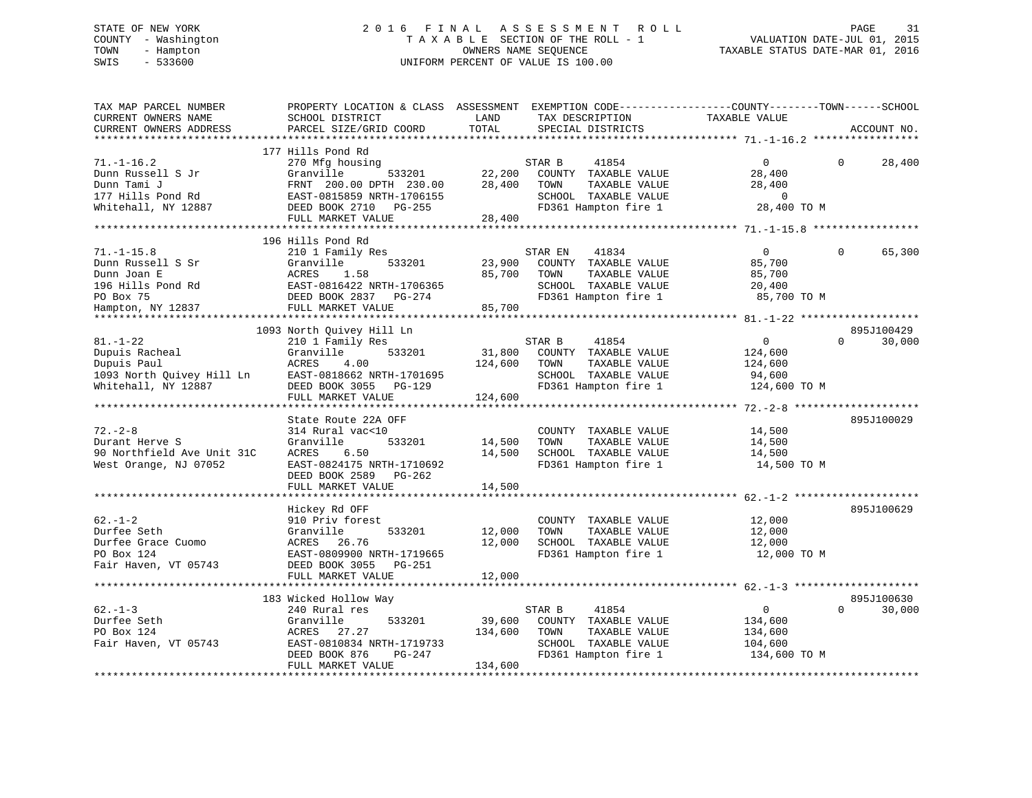STATE OF NEW YORK
COUNTY - Washington
TOWN - Hampton
SWIS - 533600

# 2016 FINAL ASSESSMENT ROLL

TAXABLE SECTION OF THE ROLL - 1
OWNERS NAME SEQUENCE
UNIFORM PERCENT OF VALUE IS 100.00

VALUATION DATE-JUL 01, 2015
TAXABLE STATUS DATE-MAR 01, 2016

| TAX MAP PARCEL NUMBER / CURRENT OWNERS NAME / CURRENT OWNERS ADDRESS | PROPERTY LOCATION & CLASS / SCHOOL DISTRICT / PARCEL SIZE/GRID COORD | ASSESSMENT LAND | TOTAL | EXEMPTION CODE / TAX DESCRIPTION / SPECIAL DISTRICTS | COUNTY TAXABLE VALUE | TOWN | SCHOOL | ACCOUNT NO. |
|---|---|---|---|---|---|---|---|---|
| 71.-1-16.2 | 177 Hills Pond Rd | | | | | | | |
| | 270 Mfg housing | | | STAR B 41854 | 0 | 0 | 28,400 | |
| Dunn Russell S Jr | Granville 533201 | 22,200 | | COUNTY TAXABLE VALUE | 28,400 | | | |
| Dunn Tami J | FRNT 200.00 DPTH 230.00 | | 28,400 | TOWN TAXABLE VALUE | 28,400 | | | |
| 177 Hills Pond Rd | EAST-0815859 NRTH-1706155 | | | SCHOOL TAXABLE VALUE | 0 | | | |
| Whitehall, NY 12887 | DEED BOOK 2710 PG-255 | | | FD361 Hampton fire 1 | 28,400 TO M | | | |
| | FULL MARKET VALUE | | 28,400 | | | | | |
| 71.-1-15.8 | 196 Hills Pond Rd | | | | | | | |
| | 210 1 Family Res | | | STAR EN 41834 | 0 | 0 | 65,300 | |
| Dunn Russell S Sr | Granville 533201 | 23,900 | | COUNTY TAXABLE VALUE | 85,700 | | | |
| Dunn Joan E | ACRES 1.58 | | 85,700 | TOWN TAXABLE VALUE | 85,700 | | | |
| 196 Hills Pond Rd | EAST-0816422 NRTH-1706365 | | | SCHOOL TAXABLE VALUE | 20,400 | | | |
| PO Box 75 | DEED BOOK 2837 PG-274 | | | FD361 Hampton fire 1 | 85,700 TO M | | | |
| Hampton, NY 12837 | FULL MARKET VALUE | | 85,700 | | | | | |
| 81.-1-22 | 1093 North Quivey Hill Ln | | | | | | | 895J100429 |
| | 210 1 Family Res | | | STAR B 41854 | 0 | 0 | 30,000 | |
| Dupuis Racheal | Granville 533201 | 31,800 | | COUNTY TAXABLE VALUE | 124,600 | | | |
| Dupuis Paul | ACRES 4.00 | | 124,600 | TOWN TAXABLE VALUE | 124,600 | | | |
| 1093 North Quivey Hill Ln | EAST-0818662 NRTH-1701695 | | | SCHOOL TAXABLE VALUE | 94,600 | | | |
| Whitehall, NY 12887 | DEED BOOK 3055 PG-129 | | | FD361 Hampton fire 1 | 124,600 TO M | | | |
| | FULL MARKET VALUE | | 124,600 | | | | | |
| 72.-2-8 | State Route 22A OFF | | | | | | | 895J100029 |
| | 314 Rural vac<10 | | | COUNTY TAXABLE VALUE | 14,500 | | | |
| Durant Herve S | Granville 533201 | 14,500 | | TOWN TAXABLE VALUE | 14,500 | | | |
| 90 Northfield Ave Unit 31C | ACRES 6.50 | | 14,500 | SCHOOL TAXABLE VALUE | 14,500 | | | |
| West Orange, NJ 07052 | EAST-0824175 NRTH-1710692 | | | FD361 Hampton fire 1 | 14,500 TO M | | | |
| | DEED BOOK 2589 PG-262 | | | | | | | |
| | FULL MARKET VALUE | | 14,500 | | | | | |
| 62.-1-2 | Hickey Rd OFF | | | | | | | 895J100629 |
| | 910 Priv forest | | | COUNTY TAXABLE VALUE | 12,000 | | | |
| Durfee Seth | Granville 533201 | 12,000 | | TOWN TAXABLE VALUE | 12,000 | | | |
| Durfee Grace Cuomo | ACRES 26.76 | | 12,000 | SCHOOL TAXABLE VALUE | 12,000 | | | |
| PO Box 124 | EAST-0809900 NRTH-1719665 | | | FD361 Hampton fire 1 | 12,000 TO M | | | |
| Fair Haven, VT 05743 | DEED BOOK 3055 PG-251 | | | | | | | |
| | FULL MARKET VALUE | | 12,000 | | | | | |
| 62.-1-3 | 183 Wicked Hollow Way | | | | | | | 895J100630 |
| | 240 Rural res | | | STAR B 41854 | 0 | 0 | 30,000 | |
| Durfee Seth | Granville 533201 | 39,600 | | COUNTY TAXABLE VALUE | 134,600 | | | |
| PO Box 124 | ACRES 27.27 | | 134,600 | TOWN TAXABLE VALUE | 134,600 | | | |
| Fair Haven, VT 05743 | EAST-0810834 NRTH-1719733 | | | SCHOOL TAXABLE VALUE | 104,600 | | | |
| | DEED BOOK 876 PG-247 | | | FD361 Hampton fire 1 | 134,600 TO M | | | |
| | FULL MARKET VALUE | | 134,600 | | | | | |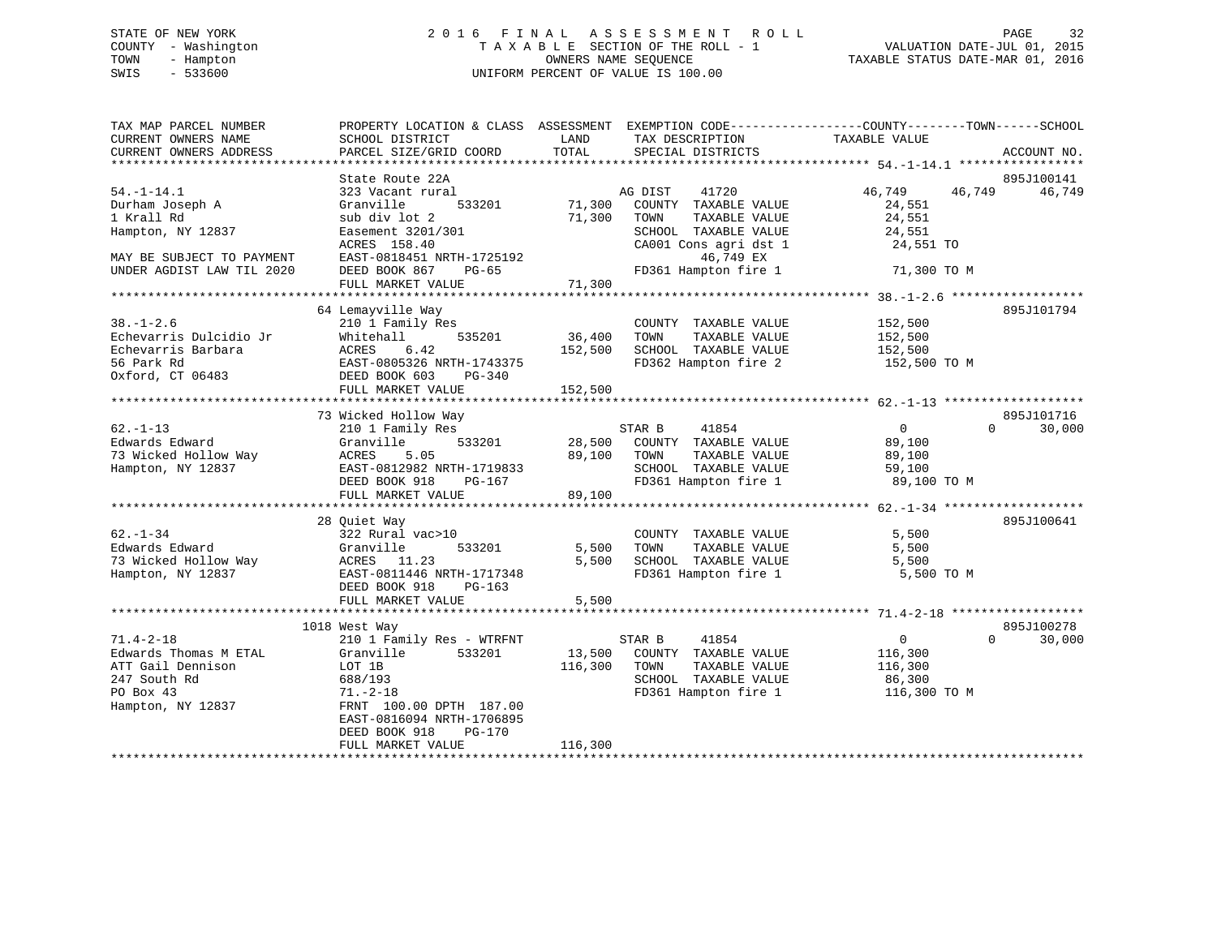STATE OF NEW YORK
COUNTY - Washington
TOWN - Hampton
SWIS - 533600

# 2016 FINAL ASSESSMENT ROLL
TAXABLE SECTION OF THE ROLL - 1
OWNERS NAME SEQUENCE
UNIFORM PERCENT OF VALUE IS 100.00

VALUATION DATE-JUL 01, 2015
TAXABLE STATUS DATE-MAR 01, 2016

| TAX MAP PARCEL NUMBER / CURRENT OWNERS NAME / CURRENT OWNERS ADDRESS | PROPERTY LOCATION & CLASS / SCHOOL DISTRICT / PARCEL SIZE/GRID COORD | ASSESSMENT LAND | TOTAL | EXEMPTION CODE / TAX DESCRIPTION / SPECIAL DISTRICTS | COUNTY TAXABLE VALUE | TOWN | SCHOOL | ACCOUNT NO. |
|---|---|---|---|---|---|---|---|---|
| 54.-1-14.1 | State Route 22A | | | | | | | 895J100141 |
| Durham Joseph A | 323 Vacant rural | | | AG DIST 41720 | 46,749 | 46,749 | 46,749 | |
| 1 Krall Rd | Granville 533201 | 71,300 | | COUNTY TAXABLE VALUE | 24,551 | | | |
| Hampton, NY 12837 | sub div lot 2 | | 71,300 | TOWN TAXABLE VALUE | 24,551 | | | |
| | Easement 3201/301 | | | SCHOOL TAXABLE VALUE | 24,551 | | | |
| | ACRES 158.40 | | | CA001 Cons agri dst 1 | 24,551 TO | | | |
| MAY BE SUBJECT TO PAYMENT | EAST-0818451 NRTH-1725192 | | | 46,749 EX | | | | |
| UNDER AGDIST LAW TIL 2020 | DEED BOOK 867 PG-65 | | | FD361 Hampton fire 1 | 71,300 TO M | | | |
| | FULL MARKET VALUE | | 71,300 | | | | | |
| 38.-1-2.6 | 64 Lemayville Way | | | | | | | 895J101794 |
| Echevarris Dulcidio Jr | 210 1 Family Res | | | COUNTY TAXABLE VALUE | 152,500 | | | |
| Echevarris Barbara | Whitehall 535201 | 36,400 | | TOWN TAXABLE VALUE | 152,500 | | | |
| 56 Park Rd | ACRES 6.42 | | 152,500 | SCHOOL TAXABLE VALUE | 152,500 | | | |
| Oxford, CT 06483 | EAST-0805326 NRTH-1743375 | | | FD362 Hampton fire 2 | 152,500 TO M | | | |
| | DEED BOOK 603 PG-340 | | | | | | | |
| | FULL MARKET VALUE | | 152,500 | | | | | |
| 62.-1-13 | 73 Wicked Hollow Way | | | | | | | 895J101716 |
| Edwards Edward | 210 1 Family Res | | | STAR B 41854 | 0 | 0 | 30,000 | |
| 73 Wicked Hollow Way | Granville 533201 | 28,500 | | COUNTY TAXABLE VALUE | 89,100 | | | |
| Hampton, NY 12837 | ACRES 5.05 | | 89,100 | TOWN TAXABLE VALUE | 89,100 | | | |
| | EAST-0812982 NRTH-1719833 | | | SCHOOL TAXABLE VALUE | 59,100 | | | |
| | DEED BOOK 918 PG-167 | | | FD361 Hampton fire 1 | 89,100 TO M | | | |
| | FULL MARKET VALUE | | 89,100 | | | | | |
| 62.-1-34 | 28 Quiet Way | | | | | | | 895J100641 |
| Edwards Edward | 322 Rural vac>10 | | | COUNTY TAXABLE VALUE | 5,500 | | | |
| 73 Wicked Hollow Way | Granville 533201 | 5,500 | | TOWN TAXABLE VALUE | 5,500 | | | |
| Hampton, NY 12837 | ACRES 11.23 | | 5,500 | SCHOOL TAXABLE VALUE | 5,500 | | | |
| | EAST-0811446 NRTH-1717348 | | | FD361 Hampton fire 1 | 5,500 TO M | | | |
| | DEED BOOK 918 PG-163 | | | | | | | |
| | FULL MARKET VALUE | | 5,500 | | | | | |
| 71.4-2-18 | 1018 West Way | | | | | | | 895J100278 |
| Edwards Thomas M ETAL | 210 1 Family Res - WTRFNT | | | STAR B 41854 | 0 | 0 | 30,000 | |
| ATT Gail Dennison | Granville 533201 | 13,500 | | COUNTY TAXABLE VALUE | 116,300 | | | |
| 247 South Rd | LOT 1B | | 116,300 | TOWN TAXABLE VALUE | 116,300 | | | |
| PO Box 43 | 688/193 | | | SCHOOL TAXABLE VALUE | 86,300 | | | |
| Hampton, NY 12837 | 71.-2-18 | | | FD361 Hampton fire 1 | 116,300 TO M | | | |
| | FRNT 100.00 DPTH 187.00 | | | | | | | |
| | EAST-0816094 NRTH-1706895 | | | | | | | |
| | DEED BOOK 918 PG-170 | | | | | | | |
| | FULL MARKET VALUE | | 116,300 | | | | | |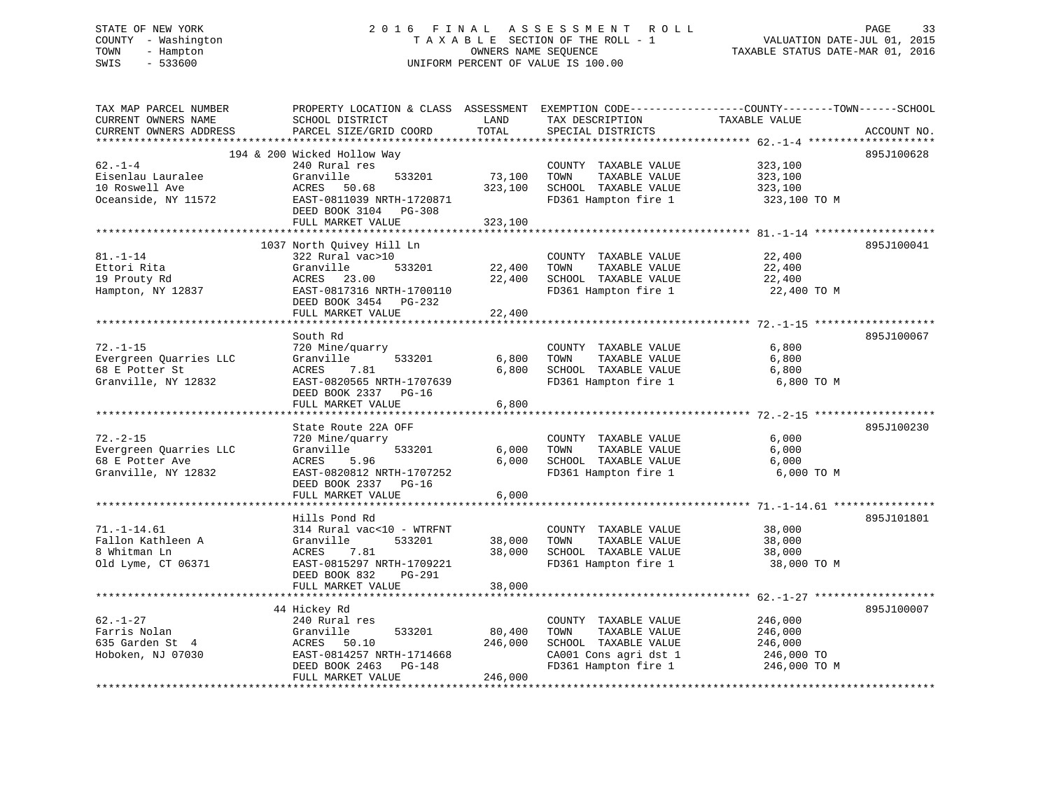STATE OF NEW YORK
COUNTY - Washington
TOWN - Hampton
SWIS - 533600

2016 FINAL ASSESSMENT ROLL
TAXABLE SECTION OF THE ROLL - 1
OWNERS NAME SEQUENCE
UNIFORM PERCENT OF VALUE IS 100.00

VALUATION DATE-JUL 01, 2015
TAXABLE STATUS DATE-MAR 01, 2016

| TAX MAP PARCEL NUMBER / CURRENT OWNERS NAME / CURRENT OWNERS ADDRESS | PROPERTY LOCATION & CLASS / SCHOOL DISTRICT / PARCEL SIZE/GRID COORD | ASSESSMENT LAND / TOTAL | EXEMPTION CODE / TAX DESCRIPTION / SPECIAL DISTRICTS | TAXABLE VALUE (COUNTY--TOWN--SCHOOL) | ACCOUNT NO. |
|---|---|---|---|---|---|
| 62.-1-4 | 194 & 200 Wicked Hollow Way | | | | 895J100628 |
| | 240 Rural res | | COUNTY TAXABLE VALUE | 323,100 | |
| Eisenlau Lauralee | Granville 533201 | 73,100 | TOWN TAXABLE VALUE | 323,100 | |
| 10 Roswell Ave | ACRES 50.68 | 323,100 | SCHOOL TAXABLE VALUE | 323,100 | |
| Oceanside, NY 11572 | EAST-0811039 NRTH-1720871 | | FD361 Hampton fire 1 | 323,100 TO M | |
| | DEED BOOK 3104 PG-308 | | | | |
| | FULL MARKET VALUE | 323,100 | | | |
| 81.-1-14 | 1037 North Quivey Hill Ln | | | | 895J100041 |
| | 322 Rural vac>10 | | COUNTY TAXABLE VALUE | 22,400 | |
| Ettori Rita | Granville 533201 | 22,400 | TOWN TAXABLE VALUE | 22,400 | |
| 19 Prouty Rd | ACRES 23.00 | 22,400 | SCHOOL TAXABLE VALUE | 22,400 | |
| Hampton, NY 12837 | EAST-0817316 NRTH-1700110 | | FD361 Hampton fire 1 | 22,400 TO M | |
| | DEED BOOK 3454 PG-232 | | | | |
| | FULL MARKET VALUE | 22,400 | | | |
| 72.-1-15 | South Rd | | | | 895J100067 |
| | 720 Mine/quarry | | COUNTY TAXABLE VALUE | 6,800 | |
| Evergreen Quarries LLC | Granville 533201 | 6,800 | TOWN TAXABLE VALUE | 6,800 | |
| 68 E Potter St | ACRES 7.81 | 6,800 | SCHOOL TAXABLE VALUE | 6,800 | |
| Granville, NY 12832 | EAST-0820565 NRTH-1707639 | | FD361 Hampton fire 1 | 6,800 TO M | |
| | DEED BOOK 2337 PG-16 | | | | |
| | FULL MARKET VALUE | 6,800 | | | |
| 72.-2-15 | State Route 22A OFF | | | | 895J100230 |
| | 720 Mine/quarry | | COUNTY TAXABLE VALUE | 6,000 | |
| Evergreen Quarries LLC | Granville 533201 | 6,000 | TOWN TAXABLE VALUE | 6,000 | |
| 68 E Potter Ave | ACRES 5.96 | 6,000 | SCHOOL TAXABLE VALUE | 6,000 | |
| Granville, NY 12832 | EAST-0820812 NRTH-1707252 | | FD361 Hampton fire 1 | 6,000 TO M | |
| | DEED BOOK 2337 PG-16 | | | | |
| | FULL MARKET VALUE | 6,000 | | | |
| 71.-1-14.61 | Hills Pond Rd | | | | 895J101801 |
| | 314 Rural vac<10 - WTRFNT | | COUNTY TAXABLE VALUE | 38,000 | |
| Fallon Kathleen A | Granville 533201 | 38,000 | TOWN TAXABLE VALUE | 38,000 | |
| 8 Whitman Ln | ACRES 7.81 | 38,000 | SCHOOL TAXABLE VALUE | 38,000 | |
| Old Lyme, CT 06371 | EAST-0815297 NRTH-1709221 | | FD361 Hampton fire 1 | 38,000 TO M | |
| | DEED BOOK 832 PG-291 | | | | |
| | FULL MARKET VALUE | 38,000 | | | |
| 62.-1-27 | 44 Hickey Rd | | | | 895J100007 |
| | 240 Rural res | | COUNTY TAXABLE VALUE | 246,000 | |
| Farris Nolan | Granville 533201 | 80,400 | TOWN TAXABLE VALUE | 246,000 | |
| 635 Garden St 4 | ACRES 50.10 | 246,000 | SCHOOL TAXABLE VALUE | 246,000 | |
| Hoboken, NJ 07030 | EAST-0814257 NRTH-1714668 | | CA001 Cons agri dst 1 | 246,000 TO | |
| | DEED BOOK 2463 PG-148 | | FD361 Hampton fire 1 | 246,000 TO M | |
| | FULL MARKET VALUE | 246,000 | | | |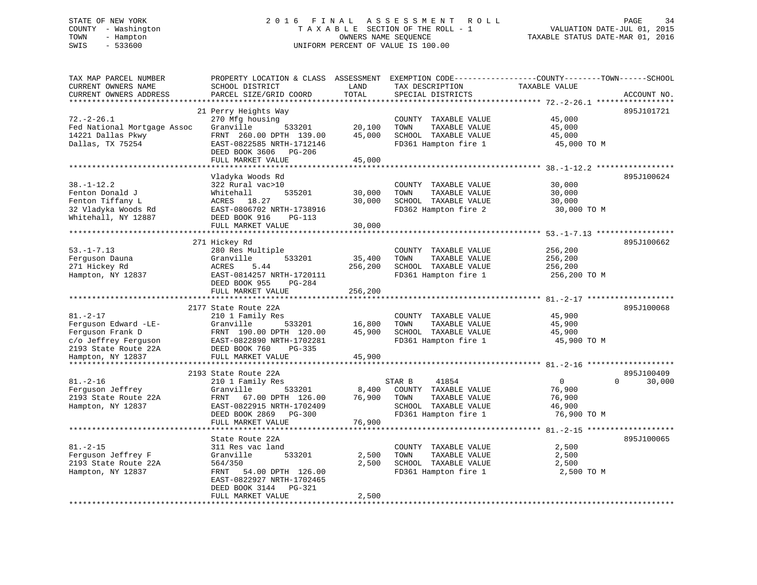STATE OF NEW YORK — 2016 FINAL ASSESSMENT ROLL
COUNTY - Washington — TAXABLE SECTION OF THE ROLL - 1 — VALUATION DATE-JUL 01, 2015
TOWN - Hampton — OWNERS NAME SEQUENCE — TAXABLE STATUS DATE-MAR 01, 2016
SWIS - 533600 — UNIFORM PERCENT OF VALUE IS 100.00

| TAX MAP PARCEL NUMBER / CURRENT OWNERS NAME / CURRENT OWNERS ADDRESS | PROPERTY LOCATION & CLASS / SCHOOL DISTRICT / PARCEL SIZE/GRID COORD | ASSESSMENT LAND | TOTAL | EXEMPTION CODE / TAX DESCRIPTION / SPECIAL DISTRICTS | COUNTY TAXABLE VALUE | TOWN | SCHOOL | ACCOUNT NO. |
|---|---|---|---|---|---|---|---|---|
| 72.-2-26.1 | 21 Perry Heights Way | | | | | | | 895J101721 |
| Fed National Mortgage Assoc | 270 Mfg housing | | | COUNTY TAXABLE VALUE | 45,000 | | | |
| 14221 Dallas Pkwy | Granville 533201 | 20,100 | | TOWN TAXABLE VALUE | 45,000 | | | |
| Dallas, TX 75254 | FRNT 260.00 DPTH 139.00 | | 45,000 | SCHOOL TAXABLE VALUE | 45,000 | | | |
| | EAST-0822585 NRTH-1712146 | | | FD361 Hampton fire 1 | 45,000 TO M | | | |
| | DEED BOOK 3606 PG-206 | | | | | | | |
| | FULL MARKET VALUE | | 45,000 | | | | | |
| 38.-1-12.2 | Vladyka Woods Rd | | | | | | | 895J100624 |
| Fenton Donald J | 322 Rural vac>10 | | | COUNTY TAXABLE VALUE | 30,000 | | | |
| Fenton Tiffany L | Whitehall 535201 | 30,000 | | TOWN TAXABLE VALUE | 30,000 | | | |
| 32 Vladyka Woods Rd | ACRES 18.27 | | 30,000 | SCHOOL TAXABLE VALUE | 30,000 | | | |
| Whitehall, NY 12887 | EAST-0806702 NRTH-1738916 | | | FD362 Hampton fire 2 | 30,000 TO M | | | |
| | DEED BOOK 916 PG-113 | | | | | | | |
| | FULL MARKET VALUE | | 30,000 | | | | | |
| 53.-1-7.13 | 271 Hickey Rd | | | | | | | 895J100662 |
| Ferguson Dauna | 280 Res Multiple | | | COUNTY TAXABLE VALUE | 256,200 | | | |
| 271 Hickey Rd | Granville 533201 | 35,400 | | TOWN TAXABLE VALUE | 256,200 | | | |
| Hampton, NY 12837 | ACRES 5.44 | | 256,200 | SCHOOL TAXABLE VALUE | 256,200 | | | |
| | EAST-0814257 NRTH-1720111 | | | FD361 Hampton fire 1 | 256,200 TO M | | | |
| | DEED BOOK 955 PG-284 | | | | | | | |
| | FULL MARKET VALUE | | 256,200 | | | | | |
| 81.-2-17 | 2177 State Route 22A | | | | | | | 895J100068 |
| Ferguson Edward -LE- | 210 1 Family Res | | | COUNTY TAXABLE VALUE | 45,900 | | | |
| Ferguson Frank D | Granville 533201 | 16,800 | | TOWN TAXABLE VALUE | 45,900 | | | |
| c/o Jeffrey Ferguson | FRNT 190.00 DPTH 120.00 | | 45,900 | SCHOOL TAXABLE VALUE | 45,900 | | | |
| 2193 State Route 22A | EAST-0822890 NRTH-1702281 | | | FD361 Hampton fire 1 | 45,900 TO M | | | |
| Hampton, NY 12837 | DEED BOOK 760 PG-335 | | | | | | | |
| | FULL MARKET VALUE | | 45,900 | | | | | |
| 81.-2-16 | 2193 State Route 22A | | | | | | | 895J100409 |
| Ferguson Jeffrey | 210 1 Family Res | | | STAR B 41854 | 0 | 0 | 30,000 | |
| 2193 State Route 22A | Granville 533201 | 8,400 | | COUNTY TAXABLE VALUE | 76,900 | | | |
| Hampton, NY 12837 | FRNT 67.00 DPTH 126.00 | | 76,900 | TOWN TAXABLE VALUE | 76,900 | | | |
| | EAST-0822915 NRTH-1702409 | | | SCHOOL TAXABLE VALUE | 46,900 | | | |
| | DEED BOOK 2869 PG-300 | | | FD361 Hampton fire 1 | 76,900 TO M | | | |
| | FULL MARKET VALUE | | 76,900 | | | | | |
| 81.-2-15 | State Route 22A | | | | | | | 895J100065 |
| Ferguson Jeffrey F | 311 Res vac land | | | COUNTY TAXABLE VALUE | 2,500 | | | |
| 2193 State Route 22A | Granville 533201 | 2,500 | | TOWN TAXABLE VALUE | 2,500 | | | |
| Hampton, NY 12837 | 564/350 | | 2,500 | SCHOOL TAXABLE VALUE | 2,500 | | | |
| | FRNT 54.00 DPTH 126.00 | | | FD361 Hampton fire 1 | 2,500 TO M | | | |
| | EAST-0822927 NRTH-1702465 | | | | | | | |
| | DEED BOOK 3144 PG-321 | | | | | | | |
| | FULL MARKET VALUE | | 2,500 | | | | | |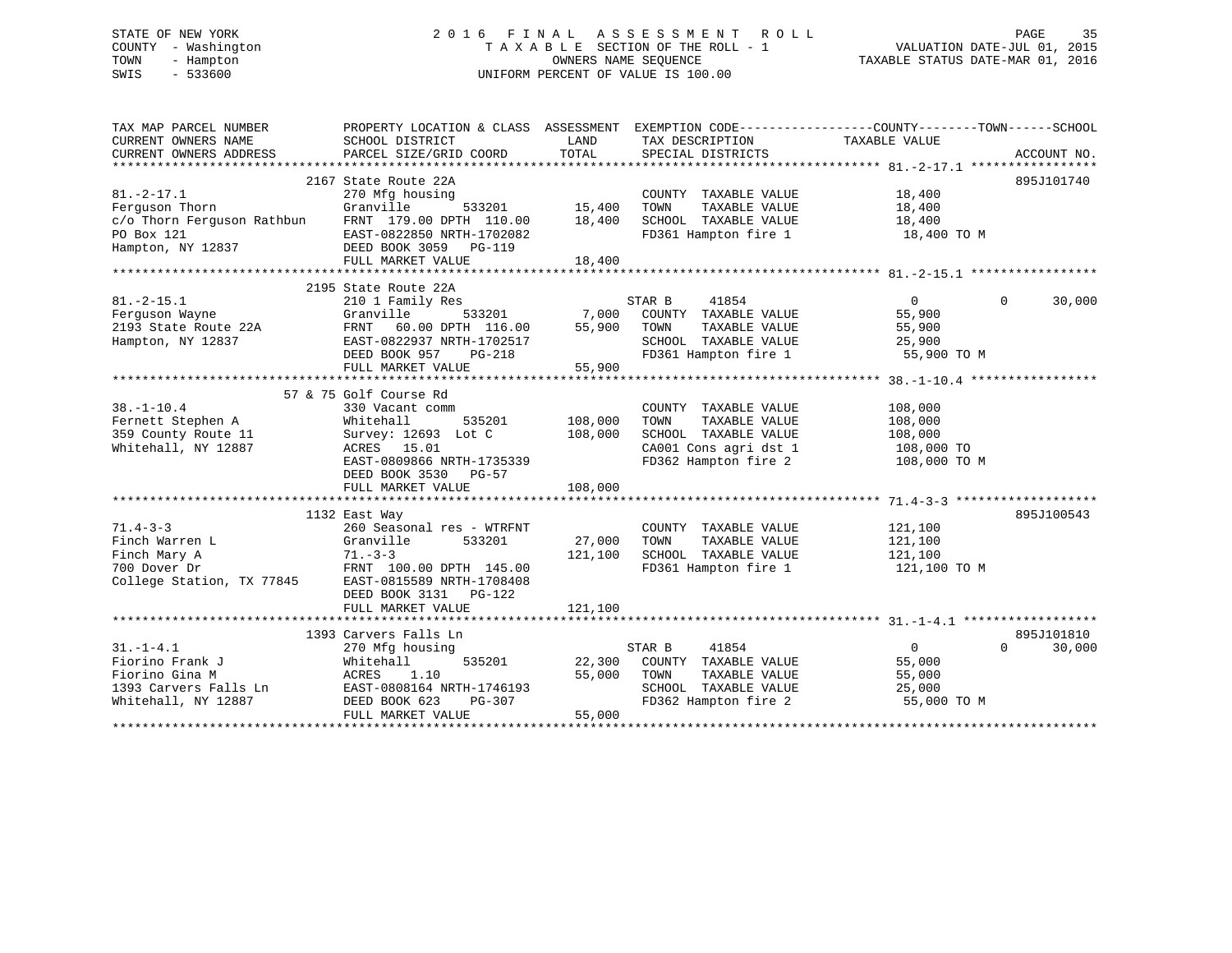STATE OF NEW YORK
COUNTY - Washington
TOWN - Hampton
SWIS - 533600

# 2016 FINAL ASSESSMENT ROLL
TAXABLE SECTION OF THE ROLL - 1
OWNERS NAME SEQUENCE
UNIFORM PERCENT OF VALUE IS 100.00

VALUATION DATE-JUL 01, 2015
TAXABLE STATUS DATE-MAR 01, 2016

```
TAX MAP PARCEL NUMBER          PROPERTY LOCATION & CLASS  ASSESSMENT  EXEMPTION CODE-----------------COUNTY--------TOWN------SCHOOL
CURRENT OWNERS NAME            SCHOOL DISTRICT               LAND      TAX DESCRIPTION            TAXABLE VALUE
CURRENT OWNERS ADDRESS         PARCEL SIZE/GRID COORD        TOTAL     SPECIAL DISTRICTS                                   ACCOUNT NO.
******************************************************************************************************* 81.-2-17.1 *****************
                          2167 State Route 22A                                                                          895J101740
81.-2-17.1                     270 Mfg housing                         COUNTY  TAXABLE VALUE           18,400
Ferguson Thorn                 Granville         533201      15,400    TOWN    TAXABLE VALUE           18,400
c/o Thorn Ferguson Rathbun     FRNT  179.00 DPTH  110.00     18,400    SCHOOL  TAXABLE VALUE           18,400
PO Box 121                     EAST-0822850 NRTH-1702082               FD361 Hampton fire 1             18,400 TO M
Hampton, NY 12837              DEED BOOK 3059   PG-119
                               FULL MARKET VALUE             18,400
******************************************************************************************************* 81.-2-15.1 *****************
                          2195 State Route 22A
81.-2-15.1                     210 1 Family Res                   STAR B     41854                  0            0      30,000
Ferguson Wayne                 Granville         533201       7,000    COUNTY  TAXABLE VALUE           55,900
2193 State Route 22A           FRNT   60.00 DPTH  116.00     55,900    TOWN    TAXABLE VALUE           55,900
Hampton, NY 12837              EAST-0822937 NRTH-1702517               SCHOOL  TAXABLE VALUE           25,900
                               DEED BOOK 957    PG-218                 FD361 Hampton fire 1             55,900 TO M
                               FULL MARKET VALUE             55,900
******************************************************************************************************* 38.-1-10.4 *****************
                       57 & 75 Golf Course Rd
38.-1-10.4                     330 Vacant comm                         COUNTY  TAXABLE VALUE          108,000
Fernett Stephen A              Whitehall         535201     108,000    TOWN    TAXABLE VALUE          108,000
359 County Route 11            Survey: 12693  Lot C         108,000    SCHOOL  TAXABLE VALUE          108,000
Whitehall, NY 12887            ACRES   15.01                           CA001 Cons agri dst 1           108,000 TO
                               EAST-0809866 NRTH-1735339               FD362 Hampton fire 2            108,000 TO M
                               DEED BOOK 3530   PG-57
                               FULL MARKET VALUE            108,000
******************************************************************************************************* 71.4-3-3 *******************
                          1132 East Way                                                                                 895J100543
71.4-3-3                       260 Seasonal res - WTRFNT               COUNTY  TAXABLE VALUE          121,100
Finch Warren L                 Granville         533201      27,000    TOWN    TAXABLE VALUE          121,100
Finch Mary A                   71.-3-3                      121,100    SCHOOL  TAXABLE VALUE          121,100
700 Dover Dr                   FRNT  100.00 DPTH  145.00               FD361 Hampton fire 1            121,100 TO M
College Station, TX 77845      EAST-0815589 NRTH-1708408
                               DEED BOOK 3131   PG-122
                               FULL MARKET VALUE            121,100
******************************************************************************************************* 31.-1-4.1 ******************
                          1393 Carvers Falls Ln                                                                         895J101810
31.-1-4.1                      270 Mfg housing                    STAR B     41854                  0            0      30,000
Fiorino Frank J                Whitehall         535201      22,300    COUNTY  TAXABLE VALUE           55,000
Fiorino Gina M                 ACRES    1.10                 55,000    TOWN    TAXABLE VALUE           55,000
1393 Carvers Falls Ln          EAST-0808164 NRTH-1746193               SCHOOL  TAXABLE VALUE           25,000
Whitehall, NY 12887            DEED BOOK 623    PG-307                 FD362 Hampton fire 2             55,000 TO M
                               FULL MARKET VALUE             55,000
************************************************************************************************************************************
```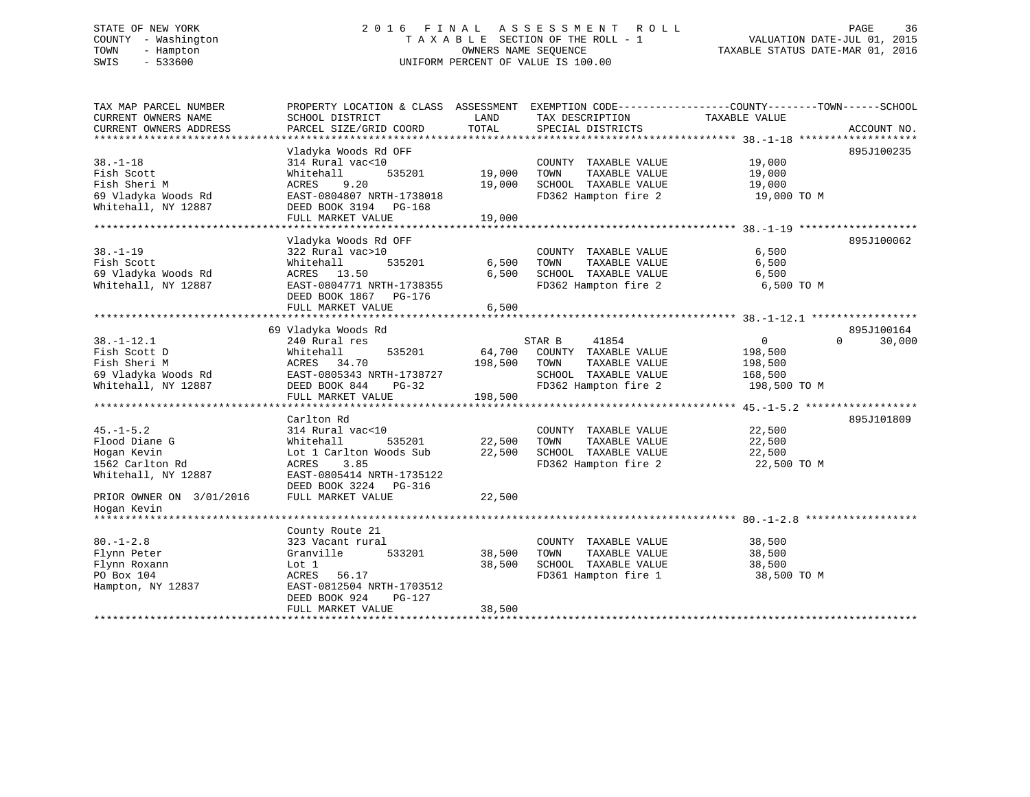STATE OF NEW YORK
COUNTY - Washington
TOWN - Hampton
SWIS - 533600

# 2016 FINAL ASSESSMENT ROLL
TAXABLE SECTION OF THE ROLL - 1
OWNERS NAME SEQUENCE
UNIFORM PERCENT OF VALUE IS 100.00

VALUATION DATE-JUL 01, 2015
TAXABLE STATUS DATE-MAR 01, 2016

```
TAX MAP PARCEL NUMBER        PROPERTY LOCATION & CLASS  ASSESSMENT  EXEMPTION CODE------------------COUNTY--------TOWN------SCHOOL
CURRENT OWNERS NAME          SCHOOL DISTRICT               LAND      TAX DESCRIPTION            TAXABLE VALUE
CURRENT OWNERS ADDRESS       PARCEL SIZE/GRID COORD        TOTAL     SPECIAL DISTRICTS                                   ACCOUNT NO.
******************************************************************************************************* 38.-1-18 *******************
                             Vladyka Woods Rd OFF                                                                        895J100235
38.-1-18                     314 Rural vac<10                        COUNTY  TAXABLE VALUE            19,000
Fish Scott                   Whitehall        535201      19,000     TOWN    TAXABLE VALUE            19,000
Fish Sheri M                 ACRES    9.20                19,000     SCHOOL  TAXABLE VALUE            19,000
69 Vladyka Woods Rd          EAST-0804807 NRTH-1738018               FD362 Hampton fire 2              19,000 TO M
Whitehall, NY 12887          DEED BOOK 3194   PG-168
                             FULL MARKET VALUE            19,000
******************************************************************************************************* 38.-1-19 *******************
                             Vladyka Woods Rd OFF                                                                        895J100062
38.-1-19                     322 Rural vac>10                        COUNTY  TAXABLE VALUE             6,500
Fish Scott                   Whitehall        535201       6,500     TOWN    TAXABLE VALUE             6,500
69 Vladyka Woods Rd          ACRES   13.50                 6,500     SCHOOL  TAXABLE VALUE             6,500
Whitehall, NY 12887          EAST-0804771 NRTH-1738355               FD362 Hampton fire 2               6,500 TO M
                             DEED BOOK 1867   PG-176
                             FULL MARKET VALUE             6,500
******************************************************************************************************* 38.-1-12.1 *****************
                           69 Vladyka Woods Rd                                                                           895J100164
38.-1-12.1                   240 Rural res                          STAR B     41854                   0             0      30,000
Fish Scott D                 Whitehall        535201      64,700     COUNTY  TAXABLE VALUE           198,500
Fish Sheri M                 ACRES   34.70               198,500     TOWN    TAXABLE VALUE           198,500
69 Vladyka Woods Rd          EAST-0805343 NRTH-1738727               SCHOOL  TAXABLE VALUE           168,500
Whitehall, NY 12887          DEED BOOK 844    PG-32                  FD362 Hampton fire 2             198,500 TO M
                             FULL MARKET VALUE           198,500
******************************************************************************************************* 45.-1-5.2 ******************
                             Carlton Rd                                                                                  895J101809
45.-1-5.2                    314 Rural vac<10                        COUNTY  TAXABLE VALUE            22,500
Flood Diane G                Whitehall        535201      22,500     TOWN    TAXABLE VALUE            22,500
Hogan Kevin                  Lot 1 Carlton Woods Sub      22,500     SCHOOL  TAXABLE VALUE            22,500
1562 Carlton Rd              ACRES    3.85                           FD362 Hampton fire 2              22,500 TO M
Whitehall, NY 12887          EAST-0805414 NRTH-1735122
                             DEED BOOK 3224   PG-316
PRIOR OWNER ON  3/01/2016    FULL MARKET VALUE            22,500
Hogan Kevin
******************************************************************************************************* 80.-1-2.8 ******************
                             County Route 21
80.-1-2.8                    323 Vacant rural                        COUNTY  TAXABLE VALUE            38,500
Flynn Peter                  Granville        533201      38,500     TOWN    TAXABLE VALUE            38,500
Flynn Roxann                 Lot 1                        38,500     SCHOOL  TAXABLE VALUE            38,500
PO Box 104                   ACRES   56.17                           FD361 Hampton fire 1              38,500 TO M
Hampton, NY 12837            EAST-0812504 NRTH-1703512
                             DEED BOOK 924    PG-127
                             FULL MARKET VALUE            38,500
************************************************************************************************************************************
```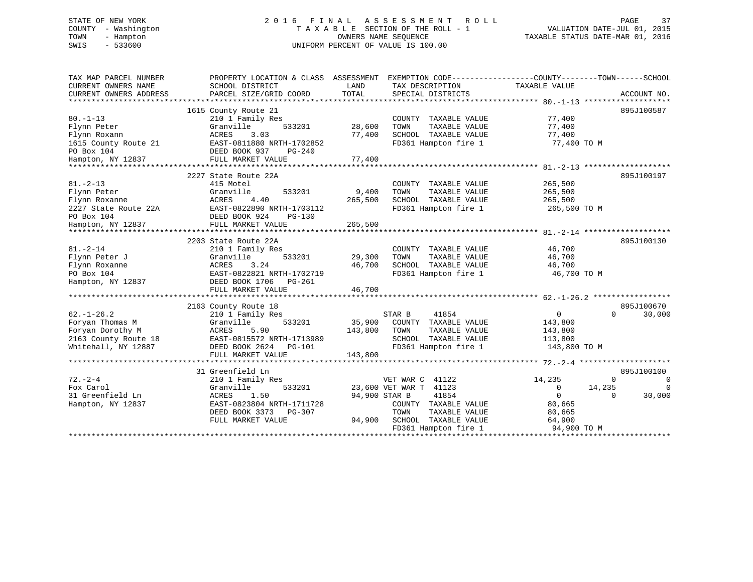STATE OF NEW YORK
COUNTY - Washington
TOWN - Hampton
SWIS - 533600

# 2016 FINAL ASSESSMENT ROLL

TAXABLE SECTION OF THE ROLL - 1
OWNERS NAME SEQUENCE
UNIFORM PERCENT OF VALUE IS 100.00

VALUATION DATE-JUL 01, 2015
TAXABLE STATUS DATE-MAR 01, 2016

| TAX MAP PARCEL NUMBER / CURRENT OWNERS NAME / CURRENT OWNERS ADDRESS | PROPERTY LOCATION & CLASS / SCHOOL DISTRICT / PARCEL SIZE/GRID COORD | ASSESSMENT LAND | TOTAL | EXEMPTION CODE / TAX DESCRIPTION / SPECIAL DISTRICTS | COUNTY TAXABLE VALUE | TOWN | SCHOOL | ACCOUNT NO. |
|---|---|---|---|---|---|---|---|---|
| **80.-1-13** | 1615 County Route 21 | | | | | | | 895J100587 |
| 80.-1-13 | 210 1 Family Res | | | COUNTY TAXABLE VALUE | 77,400 | | | |
| Flynn Peter | Granville 533201 | 28,600 | | TOWN TAXABLE VALUE | 77,400 | | | |
| Flynn Roxann | ACRES 3.03 | | 77,400 | SCHOOL TAXABLE VALUE | 77,400 | | | |
| 1615 County Route 21 | EAST-0811880 NRTH-1702852 | | | FD361 Hampton fire 1 | 77,400 TO M | | | |
| PO Box 104 | DEED BOOK 937 PG-240 | | | | | | | |
| Hampton, NY 12837 | FULL MARKET VALUE | | 77,400 | | | | | |
| **81.-2-13** | 2227 State Route 22A | | | | | | | 895J100197 |
| 81.-2-13 | 415 Motel | | | COUNTY TAXABLE VALUE | 265,500 | | | |
| Flynn Peter | Granville 533201 | 9,400 | | TOWN TAXABLE VALUE | 265,500 | | | |
| Flynn Roxanne | ACRES 4.40 | | 265,500 | SCHOOL TAXABLE VALUE | 265,500 | | | |
| 2227 State Route 22A | EAST-0822890 NRTH-1703112 | | | FD361 Hampton fire 1 | 265,500 TO M | | | |
| PO Box 104 | DEED BOOK 924 PG-130 | | | | | | | |
| Hampton, NY 12837 | FULL MARKET VALUE | | 265,500 | | | | | |
| **81.-2-14** | 2203 State Route 22A | | | | | | | 895J100130 |
| 81.-2-14 | 210 1 Family Res | | | COUNTY TAXABLE VALUE | 46,700 | | | |
| Flynn Peter J | Granville 533201 | 29,300 | | TOWN TAXABLE VALUE | 46,700 | | | |
| Flynn Roxanne | ACRES 3.24 | | 46,700 | SCHOOL TAXABLE VALUE | 46,700 | | | |
| PO Box 104 | EAST-0822821 NRTH-1702719 | | | FD361 Hampton fire 1 | 46,700 TO M | | | |
| Hampton, NY 12837 | DEED BOOK 1706 PG-261 | | | | | | | |
| | FULL MARKET VALUE | | 46,700 | | | | | |
| **62.-1-26.2** | 2163 County Route 18 | | | | | | | 895J100670 |
| 62.-1-26.2 | 210 1 Family Res | | | STAR B 41854 | 0 | 0 | 30,000 | |
| Foryan Thomas M | Granville 533201 | 35,900 | | COUNTY TAXABLE VALUE | 143,800 | | | |
| Foryan Dorothy M | ACRES 5.90 | | 143,800 | TOWN TAXABLE VALUE | 143,800 | | | |
| 2163 County Route 18 | EAST-0815572 NRTH-1713989 | | | SCHOOL TAXABLE VALUE | 113,800 | | | |
| Whitehall, NY 12887 | DEED BOOK 2624 PG-101 | | | FD361 Hampton fire 1 | 143,800 TO M | | | |
| | FULL MARKET VALUE | | 143,800 | | | | | |
| **72.-2-4** | 31 Greenfield Ln | | | | | | | 895J100100 |
| 72.-2-4 | 210 1 Family Res | | | VET WAR C 41122 | 14,235 | 0 | 0 | |
| Fox Carol | Granville 533201 | 23,600 | | VET WAR T 41123 | 0 | 14,235 | 0 | |
| 31 Greenfield Ln | ACRES 1.50 | | 94,900 | STAR B 41854 | 0 | 0 | 30,000 | |
| Hampton, NY 12837 | EAST-0823804 NRTH-1711728 | | | COUNTY TAXABLE VALUE | 80,665 | | | |
| | DEED BOOK 3373 PG-307 | | | TOWN TAXABLE VALUE | 80,665 | | | |
| | FULL MARKET VALUE | | 94,900 | SCHOOL TAXABLE VALUE | 64,900 | | | |
| | | | | FD361 Hampton fire 1 | 94,900 TO M | | | |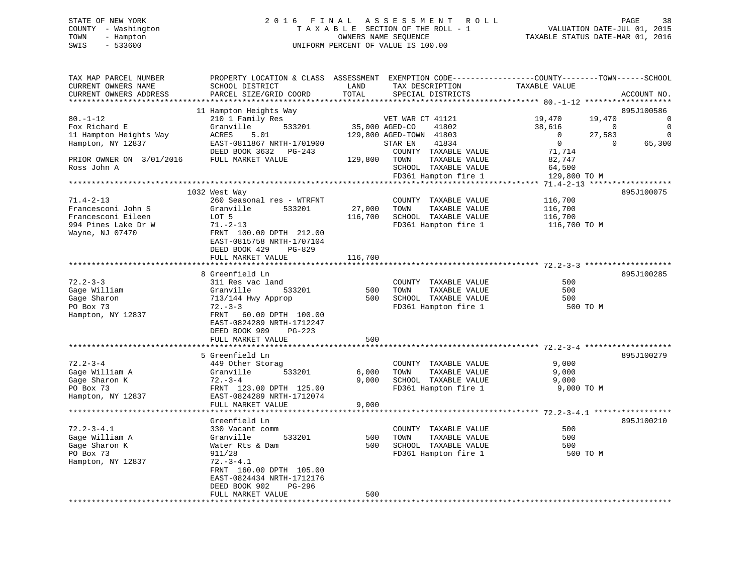STATE OF NEW YORK
COUNTY - Washington
TOWN - Hampton
SWIS - 533600

2016 FINAL ASSESSMENT ROLL
TAXABLE SECTION OF THE ROLL - 1
OWNERS NAME SEQUENCE
UNIFORM PERCENT OF VALUE IS 100.00

VALUATION DATE-JUL 01, 2015
TAXABLE STATUS DATE-MAR 01, 2016

```
TAX MAP PARCEL NUMBER          PROPERTY LOCATION & CLASS  ASSESSMENT  EXEMPTION CODE------------------COUNTY--------TOWN------SCHOOL
CURRENT OWNERS NAME            SCHOOL DISTRICT                LAND    TAX DESCRIPTION            TAXABLE VALUE
CURRENT OWNERS ADDRESS         PARCEL SIZE/GRID COORD        TOTAL    SPECIAL DISTRICTS                                   ACCOUNT NO.
********************************************************************************************** 80.-1-12 *******************
                               11 Hampton Heights Way                                                                  895J100586
80.-1-12                       210 1 Family Res                   VET WAR CT 41121            19,470     19,470            0
Fox Richard E                  Granville       533201      35,000 AGED-CO    41802            38,616          0            0
11 Hampton Heights Way         ACRES     5.01             129,800 AGED-TOWN  41803                 0     27,583            0
Hampton, NY 12837              EAST-0811867 NRTH-1701900          STAR EN    41834                 0          0       65,300
                               DEED BOOK 3632   PG-243            COUNTY  TAXABLE VALUE        71,714
PRIOR OWNER ON  3/01/2016      FULL MARKET VALUE          129,800  TOWN    TAXABLE VALUE        82,747
Ross John A                                                       SCHOOL  TAXABLE VALUE        64,500
                                                                  FD361 Hampton fire 1        129,800 TO M
********************************************************************************************** 71.4-2-13 ******************
                               1032 West Way                                                                           895J100075
71.4-2-13                      260 Seasonal res - WTRFNT          COUNTY  TAXABLE VALUE       116,700
Francesconi John S             Granville       533201      27,000  TOWN    TAXABLE VALUE       116,700
Francesconi Eileen             LOT 5                      116,700  SCHOOL  TAXABLE VALUE       116,700
994 Pines Lake Dr W            71.-2-13                           FD361 Hampton fire 1        116,700 TO M
Wayne, NJ 07470                FRNT  100.00 DPTH  212.00
                               EAST-0815758 NRTH-1707104
                               DEED BOOK 429    PG-829
                               FULL MARKET VALUE          116,700
********************************************************************************************** 72.2-3-3 *******************
                               8 Greenfield Ln                                                                         895J100285
72.2-3-3                       311 Res vac land                   COUNTY  TAXABLE VALUE           500
Gage William                   Granville       533201        500  TOWN    TAXABLE VALUE           500
Gage Sharon                    713/144 Hwy Approp            500  SCHOOL  TAXABLE VALUE           500
PO Box 73                      72.-3-3                            FD361 Hampton fire 1            500 TO M
Hampton, NY 12837              FRNT   60.00 DPTH  100.00
                               EAST-0824289 NRTH-1712247
                               DEED BOOK 909    PG-223
                               FULL MARKET VALUE              500
********************************************************************************************** 72.2-3-4 *******************
                               5 Greenfield Ln                                                                         895J100279
72.2-3-4                       449 Other Storag                   COUNTY  TAXABLE VALUE         9,000
Gage William A                 Granville       533201       6,000  TOWN    TAXABLE VALUE         9,000
Gage Sharon K                  72.-3-4                      9,000  SCHOOL  TAXABLE VALUE         9,000
PO Box 73                      FRNT  123.00 DPTH  125.00          FD361 Hampton fire 1          9,000 TO M
Hampton, NY 12837              EAST-0824289 NRTH-1712074
                               FULL MARKET VALUE            9,000
********************************************************************************************** 72.2-3-4.1 *****************
                               Greenfield Ln                                                                           895J100210
72.2-3-4.1                     330 Vacant comm                    COUNTY  TAXABLE VALUE           500
Gage William A                 Granville       533201        500  TOWN    TAXABLE VALUE           500
Gage Sharon K                  Water Rts & Dam               500  SCHOOL  TAXABLE VALUE           500
PO Box 73                      911/28                             FD361 Hampton fire 1            500 TO M
Hampton, NY 12837              72.-3-4.1
                               FRNT  160.00 DPTH  105.00
                               EAST-0824434 NRTH-1712176
                               DEED BOOK 902    PG-296
                               FULL MARKET VALUE              500
****************************************************************************************************************************
```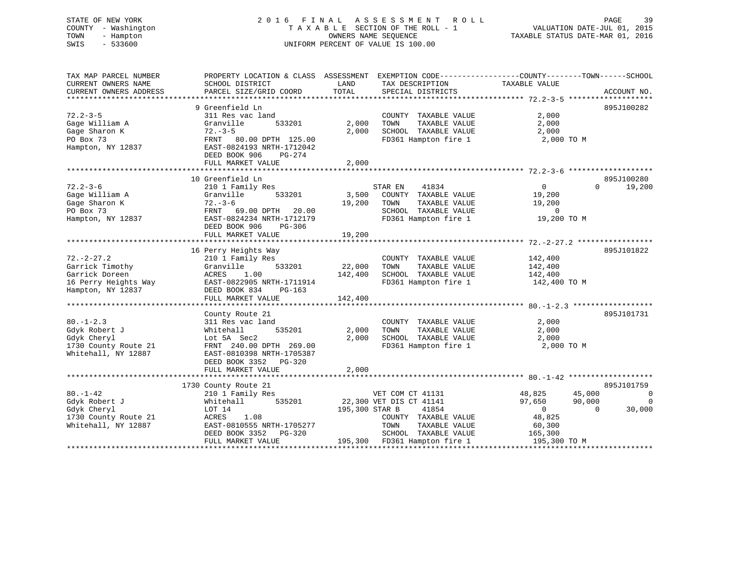STATE OF NEW YORK
COUNTY - Washington
TOWN - Hampton
SWIS - 533600

2016 FINAL ASSESSMENT ROLL
TAXABLE SECTION OF THE ROLL - 1
OWNERS NAME SEQUENCE
UNIFORM PERCENT OF VALUE IS 100.00

VALUATION DATE-JUL 01, 2015
TAXABLE STATUS DATE-MAR 01, 2016

| TAX MAP PARCEL NUMBER / CURRENT OWNERS NAME / CURRENT OWNERS ADDRESS | PROPERTY LOCATION & CLASS / SCHOOL DISTRICT / PARCEL SIZE/GRID COORD | ASSESSMENT LAND / TOTAL | EXEMPTION CODE / TAX DESCRIPTION / SPECIAL DISTRICTS | COUNTY | TOWN | SCHOOL | ACCOUNT NO. |
|---|---|---|---|---|---|---|---|
| **72.2-3-5** | 9 Greenfield Ln | | | | | | 895J100282 |
| Gage William A | 311 Res vac land | | COUNTY TAXABLE VALUE | 2,000 | | | |
| Gage Sharon K | Granville 533201 | 2,000 | TOWN TAXABLE VALUE | | 2,000 | | |
| PO Box 73 | 72.-3-5 | 2,000 | SCHOOL TAXABLE VALUE | | | 2,000 | |
| Hampton, NY 12837 | FRNT 80.00 DPTH 125.00 | | FD361 Hampton fire 1 | 2,000 TO M | | | |
| | EAST-0824193 NRTH-1712042 | | | | | | |
| | DEED BOOK 906 PG-274 | | | | | | |
| | FULL MARKET VALUE | 2,000 | | | | | |
| **72.2-3-6** | 10 Greenfield Ln | | | | | | 895J100280 |
| Gage William A | 210 1 Family Res | | STAR EN 41834 | 0 | 0 | 19,200 | |
| Gage Sharon K | Granville 533201 | 3,500 | COUNTY TAXABLE VALUE | 19,200 | | | |
| PO Box 73 | 72.-3-6 | 19,200 | TOWN TAXABLE VALUE | | 19,200 | | |
| Hampton, NY 12837 | FRNT 69.00 DPTH 20.00 | | SCHOOL TAXABLE VALUE | | | 0 | |
| | EAST-0824234 NRTH-1712179 | | FD361 Hampton fire 1 | 19,200 TO M | | | |
| | DEED BOOK 906 PG-306 | | | | | | |
| | FULL MARKET VALUE | 19,200 | | | | | |
| **72.-2-27.2** | 16 Perry Heights Way | | | | | | 895J101822 |
| Garrick Timothy | 210 1 Family Res | | COUNTY TAXABLE VALUE | 142,400 | | | |
| Garrick Doreen | Granville 533201 | 22,000 | TOWN TAXABLE VALUE | | 142,400 | | |
| 16 Perry Heights Way | ACRES 1.00 | 142,400 | SCHOOL TAXABLE VALUE | | | 142,400 | |
| Hampton, NY 12837 | EAST-0822905 NRTH-1711914 | | FD361 Hampton fire 1 | 142,400 TO M | | | |
| | DEED BOOK 834 PG-163 | | | | | | |
| | FULL MARKET VALUE | 142,400 | | | | | |
| **80.-1-2.3** | County Route 21 | | | | | | 895J101731 |
| Gdyk Robert J | 311 Res vac land | | COUNTY TAXABLE VALUE | 2,000 | | | |
| Gdyk Cheryl | Whitehall 535201 | 2,000 | TOWN TAXABLE VALUE | | 2,000 | | |
| 1730 County Route 21 | Lot 5A Sec2 | 2,000 | SCHOOL TAXABLE VALUE | | | 2,000 | |
| Whitehall, NY 12887 | FRNT 240.00 DPTH 269.00 | | FD361 Hampton fire 1 | 2,000 TO M | | | |
| | EAST-0810398 NRTH-1705387 | | | | | | |
| | DEED BOOK 3352 PG-320 | | | | | | |
| | FULL MARKET VALUE | 2,000 | | | | | |
| **80.-1-42** | 1730 County Route 21 | | | | | | 895J101759 |
| Gdyk Robert J | 210 1 Family Res | | VET COM CT 41131 | 48,825 | 45,000 | 0 | |
| Gdyk Cheryl | Whitehall 535201 | 22,300 | VET DIS CT 41141 | 97,650 | 90,000 | 0 | |
| 1730 County Route 21 | LOT 14 | 195,300 | STAR B 41854 | 0 | 0 | 30,000 | |
| Whitehall, NY 12887 | ACRES 1.08 | | COUNTY TAXABLE VALUE | 48,825 | | | |
| | EAST-0810555 NRTH-1705277 | | TOWN TAXABLE VALUE | | 60,300 | | |
| | DEED BOOK 3352 PG-320 | | SCHOOL TAXABLE VALUE | | | 165,300 | |
| | FULL MARKET VALUE | 195,300 | FD361 Hampton fire 1 | 195,300 TO M | | | |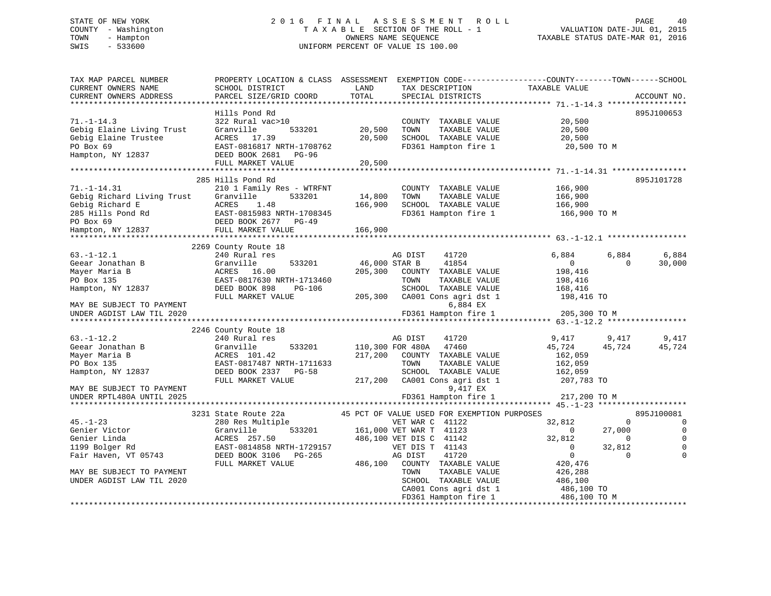STATE OF NEW YORK
COUNTY - Washington
TOWN - Hampton
SWIS - 533600

# 2016 FINAL ASSESSMENT ROLL
TAXABLE SECTION OF THE ROLL - 1
OWNERS NAME SEQUENCE
UNIFORM PERCENT OF VALUE IS 100.00

VALUATION DATE-JUL 01, 2015
TAXABLE STATUS DATE-MAR 01, 2016

```
TAX MAP PARCEL NUMBER          PROPERTY LOCATION & CLASS  ASSESSMENT  EXEMPTION CODE------------------COUNTY--------TOWN------SCHOOL
CURRENT OWNERS NAME            SCHOOL DISTRICT              LAND       TAX DESCRIPTION             TAXABLE VALUE
CURRENT OWNERS ADDRESS         PARCEL SIZE/GRID COORD       TOTAL      SPECIAL DISTRICTS                                    ACCOUNT NO.
******************************************************************************************************* 71.-1-14.3 *****************
                               Hills Pond Rd                                                                                895J100653
71.-1-14.3                     322 Rural vac>10                        COUNTY  TAXABLE VALUE             20,500
Gebig Elaine Living Trust      Granville       533201       20,500     TOWN    TAXABLE VALUE             20,500
Gebig Elaine Trustee           ACRES   17.39                20,500     SCHOOL  TAXABLE VALUE             20,500
PO Box 69                      EAST-0816817 NRTH-1708762               FD361 Hampton fire 1               20,500 TO M
Hampton, NY 12837              DEED BOOK 2681   PG-96
                               FULL MARKET VALUE            20,500
******************************************************************************************************* 71.-1-14.31 ****************
                               285 Hills Pond Rd                                                                            895J101728
71.-1-14.31                    210 1 Family Res - WTRFNT               COUNTY  TAXABLE VALUE            166,900
Gebig Richard Living Trust     Granville       533201       14,800     TOWN    TAXABLE VALUE            166,900
Gebig Richard E                ACRES    1.48               166,900     SCHOOL  TAXABLE VALUE            166,900
285 Hills Pond Rd              EAST-0815983 NRTH-1708345               FD361 Hampton fire 1              166,900 TO M
PO Box 69                      DEED BOOK 2677   PG-49
Hampton, NY 12837              FULL MARKET VALUE           166,900
******************************************************************************************************* 63.-1-12.1 *****************
                               2269 County Route 18
63.-1-12.1                     240 Rural res                           AG DIST     41720              6,884       6,884       6,884
Geear Jonathan B               Granville       533201       46,000 STAR B      41854                  0           0      30,000
Mayer Maria B                  ACRES   16.00               205,300     COUNTY  TAXABLE VALUE            198,416
PO Box 135                     EAST-0817630 NRTH-1713460               TOWN    TAXABLE VALUE            198,416
Hampton, NY 12837              DEED BOOK 898    PG-106                 SCHOOL  TAXABLE VALUE            168,416
                               FULL MARKET VALUE           205,300     CA001 Cons agri dst 1             198,416 TO
MAY BE SUBJECT TO PAYMENT                                                    6,884 EX
UNDER AGDIST LAW TIL 2020                                              FD361 Hampton fire 1              205,300 TO M
******************************************************************************************************* 63.-1-12.2 *****************
                               2246 County Route 18
63.-1-12.2                     240 Rural res                           AG DIST     41720              9,417       9,417       9,417
Geear Jonathan B               Granville       533201      110,300 FOR 480A    47460             45,724      45,724      45,724
Mayer Maria B                  ACRES  101.42               217,200     COUNTY  TAXABLE VALUE            162,059
PO Box 135                     EAST-0817487 NRTH-1711633               TOWN    TAXABLE VALUE            162,059
Hampton, NY 12837              DEED BOOK 2337   PG-58                  SCHOOL  TAXABLE VALUE            162,059
                               FULL MARKET VALUE           217,200     CA001 Cons agri dst 1             207,783 TO
MAY BE SUBJECT TO PAYMENT                                                    9,417 EX
UNDER RPTL480A UNTIL 2025                                              FD361 Hampton fire 1              217,200 TO M
******************************************************************************************************* 45.-1-23 *******************
                               3231 State Route 22a          45 PCT OF VALUE USED FOR EXEMPTION PURPOSES                   895J100081
45.-1-23                       280 Res Multiple                        VET WAR C   41122             32,812           0           0
Genier Victor                  Granville       533201      161,000 VET WAR T   41123                  0      27,000           0
Genier Linda                   ACRES  257.50               486,100 VET DIS C   41142             32,812           0           0
1199 Bolger Rd                 EAST-0814858 NRTH-1729157               VET DIS T   41143                  0      32,812           0
Fair Haven, VT 05743           DEED BOOK 3106   PG-265                 AG DIST     41720                  0           0           0
                               FULL MARKET VALUE           486,100     COUNTY  TAXABLE VALUE            420,476
MAY BE SUBJECT TO PAYMENT                                              TOWN    TAXABLE VALUE            426,288
UNDER AGDIST LAW TIL 2020                                              SCHOOL  TAXABLE VALUE            486,100
                                                                       CA001 Cons agri dst 1             486,100 TO
                                                                       FD361 Hampton fire 1              486,100 TO M
************************************************************************************************************************************
```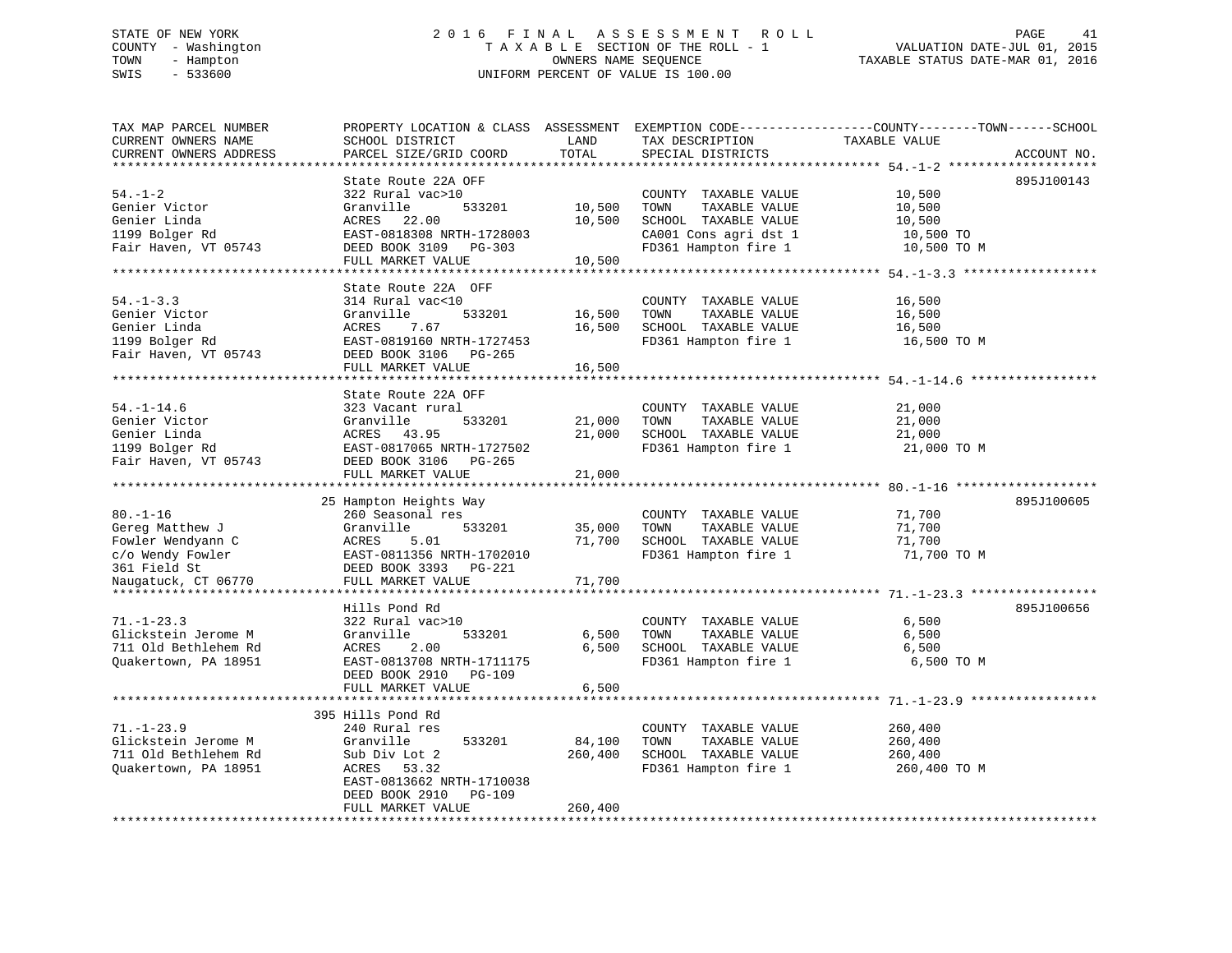STATE OF NEW YORK
COUNTY - Washington
TOWN - Hampton
SWIS - 533600

# 2016 FINAL ASSESSMENT ROLL
TAXABLE SECTION OF THE ROLL - 1
OWNERS NAME SEQUENCE
UNIFORM PERCENT OF VALUE IS 100.00

VALUATION DATE-JUL 01, 2015
TAXABLE STATUS DATE-MAR 01, 2016

| TAX MAP PARCEL NUMBER / CURRENT OWNERS NAME / CURRENT OWNERS ADDRESS | PROPERTY LOCATION & CLASS / SCHOOL DISTRICT / PARCEL SIZE/GRID COORD | ASSESSMENT LAND | TOTAL | EXEMPTION CODE / TAX DESCRIPTION / SPECIAL DISTRICTS | COUNTY--------TOWN------SCHOOL TAXABLE VALUE | ACCOUNT NO. |
|---|---|---|---|---|---|---|
| **54.-1-2** | State Route 22A OFF | | | | | 895J100143 |
| 54.-1-2 | 322 Rural vac>10 | | | COUNTY TAXABLE VALUE | 10,500 | |
| Genier Victor | Granville 533201 | 10,500 | | TOWN TAXABLE VALUE | 10,500 | |
| Genier Linda | ACRES 22.00 | | 10,500 | SCHOOL TAXABLE VALUE | 10,500 | |
| 1199 Bolger Rd | EAST-0818308 NRTH-1728003 | | | CA001 Cons agri dst 1 | 10,500 TO | |
| Fair Haven, VT 05743 | DEED BOOK 3109 PG-303 | | | FD361 Hampton fire 1 | 10,500 TO M | |
| | FULL MARKET VALUE | | 10,500 | | | |
| **54.-1-3.3** | State Route 22A OFF | | | | | |
| 54.-1-3.3 | 314 Rural vac<10 | | | COUNTY TAXABLE VALUE | 16,500 | |
| Genier Victor | Granville 533201 | 16,500 | | TOWN TAXABLE VALUE | 16,500 | |
| Genier Linda | ACRES 7.67 | | 16,500 | SCHOOL TAXABLE VALUE | 16,500 | |
| 1199 Bolger Rd | EAST-0819160 NRTH-1727453 | | | FD361 Hampton fire 1 | 16,500 TO M | |
| Fair Haven, VT 05743 | DEED BOOK 3106 PG-265 | | | | | |
| | FULL MARKET VALUE | | 16,500 | | | |
| **54.-1-14.6** | State Route 22A OFF | | | | | |
| 54.-1-14.6 | 323 Vacant rural | | | COUNTY TAXABLE VALUE | 21,000 | |
| Genier Victor | Granville 533201 | 21,000 | | TOWN TAXABLE VALUE | 21,000 | |
| Genier Linda | ACRES 43.95 | | 21,000 | SCHOOL TAXABLE VALUE | 21,000 | |
| 1199 Bolger Rd | EAST-0817065 NRTH-1727502 | | | FD361 Hampton fire 1 | 21,000 TO M | |
| Fair Haven, VT 05743 | DEED BOOK 3106 PG-265 | | | | | |
| | FULL MARKET VALUE | | 21,000 | | | |
| **80.-1-16** | 25 Hampton Heights Way | | | | | 895J100605 |
| 80.-1-16 | 260 Seasonal res | | | COUNTY TAXABLE VALUE | 71,700 | |
| Gereg Matthew J | Granville 533201 | 35,000 | | TOWN TAXABLE VALUE | 71,700 | |
| Fowler Wendyann C | ACRES 5.01 | | 71,700 | SCHOOL TAXABLE VALUE | 71,700 | |
| c/o Wendy Fowler | EAST-0811356 NRTH-1702010 | | | FD361 Hampton fire 1 | 71,700 TO M | |
| 361 Field St | DEED BOOK 3393 PG-221 | | | | | |
| Naugatuck, CT 06770 | FULL MARKET VALUE | | 71,700 | | | |
| **71.-1-23.3** | Hills Pond Rd | | | | | 895J100656 |
| 71.-1-23.3 | 322 Rural vac>10 | | | COUNTY TAXABLE VALUE | 6,500 | |
| Glickstein Jerome M | Granville 533201 | 6,500 | | TOWN TAXABLE VALUE | 6,500 | |
| 711 Old Bethlehem Rd | ACRES 2.00 | | 6,500 | SCHOOL TAXABLE VALUE | 6,500 | |
| Quakertown, PA 18951 | EAST-0813708 NRTH-1711175 | | | FD361 Hampton fire 1 | 6,500 TO M | |
| | DEED BOOK 2910 PG-109 | | | | | |
| | FULL MARKET VALUE | | 6,500 | | | |
| **71.-1-23.9** | 395 Hills Pond Rd | | | | | |
| 71.-1-23.9 | 240 Rural res | | | COUNTY TAXABLE VALUE | 260,400 | |
| Glickstein Jerome M | Granville 533201 | 84,100 | | TOWN TAXABLE VALUE | 260,400 | |
| 711 Old Bethlehem Rd | Sub Div Lot 2 | | 260,400 | SCHOOL TAXABLE VALUE | 260,400 | |
| Quakertown, PA 18951 | ACRES 53.32 | | | FD361 Hampton fire 1 | 260,400 TO M | |
| | EAST-0813662 NRTH-1710038 | | | | | |
| | DEED BOOK 2910 PG-109 | | | | | |
| | FULL MARKET VALUE | | 260,400 | | | |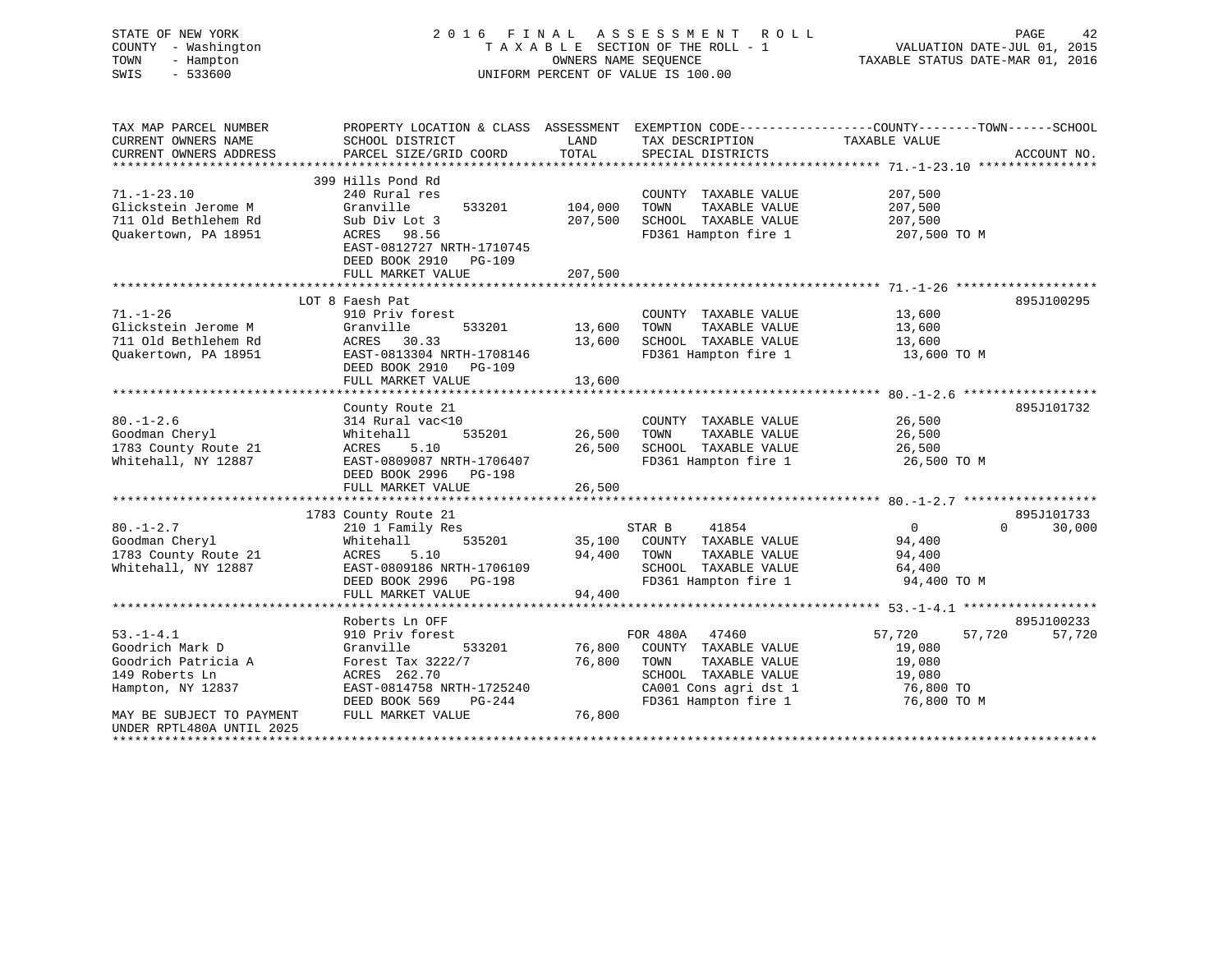STATE OF NEW YORK
COUNTY - Washington
TOWN - Hampton
SWIS - 533600

2016 FINAL ASSESSMENT ROLL
TAXABLE SECTION OF THE ROLL - 1
OWNERS NAME SEQUENCE
UNIFORM PERCENT OF VALUE IS 100.00

VALUATION DATE-JUL 01, 2015
TAXABLE STATUS DATE-MAR 01, 2016

```
TAX MAP PARCEL NUMBER          PROPERTY LOCATION & CLASS  ASSESSMENT  EXEMPTION CODE-----------------COUNTY--------TOWN------SCHOOL
CURRENT OWNERS NAME            SCHOOL DISTRICT               LAND       TAX DESCRIPTION            TAXABLE VALUE
CURRENT OWNERS ADDRESS         PARCEL SIZE/GRID COORD        TOTAL      SPECIAL DISTRICTS                                 ACCOUNT NO.
******************************************************************************************************* 71.-1-23.10 ****************
                               399 Hills Pond Rd
71.-1-23.10                    240 Rural res                            COUNTY  TAXABLE VALUE          207,500
Glickstein Jerome M            Granville       533201      104,000     TOWN    TAXABLE VALUE          207,500
711 Old Bethlehem Rd           Sub Div Lot 3               207,500     SCHOOL  TAXABLE VALUE          207,500
Quakertown, PA 18951           ACRES   98.56                            FD361 Hampton fire 1            207,500 TO M
                               EAST-0812727 NRTH-1710745
                               DEED BOOK 2910   PG-109
                               FULL MARKET VALUE           207,500
******************************************************************************************************* 71.-1-26 *******************
                               LOT 8 Faesh Pat                                                                        895J100295
71.-1-26                       910 Priv forest                          COUNTY  TAXABLE VALUE           13,600
Glickstein Jerome M            Granville       533201       13,600     TOWN    TAXABLE VALUE           13,600
711 Old Bethlehem Rd           ACRES   30.33                 13,600     SCHOOL  TAXABLE VALUE           13,600
Quakertown, PA 18951           EAST-0813304 NRTH-1708146                FD361 Hampton fire 1             13,600 TO M
                               DEED BOOK 2910   PG-109
                               FULL MARKET VALUE            13,600
******************************************************************************************************* 80.-1-2.6 ******************
                               County Route 21                                                                        895J101732
80.-1-2.6                      314 Rural vac<10                         COUNTY  TAXABLE VALUE           26,500
Goodman Cheryl                 Whitehall       535201       26,500     TOWN    TAXABLE VALUE           26,500
1783 County Route 21           ACRES    5.10                 26,500     SCHOOL  TAXABLE VALUE           26,500
Whitehall, NY 12887            EAST-0809087 NRTH-1706407                FD361 Hampton fire 1             26,500 TO M
                               DEED BOOK 2996   PG-198
                               FULL MARKET VALUE            26,500
******************************************************************************************************* 80.-1-2.7 ******************
                               1783 County Route 21                                                                   895J101733
80.-1-2.7                      210 1 Family Res                     STAR B      41854                  0          0      30,000
Goodman Cheryl                 Whitehall       535201       35,100     COUNTY  TAXABLE VALUE           94,400
1783 County Route 21           ACRES    5.10                 94,400     TOWN    TAXABLE VALUE           94,400
Whitehall, NY 12887            EAST-0809186 NRTH-1706109                SCHOOL  TAXABLE VALUE           64,400
                               DEED BOOK 2996   PG-198                  FD361 Hampton fire 1             94,400 TO M
                               FULL MARKET VALUE            94,400
******************************************************************************************************* 53.-1-4.1 ******************
                               Roberts Ln OFF                                                                         895J100233
53.-1-4.1                      910 Priv forest                      FOR 480A    47460             57,720     57,720      57,720
Goodrich Mark D                Granville       533201       76,800     COUNTY  TAXABLE VALUE           19,080
Goodrich Patricia A            Forest Tax 3222/7             76,800     TOWN    TAXABLE VALUE           19,080
149 Roberts Ln                 ACRES  262.70                            SCHOOL  TAXABLE VALUE           19,080
Hampton, NY 12837              EAST-0814758 NRTH-1725240                CA001 Cons agri dst 1            76,800 TO
                               DEED BOOK 569    PG-244                  FD361 Hampton fire 1             76,800 TO M
MAY BE SUBJECT TO PAYMENT      FULL MARKET VALUE            76,800
UNDER RPTL480A UNTIL 2025
************************************************************************************************************************************
```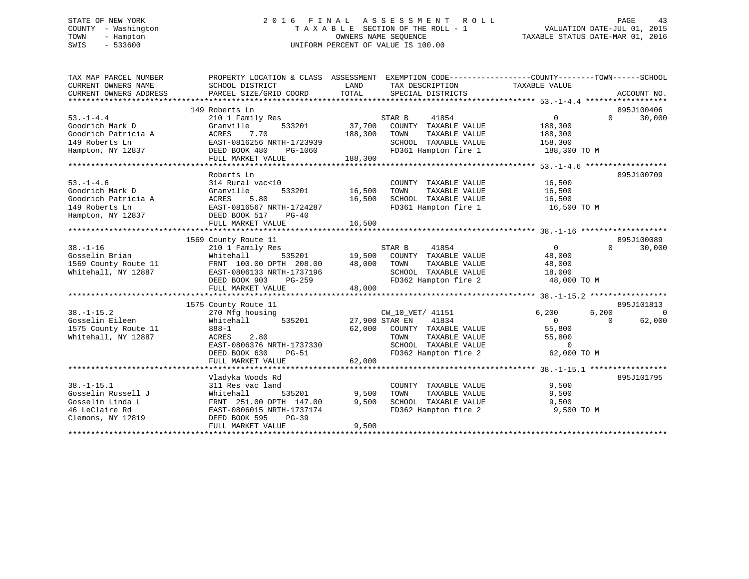STATE OF NEW YORK
COUNTY - Washington
TOWN - Hampton
SWIS - 533600

2 0 1 6 F I N A L A S S E S S M E N T R O L L
T A X A B L E SECTION OF THE ROLL - 1
OWNERS NAME SEQUENCE
UNIFORM PERCENT OF VALUE IS 100.00

VALUATION DATE-JUL 01, 2015
TAXABLE STATUS DATE-MAR 01, 2016

```
TAX MAP PARCEL NUMBER        PROPERTY LOCATION & CLASS  ASSESSMENT  EXEMPTION CODE-----------------COUNTY--------TOWN------SCHOOL
CURRENT OWNERS NAME          SCHOOL DISTRICT              LAND      TAX DESCRIPTION              TAXABLE VALUE
CURRENT OWNERS ADDRESS       PARCEL SIZE/GRID COORD      TOTAL      SPECIAL DISTRICTS                                    ACCOUNT NO.
******************************************************************************************************* 53.-1-4.4 ******************
                  149 Roberts Ln                                                                                     895J100406
53.-1-4.4                    210 1 Family Res                      STAR B     41854                  0           0     30,000
Goodrich Mark D              Granville       533201        37,700   COUNTY  TAXABLE VALUE           188,300
Goodrich Patricia A          ACRES    7.70                188,300   TOWN    TAXABLE VALUE           188,300
149 Roberts Ln               EAST-0816256 NRTH-1723939              SCHOOL  TAXABLE VALUE           158,300
Hampton, NY 12837            DEED BOOK 480    PG-1060               FD361 Hampton fire 1            188,300 TO M
                             FULL MARKET VALUE           188,300
******************************************************************************************************* 53.-1-4.6 ******************
                  Roberts Ln                                                                                         895J100709
53.-1-4.6                    314 Rural vac<10                       COUNTY  TAXABLE VALUE            16,500
Goodrich Mark D              Granville       533201        16,500   TOWN    TAXABLE VALUE            16,500
Goodrich Patricia A          ACRES    5.80                 16,500   SCHOOL  TAXABLE VALUE            16,500
149 Roberts Ln               EAST-0816567 NRTH-1724287              FD361 Hampton fire 1             16,500 TO M
Hampton, NY 12837            DEED BOOK 517    PG-40
                             FULL MARKET VALUE            16,500
******************************************************************************************************* 38.-1-16 *******************
                 1569 County Route 11                                                                                895J100089
38.-1-16                     210 1 Family Res                      STAR B     41854                  0           0     30,000
Gosselin Brian               Whitehall       535201        19,500   COUNTY  TAXABLE VALUE            48,000
1569 County Route 11         FRNT 100.00 DPTH 208.00       48,000   TOWN    TAXABLE VALUE            48,000
Whitehall, NY 12887          EAST-0806133 NRTH-1737196              SCHOOL  TAXABLE VALUE            18,000
                             DEED BOOK 903    PG-259                FD362 Hampton fire 2             48,000 TO M
                             FULL MARKET VALUE            48,000
******************************************************************************************************* 38.-1-15.2 *****************
                 1575 County Route 11                                                                                895J101813
38.-1-15.2                   270 Mfg housing                       CW_10_VET/ 41151              6,200       6,200          0
Gosselin Eileen              Whitehall       535201       27,900 STAR EN    41834                  0           0     62,000
1575 County Route 11         888-1                         62,000   COUNTY  TAXABLE VALUE            55,800
Whitehall, NY 12887          ACRES    2.80                          TOWN    TAXABLE VALUE            55,800
                             EAST-0806376 NRTH-1737330              SCHOOL  TAXABLE VALUE                 0
                             DEED BOOK 630    PG-51                 FD362 Hampton fire 2             62,000 TO M
                             FULL MARKET VALUE            62,000
******************************************************************************************************* 38.-1-15.1 *****************
                  Vladyka Woods Rd                                                                                   895J101795
38.-1-15.1                   311 Res vac land                       COUNTY  TAXABLE VALUE             9,500
Gosselin Russell J           Whitehall       535201         9,500   TOWN    TAXABLE VALUE             9,500
Gosselin Linda L             FRNT 251.00 DPTH 147.00        9,500   SCHOOL  TAXABLE VALUE             9,500
46 LeClaire Rd               EAST-0806015 NRTH-1737174              FD362 Hampton fire 2              9,500 TO M
Clemons, NY 12819            DEED BOOK 595    PG-39
                             FULL MARKET VALUE             9,500
************************************************************************************************************************************
```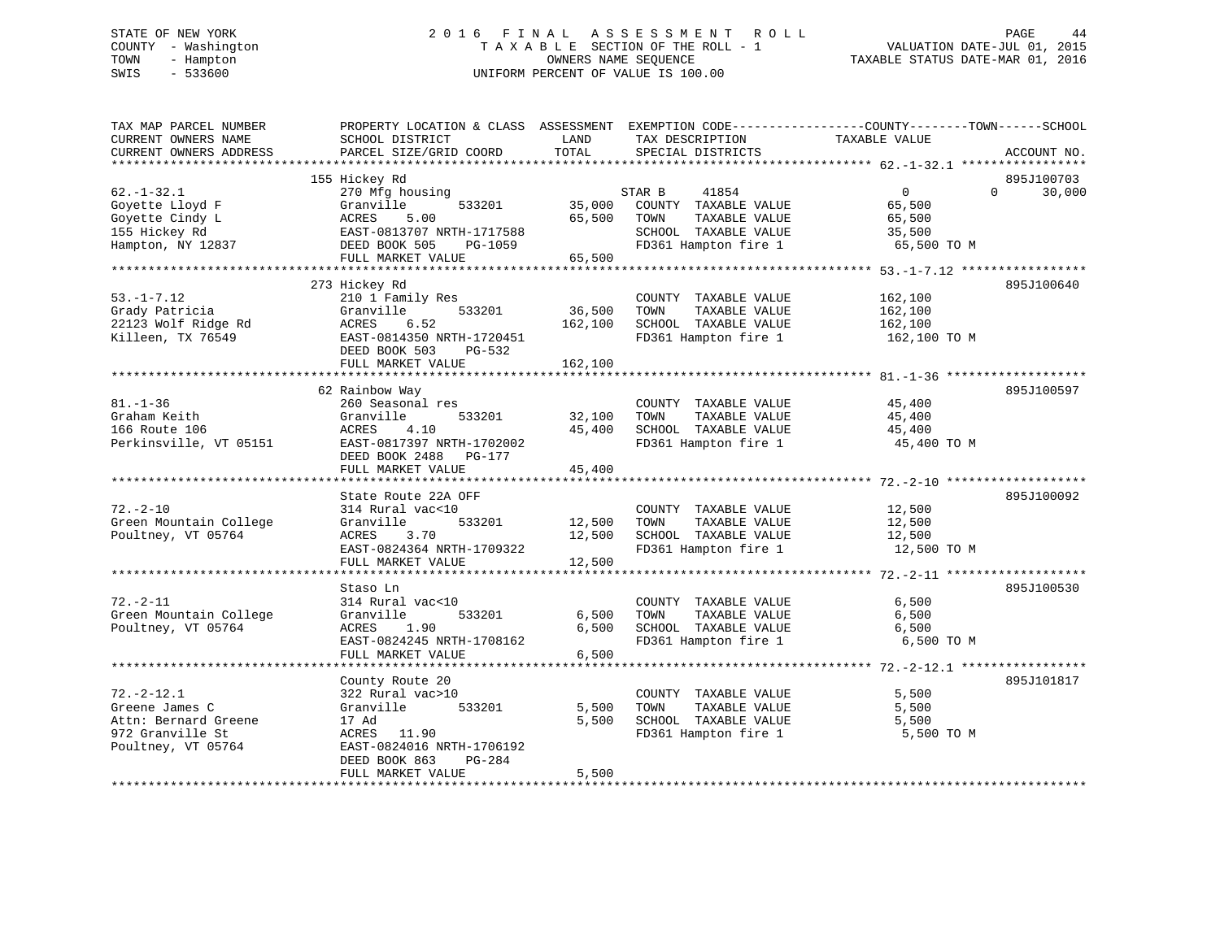STATE OF NEW YORK
COUNTY - Washington
TOWN - Hampton
SWIS - 533600

# 2016 FINAL ASSESSMENT ROLL
TAXABLE SECTION OF THE ROLL - 1
OWNERS NAME SEQUENCE
UNIFORM PERCENT OF VALUE IS 100.00

VALUATION DATE-JUL 01, 2015
TAXABLE STATUS DATE-MAR 01, 2016

| TAX MAP PARCEL NUMBER / CURRENT OWNERS NAME / CURRENT OWNERS ADDRESS | PROPERTY LOCATION & CLASS / SCHOOL DISTRICT / PARCEL SIZE/GRID COORD | ASSESSMENT LAND / TOTAL | EXEMPTION CODE / TAX DESCRIPTION / SPECIAL DISTRICTS | COUNTY | TOWN | SCHOOL / TAXABLE VALUE | ACCOUNT NO. |
|---|---|---|---|---|---|---|---|
| 62.-1-32.1 | 155 Hickey Rd | | | | | | 895J100703 |
| Goyette Lloyd F | 270 Mfg housing | | STAR B 41854 | 0 | 0 | 30,000 | |
| Goyette Cindy L | Granville 533201 | 35,000 | COUNTY TAXABLE VALUE | 65,500 | | | |
| 155 Hickey Rd | ACRES 5.00 | 65,500 | TOWN TAXABLE VALUE | | 65,500 | | |
| Hampton, NY 12837 | EAST-0813707 NRTH-1717588 | | SCHOOL TAXABLE VALUE | | | 35,500 | |
| | DEED BOOK 505 PG-1059 | | FD361 Hampton fire 1 | 65,500 TO M | | | |
| | FULL MARKET VALUE | 65,500 | | | | | |
| 53.-1-7.12 | 273 Hickey Rd | | | | | | 895J100640 |
| Grady Patricia | 210 1 Family Res | | COUNTY TAXABLE VALUE | 162,100 | | | |
| 22123 Wolf Ridge Rd | Granville 533201 | 36,500 | TOWN TAXABLE VALUE | | 162,100 | | |
| Killeen, TX 76549 | ACRES 6.52 | 162,100 | SCHOOL TAXABLE VALUE | | | 162,100 | |
| | EAST-0814350 NRTH-1720451 | | FD361 Hampton fire 1 | 162,100 TO M | | | |
| | DEED BOOK 503 PG-532 | | | | | | |
| | FULL MARKET VALUE | 162,100 | | | | | |
| 81.-1-36 | 62 Rainbow Way | | | | | | 895J100597 |
| Graham Keith | 260 Seasonal res | | COUNTY TAXABLE VALUE | 45,400 | | | |
| 166 Route 106 | Granville 533201 | 32,100 | TOWN TAXABLE VALUE | | 45,400 | | |
| Perkinsville, VT 05151 | ACRES 4.10 | 45,400 | SCHOOL TAXABLE VALUE | | | 45,400 | |
| | EAST-0817397 NRTH-1702002 | | FD361 Hampton fire 1 | 45,400 TO M | | | |
| | DEED BOOK 2488 PG-177 | | | | | | |
| | FULL MARKET VALUE | 45,400 | | | | | |
| 72.-2-10 | State Route 22A OFF | | | | | | 895J100092 |
| Green Mountain College | 314 Rural vac<10 | | COUNTY TAXABLE VALUE | 12,500 | | | |
| Poultney, VT 05764 | Granville 533201 | 12,500 | TOWN TAXABLE VALUE | | 12,500 | | |
| | ACRES 3.70 | 12,500 | SCHOOL TAXABLE VALUE | | | 12,500 | |
| | EAST-0824364 NRTH-1709322 | | FD361 Hampton fire 1 | 12,500 TO M | | | |
| | FULL MARKET VALUE | 12,500 | | | | | |
| 72.-2-11 | Staso Ln | | | | | | 895J100530 |
| Green Mountain College | 314 Rural vac<10 | | COUNTY TAXABLE VALUE | 6,500 | | | |
| Poultney, VT 05764 | Granville 533201 | 6,500 | TOWN TAXABLE VALUE | | 6,500 | | |
| | ACRES 1.90 | 6,500 | SCHOOL TAXABLE VALUE | | | 6,500 | |
| | EAST-0824245 NRTH-1708162 | | FD361 Hampton fire 1 | 6,500 TO M | | | |
| | FULL MARKET VALUE | 6,500 | | | | | |
| 72.-2-12.1 | County Route 20 | | | | | | 895J101817 |
| Greene James C | 322 Rural vac>10 | | COUNTY TAXABLE VALUE | 5,500 | | | |
| Attn: Bernard Greene | Granville 533201 | 5,500 | TOWN TAXABLE VALUE | | 5,500 | | |
| 972 Granville St | 17 Ad | 5,500 | SCHOOL TAXABLE VALUE | | | 5,500 | |
| Poultney, VT 05764 | ACRES 11.90 | | FD361 Hampton fire 1 | 5,500 TO M | | | |
| | EAST-0824016 NRTH-1706192 | | | | | | |
| | DEED BOOK 863 PG-284 | | | | | | |
| | FULL MARKET VALUE | 5,500 | | | | | |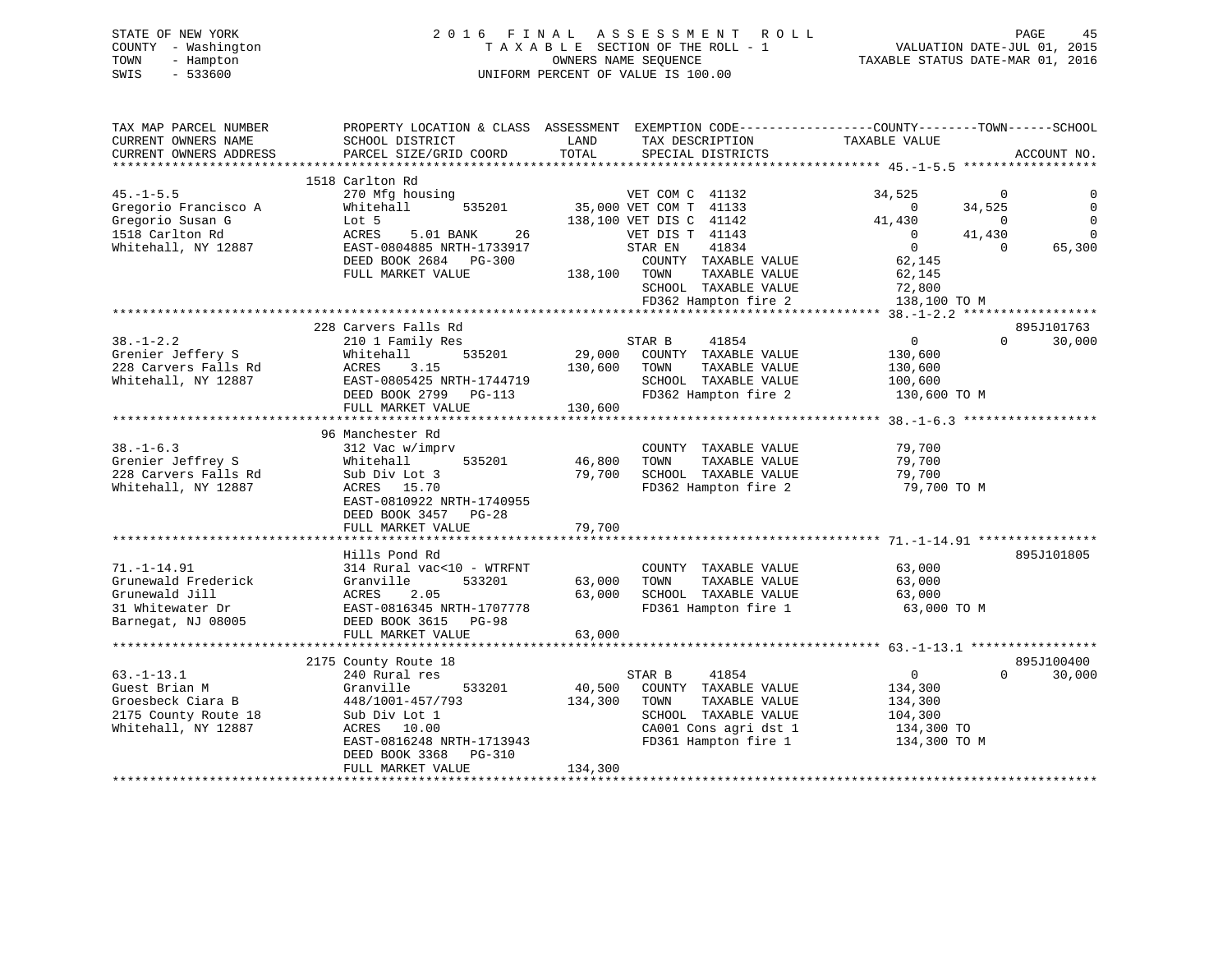STATE OF NEW YORK
COUNTY - Washington
TOWN - Hampton
SWIS - 533600

# 2016 FINAL ASSESSMENT ROLL
TAXABLE SECTION OF THE ROLL - 1
OWNERS NAME SEQUENCE
UNIFORM PERCENT OF VALUE IS 100.00

VALUATION DATE-JUL 01, 2015
TAXABLE STATUS DATE-MAR 01, 2016

```
TAX MAP PARCEL NUMBER          PROPERTY LOCATION & CLASS  ASSESSMENT  EXEMPTION CODE-----------------COUNTY--------TOWN------SCHOOL
CURRENT OWNERS NAME            SCHOOL DISTRICT               LAND      TAX DESCRIPTION            TAXABLE VALUE
CURRENT OWNERS ADDRESS         PARCEL SIZE/GRID COORD        TOTAL      SPECIAL DISTRICTS                                  ACCOUNT NO.
******************************************************************************************************* 45.-1-5.5 ******************
                               1518 Carlton Rd
45.-1-5.5                      270 Mfg housing                   VET COM C  41132          34,525          0            0
Gregorio Francisco A           Whitehall        535201      35,000 VET COM T  41133               0     34,525            0
Gregorio Susan G               Lot 5                        138,100 VET DIS C  41142          41,430          0            0
1518 Carlton Rd                ACRES     5.01 BANK     26          VET DIS T  41143               0     41,430            0
Whitehall, NY 12887            EAST-0804885 NRTH-1733917           STAR EN    41834               0          0       65,300
                               DEED BOOK 2684   PG-300              COUNTY  TAXABLE VALUE          62,145
                               FULL MARKET VALUE            138,100  TOWN    TAXABLE VALUE          62,145
                                                                    SCHOOL  TAXABLE VALUE          72,800
                                                                    FD362 Hampton fire 2          138,100 TO M
******************************************************************************************************* 38.-1-2.2 ******************
                               228 Carvers Falls Rd                                                                   895J101763
38.-1-2.2                      210 1 Family Res                    STAR B     41854               0          0       30,000
Grenier Jeffery S              Whitehall        535201      29,000  COUNTY  TAXABLE VALUE         130,600
228 Carvers Falls Rd           ACRES     3.15               130,600  TOWN    TAXABLE VALUE         130,600
Whitehall, NY 12887            EAST-0805425 NRTH-1744719            SCHOOL  TAXABLE VALUE         100,600
                               DEED BOOK 2799   PG-113              FD362 Hampton fire 2          130,600 TO M
                               FULL MARKET VALUE            130,600
******************************************************************************************************* 38.-1-6.3 ******************
                               96 Manchester Rd
38.-1-6.3                      312 Vac w/imprv                      COUNTY  TAXABLE VALUE          79,700
Grenier Jeffrey S              Whitehall        535201      46,800  TOWN    TAXABLE VALUE          79,700
228 Carvers Falls Rd           Sub Div Lot 3                 79,700  SCHOOL  TAXABLE VALUE          79,700
Whitehall, NY 12887            ACRES    15.70                       FD362 Hampton fire 2           79,700 TO M
                               EAST-0810922 NRTH-1740955
                               DEED BOOK 3457   PG-28
                               FULL MARKET VALUE             79,700
******************************************************************************************************* 71.-1-14.91 ****************
                               Hills Pond Rd                                                                          895J101805
71.-1-14.91                    314 Rural vac<10 - WTRFNT            COUNTY  TAXABLE VALUE          63,000
Grunewald Frederick            Granville        533201      63,000  TOWN    TAXABLE VALUE          63,000
Grunewald Jill                 ACRES     2.05                63,000  SCHOOL  TAXABLE VALUE          63,000
31 Whitewater Dr               EAST-0816345 NRTH-1707778            FD361 Hampton fire 1           63,000 TO M
Barnegat, NJ 08005             DEED BOOK 3615   PG-98
                               FULL MARKET VALUE             63,000
******************************************************************************************************* 63.-1-13.1 *****************
                               2175 County Route 18                                                                   895J100400
63.-1-13.1                     240 Rural res                       STAR B     41854               0          0       30,000
Guest Brian M                  Granville        533201      40,500  COUNTY  TAXABLE VALUE         134,300
Groesbeck Ciara B              448/1001-457/793             134,300  TOWN    TAXABLE VALUE         134,300
2175 County Route 18           Sub Div Lot 1                        SCHOOL  TAXABLE VALUE         104,300
Whitehall, NY 12887            ACRES    10.00                       CA001 Cons agri dst 1         134,300 TO
                               EAST-0816248 NRTH-1713943            FD361 Hampton fire 1          134,300 TO M
                               DEED BOOK 3368   PG-310
                               FULL MARKET VALUE            134,300
************************************************************************************************************************************
```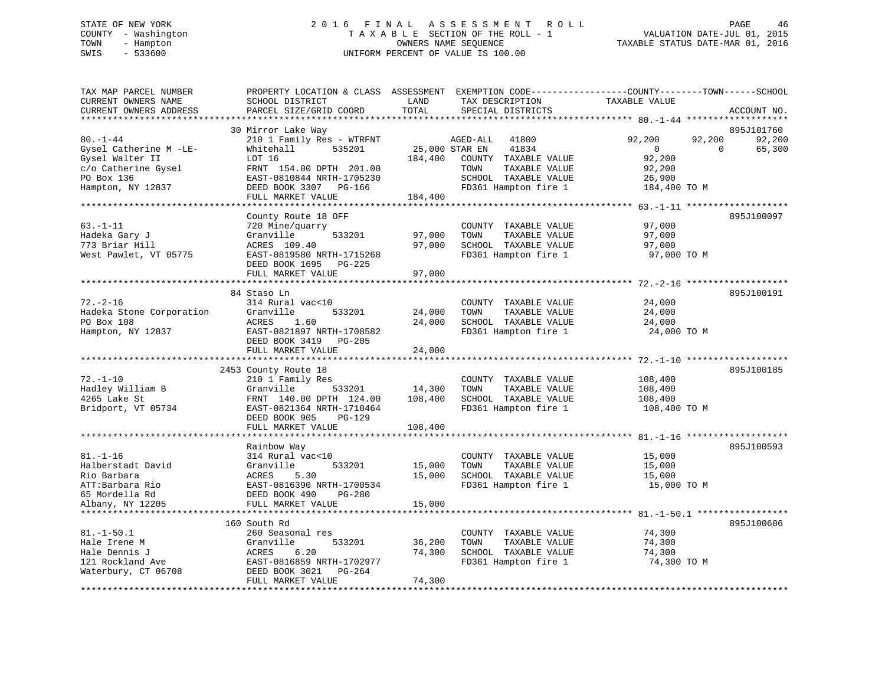STATE OF NEW YORK
COUNTY - Washington
TOWN - Hampton
SWIS - 533600

# 2016 FINAL ASSESSMENT ROLL
TAXABLE SECTION OF THE ROLL - 1
OWNERS NAME SEQUENCE
UNIFORM PERCENT OF VALUE IS 100.00

VALUATION DATE-JUL 01, 2015
TAXABLE STATUS DATE-MAR 01, 2016

| TAX MAP PARCEL NUMBER / CURRENT OWNERS NAME / CURRENT OWNERS ADDRESS | PROPERTY LOCATION & CLASS / SCHOOL DISTRICT / PARCEL SIZE/GRID COORD | ASSESSMENT LAND | TOTAL | EXEMPTION CODE / TAX DESCRIPTION / SPECIAL DISTRICTS | COUNTY TAXABLE VALUE | TOWN | SCHOOL | ACCOUNT NO. |
|---|---|---|---|---|---|---|---|---|
| 80.-1-44 | 30 Mirror Lake Way | | | | | | | 895J101760 |
| Gysel Catherine M -LE- | 210 1 Family Res - WTRFNT | | | AGED-ALL 41800 | 92,200 | 92,200 | 92,200 | |
| Gysel Walter II | Whitehall 535201 | 25,000 | | STAR EN 41834 | 0 | 0 | 65,300 | |
| c/o Catherine Gysel | LOT 16 | | 184,400 | COUNTY TAXABLE VALUE | 92,200 | | | |
| PO Box 136 | FRNT 154.00 DPTH 201.00 | | | TOWN TAXABLE VALUE | 92,200 | | | |
| Hampton, NY 12837 | EAST-0810844 NRTH-1705230 | | | SCHOOL TAXABLE VALUE | 26,900 | | | |
| | DEED BOOK 3307 PG-166 | | | FD361 Hampton fire 1 | 184,400 TO M | | | |
| | FULL MARKET VALUE | | 184,400 | | | | | |
| 63.-1-11 | County Route 18 OFF | | | | | | | 895J100097 |
| Hadeka Gary J | 720 Mine/quarry | | | COUNTY TAXABLE VALUE | 97,000 | | | |
| 773 Briar Hill | Granville 533201 | 97,000 | | TOWN TAXABLE VALUE | 97,000 | | | |
| West Pawlet, VT 05775 | ACRES 109.40 | | 97,000 | SCHOOL TAXABLE VALUE | 97,000 | | | |
| | EAST-0819580 NRTH-1715268 | | | FD361 Hampton fire 1 | 97,000 TO M | | | |
| | DEED BOOK 1695 PG-225 | | | | | | | |
| | FULL MARKET VALUE | | 97,000 | | | | | |
| 72.-2-16 | 84 Staso Ln | | | | | | | 895J100191 |
| Hadeka Stone Corporation | 314 Rural vac<10 | | | COUNTY TAXABLE VALUE | 24,000 | | | |
| PO Box 108 | Granville 533201 | 24,000 | | TOWN TAXABLE VALUE | 24,000 | | | |
| Hampton, NY 12837 | ACRES 1.60 | | 24,000 | SCHOOL TAXABLE VALUE | 24,000 | | | |
| | EAST-0821897 NRTH-1708582 | | | FD361 Hampton fire 1 | 24,000 TO M | | | |
| | DEED BOOK 3419 PG-205 | | | | | | | |
| | FULL MARKET VALUE | | 24,000 | | | | | |
| 72.-1-10 | 2453 County Route 18 | | | | | | | 895J100185 |
| Hadley William B | 210 1 Family Res | | | COUNTY TAXABLE VALUE | 108,400 | | | |
| 4265 Lake St | Granville 533201 | 14,300 | | TOWN TAXABLE VALUE | 108,400 | | | |
| Bridport, VT 05734 | FRNT 140.00 DPTH 124.00 | | 108,400 | SCHOOL TAXABLE VALUE | 108,400 | | | |
| | EAST-0821364 NRTH-1710464 | | | FD361 Hampton fire 1 | 108,400 TO M | | | |
| | DEED BOOK 905 PG-129 | | | | | | | |
| | FULL MARKET VALUE | | 108,400 | | | | | |
| 81.-1-16 | Rainbow Way | | | | | | | 895J100593 |
| Halberstadt David | 314 Rural vac<10 | | | COUNTY TAXABLE VALUE | 15,000 | | | |
| Rio Barbara | Granville 533201 | 15,000 | | TOWN TAXABLE VALUE | 15,000 | | | |
| ATT:Barbara Rio | ACRES 5.30 | | 15,000 | SCHOOL TAXABLE VALUE | 15,000 | | | |
| 65 Mordella Rd | EAST-0816390 NRTH-1700534 | | | FD361 Hampton fire 1 | 15,000 TO M | | | |
| Albany, NY 12205 | DEED BOOK 490 PG-280 | | | | | | | |
| | FULL MARKET VALUE | | 15,000 | | | | | |
| 81.-1-50.1 | 160 South Rd | | | | | | | 895J100606 |
| Hale Irene M | 260 Seasonal res | | | COUNTY TAXABLE VALUE | 74,300 | | | |
| Hale Dennis J | Granville 533201 | 36,200 | | TOWN TAXABLE VALUE | 74,300 | | | |
| 121 Rockland Ave | ACRES 6.20 | | 74,300 | SCHOOL TAXABLE VALUE | 74,300 | | | |
| Waterbury, CT 06708 | EAST-0816859 NRTH-1702977 | | | FD361 Hampton fire 1 | 74,300 TO M | | | |
| | DEED BOOK 3021 PG-264 | | | | | | | |
| | FULL MARKET VALUE | | 74,300 | | | | | |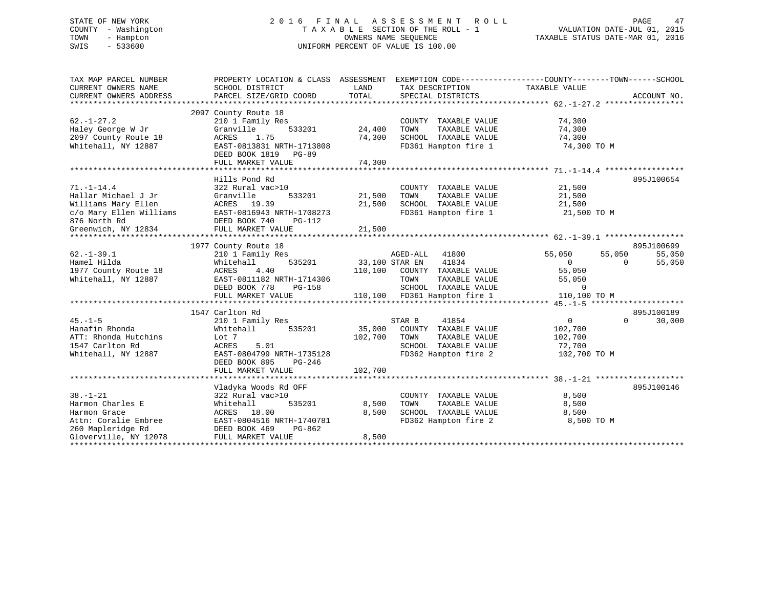STATE OF NEW YORK
COUNTY - Washington
TOWN - Hampton
SWIS - 533600

# 2016 FINAL ASSESSMENT ROLL

TAXABLE SECTION OF THE ROLL - 1
OWNERS NAME SEQUENCE
UNIFORM PERCENT OF VALUE IS 100.00

VALUATION DATE-JUL 01, 2015
TAXABLE STATUS DATE-MAR 01, 2016

```
TAX MAP PARCEL NUMBER        PROPERTY LOCATION & CLASS  ASSESSMENT  EXEMPTION CODE------------------COUNTY--------TOWN------SCHOOL
CURRENT OWNERS NAME          SCHOOL DISTRICT             LAND       TAX DESCRIPTION              TAXABLE VALUE
CURRENT OWNERS ADDRESS       PARCEL SIZE/GRID COORD      TOTAL      SPECIAL DISTRICTS                                        ACCOUNT NO.
******************************************************************************************************* 62.-1-27.2 *****************
                             2097 County Route 18
62.-1-27.2                   210 1 Family Res                        COUNTY  TAXABLE VALUE            74,300
Haley George W Jr            Granville       533201      24,400     TOWN    TAXABLE VALUE            74,300
2097 County Route 18         ACRES    1.75               74,300     SCHOOL  TAXABLE VALUE            74,300
Whitehall, NY 12887          EAST-0813831 NRTH-1713808              FD361 Hampton fire 1              74,300 TO M
                             DEED BOOK 1819   PG-89
                             FULL MARKET VALUE            74,300
******************************************************************************************************* 71.-1-14.4 *****************
                             Hills Pond Rd                                                                                895J100654
71.-1-14.4                   322 Rural vac>10                        COUNTY  TAXABLE VALUE            21,500
Hallar Michael J Jr          Granville       533201      21,500     TOWN    TAXABLE VALUE            21,500
Williams Mary Ellen          ACRES   19.39               21,500     SCHOOL  TAXABLE VALUE            21,500
c/o Mary Ellen Williams      EAST-0816943 NRTH-1708273              FD361 Hampton fire 1              21,500 TO M
876 North Rd                 DEED BOOK 740    PG-112
Greenwich, NY 12834          FULL MARKET VALUE            21,500
******************************************************************************************************* 62.-1-39.1 *****************
                             1977 County Route 18                                                                         895J100699
62.-1-39.1                   210 1 Family Res                        AGED-ALL   41800               55,050      55,050      55,050
Hamel Hilda                  Whitehall       535201      33,100 STAR EN    41834                     0           0      55,050
1977 County Route 18         ACRES    4.40              110,100     COUNTY  TAXABLE VALUE            55,050
Whitehall, NY 12887          EAST-0811182 NRTH-1714306              TOWN    TAXABLE VALUE            55,050
                             DEED BOOK 778    PG-158                SCHOOL  TAXABLE VALUE                 0
                             FULL MARKET VALUE           110,100    FD361 Hampton fire 1             110,100 TO M
******************************************************************************************************* 45.-1-5 ********************
                             1547 Carlton Rd                                                                              895J100189
45.-1-5                      210 1 Family Res                        STAR B     41854                    0           0      30,000
Hanafin Rhonda               Whitehall       535201      35,000     COUNTY  TAXABLE VALUE           102,700
ATT: Rhonda Hutchins         Lot 7                      102,700     TOWN    TAXABLE VALUE           102,700
1547 Carlton Rd              ACRES    5.01                          SCHOOL  TAXABLE VALUE            72,700
Whitehall, NY 12887          EAST-0804799 NRTH-1735128              FD362 Hampton fire 2             102,700 TO M
                             DEED BOOK 895    PG-246
                             FULL MARKET VALUE           102,700
******************************************************************************************************* 38.-1-21 *******************
                             Vladyka Woods Rd OFF                                                                         895J100146
38.-1-21                     322 Rural vac>10                        COUNTY  TAXABLE VALUE             8,500
Harmon Charles E             Whitehall       535201       8,500     TOWN    TAXABLE VALUE             8,500
Harmon Grace                 ACRES   18.00                8,500     SCHOOL  TAXABLE VALUE             8,500
Attn: Coralie Embree         EAST-0804516 NRTH-1740781              FD362 Hampton fire 2               8,500 TO M
260 Mapleridge Rd            DEED BOOK 469    PG-862
Gloverville, NY 12078        FULL MARKET VALUE             8,500
************************************************************************************************************************************
```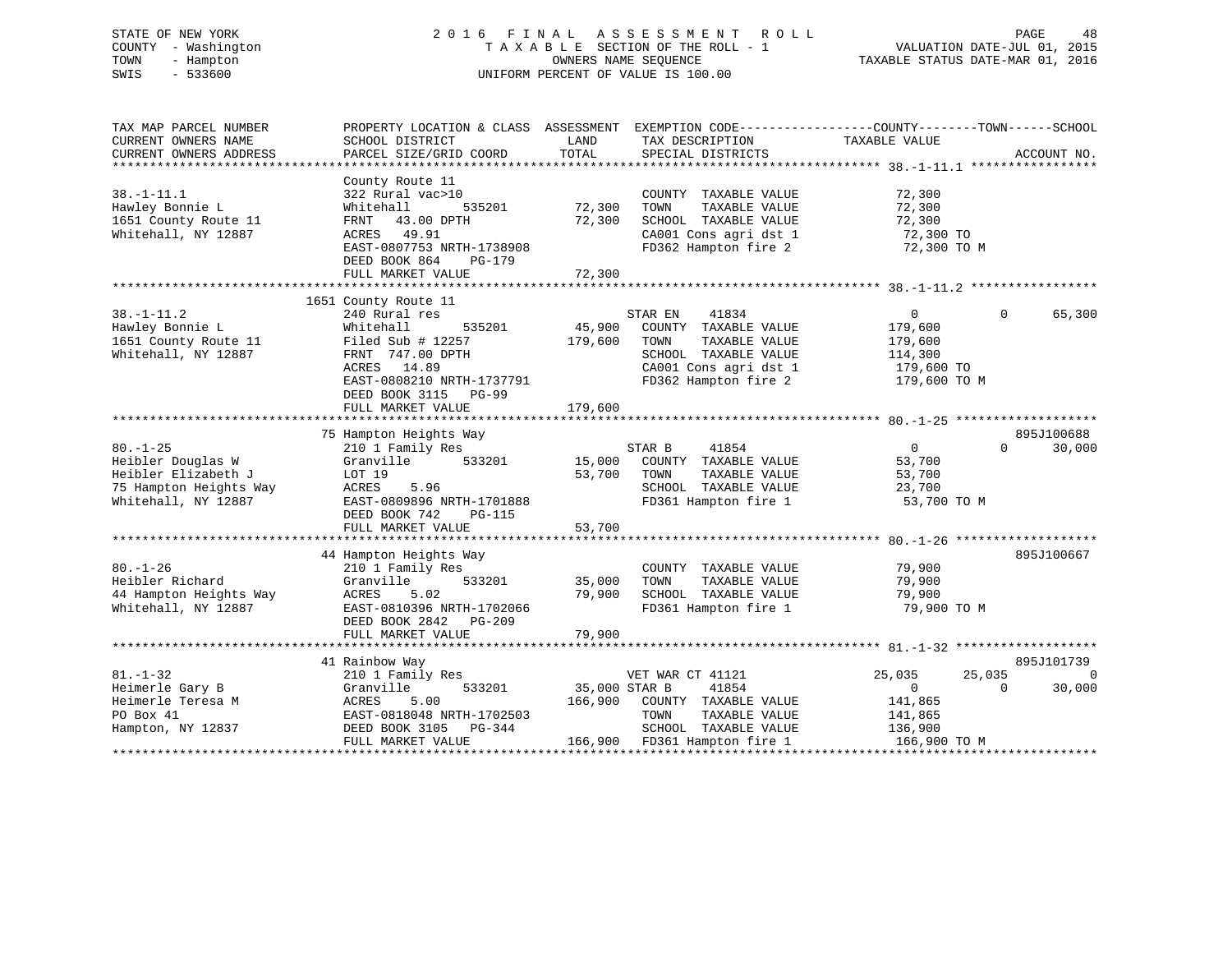STATE OF NEW YORK
COUNTY - Washington
TOWN - Hampton
SWIS - 533600

2016 FINAL ASSESSMENT ROLL
TAXABLE SECTION OF THE ROLL - 1
OWNERS NAME SEQUENCE
UNIFORM PERCENT OF VALUE IS 100.00

VALUATION DATE-JUL 01, 2015
TAXABLE STATUS DATE-MAR 01, 2016

| TAX MAP PARCEL NUMBER / CURRENT OWNERS NAME / CURRENT OWNERS ADDRESS | PROPERTY LOCATION & CLASS / SCHOOL DISTRICT / PARCEL SIZE/GRID COORD | ASSESSMENT LAND | TOTAL | EXEMPTION CODE / TAX DESCRIPTION / SPECIAL DISTRICTS | COUNTY TAXABLE VALUE | TOWN | SCHOOL | ACCOUNT NO. |
|---|---|---|---|---|---|---|---|---|
| **38.-1-11.1** | County Route 11 | | | | | | | |
| 38.-1-11.1 | 322 Rural vac>10 | | | COUNTY TAXABLE VALUE | 72,300 | | | |
| Hawley Bonnie L | Whitehall 535201 | 72,300 | | TOWN TAXABLE VALUE | 72,300 | | | |
| 1651 County Route 11 | FRNT 43.00 DPTH | | 72,300 | SCHOOL TAXABLE VALUE | 72,300 | | | |
| Whitehall, NY 12887 | ACRES 49.91 | | | CA001 Cons agri dst 1 | 72,300 TO | | | |
| | EAST-0807753 NRTH-1738908 | | | FD362 Hampton fire 2 | 72,300 TO M | | | |
| | DEED BOOK 864 PG-179 | | | | | | | |
| | FULL MARKET VALUE | | 72,300 | | | | | |
| **38.-1-11.2** | 1651 County Route 11 | | | | | | | |
| 38.-1-11.2 | 240 Rural res | | | STAR EN 41834 | 0 | 0 | 65,300 | |
| Hawley Bonnie L | Whitehall 535201 | 45,900 | | COUNTY TAXABLE VALUE | 179,600 | | | |
| 1651 County Route 11 | Filed Sub # 12257 | | 179,600 | TOWN TAXABLE VALUE | 179,600 | | | |
| Whitehall, NY 12887 | FRNT 747.00 DPTH | | | SCHOOL TAXABLE VALUE | 114,300 | | | |
| | ACRES 14.89 | | | CA001 Cons agri dst 1 | 179,600 TO | | | |
| | EAST-0808210 NRTH-1737791 | | | FD362 Hampton fire 2 | 179,600 TO M | | | |
| | DEED BOOK 3115 PG-99 | | | | | | | |
| | FULL MARKET VALUE | | 179,600 | | | | | |
| **80.-1-25** | 75 Hampton Heights Way | | | | | | | 895J100688 |
| 80.-1-25 | 210 1 Family Res | | | STAR B 41854 | 0 | 0 | 30,000 | |
| Heibler Douglas W | Granville 533201 | 15,000 | | COUNTY TAXABLE VALUE | 53,700 | | | |
| Heibler Elizabeth J | LOT 19 | | 53,700 | TOWN TAXABLE VALUE | 53,700 | | | |
| 75 Hampton Heights Way | ACRES 5.96 | | | SCHOOL TAXABLE VALUE | 23,700 | | | |
| Whitehall, NY 12887 | EAST-0809896 NRTH-1701888 | | | FD361 Hampton fire 1 | 53,700 TO M | | | |
| | DEED BOOK 742 PG-115 | | | | | | | |
| | FULL MARKET VALUE | | 53,700 | | | | | |
| **80.-1-26** | 44 Hampton Heights Way | | | | | | | 895J100667 |
| 80.-1-26 | 210 1 Family Res | | | COUNTY TAXABLE VALUE | 79,900 | | | |
| Heibler Richard | Granville 533201 | 35,000 | | TOWN TAXABLE VALUE | 79,900 | | | |
| 44 Hampton Heights Way | ACRES 5.02 | | 79,900 | SCHOOL TAXABLE VALUE | 79,900 | | | |
| Whitehall, NY 12887 | EAST-0810396 NRTH-1702066 | | | FD361 Hampton fire 1 | 79,900 TO M | | | |
| | DEED BOOK 2842 PG-209 | | | | | | | |
| | FULL MARKET VALUE | | 79,900 | | | | | |
| **81.-1-32** | 41 Rainbow Way | | | | | | | 895J101739 |
| 81.-1-32 | 210 1 Family Res | | | VET WAR CT 41121 | 25,035 | 25,035 | 0 | |
| Heimerle Gary B | Granville 533201 | 35,000 | | STAR B 41854 | 0 | 0 | 30,000 | |
| Heimerle Teresa M | ACRES 5.00 | | 166,900 | COUNTY TAXABLE VALUE | 141,865 | | | |
| PO Box 41 | EAST-0818048 NRTH-1702503 | | | TOWN TAXABLE VALUE | 141,865 | | | |
| Hampton, NY 12837 | DEED BOOK 3105 PG-344 | | | SCHOOL TAXABLE VALUE | 136,900 | | | |
| | FULL MARKET VALUE | | 166,900 | FD361 Hampton fire 1 | 166,900 TO M | | | |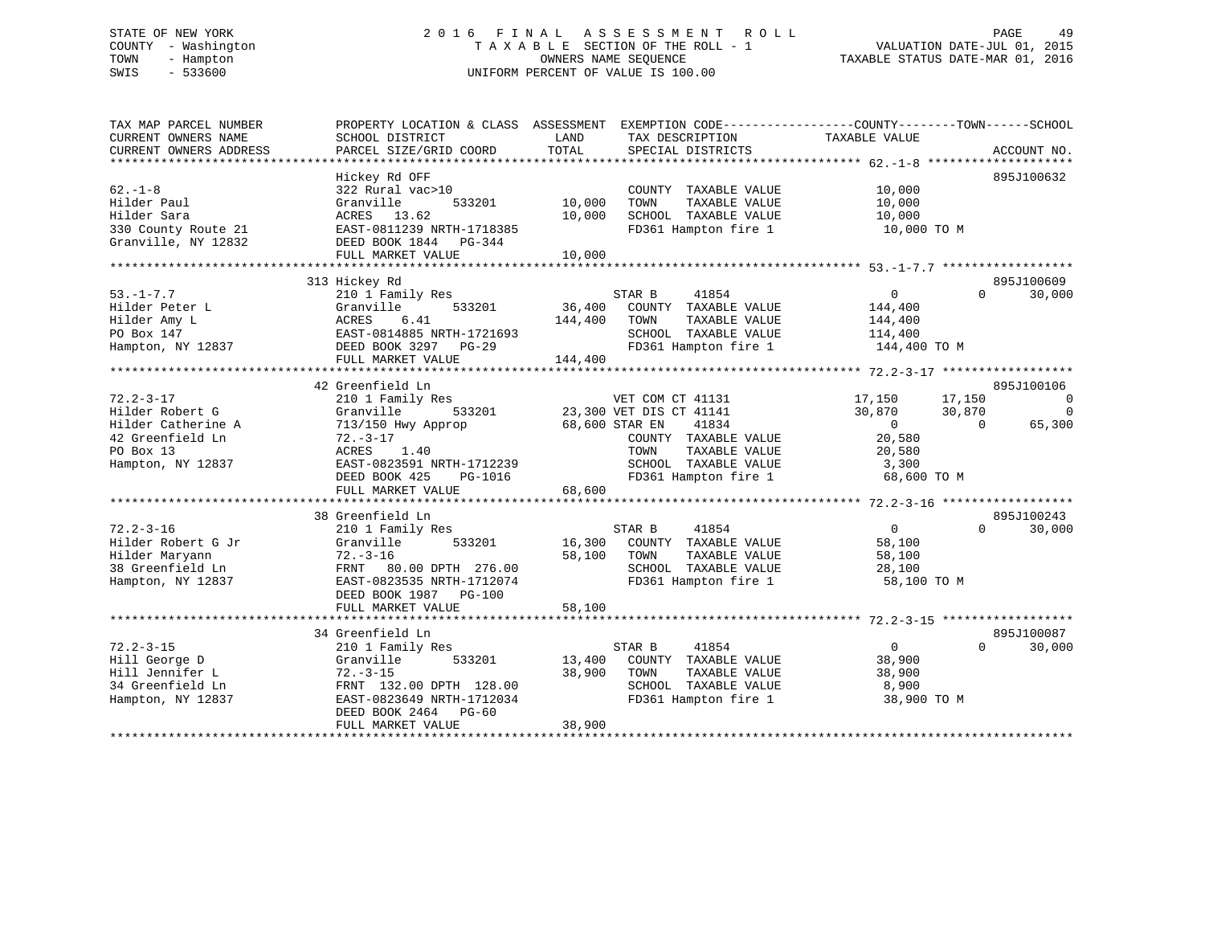STATE OF NEW YORK
COUNTY - Washington
TOWN - Hampton
SWIS - 533600

2016 FINAL ASSESSMENT ROLL
TAXABLE SECTION OF THE ROLL - 1
OWNERS NAME SEQUENCE
UNIFORM PERCENT OF VALUE IS 100.00

VALUATION DATE-JUL 01, 2015
TAXABLE STATUS DATE-MAR 01, 2016

| TAX MAP PARCEL NUMBER / CURRENT OWNERS NAME / CURRENT OWNERS ADDRESS | PROPERTY LOCATION & CLASS / SCHOOL DISTRICT / PARCEL SIZE/GRID COORD | ASSESSMENT LAND / TOTAL | EXEMPTION CODE / TAX DESCRIPTION / SPECIAL DISTRICTS | COUNTY TAXABLE VALUE | TOWN | SCHOOL | ACCOUNT NO. |
|---|---|---|---|---|---|---|---|
| **62.-1-8** | Hickey Rd OFF | | | | | | 895J100632 |
| 62.-1-8 | 322 Rural vac>10 | | COUNTY TAXABLE VALUE | 10,000 | | | |
| Hilder Paul | Granville 533201 | 10,000 | TOWN TAXABLE VALUE | 10,000 | | | |
| Hilder Sara | ACRES 13.62 | 10,000 | SCHOOL TAXABLE VALUE | 10,000 | | | |
| 330 County Route 21 | EAST-0811239 NRTH-1718385 | | FD361 Hampton fire 1 | 10,000 TO M | | | |
| Granville, NY 12832 | DEED BOOK 1844 PG-344 | | | | | | |
| | FULL MARKET VALUE | 10,000 | | | | | |
| **53.-1-7.7** | 313 Hickey Rd | | | | | | 895J100609 |
| 53.-1-7.7 | 210 1 Family Res | | STAR B 41854 | 0 | 0 | 30,000 | |
| Hilder Peter L | Granville 533201 | 36,400 | COUNTY TAXABLE VALUE | 144,400 | | | |
| Hilder Amy L | ACRES 6.41 | 144,400 | TOWN TAXABLE VALUE | 144,400 | | | |
| PO Box 147 | EAST-0814885 NRTH-1721693 | | SCHOOL TAXABLE VALUE | 114,400 | | | |
| Hampton, NY 12837 | DEED BOOK 3297 PG-29 | | FD361 Hampton fire 1 | 144,400 TO M | | | |
| | FULL MARKET VALUE | 144,400 | | | | | |
| **72.2-3-17** | 42 Greenfield Ln | | | | | | 895J100106 |
| 72.2-3-17 | 210 1 Family Res | | VET COM CT 41131 | 17,150 | 17,150 | 0 | |
| Hilder Robert G | Granville 533201 | 23,300 | VET DIS CT 41141 | 30,870 | 30,870 | 0 | |
| Hilder Catherine A | 713/150 Hwy Approp | 68,600 | STAR EN 41834 | 0 | 0 | 65,300 | |
| 42 Greenfield Ln | 72.-3-17 | | COUNTY TAXABLE VALUE | 20,580 | | | |
| PO Box 13 | ACRES 1.40 | | TOWN TAXABLE VALUE | 20,580 | | | |
| Hampton, NY 12837 | EAST-0823591 NRTH-1712239 | | SCHOOL TAXABLE VALUE | 3,300 | | | |
| | DEED BOOK 425 PG-1016 | | FD361 Hampton fire 1 | 68,600 TO M | | | |
| | FULL MARKET VALUE | 68,600 | | | | | |
| **72.2-3-16** | 38 Greenfield Ln | | | | | | 895J100243 |
| 72.2-3-16 | 210 1 Family Res | | STAR B 41854 | 0 | 0 | 30,000 | |
| Hilder Robert G Jr | Granville 533201 | 16,300 | COUNTY TAXABLE VALUE | 58,100 | | | |
| Hilder Maryann | 72.-3-16 | 58,100 | TOWN TAXABLE VALUE | 58,100 | | | |
| 38 Greenfield Ln | FRNT 80.00 DPTH 276.00 | | SCHOOL TAXABLE VALUE | 28,100 | | | |
| Hampton, NY 12837 | EAST-0823535 NRTH-1712074 | | FD361 Hampton fire 1 | 58,100 TO M | | | |
| | DEED BOOK 1987 PG-100 | | | | | | |
| | FULL MARKET VALUE | 58,100 | | | | | |
| **72.2-3-15** | 34 Greenfield Ln | | | | | | 895J100087 |
| 72.2-3-15 | 210 1 Family Res | | STAR B 41854 | 0 | 0 | 30,000 | |
| Hill George D | Granville 533201 | 13,400 | COUNTY TAXABLE VALUE | 38,900 | | | |
| Hill Jennifer L | 72.-3-15 | 38,900 | TOWN TAXABLE VALUE | 38,900 | | | |
| 34 Greenfield Ln | FRNT 132.00 DPTH 128.00 | | SCHOOL TAXABLE VALUE | 8,900 | | | |
| Hampton, NY 12837 | EAST-0823649 NRTH-1712034 | | FD361 Hampton fire 1 | 38,900 TO M | | | |
| | DEED BOOK 2464 PG-60 | | | | | | |
| | FULL MARKET VALUE | 38,900 | | | | | |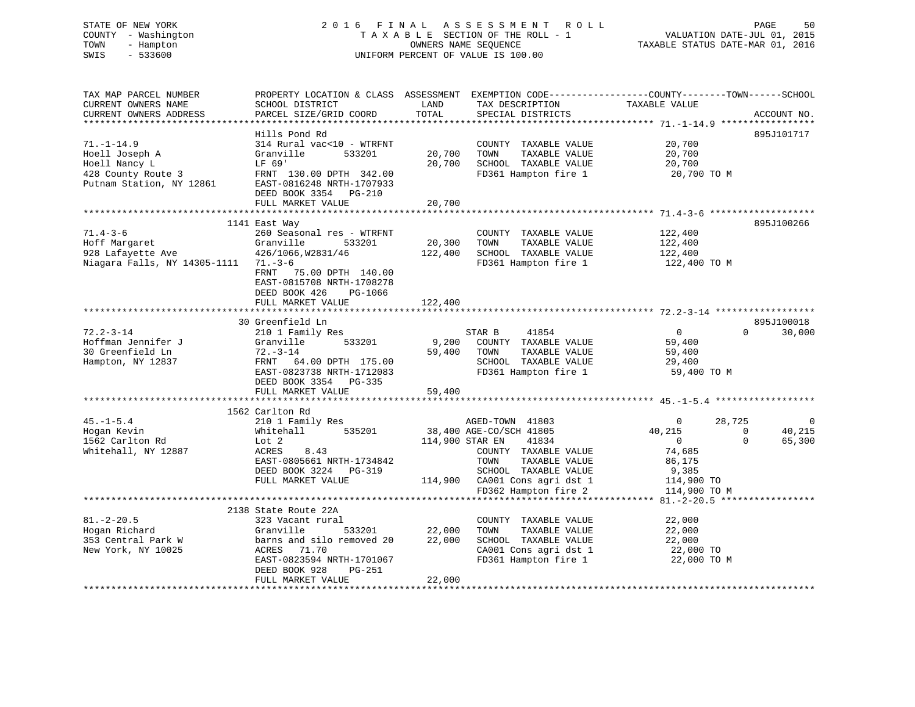STATE OF NEW YORK
COUNTY - Washington
TOWN - Hampton
SWIS - 533600

2016 FINAL ASSESSMENT ROLL
TAXABLE SECTION OF THE ROLL - 1
OWNERS NAME SEQUENCE
UNIFORM PERCENT OF VALUE IS 100.00

VALUATION DATE-JUL 01, 2015
TAXABLE STATUS DATE-MAR 01, 2016

```
TAX MAP PARCEL NUMBER          PROPERTY LOCATION & CLASS  ASSESSMENT  EXEMPTION CODE------------------COUNTY--------TOWN------SCHOOL
CURRENT OWNERS NAME            SCHOOL DISTRICT              LAND       TAX DESCRIPTION             TAXABLE VALUE
CURRENT OWNERS ADDRESS         PARCEL SIZE/GRID COORD       TOTAL      SPECIAL DISTRICTS                                    ACCOUNT NO.
****************************************************************************************************** 71.-1-14.9 *****************
                               Hills Pond Rd                                                                                895J101717
71.-1-14.9                     314 Rural vac<10 - WTRFNT               COUNTY  TAXABLE VALUE             20,700
Hoell Joseph A                 Granville       533201        20,700    TOWN    TAXABLE VALUE             20,700
Hoell Nancy L                  LF 69'                        20,700    SCHOOL  TAXABLE VALUE             20,700
428 County Route 3             FRNT 130.00 DPTH 342.00                 FD361 Hampton fire 1               20,700 TO M
Putnam Station, NY 12861       EAST-0816248 NRTH-1707933
                               DEED BOOK 3354   PG-210
                               FULL MARKET VALUE             20,700
****************************************************************************************************** 71.4-3-6 *******************
                        1141 East Way                                                                                       895J100266
71.4-3-6                       260 Seasonal res - WTRFNT               COUNTY  TAXABLE VALUE            122,400
Hoff Margaret                  Granville       533201        20,300    TOWN    TAXABLE VALUE            122,400
928 Lafayette Ave              426/1066,W2831/46            122,400    SCHOOL  TAXABLE VALUE            122,400
Niagara Falls, NY 14305-1111   71.-3-6                                 FD361 Hampton fire 1              122,400 TO M
                               FRNT  75.00 DPTH 140.00
                               EAST-0815708 NRTH-1708278
                               DEED BOOK 426    PG-1066
                               FULL MARKET VALUE            122,400
****************************************************************************************************** 72.2-3-14 ******************
                        30 Greenfield Ln                                                                                    895J100018
72.2-3-14                      210 1 Family Res                        STAR B      41854                  0             0      30,000
Hoffman Jennifer J             Granville       533201         9,200    COUNTY  TAXABLE VALUE             59,400
30 Greenfield Ln               72.-3-14                      59,400    TOWN    TAXABLE VALUE             59,400
Hampton, NY 12837              FRNT  64.00 DPTH 175.00                 SCHOOL  TAXABLE VALUE             29,400
                               EAST-0823738 NRTH-1712083               FD361 Hampton fire 1               59,400 TO M
                               DEED BOOK 3354   PG-335
                               FULL MARKET VALUE             59,400
****************************************************************************************************** 45.-1-5.4 ******************
                        1562 Carlton Rd
45.-1-5.4                      210 1 Family Res                        AGED-TOWN  41803                   0        28,725           0
Hogan Kevin                    Whitehall       535201        38,400 AGE-CO/SCH 41805              40,215             0      40,215
1562 Carlton Rd                Lot 2                        114,900 STAR EN     41834                  0             0      65,300
Whitehall, NY 12887            ACRES    8.43                           COUNTY  TAXABLE VALUE             74,685
                               EAST-0805661 NRTH-1734842               TOWN    TAXABLE VALUE             86,175
                               DEED BOOK 3224   PG-319                 SCHOOL  TAXABLE VALUE              9,385
                               FULL MARKET VALUE            114,900    CA001 Cons agri dst 1             114,900 TO
                                                                       FD362 Hampton fire 2              114,900 TO M
****************************************************************************************************** 81.-2-20.5 *****************
                        2138 State Route 22A
81.-2-20.5                     323 Vacant rural                        COUNTY  TAXABLE VALUE             22,000
Hogan Richard                  Granville       533201        22,000    TOWN    TAXABLE VALUE             22,000
353 Central Park W             barns and silo removed 20     22,000    SCHOOL  TAXABLE VALUE             22,000
New York, NY 10025             ACRES   71.70                           CA001 Cons agri dst 1              22,000 TO
                               EAST-0823594 NRTH-1701067               FD361 Hampton fire 1               22,000 TO M
                               DEED BOOK 928    PG-251
                               FULL MARKET VALUE             22,000
************************************************************************************************************************************
```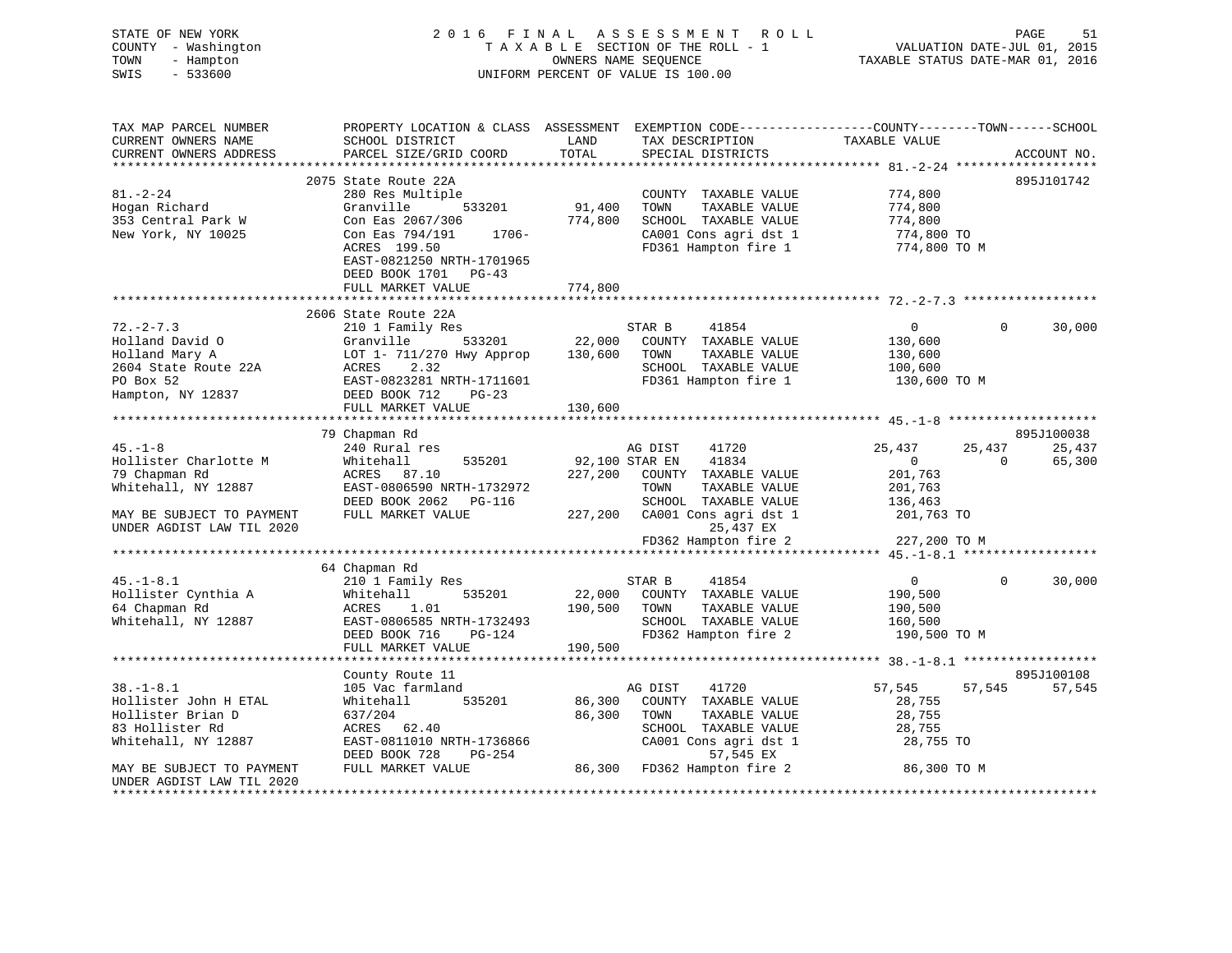STATE OF NEW YORK — 2016 FINAL ASSESSMENT ROLL
COUNTY - Washington — TAXABLE SECTION OF THE ROLL - 1 — VALUATION DATE-JUL 01, 2015
TOWN - Hampton — OWNERS NAME SEQUENCE — TAXABLE STATUS DATE-MAR 01, 2016
SWIS - 533600 — UNIFORM PERCENT OF VALUE IS 100.00

| TAX MAP PARCEL NUMBER / CURRENT OWNERS NAME / CURRENT OWNERS ADDRESS | PROPERTY LOCATION & CLASS / SCHOOL DISTRICT / PARCEL SIZE/GRID COORD | ASSESSMENT LAND / TOTAL | EXEMPTION CODE / TAX DESCRIPTION / SPECIAL DISTRICTS | COUNTY TAXABLE VALUE | TOWN | SCHOOL | ACCOUNT NO. |
|---|---|---|---|---|---|---|---|
| 81.-2-24 | 2075 State Route 22A | | | | | | 895J101742 |
| | 280 Res Multiple | | COUNTY TAXABLE VALUE | 774,800 | | | |
| Hogan Richard | Granville 533201 | 91,400 | TOWN TAXABLE VALUE | 774,800 | | | |
| 353 Central Park W | Con Eas 2067/306 | 774,800 | SCHOOL TAXABLE VALUE | 774,800 | | | |
| New York, NY 10025 | Con Eas 794/191 1706- | | CA001 Cons agri dst 1 | 774,800 TO | | | |
| | ACRES 199.50 | | FD361 Hampton fire 1 | 774,800 TO M | | | |
| | EAST-0821250 NRTH-1701965 | | | | | | |
| | DEED BOOK 1701 PG-43 | | | | | | |
| | FULL MARKET VALUE | 774,800 | | | | | |
| 72.-2-7.3 | 2606 State Route 22A | | | | | | |
| | 210 1 Family Res | | STAR B 41854 | 0 | 0 | 30,000 | |
| Holland David O | Granville 533201 | 22,000 | COUNTY TAXABLE VALUE | 130,600 | | | |
| Holland Mary A | LOT 1- 711/270 Hwy Approp | 130,600 | TOWN TAXABLE VALUE | 130,600 | | | |
| 2604 State Route 22A | ACRES 2.32 | | SCHOOL TAXABLE VALUE | 100,600 | | | |
| PO Box 52 | EAST-0823281 NRTH-1711601 | | FD361 Hampton fire 1 | 130,600 TO M | | | |
| Hampton, NY 12837 | DEED BOOK 712 PG-23 | | | | | | |
| | FULL MARKET VALUE | 130,600 | | | | | |
| 45.-1-8 | 79 Chapman Rd | | | | | | 895J100038 |
| | 240 Rural res | | AG DIST 41720 | 25,437 | 25,437 | 25,437 | |
| Hollister Charlotte M | Whitehall 535201 | 92,100 | STAR EN 41834 | 0 | 0 | 65,300 | |
| 79 Chapman Rd | ACRES 87.10 | 227,200 | COUNTY TAXABLE VALUE | 201,763 | | | |
| Whitehall, NY 12887 | EAST-0806590 NRTH-1732972 | | TOWN TAXABLE VALUE | 201,763 | | | |
| | DEED BOOK 2062 PG-116 | | SCHOOL TAXABLE VALUE | 136,463 | | | |
| MAY BE SUBJECT TO PAYMENT | FULL MARKET VALUE | 227,200 | CA001 Cons agri dst 1 | 201,763 TO | | | |
| UNDER AGDIST LAW TIL 2020 | | | 25,437 EX | | | | |
| | | | FD362 Hampton fire 2 | 227,200 TO M | | | |
| 45.-1-8.1 | 64 Chapman Rd | | | | | | |
| | 210 1 Family Res | | STAR B 41854 | 0 | 0 | 30,000 | |
| Hollister Cynthia A | Whitehall 535201 | 22,000 | COUNTY TAXABLE VALUE | 190,500 | | | |
| 64 Chapman Rd | ACRES 1.01 | 190,500 | TOWN TAXABLE VALUE | 190,500 | | | |
| Whitehall, NY 12887 | EAST-0806585 NRTH-1732493 | | SCHOOL TAXABLE VALUE | 160,500 | | | |
| | DEED BOOK 716 PG-124 | | FD362 Hampton fire 2 | 190,500 TO M | | | |
| | FULL MARKET VALUE | 190,500 | | | | | |
| 38.-1-8.1 | County Route 11 | | | | | | 895J100108 |
| | 105 Vac farmland | | AG DIST 41720 | 57,545 | 57,545 | 57,545 | |
| Hollister John H ETAL | Whitehall 535201 | 86,300 | COUNTY TAXABLE VALUE | 28,755 | | | |
| Hollister Brian D | 637/204 | 86,300 | TOWN TAXABLE VALUE | 28,755 | | | |
| 83 Hollister Rd | ACRES 62.40 | | SCHOOL TAXABLE VALUE | 28,755 | | | |
| Whitehall, NY 12887 | EAST-0811010 NRTH-1736866 | | CA001 Cons agri dst 1 | 28,755 TO | | | |
| | DEED BOOK 728 PG-254 | | 57,545 EX | | | | |
| MAY BE SUBJECT TO PAYMENT | FULL MARKET VALUE | 86,300 | FD362 Hampton fire 2 | 86,300 TO M | | | |
| UNDER AGDIST LAW TIL 2020 | | | | | | | |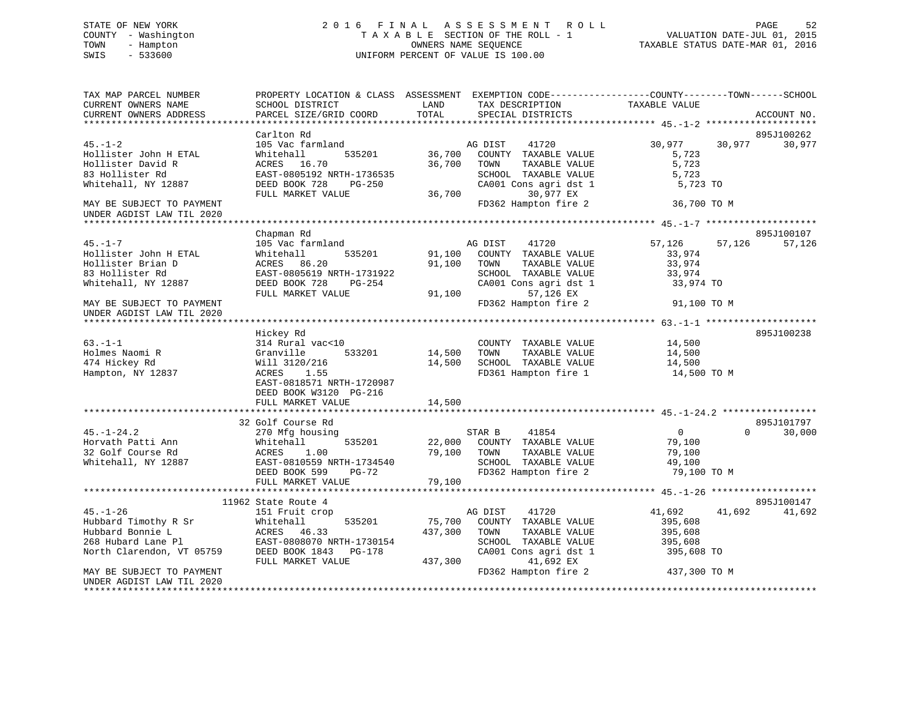STATE OF NEW YORK — 2016 FINAL ASSESSMENT ROLL
COUNTY - Washington — TAXABLE SECTION OF THE ROLL - 1 — VALUATION DATE-JUL 01, 2015
TOWN - Hampton — OWNERS NAME SEQUENCE — TAXABLE STATUS DATE-MAR 01, 2016
SWIS - 533600 — UNIFORM PERCENT OF VALUE IS 100.00

```
TAX MAP PARCEL NUMBER          PROPERTY LOCATION & CLASS  ASSESSMENT  EXEMPTION CODE-----------------COUNTY--------TOWN------SCHOOL
CURRENT OWNERS NAME            SCHOOL DISTRICT               LAND      TAX DESCRIPTION            TAXABLE VALUE
CURRENT OWNERS ADDRESS         PARCEL SIZE/GRID COORD       TOTAL      SPECIAL DISTRICTS                                  ACCOUNT NO.
******************************************************************************************************* 45.-1-2 ********************
                               Carlton Rd                                                                                 895J100262
45.-1-2                        105 Vac farmland                     AG DIST    41720              30,977     30,977     30,977
Hollister John H ETAL          Whitehall        535201    36,700   COUNTY  TAXABLE VALUE             5,723
Hollister David R              ACRES   16.70              36,700   TOWN    TAXABLE VALUE             5,723
83 Hollister Rd                EAST-0805192 NRTH-1736535           SCHOOL  TAXABLE VALUE             5,723
Whitehall, NY 12887            DEED BOOK 728    PG-250             CA001 Cons agri dst 1              5,723 TO
                               FULL MARKET VALUE          36,700          30,977 EX
MAY BE SUBJECT TO PAYMENT                                          FD362 Hampton fire 2              36,700 TO M
UNDER AGDIST LAW TIL 2020
******************************************************************************************************* 45.-1-7 ********************
                               Chapman Rd                                                                                 895J100107
45.-1-7                        105 Vac farmland                     AG DIST    41720              57,126     57,126     57,126
Hollister John H ETAL          Whitehall        535201    91,100   COUNTY  TAXABLE VALUE            33,974
Hollister Brian D              ACRES   86.20              91,100   TOWN    TAXABLE VALUE            33,974
83 Hollister Rd                EAST-0805619 NRTH-1731922           SCHOOL  TAXABLE VALUE            33,974
Whitehall, NY 12887            DEED BOOK 728    PG-254             CA001 Cons agri dst 1             33,974 TO
                               FULL MARKET VALUE          91,100          57,126 EX
MAY BE SUBJECT TO PAYMENT                                          FD362 Hampton fire 2              91,100 TO M
UNDER AGDIST LAW TIL 2020
******************************************************************************************************* 63.-1-1 ********************
                               Hickey Rd                                                                                  895J100238
63.-1-1                        314 Rural vac<10                     COUNTY  TAXABLE VALUE            14,500
Holmes Naomi R                 Granville        533201    14,500   TOWN    TAXABLE VALUE            14,500
474 Hickey Rd                  Will 3120/216              14,500   SCHOOL  TAXABLE VALUE            14,500
Hampton, NY 12837              ACRES    1.55                       FD361 Hampton fire 1              14,500 TO M
                               EAST-0818571 NRTH-1720987
                               DEED BOOK W3120 PG-216
                               FULL MARKET VALUE          14,500
******************************************************************************************************* 45.-1-24.2 *****************
                            32 Golf Course Rd                                                                             895J101797
45.-1-24.2                     270 Mfg housing                      STAR B     41854                   0          0     30,000
Horvath Patti Ann              Whitehall        535201    22,000   COUNTY  TAXABLE VALUE            79,100
32 Golf Course Rd              ACRES    1.00              79,100   TOWN    TAXABLE VALUE            79,100
Whitehall, NY 12887            EAST-0810559 NRTH-1734540           SCHOOL  TAXABLE VALUE            49,100
                               DEED BOOK 599    PG-72              FD362 Hampton fire 2              79,100 TO M
                               FULL MARKET VALUE          79,100
******************************************************************************************************* 45.-1-26 *******************
                         11962 State Route 4                                                                              895J100147
45.-1-26                       151 Fruit crop                       AG DIST    41720              41,692     41,692     41,692
Hubbard Timothy R Sr           Whitehall        535201    75,700   COUNTY  TAXABLE VALUE           395,608
Hubbard Bonnie L               ACRES   46.33             437,300   TOWN    TAXABLE VALUE           395,608
268 Hubard Lane Pl             EAST-0808070 NRTH-1730154           SCHOOL  TAXABLE VALUE           395,608
North Clarendon, VT 05759      DEED BOOK 1843   PG-178             CA001 Cons agri dst 1            395,608 TO
                               FULL MARKET VALUE         437,300          41,692 EX
MAY BE SUBJECT TO PAYMENT                                          FD362 Hampton fire 2             437,300 TO M
UNDER AGDIST LAW TIL 2020
************************************************************************************************************************************
```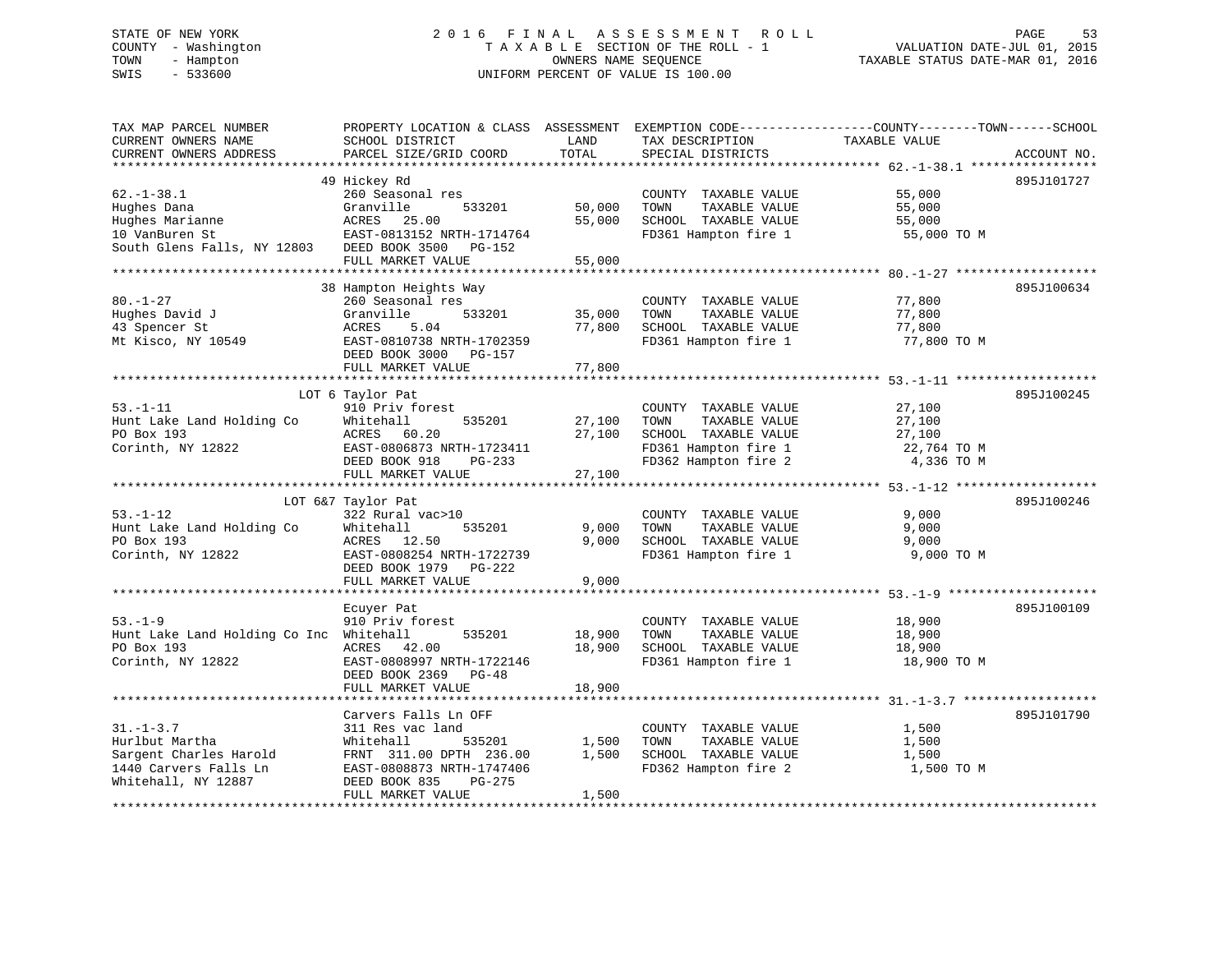STATE OF NEW YORK
COUNTY - Washington
TOWN - Hampton
SWIS - 533600

# 2016 FINAL ASSESSMENT ROLL
TAXABLE SECTION OF THE ROLL - 1
OWNERS NAME SEQUENCE
UNIFORM PERCENT OF VALUE IS 100.00

VALUATION DATE-JUL 01, 2015
TAXABLE STATUS DATE-MAR 01, 2016

| TAX MAP PARCEL NUMBER / CURRENT OWNERS NAME / CURRENT OWNERS ADDRESS | PROPERTY LOCATION & CLASS / SCHOOL DISTRICT / PARCEL SIZE/GRID COORD | ASSESSMENT LAND | TOTAL | EXEMPTION CODE / TAX DESCRIPTION / SPECIAL DISTRICTS | COUNTY / TOWN / SCHOOL TAXABLE VALUE | ACCOUNT NO. |
|---|---|---|---|---|---|---|
| **62.-1-38.1** | 49 Hickey Rd | | | | | 895J101727 |
| Hughes Dana | 260 Seasonal res | | | COUNTY TAXABLE VALUE | 55,000 | |
| Hughes Marianne | Granville 533201 | 50,000 | | TOWN TAXABLE VALUE | 55,000 | |
| 10 VanBuren St | ACRES 25.00 | | 55,000 | SCHOOL TAXABLE VALUE | 55,000 | |
| South Glens Falls, NY 12803 | EAST-0813152 NRTH-1714764 | | | FD361 Hampton fire 1 | 55,000 TO M | |
| | DEED BOOK 3500 PG-152 | | | | | |
| | FULL MARKET VALUE | | 55,000 | | | |
| **80.-1-27** | 38 Hampton Heights Way | | | | | 895J100634 |
| Hughes David J | 260 Seasonal res | | | COUNTY TAXABLE VALUE | 77,800 | |
| 43 Spencer St | Granville 533201 | 35,000 | | TOWN TAXABLE VALUE | 77,800 | |
| Mt Kisco, NY 10549 | ACRES 5.04 | | 77,800 | SCHOOL TAXABLE VALUE | 77,800 | |
| | EAST-0810738 NRTH-1702359 | | | FD361 Hampton fire 1 | 77,800 TO M | |
| | DEED BOOK 3000 PG-157 | | | | | |
| | FULL MARKET VALUE | | 77,800 | | | |
| **53.-1-11** | LOT 6 Taylor Pat | | | | | 895J100245 |
| Hunt Lake Land Holding Co | 910 Priv forest | | | COUNTY TAXABLE VALUE | 27,100 | |
| PO Box 193 | Whitehall 535201 | 27,100 | | TOWN TAXABLE VALUE | 27,100 | |
| Corinth, NY 12822 | ACRES 60.20 | | 27,100 | SCHOOL TAXABLE VALUE | 27,100 | |
| | EAST-0806873 NRTH-1723411 | | | FD361 Hampton fire 1 | 22,764 TO M | |
| | DEED BOOK 918 PG-233 | | | FD362 Hampton fire 2 | 4,336 TO M | |
| | FULL MARKET VALUE | | 27,100 | | | |
| **53.-1-12** | LOT 6&7 Taylor Pat | | | | | 895J100246 |
| Hunt Lake Land Holding Co | 322 Rural vac>10 | | | COUNTY TAXABLE VALUE | 9,000 | |
| PO Box 193 | Whitehall 535201 | 9,000 | | TOWN TAXABLE VALUE | 9,000 | |
| Corinth, NY 12822 | ACRES 12.50 | | 9,000 | SCHOOL TAXABLE VALUE | 9,000 | |
| | EAST-0808254 NRTH-1722739 | | | FD361 Hampton fire 1 | 9,000 TO M | |
| | DEED BOOK 1979 PG-222 | | | | | |
| | FULL MARKET VALUE | | 9,000 | | | |
| **53.-1-9** | Ecuyer Pat | | | | | 895J100109 |
| Hunt Lake Land Holding Co Inc | 910 Priv forest | | | COUNTY TAXABLE VALUE | 18,900 | |
| PO Box 193 | Whitehall 535201 | 18,900 | | TOWN TAXABLE VALUE | 18,900 | |
| Corinth, NY 12822 | ACRES 42.00 | | 18,900 | SCHOOL TAXABLE VALUE | 18,900 | |
| | EAST-0808997 NRTH-1722146 | | | FD361 Hampton fire 1 | 18,900 TO M | |
| | DEED BOOK 2369 PG-48 | | | | | |
| | FULL MARKET VALUE | | 18,900 | | | |
| **31.-1-3.7** | Carvers Falls Ln OFF | | | | | 895J101790 |
| Hurlbut Martha | 311 Res vac land | | | COUNTY TAXABLE VALUE | 1,500 | |
| Sargent Charles Harold | Whitehall 535201 | 1,500 | | TOWN TAXABLE VALUE | 1,500 | |
| 1440 Carvers Falls Ln | FRNT 311.00 DPTH 236.00 | | 1,500 | SCHOOL TAXABLE VALUE | 1,500 | |
| Whitehall, NY 12887 | EAST-0808873 NRTH-1747406 | | | FD362 Hampton fire 2 | 1,500 TO M | |
| | DEED BOOK 835 PG-275 | | | | | |
| | FULL MARKET VALUE | | 1,500 | | | |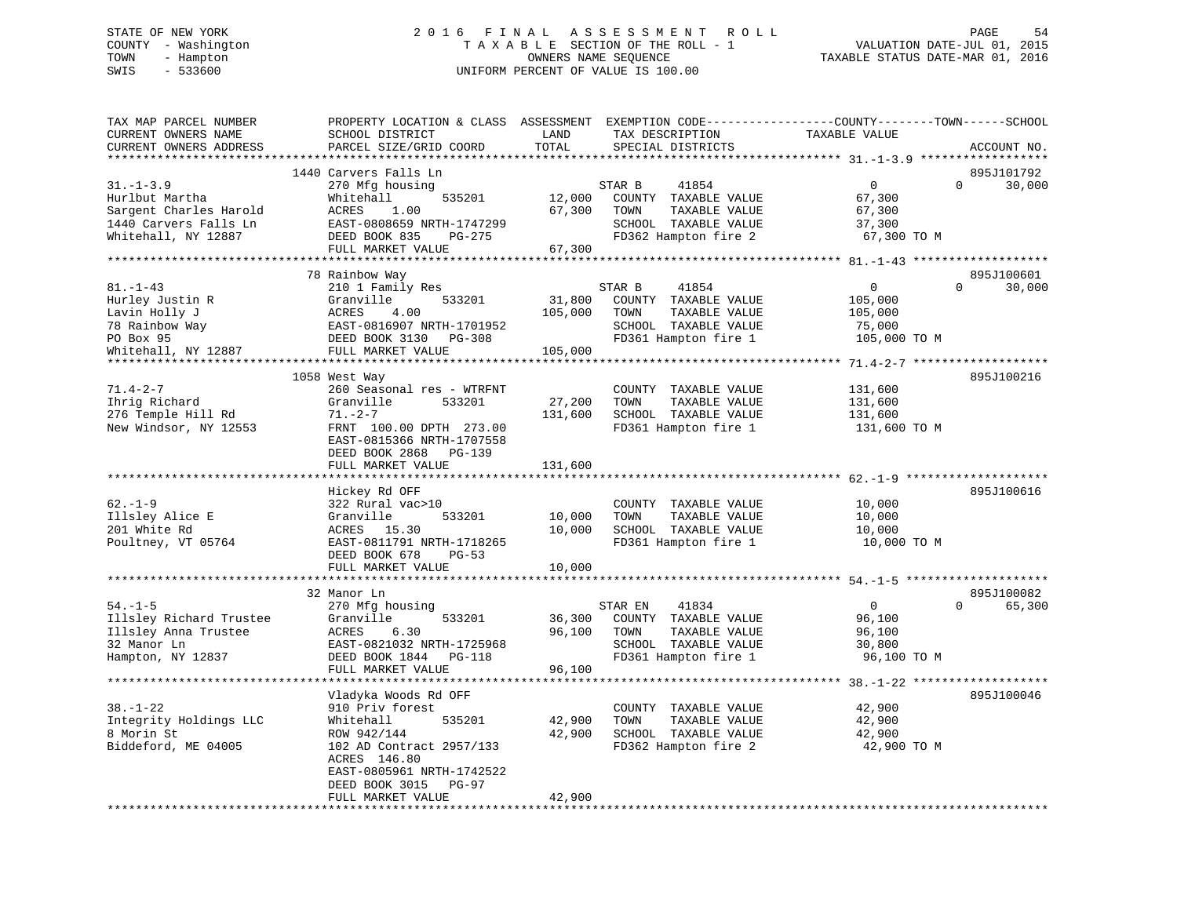STATE OF NEW YORK
COUNTY - Washington
TOWN - Hampton
SWIS - 533600

2016 FINAL ASSESSMENT ROLL
TAXABLE SECTION OF THE ROLL - 1
OWNERS NAME SEQUENCE
UNIFORM PERCENT OF VALUE IS 100.00

VALUATION DATE-JUL 01, 2015
TAXABLE STATUS DATE-MAR 01, 2016

| TAX MAP PARCEL NUMBER / CURRENT OWNERS NAME / CURRENT OWNERS ADDRESS | PROPERTY LOCATION & CLASS / SCHOOL DISTRICT / PARCEL SIZE/GRID COORD | ASSESSMENT LAND | TOTAL | EXEMPTION CODE / TAX DESCRIPTION / SPECIAL DISTRICTS | COUNTY TAXABLE VALUE | TOWN | SCHOOL / ACCOUNT NO. |
|---|---|---|---|---|---|---|---|
| 31.-1-3.9 | 1440 Carvers Falls Ln | | | | | | 895J101792 |
| Hurlbut Martha | 270 Mfg housing | | | STAR B 41854 | 0 | 0 | 30,000 |
| Sargent Charles Harold | Whitehall 535201 | 12,000 | | COUNTY TAXABLE VALUE | 67,300 | | |
| 1440 Carvers Falls Ln | ACRES 1.00 | | 67,300 | TOWN TAXABLE VALUE | 67,300 | | |
| Whitehall, NY 12887 | EAST-0808659 NRTH-1747299 | | | SCHOOL TAXABLE VALUE | 37,300 | | |
| | DEED BOOK 835 PG-275 | | | FD362 Hampton fire 2 | 67,300 TO M | | |
| | FULL MARKET VALUE | | 67,300 | | | | |
| 81.-1-43 | 78 Rainbow Way | | | | | | 895J100601 |
| Hurley Justin R | 210 1 Family Res | | | STAR B 41854 | 0 | 0 | 30,000 |
| Lavin Holly J | Granville 533201 | 31,800 | | COUNTY TAXABLE VALUE | 105,000 | | |
| 78 Rainbow Way | ACRES 4.00 | | 105,000 | TOWN TAXABLE VALUE | 105,000 | | |
| PO Box 95 | EAST-0816907 NRTH-1701952 | | | SCHOOL TAXABLE VALUE | 75,000 | | |
| Whitehall, NY 12887 | DEED BOOK 3130 PG-308 | | | FD361 Hampton fire 1 | 105,000 TO M | | |
| | FULL MARKET VALUE | | 105,000 | | | | |
| 71.4-2-7 | 1058 West Way | | | | | | 895J100216 |
| Ihrig Richard | 260 Seasonal res - WTRFNT | | | COUNTY TAXABLE VALUE | 131,600 | | |
| 276 Temple Hill Rd | Granville 533201 | 27,200 | | TOWN TAXABLE VALUE | 131,600 | | |
| New Windsor, NY 12553 | 71.-2-7 | | 131,600 | SCHOOL TAXABLE VALUE | 131,600 | | |
| | FRNT 100.00 DPTH 273.00 | | | FD361 Hampton fire 1 | 131,600 TO M | | |
| | EAST-0815366 NRTH-1707558 | | | | | | |
| | DEED BOOK 2868 PG-139 | | | | | | |
| | FULL MARKET VALUE | | 131,600 | | | | |
| 62.-1-9 | Hickey Rd OFF | | | | | | 895J100616 |
| Illsley Alice E | 322 Rural vac>10 | | | COUNTY TAXABLE VALUE | 10,000 | | |
| 201 White Rd | Granville 533201 | 10,000 | | TOWN TAXABLE VALUE | 10,000 | | |
| Poultney, VT 05764 | ACRES 15.30 | | 10,000 | SCHOOL TAXABLE VALUE | 10,000 | | |
| | EAST-0811791 NRTH-1718265 | | | FD361 Hampton fire 1 | 10,000 TO M | | |
| | DEED BOOK 678 PG-53 | | | | | | |
| | FULL MARKET VALUE | | 10,000 | | | | |
| 54.-1-5 | 32 Manor Ln | | | | | | 895J100082 |
| Illsley Richard Trustee | 270 Mfg housing | | | STAR EN 41834 | 0 | 0 | 65,300 |
| Illsley Anna Trustee | Granville 533201 | 36,300 | | COUNTY TAXABLE VALUE | 96,100 | | |
| 32 Manor Ln | ACRES 6.30 | | 96,100 | TOWN TAXABLE VALUE | 96,100 | | |
| Hampton, NY 12837 | EAST-0821032 NRTH-1725968 | | | SCHOOL TAXABLE VALUE | 30,800 | | |
| | DEED BOOK 1844 PG-118 | | | FD361 Hampton fire 1 | 96,100 TO M | | |
| | FULL MARKET VALUE | | 96,100 | | | | |
| 38.-1-22 | Vladyka Woods Rd OFF | | | | | | 895J100046 |
| Integrity Holdings LLC | 910 Priv forest | | | COUNTY TAXABLE VALUE | 42,900 | | |
| 8 Morin St | Whitehall 535201 | 42,900 | | TOWN TAXABLE VALUE | 42,900 | | |
| Biddeford, ME 04005 | ROW 942/144 | | 42,900 | SCHOOL TAXABLE VALUE | 42,900 | | |
| | 102 AD Contract 2957/133 | | | FD362 Hampton fire 2 | 42,900 TO M | | |
| | ACRES 146.80 | | | | | | |
| | EAST-0805961 NRTH-1742522 | | | | | | |
| | DEED BOOK 3015 PG-97 | | | | | | |
| | FULL MARKET VALUE | | 42,900 | | | | |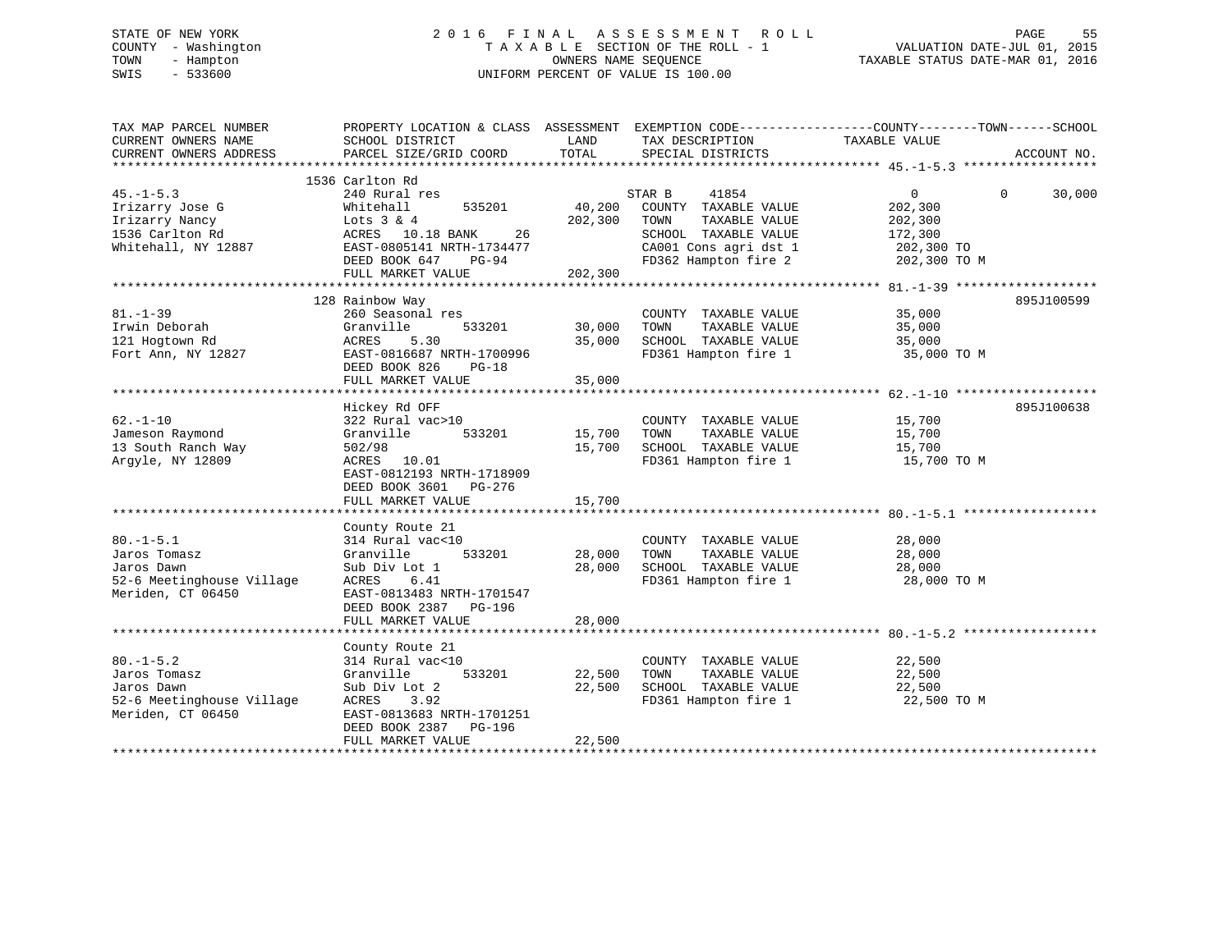STATE OF NEW YORK
COUNTY - Washington
TOWN - Hampton
SWIS - 533600

# 2016 FINAL ASSESSMENT ROLL

TAXABLE SECTION OF THE ROLL - 1
OWNERS NAME SEQUENCE
UNIFORM PERCENT OF VALUE IS 100.00

VALUATION DATE-JUL 01, 2015
TAXABLE STATUS DATE-MAR 01, 2016

| TAX MAP PARCEL NUMBER / CURRENT OWNERS NAME / CURRENT OWNERS ADDRESS | PROPERTY LOCATION & CLASS / SCHOOL DISTRICT / PARCEL SIZE/GRID COORD | ASSESSMENT LAND | TOTAL | EXEMPTION CODE / TAX DESCRIPTION / SPECIAL DISTRICTS | COUNTY TAXABLE VALUE | TOWN | SCHOOL | ACCOUNT NO. |
|---|---|---|---|---|---|---|---|---|
| 45.-1-5.3 | 1536 Carlton Rd | | | | | | | |
| | 240 Rural res | | | STAR B 41854 | 0 | 0 | 30,000 | |
| Irizarry Jose G | Whitehall 535201 | 40,200 | | COUNTY TAXABLE VALUE | 202,300 | | | |
| Irizarry Nancy | Lots 3 & 4 | | 202,300 | TOWN TAXABLE VALUE | 202,300 | | | |
| 1536 Carlton Rd | ACRES 10.18 BANK 26 | | | SCHOOL TAXABLE VALUE | 172,300 | | | |
| Whitehall, NY 12887 | EAST-0805141 NRTH-1734477 | | | CA001 Cons agri dst 1 | 202,300 TO | | | |
| | DEED BOOK 647 PG-94 | | | FD362 Hampton fire 2 | 202,300 TO M | | | |
| | FULL MARKET VALUE | | 202,300 | | | | | |
| 81.-1-39 | 128 Rainbow Way | | | | | | | 895J100599 |
| | 260 Seasonal res | | | COUNTY TAXABLE VALUE | 35,000 | | | |
| Irwin Deborah | Granville 533201 | 30,000 | | TOWN TAXABLE VALUE | 35,000 | | | |
| 121 Hogtown Rd | ACRES 5.30 | | 35,000 | SCHOOL TAXABLE VALUE | 35,000 | | | |
| Fort Ann, NY 12827 | EAST-0816687 NRTH-1700996 | | | FD361 Hampton fire 1 | 35,000 TO M | | | |
| | DEED BOOK 826 PG-18 | | | | | | | |
| | FULL MARKET VALUE | | 35,000 | | | | | |
| 62.-1-10 | Hickey Rd OFF | | | | | | | 895J100638 |
| | 322 Rural vac>10 | | | COUNTY TAXABLE VALUE | 15,700 | | | |
| Jameson Raymond | Granville 533201 | 15,700 | | TOWN TAXABLE VALUE | 15,700 | | | |
| 13 South Ranch Way | 502/98 | | 15,700 | SCHOOL TAXABLE VALUE | 15,700 | | | |
| Argyle, NY 12809 | ACRES 10.01 | | | FD361 Hampton fire 1 | 15,700 TO M | | | |
| | EAST-0812193 NRTH-1718909 | | | | | | | |
| | DEED BOOK 3601 PG-276 | | | | | | | |
| | FULL MARKET VALUE | | 15,700 | | | | | |
| 80.-1-5.1 | County Route 21 | | | | | | | |
| | 314 Rural vac<10 | | | COUNTY TAXABLE VALUE | 28,000 | | | |
| Jaros Tomasz | Granville 533201 | 28,000 | | TOWN TAXABLE VALUE | 28,000 | | | |
| Jaros Dawn | Sub Div Lot 1 | | 28,000 | SCHOOL TAXABLE VALUE | 28,000 | | | |
| 52-6 Meetinghouse Village | ACRES 6.41 | | | FD361 Hampton fire 1 | 28,000 TO M | | | |
| Meriden, CT 06450 | EAST-0813483 NRTH-1701547 | | | | | | | |
| | DEED BOOK 2387 PG-196 | | | | | | | |
| | FULL MARKET VALUE | | 28,000 | | | | | |
| 80.-1-5.2 | County Route 21 | | | | | | | |
| | 314 Rural vac<10 | | | COUNTY TAXABLE VALUE | 22,500 | | | |
| Jaros Tomasz | Granville 533201 | 22,500 | | TOWN TAXABLE VALUE | 22,500 | | | |
| Jaros Dawn | Sub Div Lot 2 | | 22,500 | SCHOOL TAXABLE VALUE | 22,500 | | | |
| 52-6 Meetinghouse Village | ACRES 3.92 | | | FD361 Hampton fire 1 | 22,500 TO M | | | |
| Meriden, CT 06450 | EAST-0813683 NRTH-1701251 | | | | | | | |
| | DEED BOOK 2387 PG-196 | | | | | | | |
| | FULL MARKET VALUE | | 22,500 | | | | | |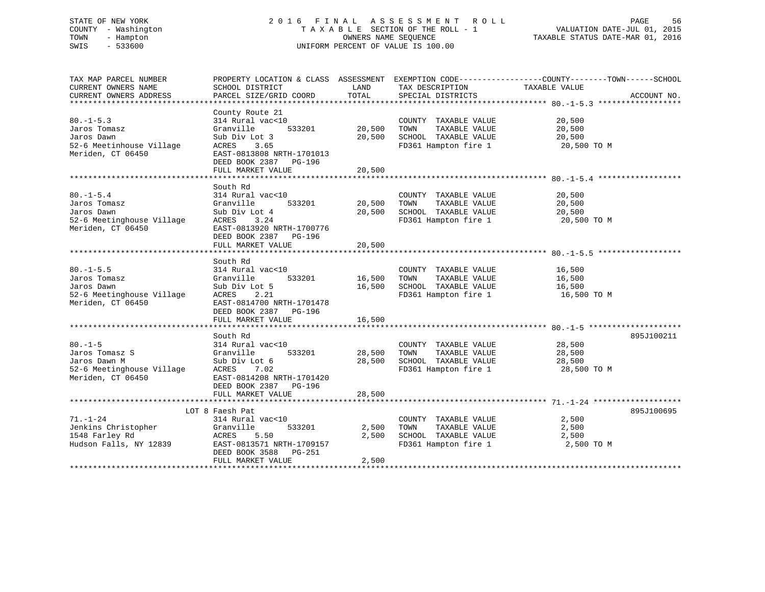STATE OF NEW YORK
COUNTY - Washington
TOWN - Hampton
SWIS - 533600

2 0 1 6 F I N A L A S S E S S M E N T R O L L
T A X A B L E SECTION OF THE ROLL - 1
OWNERS NAME SEQUENCE
UNIFORM PERCENT OF VALUE IS 100.00

VALUATION DATE-JUL 01, 2015
TAXABLE STATUS DATE-MAR 01, 2016

| TAX MAP PARCEL NUMBER / CURRENT OWNERS NAME / CURRENT OWNERS ADDRESS | PROPERTY LOCATION & CLASS / SCHOOL DISTRICT / PARCEL SIZE/GRID COORD | ASSESSMENT LAND | TOTAL | EXEMPTION CODE / TAX DESCRIPTION / SPECIAL DISTRICTS | COUNTY--------TOWN------SCHOOL TAXABLE VALUE | ACCOUNT NO. |
|---|---|---|---|---|---|---|
| **80.-1-5.3** | County Route 21 | | | | | |
| 80.-1-5.3 | 314 Rural vac<10 | | | COUNTY TAXABLE VALUE | 20,500 | |
| Jaros Tomasz | Granville 533201 | 20,500 | | TOWN TAXABLE VALUE | 20,500 | |
| Jaros Dawn | Sub Div Lot 3 | | 20,500 | SCHOOL TAXABLE VALUE | 20,500 | |
| 52-6 Meetinhouse Village | ACRES 3.65 | | | FD361 Hampton fire 1 | 20,500 TO M | |
| Meriden, CT 06450 | EAST-0813808 NRTH-1701013 | | | | | |
| | DEED BOOK 2387 PG-196 | | | | | |
| | FULL MARKET VALUE | | 20,500 | | | |
| **80.-1-5.4** | South Rd | | | | | |
| 80.-1-5.4 | 314 Rural vac<10 | | | COUNTY TAXABLE VALUE | 20,500 | |
| Jaros Tomasz | Granville 533201 | 20,500 | | TOWN TAXABLE VALUE | 20,500 | |
| Jaros Dawn | Sub Div Lot 4 | | 20,500 | SCHOOL TAXABLE VALUE | 20,500 | |
| 52-6 Meetinghouse Village | ACRES 3.24 | | | FD361 Hampton fire 1 | 20,500 TO M | |
| Meriden, CT 06450 | EAST-0813920 NRTH-1700776 | | | | | |
| | DEED BOOK 2387 PG-196 | | | | | |
| | FULL MARKET VALUE | | 20,500 | | | |
| **80.-1-5.5** | South Rd | | | | | |
| 80.-1-5.5 | 314 Rural vac<10 | | | COUNTY TAXABLE VALUE | 16,500 | |
| Jaros Tomasz | Granville 533201 | 16,500 | | TOWN TAXABLE VALUE | 16,500 | |
| Jaros Dawn | Sub Div Lot 5 | | 16,500 | SCHOOL TAXABLE VALUE | 16,500 | |
| 52-6 Meetinghouse Village | ACRES 2.21 | | | FD361 Hampton fire 1 | 16,500 TO M | |
| Meriden, CT 06450 | EAST-0814700 NRTH-1701478 | | | | | |
| | DEED BOOK 2387 PG-196 | | | | | |
| | FULL MARKET VALUE | | 16,500 | | | |
| **80.-1-5** | South Rd | | | | | 895J100211 |
| 80.-1-5 | 314 Rural vac<10 | | | COUNTY TAXABLE VALUE | 28,500 | |
| Jaros Tomasz S | Granville 533201 | 28,500 | | TOWN TAXABLE VALUE | 28,500 | |
| Jaros Dawn M | Sub Div Lot 6 | | 28,500 | SCHOOL TAXABLE VALUE | 28,500 | |
| 52-6 Meetinghouse Village | ACRES 7.02 | | | FD361 Hampton fire 1 | 28,500 TO M | |
| Meriden, CT 06450 | EAST-0814208 NRTH-1701420 | | | | | |
| | DEED BOOK 2387 PG-196 | | | | | |
| | FULL MARKET VALUE | | 28,500 | | | |
| **71.-1-24** | LOT 8 Faesh Pat | | | | | 895J100695 |
| 71.-1-24 | 314 Rural vac<10 | | | COUNTY TAXABLE VALUE | 2,500 | |
| Jenkins Christopher | Granville 533201 | 2,500 | | TOWN TAXABLE VALUE | 2,500 | |
| 1548 Farley Rd | ACRES 5.50 | | 2,500 | SCHOOL TAXABLE VALUE | 2,500 | |
| Hudson Falls, NY 12839 | EAST-0813571 NRTH-1709157 | | | FD361 Hampton fire 1 | 2,500 TO M | |
| | DEED BOOK 3588 PG-251 | | | | | |
| | FULL MARKET VALUE | | 2,500 | | | |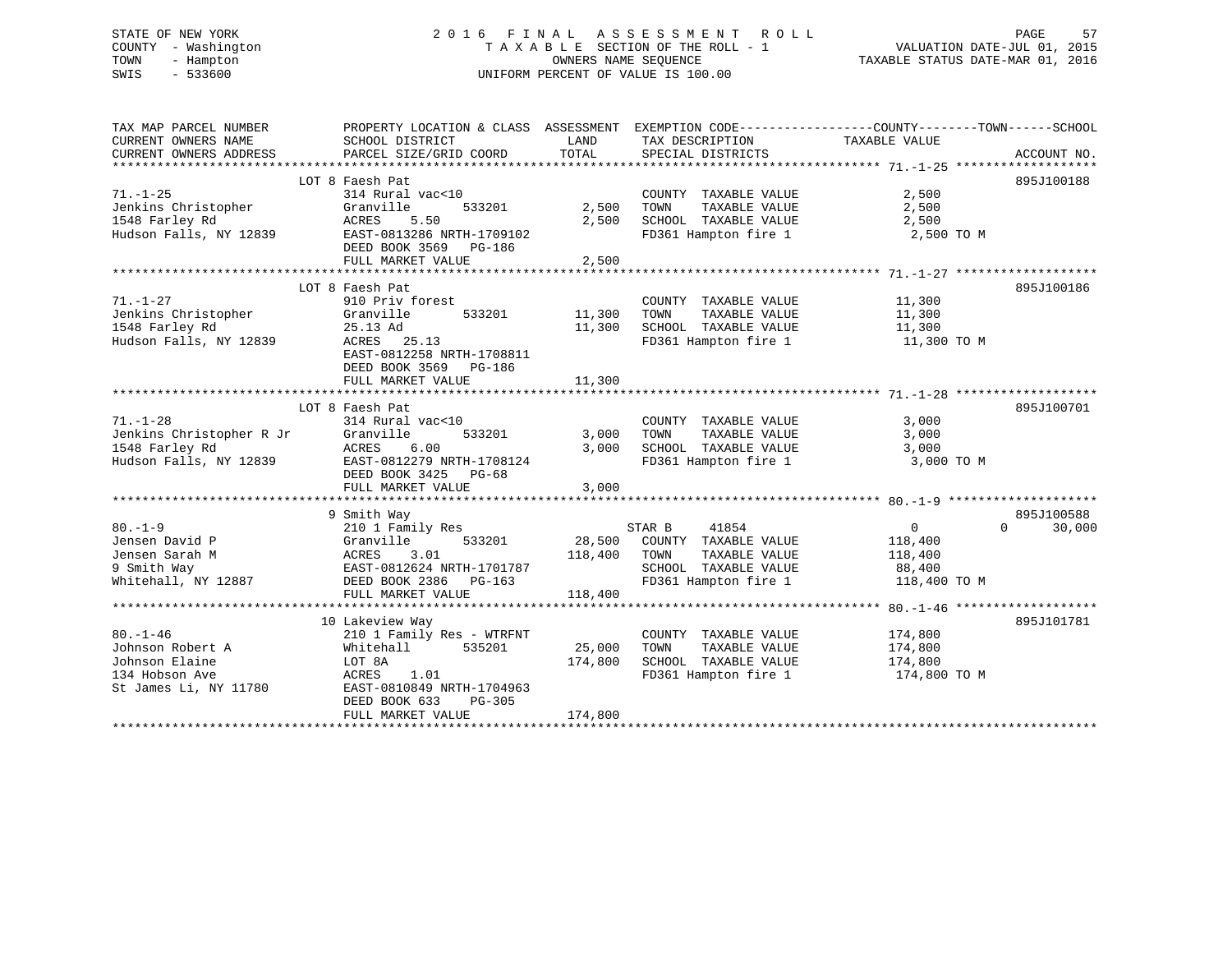STATE OF NEW YORK
COUNTY - Washington
TOWN - Hampton
SWIS - 533600

2016 FINAL ASSESSMENT ROLL
TAXABLE SECTION OF THE ROLL - 1
OWNERS NAME SEQUENCE
UNIFORM PERCENT OF VALUE IS 100.00

VALUATION DATE-JUL 01, 2015
TAXABLE STATUS DATE-MAR 01, 2016

```
TAX MAP PARCEL NUMBER          PROPERTY LOCATION & CLASS  ASSESSMENT  EXEMPTION CODE------------------COUNTY--------TOWN------SCHOOL
CURRENT OWNERS NAME            SCHOOL DISTRICT               LAND      TAX DESCRIPTION            TAXABLE VALUE
CURRENT OWNERS ADDRESS         PARCEL SIZE/GRID COORD        TOTAL     SPECIAL DISTRICTS                                    ACCOUNT NO.
******************************************************************************************************* 71.-1-25 *******************
                          LOT 8 Faesh Pat                                                                                  895J100188
71.-1-25                       314 Rural vac<10                          COUNTY  TAXABLE VALUE              2,500
Jenkins Christopher            Granville       533201        2,500      TOWN    TAXABLE VALUE              2,500
1548 Farley Rd                 ACRES    5.50                 2,500      SCHOOL  TAXABLE VALUE              2,500
Hudson Falls, NY 12839         EAST-0813286 NRTH-1709102                FD361 Hampton fire 1                 2,500 TO M
                               DEED BOOK 3569   PG-186
                               FULL MARKET VALUE             2,500
******************************************************************************************************* 71.-1-27 *******************
                          LOT 8 Faesh Pat                                                                                  895J100186
71.-1-27                       910 Priv forest                           COUNTY  TAXABLE VALUE             11,300
Jenkins Christopher            Granville       533201       11,300      TOWN    TAXABLE VALUE             11,300
1548 Farley Rd                 25.13 Ad                     11,300      SCHOOL  TAXABLE VALUE             11,300
Hudson Falls, NY 12839         ACRES   25.13                            FD361 Hampton fire 1                11,300 TO M
                               EAST-0812258 NRTH-1708811
                               DEED BOOK 3569   PG-186
                               FULL MARKET VALUE            11,300
******************************************************************************************************* 71.-1-28 *******************
                          LOT 8 Faesh Pat                                                                                  895J100701
71.-1-28                       314 Rural vac<10                          COUNTY  TAXABLE VALUE              3,000
Jenkins Christopher R Jr       Granville       533201        3,000      TOWN    TAXABLE VALUE              3,000
1548 Farley Rd                 ACRES    6.00                 3,000      SCHOOL  TAXABLE VALUE              3,000
Hudson Falls, NY 12839         EAST-0812279 NRTH-1708124                FD361 Hampton fire 1                 3,000 TO M
                               DEED BOOK 3425   PG-68
                               FULL MARKET VALUE             3,000
******************************************************************************************************* 80.-1-9 ********************
                          9 Smith Way                                                                                      895J100588
80.-1-9                        210 1 Family Res                    STAR B     41854                  0             0       30,000
Jensen David P                 Granville       533201       28,500      COUNTY  TAXABLE VALUE            118,400
Jensen Sarah M                 ACRES    3.01               118,400      TOWN    TAXABLE VALUE            118,400
9 Smith Way                    EAST-0812624 NRTH-1701787                SCHOOL  TAXABLE VALUE             88,400
Whitehall, NY 12887            DEED BOOK 2386   PG-163                  FD361 Hampton fire 1               118,400 TO M
                               FULL MARKET VALUE           118,400
******************************************************************************************************* 80.-1-46 *******************
                          10 Lakeview Way                                                                                  895J101781
80.-1-46                       210 1 Family Res - WTRFNT                 COUNTY  TAXABLE VALUE            174,800
Johnson Robert A               Whitehall       535201       25,000      TOWN    TAXABLE VALUE            174,800
Johnson Elaine                 LOT 8A                      174,800      SCHOOL  TAXABLE VALUE            174,800
134 Hobson Ave                 ACRES    1.01                            FD361 Hampton fire 1               174,800 TO M
St James Li, NY 11780          EAST-0810849 NRTH-1704963
                               DEED BOOK 633    PG-305
                               FULL MARKET VALUE           174,800
************************************************************************************************************************************
```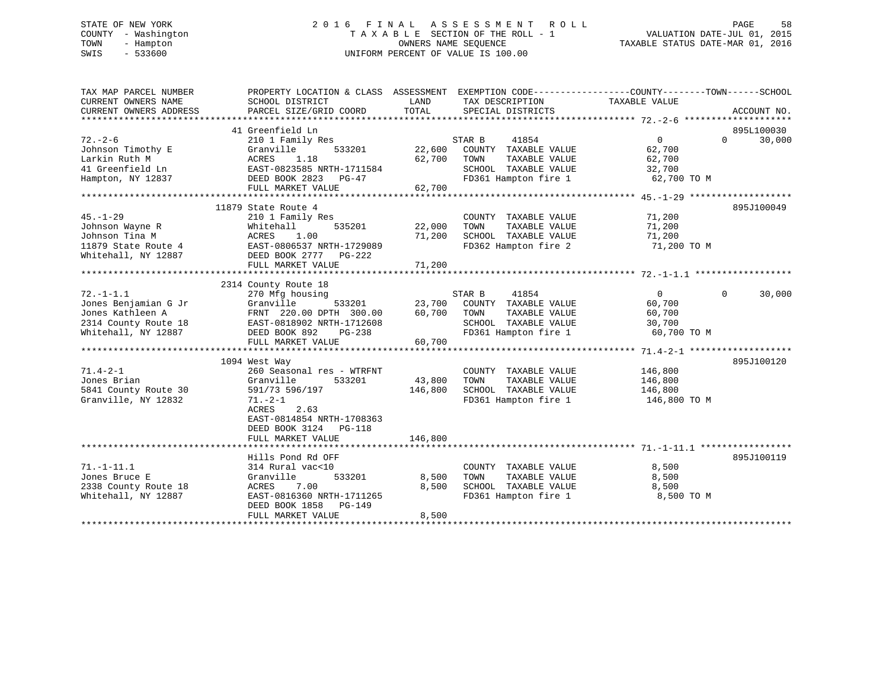STATE OF NEW YORK
COUNTY - Washington
TOWN - Hampton
SWIS - 533600

2 0 1 6 F I N A L A S S E S S M E N T R O L L
T A X A B L E SECTION OF THE ROLL - 1
OWNERS NAME SEQUENCE
UNIFORM PERCENT OF VALUE IS 100.00

VALUATION DATE-JUL 01, 2015
TAXABLE STATUS DATE-MAR 01, 2016

| TAX MAP PARCEL NUMBER / CURRENT OWNERS NAME / CURRENT OWNERS ADDRESS | PROPERTY LOCATION & CLASS / SCHOOL DISTRICT / PARCEL SIZE/GRID COORD | ASSESSMENT LAND | TOTAL | EXEMPTION CODE / TAX DESCRIPTION / SPECIAL DISTRICTS | COUNTY TAXABLE VALUE | TOWN | SCHOOL | ACCOUNT NO. |
|---|---|---|---|---|---|---|---|---|
| 72.-2-6 | 41 Greenfield Ln | | | | | | | 895L100030 |
| Johnson Timothy E | 210 1 Family Res | | | STAR B 41854 | 0 | 0 | 30,000 | |
| Larkin Ruth M | Granville 533201 | 22,600 | | COUNTY TAXABLE VALUE | 62,700 | | | |
| 41 Greenfield Ln | ACRES 1.18 | | 62,700 | TOWN TAXABLE VALUE | 62,700 | | | |
| Hampton, NY 12837 | EAST-0823585 NRTH-1711584 | | | SCHOOL TAXABLE VALUE | 32,700 | | | |
| | DEED BOOK 2823 PG-47 | | | FD361 Hampton fire 1 | 62,700 TO M | | | |
| | FULL MARKET VALUE | | 62,700 | | | | | |
| 45.-1-29 | 11879 State Route 4 | | | | | | | 895J100049 |
| Johnson Wayne R | 210 1 Family Res | | | COUNTY TAXABLE VALUE | 71,200 | | | |
| Johnson Tina M | Whitehall 535201 | 22,000 | | TOWN TAXABLE VALUE | 71,200 | | | |
| 11879 State Route 4 | ACRES 1.00 | | 71,200 | SCHOOL TAXABLE VALUE | 71,200 | | | |
| Whitehall, NY 12887 | EAST-0806537 NRTH-1729089 | | | FD362 Hampton fire 2 | 71,200 TO M | | | |
| | DEED BOOK 2777 PG-222 | | | | | | | |
| | FULL MARKET VALUE | | 71,200 | | | | | |
| 72.-1-1.1 | 2314 County Route 18 | | | | | | | |
| Jones Benjamian G Jr | 270 Mfg housing | | | STAR B 41854 | 0 | 0 | 30,000 | |
| Jones Kathleen A | Granville 533201 | 23,700 | | COUNTY TAXABLE VALUE | 60,700 | | | |
| 2314 County Route 18 | FRNT 220.00 DPTH 300.00 | | 60,700 | TOWN TAXABLE VALUE | 60,700 | | | |
| Whitehall, NY 12887 | EAST-0818902 NRTH-1712608 | | | SCHOOL TAXABLE VALUE | 30,700 | | | |
| | DEED BOOK 892 PG-238 | | | FD361 Hampton fire 1 | 60,700 TO M | | | |
| | FULL MARKET VALUE | | 60,700 | | | | | |
| 71.4-2-1 | 1094 West Way | | | | | | | 895J100120 |
| Jones Brian | 260 Seasonal res - WTRFNT | | | COUNTY TAXABLE VALUE | 146,800 | | | |
| 5841 County Route 30 | Granville 533201 | 43,800 | | TOWN TAXABLE VALUE | 146,800 | | | |
| Granville, NY 12832 | 591/73 596/197 | | 146,800 | SCHOOL TAXABLE VALUE | 146,800 | | | |
| | 71.-2-1 | | | FD361 Hampton fire 1 | 146,800 TO M | | | |
| | ACRES 2.63 | | | | | | | |
| | EAST-0814854 NRTH-1708363 | | | | | | | |
| | DEED BOOK 3124 PG-118 | | | | | | | |
| | FULL MARKET VALUE | | 146,800 | | | | | |
| 71.-1-11.1 | Hills Pond Rd OFF | | | | | | | 895J100119 |
| Jones Bruce E | 314 Rural vac<10 | | | COUNTY TAXABLE VALUE | 8,500 | | | |
| 2338 County Route 18 | Granville 533201 | 8,500 | | TOWN TAXABLE VALUE | 8,500 | | | |
| Whitehall, NY 12887 | ACRES 7.00 | | 8,500 | SCHOOL TAXABLE VALUE | 8,500 | | | |
| | EAST-0816360 NRTH-1711265 | | | FD361 Hampton fire 1 | 8,500 TO M | | | |
| | DEED BOOK 1858 PG-149 | | | | | | | |
| | FULL MARKET VALUE | | 8,500 | | | | | |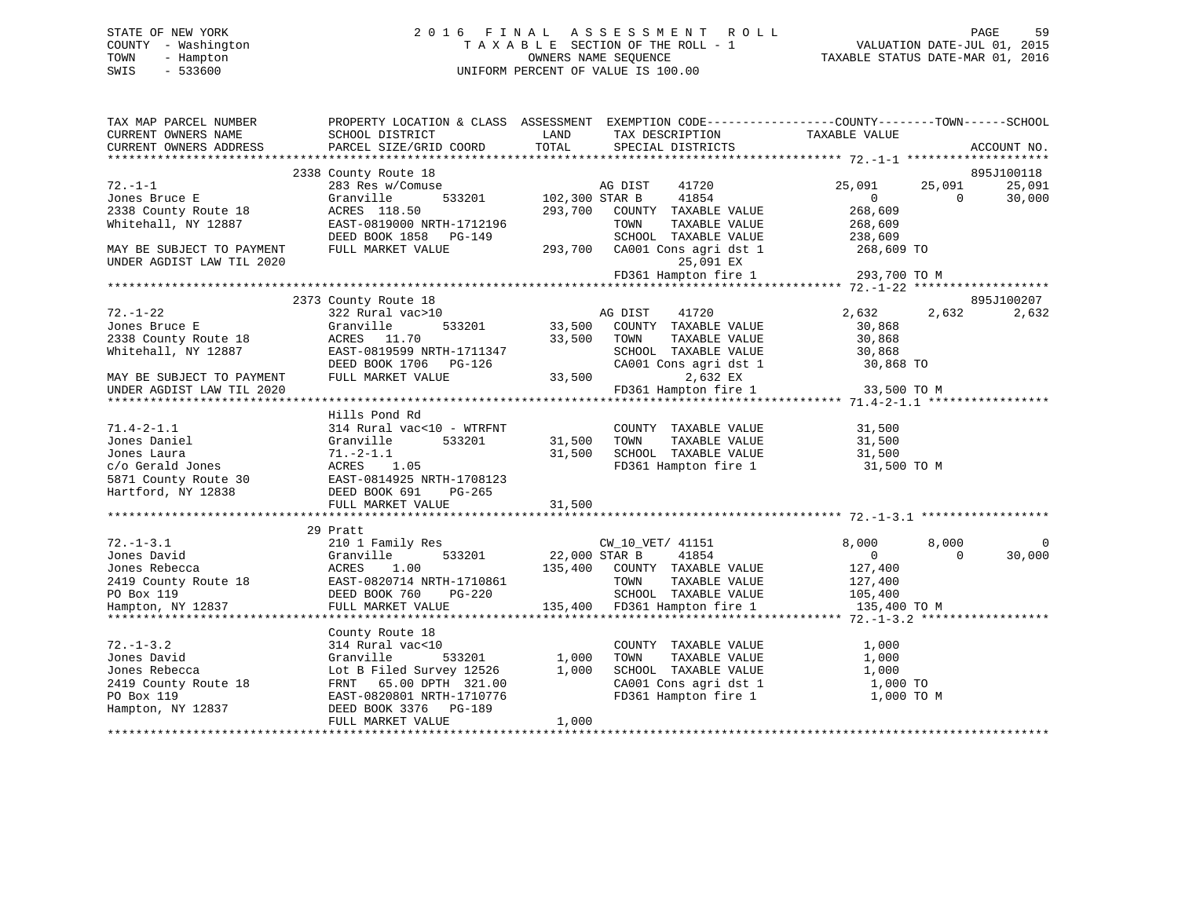STATE OF NEW YORK | COUNTY - Washington | TOWN - Hampton | SWIS - 533600

# 2016 FINAL ASSESSMENT ROLL

TAXABLE SECTION OF THE ROLL - 1
OWNERS NAME SEQUENCE
UNIFORM PERCENT OF VALUE IS 100.00

VALUATION DATE-JUL 01, 2015
TAXABLE STATUS DATE-MAR 01, 2016

```
TAX MAP PARCEL NUMBER          PROPERTY LOCATION & CLASS  ASSESSMENT  EXEMPTION CODE------------------COUNTY--------TOWN------SCHOOL
CURRENT OWNERS NAME            SCHOOL DISTRICT              LAND       TAX DESCRIPTION              TAXABLE VALUE
CURRENT OWNERS ADDRESS         PARCEL SIZE/GRID COORD      TOTAL       SPECIAL DISTRICTS                                       ACCOUNT NO.
*********************************************************************************************************** 72.-1-1 ********************
                     2338 County Route 18                                                                                    895J100118
72.-1-1                        283 Res w/Comuse                    AG DIST     41720             25,091      25,091      25,091
Jones Bruce E                  Granville       533201      102,300 STAR B      41854                  0           0      30,000
2338 County Route 18           ACRES  118.50                293,700   COUNTY  TAXABLE VALUE          268,609
Whitehall, NY 12887            EAST-0819000 NRTH-1712196              TOWN    TAXABLE VALUE          268,609
                               DEED BOOK 1858   PG-149                SCHOOL  TAXABLE VALUE          238,609
MAY BE SUBJECT TO PAYMENT      FULL MARKET VALUE            293,700   CA001 Cons agri dst 1          268,609 TO
UNDER AGDIST LAW TIL 2020                                                   25,091 EX
                                                                      FD361 Hampton fire 1           293,700 TO M
*********************************************************************************************************** 72.-1-22 *******************
                     2373 County Route 18                                                                                    895J100207
72.-1-22                       322 Rural vac>10                    AG DIST     41720              2,632       2,632       2,632
Jones Bruce E                  Granville       533201       33,500   COUNTY  TAXABLE VALUE           30,868
2338 County Route 18           ACRES   11.70                 33,500   TOWN    TAXABLE VALUE           30,868
Whitehall, NY 12887            EAST-0819599 NRTH-1711347              SCHOOL  TAXABLE VALUE           30,868
                               DEED BOOK 1706   PG-126                CA001 Cons agri dst 1           30,868 TO
MAY BE SUBJECT TO PAYMENT      FULL MARKET VALUE             33,500          2,632 EX
UNDER AGDIST LAW TIL 2020                                             FD361 Hampton fire 1            33,500 TO M
*********************************************************************************************************** 71.4-2-1.1 *****************
                               Hills Pond Rd
71.4-2-1.1                     314 Rural vac<10 - WTRFNT              COUNTY  TAXABLE VALUE           31,500
Jones Daniel                   Granville       533201       31,500   TOWN    TAXABLE VALUE           31,500
Jones Laura                    71.-2-1.1                     31,500   SCHOOL  TAXABLE VALUE           31,500
c/o Gerald Jones               ACRES    1.05                          FD361 Hampton fire 1            31,500 TO M
5871 County Route 30           EAST-0814925 NRTH-1708123
Hartford, NY 12838             DEED BOOK 691    PG-265
                               FULL MARKET VALUE             31,500
*********************************************************************************************************** 72.-1-3.1 ******************
                     29 Pratt
72.-1-3.1                      210 1 Family Res                    CW_10_VET/ 41151               8,000       8,000           0
Jones David                    Granville       533201       22,000 STAR B      41854                  0           0      30,000
Jones Rebecca                  ACRES    1.00                135,400   COUNTY  TAXABLE VALUE          127,400
2419 County Route 18           EAST-0820714 NRTH-1710861              TOWN    TAXABLE VALUE          127,400
PO Box 119                     DEED BOOK 760    PG-220                SCHOOL  TAXABLE VALUE          105,400
Hampton, NY 12837              FULL MARKET VALUE            135,400   FD361 Hampton fire 1           135,400 TO M
*********************************************************************************************************** 72.-1-3.2 ******************
                               County Route 18
72.-1-3.2                      314 Rural vac<10                       COUNTY  TAXABLE VALUE            1,000
Jones David                    Granville       533201        1,000   TOWN    TAXABLE VALUE            1,000
Jones Rebecca                  Lot B Filed Survey 12526       1,000   SCHOOL  TAXABLE VALUE            1,000
2419 County Route 18           FRNT   65.00 DPTH  321.00              CA001 Cons agri dst 1            1,000 TO
PO Box 119                     EAST-0820801 NRTH-1710776              FD361 Hampton fire 1             1,000 TO M
Hampton, NY 12837              DEED BOOK 3376   PG-189
                               FULL MARKET VALUE              1,000
****************************************************************************************************************************************
```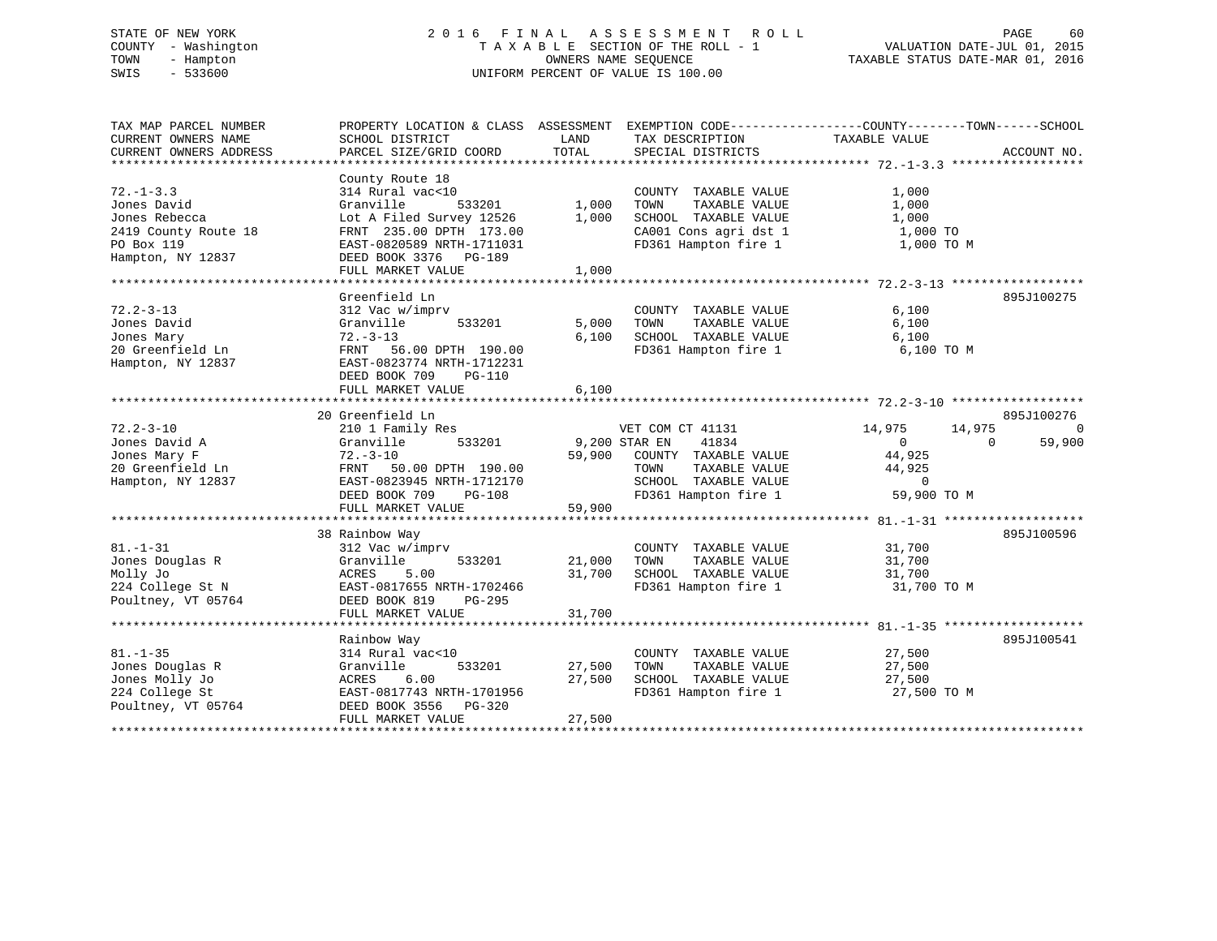STATE OF NEW YORK
COUNTY - Washington
TOWN - Hampton
SWIS - 533600

# 2016 FINAL ASSESSMENT ROLL

TAXABLE SECTION OF THE ROLL - 1
OWNERS NAME SEQUENCE
UNIFORM PERCENT OF VALUE IS 100.00

VALUATION DATE-JUL 01, 2015
TAXABLE STATUS DATE-MAR 01, 2016

```
TAX MAP PARCEL NUMBER          PROPERTY LOCATION & CLASS  ASSESSMENT  EXEMPTION CODE------------------COUNTY--------TOWN------SCHOOL
CURRENT OWNERS NAME            SCHOOL DISTRICT             LAND       TAX DESCRIPTION              TAXABLE VALUE
CURRENT OWNERS ADDRESS         PARCEL SIZE/GRID COORD      TOTAL      SPECIAL DISTRICTS                                       ACCOUNT NO.
******************************************************************************************************* 72.-1-3.3 ******************
                               County Route 18
72.-1-3.3                      314 Rural vac<10                        COUNTY  TAXABLE VALUE            1,000
Jones David                    Granville        533201       1,000     TOWN    TAXABLE VALUE            1,000
Jones Rebecca                  Lot A Filed Survey 12526      1,000     SCHOOL  TAXABLE VALUE            1,000
2419 County Route 18           FRNT 235.00 DPTH 173.00                 CA001 Cons agri dst 1             1,000 TO
PO Box 119                     EAST-0820589 NRTH-1711031               FD361 Hampton fire 1              1,000 TO M
Hampton, NY 12837              DEED BOOK 3376   PG-189
                               FULL MARKET VALUE             1,000
******************************************************************************************************* 72.2-3-13 ******************
                               Greenfield Ln                                                                      895J100275
72.2-3-13                      312 Vac w/imprv                         COUNTY  TAXABLE VALUE            6,100
Jones David                    Granville        533201       5,000     TOWN    TAXABLE VALUE            6,100
Jones Mary                     72.-3-13                      6,100     SCHOOL  TAXABLE VALUE            6,100
20 Greenfield Ln               FRNT  56.00 DPTH 190.00                 FD361 Hampton fire 1              6,100 TO M
Hampton, NY 12837              EAST-0823774 NRTH-1712231
                               DEED BOOK 709    PG-110
                               FULL MARKET VALUE             6,100
******************************************************************************************************* 72.2-3-10 ******************
                               20 Greenfield Ln                                                                   895J100276
72.2-3-10                      210 1 Family Res                   VET COM CT 41131          14,975      14,975           0
Jones David A                  Granville        533201       9,200 STAR EN    41834             0           0       59,900
Jones Mary F                   72.-3-10                     59,900     COUNTY  TAXABLE VALUE           44,925
20 Greenfield Ln               FRNT  50.00 DPTH 190.00                 TOWN    TAXABLE VALUE           44,925
Hampton, NY 12837              EAST-0823945 NRTH-1712170               SCHOOL  TAXABLE VALUE                0
                               DEED BOOK 709    PG-108                 FD361 Hampton fire 1             59,900 TO M
                               FULL MARKET VALUE            59,900
******************************************************************************************************* 81.-1-31 *******************
                               38 Rainbow Way                                                                     895J100596
81.-1-31                       312 Vac w/imprv                         COUNTY  TAXABLE VALUE           31,700
Jones Douglas R                Granville        533201      21,000     TOWN    TAXABLE VALUE           31,700
Molly Jo                       ACRES    5.00                31,700     SCHOOL  TAXABLE VALUE           31,700
224 College St N               EAST-0817655 NRTH-1702466               FD361 Hampton fire 1             31,700 TO M
Poultney, VT 05764             DEED BOOK 819    PG-295
                               FULL MARKET VALUE            31,700
******************************************************************************************************* 81.-1-35 *******************
                               Rainbow Way                                                                        895J100541
81.-1-35                       314 Rural vac<10                        COUNTY  TAXABLE VALUE           27,500
Jones Douglas R                Granville        533201      27,500     TOWN    TAXABLE VALUE           27,500
Jones Molly Jo                 ACRES    6.00                27,500     SCHOOL  TAXABLE VALUE           27,500
224 College St                 EAST-0817743 NRTH-1701956               FD361 Hampton fire 1             27,500 TO M
Poultney, VT 05764             DEED BOOK 3556   PG-320
                               FULL MARKET VALUE            27,500
************************************************************************************************************************************
```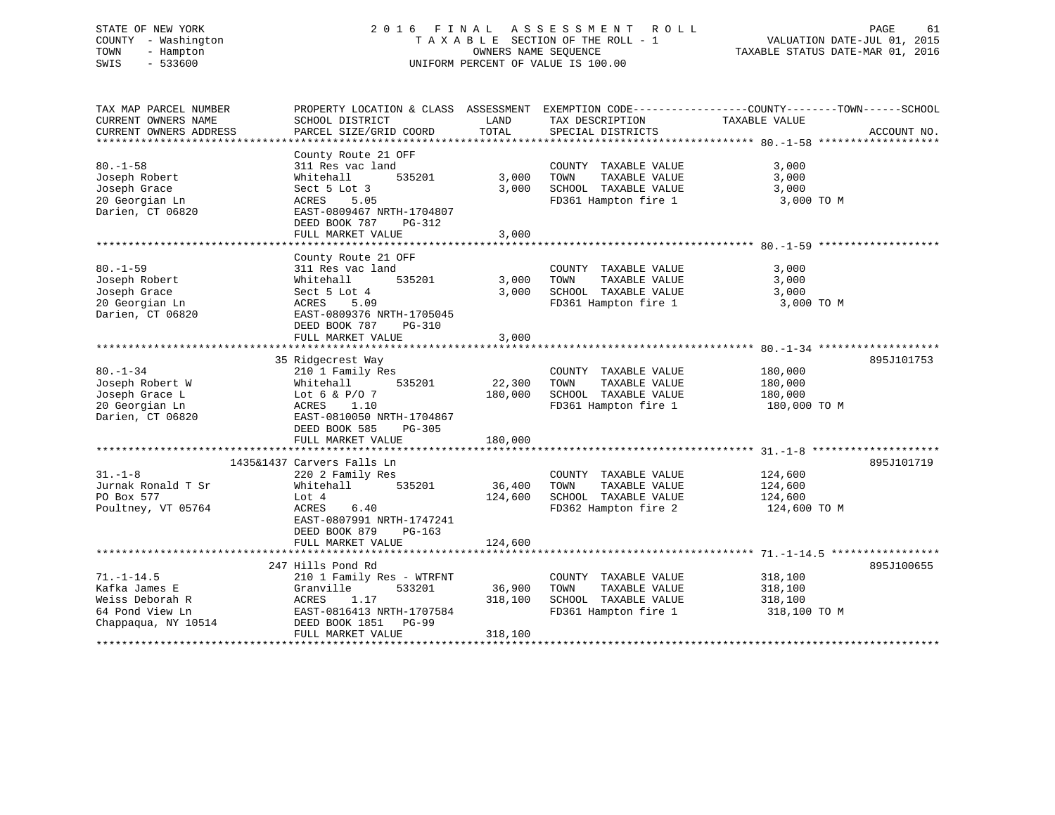STATE OF NEW YORK
COUNTY - Washington
TOWN - Hampton
SWIS - 533600

2016 FINAL ASSESSMENT ROLL
TAXABLE SECTION OF THE ROLL - 1
OWNERS NAME SEQUENCE
UNIFORM PERCENT OF VALUE IS 100.00

VALUATION DATE-JUL 01, 2015
TAXABLE STATUS DATE-MAR 01, 2016

| TAX MAP PARCEL NUMBER / CURRENT OWNERS NAME / CURRENT OWNERS ADDRESS | PROPERTY LOCATION & CLASS / SCHOOL DISTRICT / PARCEL SIZE/GRID COORD | ASSESSMENT LAND | TOTAL | EXEMPTION CODE / TAX DESCRIPTION / SPECIAL DISTRICTS | COUNTY--------TOWN------SCHOOL TAXABLE VALUE | ACCOUNT NO. |
|---|---|---|---|---|---|---|
| **80.-1-58** | County Route 21 OFF | | | | | |
| 80.-1-58 | 311 Res vac land | | | COUNTY TAXABLE VALUE | 3,000 | |
| Joseph Robert | Whitehall 535201 | 3,000 | | TOWN TAXABLE VALUE | 3,000 | |
| Joseph Grace | Sect 5 Lot 3 | | 3,000 | SCHOOL TAXABLE VALUE | 3,000 | |
| 20 Georgian Ln | ACRES 5.05 | | | FD361 Hampton fire 1 | 3,000 TO M | |
| Darien, CT 06820 | EAST-0809467 NRTH-1704807 | | | | | |
| | DEED BOOK 787 PG-312 | | | | | |
| | FULL MARKET VALUE | | 3,000 | | | |
| **80.-1-59** | County Route 21 OFF | | | | | |
| 80.-1-59 | 311 Res vac land | | | COUNTY TAXABLE VALUE | 3,000 | |
| Joseph Robert | Whitehall 535201 | 3,000 | | TOWN TAXABLE VALUE | 3,000 | |
| Joseph Grace | Sect 5 Lot 4 | | 3,000 | SCHOOL TAXABLE VALUE | 3,000 | |
| 20 Georgian Ln | ACRES 5.09 | | | FD361 Hampton fire 1 | 3,000 TO M | |
| Darien, CT 06820 | EAST-0809376 NRTH-1705045 | | | | | |
| | DEED BOOK 787 PG-310 | | | | | |
| | FULL MARKET VALUE | | 3,000 | | | |
| **80.-1-34** | 35 Ridgecrest Way | | | | | 895J101753 |
| 80.-1-34 | 210 1 Family Res | | | COUNTY TAXABLE VALUE | 180,000 | |
| Joseph Robert W | Whitehall 535201 | 22,300 | | TOWN TAXABLE VALUE | 180,000 | |
| Joseph Grace L | Lot 6 & P/O 7 | | 180,000 | SCHOOL TAXABLE VALUE | 180,000 | |
| 20 Georgian Ln | ACRES 1.10 | | | FD361 Hampton fire 1 | 180,000 TO M | |
| Darien, CT 06820 | EAST-0810050 NRTH-1704867 | | | | | |
| | DEED BOOK 585 PG-305 | | | | | |
| | FULL MARKET VALUE | | 180,000 | | | |
| **31.-1-8** | 1435&1437 Carvers Falls Ln | | | | | 895J101719 |
| 31.-1-8 | 220 2 Family Res | | | COUNTY TAXABLE VALUE | 124,600 | |
| Jurnak Ronald T Sr | Whitehall 535201 | 36,400 | | TOWN TAXABLE VALUE | 124,600 | |
| PO Box 577 | Lot 4 | | 124,600 | SCHOOL TAXABLE VALUE | 124,600 | |
| Poultney, VT 05764 | ACRES 6.40 | | | FD362 Hampton fire 2 | 124,600 TO M | |
| | EAST-0807991 NRTH-1747241 | | | | | |
| | DEED BOOK 879 PG-163 | | | | | |
| | FULL MARKET VALUE | | 124,600 | | | |
| **71.-1-14.5** | 247 Hills Pond Rd | | | | | 895J100655 |
| 71.-1-14.5 | 210 1 Family Res - WTRFNT | | | COUNTY TAXABLE VALUE | 318,100 | |
| Kafka James E | Granville 533201 | 36,900 | | TOWN TAXABLE VALUE | 318,100 | |
| Weiss Deborah R | ACRES 1.17 | | 318,100 | SCHOOL TAXABLE VALUE | 318,100 | |
| 64 Pond View Ln | EAST-0816413 NRTH-1707584 | | | FD361 Hampton fire 1 | 318,100 TO M | |
| Chappaqua, NY 10514 | DEED BOOK 1851 PG-99 | | | | | |
| | FULL MARKET VALUE | | 318,100 | | | |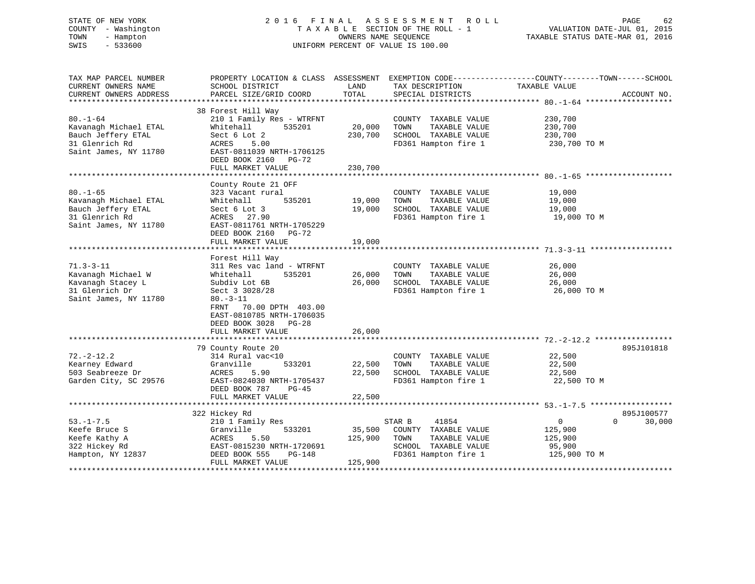STATE OF NEW YORK
COUNTY - Washington
TOWN - Hampton
SWIS - 533600

# 2016 FINAL ASSESSMENT ROLL

TAXABLE SECTION OF THE ROLL - 1
OWNERS NAME SEQUENCE
UNIFORM PERCENT OF VALUE IS 100.00

VALUATION DATE-JUL 01, 2015
TAXABLE STATUS DATE-MAR 01, 2016

| TAX MAP PARCEL NUMBER / CURRENT OWNERS NAME / CURRENT OWNERS ADDRESS | PROPERTY LOCATION & CLASS / SCHOOL DISTRICT / PARCEL SIZE/GRID COORD | ASSESSMENT LAND | TOTAL | EXEMPTION CODE / TAX DESCRIPTION / SPECIAL DISTRICTS | COUNTY / TOWN TAXABLE VALUE | SCHOOL | ACCOUNT NO. |
|---|---|---|---|---|---|---|---|
| **80.-1-64** | 38 Forest Hill Way | | | | | | |
| | 210 1 Family Res - WTRFNT | | | COUNTY TAXABLE VALUE | 230,700 | | |
| Kavanagh Michael ETAL | Whitehall 535201 | 20,000 | | TOWN TAXABLE VALUE | 230,700 | | |
| Bauch Jeffery ETAL | Sect 6 Lot 2 | | 230,700 | SCHOOL TAXABLE VALUE | 230,700 | | |
| 31 Glenrich Rd | ACRES 5.00 | | | FD361 Hampton fire 1 | 230,700 TO M | | |
| Saint James, NY 11780 | EAST-0811039 NRTH-1706125 | | | | | | |
| | DEED BOOK 2160 PG-72 | | | | | | |
| | FULL MARKET VALUE | | 230,700 | | | | |
| **80.-1-65** | County Route 21 OFF | | | | | | |
| | 323 Vacant rural | | | COUNTY TAXABLE VALUE | 19,000 | | |
| Kavanagh Michael ETAL | Whitehall 535201 | 19,000 | | TOWN TAXABLE VALUE | 19,000 | | |
| Bauch Jeffery ETAL | Sect 6 Lot 3 | | 19,000 | SCHOOL TAXABLE VALUE | 19,000 | | |
| 31 Glenrich Rd | ACRES 27.90 | | | FD361 Hampton fire 1 | 19,000 TO M | | |
| Saint James, NY 11780 | EAST-0811761 NRTH-1705229 | | | | | | |
| | DEED BOOK 2160 PG-72 | | | | | | |
| | FULL MARKET VALUE | | 19,000 | | | | |
| **71.3-3-11** | Forest Hill Way | | | | | | |
| | 311 Res vac land - WTRFNT | | | COUNTY TAXABLE VALUE | 26,000 | | |
| Kavanagh Michael W | Whitehall 535201 | 26,000 | | TOWN TAXABLE VALUE | 26,000 | | |
| Kavanagh Stacey L | Subdiv Lot 6B | | 26,000 | SCHOOL TAXABLE VALUE | 26,000 | | |
| 31 Glenrich Dr | Sect 3 3028/28 | | | FD361 Hampton fire 1 | 26,000 TO M | | |
| Saint James, NY 11780 | 80.-3-11 | | | | | | |
| | FRNT 70.00 DPTH 403.00 | | | | | | |
| | EAST-0810785 NRTH-1706035 | | | | | | |
| | DEED BOOK 3028 PG-28 | | | | | | |
| | FULL MARKET VALUE | | 26,000 | | | | |
| **72.-2-12.2** | 79 County Route 20 | | | | | | 895J101818 |
| | 314 Rural vac<10 | | | COUNTY TAXABLE VALUE | 22,500 | | |
| Kearney Edward | Granville 533201 | 22,500 | | TOWN TAXABLE VALUE | 22,500 | | |
| 503 Seabreeze Dr | ACRES 5.90 | | 22,500 | SCHOOL TAXABLE VALUE | 22,500 | | |
| Garden City, SC 29576 | EAST-0824030 NRTH-1705437 | | | FD361 Hampton fire 1 | 22,500 TO M | | |
| | DEED BOOK 787 PG-45 | | | | | | |
| | FULL MARKET VALUE | | 22,500 | | | | |
| **53.-1-7.5** | 322 Hickey Rd | | | | | | 895J100577 |
| | 210 1 Family Res | | | STAR B 41854 | 0 0 | 30,000 | |
| Keefe Bruce S | Granville 533201 | 35,500 | | COUNTY TAXABLE VALUE | 125,900 | | |
| Keefe Kathy A | ACRES 5.50 | | 125,900 | TOWN TAXABLE VALUE | 125,900 | | |
| 322 Hickey Rd | EAST-0815230 NRTH-1720691 | | | SCHOOL TAXABLE VALUE | 95,900 | | |
| Hampton, NY 12837 | DEED BOOK 555 PG-148 | | | FD361 Hampton fire 1 | 125,900 TO M | | |
| | FULL MARKET VALUE | | 125,900 | | | | |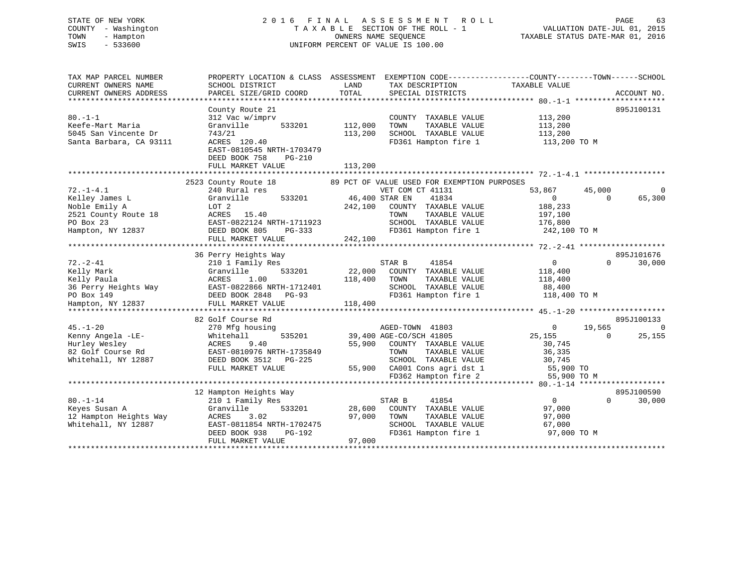STATE OF NEW YORK
COUNTY - Washington
TOWN - Hampton
SWIS - 533600

2 0 1 6 F I N A L A S S E S S M E N T R O L L
T A X A B L E SECTION OF THE ROLL - 1
OWNERS NAME SEQUENCE
UNIFORM PERCENT OF VALUE IS 100.00

VALUATION DATE-JUL 01, 2015
TAXABLE STATUS DATE-MAR 01, 2016

```
TAX MAP PARCEL NUMBER          PROPERTY LOCATION & CLASS  ASSESSMENT  EXEMPTION CODE------------------COUNTY--------TOWN------SCHOOL
CURRENT OWNERS NAME            SCHOOL DISTRICT               LAND      TAX DESCRIPTION             TAXABLE VALUE
CURRENT OWNERS ADDRESS         PARCEL SIZE/GRID COORD        TOTAL     SPECIAL DISTRICTS                                  ACCOUNT NO.
******************************************************************************************************* 80.-1-1 ********************
                               County Route 21                                                                          895J100131
80.-1-1                        312 Vac w/imprv                          COUNTY  TAXABLE VALUE          113,200
Keefe-Mart Maria               Granville       533201      112,000     TOWN    TAXABLE VALUE          113,200
5045 San Vincente Dr           743/21                      113,200     SCHOOL  TAXABLE VALUE          113,200
Santa Barbara, CA 93111        ACRES  120.40                            FD361 Hampton fire 1            113,200 TO M
                               EAST-0810545 NRTH-1703479
                               DEED BOOK 758     PG-210
                               FULL MARKET VALUE           113,200
******************************************************************************************************* 72.-1-4.1 ******************
                               2523 County Route 18          89 PCT OF VALUE USED FOR EXEMPTION PURPOSES
72.-1-4.1                      240 Rural res                          VET COM CT 41131            53,867      45,000           0
Kelley James L                 Granville       533201       46,400 STAR EN     41834                   0           0      65,300
Noble Emily A                  LOT 2                       242,100     COUNTY  TAXABLE VALUE          188,233
2521 County Route 18           ACRES   15.40                            TOWN    TAXABLE VALUE          197,100
PO Box 23                      EAST-0822124 NRTH-1711923                SCHOOL  TAXABLE VALUE          176,800
Hampton, NY 12837              DEED BOOK 805     PG-333                 FD361 Hampton fire 1            242,100 TO M
                               FULL MARKET VALUE           242,100
******************************************************************************************************* 72.-2-41 *******************
                               36 Perry Heights Way                                                                     895J101676
72.-2-41                       210 1 Family Res                         STAR B      41854                   0           0      30,000
Kelly Mark                     Granville       533201       22,000     COUNTY  TAXABLE VALUE          118,400
Kelly Paula                    ACRES    1.00               118,400     TOWN    TAXABLE VALUE          118,400
36 Perry Heights Way           EAST-0822866 NRTH-1712401                SCHOOL  TAXABLE VALUE           88,400
PO Box 149                     DEED BOOK 2848    PG-93                  FD361 Hampton fire 1            118,400 TO M
Hampton, NY 12837              FULL MARKET VALUE           118,400
******************************************************************************************************* 45.-1-20 *******************
                               82 Golf Course Rd                                                                        895J100133
45.-1-20                       270 Mfg housing                          AGED-TOWN  41803                    0      19,565           0
Kenny Angela -LE-              Whitehall       535201       39,400 AGE-CO/SCH 41805               25,155           0      25,155
Hurley Wesley                  ACRES    9.40                55,900     COUNTY  TAXABLE VALUE           30,745
82 Golf Course Rd              EAST-0810976 NRTH-1735849                TOWN    TAXABLE VALUE           36,335
Whitehall, NY 12887            DEED BOOK 3512    PG-225                 SCHOOL  TAXABLE VALUE           30,745
                               FULL MARKET VALUE            55,900     CA001 Cons agri dst 1            55,900 TO
                                                                        FD362 Hampton fire 2             55,900 TO M
******************************************************************************************************* 80.-1-14 *******************
                               12 Hampton Heights Way                                                                   895J100590
80.-1-14                       210 1 Family Res                         STAR B      41854                   0           0      30,000
Keyes Susan A                  Granville       533201       28,600     COUNTY  TAXABLE VALUE           97,000
12 Hampton Heights Way         ACRES    3.02                97,000     TOWN    TAXABLE VALUE           97,000
Whitehall, NY 12887            EAST-0811854 NRTH-1702475                SCHOOL  TAXABLE VALUE           67,000
                               DEED BOOK 938     PG-192                 FD361 Hampton fire 1             97,000 TO M
                               FULL MARKET VALUE            97,000
************************************************************************************************************************************
```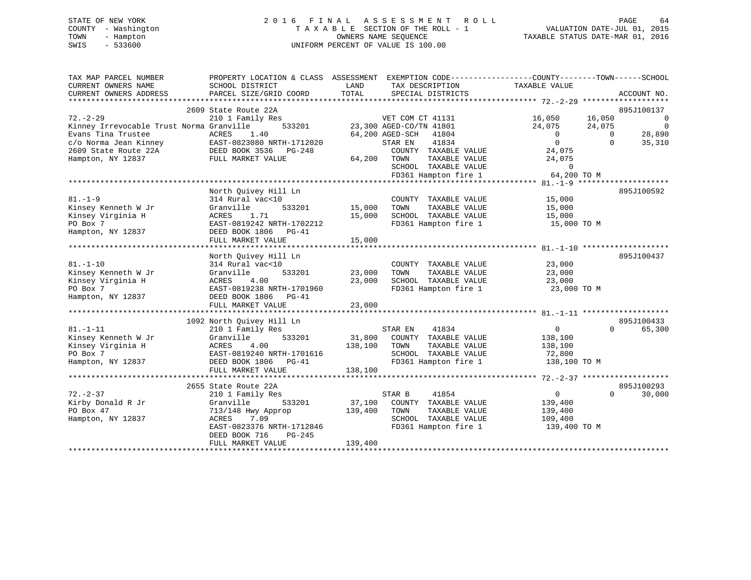STATE OF NEW YORK
COUNTY - Washington
TOWN - Hampton
SWIS - 533600

# 2016 FINAL ASSESSMENT ROLL
TAXABLE SECTION OF THE ROLL - 1
OWNERS NAME SEQUENCE
UNIFORM PERCENT OF VALUE IS 100.00

VALUATION DATE-JUL 01, 2015
TAXABLE STATUS DATE-MAR 01, 2016

```
TAX MAP PARCEL NUMBER          PROPERTY LOCATION & CLASS  ASSESSMENT  EXEMPTION CODE------------------COUNTY--------TOWN------SCHOOL
CURRENT OWNERS NAME            SCHOOL DISTRICT              LAND       TAX DESCRIPTION            TAXABLE VALUE
CURRENT OWNERS ADDRESS         PARCEL SIZE/GRID COORD       TOTAL      SPECIAL DISTRICTS                                   ACCOUNT NO.
******************************************************************************************************* 72.-2-29 *******************
                               2609 State Route 22A                                                                   895J100137
72.-2-29                       210 1 Family Res                        VET COM CT 41131             16,050      16,050           0
Kinney Irrevocable Trust Norma Granville      533201       23,300 AGED-CO/TN 41801             24,075      24,075           0
Evans Tina Trustee             ACRES    1.40               64,200 AGED-SCH   41804                  0           0      28,890
c/o Norma Jean Kinney          EAST-0823080 NRTH-1712020           STAR EN    41834                  0           0      35,310
2609 State Route 22A           DEED BOOK 3536   PG-248              COUNTY  TAXABLE VALUE       24,075
Hampton, NY 12837              FULL MARKET VALUE           64,200   TOWN    TAXABLE VALUE       24,075
                                                                    SCHOOL  TAXABLE VALUE            0
                                                                    FD361 Hampton fire 1         64,200 TO M
******************************************************************************************************* 81.-1-9 ********************
                               North Quivey Hill Ln                                                                   895J100592
81.-1-9                        314 Rural vac<10                     COUNTY  TAXABLE VALUE       15,000
Kinsey Kenneth W Jr            Granville      533201       15,000   TOWN    TAXABLE VALUE       15,000
Kinsey Virginia H              ACRES    1.71               15,000   SCHOOL  TAXABLE VALUE       15,000
PO Box 7                       EAST-0819242 NRTH-1702212            FD361 Hampton fire 1         15,000 TO M
Hampton, NY 12837              DEED BOOK 1806   PG-41
                               FULL MARKET VALUE           15,000
******************************************************************************************************* 81.-1-10 *******************
                               North Quivey Hill Ln                                                                   895J100437
81.-1-10                       314 Rural vac<10                     COUNTY  TAXABLE VALUE       23,000
Kinsey Kenneth W Jr            Granville      533201       23,000   TOWN    TAXABLE VALUE       23,000
Kinsey Virginia H              ACRES    4.00               23,000   SCHOOL  TAXABLE VALUE       23,000
PO Box 7                       EAST-0819238 NRTH-1701960            FD361 Hampton fire 1         23,000 TO M
Hampton, NY 12837              DEED BOOK 1806   PG-41
                               FULL MARKET VALUE           23,000
******************************************************************************************************* 81.-1-11 *******************
                               1092 North Quivey Hill Ln                                                              895J100433
81.-1-11                       210 1 Family Res                     STAR EN    41834                  0           0      65,300
Kinsey Kenneth W Jr            Granville      533201       31,800   COUNTY  TAXABLE VALUE      138,100
Kinsey Virginia H              ACRES    4.00              138,100   TOWN    TAXABLE VALUE      138,100
PO Box 7                       EAST-0819240 NRTH-1701616            SCHOOL  TAXABLE VALUE       72,800
Hampton, NY 12837              DEED BOOK 1806   PG-41               FD361 Hampton fire 1        138,100 TO M
                               FULL MARKET VALUE          138,100
******************************************************************************************************* 72.-2-37 *******************
                               2655 State Route 22A                                                                   895J100293
72.-2-37                       210 1 Family Res                     STAR B     41854                  0           0      30,000
Kirby Donald R Jr              Granville      533201       37,100   COUNTY  TAXABLE VALUE      139,400
PO Box 47                      713/148 Hwy Approp         139,400   TOWN    TAXABLE VALUE      139,400
Hampton, NY 12837              ACRES    7.09                        SCHOOL  TAXABLE VALUE      109,400
                               EAST-0823376 NRTH-1712846            FD361 Hampton fire 1        139,400 TO M
                               DEED BOOK 716    PG-245
                               FULL MARKET VALUE          139,400
************************************************************************************************************************************
```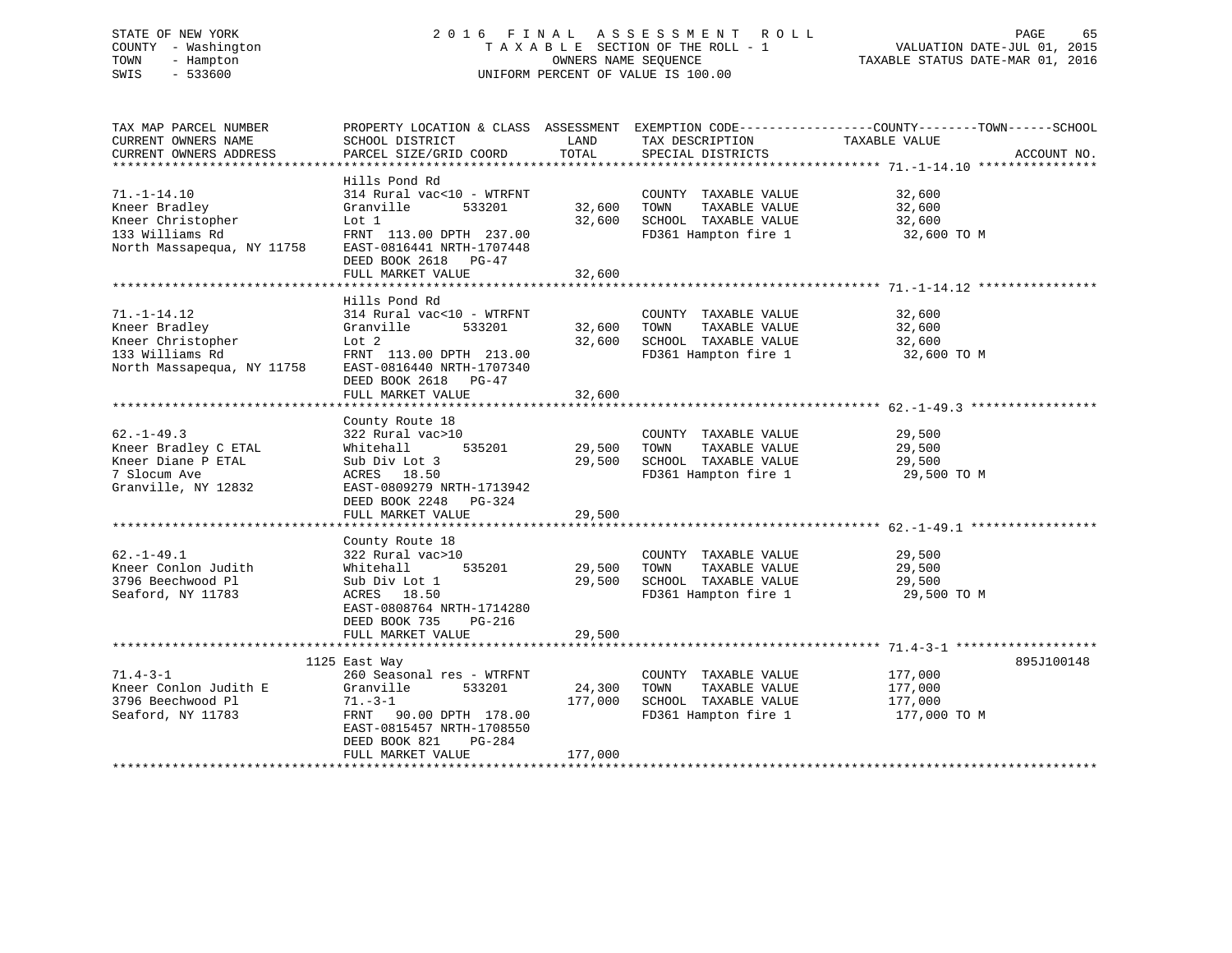STATE OF NEW YORK
COUNTY - Washington
TOWN - Hampton
SWIS - 533600

# 2016 FINAL ASSESSMENT ROLL
TAXABLE SECTION OF THE ROLL - 1
OWNERS NAME SEQUENCE
UNIFORM PERCENT OF VALUE IS 100.00

VALUATION DATE-JUL 01, 2015
TAXABLE STATUS DATE-MAR 01, 2016

| TAX MAP PARCEL NUMBER / CURRENT OWNERS NAME / CURRENT OWNERS ADDRESS | PROPERTY LOCATION & CLASS / SCHOOL DISTRICT / PARCEL SIZE/GRID COORD | ASSESSMENT LAND | TOTAL | EXEMPTION CODE / TAX DESCRIPTION / SPECIAL DISTRICTS | TAXABLE VALUE (COUNTY / TOWN / SCHOOL) | ACCOUNT NO. |
|---|---|---|---|---|---|---|
| 71.-1-14.10 | Hills Pond Rd | | | | | |
| | 314 Rural vac<10 - WTRFNT | | | COUNTY TAXABLE VALUE | 32,600 | |
| Kneer Bradley | Granville 533201 | 32,600 | | TOWN TAXABLE VALUE | 32,600 | |
| Kneer Christopher | Lot 1 | | 32,600 | SCHOOL TAXABLE VALUE | 32,600 | |
| 133 Williams Rd | FRNT 113.00 DPTH 237.00 | | | FD361 Hampton fire 1 | 32,600 TO M | |
| North Massapequa, NY 11758 | EAST-0816441 NRTH-1707448 | | | | | |
| | DEED BOOK 2618 PG-47 | | | | | |
| | FULL MARKET VALUE | | 32,600 | | | |
| 71.-1-14.12 | Hills Pond Rd | | | | | |
| | 314 Rural vac<10 - WTRFNT | | | COUNTY TAXABLE VALUE | 32,600 | |
| Kneer Bradley | Granville 533201 | 32,600 | | TOWN TAXABLE VALUE | 32,600 | |
| Kneer Christopher | Lot 2 | | 32,600 | SCHOOL TAXABLE VALUE | 32,600 | |
| 133 Williams Rd | FRNT 113.00 DPTH 213.00 | | | FD361 Hampton fire 1 | 32,600 TO M | |
| North Massapequa, NY 11758 | EAST-0816440 NRTH-1707340 | | | | | |
| | DEED BOOK 2618 PG-47 | | | | | |
| | FULL MARKET VALUE | | 32,600 | | | |
| 62.-1-49.3 | County Route 18 | | | | | |
| | 322 Rural vac>10 | | | COUNTY TAXABLE VALUE | 29,500 | |
| Kneer Bradley C ETAL | Whitehall 535201 | 29,500 | | TOWN TAXABLE VALUE | 29,500 | |
| Kneer Diane P ETAL | Sub Div Lot 3 | | 29,500 | SCHOOL TAXABLE VALUE | 29,500 | |
| 7 Slocum Ave | ACRES 18.50 | | | FD361 Hampton fire 1 | 29,500 TO M | |
| Granville, NY 12832 | EAST-0809279 NRTH-1713942 | | | | | |
| | DEED BOOK 2248 PG-324 | | | | | |
| | FULL MARKET VALUE | | 29,500 | | | |
| 62.-1-49.1 | County Route 18 | | | | | |
| | 322 Rural vac>10 | | | COUNTY TAXABLE VALUE | 29,500 | |
| Kneer Conlon Judith | Whitehall 535201 | 29,500 | | TOWN TAXABLE VALUE | 29,500 | |
| 3796 Beechwood Pl | Sub Div Lot 1 | | 29,500 | SCHOOL TAXABLE VALUE | 29,500 | |
| Seaford, NY 11783 | ACRES 18.50 | | | FD361 Hampton fire 1 | 29,500 TO M | |
| | EAST-0808764 NRTH-1714280 | | | | | |
| | DEED BOOK 735 PG-216 | | | | | |
| | FULL MARKET VALUE | | 29,500 | | | |
| 71.4-3-1 | 1125 East Way | | | | | 895J100148 |
| | 260 Seasonal res - WTRFNT | | | COUNTY TAXABLE VALUE | 177,000 | |
| Kneer Conlon Judith E | Granville 533201 | 24,300 | | TOWN TAXABLE VALUE | 177,000 | |
| 3796 Beechwood Pl | 71.-3-1 | | 177,000 | SCHOOL TAXABLE VALUE | 177,000 | |
| Seaford, NY 11783 | FRNT 90.00 DPTH 178.00 | | | FD361 Hampton fire 1 | 177,000 TO M | |
| | EAST-0815457 NRTH-1708550 | | | | | |
| | DEED BOOK 821 PG-284 | | | | | |
| | FULL MARKET VALUE | | 177,000 | | | |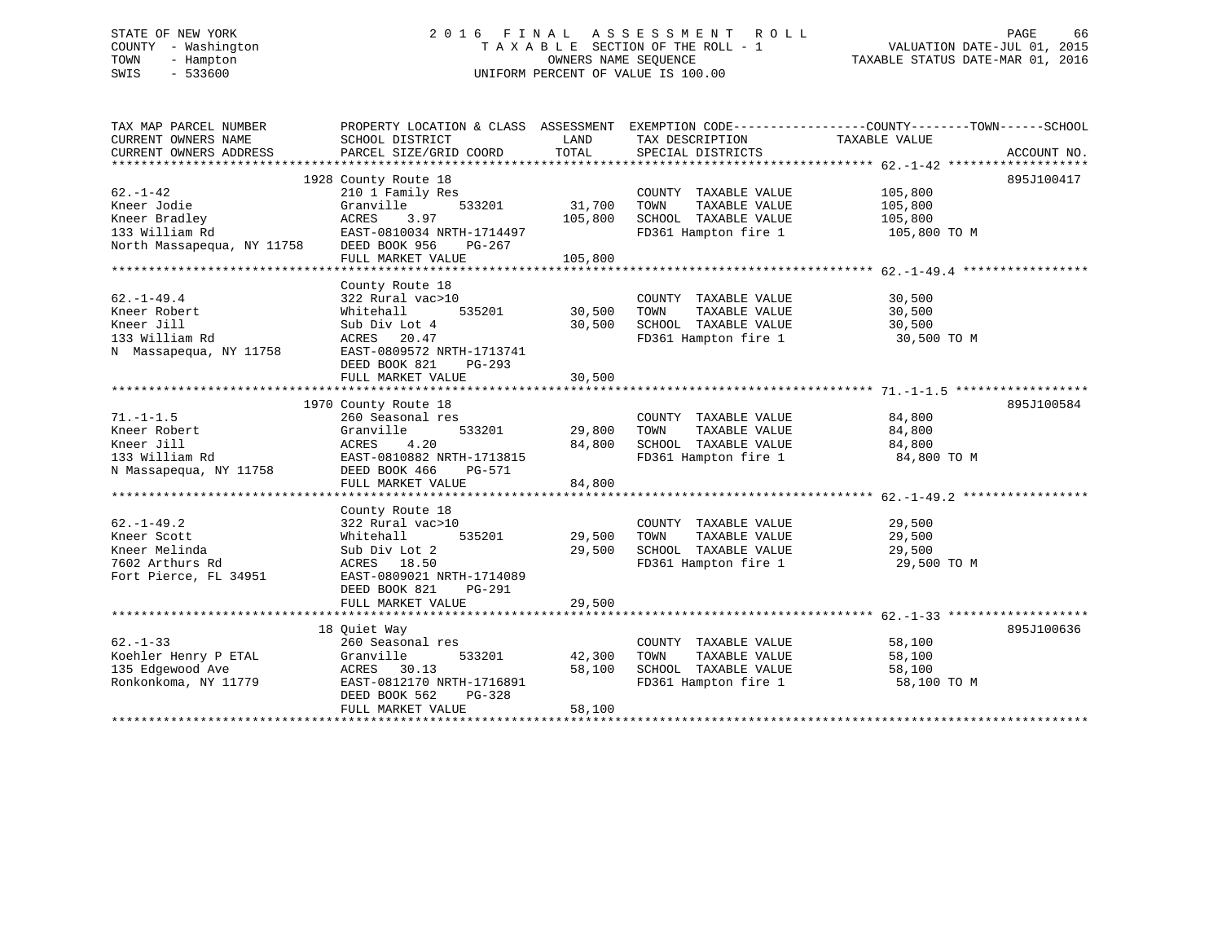STATE OF NEW YORK
COUNTY - Washington
TOWN - Hampton
SWIS - 533600

# 2016 FINAL ASSESSMENT ROLL

TAXABLE SECTION OF THE ROLL - 1
OWNERS NAME SEQUENCE
UNIFORM PERCENT OF VALUE IS 100.00

VALUATION DATE-JUL 01, 2015
TAXABLE STATUS DATE-MAR 01, 2016

| TAX MAP PARCEL NUMBER / CURRENT OWNERS NAME / CURRENT OWNERS ADDRESS | PROPERTY LOCATION & CLASS / SCHOOL DISTRICT / PARCEL SIZE/GRID COORD | ASSESSMENT LAND / TOTAL | EXEMPTION CODE / TAX DESCRIPTION / SPECIAL DISTRICTS | TAXABLE VALUE | ACCOUNT NO. |
|---|---|---|---|---|---|
| 62.-1-42 | 1928 County Route 18 | | | | 895J100417 |
| Kneer Jodie | 210 1 Family Res | | COUNTY TAXABLE VALUE | 105,800 | |
| Kneer Bradley | Granville 533201 | 31,700 | TOWN TAXABLE VALUE | 105,800 | |
| 133 William Rd | ACRES 3.97 | 105,800 | SCHOOL TAXABLE VALUE | 105,800 | |
| North Massapequa, NY 11758 | EAST-0810034 NRTH-1714497 | | FD361 Hampton fire 1 | 105,800 TO M | |
| | DEED BOOK 956 PG-267 | | | | |
| | FULL MARKET VALUE | 105,800 | | | |
| 62.-1-49.4 | County Route 18 | | | | |
| Kneer Robert | 322 Rural vac>10 | | COUNTY TAXABLE VALUE | 30,500 | |
| Kneer Jill | Whitehall 535201 | 30,500 | TOWN TAXABLE VALUE | 30,500 | |
| 133 William Rd | Sub Div Lot 4 | 30,500 | SCHOOL TAXABLE VALUE | 30,500 | |
| N Massapequa, NY 11758 | ACRES 20.47 | | FD361 Hampton fire 1 | 30,500 TO M | |
| | EAST-0809572 NRTH-1713741 | | | | |
| | DEED BOOK 821 PG-293 | | | | |
| | FULL MARKET VALUE | 30,500 | | | |
| 71.-1-1.5 | 1970 County Route 18 | | | | 895J100584 |
| Kneer Robert | 260 Seasonal res | | COUNTY TAXABLE VALUE | 84,800 | |
| Kneer Jill | Granville 533201 | 29,800 | TOWN TAXABLE VALUE | 84,800 | |
| 133 William Rd | ACRES 4.20 | 84,800 | SCHOOL TAXABLE VALUE | 84,800 | |
| N Massapequa, NY 11758 | EAST-0810882 NRTH-1713815 | | FD361 Hampton fire 1 | 84,800 TO M | |
| | DEED BOOK 466 PG-571 | | | | |
| | FULL MARKET VALUE | 84,800 | | | |
| 62.-1-49.2 | County Route 18 | | | | |
| Kneer Scott | 322 Rural vac>10 | | COUNTY TAXABLE VALUE | 29,500 | |
| Kneer Melinda | Whitehall 535201 | 29,500 | TOWN TAXABLE VALUE | 29,500 | |
| 7602 Arthurs Rd | Sub Div Lot 2 | 29,500 | SCHOOL TAXABLE VALUE | 29,500 | |
| Fort Pierce, FL 34951 | ACRES 18.50 | | FD361 Hampton fire 1 | 29,500 TO M | |
| | EAST-0809021 NRTH-1714089 | | | | |
| | DEED BOOK 821 PG-291 | | | | |
| | FULL MARKET VALUE | 29,500 | | | |
| 62.-1-33 | 18 Quiet Way | | | | 895J100636 |
| Koehler Henry P ETAL | 260 Seasonal res | | COUNTY TAXABLE VALUE | 58,100 | |
| 135 Edgewood Ave | Granville 533201 | 42,300 | TOWN TAXABLE VALUE | 58,100 | |
| Ronkonkoma, NY 11779 | ACRES 30.13 | 58,100 | SCHOOL TAXABLE VALUE | 58,100 | |
| | EAST-0812170 NRTH-1716891 | | FD361 Hampton fire 1 | 58,100 TO M | |
| | DEED BOOK 562 PG-328 | | | | |
| | FULL MARKET VALUE | 58,100 | | | |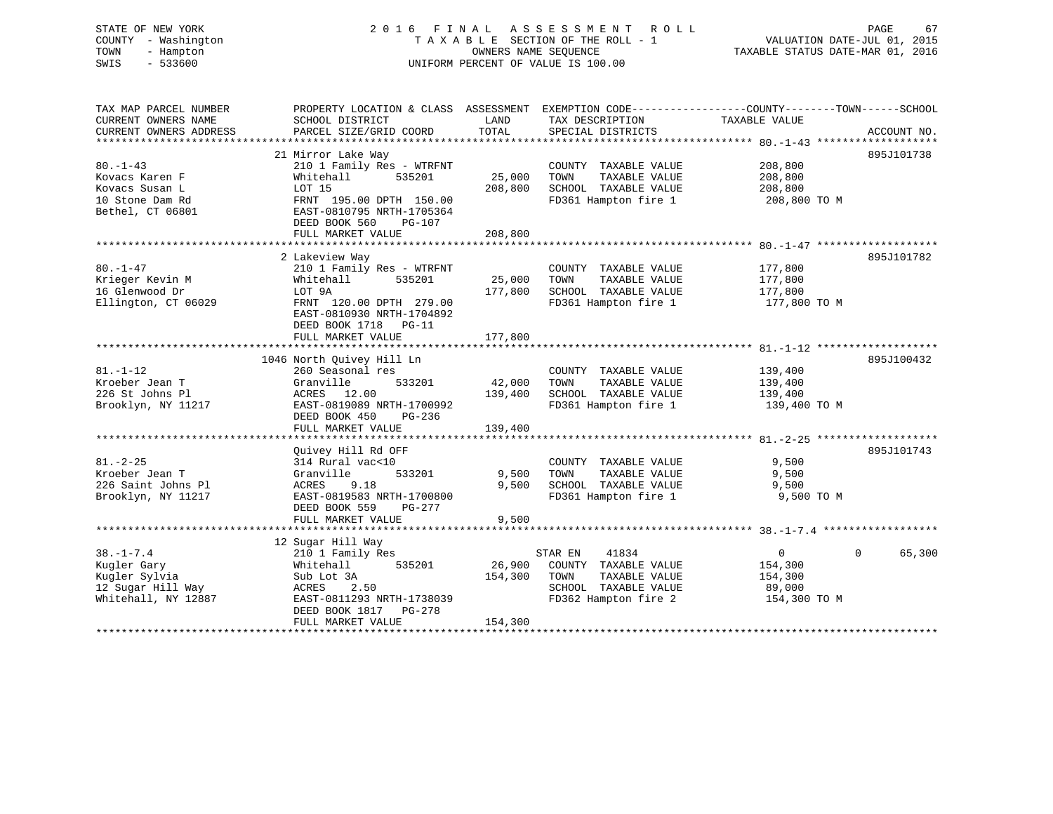STATE OF NEW YORK
COUNTY - Washington
TOWN - Hampton
SWIS - 533600

2 0 1 6 F I N A L A S S E S S M E N T R O L L
T A X A B L E SECTION OF THE ROLL - 1
OWNERS NAME SEQUENCE
UNIFORM PERCENT OF VALUE IS 100.00

VALUATION DATE-JUL 01, 2015
TAXABLE STATUS DATE-MAR 01, 2016

```
TAX MAP PARCEL NUMBER          PROPERTY LOCATION & CLASS  ASSESSMENT  EXEMPTION CODE------------------COUNTY--------TOWN------SCHOOL
CURRENT OWNERS NAME            SCHOOL DISTRICT              LAND       TAX DESCRIPTION              TAXABLE VALUE
CURRENT OWNERS ADDRESS         PARCEL SIZE/GRID COORD       TOTAL      SPECIAL DISTRICTS                                      ACCOUNT NO.
******************************************************************************************************* 80.-1-43 *******************
                               21 Mirror Lake Way                                                                          895J101738
80.-1-43                       210 1 Family Res - WTRFNT               COUNTY  TAXABLE VALUE             208,800
Kovacs Karen F                 Whitehall        535201      25,000     TOWN    TAXABLE VALUE             208,800
Kovacs Susan L                 LOT 15                       208,800    SCHOOL  TAXABLE VALUE             208,800
10 Stone Dam Rd                FRNT 195.00 DPTH 150.00                 FD361 Hampton fire 1               208,800 TO M
Bethel, CT 06801               EAST-0810795 NRTH-1705364
                               DEED BOOK 560    PG-107
                               FULL MARKET VALUE            208,800
******************************************************************************************************* 80.-1-47 *******************
                               2 Lakeview Way                                                                              895J101782
80.-1-47                       210 1 Family Res - WTRFNT               COUNTY  TAXABLE VALUE             177,800
Krieger Kevin M                Whitehall        535201      25,000     TOWN    TAXABLE VALUE             177,800
16 Glenwood Dr                 LOT 9A                       177,800    SCHOOL  TAXABLE VALUE             177,800
Ellington, CT 06029            FRNT 120.00 DPTH 279.00                 FD361 Hampton fire 1               177,800 TO M
                               EAST-0810930 NRTH-1704892
                               DEED BOOK 1718   PG-11
                               FULL MARKET VALUE            177,800
******************************************************************************************************* 81.-1-12 *******************
                               1046 North Quivey Hill Ln                                                                   895J100432
81.-1-12                       260 Seasonal res                        COUNTY  TAXABLE VALUE             139,400
Kroeber Jean T                 Granville        533201      42,000     TOWN    TAXABLE VALUE             139,400
226 St Johns Pl                ACRES  12.00                 139,400    SCHOOL  TAXABLE VALUE             139,400
Brooklyn, NY 11217             EAST-0819089 NRTH-1700992               FD361 Hampton fire 1               139,400 TO M
                               DEED BOOK 450    PG-236
                               FULL MARKET VALUE            139,400
******************************************************************************************************* 81.-2-25 *******************
                               Quivey Hill Rd OFF                                                                          895J101743
81.-2-25                       314 Rural vac<10                        COUNTY  TAXABLE VALUE               9,500
Kroeber Jean T                 Granville        533201       9,500     TOWN    TAXABLE VALUE               9,500
226 Saint Johns Pl             ACRES   9.18                   9,500    SCHOOL  TAXABLE VALUE               9,500
Brooklyn, NY 11217             EAST-0819583 NRTH-1700800               FD361 Hampton fire 1                 9,500 TO M
                               DEED BOOK 559    PG-277
                               FULL MARKET VALUE              9,500
******************************************************************************************************* 38.-1-7.4 ******************
                               12 Sugar Hill Way
38.-1-7.4                      210 1 Family Res                        STAR EN    41834                      0           0      65,300
Kugler Gary                    Whitehall        535201      26,900     COUNTY  TAXABLE VALUE             154,300
Kugler Sylvia                  Sub Lot 3A                   154,300    TOWN    TAXABLE VALUE             154,300
12 Sugar Hill Way              ACRES   2.50                            SCHOOL  TAXABLE VALUE              89,000
Whitehall, NY 12887            EAST-0811293 NRTH-1738039               FD362 Hampton fire 2               154,300 TO M
                               DEED BOOK 1817   PG-278
                               FULL MARKET VALUE            154,300
************************************************************************************************************************************
```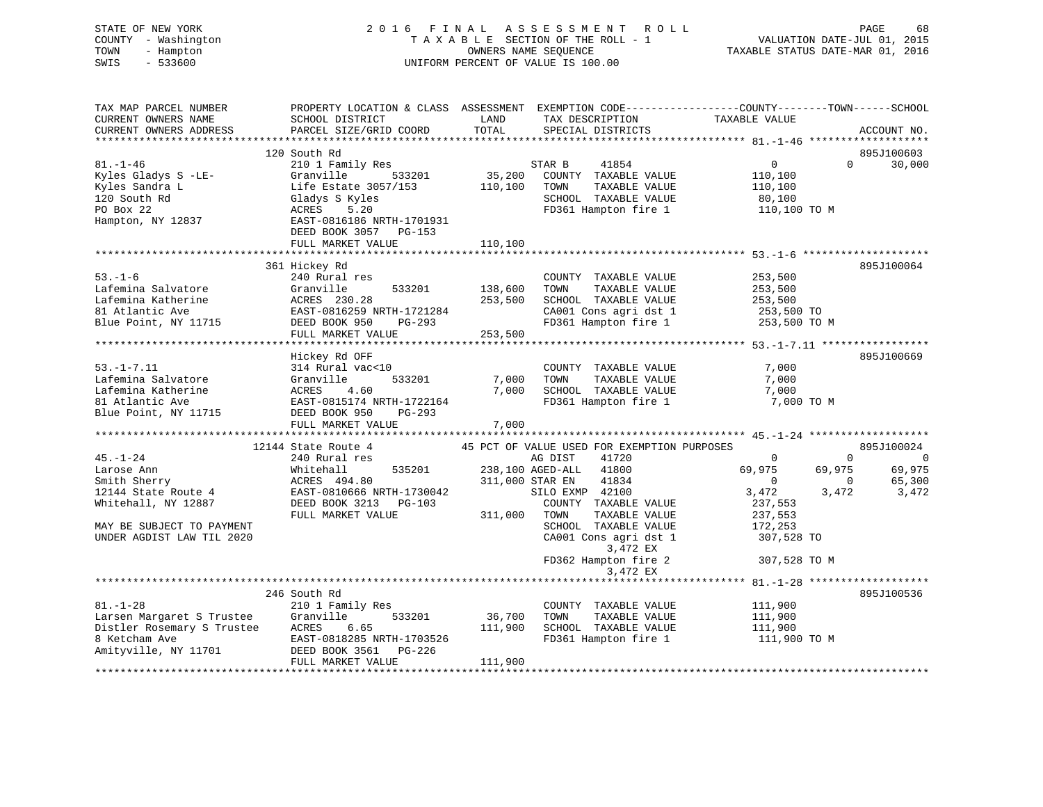STATE OF NEW YORK
COUNTY - Washington
TOWN - Hampton
SWIS - 533600

2016 FINAL ASSESSMENT ROLL
TAXABLE SECTION OF THE ROLL - 1
OWNERS NAME SEQUENCE
UNIFORM PERCENT OF VALUE IS 100.00

VALUATION DATE-JUL 01, 2015
TAXABLE STATUS DATE-MAR 01, 2016

```
TAX MAP PARCEL NUMBER          PROPERTY LOCATION & CLASS  ASSESSMENT  EXEMPTION CODE------------------COUNTY--------TOWN------SCHOOL
CURRENT OWNERS NAME            SCHOOL DISTRICT               LAND      TAX DESCRIPTION            TAXABLE VALUE
CURRENT OWNERS ADDRESS         PARCEL SIZE/GRID COORD        TOTAL     SPECIAL DISTRICTS                                    ACCOUNT NO.
******************************************************************************************************* 81.-1-46 *******************
                               120 South Rd                                                                              895J100603
81.-1-46                       210 1 Family Res                         STAR B     41854                 0            0     30,000
Kyles Gladys S -LE-            Granville       533201        35,200    COUNTY  TAXABLE VALUE          110,100
Kyles Sandra L                 Life Estate 3057/153         110,100    TOWN    TAXABLE VALUE          110,100
120 South Rd                   Gladys S Kyles                           SCHOOL  TAXABLE VALUE           80,100
PO Box 22                      ACRES    5.20                            FD361 Hampton fire 1           110,100 TO M
Hampton, NY 12837              EAST-0816186 NRTH-1701931
                               DEED BOOK 3057   PG-153
                               FULL MARKET VALUE            110,100
******************************************************************************************************* 53.-1-6 ********************
                               361 Hickey Rd                                                                             895J100064
53.-1-6                        240 Rural res                            COUNTY  TAXABLE VALUE          253,500
Lafemina Salvatore             Granville       533201       138,600    TOWN    TAXABLE VALUE          253,500
Lafemina Katherine             ACRES  230.28                253,500    SCHOOL  TAXABLE VALUE          253,500
81 Atlantic Ave                EAST-0816259 NRTH-1721284                CA001 Cons agri dst 1          253,500 TO
Blue Point, NY 11715           DEED BOOK 950    PG-293                  FD361 Hampton fire 1           253,500 TO M
                               FULL MARKET VALUE            253,500
******************************************************************************************************* 53.-1-7.11 *****************
                               Hickey Rd OFF                                                                             895J100669
53.-1-7.11                     314 Rural vac<10                         COUNTY  TAXABLE VALUE            7,000
Lafemina Salvatore             Granville       533201         7,000    TOWN    TAXABLE VALUE            7,000
Lafemina Katherine             ACRES    4.60                  7,000    SCHOOL  TAXABLE VALUE            7,000
81 Atlantic Ave                EAST-0815174 NRTH-1722164                FD361 Hampton fire 1             7,000 TO M
Blue Point, NY 11715           DEED BOOK 950    PG-293
                               FULL MARKET VALUE              7,000
******************************************************************************************************* 45.-1-24 *******************
                          12144 State Route 4             45 PCT OF VALUE USED FOR EXEMPTION PURPOSES                    895J100024
45.-1-24                       240 Rural res                            AG DIST    41720                 0            0          0
Larose Ann                     Whitehall       535201       238,100 AGED-ALL   41800            69,975       69,975     69,975
Smith Sherry                   ACRES  494.80                311,000 STAR EN    41834                 0            0     65,300
12144 State Route 4            EAST-0810666 NRTH-1730042                SILO EXMP  42100             3,472        3,472      3,472
Whitehall, NY 12887            DEED BOOK 3213   PG-103                  COUNTY  TAXABLE VALUE          237,553
                               FULL MARKET VALUE            311,000    TOWN    TAXABLE VALUE          237,553
MAY BE SUBJECT TO PAYMENT                                               SCHOOL  TAXABLE VALUE          172,253
UNDER AGDIST LAW TIL 2020                                               CA001 Cons agri dst 1          307,528 TO
                                                                              3,472 EX
                                                                        FD362 Hampton fire 2           307,528 TO M
                                                                              3,472 EX
******************************************************************************************************* 81.-1-28 *******************
                               246 South Rd                                                                              895J100536
81.-1-28                       210 1 Family Res                         COUNTY  TAXABLE VALUE          111,900
Larsen Margaret S Trustee      Granville       533201        36,700    TOWN    TAXABLE VALUE          111,900
Distler Rosemary S Trustee     ACRES    6.65                111,900    SCHOOL  TAXABLE VALUE          111,900
8 Ketcham Ave                  EAST-0818285 NRTH-1703526                FD361 Hampton fire 1           111,900 TO M
Amityville, NY 11701           DEED BOOK 3561   PG-226
                               FULL MARKET VALUE            111,900
************************************************************************************************************************************
```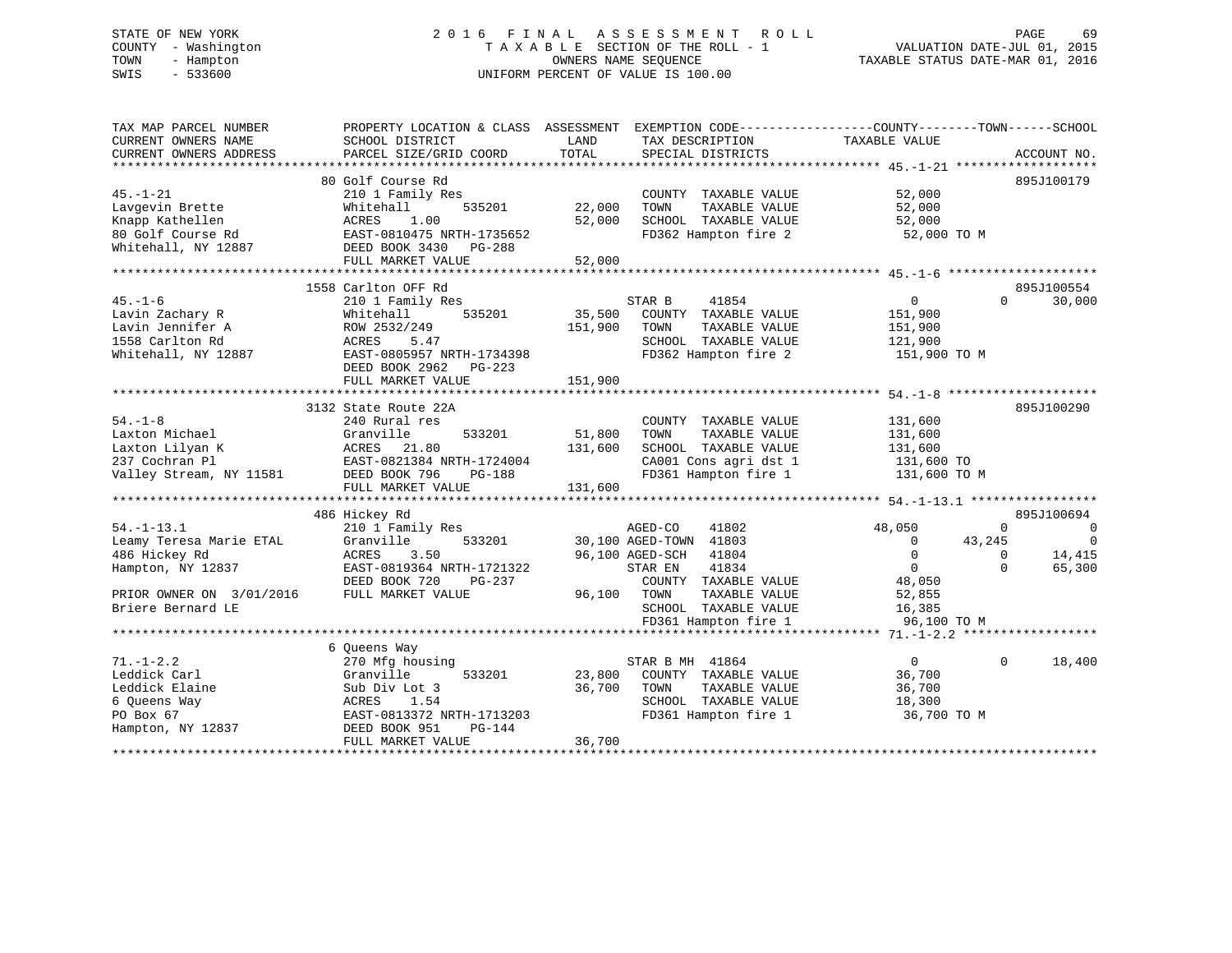STATE OF NEW YORK — 2016 FINAL ASSESSMENT ROLL
COUNTY - Washington — TAXABLE SECTION OF THE ROLL - 1 — VALUATION DATE-JUL 01, 2015
TOWN - Hampton — OWNERS NAME SEQUENCE — TAXABLE STATUS DATE-MAR 01, 2016
SWIS - 533600 — UNIFORM PERCENT OF VALUE IS 100.00

| TAX MAP PARCEL NUMBER / CURRENT OWNERS NAME / CURRENT OWNERS ADDRESS | PROPERTY LOCATION & CLASS / SCHOOL DISTRICT / PARCEL SIZE/GRID COORD | ASSESSMENT LAND | TOTAL | EXEMPTION CODE / TAX DESCRIPTION / SPECIAL DISTRICTS | COUNTY TAXABLE VALUE | TOWN | SCHOOL | ACCOUNT NO. |
|---|---|---|---|---|---|---|---|---|
| **45.-1-21** | 80 Golf Course Rd | | | | | | | 895J100179 |
| Lavgevin Brette | 210 1 Family Res | | | COUNTY TAXABLE VALUE | 52,000 | | | |
| Knapp Kathellen | Whitehall 535201 | 22,000 | | TOWN TAXABLE VALUE | 52,000 | | | |
| 80 Golf Course Rd | ACRES 1.00 | | 52,000 | SCHOOL TAXABLE VALUE | 52,000 | | | |
| Whitehall, NY 12887 | EAST-0810475 NRTH-1735652 | | | FD362 Hampton fire 2 | 52,000 TO M | | | |
| | DEED BOOK 3430 PG-288 | | | | | | | |
| | FULL MARKET VALUE | | 52,000 | | | | | |
| **45.-1-6** | 1558 Carlton OFF Rd | | | | | | | 895J100554 |
| Lavin Zachary R | 210 1 Family Res | | | STAR B 41854 | 0 | 0 | 30,000 | |
| Lavin Jennifer A | Whitehall 535201 | 35,500 | | COUNTY TAXABLE VALUE | 151,900 | | | |
| 1558 Carlton Rd | ROW 2532/249 | | 151,900 | TOWN TAXABLE VALUE | 151,900 | | | |
| Whitehall, NY 12887 | ACRES 5.47 | | | SCHOOL TAXABLE VALUE | 121,900 | | | |
| | EAST-0805957 NRTH-1734398 | | | FD362 Hampton fire 2 | 151,900 TO M | | | |
| | DEED BOOK 2962 PG-223 | | | | | | | |
| | FULL MARKET VALUE | | 151,900 | | | | | |
| **54.-1-8** | 3132 State Route 22A | | | | | | | 895J100290 |
| Laxton Michael | 240 Rural res | | | COUNTY TAXABLE VALUE | 131,600 | | | |
| Laxton Lilyan K | Granville 533201 | 51,800 | | TOWN TAXABLE VALUE | 131,600 | | | |
| 237 Cochran Pl | ACRES 21.80 | | 131,600 | SCHOOL TAXABLE VALUE | 131,600 | | | |
| Valley Stream, NY 11581 | EAST-0821384 NRTH-1724004 | | | CA001 Cons agri dst 1 | 131,600 TO | | | |
| | DEED BOOK 796 PG-188 | | | FD361 Hampton fire 1 | 131,600 TO M | | | |
| | FULL MARKET VALUE | | 131,600 | | | | | |
| **54.-1-13.1** | 486 Hickey Rd | | | | | | | 895J100694 |
| Leamy Teresa Marie ETAL | 210 1 Family Res | | | AGED-CO 41802 | 48,050 | 0 | 0 | |
| 486 Hickey Rd | Granville 533201 | 30,100 | | AGED-TOWN 41803 | 0 | 43,245 | 0 | |
| Hampton, NY 12837 | ACRES 3.50 | | 96,100 | AGED-SCH 41804 | 0 | 0 | 14,415 | |
| | EAST-0819364 NRTH-1721322 | | | STAR EN 41834 | 0 | 0 | 65,300 | |
| | DEED BOOK 720 PG-237 | | | COUNTY TAXABLE VALUE | 48,050 | | | |
| PRIOR OWNER ON 3/01/2016 | FULL MARKET VALUE | | 96,100 | TOWN TAXABLE VALUE | 52,855 | | | |
| Briere Bernard LE | | | | SCHOOL TAXABLE VALUE | 16,385 | | | |
| | | | | FD361 Hampton fire 1 | 96,100 TO M | | | |
| **71.-1-2.2** | 6 Queens Way | | | | | | | |
| Leddick Carl | 270 Mfg housing | | | STAR B MH 41864 | 0 | 0 | 18,400 | |
| Leddick Elaine | Granville 533201 | 23,800 | | COUNTY TAXABLE VALUE | 36,700 | | | |
| 6 Queens Way | Sub Div Lot 3 | | 36,700 | TOWN TAXABLE VALUE | 36,700 | | | |
| PO Box 67 | ACRES 1.54 | | | SCHOOL TAXABLE VALUE | 18,300 | | | |
| Hampton, NY 12837 | EAST-0813372 NRTH-1713203 | | | FD361 Hampton fire 1 | 36,700 TO M | | | |
| | DEED BOOK 951 PG-144 | | | | | | | |
| | FULL MARKET VALUE | | 36,700 | | | | | |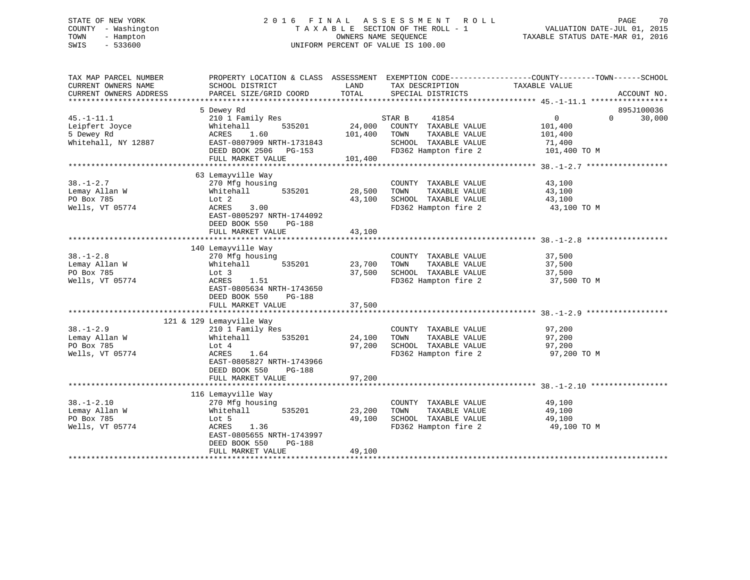STATE OF NEW YORK
COUNTY - Washington
TOWN - Hampton
SWIS - 533600

2 0 1 6 F I N A L A S S E S S M E N T R O L L
T A X A B L E SECTION OF THE ROLL - 1
OWNERS NAME SEQUENCE
UNIFORM PERCENT OF VALUE IS 100.00

VALUATION DATE-JUL 01, 2015
TAXABLE STATUS DATE-MAR 01, 2016

| TAX MAP PARCEL NUMBER / CURRENT OWNERS NAME / CURRENT OWNERS ADDRESS | PROPERTY LOCATION & CLASS / SCHOOL DISTRICT / PARCEL SIZE/GRID COORD | ASSESSMENT LAND / TOTAL | EXEMPTION CODE / TAX DESCRIPTION / SPECIAL DISTRICTS | COUNTY TAXABLE VALUE | TOWN | SCHOOL | ACCOUNT NO. |
|---|---|---|---|---|---|---|---|
| 45.-1-11.1 | 5 Dewey Rd | | | | | | 895J100036 |
| Leipfert Joyce | 210 1 Family Res | | STAR B 41854 | 0 | 0 | 30,000 | |
| 5 Dewey Rd | Whitehall 535201 | 24,000 | COUNTY TAXABLE VALUE | 101,400 | | | |
| Whitehall, NY 12887 | ACRES 1.60 | 101,400 | TOWN TAXABLE VALUE | 101,400 | | | |
| | EAST-0807909 NRTH-1731843 | | SCHOOL TAXABLE VALUE | 71,400 | | | |
| | DEED BOOK 2506 PG-153 | | FD362 Hampton fire 2 | 101,400 TO M | | | |
| | FULL MARKET VALUE | 101,400 | | | | | |
| 38.-1-2.7 | 63 Lemayville Way | | | | | | |
| Lemay Allan W | 270 Mfg housing | | COUNTY TAXABLE VALUE | 43,100 | | | |
| PO Box 785 | Whitehall 535201 | 28,500 | TOWN TAXABLE VALUE | 43,100 | | | |
| Wells, VT 05774 | Lot 2 | 43,100 | SCHOOL TAXABLE VALUE | 43,100 | | | |
| | ACRES 3.00 | | FD362 Hampton fire 2 | 43,100 TO M | | | |
| | EAST-0805297 NRTH-1744092 | | | | | | |
| | DEED BOOK 550 PG-188 | | | | | | |
| | FULL MARKET VALUE | 43,100 | | | | | |
| 38.-1-2.8 | 140 Lemayville Way | | | | | | |
| Lemay Allan W | 270 Mfg housing | | COUNTY TAXABLE VALUE | 37,500 | | | |
| PO Box 785 | Whitehall 535201 | 23,700 | TOWN TAXABLE VALUE | 37,500 | | | |
| Wells, VT 05774 | Lot 3 | 37,500 | SCHOOL TAXABLE VALUE | 37,500 | | | |
| | ACRES 1.51 | | FD362 Hampton fire 2 | 37,500 TO M | | | |
| | EAST-0805634 NRTH-1743650 | | | | | | |
| | DEED BOOK 550 PG-188 | | | | | | |
| | FULL MARKET VALUE | 37,500 | | | | | |
| 38.-1-2.9 | 121 & 129 Lemayville Way | | | | | | |
| Lemay Allan W | 210 1 Family Res | | COUNTY TAXABLE VALUE | 97,200 | | | |
| PO Box 785 | Whitehall 535201 | 24,100 | TOWN TAXABLE VALUE | 97,200 | | | |
| Wells, VT 05774 | Lot 4 | 97,200 | SCHOOL TAXABLE VALUE | 97,200 | | | |
| | ACRES 1.64 | | FD362 Hampton fire 2 | 97,200 TO M | | | |
| | EAST-0805827 NRTH-1743966 | | | | | | |
| | DEED BOOK 550 PG-188 | | | | | | |
| | FULL MARKET VALUE | 97,200 | | | | | |
| 38.-1-2.10 | 116 Lemayville Way | | | | | | |
| Lemay Allan W | 270 Mfg housing | | COUNTY TAXABLE VALUE | 49,100 | | | |
| PO Box 785 | Whitehall 535201 | 23,200 | TOWN TAXABLE VALUE | 49,100 | | | |
| Wells, VT 05774 | Lot 5 | 49,100 | SCHOOL TAXABLE VALUE | 49,100 | | | |
| | ACRES 1.36 | | FD362 Hampton fire 2 | 49,100 TO M | | | |
| | EAST-0805655 NRTH-1743997 | | | | | | |
| | DEED BOOK 550 PG-188 | | | | | | |
| | FULL MARKET VALUE | 49,100 | | | | | |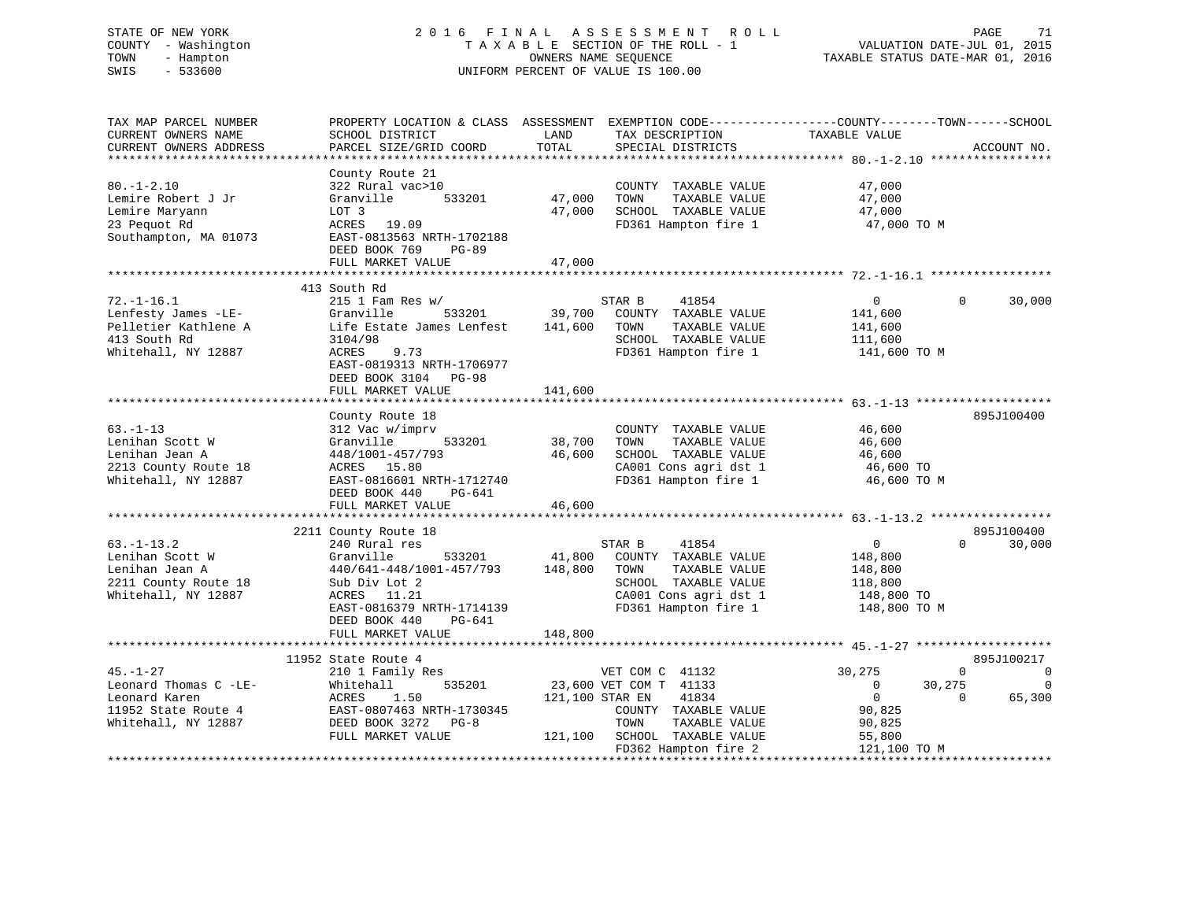STATE OF NEW YORK
COUNTY - Washington
TOWN - Hampton
SWIS - 533600

# 2016 FINAL ASSESSMENT ROLL
TAXABLE SECTION OF THE ROLL - 1
OWNERS NAME SEQUENCE
UNIFORM PERCENT OF VALUE IS 100.00

VALUATION DATE-JUL 01, 2015
TAXABLE STATUS DATE-MAR 01, 2016

| TAX MAP PARCEL NUMBER / CURRENT OWNERS NAME / CURRENT OWNERS ADDRESS | PROPERTY LOCATION & CLASS / SCHOOL DISTRICT / PARCEL SIZE/GRID COORD | ASSESSMENT LAND | TOTAL | EXEMPTION CODE / TAX DESCRIPTION / SPECIAL DISTRICTS | COUNTY TAXABLE VALUE | TOWN | SCHOOL | ACCOUNT NO. |
|---|---|---|---|---|---|---|---|---|
| **80.-1-2.10** | County Route 21 | | | | | | | |
| Lemire Robert J Jr | 322 Rural vac>10 | | | COUNTY TAXABLE VALUE | 47,000 | | | |
| Lemire Maryann | Granville 533201 | 47,000 | | TOWN TAXABLE VALUE | 47,000 | | | |
| 23 Pequot Rd | LOT 3 | | 47,000 | SCHOOL TAXABLE VALUE | 47,000 | | | |
| Southampton, MA 01073 | ACRES 19.09 | | | FD361 Hampton fire 1 | 47,000 TO M | | | |
| | EAST-0813563 NRTH-1702188 | | | | | | | |
| | DEED BOOK 769 PG-89 | | | | | | | |
| | FULL MARKET VALUE | | 47,000 | | | | | |
| **72.-1-16.1** | 413 South Rd | | | | | | | |
| Lenfesty James -LE- | 215 1 Fam Res w/ | | | STAR B 41854 | 0 | 0 | 30,000 | |
| Pelletier Kathlene A | Granville 533201 | 39,700 | | COUNTY TAXABLE VALUE | 141,600 | | | |
| 413 South Rd | Life Estate James Lenfest | | 141,600 | TOWN TAXABLE VALUE | 141,600 | | | |
| Whitehall, NY 12887 | 3104/98 | | | SCHOOL TAXABLE VALUE | 111,600 | | | |
| | ACRES 9.73 | | | FD361 Hampton fire 1 | 141,600 TO M | | | |
| | EAST-0819313 NRTH-1706977 | | | | | | | |
| | DEED BOOK 3104 PG-98 | | | | | | | |
| | FULL MARKET VALUE | | 141,600 | | | | | |
| **63.-1-13** | County Route 18 | | | | | | | 895J100400 |
| Lenihan Scott W | 312 Vac w/imprv | | | COUNTY TAXABLE VALUE | 46,600 | | | |
| Lenihan Jean A | Granville 533201 | 38,700 | | TOWN TAXABLE VALUE | 46,600 | | | |
| 2213 County Route 18 | 448/1001-457/793 | | 46,600 | SCHOOL TAXABLE VALUE | 46,600 | | | |
| Whitehall, NY 12887 | ACRES 15.80 | | | CA001 Cons agri dst 1 | 46,600 TO | | | |
| | EAST-0816601 NRTH-1712740 | | | FD361 Hampton fire 1 | 46,600 TO M | | | |
| | DEED BOOK 440 PG-641 | | | | | | | |
| | FULL MARKET VALUE | | 46,600 | | | | | |
| **63.-1-13.2** | 2211 County Route 18 | | | | | | | 895J100400 |
| Lenihan Scott W | 240 Rural res | | | STAR B 41854 | 0 | 0 | 30,000 | |
| Lenihan Jean A | Granville 533201 | 41,800 | | COUNTY TAXABLE VALUE | 148,800 | | | |
| 2211 County Route 18 | 440/641-448/1001-457/793 | | 148,800 | TOWN TAXABLE VALUE | 148,800 | | | |
| Whitehall, NY 12887 | Sub Div Lot 2 | | | SCHOOL TAXABLE VALUE | 118,800 | | | |
| | ACRES 11.21 | | | CA001 Cons agri dst 1 | 148,800 TO | | | |
| | EAST-0816379 NRTH-1714139 | | | FD361 Hampton fire 1 | 148,800 TO M | | | |
| | DEED BOOK 440 PG-641 | | | | | | | |
| | FULL MARKET VALUE | | 148,800 | | | | | |
| **45.-1-27** | 11952 State Route 4 | | | | | | | 895J100217 |
| Leonard Thomas C -LE- | 210 1 Family Res | | | VET COM C 41132 | 30,275 | 0 | 0 | |
| Leonard Karen | Whitehall 535201 | 23,600 | | VET COM T 41133 | 0 | 30,275 | 0 | |
| 11952 State Route 4 | ACRES 1.50 | | 121,100 | STAR EN 41834 | 0 | 0 | 65,300 | |
| Whitehall, NY 12887 | EAST-0807463 NRTH-1730345 | | | COUNTY TAXABLE VALUE | 90,825 | | | |
| | DEED BOOK 3272 PG-8 | | | TOWN TAXABLE VALUE | 90,825 | | | |
| | FULL MARKET VALUE | | 121,100 | SCHOOL TAXABLE VALUE | 55,800 | | | |
| | | | | FD362 Hampton fire 2 | 121,100 TO M | | | |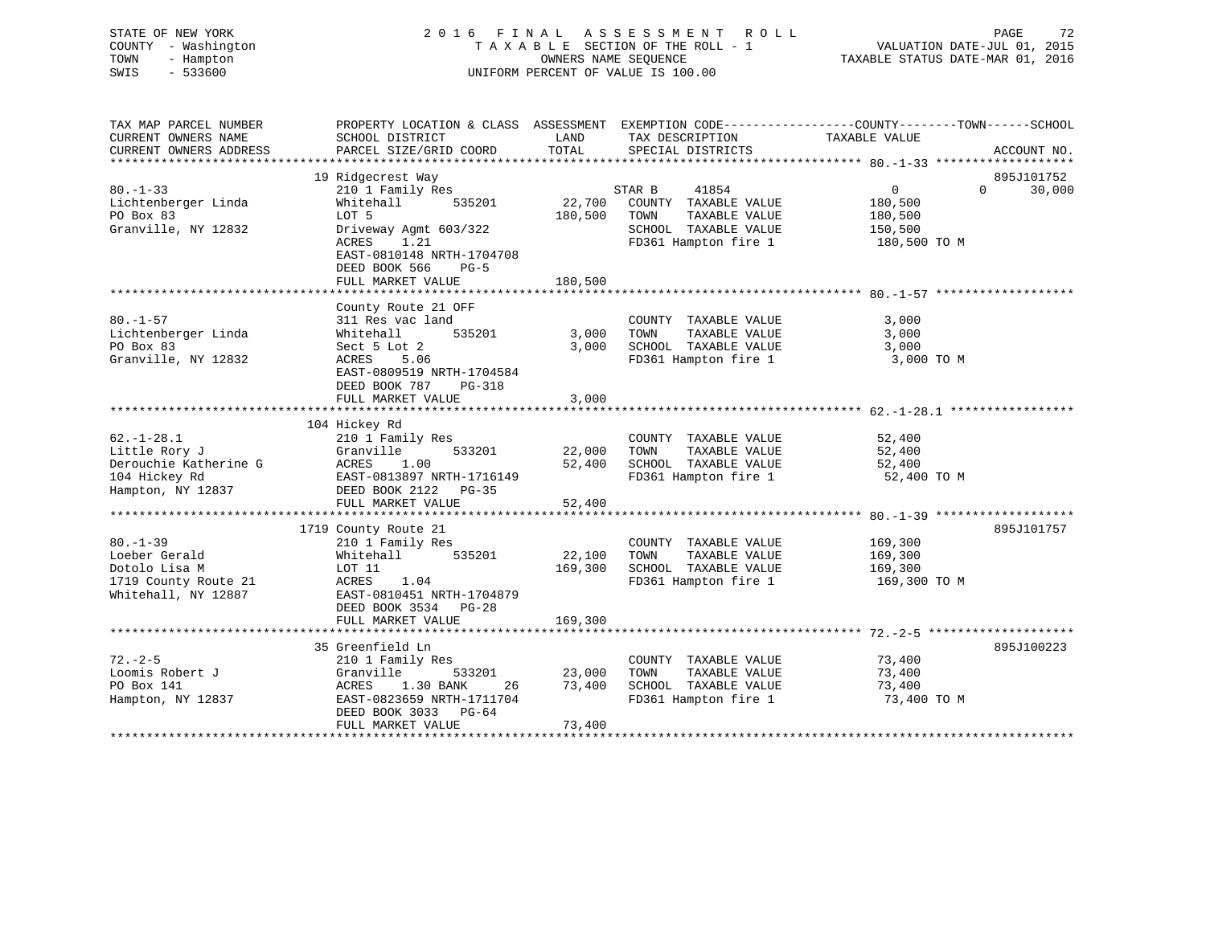STATE OF NEW YORK
COUNTY - Washington
TOWN - Hampton
SWIS - 533600

# 2016 FINAL ASSESSMENT ROLL
TAXABLE SECTION OF THE ROLL - 1
OWNERS NAME SEQUENCE
UNIFORM PERCENT OF VALUE IS 100.00

VALUATION DATE-JUL 01, 2015
TAXABLE STATUS DATE-MAR 01, 2016

| TAX MAP PARCEL NUMBER / CURRENT OWNERS NAME / CURRENT OWNERS ADDRESS | PROPERTY LOCATION & CLASS / SCHOOL DISTRICT / PARCEL SIZE/GRID COORD | ASSESSMENT LAND | TOTAL | EXEMPTION CODE / TAX DESCRIPTION / SPECIAL DISTRICTS | COUNTY TAXABLE VALUE | TOWN | SCHOOL | ACCOUNT NO. |
|---|---|---|---|---|---|---|---|---|
| 80.-1-33 | 19 Ridgecrest Way | | | | | | | 895J101752 |
| Lichtenberger Linda | 210 1 Family Res | | | STAR B 41854 | 0 | 0 | 30,000 | |
| PO Box 83 | Whitehall 535201 | 22,700 | | COUNTY TAXABLE VALUE | 180,500 | | | |
| Granville, NY 12832 | LOT 5 | | 180,500 | TOWN TAXABLE VALUE | 180,500 | | | |
| | Driveway Agmt 603/322 | | | SCHOOL TAXABLE VALUE | 150,500 | | | |
| | ACRES 1.21 | | | FD361 Hampton fire 1 | 180,500 TO M | | | |
| | EAST-0810148 NRTH-1704708 | | | | | | | |
| | DEED BOOK 566 PG-5 | | | | | | | |
| | FULL MARKET VALUE | | 180,500 | | | | | |
| 80.-1-57 | County Route 21 OFF | | | | | | | |
| Lichtenberger Linda | 311 Res vac land | | | COUNTY TAXABLE VALUE | 3,000 | | | |
| PO Box 83 | Whitehall 535201 | 3,000 | | TOWN TAXABLE VALUE | 3,000 | | | |
| Granville, NY 12832 | Sect 5 Lot 2 | | 3,000 | SCHOOL TAXABLE VALUE | 3,000 | | | |
| | ACRES 5.06 | | | FD361 Hampton fire 1 | 3,000 TO M | | | |
| | EAST-0809519 NRTH-1704584 | | | | | | | |
| | DEED BOOK 787 PG-318 | | | | | | | |
| | FULL MARKET VALUE | | 3,000 | | | | | |
| 62.-1-28.1 | 104 Hickey Rd | | | | | | | |
| Little Rory J | 210 1 Family Res | | | COUNTY TAXABLE VALUE | 52,400 | | | |
| Derouchie Katherine G | Granville 533201 | 22,000 | | TOWN TAXABLE VALUE | 52,400 | | | |
| 104 Hickey Rd | ACRES 1.00 | | 52,400 | SCHOOL TAXABLE VALUE | 52,400 | | | |
| Hampton, NY 12837 | EAST-0813897 NRTH-1716149 | | | FD361 Hampton fire 1 | 52,400 TO M | | | |
| | DEED BOOK 2122 PG-35 | | | | | | | |
| | FULL MARKET VALUE | | 52,400 | | | | | |
| 80.-1-39 | 1719 County Route 21 | | | | | | | 895J101757 |
| Loeber Gerald | 210 1 Family Res | | | COUNTY TAXABLE VALUE | 169,300 | | | |
| Dotolo Lisa M | Whitehall 535201 | 22,100 | | TOWN TAXABLE VALUE | 169,300 | | | |
| 1719 County Route 21 | LOT 11 | | 169,300 | SCHOOL TAXABLE VALUE | 169,300 | | | |
| Whitehall, NY 12887 | ACRES 1.04 | | | FD361 Hampton fire 1 | 169,300 TO M | | | |
| | EAST-0810451 NRTH-1704879 | | | | | | | |
| | DEED BOOK 3534 PG-28 | | | | | | | |
| | FULL MARKET VALUE | | 169,300 | | | | | |
| 72.-2-5 | 35 Greenfield Ln | | | | | | | 895J100223 |
| Loomis Robert J | 210 1 Family Res | | | COUNTY TAXABLE VALUE | 73,400 | | | |
| PO Box 141 | Granville 533201 | 23,000 | | TOWN TAXABLE VALUE | 73,400 | | | |
| Hampton, NY 12837 | ACRES 1.30 BANK 26 | | 73,400 | SCHOOL TAXABLE VALUE | 73,400 | | | |
| | EAST-0823659 NRTH-1711704 | | | FD361 Hampton fire 1 | 73,400 TO M | | | |
| | DEED BOOK 3033 PG-64 | | | | | | | |
| | FULL MARKET VALUE | | 73,400 | | | | | |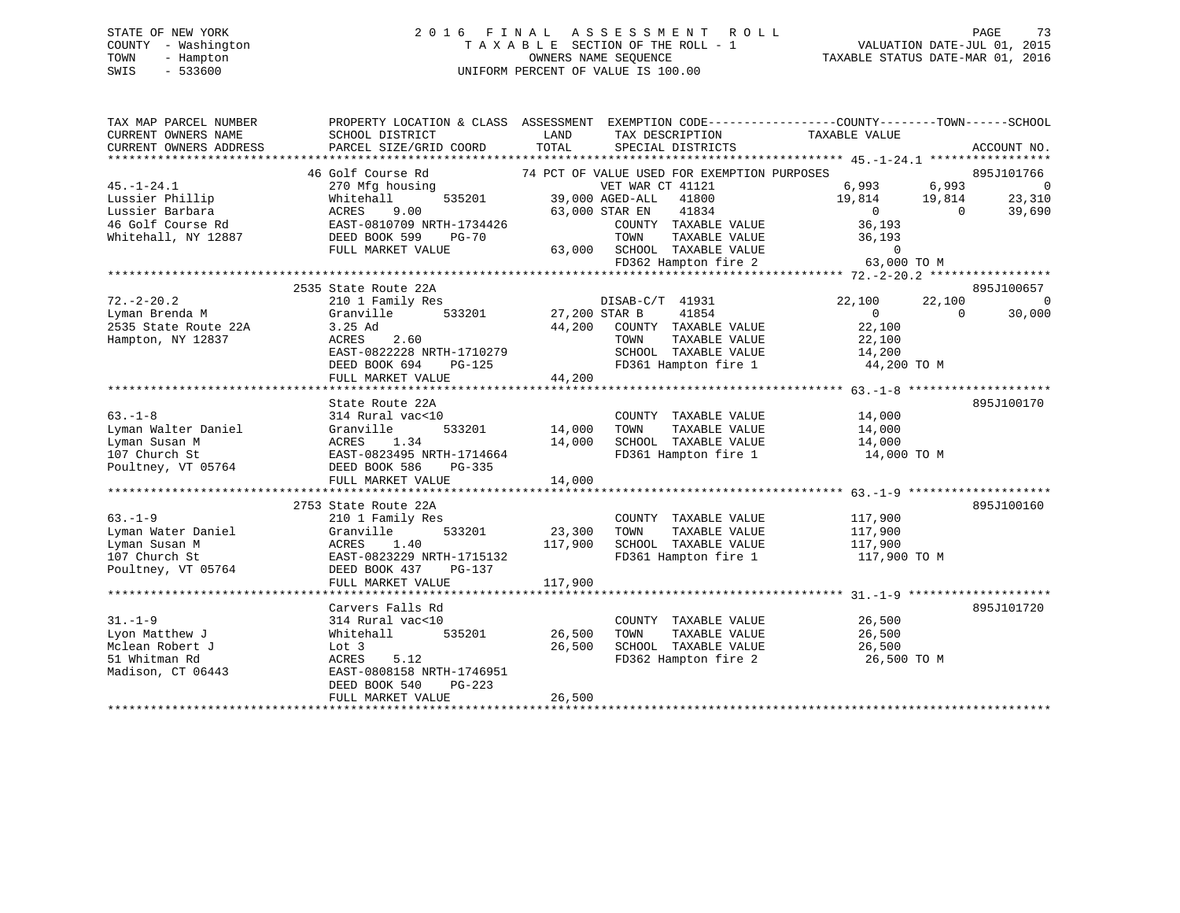STATE OF NEW YORK
COUNTY - Washington
TOWN - Hampton
SWIS - 533600

# 2016 FINAL ASSESSMENT ROLL

TAXABLE SECTION OF THE ROLL - 1
OWNERS NAME SEQUENCE
UNIFORM PERCENT OF VALUE IS 100.00

VALUATION DATE-JUL 01, 2015
TAXABLE STATUS DATE-MAR 01, 2016

```
TAX MAP PARCEL NUMBER          PROPERTY LOCATION & CLASS  ASSESSMENT  EXEMPTION CODE------------------COUNTY--------TOWN------SCHOOL
CURRENT OWNERS NAME            SCHOOL DISTRICT              LAND      TAX DESCRIPTION            TAXABLE VALUE
CURRENT OWNERS ADDRESS         PARCEL SIZE/GRID COORD       TOTAL     SPECIAL DISTRICTS                                      ACCOUNT NO.
******************************************************************************************************* 45.-1-24.1 *****************
                  46 Golf Course Rd              74 PCT OF VALUE USED FOR EXEMPTION PURPOSES                             895J101766
45.-1-24.1                     270 Mfg housing                  VET WAR CT 41121              6,993      6,993           0
Lussier Phillip                Whitehall       535201     39,000 AGED-ALL   41800             19,814     19,814      23,310
Lussier Barbara                ACRES      9.00               63,000 STAR EN    41834                  0          0      39,690
46 Golf Course Rd              EAST-0810709 NRTH-1734426           COUNTY  TAXABLE VALUE         36,193
Whitehall, NY 12887            DEED BOOK 599    PG-70              TOWN    TAXABLE VALUE         36,193
                               FULL MARKET VALUE           63,000  SCHOOL  TAXABLE VALUE              0
                                                                   FD362 Hampton fire 2          63,000 TO M
******************************************************************************************************* 72.-2-20.2 *****************
                  2535 State Route 22A                                                                                   895J100657
72.-2-20.2                     210 1 Family Res                 DISAB-C/T  41931             22,100     22,100           0
Lyman Brenda M                 Granville       533201     27,200 STAR B     41854                  0          0      30,000
2535 State Route 22A           3.25 Ad                     44,200  COUNTY  TAXABLE VALUE         22,100
Hampton, NY 12837              ACRES      2.60                     TOWN    TAXABLE VALUE         22,100
                               EAST-0822228 NRTH-1710279           SCHOOL  TAXABLE VALUE         14,200
                               DEED BOOK 694    PG-125             FD361 Hampton fire 1          44,200 TO M
                               FULL MARKET VALUE           44,200
******************************************************************************************************* 63.-1-8 ********************
                  State Route 22A                                                                                        895J100170
63.-1-8                        314 Rural vac<10                    COUNTY  TAXABLE VALUE         14,000
Lyman Walter Daniel            Granville       533201     14,000   TOWN    TAXABLE VALUE         14,000
Lyman Susan M                  ACRES      1.34             14,000  SCHOOL  TAXABLE VALUE         14,000
107 Church St                  EAST-0823495 NRTH-1714664           FD361 Hampton fire 1          14,000 TO M
Poultney, VT 05764             DEED BOOK 586    PG-335
                               FULL MARKET VALUE           14,000
******************************************************************************************************* 63.-1-9 ********************
                  2753 State Route 22A                                                                                   895J100160
63.-1-9                        210 1 Family Res                    COUNTY  TAXABLE VALUE        117,900
Lyman Water Daniel             Granville       533201     23,300   TOWN    TAXABLE VALUE        117,900
Lyman Susan M                  ACRES      1.40            117,900  SCHOOL  TAXABLE VALUE        117,900
107 Church St                  EAST-0823229 NRTH-1715132           FD361 Hampton fire 1         117,900 TO M
Poultney, VT 05764             DEED BOOK 437    PG-137
                               FULL MARKET VALUE          117,900
******************************************************************************************************* 31.-1-9 ********************
                  Carvers Falls Rd                                                                                       895J101720
31.-1-9                        314 Rural vac<10                    COUNTY  TAXABLE VALUE         26,500
Lyon Matthew J                 Whitehall       535201     26,500   TOWN    TAXABLE VALUE         26,500
Mclean Robert J                Lot 3                       26,500  SCHOOL  TAXABLE VALUE         26,500
51 Whitman Rd                  ACRES      5.12                     FD362 Hampton fire 2          26,500 TO M
Madison, CT 06443              EAST-0808158 NRTH-1746951
                               DEED BOOK 540    PG-223
                               FULL MARKET VALUE           26,500
************************************************************************************************************************************
```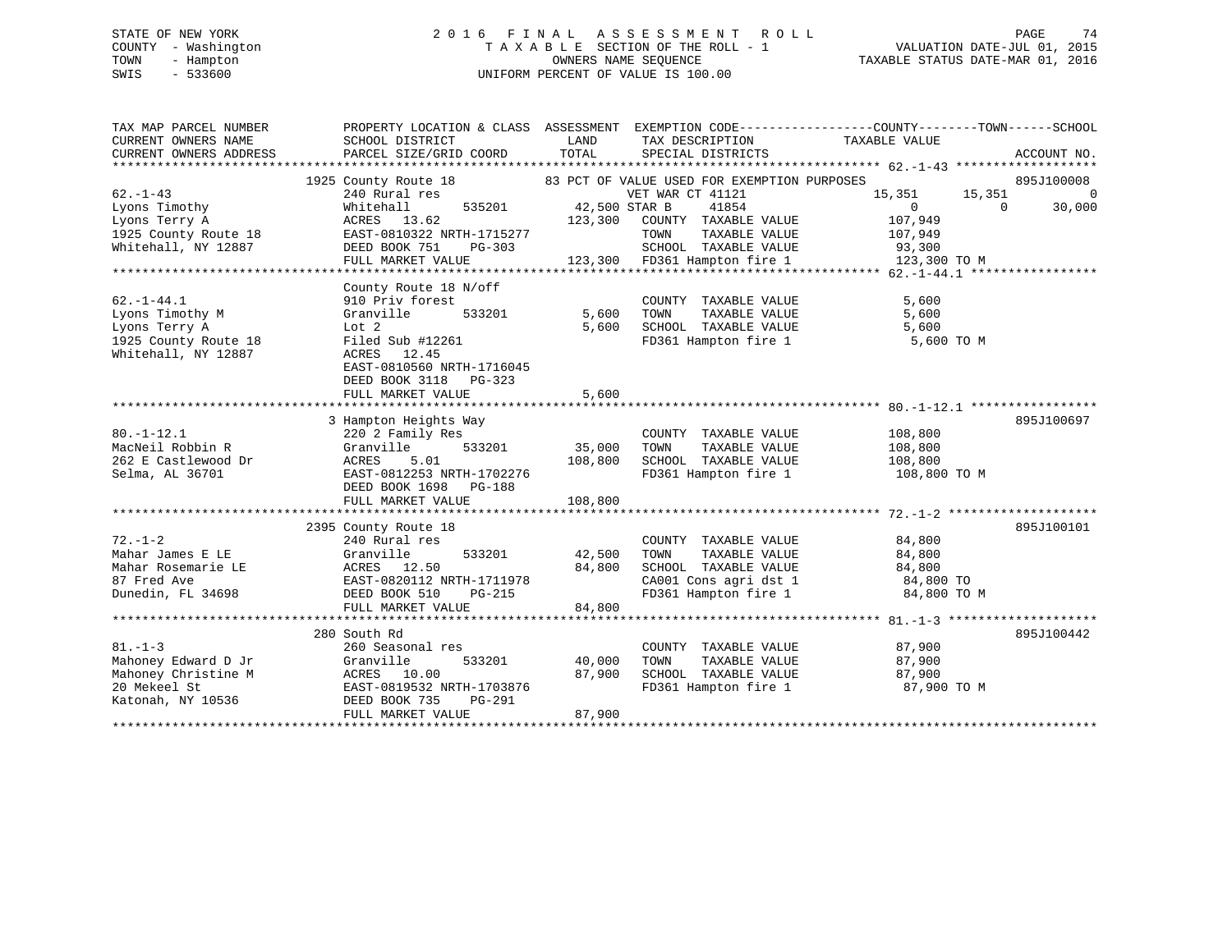STATE OF NEW YORK
COUNTY - Washington
TOWN - Hampton
SWIS - 533600

2 0 1 6 F I N A L A S S E S S M E N T R O L L
T A X A B L E SECTION OF THE ROLL - 1
OWNERS NAME SEQUENCE
UNIFORM PERCENT OF VALUE IS 100.00

VALUATION DATE-JUL 01, 2015
TAXABLE STATUS DATE-MAR 01, 2016

```
TAX MAP PARCEL NUMBER          PROPERTY LOCATION & CLASS  ASSESSMENT  EXEMPTION CODE------------------COUNTY--------TOWN------SCHOOL
CURRENT OWNERS NAME            SCHOOL DISTRICT              LAND      TAX DESCRIPTION             TAXABLE VALUE
CURRENT OWNERS ADDRESS         PARCEL SIZE/GRID COORD       TOTAL     SPECIAL DISTRICTS                                      ACCOUNT NO.
******************************************************************************************************* 62.-1-43 *******************
                   1925 County Route 18             83 PCT OF VALUE USED FOR EXEMPTION PURPOSES                              895J100008
62.-1-43                       240 Rural res                      VET WAR CT 41121             15,351      15,351            0
Lyons Timothy                  Whitehall      535201      42,500 STAR B     41854                  0           0        30,000
Lyons Terry A                  ACRES  13.62              123,300   COUNTY  TAXABLE VALUE         107,949
1925 County Route 18           EAST-0810322 NRTH-1715277            TOWN    TAXABLE VALUE         107,949
Whitehall, NY 12887            DEED BOOK 751    PG-303              SCHOOL  TAXABLE VALUE          93,300
                               FULL MARKET VALUE         123,300   FD361 Hampton fire 1          123,300 TO M
******************************************************************************************************* 62.-1-44.1 *****************
                   County Route 18 N/off
62.-1-44.1                     910 Priv forest                      COUNTY  TAXABLE VALUE           5,600
Lyons Timothy M                Granville      533201       5,600   TOWN    TAXABLE VALUE           5,600
Lyons Terry A                  Lot 2                        5,600   SCHOOL  TAXABLE VALUE           5,600
1925 County Route 18           Filed Sub #12261                     FD361 Hampton fire 1            5,600 TO M
Whitehall, NY 12887            ACRES  12.45
                               EAST-0810560 NRTH-1716045
                               DEED BOOK 3118   PG-323
                               FULL MARKET VALUE           5,600
******************************************************************************************************* 80.-1-12.1 *****************
                   3 Hampton Heights Way                                                                                     895J100697
80.-1-12.1                     220 2 Family Res                     COUNTY  TAXABLE VALUE         108,800
MacNeil Robbin R               Granville      533201      35,000   TOWN    TAXABLE VALUE         108,800
262 E Castlewood Dr            ACRES   5.01               108,800   SCHOOL  TAXABLE VALUE         108,800
Selma, AL 36701                EAST-0812253 NRTH-1702276            FD361 Hampton fire 1          108,800 TO M
                               DEED BOOK 1698   PG-188
                               FULL MARKET VALUE         108,800
******************************************************************************************************* 72.-1-2 ********************
                   2395 County Route 18                                                                                      895J100101
72.-1-2                        240 Rural res                        COUNTY  TAXABLE VALUE          84,800
Mahar James E LE               Granville      533201      42,500   TOWN    TAXABLE VALUE          84,800
Mahar Rosemarie LE             ACRES  12.50                84,800   SCHOOL  TAXABLE VALUE          84,800
87 Fred Ave                    EAST-0820112 NRTH-1711978            CA001 Cons agri dst 1          84,800 TO
Dunedin, FL 34698              DEED BOOK 510    PG-215              FD361 Hampton fire 1           84,800 TO M
                               FULL MARKET VALUE          84,800
******************************************************************************************************* 81.-1-3 ********************
                   280 South Rd                                                                                              895J100442
81.-1-3                        260 Seasonal res                     COUNTY  TAXABLE VALUE          87,900
Mahoney Edward D Jr            Granville      533201      40,000   TOWN    TAXABLE VALUE          87,900
Mahoney Christine M            ACRES  10.00                87,900   SCHOOL  TAXABLE VALUE          87,900
20 Mekeel St                   EAST-0819532 NRTH-1703876            FD361 Hampton fire 1           87,900 TO M
Katonah, NY 10536              DEED BOOK 735    PG-291
                               FULL MARKET VALUE          87,900
************************************************************************************************************************************
```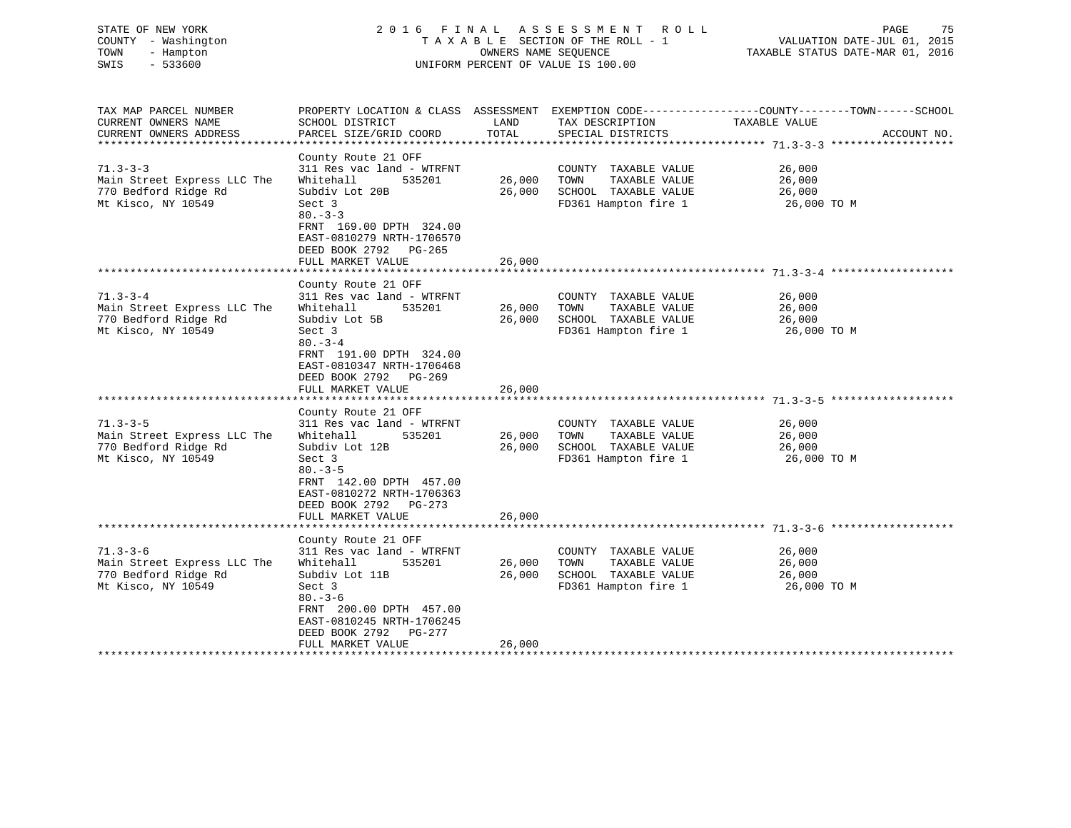STATE OF NEW YORK — 2016 FINAL ASSESSMENT ROLL
COUNTY - Washington — TAXABLE SECTION OF THE ROLL - 1 — VALUATION DATE-JUL 01, 2015
TOWN - Hampton — OWNERS NAME SEQUENCE — TAXABLE STATUS DATE-MAR 01, 2016
SWIS - 533600 — UNIFORM PERCENT OF VALUE IS 100.00

| TAX MAP PARCEL NUMBER / CURRENT OWNERS NAME / CURRENT OWNERS ADDRESS | PROPERTY LOCATION & CLASS / SCHOOL DISTRICT / PARCEL SIZE/GRID COORD | ASSESSMENT LAND / TOTAL | EXEMPTION CODE / TAX DESCRIPTION / SPECIAL DISTRICTS | COUNTY / TOWN / SCHOOL TAXABLE VALUE | ACCOUNT NO. |
|---|---|---|---|---|---|
| **71.3-3-3** | County Route 21 OFF | | | | |
| 71.3-3-3 | 311 Res vac land - WTRFNT | | COUNTY TAXABLE VALUE | 26,000 | |
| Main Street Express LLC The | Whitehall 535201 | 26,000 | TOWN TAXABLE VALUE | 26,000 | |
| 770 Bedford Ridge Rd | Subdiv Lot 20B | 26,000 | SCHOOL TAXABLE VALUE | 26,000 | |
| Mt Kisco, NY 10549 | Sect 3 | | FD361 Hampton fire 1 | 26,000 TO M | |
| | 80.-3-3 | | | | |
| | FRNT 169.00 DPTH 324.00 | | | | |
| | EAST-0810279 NRTH-1706570 | | | | |
| | DEED BOOK 2792 PG-265 | | | | |
| | FULL MARKET VALUE | 26,000 | | | |
| **71.3-3-4** | County Route 21 OFF | | | | |
| 71.3-3-4 | 311 Res vac land - WTRFNT | | COUNTY TAXABLE VALUE | 26,000 | |
| Main Street Express LLC The | Whitehall 535201 | 26,000 | TOWN TAXABLE VALUE | 26,000 | |
| 770 Bedford Ridge Rd | Subdiv Lot 5B | 26,000 | SCHOOL TAXABLE VALUE | 26,000 | |
| Mt Kisco, NY 10549 | Sect 3 | | FD361 Hampton fire 1 | 26,000 TO M | |
| | 80.-3-4 | | | | |
| | FRNT 191.00 DPTH 324.00 | | | | |
| | EAST-0810347 NRTH-1706468 | | | | |
| | DEED BOOK 2792 PG-269 | | | | |
| | FULL MARKET VALUE | 26,000 | | | |
| **71.3-3-5** | County Route 21 OFF | | | | |
| 71.3-3-5 | 311 Res vac land - WTRFNT | | COUNTY TAXABLE VALUE | 26,000 | |
| Main Street Express LLC The | Whitehall 535201 | 26,000 | TOWN TAXABLE VALUE | 26,000 | |
| 770 Bedford Ridge Rd | Subdiv Lot 12B | 26,000 | SCHOOL TAXABLE VALUE | 26,000 | |
| Mt Kisco, NY 10549 | Sect 3 | | FD361 Hampton fire 1 | 26,000 TO M | |
| | 80.-3-5 | | | | |
| | FRNT 142.00 DPTH 457.00 | | | | |
| | EAST-0810272 NRTH-1706363 | | | | |
| | DEED BOOK 2792 PG-273 | | | | |
| | FULL MARKET VALUE | 26,000 | | | |
| **71.3-3-6** | County Route 21 OFF | | | | |
| 71.3-3-6 | 311 Res vac land - WTRFNT | | COUNTY TAXABLE VALUE | 26,000 | |
| Main Street Express LLC The | Whitehall 535201 | 26,000 | TOWN TAXABLE VALUE | 26,000 | |
| 770 Bedford Ridge Rd | Subdiv Lot 11B | 26,000 | SCHOOL TAXABLE VALUE | 26,000 | |
| Mt Kisco, NY 10549 | Sect 3 | | FD361 Hampton fire 1 | 26,000 TO M | |
| | 80.-3-6 | | | | |
| | FRNT 200.00 DPTH 457.00 | | | | |
| | EAST-0810245 NRTH-1706245 | | | | |
| | DEED BOOK 2792 PG-277 | | | | |
| | FULL MARKET VALUE | 26,000 | | | |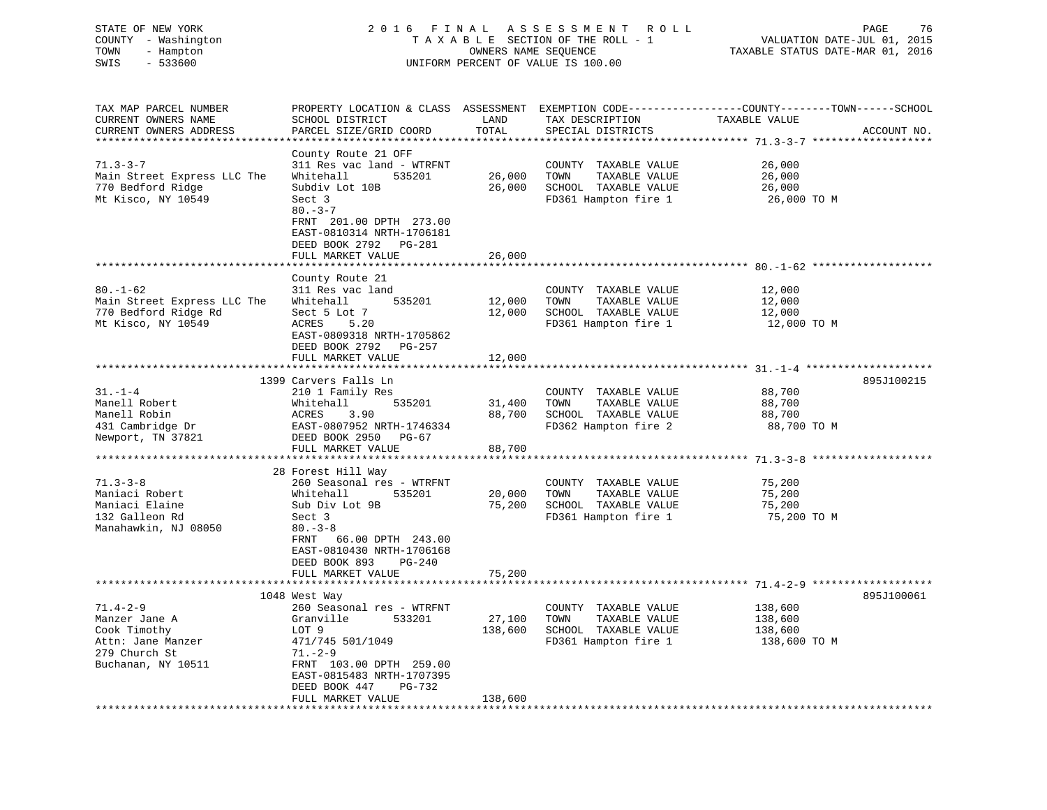STATE OF NEW YORK
COUNTY - Washington
TOWN - Hampton
SWIS - 533600

2016 FINAL ASSESSMENT ROLL
TAXABLE SECTION OF THE ROLL - 1
OWNERS NAME SEQUENCE
UNIFORM PERCENT OF VALUE IS 100.00

VALUATION DATE-JUL 01, 2015
TAXABLE STATUS DATE-MAR 01, 2016

| TAX MAP PARCEL NUMBER / CURRENT OWNERS NAME / CURRENT OWNERS ADDRESS | PROPERTY LOCATION & CLASS / SCHOOL DISTRICT / PARCEL SIZE/GRID COORD | ASSESSMENT LAND / TOTAL | EXEMPTION CODE / TAX DESCRIPTION / SPECIAL DISTRICTS | COUNTY--------TOWN------SCHOOL TAXABLE VALUE | ACCOUNT NO. |
|---|---|---|---|---|---|
| 71.3-3-7 | County Route 21 OFF | | | | |
| | 311 Res vac land - WTRFNT | | COUNTY TAXABLE VALUE | 26,000 | |
| Main Street Express LLC The | Whitehall 535201 | 26,000 | TOWN TAXABLE VALUE | 26,000 | |
| 770 Bedford Ridge | Subdiv Lot 10B | 26,000 | SCHOOL TAXABLE VALUE | 26,000 | |
| Mt Kisco, NY 10549 | Sect 3 | | FD361 Hampton fire 1 | 26,000 TO M | |
| | 80.-3-7 | | | | |
| | FRNT 201.00 DPTH 273.00 | | | | |
| | EAST-0810314 NRTH-1706181 | | | | |
| | DEED BOOK 2792 PG-281 | | | | |
| | FULL MARKET VALUE | 26,000 | | | |
| 80.-1-62 | County Route 21 | | | | |
| | 311 Res vac land | | COUNTY TAXABLE VALUE | 12,000 | |
| Main Street Express LLC The | Whitehall 535201 | 12,000 | TOWN TAXABLE VALUE | 12,000 | |
| 770 Bedford Ridge Rd | Sect 5 Lot 7 | 12,000 | SCHOOL TAXABLE VALUE | 12,000 | |
| Mt Kisco, NY 10549 | ACRES 5.20 | | FD361 Hampton fire 1 | 12,000 TO M | |
| | EAST-0809318 NRTH-1705862 | | | | |
| | DEED BOOK 2792 PG-257 | | | | |
| | FULL MARKET VALUE | 12,000 | | | |
| 31.-1-4 | 1399 Carvers Falls Ln | | | | 895J100215 |
| | 210 1 Family Res | | COUNTY TAXABLE VALUE | 88,700 | |
| Manell Robert | Whitehall 535201 | 31,400 | TOWN TAXABLE VALUE | 88,700 | |
| Manell Robin | ACRES 3.90 | 88,700 | SCHOOL TAXABLE VALUE | 88,700 | |
| 431 Cambridge Dr | EAST-0807952 NRTH-1746334 | | FD362 Hampton fire 2 | 88,700 TO M | |
| Newport, TN 37821 | DEED BOOK 2950 PG-67 | | | | |
| | FULL MARKET VALUE | 88,700 | | | |
| 71.3-3-8 | 28 Forest Hill Way | | | | |
| | 260 Seasonal res - WTRFNT | | COUNTY TAXABLE VALUE | 75,200 | |
| Maniaci Robert | Whitehall 535201 | 20,000 | TOWN TAXABLE VALUE | 75,200 | |
| Maniaci Elaine | Sub Div Lot 9B | 75,200 | SCHOOL TAXABLE VALUE | 75,200 | |
| 132 Galleon Rd | Sect 3 | | FD361 Hampton fire 1 | 75,200 TO M | |
| Manahawkin, NJ 08050 | 80.-3-8 | | | | |
| | FRNT 66.00 DPTH 243.00 | | | | |
| | EAST-0810430 NRTH-1706168 | | | | |
| | DEED BOOK 893 PG-240 | | | | |
| | FULL MARKET VALUE | 75,200 | | | |
| 71.4-2-9 | 1048 West Way | | | | 895J100061 |
| | 260 Seasonal res - WTRFNT | | COUNTY TAXABLE VALUE | 138,600 | |
| Manzer Jane A | Granville 533201 | 27,100 | TOWN TAXABLE VALUE | 138,600 | |
| Cook Timothy | LOT 9 | 138,600 | SCHOOL TAXABLE VALUE | 138,600 | |
| Attn: Jane Manzer | 471/745 501/1049 | | FD361 Hampton fire 1 | 138,600 TO M | |
| 279 Church St | 71.-2-9 | | | | |
| Buchanan, NY 10511 | FRNT 103.00 DPTH 259.00 | | | | |
| | EAST-0815483 NRTH-1707395 | | | | |
| | DEED BOOK 447 PG-732 | | | | |
| | FULL MARKET VALUE | 138,600 | | | |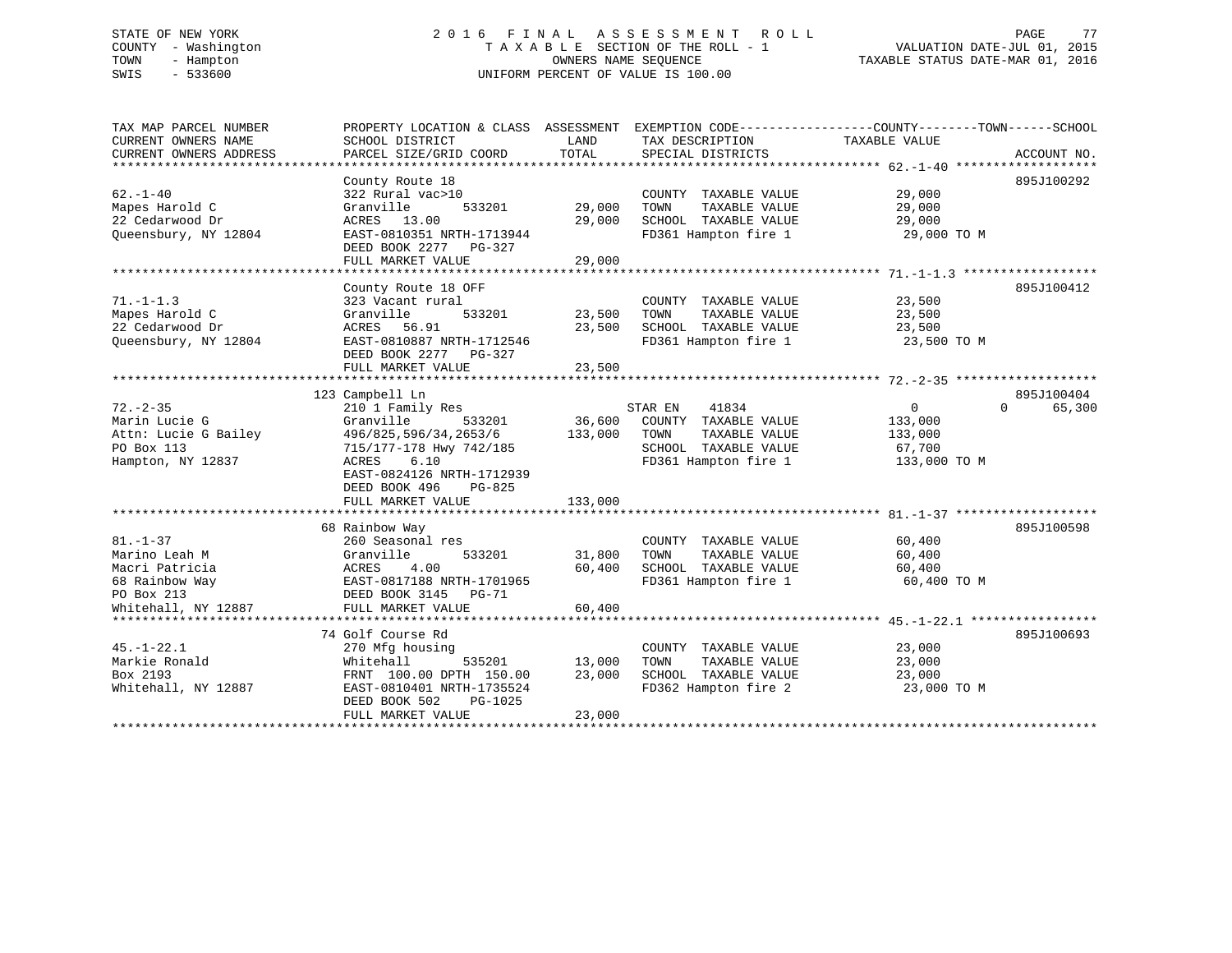STATE OF NEW YORK
COUNTY - Washington
TOWN - Hampton
SWIS - 533600

# 2016 FINAL ASSESSMENT ROLL

TAXABLE SECTION OF THE ROLL - 1
OWNERS NAME SEQUENCE
UNIFORM PERCENT OF VALUE IS 100.00

VALUATION DATE-JUL 01, 2015
TAXABLE STATUS DATE-MAR 01, 2016

| TAX MAP PARCEL NUMBER / CURRENT OWNERS NAME / CURRENT OWNERS ADDRESS | PROPERTY LOCATION & CLASS / SCHOOL DISTRICT / PARCEL SIZE/GRID COORD | ASSESSMENT LAND | ASSESSMENT TOTAL | EXEMPTION CODE / TAX DESCRIPTION / SPECIAL DISTRICTS | COUNTY TAXABLE VALUE | TOWN | SCHOOL | ACCOUNT NO. |
|---|---|---|---|---|---|---|---|---|
| 62.-1-40 | County Route 18 | | | | | | | 895J100292 |
| | 322 Rural vac>10 | | | COUNTY TAXABLE VALUE | 29,000 | | | |
| Mapes Harold C | Granville 533201 | 29,000 | | TOWN TAXABLE VALUE | 29,000 | | | |
| 22 Cedarwood Dr | ACRES 13.00 | | 29,000 | SCHOOL TAXABLE VALUE | 29,000 | | | |
| Queensbury, NY 12804 | EAST-0810351 NRTH-1713944 | | | FD361 Hampton fire 1 | 29,000 TO M | | | |
| | DEED BOOK 2277 PG-327 | | | | | | | |
| | FULL MARKET VALUE | | 29,000 | | | | | |
| 71.-1-1.3 | County Route 18 OFF | | | | | | | 895J100412 |
| | 323 Vacant rural | | | COUNTY TAXABLE VALUE | 23,500 | | | |
| Mapes Harold C | Granville 533201 | 23,500 | | TOWN TAXABLE VALUE | 23,500 | | | |
| 22 Cedarwood Dr | ACRES 56.91 | | 23,500 | SCHOOL TAXABLE VALUE | 23,500 | | | |
| Queensbury, NY 12804 | EAST-0810887 NRTH-1712546 | | | FD361 Hampton fire 1 | 23,500 TO M | | | |
| | DEED BOOK 2277 PG-327 | | | | | | | |
| | FULL MARKET VALUE | | 23,500 | | | | | |
| 72.-2-35 | 123 Campbell Ln | | | | | | | 895J100404 |
| | 210 1 Family Res | | | STAR EN 41834 | 0 | 0 | 65,300 | |
| Marin Lucie G | Granville 533201 | 36,600 | | COUNTY TAXABLE VALUE | 133,000 | | | |
| Attn: Lucie G Bailey | 496/825,596/34,2653/6 | | 133,000 | TOWN TAXABLE VALUE | 133,000 | | | |
| PO Box 113 | 715/177-178 Hwy 742/185 | | | SCHOOL TAXABLE VALUE | 67,700 | | | |
| Hampton, NY 12837 | ACRES 6.10 | | | FD361 Hampton fire 1 | 133,000 TO M | | | |
| | EAST-0824126 NRTH-1712939 | | | | | | | |
| | DEED BOOK 496 PG-825 | | | | | | | |
| | FULL MARKET VALUE | | 133,000 | | | | | |
| 81.-1-37 | 68 Rainbow Way | | | | | | | 895J100598 |
| | 260 Seasonal res | | | COUNTY TAXABLE VALUE | 60,400 | | | |
| Marino Leah M | Granville 533201 | 31,800 | | TOWN TAXABLE VALUE | 60,400 | | | |
| Macri Patricia | ACRES 4.00 | | 60,400 | SCHOOL TAXABLE VALUE | 60,400 | | | |
| 68 Rainbow Way | EAST-0817188 NRTH-1701965 | | | FD361 Hampton fire 1 | 60,400 TO M | | | |
| PO Box 213 | DEED BOOK 3145 PG-71 | | | | | | | |
| Whitehall, NY 12887 | FULL MARKET VALUE | | 60,400 | | | | | |
| 45.-1-22.1 | 74 Golf Course Rd | | | | | | | 895J100693 |
| | 270 Mfg housing | | | COUNTY TAXABLE VALUE | 23,000 | | | |
| Markie Ronald | Whitehall 535201 | 13,000 | | TOWN TAXABLE VALUE | 23,000 | | | |
| Box 2193 | FRNT 100.00 DPTH 150.00 | | 23,000 | SCHOOL TAXABLE VALUE | 23,000 | | | |
| Whitehall, NY 12887 | EAST-0810401 NRTH-1735524 | | | FD362 Hampton fire 2 | 23,000 TO M | | | |
| | DEED BOOK 502 PG-1025 | | | | | | | |
| | FULL MARKET VALUE | | 23,000 | | | | | |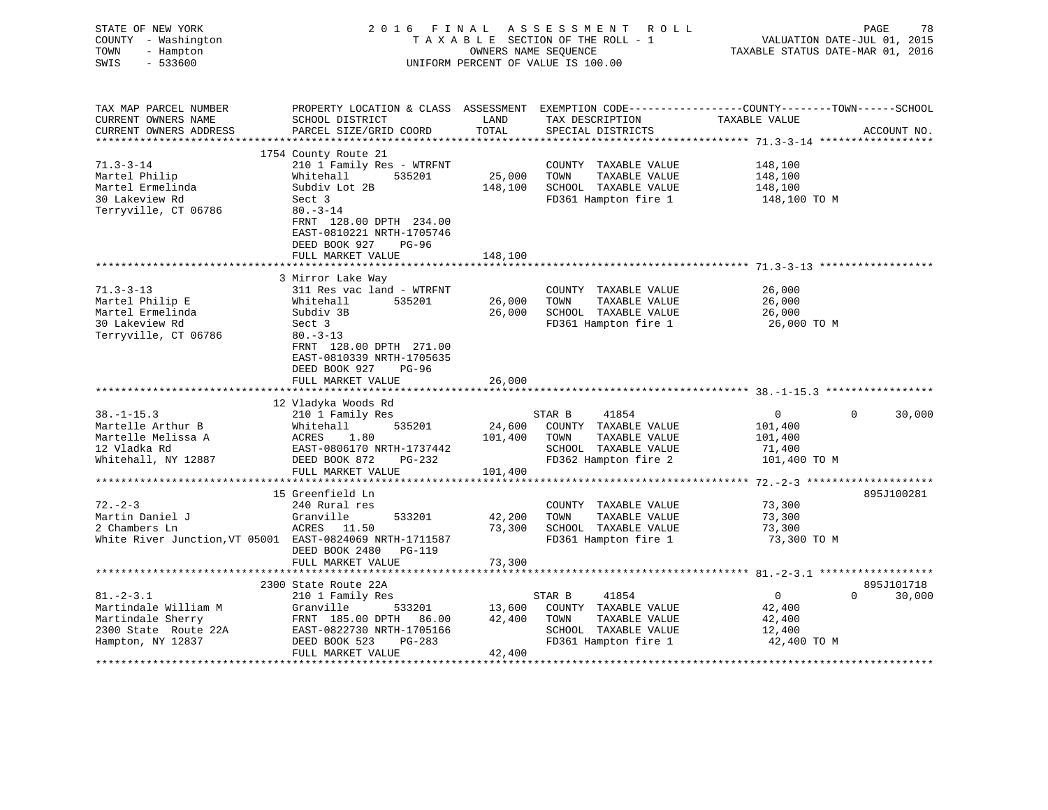STATE OF NEW YORK
COUNTY - Washington
TOWN - Hampton
SWIS - 533600

2 0 1 6 F I N A L A S S E S S M E N T R O L L
T A X A B L E SECTION OF THE ROLL - 1
OWNERS NAME SEQUENCE
UNIFORM PERCENT OF VALUE IS 100.00

VALUATION DATE-JUL 01, 2015
TAXABLE STATUS DATE-MAR 01, 2016

| TAX MAP PARCEL NUMBER / CURRENT OWNERS NAME / CURRENT OWNERS ADDRESS | PROPERTY LOCATION & CLASS / SCHOOL DISTRICT / PARCEL SIZE/GRID COORD | ASSESSMENT LAND | TOTAL | EXEMPTION CODE / TAX DESCRIPTION / SPECIAL DISTRICTS | COUNTY TAXABLE VALUE | TOWN | SCHOOL | ACCOUNT NO. |
|---|---|---|---|---|---|---|---|---|
| **71.3-3-14** | 1754 County Route 21 | | | | | | | |
| 71.3-3-14 | 210 1 Family Res - WTRFNT | | | COUNTY TAXABLE VALUE | 148,100 | | | |
| Martel Philip | Whitehall 535201 | 25,000 | | TOWN TAXABLE VALUE | 148,100 | | | |
| Martel Ermelinda | Subdiv Lot 2B | | 148,100 | SCHOOL TAXABLE VALUE | 148,100 | | | |
| 30 Lakeview Rd | Sect 3 | | | FD361 Hampton fire 1 | 148,100 TO M | | | |
| Terryville, CT 06786 | 80.-3-14 | | | | | | | |
| | FRNT 128.00 DPTH 234.00 | | | | | | | |
| | EAST-0810221 NRTH-1705746 | | | | | | | |
| | DEED BOOK 927 PG-96 | | | | | | | |
| | FULL MARKET VALUE | | 148,100 | | | | | |
| **71.3-3-13** | 3 Mirror Lake Way | | | | | | | |
| 71.3-3-13 | 311 Res vac land - WTRFNT | | | COUNTY TAXABLE VALUE | 26,000 | | | |
| Martel Philip E | Whitehall 535201 | 26,000 | | TOWN TAXABLE VALUE | 26,000 | | | |
| Martel Ermelinda | Subdiv 3B | | 26,000 | SCHOOL TAXABLE VALUE | 26,000 | | | |
| 30 Lakeview Rd | Sect 3 | | | FD361 Hampton fire 1 | 26,000 TO M | | | |
| Terryville, CT 06786 | 80.-3-13 | | | | | | | |
| | FRNT 128.00 DPTH 271.00 | | | | | | | |
| | EAST-0810339 NRTH-1705635 | | | | | | | |
| | DEED BOOK 927 PG-96 | | | | | | | |
| | FULL MARKET VALUE | | 26,000 | | | | | |
| **38.-1-15.3** | 12 Vladyka Woods Rd | | | | | | | |
| 38.-1-15.3 | 210 1 Family Res | | | STAR B 41854 | 0 | 0 | 30,000 | |
| Martelle Arthur B | Whitehall 535201 | 24,600 | | COUNTY TAXABLE VALUE | 101,400 | | | |
| Martelle Melissa A | ACRES 1.80 | | 101,400 | TOWN TAXABLE VALUE | 101,400 | | | |
| 12 Vladka Rd | EAST-0806170 NRTH-1737442 | | | SCHOOL TAXABLE VALUE | 71,400 | | | |
| Whitehall, NY 12887 | DEED BOOK 872 PG-232 | | | FD362 Hampton fire 2 | 101,400 TO M | | | |
| | FULL MARKET VALUE | | 101,400 | | | | | |
| **72.-2-3** | 15 Greenfield Ln | | | | | | | 895J100281 |
| 72.-2-3 | 240 Rural res | | | COUNTY TAXABLE VALUE | 73,300 | | | |
| Martin Daniel J | Granville 533201 | 42,200 | | TOWN TAXABLE VALUE | 73,300 | | | |
| 2 Chambers Ln | ACRES 11.50 | | 73,300 | SCHOOL TAXABLE VALUE | 73,300 | | | |
| White River Junction,VT 05001 | EAST-0824069 NRTH-1711587 | | | FD361 Hampton fire 1 | 73,300 TO M | | | |
| | DEED BOOK 2480 PG-119 | | | | | | | |
| | FULL MARKET VALUE | | 73,300 | | | | | |
| **81.-2-3.1** | 2300 State Route 22A | | | | | | | 895J101718 |
| 81.-2-3.1 | 210 1 Family Res | | | STAR B 41854 | 0 | 0 | 30,000 | |
| Martindale William M | Granville 533201 | 13,600 | | COUNTY TAXABLE VALUE | 42,400 | | | |
| Martindale Sherry | FRNT 185.00 DPTH 86.00 | | 42,400 | TOWN TAXABLE VALUE | 42,400 | | | |
| 2300 State Route 22A | EAST-0822730 NRTH-1705166 | | | SCHOOL TAXABLE VALUE | 12,400 | | | |
| Hampton, NY 12837 | DEED BOOK 523 PG-283 | | | FD361 Hampton fire 1 | 42,400 TO M | | | |
| | FULL MARKET VALUE | | 42,400 | | | | | |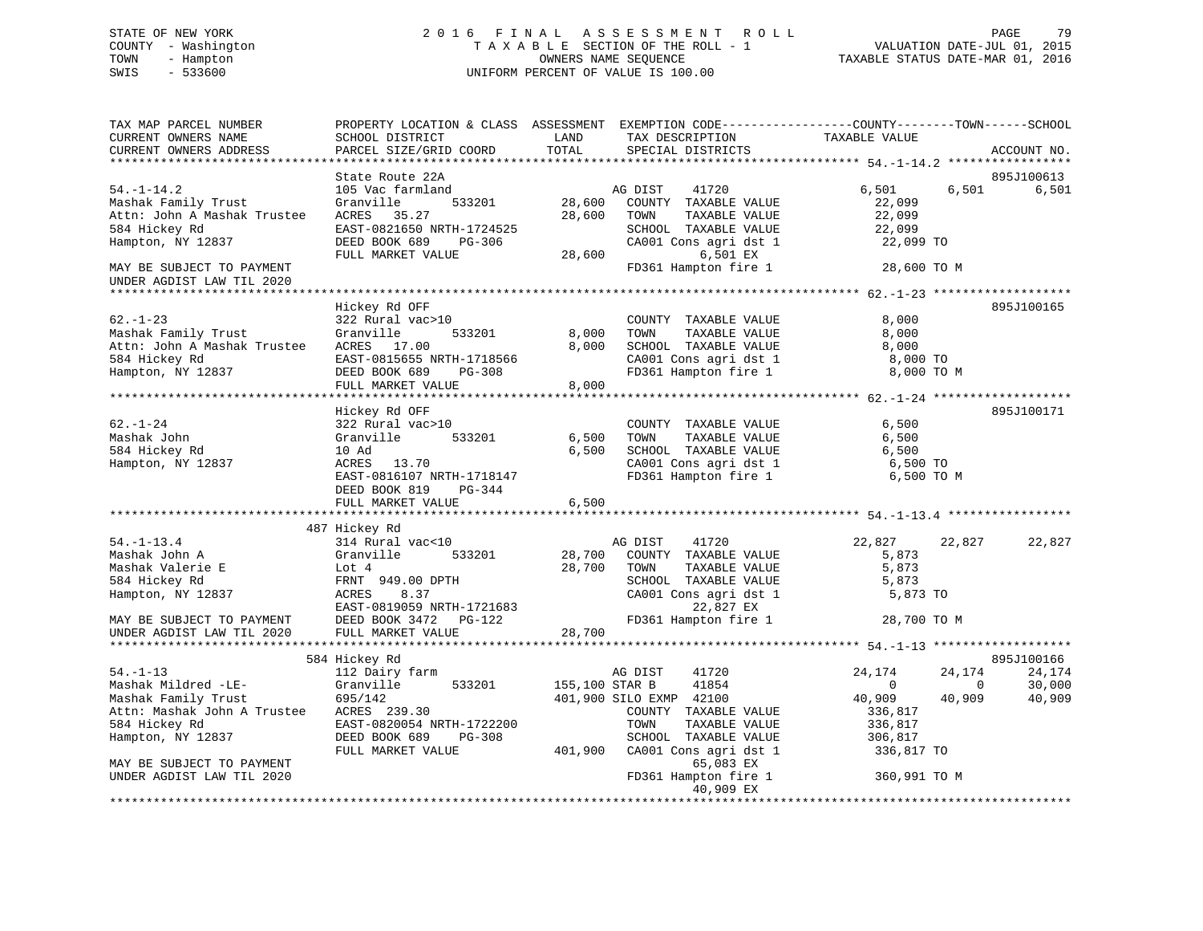STATE OF NEW YORK
COUNTY - Washington
TOWN - Hampton
SWIS - 533600

# 2016 FINAL ASSESSMENT ROLL
TAXABLE SECTION OF THE ROLL - 1
OWNERS NAME SEQUENCE
UNIFORM PERCENT OF VALUE IS 100.00

VALUATION DATE-JUL 01, 2015
TAXABLE STATUS DATE-MAR 01, 2016

```
TAX MAP PARCEL NUMBER          PROPERTY LOCATION & CLASS  ASSESSMENT  EXEMPTION CODE-----------------COUNTY--------TOWN------SCHOOL
CURRENT OWNERS NAME            SCHOOL DISTRICT               LAND      TAX DESCRIPTION              TAXABLE VALUE
CURRENT OWNERS ADDRESS         PARCEL SIZE/GRID COORD        TOTAL     SPECIAL DISTRICTS                                        ACCOUNT NO.
******************************************************************************************************* 54.-1-14.2 *****************
                               State Route 22A                                                                           895J100613
54.-1-14.2                     105 Vac farmland                         AG DIST    41720             6,501        6,501       6,501
Mashak Family Trust            Granville         533201       28,600    COUNTY  TAXABLE VALUE           22,099
Attn: John A Mashak Trustee    ACRES   35.27                  28,600    TOWN    TAXABLE VALUE           22,099
584 Hickey Rd                  EAST-0821650 NRTH-1724525                SCHOOL  TAXABLE VALUE           22,099
Hampton, NY 12837              DEED BOOK 689    PG-306                  CA001 Cons agri dst 1            22,099 TO
                               FULL MARKET VALUE              28,600            6,501 EX
MAY BE SUBJECT TO PAYMENT                                               FD361 Hampton fire 1             28,600 TO M
UNDER AGDIST LAW TIL 2020
******************************************************************************************************* 62.-1-23 *******************
                               Hickey Rd OFF                                                                             895J100165
62.-1-23                       322 Rural vac>10                         COUNTY  TAXABLE VALUE            8,000
Mashak Family Trust            Granville         533201        8,000    TOWN    TAXABLE VALUE            8,000
Attn: John A Mashak Trustee    ACRES   17.00                   8,000    SCHOOL  TAXABLE VALUE            8,000
584 Hickey Rd                  EAST-0815655 NRTH-1718566                CA001 Cons agri dst 1             8,000 TO
Hampton, NY 12837              DEED BOOK 689    PG-308                  FD361 Hampton fire 1              8,000 TO M
                               FULL MARKET VALUE               8,000
******************************************************************************************************* 62.-1-24 *******************
                               Hickey Rd OFF                                                                             895J100171
62.-1-24                       322 Rural vac>10                         COUNTY  TAXABLE VALUE            6,500
Mashak John                    Granville         533201        6,500    TOWN    TAXABLE VALUE            6,500
584 Hickey Rd                  10 Ad                           6,500    SCHOOL  TAXABLE VALUE            6,500
Hampton, NY 12837              ACRES   13.70                            CA001 Cons agri dst 1             6,500 TO
                               EAST-0816107 NRTH-1718147                FD361 Hampton fire 1              6,500 TO M
                               DEED BOOK 819    PG-344
                               FULL MARKET VALUE               6,500
******************************************************************************************************* 54.-1-13.4 *****************
                           487 Hickey Rd
54.-1-13.4                     314 Rural vac<10                         AG DIST    41720            22,827       22,827      22,827
Mashak John A                  Granville         533201       28,700    COUNTY  TAXABLE VALUE            5,873
Mashak Valerie E               Lot 4                          28,700    TOWN    TAXABLE VALUE            5,873
584 Hickey Rd                  FRNT  949.00 DPTH                        SCHOOL  TAXABLE VALUE            5,873
Hampton, NY 12837              ACRES    8.37                            CA001 Cons agri dst 1             5,873 TO
                               EAST-0819059 NRTH-1721683                       22,827 EX
MAY BE SUBJECT TO PAYMENT      DEED BOOK 3472   PG-122                  FD361 Hampton fire 1             28,700 TO M
UNDER AGDIST LAW TIL 2020      FULL MARKET VALUE              28,700
******************************************************************************************************* 54.-1-13 *******************
                           584 Hickey Rd                                                                                 895J100166
54.-1-13                       112 Dairy farm                           AG DIST    41720            24,174       24,174      24,174
Mashak Mildred -LE-            Granville         533201      155,100 STAR B     41854                 0            0      30,000
Mashak Family Trust            695/142                       401,900 SILO EXMP  42100            40,909       40,909      40,909
Attn: Mashak John A Trustee    ACRES  239.30                            COUNTY  TAXABLE VALUE          336,817
584 Hickey Rd                  EAST-0820054 NRTH-1722200                TOWN    TAXABLE VALUE          336,817
Hampton, NY 12837              DEED BOOK 689    PG-308                  SCHOOL  TAXABLE VALUE          306,817
                               FULL MARKET VALUE             401,900    CA001 Cons agri dst 1           336,817 TO
MAY BE SUBJECT TO PAYMENT                                                      65,083 EX
UNDER AGDIST LAW TIL 2020                                               FD361 Hampton fire 1            360,991 TO M
                                                                               40,909 EX
************************************************************************************************************************************
```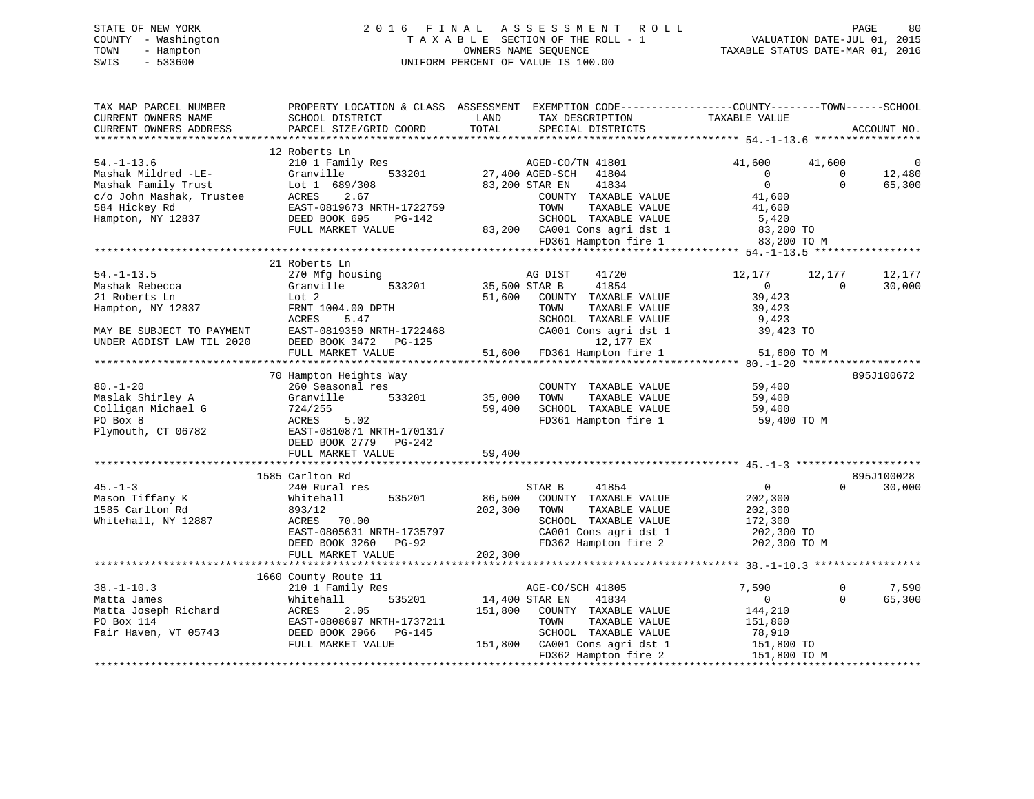STATE OF NEW YORK
COUNTY - Washington
TOWN - Hampton
SWIS - 533600

# 2016 FINAL ASSESSMENT ROLL
TAXABLE SECTION OF THE ROLL - 1
OWNERS NAME SEQUENCE
UNIFORM PERCENT OF VALUE IS 100.00

VALUATION DATE-JUL 01, 2015
TAXABLE STATUS DATE-MAR 01, 2016

| TAX MAP PARCEL NUMBER / CURRENT OWNERS NAME / CURRENT OWNERS ADDRESS | PROPERTY LOCATION & CLASS / SCHOOL DISTRICT / PARCEL SIZE/GRID COORD | ASSESSMENT LAND | TOTAL | EXEMPTION CODE / TAX DESCRIPTION / SPECIAL DISTRICTS | COUNTY TAXABLE VALUE | TOWN | SCHOOL | ACCOUNT NO. |
|---|---|---|---|---|---|---|---|---|
| **54.-1-13.6** | 12 Roberts Ln | | | | | | | |
| 54.-1-13.6 | 210 1 Family Res | | | AGED-CO/TN 41801 | 41,600 | 41,600 | 0 | |
| Mashak Mildred -LE- | Granville 533201 | 27,400 | | AGED-SCH 41804 | 0 | 0 | 12,480 | |
| Mashak Family Trust | Lot 1 689/308 | | 83,200 | STAR EN 41834 | 0 | 0 | 65,300 | |
| c/o John Mashak, Trustee | ACRES 2.67 | | | COUNTY TAXABLE VALUE | 41,600 | | | |
| 584 Hickey Rd | EAST-0819673 NRTH-1722759 | | | TOWN TAXABLE VALUE | 41,600 | | | |
| Hampton, NY 12837 | DEED BOOK 695 PG-142 | | | SCHOOL TAXABLE VALUE | 5,420 | | | |
| | FULL MARKET VALUE | | 83,200 | CA001 Cons agri dst 1 | 83,200 TO | | | |
| | | | | FD361 Hampton fire 1 | 83,200 TO M | | | |
| **54.-1-13.5** | 21 Roberts Ln | | | | | | | |
| 54.-1-13.5 | 270 Mfg housing | | | AG DIST 41720 | 12,177 | 12,177 | 12,177 | |
| Mashak Rebecca | Granville 533201 | 35,500 | | STAR B 41854 | 0 | 0 | 30,000 | |
| 21 Roberts Ln | Lot 2 | | 51,600 | COUNTY TAXABLE VALUE | 39,423 | | | |
| Hampton, NY 12837 | FRNT 1004.00 DPTH | | | TOWN TAXABLE VALUE | 39,423 | | | |
| | ACRES 5.47 | | | SCHOOL TAXABLE VALUE | 9,423 | | | |
| MAY BE SUBJECT TO PAYMENT | EAST-0819350 NRTH-1722468 | | | CA001 Cons agri dst 1 | 39,423 TO | | | |
| UNDER AGDIST LAW TIL 2020 | DEED BOOK 3472 PG-125 | | | 12,177 EX | | | | |
| | FULL MARKET VALUE | | 51,600 | FD361 Hampton fire 1 | 51,600 TO M | | | |
| **80.-1-20** | 70 Hampton Heights Way | | | | | | | 895J100672 |
| 80.-1-20 | 260 Seasonal res | | | COUNTY TAXABLE VALUE | 59,400 | | | |
| Maslak Shirley A | Granville 533201 | 35,000 | | TOWN TAXABLE VALUE | 59,400 | | | |
| Colligan Michael G | 724/255 | | 59,400 | SCHOOL TAXABLE VALUE | 59,400 | | | |
| PO Box 8 | ACRES 5.02 | | | FD361 Hampton fire 1 | 59,400 TO M | | | |
| Plymouth, CT 06782 | EAST-0810871 NRTH-1701317 | | | | | | | |
| | DEED BOOK 2779 PG-242 | | | | | | | |
| | FULL MARKET VALUE | | 59,400 | | | | | |
| **45.-1-3** | 1585 Carlton Rd | | | | | | | 895J100028 |
| 45.-1-3 | 240 Rural res | | | STAR B 41854 | 0 | 0 | 30,000 | |
| Mason Tiffany K | Whitehall 535201 | 86,500 | | COUNTY TAXABLE VALUE | 202,300 | | | |
| 1585 Carlton Rd | 893/12 | | 202,300 | TOWN TAXABLE VALUE | 202,300 | | | |
| Whitehall, NY 12887 | ACRES 70.00 | | | SCHOOL TAXABLE VALUE | 172,300 | | | |
| | EAST-0805631 NRTH-1735797 | | | CA001 Cons agri dst 1 | 202,300 TO | | | |
| | DEED BOOK 3260 PG-92 | | | FD362 Hampton fire 2 | 202,300 TO M | | | |
| | FULL MARKET VALUE | | 202,300 | | | | | |
| **38.-1-10.3** | 1660 County Route 11 | | | | | | | |
| 38.-1-10.3 | 210 1 Family Res | | | AGE-CO/SCH 41805 | 7,590 | 0 | 7,590 | |
| Matta James | Whitehall 535201 | 14,400 | | STAR EN 41834 | 0 | 0 | 65,300 | |
| Matta Joseph Richard | ACRES 2.05 | | 151,800 | COUNTY TAXABLE VALUE | 144,210 | | | |
| PO Box 114 | EAST-0808697 NRTH-1737211 | | | TOWN TAXABLE VALUE | 151,800 | | | |
| Fair Haven, VT 05743 | DEED BOOK 2966 PG-145 | | | SCHOOL TAXABLE VALUE | 78,910 | | | |
| | FULL MARKET VALUE | | 151,800 | CA001 Cons agri dst 1 | 151,800 TO | | | |
| | | | | FD362 Hampton fire 2 | 151,800 TO M | | | |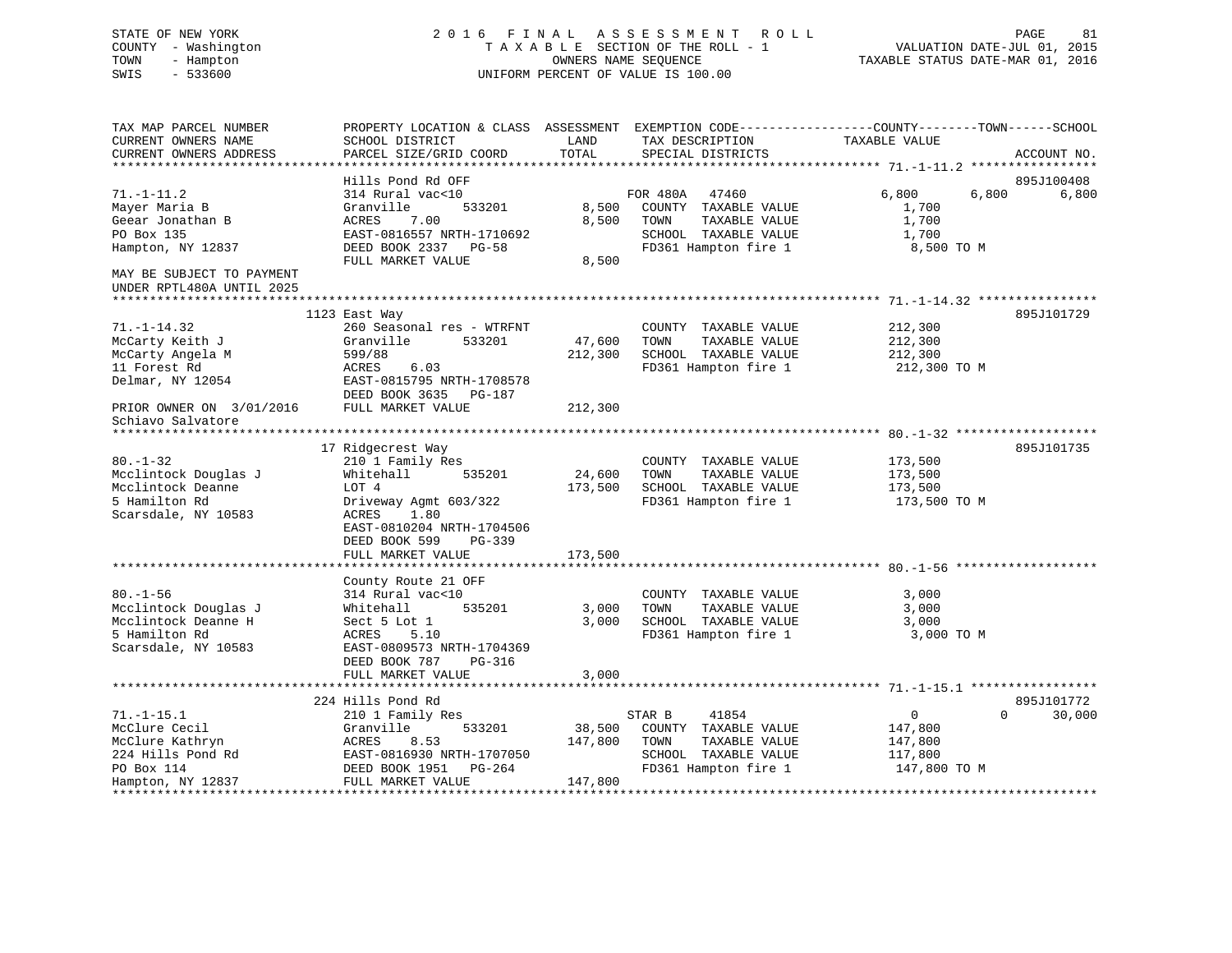STATE OF NEW YORK
COUNTY - Washington
TOWN - Hampton
SWIS - 533600

2 0 1 6 F I N A L A S S E S S M E N T R O L L
T A X A B L E SECTION OF THE ROLL - 1
OWNERS NAME SEQUENCE
UNIFORM PERCENT OF VALUE IS 100.00

VALUATION DATE-JUL 01, 2015
TAXABLE STATUS DATE-MAR 01, 2016

```
TAX MAP PARCEL NUMBER          PROPERTY LOCATION & CLASS  ASSESSMENT  EXEMPTION CODE------------------COUNTY--------TOWN------SCHOOL
CURRENT OWNERS NAME            SCHOOL DISTRICT               LAND      TAX DESCRIPTION             TAXABLE VALUE
CURRENT OWNERS ADDRESS         PARCEL SIZE/GRID COORD        TOTAL     SPECIAL DISTRICTS                                   ACCOUNT NO.
******************************************************************************************************* 71.-1-11.2 *****************
                               Hills Pond Rd OFF                                                                          895J100408
71.-1-11.2                     314 Rural vac<10                     FOR 480A   47460             6,800       6,800        6,800
Mayer Maria B                  Granville          533201      8,500    COUNTY  TAXABLE VALUE          1,700
Geear Jonathan B               ACRES     7.00                 8,500    TOWN    TAXABLE VALUE          1,700
PO Box 135                     EAST-0816557 NRTH-1710692               SCHOOL  TAXABLE VALUE          1,700
Hampton, NY 12837              DEED BOOK 2337   PG-58                  FD361 Hampton fire 1             8,500 TO M
                               FULL MARKET VALUE              8,500
MAY BE SUBJECT TO PAYMENT
UNDER RPTL480A UNTIL 2025
******************************************************************************************************* 71.-1-14.32 ****************
                             1123 East Way                                                                                895J101729
71.-1-14.32                    260 Seasonal res - WTRFNT               COUNTY  TAXABLE VALUE        212,300
McCarty Keith J                Granville          533201     47,600    TOWN    TAXABLE VALUE        212,300
McCarty Angela M               599/88                       212,300    SCHOOL  TAXABLE VALUE        212,300
11 Forest Rd                   ACRES     6.03                          FD361 Hampton fire 1           212,300 TO M
Delmar, NY 12054               EAST-0815795 NRTH-1708578
                               DEED BOOK 3635   PG-187
PRIOR OWNER ON 3/01/2016       FULL MARKET VALUE            212,300
Schiavo Salvatore
******************************************************************************************************* 80.-1-32 *******************
                               17 Ridgecrest Way                                                                          895J101735
80.-1-32                       210 1 Family Res                        COUNTY  TAXABLE VALUE        173,500
Mcclintock Douglas J           Whitehall          535201     24,600    TOWN    TAXABLE VALUE        173,500
Mcclintock Deanne              LOT 4                        173,500    SCHOOL  TAXABLE VALUE        173,500
5 Hamilton Rd                  Driveway Agmt 603/322                   FD361 Hampton fire 1           173,500 TO M
Scarsdale, NY 10583            ACRES     1.80
                               EAST-0810204 NRTH-1704506
                               DEED BOOK 599    PG-339
                               FULL MARKET VALUE            173,500
******************************************************************************************************* 80.-1-56 *******************
                               County Route 21 OFF
80.-1-56                       314 Rural vac<10                        COUNTY  TAXABLE VALUE          3,000
Mcclintock Douglas J           Whitehall          535201      3,000    TOWN    TAXABLE VALUE          3,000
Mcclintock Deanne H            Sect 5 Lot 1                   3,000    SCHOOL  TAXABLE VALUE          3,000
5 Hamilton Rd                  ACRES     5.10                          FD361 Hampton fire 1             3,000 TO M
Scarsdale, NY 10583            EAST-0809573 NRTH-1704369
                               DEED BOOK 787    PG-316
                               FULL MARKET VALUE              3,000
******************************************************************************************************* 71.-1-15.1 *****************
                               224 Hills Pond Rd                                                                          895J101772
71.-1-15.1                     210 1 Family Res                     STAR B     41854                  0           0       30,000
McClure Cecil                  Granville          533201     38,500    COUNTY  TAXABLE VALUE        147,800
McClure Kathryn                ACRES     8.53               147,800    TOWN    TAXABLE VALUE        147,800
224 Hills Pond Rd              EAST-0816930 NRTH-1707050               SCHOOL  TAXABLE VALUE        117,800
PO Box 114                     DEED BOOK 1951   PG-264                 FD361 Hampton fire 1           147,800 TO M
Hampton, NY 12837              FULL MARKET VALUE            147,800
************************************************************************************************************************************
```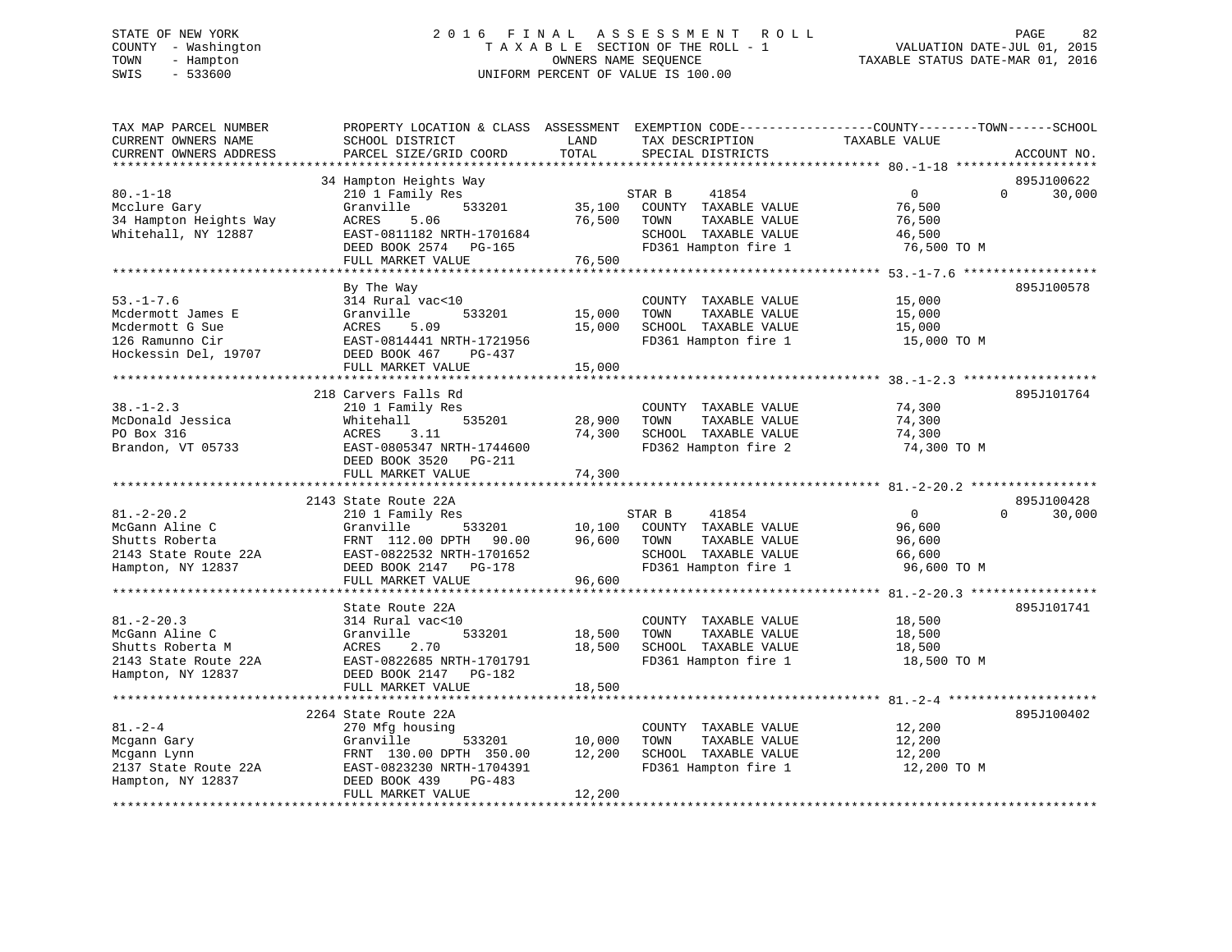STATE OF NEW YORK
COUNTY - Washington
TOWN - Hampton
SWIS - 533600

# 2016 FINAL ASSESSMENT ROLL

TAXABLE SECTION OF THE ROLL - 1
OWNERS NAME SEQUENCE
UNIFORM PERCENT OF VALUE IS 100.00

VALUATION DATE-JUL 01, 2015
TAXABLE STATUS DATE-MAR 01, 2016

| TAX MAP PARCEL NUMBER / CURRENT OWNERS NAME / CURRENT OWNERS ADDRESS | PROPERTY LOCATION & CLASS / SCHOOL DISTRICT / PARCEL SIZE/GRID COORD | ASSESSMENT LAND | TOTAL | EXEMPTION CODE / TAX DESCRIPTION / SPECIAL DISTRICTS | COUNTY TAXABLE VALUE | TOWN | SCHOOL | ACCOUNT NO. |
|---|---|---|---|---|---|---|---|---|
| **80.-1-18** | 34 Hampton Heights Way | | | | | | | 895J100622 |
| Mcclure Gary | 210 1 Family Res | | | STAR B 41854 | 0 | 0 | 30,000 | |
| 34 Hampton Heights Way | Granville 533201 | 35,100 | | COUNTY TAXABLE VALUE | 76,500 | | | |
| Whitehall, NY 12887 | ACRES 5.06 | | 76,500 | TOWN TAXABLE VALUE | 76,500 | | | |
| | EAST-0811182 NRTH-1701684 | | | SCHOOL TAXABLE VALUE | 46,500 | | | |
| | DEED BOOK 2574 PG-165 | | | FD361 Hampton fire 1 | 76,500 TO M | | | |
| | FULL MARKET VALUE | | 76,500 | | | | | |
| **53.-1-7.6** | By The Way | | | | | | | 895J100578 |
| Mcdermott James E | 314 Rural vac<10 | | | COUNTY TAXABLE VALUE | 15,000 | | | |
| Mcdermott G Sue | Granville 533201 | 15,000 | | TOWN TAXABLE VALUE | 15,000 | | | |
| 126 Ramunno Cir | ACRES 5.09 | | 15,000 | SCHOOL TAXABLE VALUE | 15,000 | | | |
| Hockessin Del, 19707 | EAST-0814441 NRTH-1721956 | | | FD361 Hampton fire 1 | 15,000 TO M | | | |
| | DEED BOOK 467 PG-437 | | | | | | | |
| | FULL MARKET VALUE | | 15,000 | | | | | |
| **38.-1-2.3** | 218 Carvers Falls Rd | | | | | | | 895J101764 |
| McDonald Jessica | 210 1 Family Res | | | COUNTY TAXABLE VALUE | 74,300 | | | |
| PO Box 316 | Whitehall 535201 | 28,900 | | TOWN TAXABLE VALUE | 74,300 | | | |
| Brandon, VT 05733 | ACRES 3.11 | | 74,300 | SCHOOL TAXABLE VALUE | 74,300 | | | |
| | EAST-0805347 NRTH-1744600 | | | FD362 Hampton fire 2 | 74,300 TO M | | | |
| | DEED BOOK 3520 PG-211 | | | | | | | |
| | FULL MARKET VALUE | | 74,300 | | | | | |
| **81.-2-20.2** | 2143 State Route 22A | | | | | | | 895J100428 |
| McGann Aline C | 210 1 Family Res | | | STAR B 41854 | 0 | 0 | 30,000 | |
| Shutts Roberta | Granville 533201 | 10,100 | | COUNTY TAXABLE VALUE | 96,600 | | | |
| 2143 State Route 22A | FRNT 112.00 DPTH 90.00 | | 96,600 | TOWN TAXABLE VALUE | 96,600 | | | |
| Hampton, NY 12837 | EAST-0822532 NRTH-1701652 | | | SCHOOL TAXABLE VALUE | 66,600 | | | |
| | DEED BOOK 2147 PG-178 | | | FD361 Hampton fire 1 | 96,600 TO M | | | |
| | FULL MARKET VALUE | | 96,600 | | | | | |
| **81.-2-20.3** | State Route 22A | | | | | | | 895J101741 |
| McGann Aline C | 314 Rural vac<10 | | | COUNTY TAXABLE VALUE | 18,500 | | | |
| Shutts Roberta M | Granville 533201 | 18,500 | | TOWN TAXABLE VALUE | 18,500 | | | |
| 2143 State Route 22A | ACRES 2.70 | | 18,500 | SCHOOL TAXABLE VALUE | 18,500 | | | |
| Hampton, NY 12837 | EAST-0822685 NRTH-1701791 | | | FD361 Hampton fire 1 | 18,500 TO M | | | |
| | DEED BOOK 2147 PG-182 | | | | | | | |
| | FULL MARKET VALUE | | 18,500 | | | | | |
| **81.-2-4** | 2264 State Route 22A | | | | | | | 895J100402 |
| Mcgann Gary | 270 Mfg housing | | | COUNTY TAXABLE VALUE | 12,200 | | | |
| Mcgann Lynn | Granville 533201 | 10,000 | | TOWN TAXABLE VALUE | 12,200 | | | |
| 2137 State Route 22A | FRNT 130.00 DPTH 350.00 | | 12,200 | SCHOOL TAXABLE VALUE | 12,200 | | | |
| Hampton, NY 12837 | EAST-0823230 NRTH-1704391 | | | FD361 Hampton fire 1 | 12,200 TO M | | | |
| | DEED BOOK 439 PG-483 | | | | | | | |
| | FULL MARKET VALUE | | 12,200 | | | | | |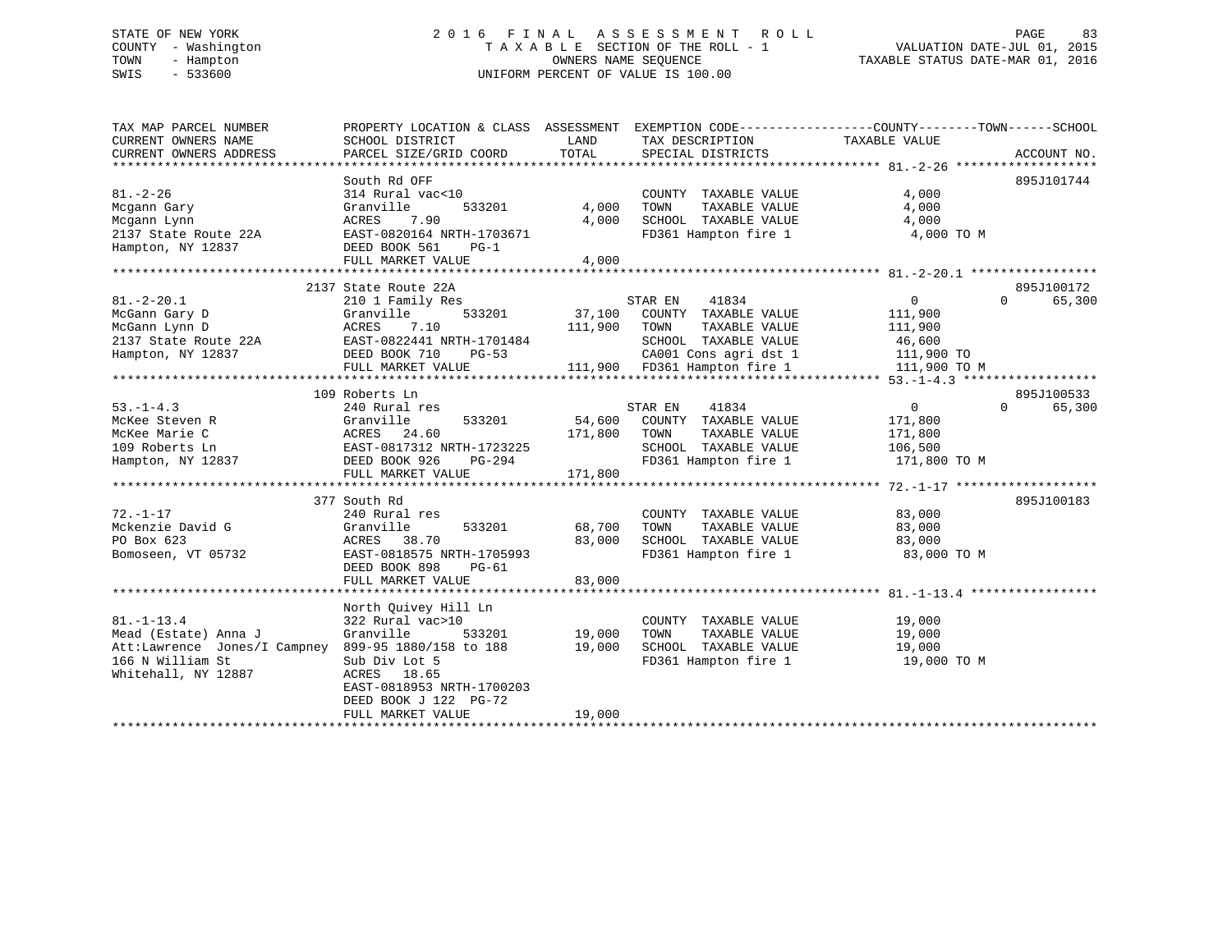STATE OF NEW YORK
COUNTY - Washington
TOWN - Hampton
SWIS - 533600

# 2016 FINAL ASSESSMENT ROLL
TAXABLE SECTION OF THE ROLL - 1
OWNERS NAME SEQUENCE
UNIFORM PERCENT OF VALUE IS 100.00

VALUATION DATE-JUL 01, 2015
TAXABLE STATUS DATE-MAR 01, 2016

| TAX MAP PARCEL NUMBER / CURRENT OWNERS NAME / CURRENT OWNERS ADDRESS | PROPERTY LOCATION & CLASS / SCHOOL DISTRICT / PARCEL SIZE/GRID COORD | ASSESSMENT LAND | TOTAL | EXEMPTION CODE / TAX DESCRIPTION / SPECIAL DISTRICTS | COUNTY / TOWN TAXABLE VALUE | SCHOOL | ACCOUNT NO. |
|---|---|---|---|---|---|---|---|
| 81.-2-26 | South Rd OFF | | | | | | 895J101744 |
| Mcgann Gary | 314 Rural vac<10 | | | COUNTY TAXABLE VALUE | 4,000 | | |
| Mcgann Lynn | Granville 533201 | 4,000 | | TOWN TAXABLE VALUE | 4,000 | | |
| 2137 State Route 22A | ACRES 7.90 | | 4,000 | SCHOOL TAXABLE VALUE | 4,000 | | |
| Hampton, NY 12837 | EAST-0820164 NRTH-1703671 | | | FD361 Hampton fire 1 | 4,000 TO M | | |
| | DEED BOOK 561 PG-1 | | | | | | |
| | FULL MARKET VALUE | | 4,000 | | | | |
| 81.-2-20.1 | 2137 State Route 22A | | | | | | 895J100172 |
| McGann Gary D | 210 1 Family Res | | | STAR EN 41834 | 0 | 0 65,300 | |
| McGann Lynn D | Granville 533201 | 37,100 | | COUNTY TAXABLE VALUE | 111,900 | | |
| 2137 State Route 22A | ACRES 7.10 | | 111,900 | TOWN TAXABLE VALUE | 111,900 | | |
| Hampton, NY 12837 | EAST-0822441 NRTH-1701484 | | | SCHOOL TAXABLE VALUE | 46,600 | | |
| | DEED BOOK 710 PG-53 | | | CA001 Cons agri dst 1 | 111,900 TO | | |
| | FULL MARKET VALUE | | 111,900 | FD361 Hampton fire 1 | 111,900 TO M | | |
| 53.-1-4.3 | 109 Roberts Ln | | | | | | 895J100533 |
| McKee Steven R | 240 Rural res | | | STAR EN 41834 | 0 | 0 65,300 | |
| McKee Marie C | Granville 533201 | 54,600 | | COUNTY TAXABLE VALUE | 171,800 | | |
| 109 Roberts Ln | ACRES 24.60 | | 171,800 | TOWN TAXABLE VALUE | 171,800 | | |
| Hampton, NY 12837 | EAST-0817312 NRTH-1723225 | | | SCHOOL TAXABLE VALUE | 106,500 | | |
| | DEED BOOK 926 PG-294 | | | FD361 Hampton fire 1 | 171,800 TO M | | |
| | FULL MARKET VALUE | | 171,800 | | | | |
| 72.-1-17 | 377 South Rd | | | | | | 895J100183 |
| Mckenzie David G | 240 Rural res | | | COUNTY TAXABLE VALUE | 83,000 | | |
| PO Box 623 | Granville 533201 | 68,700 | | TOWN TAXABLE VALUE | 83,000 | | |
| Bomoseen, VT 05732 | ACRES 38.70 | | 83,000 | SCHOOL TAXABLE VALUE | 83,000 | | |
| | EAST-0818575 NRTH-1705993 | | | FD361 Hampton fire 1 | 83,000 TO M | | |
| | DEED BOOK 898 PG-61 | | | | | | |
| | FULL MARKET VALUE | | 83,000 | | | | |
| 81.-1-13.4 | North Quivey Hill Ln | | | | | | |
| Mead (Estate) Anna J | 322 Rural vac>10 | | | COUNTY TAXABLE VALUE | 19,000 | | |
| Att:Lawrence Jones/I Campney | Granville 533201 | 19,000 | | TOWN TAXABLE VALUE | 19,000 | | |
| 166 N William St | 899-95 1880/158 to 188 | | 19,000 | SCHOOL TAXABLE VALUE | 19,000 | | |
| Whitehall, NY 12887 | Sub Div Lot 5 | | | FD361 Hampton fire 1 | 19,000 TO M | | |
| | ACRES 18.65 | | | | | | |
| | EAST-0818953 NRTH-1700203 | | | | | | |
| | DEED BOOK J 122 PG-72 | | | | | | |
| | FULL MARKET VALUE | | 19,000 | | | | |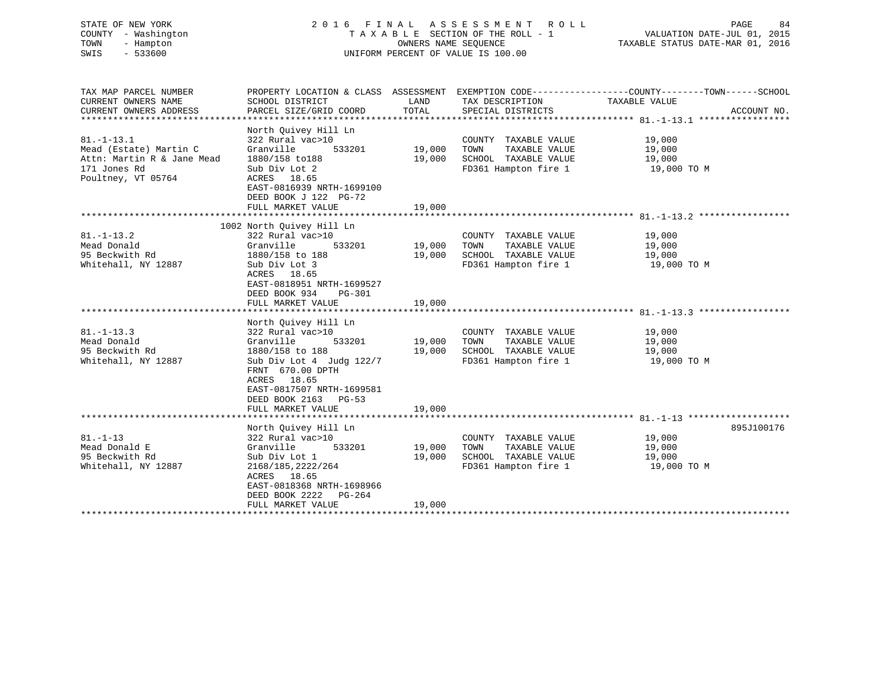STATE OF NEW YORK
COUNTY - Washington
TOWN - Hampton
SWIS - 533600

# 2016 FINAL ASSESSMENT ROLL

TAXABLE SECTION OF THE ROLL - 1
OWNERS NAME SEQUENCE
UNIFORM PERCENT OF VALUE IS 100.00

VALUATION DATE-JUL 01, 2015
TAXABLE STATUS DATE-MAR 01, 2016

| TAX MAP PARCEL NUMBER / CURRENT OWNERS NAME / CURRENT OWNERS ADDRESS | PROPERTY LOCATION & CLASS / SCHOOL DISTRICT / PARCEL SIZE/GRID COORD | ASSESSMENT LAND / TOTAL | EXEMPTION CODE / TAX DESCRIPTION / SPECIAL DISTRICTS | COUNTY/TOWN/SCHOOL TAXABLE VALUE | ACCOUNT NO. |
|---|---|---|---|---|---|
| **81.-1-13.1** | North Quivey Hill Ln | | | | |
| 81.-1-13.1 | 322 Rural vac>10 | | COUNTY TAXABLE VALUE | 19,000 | |
| Mead (Estate) Martin C | Granville 533201 | 19,000 | TOWN TAXABLE VALUE | 19,000 | |
| Attn: Martin R & Jane Mead | 1880/158 to188 | 19,000 | SCHOOL TAXABLE VALUE | 19,000 | |
| 171 Jones Rd | Sub Div Lot 2 | | FD361 Hampton fire 1 | 19,000 TO M | |
| Poultney, VT 05764 | ACRES 18.65 | | | | |
| | EAST-0816939 NRTH-1699100 | | | | |
| | DEED BOOK J 122 PG-72 | | | | |
| | FULL MARKET VALUE | 19,000 | | | |
| **81.-1-13.2** | 1002 North Quivey Hill Ln | | | | |
| 81.-1-13.2 | 322 Rural vac>10 | | COUNTY TAXABLE VALUE | 19,000 | |
| Mead Donald | Granville 533201 | 19,000 | TOWN TAXABLE VALUE | 19,000 | |
| 95 Beckwith Rd | 1880/158 to 188 | 19,000 | SCHOOL TAXABLE VALUE | 19,000 | |
| Whitehall, NY 12887 | Sub Div Lot 3 | | FD361 Hampton fire 1 | 19,000 TO M | |
| | ACRES 18.65 | | | | |
| | EAST-0818951 NRTH-1699527 | | | | |
| | DEED BOOK 934 PG-301 | | | | |
| | FULL MARKET VALUE | 19,000 | | | |
| **81.-1-13.3** | North Quivey Hill Ln | | | | |
| 81.-1-13.3 | 322 Rural vac>10 | | COUNTY TAXABLE VALUE | 19,000 | |
| Mead Donald | Granville 533201 | 19,000 | TOWN TAXABLE VALUE | 19,000 | |
| 95 Beckwith Rd | 1880/158 to 188 | 19,000 | SCHOOL TAXABLE VALUE | 19,000 | |
| Whitehall, NY 12887 | Sub Div Lot 4 Judg 122/7 | | FD361 Hampton fire 1 | 19,000 TO M | |
| | FRNT 670.00 DPTH | | | | |
| | ACRES 18.65 | | | | |
| | EAST-0817507 NRTH-1699581 | | | | |
| | DEED BOOK 2163 PG-53 | | | | |
| | FULL MARKET VALUE | 19,000 | | | |
| **81.-1-13** | North Quivey Hill Ln | | | | 895J100176 |
| 81.-1-13 | 322 Rural vac>10 | | COUNTY TAXABLE VALUE | 19,000 | |
| Mead Donald E | Granville 533201 | 19,000 | TOWN TAXABLE VALUE | 19,000 | |
| 95 Beckwith Rd | Sub Div Lot 1 | 19,000 | SCHOOL TAXABLE VALUE | 19,000 | |
| Whitehall, NY 12887 | 2168/185,2222/264 | | FD361 Hampton fire 1 | 19,000 TO M | |
| | ACRES 18.65 | | | | |
| | EAST-0818368 NRTH-1698966 | | | | |
| | DEED BOOK 2222 PG-264 | | | | |
| | FULL MARKET VALUE | 19,000 | | | |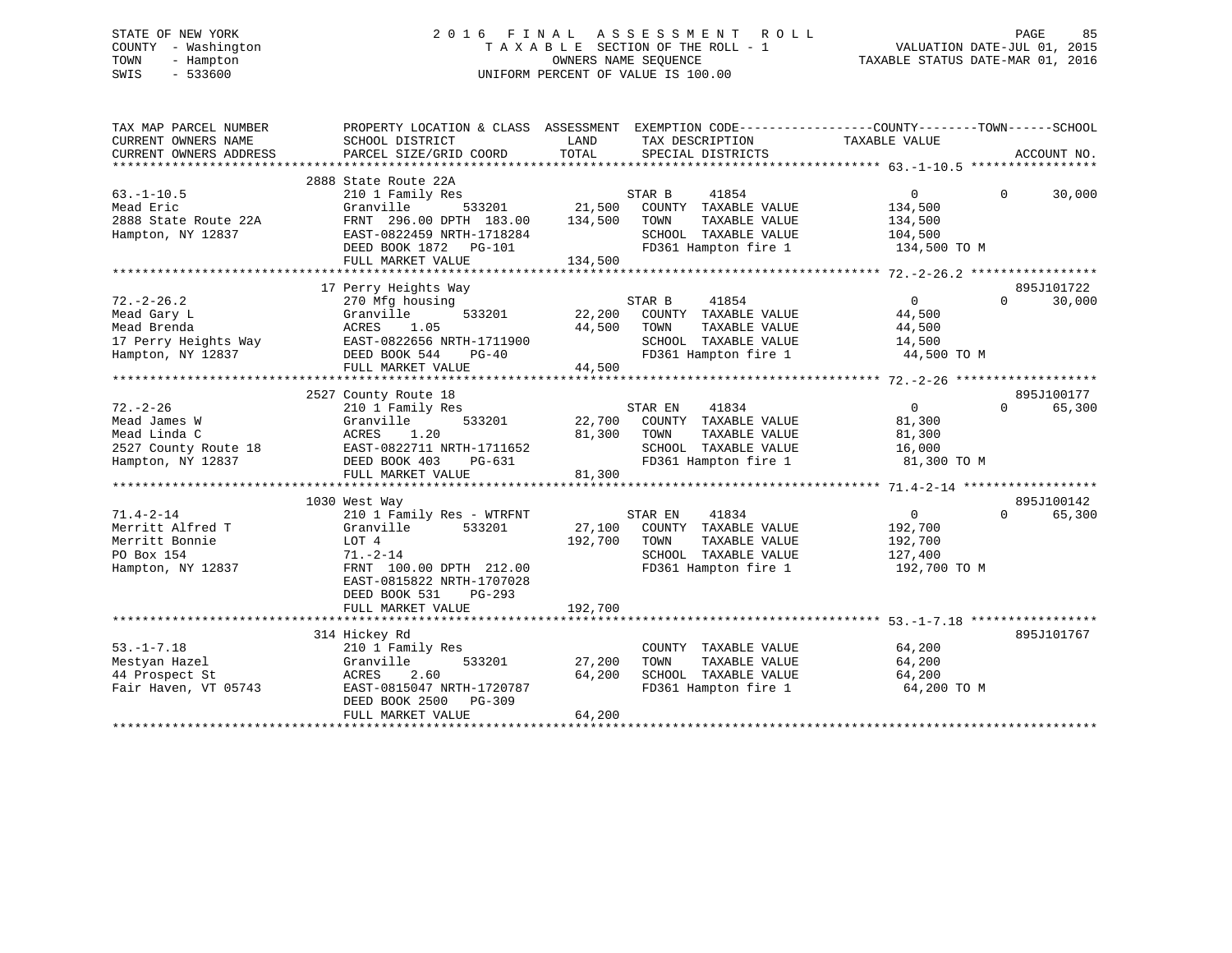STATE OF NEW YORK
COUNTY - Washington
TOWN - Hampton
SWIS - 533600

# 2016 FINAL ASSESSMENT ROLL

TAXABLE SECTION OF THE ROLL - 1
OWNERS NAME SEQUENCE
UNIFORM PERCENT OF VALUE IS 100.00

VALUATION DATE-JUL 01, 2015
TAXABLE STATUS DATE-MAR 01, 2016

| TAX MAP PARCEL NUMBER / CURRENT OWNERS NAME / CURRENT OWNERS ADDRESS | PROPERTY LOCATION & CLASS / SCHOOL DISTRICT / PARCEL SIZE/GRID COORD | ASSESSMENT LAND / TOTAL | EXEMPTION CODE / TAX DESCRIPTION / SPECIAL DISTRICTS | COUNTY TAXABLE VALUE | TOWN | SCHOOL / ACCOUNT NO. |
|---|---|---|---|---|---|---|
| **63.-1-10.5** | 2888 State Route 22A | | | | | |
| 63.-1-10.5 | 210 1 Family Res | | STAR B 41854 | 0 | 0 | 30,000 |
| Mead Eric | Granville 533201 | 21,500 | COUNTY TAXABLE VALUE | 134,500 | | |
| 2888 State Route 22A | FRNT 296.00 DPTH 183.00 | 134,500 | TOWN TAXABLE VALUE | 134,500 | | |
| Hampton, NY 12837 | EAST-0822459 NRTH-1718284 | | SCHOOL TAXABLE VALUE | 104,500 | | |
| | DEED BOOK 1872 PG-101 | | FD361 Hampton fire 1 | 134,500 TO M | | |
| | FULL MARKET VALUE | 134,500 | | | | |
| **72.-2-26.2** | 17 Perry Heights Way | | | | | 895J101722 |
| 72.-2-26.2 | 270 Mfg housing | | STAR B 41854 | 0 | 0 | 30,000 |
| Mead Gary L | Granville 533201 | 22,200 | COUNTY TAXABLE VALUE | 44,500 | | |
| Mead Brenda | ACRES 1.05 | 44,500 | TOWN TAXABLE VALUE | 44,500 | | |
| 17 Perry Heights Way | EAST-0822656 NRTH-1711900 | | SCHOOL TAXABLE VALUE | 14,500 | | |
| Hampton, NY 12837 | DEED BOOK 544 PG-40 | | FD361 Hampton fire 1 | 44,500 TO M | | |
| | FULL MARKET VALUE | 44,500 | | | | |
| **72.-2-26** | 2527 County Route 18 | | | | | 895J100177 |
| 72.-2-26 | 210 1 Family Res | | STAR EN 41834 | 0 | 0 | 65,300 |
| Mead James W | Granville 533201 | 22,700 | COUNTY TAXABLE VALUE | 81,300 | | |
| Mead Linda C | ACRES 1.20 | 81,300 | TOWN TAXABLE VALUE | 81,300 | | |
| 2527 County Route 18 | EAST-0822711 NRTH-1711652 | | SCHOOL TAXABLE VALUE | 16,000 | | |
| Hampton, NY 12837 | DEED BOOK 403 PG-631 | | FD361 Hampton fire 1 | 81,300 TO M | | |
| | FULL MARKET VALUE | 81,300 | | | | |
| **71.4-2-14** | 1030 West Way | | | | | 895J100142 |
| 71.4-2-14 | 210 1 Family Res - WTRFNT | | STAR EN 41834 | 0 | 0 | 65,300 |
| Merritt Alfred T | Granville 533201 | 27,100 | COUNTY TAXABLE VALUE | 192,700 | | |
| Merritt Bonnie | LOT 4 | 192,700 | TOWN TAXABLE VALUE | 192,700 | | |
| PO Box 154 | 71.-2-14 | | SCHOOL TAXABLE VALUE | 127,400 | | |
| Hampton, NY 12837 | FRNT 100.00 DPTH 212.00 | | FD361 Hampton fire 1 | 192,700 TO M | | |
| | EAST-0815822 NRTH-1707028 | | | | | |
| | DEED BOOK 531 PG-293 | | | | | |
| | FULL MARKET VALUE | 192,700 | | | | |
| **53.-1-7.18** | 314 Hickey Rd | | | | | 895J101767 |
| 53.-1-7.18 | 210 1 Family Res | | COUNTY TAXABLE VALUE | 64,200 | | |
| Mestyan Hazel | Granville 533201 | 27,200 | TOWN TAXABLE VALUE | 64,200 | | |
| 44 Prospect St | ACRES 2.60 | 64,200 | SCHOOL TAXABLE VALUE | 64,200 | | |
| Fair Haven, VT 05743 | EAST-0815047 NRTH-1720787 | | FD361 Hampton fire 1 | 64,200 TO M | | |
| | DEED BOOK 2500 PG-309 | | | | | |
| | FULL MARKET VALUE | 64,200 | | | | |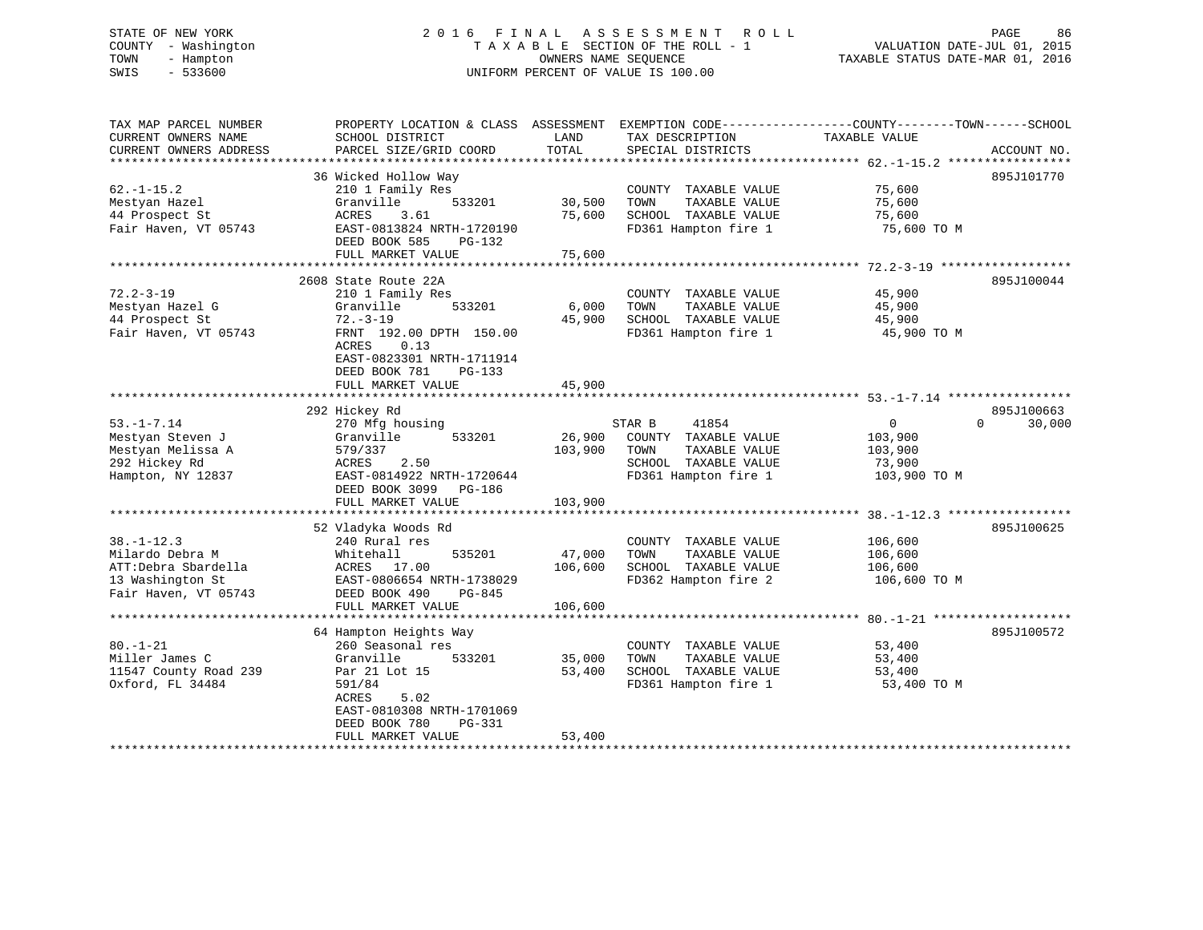STATE OF NEW YORK
COUNTY - Washington
TOWN - Hampton
SWIS - 533600

# 2016 FINAL ASSESSMENT ROLL
TAXABLE SECTION OF THE ROLL - 1
OWNERS NAME SEQUENCE
UNIFORM PERCENT OF VALUE IS 100.00

VALUATION DATE-JUL 01, 2015
TAXABLE STATUS DATE-MAR 01, 2016

| TAX MAP PARCEL NUMBER / CURRENT OWNERS NAME / CURRENT OWNERS ADDRESS | PROPERTY LOCATION & CLASS / SCHOOL DISTRICT / PARCEL SIZE/GRID COORD | ASSESSMENT LAND | ASSESSMENT TOTAL | EXEMPTION CODE / TAX DESCRIPTION / SPECIAL DISTRICTS | COUNTY TAXABLE VALUE | TOWN | SCHOOL | ACCOUNT NO. |
|---|---|---|---|---|---|---|---|---|
| 62.-1-15.2 | 36 Wicked Hollow Way | | | | | | | 895J101770 |
| Mestyan Hazel | 210 1 Family Res | | | COUNTY TAXABLE VALUE | 75,600 | | | |
| 44 Prospect St | Granville 533201 | 30,500 | | TOWN TAXABLE VALUE | 75,600 | | | |
| Fair Haven, VT 05743 | ACRES 3.61 | | 75,600 | SCHOOL TAXABLE VALUE | 75,600 | | | |
| | EAST-0813824 NRTH-1720190 | | | FD361 Hampton fire 1 | 75,600 TO M | | | |
| | DEED BOOK 585 PG-132 | | | | | | | |
| | FULL MARKET VALUE | | 75,600 | | | | | |
| 72.2-3-19 | 2608 State Route 22A | | | | | | | 895J100044 |
| Mestyan Hazel G | 210 1 Family Res | | | COUNTY TAXABLE VALUE | 45,900 | | | |
| 44 Prospect St | Granville 533201 | 6,000 | | TOWN TAXABLE VALUE | 45,900 | | | |
| Fair Haven, VT 05743 | 72.-3-19 | | 45,900 | SCHOOL TAXABLE VALUE | 45,900 | | | |
| | FRNT 192.00 DPTH 150.00 | | | FD361 Hampton fire 1 | 45,900 TO M | | | |
| | ACRES 0.13 | | | | | | | |
| | EAST-0823301 NRTH-1711914 | | | | | | | |
| | DEED BOOK 781 PG-133 | | | | | | | |
| | FULL MARKET VALUE | | 45,900 | | | | | |
| 53.-1-7.14 | 292 Hickey Rd | | | | | | | 895J100663 |
| Mestyan Steven J | 270 Mfg housing | | | STAR B 41854 | 0 | 0 | 30,000 | |
| Mestyan Melissa A | Granville 533201 | 26,900 | | COUNTY TAXABLE VALUE | 103,900 | | | |
| 292 Hickey Rd | 579/337 | | 103,900 | TOWN TAXABLE VALUE | 103,900 | | | |
| Hampton, NY 12837 | ACRES 2.50 | | | SCHOOL TAXABLE VALUE | 73,900 | | | |
| | EAST-0814922 NRTH-1720644 | | | FD361 Hampton fire 1 | 103,900 TO M | | | |
| | DEED BOOK 3099 PG-186 | | | | | | | |
| | FULL MARKET VALUE | | 103,900 | | | | | |
| 38.-1-12.3 | 52 Vladyka Woods Rd | | | | | | | 895J100625 |
| Milardo Debra M | 240 Rural res | | | COUNTY TAXABLE VALUE | 106,600 | | | |
| ATT:Debra Sbardella | Whitehall 535201 | 47,000 | | TOWN TAXABLE VALUE | 106,600 | | | |
| 13 Washington St | ACRES 17.00 | | 106,600 | SCHOOL TAXABLE VALUE | 106,600 | | | |
| Fair Haven, VT 05743 | EAST-0806654 NRTH-1738029 | | | FD362 Hampton fire 2 | 106,600 TO M | | | |
| | DEED BOOK 490 PG-845 | | | | | | | |
| | FULL MARKET VALUE | | 106,600 | | | | | |
| 80.-1-21 | 64 Hampton Heights Way | | | | | | | 895J100572 |
| Miller James C | 260 Seasonal res | | | COUNTY TAXABLE VALUE | 53,400 | | | |
| 11547 County Road 239 | Granville 533201 | 35,000 | | TOWN TAXABLE VALUE | 53,400 | | | |
| Oxford, FL 34484 | Par 21 Lot 15 | | 53,400 | SCHOOL TAXABLE VALUE | 53,400 | | | |
| | 591/84 | | | FD361 Hampton fire 1 | 53,400 TO M | | | |
| | ACRES 5.02 | | | | | | | |
| | EAST-0810308 NRTH-1701069 | | | | | | | |
| | DEED BOOK 780 PG-331 | | | | | | | |
| | FULL MARKET VALUE | | 53,400 | | | | | |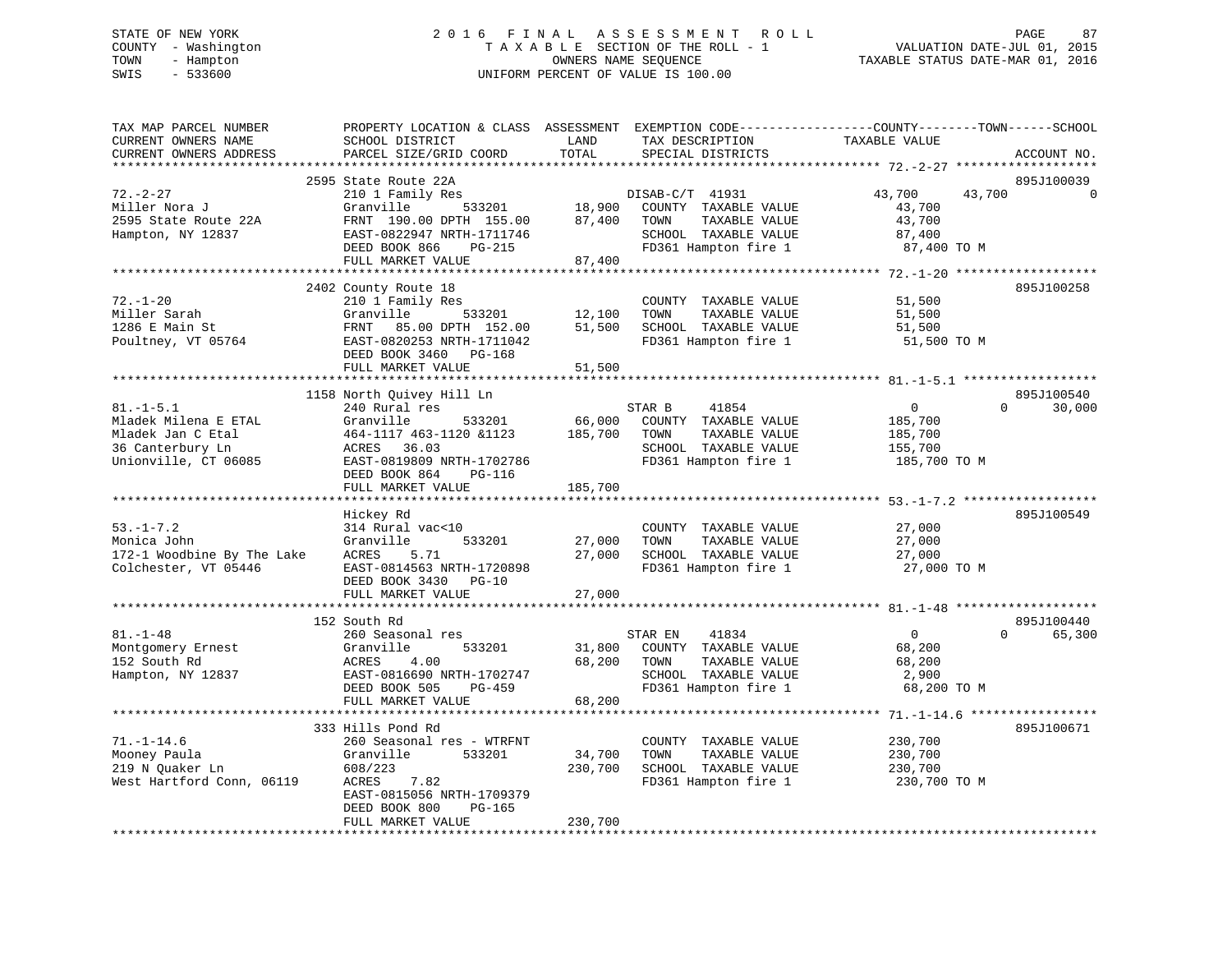STATE OF NEW YORK
COUNTY - Washington
TOWN - Hampton
SWIS - 533600

# 2016 FINAL ASSESSMENT ROLL

TAXABLE SECTION OF THE ROLL - 1
OWNERS NAME SEQUENCE
UNIFORM PERCENT OF VALUE IS 100.00

VALUATION DATE-JUL 01, 2015
TAXABLE STATUS DATE-MAR 01, 2016

```
TAX MAP PARCEL NUMBER          PROPERTY LOCATION & CLASS  ASSESSMENT  EXEMPTION CODE------------------COUNTY--------TOWN------SCHOOL
CURRENT OWNERS NAME            SCHOOL DISTRICT               LAND      TAX DESCRIPTION            TAXABLE VALUE
CURRENT OWNERS ADDRESS         PARCEL SIZE/GRID COORD        TOTAL     SPECIAL DISTRICTS                                    ACCOUNT NO.
*********************************************************************************************** 72.-2-27 *******************
                          2595 State Route 22A                                                                   895J100039
72.-2-27                       210 1 Family Res                       DISAB-C/T 41931        43,700     43,700            0
Miller Nora J                  Granville       533201       18,900    COUNTY  TAXABLE VALUE          43,700
2595 State Route 22A           FRNT 190.00 DPTH 155.00      87,400    TOWN    TAXABLE VALUE          43,700
Hampton, NY 12837              EAST-0822947 NRTH-1711746              SCHOOL  TAXABLE VALUE          87,400
                               DEED BOOK 866    PG-215                FD361 Hampton fire 1            87,400 TO M
                               FULL MARKET VALUE            87,400
*********************************************************************************************** 72.-1-20 *******************
                          2402 County Route 18                                                                   895J100258
72.-1-20                       210 1 Family Res                       COUNTY  TAXABLE VALUE          51,500
Miller Sarah                   Granville       533201       12,100    TOWN    TAXABLE VALUE          51,500
1286 E Main St                 FRNT  85.00 DPTH 152.00      51,500    SCHOOL  TAXABLE VALUE          51,500
Poultney, VT 05764             EAST-0820253 NRTH-1711042              FD361 Hampton fire 1            51,500 TO M
                               DEED BOOK 3460   PG-168
                               FULL MARKET VALUE            51,500
*********************************************************************************************** 81.-1-5.1 ******************
                          1158 North Quivey Hill Ln                                                              895J100540
81.-1-5.1                      240 Rural res                          STAR B     41854            0          0       30,000
Mladek Milena E ETAL           Granville       533201       66,000    COUNTY  TAXABLE VALUE         185,700
Mladek Jan C Etal              464-1117 463-1120 &1123     185,700    TOWN    TAXABLE VALUE         185,700
36 Canterbury Ln               ACRES  36.03                           SCHOOL  TAXABLE VALUE         155,700
Unionville, CT 06085           EAST-0819809 NRTH-1702786              FD361 Hampton fire 1           185,700 TO M
                               DEED BOOK 864    PG-116
                               FULL MARKET VALUE           185,700
*********************************************************************************************** 53.-1-7.2 ******************
                               Hickey Rd                                                                         895J100549
53.-1-7.2                      314 Rural vac<10                       COUNTY  TAXABLE VALUE          27,000
Monica John                    Granville       533201       27,000    TOWN    TAXABLE VALUE          27,000
172-1 Woodbine By The Lake     ACRES   5.71                 27,000    SCHOOL  TAXABLE VALUE          27,000
Colchester, VT 05446           EAST-0814563 NRTH-1720898              FD361 Hampton fire 1            27,000 TO M
                               DEED BOOK 3430   PG-10
                               FULL MARKET VALUE            27,000
*********************************************************************************************** 81.-1-48 *******************
                          152 South Rd                                                                           895J100440
81.-1-48                       260 Seasonal res                       STAR EN    41834            0          0       65,300
Montgomery Ernest              Granville       533201       31,800    COUNTY  TAXABLE VALUE          68,200
152 South Rd                   ACRES   4.00                 68,200    TOWN    TAXABLE VALUE          68,200
Hampton, NY 12837              EAST-0816690 NRTH-1702747              SCHOOL  TAXABLE VALUE           2,900
                               DEED BOOK 505    PG-459                FD361 Hampton fire 1            68,200 TO M
                               FULL MARKET VALUE            68,200
*********************************************************************************************** 71.-1-14.6 *****************
                          333 Hills Pond Rd                                                                      895J100671
71.-1-14.6                     260 Seasonal res - WTRFNT              COUNTY  TAXABLE VALUE         230,700
Mooney Paula                   Granville       533201       34,700    TOWN    TAXABLE VALUE         230,700
219 N Quaker Ln                608/223                     230,700    SCHOOL  TAXABLE VALUE         230,700
West Hartford Conn, 06119      ACRES   7.82                           FD361 Hampton fire 1           230,700 TO M
                               EAST-0815056 NRTH-1709379
                               DEED BOOK 800    PG-165
                               FULL MARKET VALUE           230,700
*****************************************************************************************************************************
```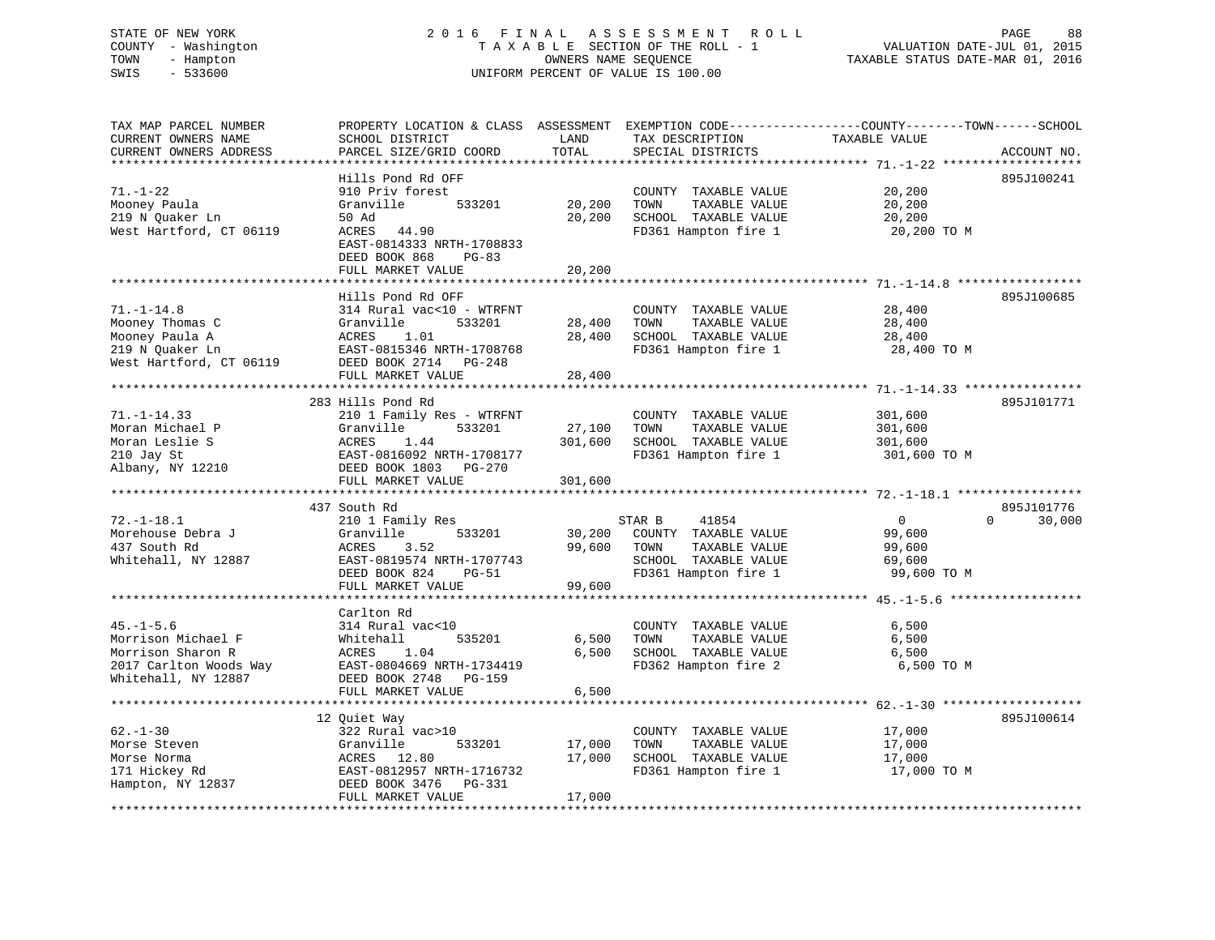STATE OF NEW YORK
COUNTY - Washington
TOWN - Hampton
SWIS - 533600

2016 FINAL ASSESSMENT ROLL
TAXABLE SECTION OF THE ROLL - 1
OWNERS NAME SEQUENCE
UNIFORM PERCENT OF VALUE IS 100.00

VALUATION DATE-JUL 01, 2015
TAXABLE STATUS DATE-MAR 01, 2016

| TAX MAP PARCEL NUMBER / CURRENT OWNERS NAME / CURRENT OWNERS ADDRESS | PROPERTY LOCATION & CLASS / SCHOOL DISTRICT / PARCEL SIZE/GRID COORD | ASSESSMENT LAND | TOTAL | EXEMPTION CODE / TAX DESCRIPTION / SPECIAL DISTRICTS | COUNTY TAXABLE VALUE | TOWN | SCHOOL | ACCOUNT NO. |
|---|---|---|---|---|---|---|---|---|
| **71.-1-22** | Hills Pond Rd OFF | | | | | | | 895J100241 |
| Mooney Paula | 910 Priv forest | | | COUNTY TAXABLE VALUE | 20,200 | | | |
| 219 N Quaker Ln | Granville 533201 | 20,200 | | TOWN TAXABLE VALUE | 20,200 | | | |
| West Hartford, CT 06119 | 50 Ad | | 20,200 | SCHOOL TAXABLE VALUE | 20,200 | | | |
| | ACRES 44.90 | | | FD361 Hampton fire 1 | 20,200 TO M | | | |
| | EAST-0814333 NRTH-1708833 | | | | | | | |
| | DEED BOOK 868 PG-83 | | | | | | | |
| | FULL MARKET VALUE | | 20,200 | | | | | |
| **71.-1-14.8** | Hills Pond Rd OFF | | | | | | | 895J100685 |
| Mooney Thomas C | 314 Rural vac<10 - WTRFNT | | | COUNTY TAXABLE VALUE | 28,400 | | | |
| Mooney Paula A | Granville 533201 | 28,400 | | TOWN TAXABLE VALUE | 28,400 | | | |
| 219 N Quaker Ln | ACRES 1.01 | | 28,400 | SCHOOL TAXABLE VALUE | 28,400 | | | |
| West Hartford, CT 06119 | EAST-0815346 NRTH-1708768 | | | FD361 Hampton fire 1 | 28,400 TO M | | | |
| | DEED BOOK 2714 PG-248 | | | | | | | |
| | FULL MARKET VALUE | | 28,400 | | | | | |
| **71.-1-14.33** | 283 Hills Pond Rd | | | | | | | 895J101771 |
| Moran Michael P | 210 1 Family Res - WTRFNT | | | COUNTY TAXABLE VALUE | 301,600 | | | |
| Moran Leslie S | Granville 533201 | 27,100 | | TOWN TAXABLE VALUE | 301,600 | | | |
| 210 Jay St | ACRES 1.44 | | 301,600 | SCHOOL TAXABLE VALUE | 301,600 | | | |
| Albany, NY 12210 | EAST-0816092 NRTH-1708177 | | | FD361 Hampton fire 1 | 301,600 TO M | | | |
| | DEED BOOK 1803 PG-270 | | | | | | | |
| | FULL MARKET VALUE | | 301,600 | | | | | |
| **72.-1-18.1** | 437 South Rd | | | | | | | 895J101776 |
| Morehouse Debra J | 210 1 Family Res | | | STAR B 41854 | 0 | 0 | 30,000 | |
| 437 South Rd | Granville 533201 | 30,200 | | COUNTY TAXABLE VALUE | 99,600 | | | |
| Whitehall, NY 12887 | ACRES 3.52 | | 99,600 | TOWN TAXABLE VALUE | 99,600 | | | |
| | EAST-0819574 NRTH-1707743 | | | SCHOOL TAXABLE VALUE | 69,600 | | | |
| | DEED BOOK 824 PG-51 | | | FD361 Hampton fire 1 | 99,600 TO M | | | |
| | FULL MARKET VALUE | | 99,600 | | | | | |
| **45.-1-5.6** | Carlton Rd | | | | | | | |
| Morrison Michael F | 314 Rural vac<10 | | | COUNTY TAXABLE VALUE | 6,500 | | | |
| Morrison Sharon R | Whitehall 535201 | 6,500 | | TOWN TAXABLE VALUE | 6,500 | | | |
| 2017 Carlton Woods Way | ACRES 1.04 | | 6,500 | SCHOOL TAXABLE VALUE | 6,500 | | | |
| Whitehall, NY 12887 | EAST-0804669 NRTH-1734419 | | | FD362 Hampton fire 2 | 6,500 TO M | | | |
| | DEED BOOK 2748 PG-159 | | | | | | | |
| | FULL MARKET VALUE | | 6,500 | | | | | |
| **62.-1-30** | 12 Quiet Way | | | | | | | 895J100614 |
| Morse Steven | 322 Rural vac>10 | | | COUNTY TAXABLE VALUE | 17,000 | | | |
| Morse Norma | Granville 533201 | 17,000 | | TOWN TAXABLE VALUE | 17,000 | | | |
| 171 Hickey Rd | ACRES 12.80 | | 17,000 | SCHOOL TAXABLE VALUE | 17,000 | | | |
| Hampton, NY 12837 | EAST-0812957 NRTH-1716732 | | | FD361 Hampton fire 1 | 17,000 TO M | | | |
| | DEED BOOK 3476 PG-331 | | | | | | | |
| | FULL MARKET VALUE | | 17,000 | | | | | |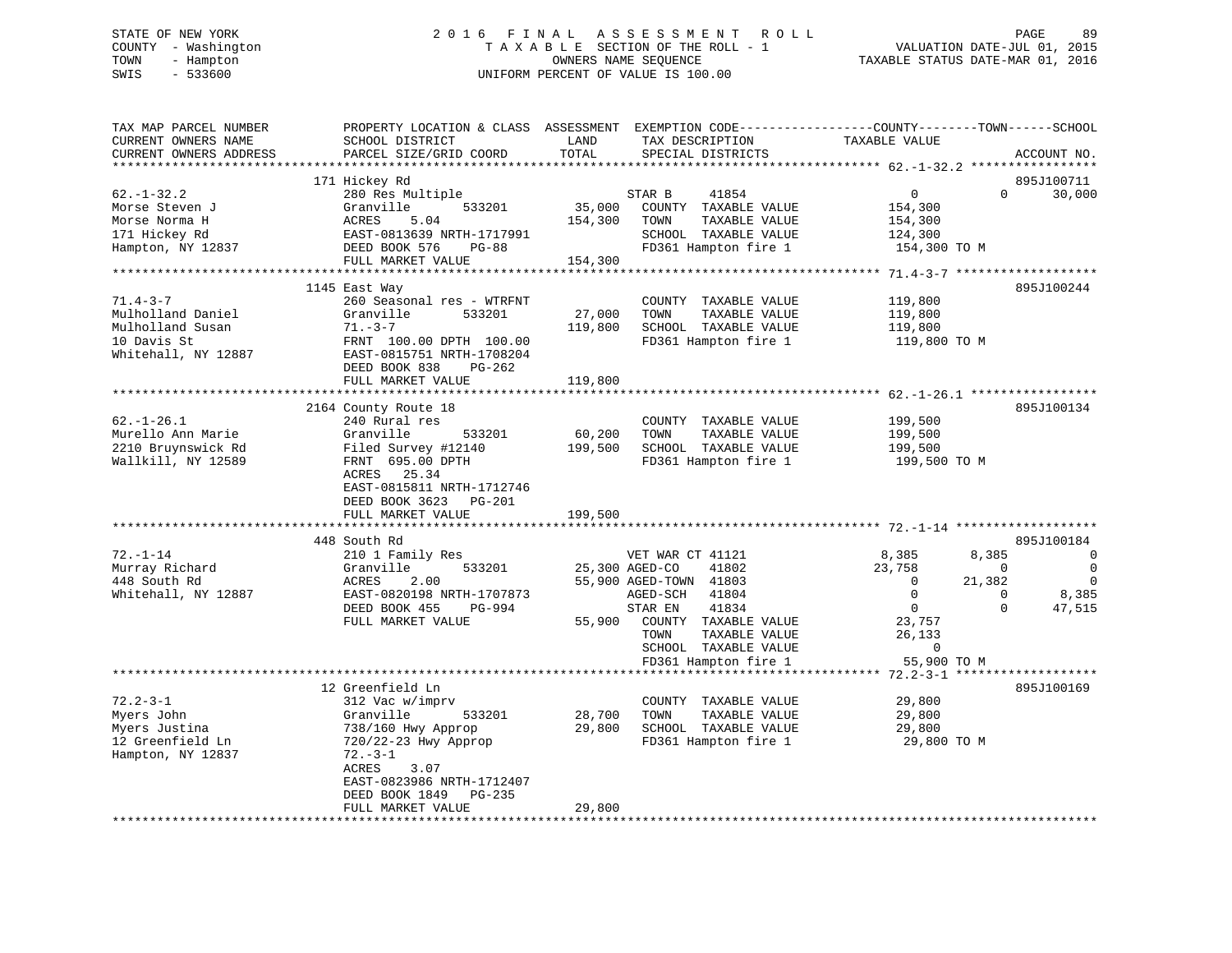STATE OF NEW YORK
COUNTY - Washington
TOWN - Hampton
SWIS - 533600

2 0 1 6 F I N A L A S S E S S M E N T R O L L
T A X A B L E SECTION OF THE ROLL - 1
OWNERS NAME SEQUENCE
UNIFORM PERCENT OF VALUE IS 100.00

VALUATION DATE-JUL 01, 2015
TAXABLE STATUS DATE-MAR 01, 2016

| TAX MAP PARCEL NUMBER / CURRENT OWNERS NAME / CURRENT OWNERS ADDRESS | PROPERTY LOCATION & CLASS / SCHOOL DISTRICT / PARCEL SIZE/GRID COORD | ASSESSMENT LAND / TOTAL | EXEMPTION CODE / TAX DESCRIPTION / SPECIAL DISTRICTS | COUNTY TAXABLE VALUE | TOWN | SCHOOL | ACCOUNT NO. |
|---|---|---|---|---|---|---|---|
| 62.-1-32.2 | 171 Hickey Rd | | | | | | 895J100711 |
| Morse Steven J | 280 Res Multiple | | STAR B 41854 | 0 | 0 | 30,000 | |
| Morse Norma H | Granville 533201 | 35,000 | COUNTY TAXABLE VALUE | 154,300 | | | |
| 171 Hickey Rd | ACRES 5.04 | 154,300 | TOWN TAXABLE VALUE | 154,300 | | | |
| Hampton, NY 12837 | EAST-0813639 NRTH-1717991 | | SCHOOL TAXABLE VALUE | 124,300 | | | |
| | DEED BOOK 576 PG-88 | | FD361 Hampton fire 1 | 154,300 TO M | | | |
| | FULL MARKET VALUE | 154,300 | | | | | |
| 71.4-3-7 | 1145 East Way | | | | | | 895J100244 |
| Mulholland Daniel | 260 Seasonal res - WTRFNT | | COUNTY TAXABLE VALUE | 119,800 | | | |
| Mulholland Susan | Granville 533201 | 27,000 | TOWN TAXABLE VALUE | 119,800 | | | |
| 10 Davis St | 71.-3-7 | 119,800 | SCHOOL TAXABLE VALUE | 119,800 | | | |
| Whitehall, NY 12887 | FRNT 100.00 DPTH 100.00 | | FD361 Hampton fire 1 | 119,800 TO M | | | |
| | EAST-0815751 NRTH-1708204 | | | | | | |
| | DEED BOOK 838 PG-262 | | | | | | |
| | FULL MARKET VALUE | 119,800 | | | | | |
| 62.-1-26.1 | 2164 County Route 18 | | | | | | 895J100134 |
| Murello Ann Marie | 240 Rural res | | COUNTY TAXABLE VALUE | 199,500 | | | |
| 2210 Bruynswick Rd | Granville 533201 | 60,200 | TOWN TAXABLE VALUE | 199,500 | | | |
| Wallkill, NY 12589 | Filed Survey #12140 | 199,500 | SCHOOL TAXABLE VALUE | 199,500 | | | |
| | FRNT 695.00 DPTH | | FD361 Hampton fire 1 | 199,500 TO M | | | |
| | ACRES 25.34 | | | | | | |
| | EAST-0815811 NRTH-1712746 | | | | | | |
| | DEED BOOK 3623 PG-201 | | | | | | |
| | FULL MARKET VALUE | 199,500 | | | | | |
| 72.-1-14 | 448 South Rd | | | | | | 895J100184 |
| Murray Richard | 210 1 Family Res | | VET WAR CT 41121 | 8,385 | 8,385 | 0 | |
| 448 South Rd | Granville 533201 | 25,300 | AGED-CO 41802 | 23,758 | 0 | 0 | |
| Whitehall, NY 12887 | ACRES 2.00 | 55,900 | AGED-TOWN 41803 | 0 | 21,382 | 0 | |
| | EAST-0820198 NRTH-1707873 | | AGED-SCH 41804 | 0 | 0 | 8,385 | |
| | DEED BOOK 455 PG-994 | | STAR EN 41834 | 0 | 0 | 47,515 | |
| | FULL MARKET VALUE | 55,900 | COUNTY TAXABLE VALUE | 23,757 | | | |
| | | | TOWN TAXABLE VALUE | 26,133 | | | |
| | | | SCHOOL TAXABLE VALUE | 0 | | | |
| | | | FD361 Hampton fire 1 | 55,900 TO M | | | |
| 72.2-3-1 | 12 Greenfield Ln | | | | | | 895J100169 |
| Myers John | 312 Vac w/imprv | | COUNTY TAXABLE VALUE | 29,800 | | | |
| Myers Justina | Granville 533201 | 28,700 | TOWN TAXABLE VALUE | 29,800 | | | |
| 12 Greenfield Ln | 738/160 Hwy Approp | 29,800 | SCHOOL TAXABLE VALUE | 29,800 | | | |
| Hampton, NY 12837 | 720/22-23 Hwy Approp | | FD361 Hampton fire 1 | 29,800 TO M | | | |
| | 72.-3-1 | | | | | | |
| | ACRES 3.07 | | | | | | |
| | EAST-0823986 NRTH-1712407 | | | | | | |
| | DEED BOOK 1849 PG-235 | | | | | | |
| | FULL MARKET VALUE | 29,800 | | | | | |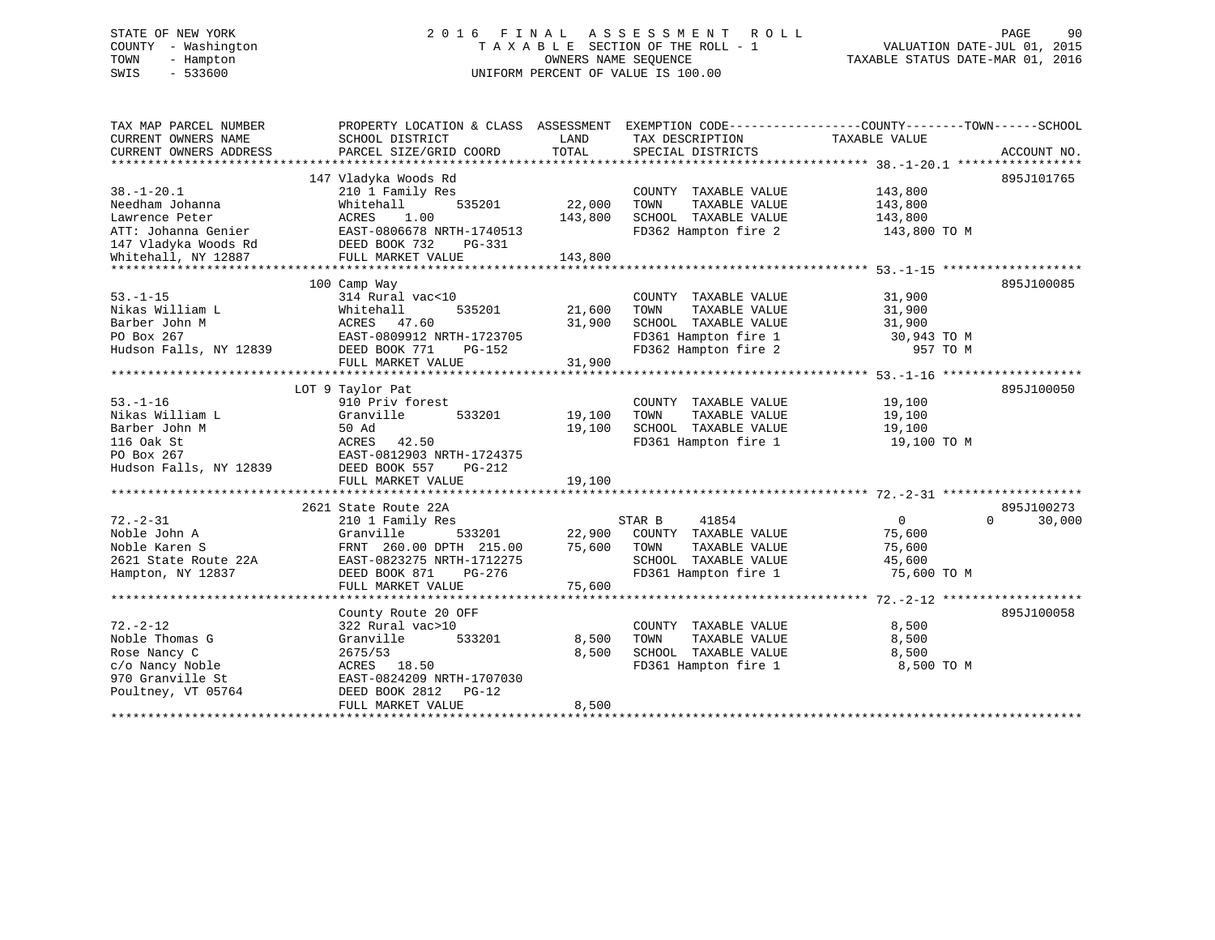STATE OF NEW YORK
COUNTY - Washington
TOWN - Hampton
SWIS - 533600

2016 FINAL ASSESSMENT ROLL
TAXABLE SECTION OF THE ROLL - 1
OWNERS NAME SEQUENCE
UNIFORM PERCENT OF VALUE IS 100.00

VALUATION DATE-JUL 01, 2015
TAXABLE STATUS DATE-MAR 01, 2016

| TAX MAP PARCEL NUMBER / CURRENT OWNERS NAME / CURRENT OWNERS ADDRESS | PROPERTY LOCATION & CLASS / SCHOOL DISTRICT / PARCEL SIZE/GRID COORD | ASSESSMENT LAND / TOTAL | EXEMPTION CODE / TAX DESCRIPTION / SPECIAL DISTRICTS | COUNTY TAXABLE VALUE | TOWN | SCHOOL | ACCOUNT NO. |
|---|---|---|---|---|---|---|---|
| **38.-1-20.1** | 147 Vladyka Woods Rd | | | | | | 895J101765 |
| Needham Johanna | 210 1 Family Res | | COUNTY TAXABLE VALUE | 143,800 | | | |
| Lawrence Peter | Whitehall 535201 | 22,000 | TOWN TAXABLE VALUE | 143,800 | | | |
| ATT: Johanna Genier | ACRES 1.00 | 143,800 | SCHOOL TAXABLE VALUE | 143,800 | | | |
| 147 Vladyka Woods Rd | EAST-0806678 NRTH-1740513 | | FD362 Hampton fire 2 | 143,800 TO M | | | |
| Whitehall, NY 12887 | DEED BOOK 732 PG-331 | | | | | | |
| | FULL MARKET VALUE | 143,800 | | | | | |
| **53.-1-15** | 100 Camp Way | | | | | | 895J100085 |
| Nikas William L | 314 Rural vac<10 | | COUNTY TAXABLE VALUE | 31,900 | | | |
| Barber John M | Whitehall 535201 | 21,600 | TOWN TAXABLE VALUE | 31,900 | | | |
| PO Box 267 | ACRES 47.60 | 31,900 | SCHOOL TAXABLE VALUE | 31,900 | | | |
| Hudson Falls, NY 12839 | EAST-0809912 NRTH-1723705 | | FD361 Hampton fire 1 | 30,943 TO M | | | |
| | DEED BOOK 771 PG-152 | | FD362 Hampton fire 2 | 957 TO M | | | |
| | FULL MARKET VALUE | 31,900 | | | | | |
| **53.-1-16** | LOT 9 Taylor Pat | | | | | | 895J100050 |
| Nikas William L | 910 Priv forest | | COUNTY TAXABLE VALUE | 19,100 | | | |
| Barber John M | Granville 533201 | 19,100 | TOWN TAXABLE VALUE | 19,100 | | | |
| 116 Oak St | 50 Ad | 19,100 | SCHOOL TAXABLE VALUE | 19,100 | | | |
| PO Box 267 | ACRES 42.50 | | FD361 Hampton fire 1 | 19,100 TO M | | | |
| Hudson Falls, NY 12839 | EAST-0812903 NRTH-1724375 | | | | | | |
| | DEED BOOK 557 PG-212 | | | | | | |
| | FULL MARKET VALUE | 19,100 | | | | | |
| **72.-2-31** | 2621 State Route 22A | | | | | | 895J100273 |
| Noble John A | 210 1 Family Res | | STAR B 41854 | 0 | 0 | 30,000 | |
| Noble Karen S | Granville 533201 | 22,900 | COUNTY TAXABLE VALUE | 75,600 | | | |
| 2621 State Route 22A | FRNT 260.00 DPTH 215.00 | 75,600 | TOWN TAXABLE VALUE | 75,600 | | | |
| Hampton, NY 12837 | EAST-0823275 NRTH-1712275 | | SCHOOL TAXABLE VALUE | 45,600 | | | |
| | DEED BOOK 871 PG-276 | | FD361 Hampton fire 1 | 75,600 TO M | | | |
| | FULL MARKET VALUE | 75,600 | | | | | |
| **72.-2-12** | County Route 20 OFF | | | | | | 895J100058 |
| Noble Thomas G | 322 Rural vac>10 | | COUNTY TAXABLE VALUE | 8,500 | | | |
| Rose Nancy C | Granville 533201 | 8,500 | TOWN TAXABLE VALUE | 8,500 | | | |
| c/o Nancy Noble | 2675/53 | 8,500 | SCHOOL TAXABLE VALUE | 8,500 | | | |
| 970 Granville St | ACRES 18.50 | | FD361 Hampton fire 1 | 8,500 TO M | | | |
| Poultney, VT 05764 | EAST-0824209 NRTH-1707030 | | | | | | |
| | DEED BOOK 2812 PG-12 | | | | | | |
| | FULL MARKET VALUE | 8,500 | | | | | |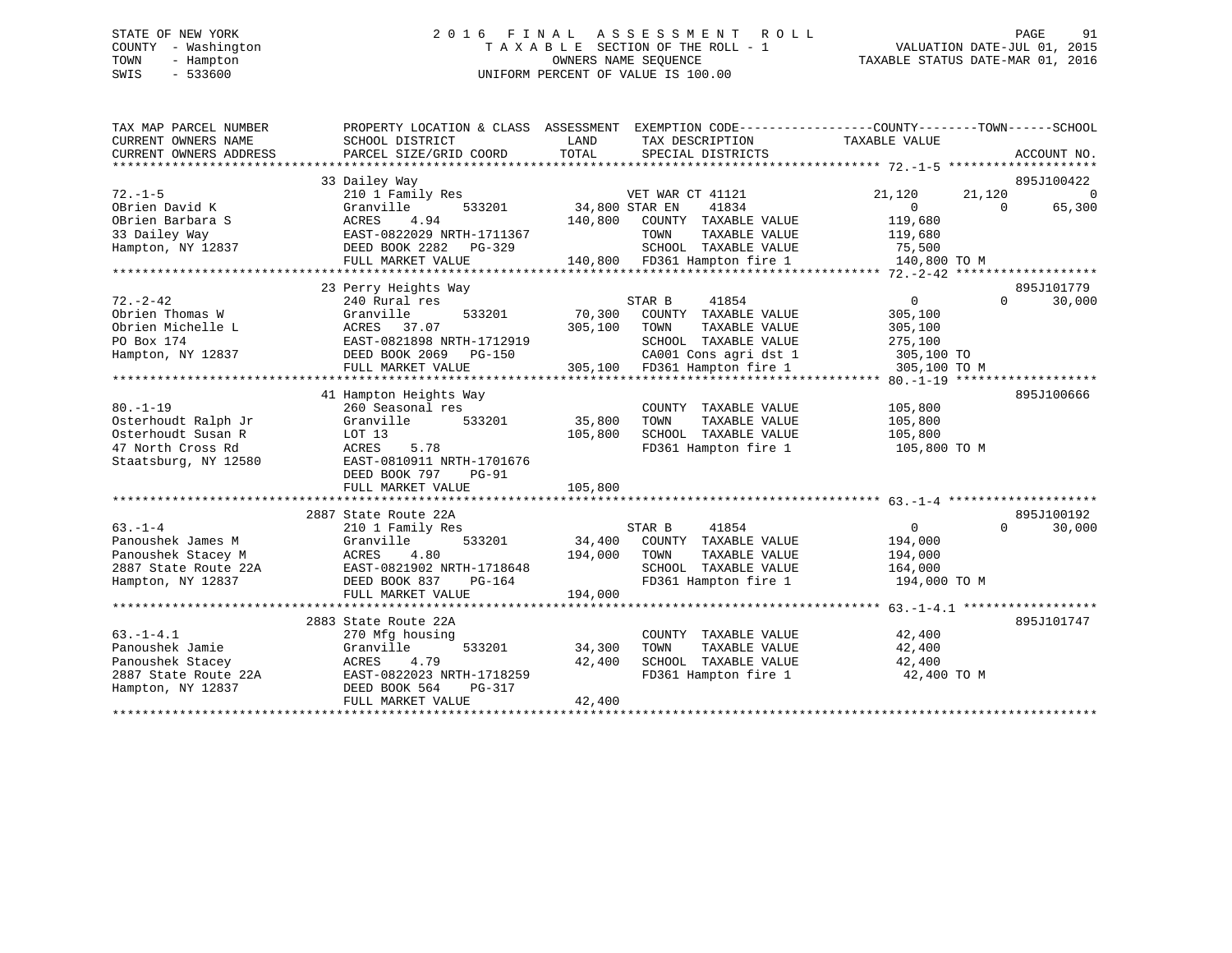STATE OF NEW YORK
COUNTY - Washington
TOWN - Hampton
SWIS - 533600

# 2016 FINAL ASSESSMENT ROLL

TAXABLE SECTION OF THE ROLL - 1
OWNERS NAME SEQUENCE
UNIFORM PERCENT OF VALUE IS 100.00

VALUATION DATE-JUL 01, 2015
TAXABLE STATUS DATE-MAR 01, 2016

| TAX MAP PARCEL NUMBER / CURRENT OWNERS NAME / CURRENT OWNERS ADDRESS | PROPERTY LOCATION & CLASS / SCHOOL DISTRICT / PARCEL SIZE/GRID COORD | ASSESSMENT LAND | TOTAL | EXEMPTION CODE / TAX DESCRIPTION / SPECIAL DISTRICTS | COUNTY | TOWN | SCHOOL | ACCOUNT NO. |
|---|---|---|---|---|---|---|---|---|
| 72.-1-5 | 33 Dailey Way | | | | | | | 895J100422 |
| | 210 1 Family Res | | | VET WAR CT 41121 | 21,120 | 21,120 | 0 | |
| OBrien David K | Granville 533201 | 34,800 | | STAR EN 41834 | 0 | 0 | 65,300 | |
| OBrien Barbara S | ACRES 4.94 | | 140,800 | COUNTY TAXABLE VALUE | 119,680 | | | |
| 33 Dailey Way | EAST-0822029 NRTH-1711367 | | | TOWN TAXABLE VALUE | | 119,680 | | |
| Hampton, NY 12837 | DEED BOOK 2282 PG-329 | | | SCHOOL TAXABLE VALUE | | | 75,500 | |
| | FULL MARKET VALUE | | 140,800 | FD361 Hampton fire 1 | 140,800 TO M | | | |
| 72.-2-42 | 23 Perry Heights Way | | | | | | | 895J101779 |
| | 240 Rural res | | | STAR B 41854 | 0 | 0 | 30,000 | |
| Obrien Thomas W | Granville 533201 | 70,300 | | COUNTY TAXABLE VALUE | 305,100 | | | |
| Obrien Michelle L | ACRES 37.07 | | 305,100 | TOWN TAXABLE VALUE | | 305,100 | | |
| PO Box 174 | EAST-0821898 NRTH-1712919 | | | SCHOOL TAXABLE VALUE | | | 275,100 | |
| Hampton, NY 12837 | DEED BOOK 2069 PG-150 | | | CA001 Cons agri dst 1 | 305,100 TO | | | |
| | FULL MARKET VALUE | | 305,100 | FD361 Hampton fire 1 | 305,100 TO M | | | |
| 80.-1-19 | 41 Hampton Heights Way | | | | | | | 895J100666 |
| | 260 Seasonal res | | | COUNTY TAXABLE VALUE | 105,800 | | | |
| Osterhoudt Ralph Jr | Granville 533201 | 35,800 | | TOWN TAXABLE VALUE | | 105,800 | | |
| Osterhoudt Susan R | LOT 13 | | 105,800 | SCHOOL TAXABLE VALUE | | | 105,800 | |
| 47 North Cross Rd | ACRES 5.78 | | | FD361 Hampton fire 1 | 105,800 TO M | | | |
| Staatsburg, NY 12580 | EAST-0810911 NRTH-1701676 | | | | | | | |
| | DEED BOOK 797 PG-91 | | | | | | | |
| | FULL MARKET VALUE | | 105,800 | | | | | |
| 63.-1-4 | 2887 State Route 22A | | | | | | | 895J100192 |
| | 210 1 Family Res | | | STAR B 41854 | 0 | 0 | 30,000 | |
| Panoushek James M | Granville 533201 | 34,400 | | COUNTY TAXABLE VALUE | 194,000 | | | |
| Panoushek Stacey M | ACRES 4.80 | | 194,000 | TOWN TAXABLE VALUE | | 194,000 | | |
| 2887 State Route 22A | EAST-0821902 NRTH-1718648 | | | SCHOOL TAXABLE VALUE | | | 164,000 | |
| Hampton, NY 12837 | DEED BOOK 837 PG-164 | | | FD361 Hampton fire 1 | 194,000 TO M | | | |
| | FULL MARKET VALUE | | 194,000 | | | | | |
| 63.-1-4.1 | 2883 State Route 22A | | | | | | | 895J101747 |
| | 270 Mfg housing | | | COUNTY TAXABLE VALUE | 42,400 | | | |
| Panoushek Jamie | Granville 533201 | 34,300 | | TOWN TAXABLE VALUE | | 42,400 | | |
| Panoushek Stacey | ACRES 4.79 | | 42,400 | SCHOOL TAXABLE VALUE | | | 42,400 | |
| 2887 State Route 22A | EAST-0822023 NRTH-1718259 | | | FD361 Hampton fire 1 | 42,400 TO M | | | |
| Hampton, NY 12837 | DEED BOOK 564 PG-317 | | | | | | | |
| | FULL MARKET VALUE | | 42,400 | | | | | |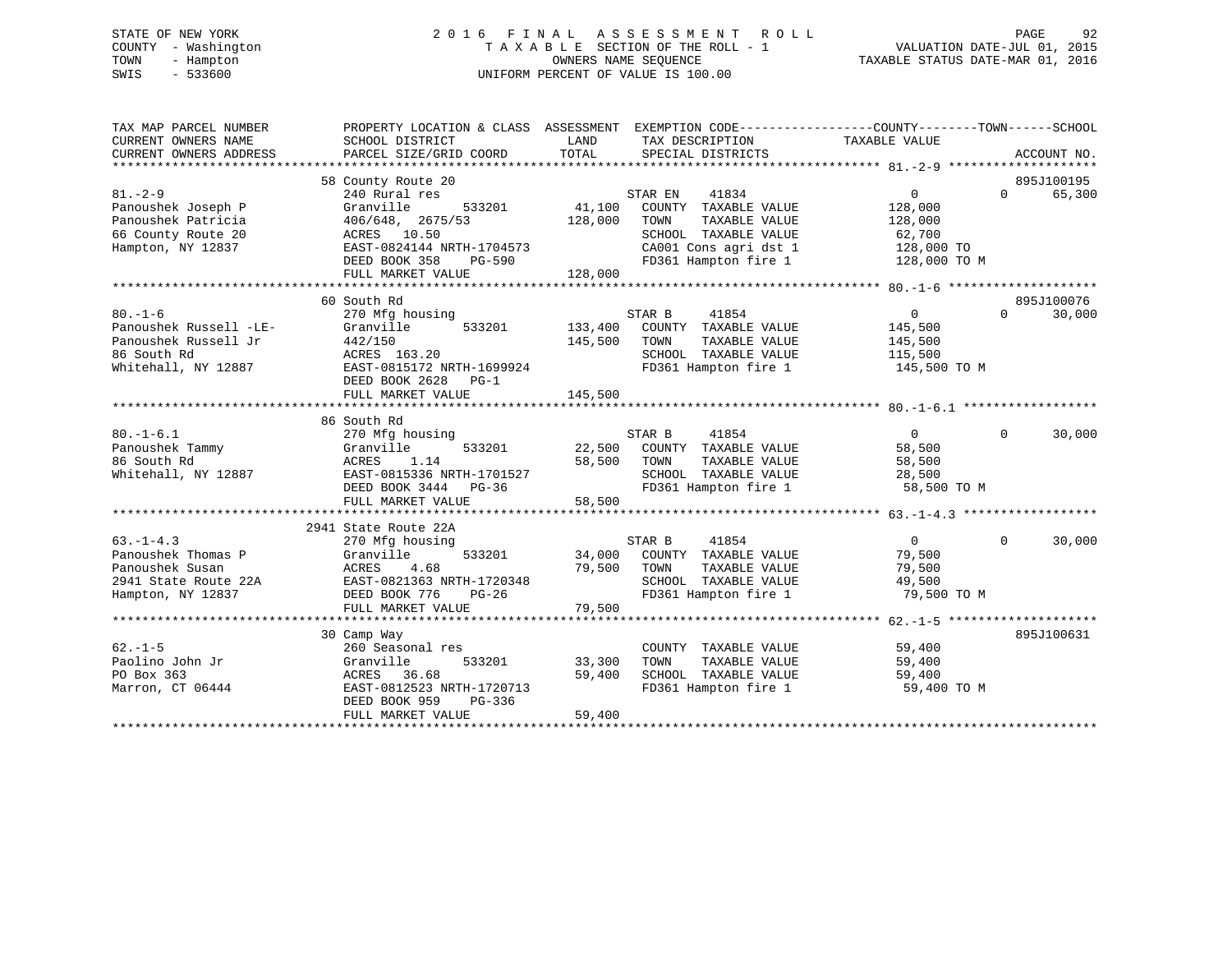STATE OF NEW YORK
COUNTY - Washington
TOWN - Hampton
SWIS - 533600

2016 FINAL ASSESSMENT ROLL
TAXABLE SECTION OF THE ROLL - 1
OWNERS NAME SEQUENCE
UNIFORM PERCENT OF VALUE IS 100.00

VALUATION DATE-JUL 01, 2015
TAXABLE STATUS DATE-MAR 01, 2016

```
TAX MAP PARCEL NUMBER          PROPERTY LOCATION & CLASS  ASSESSMENT  EXEMPTION CODE------------------COUNTY--------TOWN------SCHOOL
CURRENT OWNERS NAME            SCHOOL DISTRICT               LAND      TAX DESCRIPTION             TAXABLE VALUE
CURRENT OWNERS ADDRESS         PARCEL SIZE/GRID COORD        TOTAL     SPECIAL DISTRICTS                                      ACCOUNT NO.
******************************************************************************************************* 81.-2-9 ********************
                               58 County Route 20                                                                          895J100195
81.-2-9                        240 Rural res                           STAR EN     41834              0            0      65,300
Panoushek Joseph P             Granville        533201      41,100    COUNTY  TAXABLE VALUE        128,000
Panoushek Patricia             406/648,  2675/53           128,000    TOWN    TAXABLE VALUE        128,000
66 County Route 20             ACRES   10.50                          SCHOOL  TAXABLE VALUE         62,700
Hampton, NY 12837              EAST-0824144 NRTH-1704573              CA001 Cons agri dst 1         128,000 TO
                               DEED BOOK 358    PG-590                FD361 Hampton fire 1          128,000 TO M
                               FULL MARKET VALUE           128,000
******************************************************************************************************* 80.-1-6 ********************
                               60 South Rd                                                                                 895J100076
80.-1-6                        270 Mfg housing                         STAR B      41854              0            0      30,000
Panoushek Russell -LE-         Granville        533201     133,400    COUNTY  TAXABLE VALUE        145,500
Panoushek Russell Jr           442/150                     145,500    TOWN    TAXABLE VALUE        145,500
86 South Rd                    ACRES  163.20                          SCHOOL  TAXABLE VALUE        115,500
Whitehall, NY 12887            EAST-0815172 NRTH-1699924              FD361 Hampton fire 1          145,500 TO M
                               DEED BOOK 2628   PG-1
                               FULL MARKET VALUE           145,500
******************************************************************************************************* 80.-1-6.1 ******************
                               86 South Rd
80.-1-6.1                      270 Mfg housing                         STAR B      41854              0            0      30,000
Panoushek Tammy                Granville        533201      22,500    COUNTY  TAXABLE VALUE         58,500
86 South Rd                    ACRES    1.14                58,500    TOWN    TAXABLE VALUE         58,500
Whitehall, NY 12887            EAST-0815336 NRTH-1701527              SCHOOL  TAXABLE VALUE         28,500
                               DEED BOOK 3444   PG-36                 FD361 Hampton fire 1           58,500 TO M
                               FULL MARKET VALUE            58,500
******************************************************************************************************* 63.-1-4.3 ******************
                               2941 State Route 22A
63.-1-4.3                      270 Mfg housing                         STAR B      41854              0            0      30,000
Panoushek Thomas P             Granville        533201      34,000    COUNTY  TAXABLE VALUE         79,500
Panoushek Susan                ACRES    4.68                79,500    TOWN    TAXABLE VALUE         79,500
2941 State Route 22A           EAST-0821363 NRTH-1720348              SCHOOL  TAXABLE VALUE         49,500
Hampton, NY 12837              DEED BOOK 776    PG-26                 FD361 Hampton fire 1           79,500 TO M
                               FULL MARKET VALUE            79,500
******************************************************************************************************* 62.-1-5 ********************
                               30 Camp Way                                                                                 895J100631
62.-1-5                        260 Seasonal res                        COUNTY  TAXABLE VALUE         59,400
Paolino John Jr                Granville        533201      33,300    TOWN    TAXABLE VALUE         59,400
PO Box 363                     ACRES   36.68                59,400    SCHOOL  TAXABLE VALUE         59,400
Marron, CT 06444               EAST-0812523 NRTH-1720713              FD361 Hampton fire 1           59,400 TO M
                               DEED BOOK 959    PG-336
                               FULL MARKET VALUE            59,400
************************************************************************************************************************************
```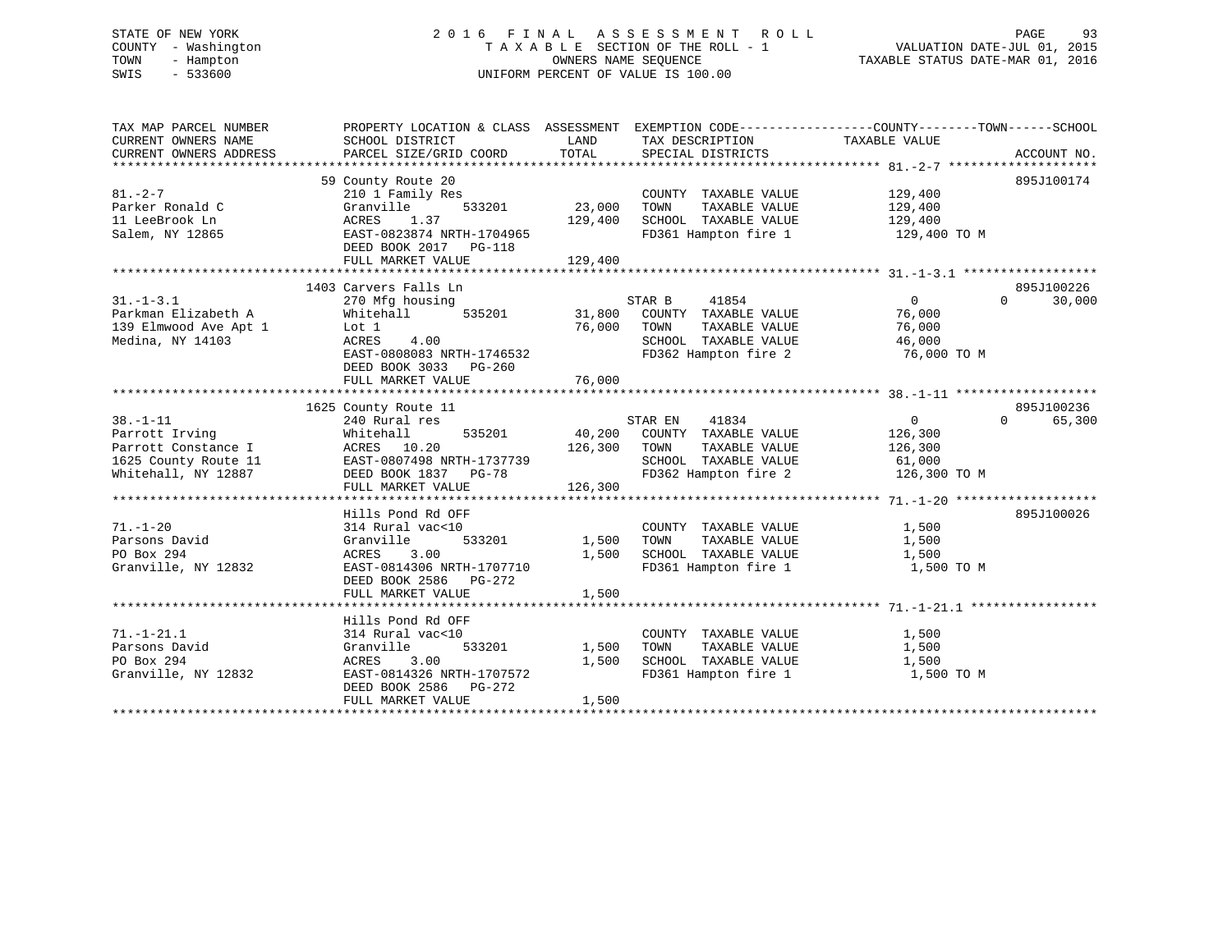STATE OF NEW YORK — COUNTY - Washington — TOWN - Hampton — SWIS - 533600

# 2016 FINAL ASSESSMENT ROLL

TAXABLE SECTION OF THE ROLL - 1
OWNERS NAME SEQUENCE
UNIFORM PERCENT OF VALUE IS 100.00

VALUATION DATE-JUL 01, 2015
TAXABLE STATUS DATE-MAR 01, 2016

| TAX MAP PARCEL NUMBER / CURRENT OWNERS NAME / CURRENT OWNERS ADDRESS | PROPERTY LOCATION & CLASS / SCHOOL DISTRICT / PARCEL SIZE/GRID COORD | ASSESSMENT LAND / TOTAL | EXEMPTION CODE / TAX DESCRIPTION / SPECIAL DISTRICTS | COUNTY / TAXABLE VALUE | TOWN | SCHOOL | ACCOUNT NO. |
|---|---|---|---|---|---|---|---|
| **81.-2-7** | 59 County Route 20 | | | | | | 895J100174 |
| 81.-2-7 | 210 1 Family Res | | COUNTY TAXABLE VALUE | 129,400 | | | |
| Parker Ronald C | Granville 533201 | 23,000 | TOWN TAXABLE VALUE | 129,400 | | | |
| 11 LeeBrook Ln | ACRES 1.37 | 129,400 | SCHOOL TAXABLE VALUE | 129,400 | | | |
| Salem, NY 12865 | EAST-0823874 NRTH-1704965 | | FD361 Hampton fire 1 | 129,400 TO M | | | |
| | DEED BOOK 2017 PG-118 | | | | | | |
| | FULL MARKET VALUE | 129,400 | | | | | |
| **31.-1-3.1** | 1403 Carvers Falls Ln | | | | | | 895J100226 |
| 31.-1-3.1 | 270 Mfg housing | | STAR B 41854 | 0 | 0 | 30,000 | |
| Parkman Elizabeth A | Whitehall 535201 | 31,800 | COUNTY TAXABLE VALUE | 76,000 | | | |
| 139 Elmwood Ave Apt 1 | Lot 1 | 76,000 | TOWN TAXABLE VALUE | 76,000 | | | |
| Medina, NY 14103 | ACRES 4.00 | | SCHOOL TAXABLE VALUE | 46,000 | | | |
| | EAST-0808083 NRTH-1746532 | | FD362 Hampton fire 2 | 76,000 TO M | | | |
| | DEED BOOK 3033 PG-260 | | | | | | |
| | FULL MARKET VALUE | 76,000 | | | | | |
| **38.-1-11** | 1625 County Route 11 | | | | | | 895J100236 |
| 38.-1-11 | 240 Rural res | | STAR EN 41834 | 0 | 0 | 65,300 | |
| Parrott Irving | Whitehall 535201 | 40,200 | COUNTY TAXABLE VALUE | 126,300 | | | |
| Parrott Constance I | ACRES 10.20 | 126,300 | TOWN TAXABLE VALUE | 126,300 | | | |
| 1625 County Route 11 | EAST-0807498 NRTH-1737739 | | SCHOOL TAXABLE VALUE | 61,000 | | | |
| Whitehall, NY 12887 | DEED BOOK 1837 PG-78 | | FD362 Hampton fire 2 | 126,300 TO M | | | |
| | FULL MARKET VALUE | 126,300 | | | | | |
| **71.-1-20** | Hills Pond Rd OFF | | | | | | 895J100026 |
| 71.-1-20 | 314 Rural vac<10 | | COUNTY TAXABLE VALUE | 1,500 | | | |
| Parsons David | Granville 533201 | 1,500 | TOWN TAXABLE VALUE | 1,500 | | | |
| PO Box 294 | ACRES 3.00 | 1,500 | SCHOOL TAXABLE VALUE | 1,500 | | | |
| Granville, NY 12832 | EAST-0814306 NRTH-1707710 | | FD361 Hampton fire 1 | 1,500 TO M | | | |
| | DEED BOOK 2586 PG-272 | | | | | | |
| | FULL MARKET VALUE | 1,500 | | | | | |
| **71.-1-21.1** | Hills Pond Rd OFF | | | | | | |
| 71.-1-21.1 | 314 Rural vac<10 | | COUNTY TAXABLE VALUE | 1,500 | | | |
| Parsons David | Granville 533201 | 1,500 | TOWN TAXABLE VALUE | 1,500 | | | |
| PO Box 294 | ACRES 3.00 | 1,500 | SCHOOL TAXABLE VALUE | 1,500 | | | |
| Granville, NY 12832 | EAST-0814326 NRTH-1707572 | | FD361 Hampton fire 1 | 1,500 TO M | | | |
| | DEED BOOK 2586 PG-272 | | | | | | |
| | FULL MARKET VALUE | 1,500 | | | | | |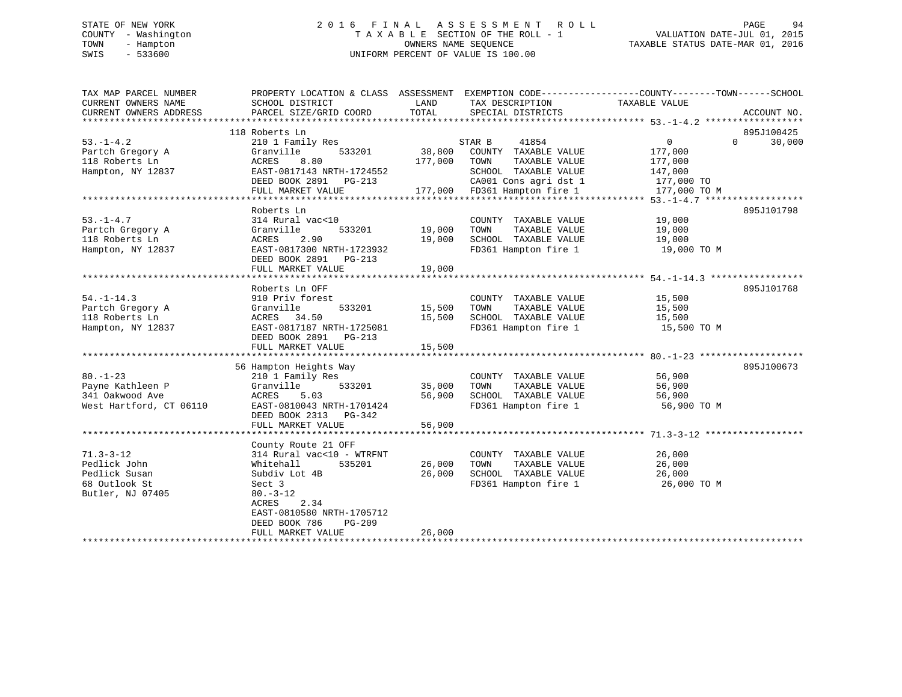STATE OF NEW YORK
COUNTY - Washington
TOWN - Hampton
SWIS - 533600

# 2016 FINAL ASSESSMENT ROLL

TAXABLE SECTION OF THE ROLL - 1
OWNERS NAME SEQUENCE
UNIFORM PERCENT OF VALUE IS 100.00

VALUATION DATE-JUL 01, 2015
TAXABLE STATUS DATE-MAR 01, 2016

| TAX MAP PARCEL NUMBER / CURRENT OWNERS NAME / CURRENT OWNERS ADDRESS | PROPERTY LOCATION & CLASS / SCHOOL DISTRICT / PARCEL SIZE/GRID COORD | ASSESSMENT LAND | TOTAL | EXEMPTION CODE / TAX DESCRIPTION / SPECIAL DISTRICTS | COUNTY TAXABLE VALUE | TOWN | SCHOOL | ACCOUNT NO. |
|---|---|---|---|---|---|---|---|---|
| 53.-1-4.2 | 118 Roberts Ln | | | | | | | 895J100425 |
| Partch Gregory A | 210 1 Family Res | | | STAR B 41854 | 0 | 0 | 30,000 | |
| 118 Roberts Ln | Granville 533201 | 38,800 | | COUNTY TAXABLE VALUE | 177,000 | | | |
| Hampton, NY 12837 | ACRES 8.80 | | 177,000 | TOWN TAXABLE VALUE | 177,000 | | | |
| | EAST-0817143 NRTH-1724552 | | | SCHOOL TAXABLE VALUE | 147,000 | | | |
| | DEED BOOK 2891 PG-213 | | | CA001 Cons agri dst 1 | 177,000 TO | | | |
| | FULL MARKET VALUE | | 177,000 | FD361 Hampton fire 1 | 177,000 TO M | | | |
| 53.-1-4.7 | Roberts Ln | | | | | | | 895J101798 |
| Partch Gregory A | 314 Rural vac<10 | | | COUNTY TAXABLE VALUE | 19,000 | | | |
| 118 Roberts Ln | Granville 533201 | 19,000 | | TOWN TAXABLE VALUE | 19,000 | | | |
| Hampton, NY 12837 | ACRES 2.90 | | 19,000 | SCHOOL TAXABLE VALUE | 19,000 | | | |
| | EAST-0817300 NRTH-1723932 | | | FD361 Hampton fire 1 | 19,000 TO M | | | |
| | DEED BOOK 2891 PG-213 | | | | | | | |
| | FULL MARKET VALUE | | 19,000 | | | | | |
| 54.-1-14.3 | Roberts Ln OFF | | | | | | | 895J101768 |
| Partch Gregory A | 910 Priv forest | | | COUNTY TAXABLE VALUE | 15,500 | | | |
| 118 Roberts Ln | Granville 533201 | 15,500 | | TOWN TAXABLE VALUE | 15,500 | | | |
| Hampton, NY 12837 | ACRES 34.50 | | 15,500 | SCHOOL TAXABLE VALUE | 15,500 | | | |
| | EAST-0817187 NRTH-1725081 | | | FD361 Hampton fire 1 | 15,500 TO M | | | |
| | DEED BOOK 2891 PG-213 | | | | | | | |
| | FULL MARKET VALUE | | 15,500 | | | | | |
| 80.-1-23 | 56 Hampton Heights Way | | | | | | | 895J100673 |
| Payne Kathleen P | 210 1 Family Res | | | COUNTY TAXABLE VALUE | 56,900 | | | |
| 341 Oakwood Ave | Granville 533201 | 35,000 | | TOWN TAXABLE VALUE | 56,900 | | | |
| West Hartford, CT 06110 | ACRES 5.03 | | 56,900 | SCHOOL TAXABLE VALUE | 56,900 | | | |
| | EAST-0810043 NRTH-1701424 | | | FD361 Hampton fire 1 | 56,900 TO M | | | |
| | DEED BOOK 2313 PG-342 | | | | | | | |
| | FULL MARKET VALUE | | 56,900 | | | | | |
| 71.3-3-12 | County Route 21 OFF | | | | | | | |
| Pedlick John | 314 Rural vac<10 - WTRFNT | | | COUNTY TAXABLE VALUE | 26,000 | | | |
| Pedlick Susan | Whitehall 535201 | 26,000 | | TOWN TAXABLE VALUE | 26,000 | | | |
| 68 Outlook St | Subdiv Lot 4B | | 26,000 | SCHOOL TAXABLE VALUE | 26,000 | | | |
| Butler, NJ 07405 | Sect 3 | | | FD361 Hampton fire 1 | 26,000 TO M | | | |
| | 80.-3-12 | | | | | | | |
| | ACRES 2.34 | | | | | | | |
| | EAST-0810580 NRTH-1705712 | | | | | | | |
| | DEED BOOK 786 PG-209 | | | | | | | |
| | FULL MARKET VALUE | | 26,000 | | | | | |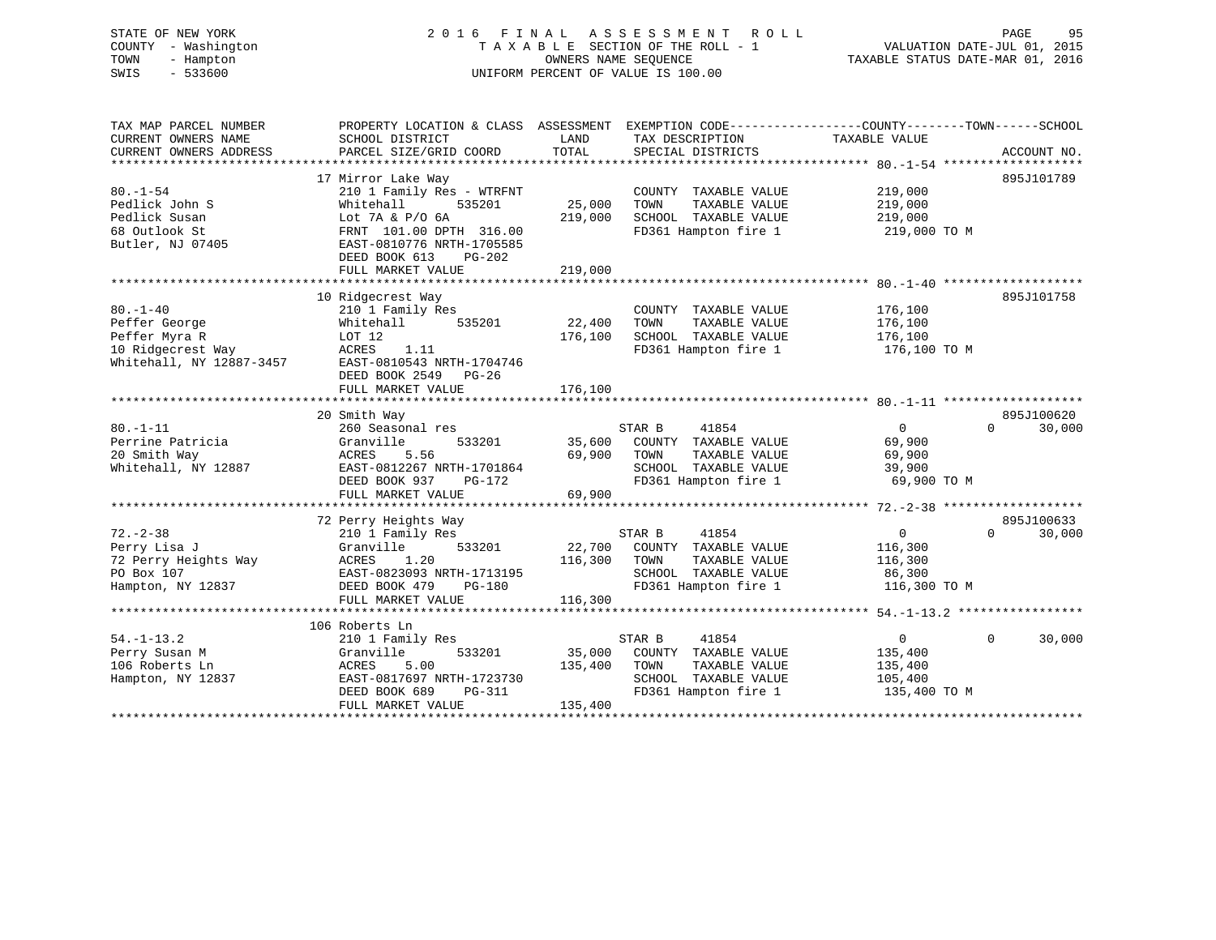STATE OF NEW YORK
COUNTY - Washington
TOWN - Hampton
SWIS - 533600

2016 FINAL ASSESSMENT ROLL
TAXABLE SECTION OF THE ROLL - 1
OWNERS NAME SEQUENCE
UNIFORM PERCENT OF VALUE IS 100.00

VALUATION DATE-JUL 01, 2015
TAXABLE STATUS DATE-MAR 01, 2016

| TAX MAP PARCEL NUMBER / CURRENT OWNERS NAME / CURRENT OWNERS ADDRESS | PROPERTY LOCATION & CLASS / SCHOOL DISTRICT / PARCEL SIZE/GRID COORD | ASSESSMENT LAND | TOTAL | EXEMPTION CODE / TAX DESCRIPTION / SPECIAL DISTRICTS | COUNTY / TOWN TAXABLE VALUE | SCHOOL | ACCOUNT NO. |
|---|---|---|---|---|---|---|---|
| **80.-1-54** | 17 Mirror Lake Way | | | | | | 895J101789 |
| Pedlick John S | 210 1 Family Res - WTRFNT | | | COUNTY TAXABLE VALUE | 219,000 | | |
| Pedlick Susan | Whitehall 535201 | 25,000 | | TOWN TAXABLE VALUE | 219,000 | | |
| 68 Outlook St | Lot 7A & P/O 6A | | 219,000 | SCHOOL TAXABLE VALUE | 219,000 | | |
| Butler, NJ 07405 | FRNT 101.00 DPTH 316.00 | | | FD361 Hampton fire 1 | 219,000 TO M | | |
| | EAST-0810776 NRTH-1705585 | | | | | | |
| | DEED BOOK 613 PG-202 | | | | | | |
| | FULL MARKET VALUE | | 219,000 | | | | |
| **80.-1-40** | 10 Ridgecrest Way | | | | | | 895J101758 |
| Peffer George | 210 1 Family Res | | | COUNTY TAXABLE VALUE | 176,100 | | |
| Peffer Myra R | Whitehall 535201 | 22,400 | | TOWN TAXABLE VALUE | 176,100 | | |
| 10 Ridgecrest Way | LOT 12 | | 176,100 | SCHOOL TAXABLE VALUE | 176,100 | | |
| Whitehall, NY 12887-3457 | ACRES 1.11 | | | FD361 Hampton fire 1 | 176,100 TO M | | |
| | EAST-0810543 NRTH-1704746 | | | | | | |
| | DEED BOOK 2549 PG-26 | | | | | | |
| | FULL MARKET VALUE | | 176,100 | | | | |
| **80.-1-11** | 20 Smith Way | | | | | | 895J100620 |
| Perrine Patricia | 260 Seasonal res | | | STAR B 41854 | 0 / 0 | 30,000 | |
| 20 Smith Way | Granville 533201 | 35,600 | | COUNTY TAXABLE VALUE | 69,900 | | |
| Whitehall, NY 12887 | ACRES 5.56 | | 69,900 | TOWN TAXABLE VALUE | 69,900 | | |
| | EAST-0812267 NRTH-1701864 | | | SCHOOL TAXABLE VALUE | 39,900 | | |
| | DEED BOOK 937 PG-172 | | | FD361 Hampton fire 1 | 69,900 TO M | | |
| | FULL MARKET VALUE | | 69,900 | | | | |
| **72.-2-38** | 72 Perry Heights Way | | | | | | 895J100633 |
| Perry Lisa J | 210 1 Family Res | | | STAR B 41854 | 0 / 0 | 30,000 | |
| 72 Perry Heights Way | Granville 533201 | 22,700 | | COUNTY TAXABLE VALUE | 116,300 | | |
| PO Box 107 | ACRES 1.20 | | 116,300 | TOWN TAXABLE VALUE | 116,300 | | |
| Hampton, NY 12837 | EAST-0823093 NRTH-1713195 | | | SCHOOL TAXABLE VALUE | 86,300 | | |
| | DEED BOOK 479 PG-180 | | | FD361 Hampton fire 1 | 116,300 TO M | | |
| | FULL MARKET VALUE | | 116,300 | | | | |
| **54.-1-13.2** | 106 Roberts Ln | | | | | | |
| Perry Susan M | 210 1 Family Res | | | STAR B 41854 | 0 / 0 | 30,000 | |
| 106 Roberts Ln | Granville 533201 | 35,000 | | COUNTY TAXABLE VALUE | 135,400 | | |
| Hampton, NY 12837 | ACRES 5.00 | | 135,400 | TOWN TAXABLE VALUE | 135,400 | | |
| | EAST-0817697 NRTH-1723730 | | | SCHOOL TAXABLE VALUE | 105,400 | | |
| | DEED BOOK 689 PG-311 | | | FD361 Hampton fire 1 | 135,400 TO M | | |
| | FULL MARKET VALUE | | 135,400 | | | | |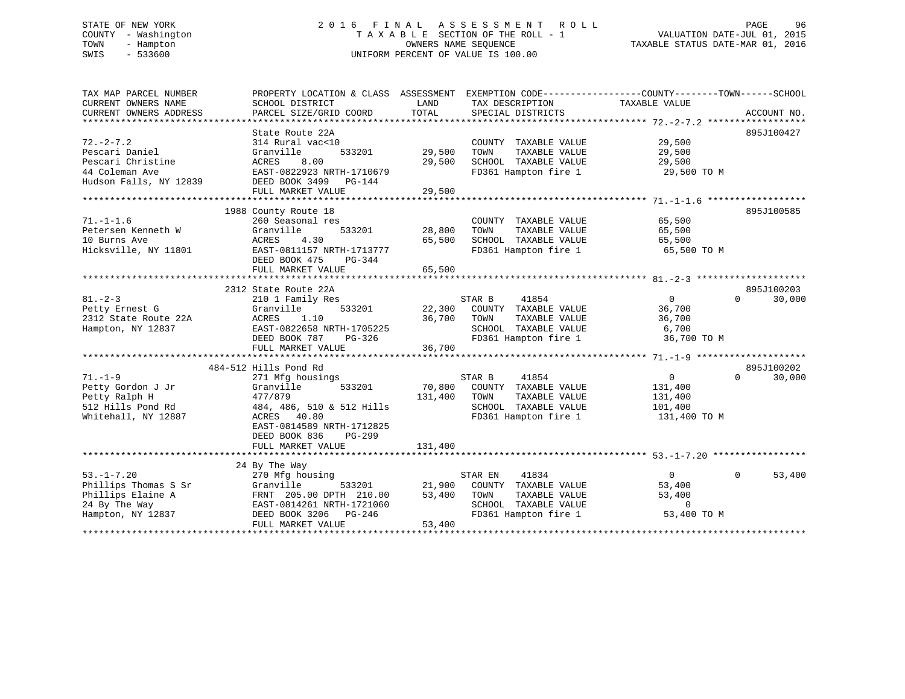STATE OF NEW YORK — COUNTY - Washington — TOWN - Hampton — SWIS - 533600

# 2016 FINAL ASSESSMENT ROLL

TAXABLE SECTION OF THE ROLL - 1
OWNERS NAME SEQUENCE
UNIFORM PERCENT OF VALUE IS 100.00

VALUATION DATE-JUL 01, 2015
TAXABLE STATUS DATE-MAR 01, 2016

| TAX MAP PARCEL NUMBER / CURRENT OWNERS NAME / CURRENT OWNERS ADDRESS | PROPERTY LOCATION & CLASS / SCHOOL DISTRICT / PARCEL SIZE/GRID COORD | ASSESSMENT LAND | ASSESSMENT TOTAL | EXEMPTION CODE / TAX DESCRIPTION / SPECIAL DISTRICTS | COUNTY TAXABLE VALUE | TOWN | SCHOOL | ACCOUNT NO. |
|---|---|---|---|---|---|---|---|---|
| **72.-2-7.2** | State Route 22A | | | | | | | 895J100427 |
| Pescari Daniel | 314 Rural vac<10 | | | COUNTY TAXABLE VALUE | 29,500 | | | |
| Pescari Christine | Granville 533201 | 29,500 | | TOWN TAXABLE VALUE | 29,500 | | | |
| 44 Coleman Ave | ACRES 8.00 | | 29,500 | SCHOOL TAXABLE VALUE | 29,500 | | | |
| Hudson Falls, NY 12839 | EAST-0822923 NRTH-1710679 | | | FD361 Hampton fire 1 | 29,500 TO M | | | |
| | DEED BOOK 3499 PG-144 | | | | | | | |
| | FULL MARKET VALUE | | 29,500 | | | | | |
| **71.-1-1.6** | 1988 County Route 18 | | | | | | | 895J100585 |
| Petersen Kenneth W | 260 Seasonal res | | | COUNTY TAXABLE VALUE | 65,500 | | | |
| 10 Burns Ave | Granville 533201 | 28,800 | | TOWN TAXABLE VALUE | 65,500 | | | |
| Hicksville, NY 11801 | ACRES 4.30 | | 65,500 | SCHOOL TAXABLE VALUE | 65,500 | | | |
| | EAST-0811157 NRTH-1713777 | | | FD361 Hampton fire 1 | 65,500 TO M | | | |
| | DEED BOOK 475 PG-344 | | | | | | | |
| | FULL MARKET VALUE | | 65,500 | | | | | |
| **81.-2-3** | 2312 State Route 22A | | | | | | | 895J100203 |
| Petty Ernest G | 210 1 Family Res | | | STAR B 41854 | 0 | 0 | 30,000 | |
| 2312 State Route 22A | Granville 533201 | 22,300 | | COUNTY TAXABLE VALUE | 36,700 | | | |
| Hampton, NY 12837 | ACRES 1.10 | | 36,700 | TOWN TAXABLE VALUE | 36,700 | | | |
| | EAST-0822658 NRTH-1705225 | | | SCHOOL TAXABLE VALUE | 6,700 | | | |
| | DEED BOOK 787 PG-326 | | | FD361 Hampton fire 1 | 36,700 TO M | | | |
| | FULL MARKET VALUE | | 36,700 | | | | | |
| **71.-1-9** | 484-512 Hills Pond Rd | | | | | | | 895J100202 |
| Petty Gordon J Jr | 271 Mfg housings | | | STAR B 41854 | 0 | 0 | 30,000 | |
| Petty Ralph H | Granville 533201 | 70,800 | | COUNTY TAXABLE VALUE | 131,400 | | | |
| 512 Hills Pond Rd | 477/879 | | 131,400 | TOWN TAXABLE VALUE | 131,400 | | | |
| Whitehall, NY 12887 | 484, 486, 510 & 512 Hills | | | SCHOOL TAXABLE VALUE | 101,400 | | | |
| | ACRES 40.80 | | | FD361 Hampton fire 1 | 131,400 TO M | | | |
| | EAST-0814589 NRTH-1712825 | | | | | | | |
| | DEED BOOK 836 PG-299 | | | | | | | |
| | FULL MARKET VALUE | | 131,400 | | | | | |
| **53.-1-7.20** | 24 By The Way | | | | | | | |
| Phillips Thomas S Sr | 270 Mfg housing | | | STAR EN 41834 | 0 | 0 | 53,400 | |
| Phillips Elaine A | Granville 533201 | 21,900 | | COUNTY TAXABLE VALUE | 53,400 | | | |
| 24 By The Way | FRNT 205.00 DPTH 210.00 | | 53,400 | TOWN TAXABLE VALUE | 53,400 | | | |
| Hampton, NY 12837 | EAST-0814261 NRTH-1721060 | | | SCHOOL TAXABLE VALUE | 0 | | | |
| | DEED BOOK 3206 PG-246 | | | FD361 Hampton fire 1 | 53,400 TO M | | | |
| | FULL MARKET VALUE | | 53,400 | | | | | |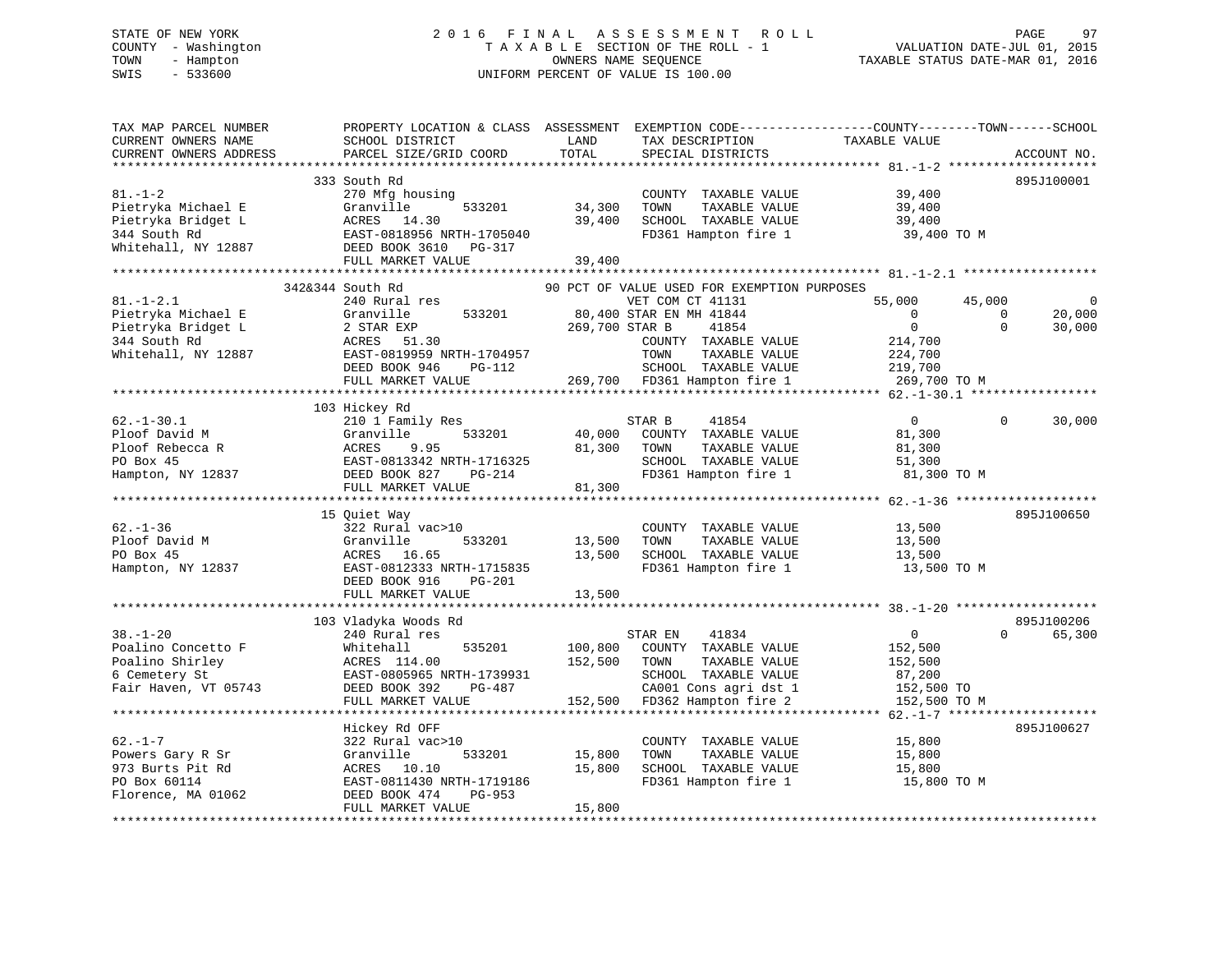STATE OF NEW YORK
COUNTY - Washington
TOWN - Hampton
SWIS - 533600

2016 FINAL ASSESSMENT ROLL
TAXABLE SECTION OF THE ROLL - 1
OWNERS NAME SEQUENCE
UNIFORM PERCENT OF VALUE IS 100.00

VALUATION DATE-JUL 01, 2015
TAXABLE STATUS DATE-MAR 01, 2016

```
TAX MAP PARCEL NUMBER          PROPERTY LOCATION & CLASS  ASSESSMENT  EXEMPTION CODE------------------COUNTY--------TOWN------SCHOOL
CURRENT OWNERS NAME            SCHOOL DISTRICT               LAND      TAX DESCRIPTION            TAXABLE VALUE
CURRENT OWNERS ADDRESS         PARCEL SIZE/GRID COORD        TOTAL     SPECIAL DISTRICTS                                      ACCOUNT NO.
******************************************************************************************************* 81.-1-2 ********************
                               333 South Rd                                                                               895J100001
81.-1-2                        270 Mfg housing                          COUNTY  TAXABLE VALUE           39,400
Pietryka Michael E             Granville        533201       34,300     TOWN    TAXABLE VALUE           39,400
Pietryka Bridget L             ACRES   14.30                 39,400     SCHOOL  TAXABLE VALUE           39,400
344 South Rd                   EAST-0818956 NRTH-1705040                FD361 Hampton fire 1             39,400 TO M
Whitehall, NY 12887            DEED BOOK 3610   PG-317
                               FULL MARKET VALUE             39,400
******************************************************************************************************* 81.-1-2.1 ******************
                           342&344 South Rd                  90 PCT OF VALUE USED FOR EXEMPTION PURPOSES
81.-1-2.1                      240 Rural res                        VET COM CT 41131           55,000      45,000           0
Pietryka Michael E             Granville        533201       80,400 STAR EN MH 41844                0           0      20,000
Pietryka Bridget L             2 STAR EXP                   269,700 STAR B     41854                0           0      30,000
344 South Rd                   ACRES   51.30                         COUNTY  TAXABLE VALUE          214,700
Whitehall, NY 12887            EAST-0819959 NRTH-1704957             TOWN    TAXABLE VALUE          224,700
                               DEED BOOK 946    PG-112               SCHOOL  TAXABLE VALUE          219,700
                               FULL MARKET VALUE            269,700  FD361 Hampton fire 1            269,700 TO M
******************************************************************************************************* 62.-1-30.1 *****************
                               103 Hickey Rd
62.-1-30.1                     210 1 Family Res                     STAR B     41854                0           0      30,000
Ploof David M                  Granville        533201       40,000  COUNTY  TAXABLE VALUE           81,300
Ploof Rebecca R                ACRES    9.95                 81,300  TOWN    TAXABLE VALUE           81,300
PO Box 45                      EAST-0813342 NRTH-1716325             SCHOOL  TAXABLE VALUE           51,300
Hampton, NY 12837              DEED BOOK 827    PG-214               FD361 Hampton fire 1             81,300 TO M
                               FULL MARKET VALUE             81,300
******************************************************************************************************* 62.-1-36 *******************
                               15 Quiet Way                                                                               895J100650
62.-1-36                       322 Rural vac>10                         COUNTY  TAXABLE VALUE           13,500
Ploof David M                  Granville        533201       13,500     TOWN    TAXABLE VALUE           13,500
PO Box 45                      ACRES   16.65                 13,500     SCHOOL  TAXABLE VALUE           13,500
Hampton, NY 12837              EAST-0812333 NRTH-1715835                FD361 Hampton fire 1             13,500 TO M
                               DEED BOOK 916    PG-201
                               FULL MARKET VALUE             13,500
******************************************************************************************************* 38.-1-20 *******************
                               103 Vladyka Woods Rd                                                                       895J100206
38.-1-20                       240 Rural res                        STAR EN    41834                0           0      65,300
Poalino Concetto F             Whitehall        535201      100,800  COUNTY  TAXABLE VALUE          152,500
Poalino Shirley                ACRES  114.00                152,500  TOWN    TAXABLE VALUE          152,500
6 Cemetery St                  EAST-0805965 NRTH-1739931             SCHOOL  TAXABLE VALUE           87,200
Fair Haven, VT 05743           DEED BOOK 392    PG-487               CA001 Cons agri dst 1           152,500 TO
                               FULL MARKET VALUE            152,500  FD362 Hampton fire 2            152,500 TO M
******************************************************************************************************* 62.-1-7 ********************
                               Hickey Rd OFF                                                                              895J100627
62.-1-7                        322 Rural vac>10                         COUNTY  TAXABLE VALUE           15,800
Powers Gary R Sr               Granville        533201       15,800     TOWN    TAXABLE VALUE           15,800
973 Burts Pit Rd               ACRES   10.10                 15,800     SCHOOL  TAXABLE VALUE           15,800
PO Box 60114                   EAST-0811430 NRTH-1719186                FD361 Hampton fire 1             15,800 TO M
Florence, MA 01062             DEED BOOK 474    PG-953
                               FULL MARKET VALUE             15,800
************************************************************************************************************************************
```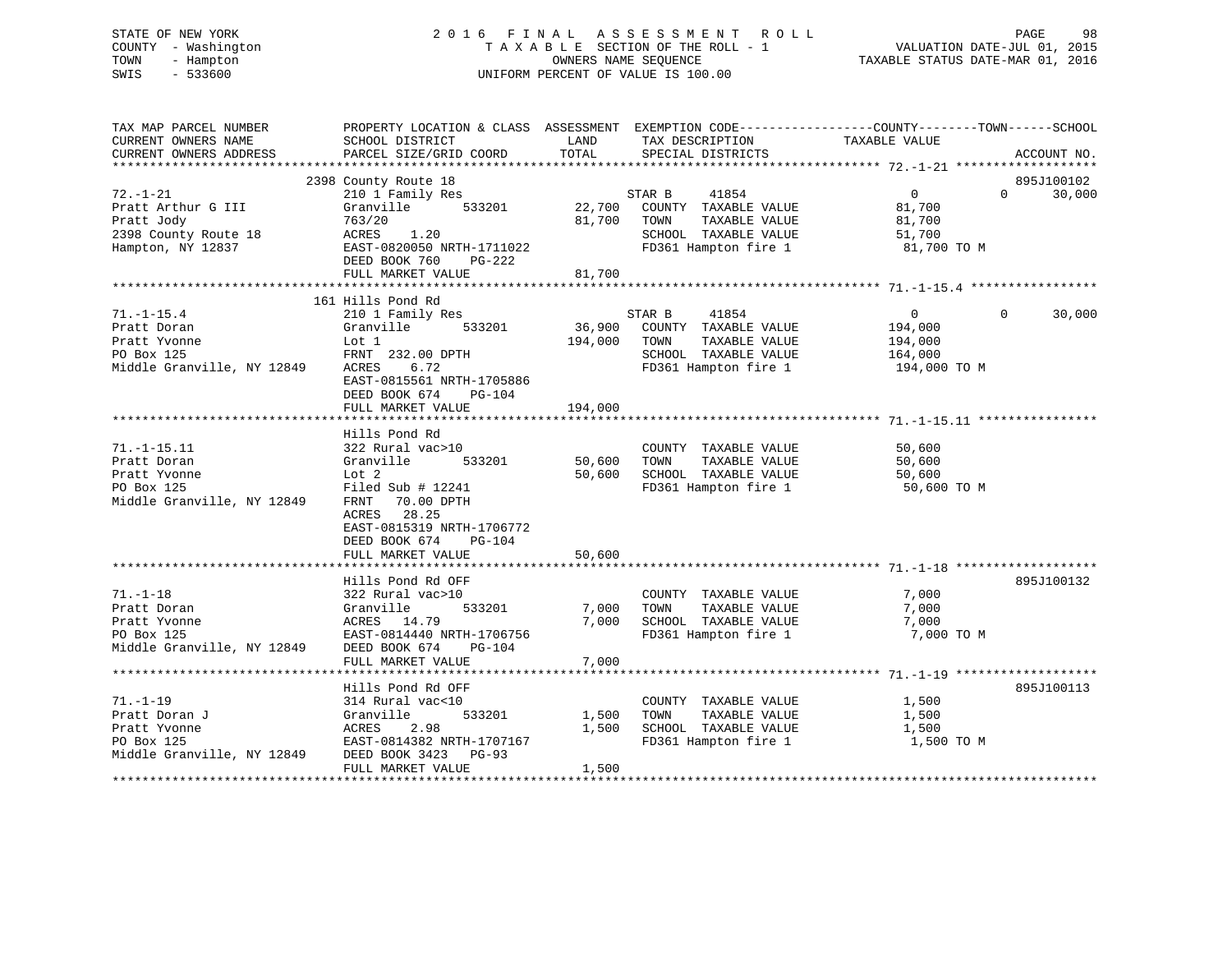STATE OF NEW YORK
COUNTY - Washington
TOWN - Hampton
SWIS - 533600

2 0 1 6 F I N A L A S S E S S M E N T R O L L
T A X A B L E SECTION OF THE ROLL - 1
OWNERS NAME SEQUENCE
UNIFORM PERCENT OF VALUE IS 100.00

VALUATION DATE-JUL 01, 2015
TAXABLE STATUS DATE-MAR 01, 2016

| TAX MAP PARCEL NUMBER / CURRENT OWNERS NAME / CURRENT OWNERS ADDRESS | PROPERTY LOCATION & CLASS / SCHOOL DISTRICT / PARCEL SIZE/GRID COORD | ASSESSMENT LAND / TOTAL | EXEMPTION CODE / TAX DESCRIPTION / SPECIAL DISTRICTS | COUNTY TAXABLE VALUE | TOWN | SCHOOL | ACCOUNT NO. |
|---|---|---|---|---|---|---|---|
| 72.-1-21 | 2398 County Route 18 | | | | | | 895J100102 |
| | 210 1 Family Res | | STAR B 41854 | 0 | 0 | 30,000 | |
| Pratt Arthur G III | Granville 533201 | 22,700 | COUNTY TAXABLE VALUE | 81,700 | | | |
| Pratt Jody | 763/20 | 81,700 | TOWN TAXABLE VALUE | 81,700 | | | |
| 2398 County Route 18 | ACRES 1.20 | | SCHOOL TAXABLE VALUE | 51,700 | | | |
| Hampton, NY 12837 | EAST-0820050 NRTH-1711022 | | FD361 Hampton fire 1 | 81,700 TO M | | | |
| | DEED BOOK 760 PG-222 | | | | | | |
| | FULL MARKET VALUE | 81,700 | | | | | |
| 71.-1-15.4 | 161 Hills Pond Rd | | | | | | |
| | 210 1 Family Res | | STAR B 41854 | 0 | 0 | 30,000 | |
| Pratt Doran | Granville 533201 | 36,900 | COUNTY TAXABLE VALUE | 194,000 | | | |
| Pratt Yvonne | Lot 1 | 194,000 | TOWN TAXABLE VALUE | 194,000 | | | |
| PO Box 125 | FRNT 232.00 DPTH | | SCHOOL TAXABLE VALUE | 164,000 | | | |
| Middle Granville, NY 12849 | ACRES 6.72 | | FD361 Hampton fire 1 | 194,000 TO M | | | |
| | EAST-0815561 NRTH-1705886 | | | | | | |
| | DEED BOOK 674 PG-104 | | | | | | |
| | FULL MARKET VALUE | 194,000 | | | | | |
| 71.-1-15.11 | Hills Pond Rd | | | | | | |
| | 322 Rural vac>10 | | COUNTY TAXABLE VALUE | 50,600 | | | |
| Pratt Doran | Granville 533201 | 50,600 | TOWN TAXABLE VALUE | 50,600 | | | |
| Pratt Yvonne | Lot 2 | 50,600 | SCHOOL TAXABLE VALUE | 50,600 | | | |
| PO Box 125 | Filed Sub # 12241 | | FD361 Hampton fire 1 | 50,600 TO M | | | |
| Middle Granville, NY 12849 | FRNT 70.00 DPTH | | | | | | |
| | ACRES 28.25 | | | | | | |
| | EAST-0815319 NRTH-1706772 | | | | | | |
| | DEED BOOK 674 PG-104 | | | | | | |
| | FULL MARKET VALUE | 50,600 | | | | | |
| 71.-1-18 | Hills Pond Rd OFF | | | | | | 895J100132 |
| | 322 Rural vac>10 | | COUNTY TAXABLE VALUE | 7,000 | | | |
| Pratt Doran | Granville 533201 | 7,000 | TOWN TAXABLE VALUE | 7,000 | | | |
| Pratt Yvonne | ACRES 14.79 | 7,000 | SCHOOL TAXABLE VALUE | 7,000 | | | |
| PO Box 125 | EAST-0814440 NRTH-1706756 | | FD361 Hampton fire 1 | 7,000 TO M | | | |
| Middle Granville, NY 12849 | DEED BOOK 674 PG-104 | | | | | | |
| | FULL MARKET VALUE | 7,000 | | | | | |
| 71.-1-19 | Hills Pond Rd OFF | | | | | | 895J100113 |
| | 314 Rural vac<10 | | COUNTY TAXABLE VALUE | 1,500 | | | |
| Pratt Doran J | Granville 533201 | 1,500 | TOWN TAXABLE VALUE | 1,500 | | | |
| Pratt Yvonne | ACRES 2.98 | 1,500 | SCHOOL TAXABLE VALUE | 1,500 | | | |
| PO Box 125 | EAST-0814382 NRTH-1707167 | | FD361 Hampton fire 1 | 1,500 TO M | | | |
| Middle Granville, NY 12849 | DEED BOOK 3423 PG-93 | | | | | | |
| | FULL MARKET VALUE | 1,500 | | | | | |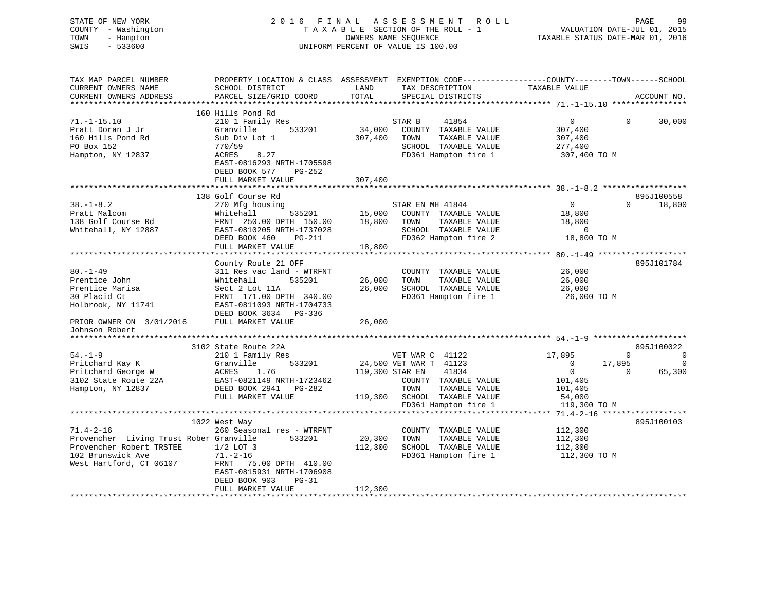STATE OF NEW YORK  
COUNTY - Washington  
TOWN - Hampton  
SWIS - 533600

2016 FINAL ASSESSMENT ROLL  
TAXABLE SECTION OF THE ROLL - 1  
OWNERS NAME SEQUENCE  
UNIFORM PERCENT OF VALUE IS 100.00

VALUATION DATE-JUL 01, 2015  
TAXABLE STATUS DATE-MAR 01, 2016

```
TAX MAP PARCEL NUMBER          PROPERTY LOCATION & CLASS  ASSESSMENT  EXEMPTION CODE-----------------COUNTY--------TOWN------SCHOOL
CURRENT OWNERS NAME            SCHOOL DISTRICT              LAND      TAX DESCRIPTION            TAXABLE VALUE
CURRENT OWNERS ADDRESS         PARCEL SIZE/GRID COORD       TOTAL     SPECIAL DISTRICTS                                  ACCOUNT NO.
******************************************************************************************* 71.-1-15.10 ****************
                               160 Hills Pond Rd
71.-1-15.10                    210 1 Family Res                    STAR B      41854              0             0      30,000
Pratt Doran J Jr               Granville        533201      34,000   COUNTY  TAXABLE VALUE         307,400
160 Hills Pond Rd              Sub Div Lot 1               307,400   TOWN    TAXABLE VALUE         307,400
PO Box 152                     770/59                                SCHOOL  TAXABLE VALUE         277,400
Hampton, NY 12837              ACRES    8.27                         FD361 Hampton fire 1           307,400 TO M
                               EAST-0816293 NRTH-1705598
                               DEED BOOK 577    PG-252
                               FULL MARKET VALUE           307,400
******************************************************************************************* 38.-1-8.2 ******************
                               138 Golf Course Rd                                                                895J100558
38.-1-8.2                      270 Mfg housing                     STAR EN MH 41844               0             0      18,800
Pratt Malcom                   Whitehall        535201      15,000   COUNTY  TAXABLE VALUE          18,800
138 Golf Course Rd             FRNT 250.00 DPTH 150.00      18,800   TOWN    TAXABLE VALUE          18,800
Whitehall, NY 12887            EAST-0810205 NRTH-1737028             SCHOOL  TAXABLE VALUE               0
                               DEED BOOK 460    PG-211               FD362 Hampton fire 2            18,800 TO M
                               FULL MARKET VALUE            18,800
******************************************************************************************* 80.-1-49 *******************
                               County Route 21 OFF                                                               895J101784
80.-1-49                       311 Res vac land - WTRFNT             COUNTY  TAXABLE VALUE          26,000
Prentice John                  Whitehall        535201      26,000   TOWN    TAXABLE VALUE          26,000
Prentice Marisa                Sect 2 Lot 11A               26,000   SCHOOL  TAXABLE VALUE          26,000
30 Placid Ct                   FRNT 171.00 DPTH 340.00               FD361 Hampton fire 1            26,000 TO M
Holbrook, NY 11741             EAST-0811093 NRTH-1704733
                               DEED BOOK 3634   PG-336
PRIOR OWNER ON 3/01/2016       FULL MARKET VALUE            26,000
Johnson Robert
******************************************************************************************* 54.-1-9 ********************
                               3102 State Route 22A                                                              895J100022
54.-1-9                        210 1 Family Res                    VET WAR C  41122          17,895             0           0
Pritchard Kay K                Granville        533201      24,500 VET WAR T  41123               0        17,895           0
Pritchard George W             ACRES    1.76               119,300 STAR EN    41834               0             0      65,300
3102 State Route 22A           EAST-0821149 NRTH-1723462             COUNTY  TAXABLE VALUE         101,405
Hampton, NY 12837              DEED BOOK 2941   PG-282               TOWN    TAXABLE VALUE         101,405
                               FULL MARKET VALUE           119,300   SCHOOL  TAXABLE VALUE          54,000
                                                                     FD361 Hampton fire 1           119,300 TO M
******************************************************************************************* 71.4-2-16 ******************
                               1022 West Way                                                                     895J100103
71.4-2-16                      260 Seasonal res - WTRFNT             COUNTY  TAXABLE VALUE         112,300
Provencher  Living Trust Rober Granville        533201      20,300   TOWN    TAXABLE VALUE         112,300
Provencher Robert TRSTEE       1/2 LOT 3                   112,300   SCHOOL  TAXABLE VALUE         112,300
102 Brunswick Ave              71.-2-16                              FD361 Hampton fire 1           112,300 TO M
West Hartford, CT 06107        FRNT  75.00 DPTH 410.00
                               EAST-0815931 NRTH-1706908
                               DEED BOOK 903    PG-31
                               FULL MARKET VALUE           112,300
**************************************************************************************************************************
```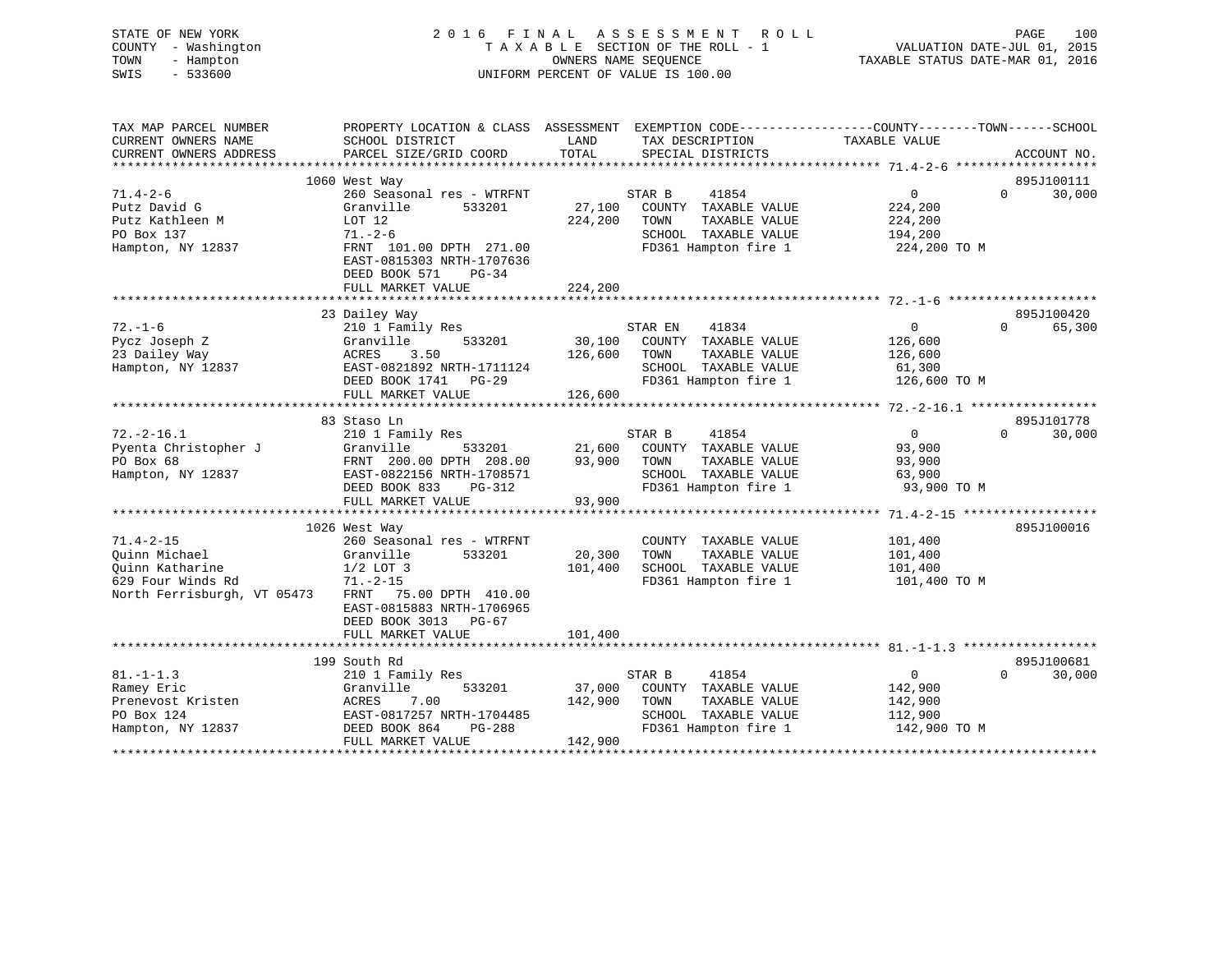STATE OF NEW YORK
COUNTY - Washington
TOWN - Hampton
SWIS - 533600

2016 FINAL ASSESSMENT ROLL
TAXABLE SECTION OF THE ROLL - 1
OWNERS NAME SEQUENCE
UNIFORM PERCENT OF VALUE IS 100.00

VALUATION DATE-JUL 01, 2015
TAXABLE STATUS DATE-MAR 01, 2016

| TAX MAP PARCEL NUMBER / CURRENT OWNERS NAME / CURRENT OWNERS ADDRESS | PROPERTY LOCATION & CLASS / SCHOOL DISTRICT / PARCEL SIZE/GRID COORD | ASSESSMENT LAND | TOTAL | EXEMPTION CODE / TAX DESCRIPTION / SPECIAL DISTRICTS | COUNTY TAXABLE VALUE | TOWN | SCHOOL | ACCOUNT NO. |
|---|---|---|---|---|---|---|---|---|
| 71.4-2-6 | 1060 West Way | | | | | | | 895J100111 |
| Putz David G | 260 Seasonal res - WTRFNT | | | STAR B 41854 | 0 | 0 | 30,000 | |
| Putz Kathleen M | Granville 533201 | 27,100 | | COUNTY TAXABLE VALUE | 224,200 | | | |
| PO Box 137 | LOT 12 | | 224,200 | TOWN TAXABLE VALUE | 224,200 | | | |
| Hampton, NY 12837 | 71.-2-6 | | | SCHOOL TAXABLE VALUE | 194,200 | | | |
| | FRNT 101.00 DPTH 271.00 | | | FD361 Hampton fire 1 | 224,200 TO M | | | |
| | EAST-0815303 NRTH-1707636 | | | | | | | |
| | DEED BOOK 571 PG-34 | | | | | | | |
| | FULL MARKET VALUE | | 224,200 | | | | | |
| 72.-1-6 | 23 Dailey Way | | | | | | | 895J100420 |
| Pycz Joseph Z | 210 1 Family Res | | | STAR EN 41834 | 0 | 0 | 65,300 | |
| 23 Dailey Way | Granville 533201 | 30,100 | | COUNTY TAXABLE VALUE | 126,600 | | | |
| Hampton, NY 12837 | ACRES 3.50 | | 126,600 | TOWN TAXABLE VALUE | 126,600 | | | |
| | EAST-0821892 NRTH-1711124 | | | SCHOOL TAXABLE VALUE | 61,300 | | | |
| | DEED BOOK 1741 PG-29 | | | FD361 Hampton fire 1 | 126,600 TO M | | | |
| | FULL MARKET VALUE | | 126,600 | | | | | |
| 72.-2-16.1 | 83 Staso Ln | | | | | | | 895J101778 |
| Pyenta Christopher J | 210 1 Family Res | | | STAR B 41854 | 0 | 0 | 30,000 | |
| PO Box 68 | Granville 533201 | 21,600 | | COUNTY TAXABLE VALUE | 93,900 | | | |
| Hampton, NY 12837 | FRNT 200.00 DPTH 208.00 | | 93,900 | TOWN TAXABLE VALUE | 93,900 | | | |
| | EAST-0822156 NRTH-1708571 | | | SCHOOL TAXABLE VALUE | 63,900 | | | |
| | DEED BOOK 833 PG-312 | | | FD361 Hampton fire 1 | 93,900 TO M | | | |
| | FULL MARKET VALUE | | 93,900 | | | | | |
| 71.4-2-15 | 1026 West Way | | | | | | | 895J100016 |
| Quinn Michael | 260 Seasonal res - WTRFNT | | | COUNTY TAXABLE VALUE | 101,400 | | | |
| Quinn Katharine | Granville 533201 | 20,300 | | TOWN TAXABLE VALUE | 101,400 | | | |
| 629 Four Winds Rd | 1/2 LOT 3 | | 101,400 | SCHOOL TAXABLE VALUE | 101,400 | | | |
| North Ferrisburgh, VT 05473 | 71.-2-15 | | | FD361 Hampton fire 1 | 101,400 TO M | | | |
| | FRNT 75.00 DPTH 410.00 | | | | | | | |
| | EAST-0815883 NRTH-1706965 | | | | | | | |
| | DEED BOOK 3013 PG-67 | | | | | | | |
| | FULL MARKET VALUE | | 101,400 | | | | | |
| 81.-1-1.3 | 199 South Rd | | | | | | | 895J100681 |
| Ramey Eric | 210 1 Family Res | | | STAR B 41854 | 0 | 0 | 30,000 | |
| Prenevost Kristen | Granville 533201 | 37,000 | | COUNTY TAXABLE VALUE | 142,900 | | | |
| PO Box 124 | ACRES 7.00 | | 142,900 | TOWN TAXABLE VALUE | 142,900 | | | |
| Hampton, NY 12837 | EAST-0817257 NRTH-1704485 | | | SCHOOL TAXABLE VALUE | 112,900 | | | |
| | DEED BOOK 864 PG-288 | | | FD361 Hampton fire 1 | 142,900 TO M | | | |
| | FULL MARKET VALUE | | 142,900 | | | | | |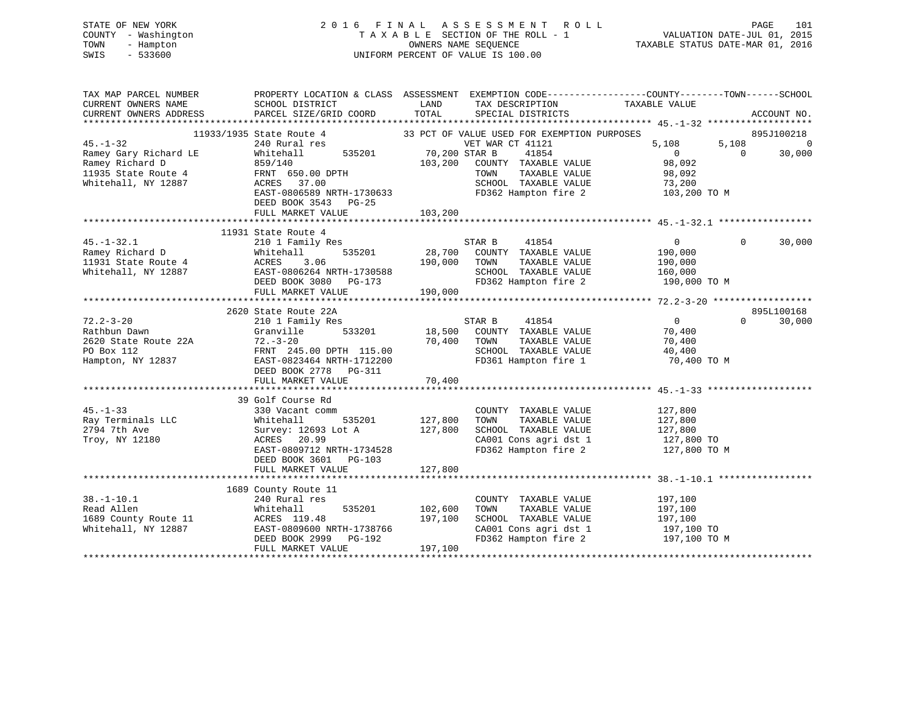STATE OF NEW YORK
COUNTY - Washington
TOWN - Hampton
SWIS - 533600

# 2016 FINAL ASSESSMENT ROLL

TAXABLE SECTION OF THE ROLL - 1
OWNERS NAME SEQUENCE
UNIFORM PERCENT OF VALUE IS 100.00

VALUATION DATE-JUL 01, 2015
TAXABLE STATUS DATE-MAR 01, 2016

```
TAX MAP PARCEL NUMBER          PROPERTY LOCATION & CLASS  ASSESSMENT  EXEMPTION CODE-----------------COUNTY--------TOWN------SCHOOL
CURRENT OWNERS NAME            SCHOOL DISTRICT              LAND      TAX DESCRIPTION            TAXABLE VALUE
CURRENT OWNERS ADDRESS         PARCEL SIZE/GRID COORD       TOTAL     SPECIAL DISTRICTS                                  ACCOUNT NO.
******************************************************************************************************* 45.-1-32 *******************
        11933/1935 State Route 4                         33 PCT OF VALUE USED FOR EXEMPTION PURPOSES                     895J100218
45.-1-32                       240 Rural res                          VET WAR CT 41121             5,108        5,108            0
Ramey Gary Richard LE          Whitehall       535201       70,200 STAR B      41854                   0            0       30,000
Ramey Richard D                859/140                     103,200    COUNTY  TAXABLE VALUE           98,092
11935 State Route 4            FRNT 650.00 DPTH                       TOWN    TAXABLE VALUE           98,092
Whitehall, NY 12887            ACRES  37.00                           SCHOOL  TAXABLE VALUE           73,200
                               EAST-0806589 NRTH-1730633              FD362 Hampton fire 2           103,200 TO M
                               DEED BOOK 3543   PG-25
                               FULL MARKET VALUE           103,200
******************************************************************************************************* 45.-1-32.1 *****************
        11931 State Route 4
45.-1-32.1                     210 1 Family Res                       STAR B      41854                0            0       30,000
Ramey Richard D                Whitehall       535201       28,700    COUNTY  TAXABLE VALUE          190,000
11931 State Route 4            ACRES    3.06               190,000    TOWN    TAXABLE VALUE          190,000
Whitehall, NY 12887            EAST-0806264 NRTH-1730588              SCHOOL  TAXABLE VALUE          160,000
                               DEED BOOK 3080   PG-173                FD362 Hampton fire 2           190,000 TO M
                               FULL MARKET VALUE           190,000
******************************************************************************************************* 72.2-3-20 ******************
        2620 State Route 22A                                                                                              895L100168
72.2-3-20                      210 1 Family Res                       STAR B      41854                0            0       30,000
Rathbun Dawn                   Granville       533201       18,500    COUNTY  TAXABLE VALUE           70,400
2620 State Route 22A           72.-3-20                     70,400    TOWN    TAXABLE VALUE           70,400
PO Box 112                     FRNT 245.00 DPTH 115.00                SCHOOL  TAXABLE VALUE           40,400
Hampton, NY 12837              EAST-0823464 NRTH-1712200              FD361 Hampton fire 1            70,400 TO M
                               DEED BOOK 2778   PG-311
                               FULL MARKET VALUE            70,400
******************************************************************************************************* 45.-1-33 *******************
        39 Golf Course Rd
45.-1-33                       330 Vacant comm                        COUNTY  TAXABLE VALUE          127,800
Ray Terminals LLC              Whitehall       535201      127,800    TOWN    TAXABLE VALUE          127,800
2794 7th Ave                   Survey: 12693 Lot A         127,800    SCHOOL  TAXABLE VALUE          127,800
Troy, NY 12180                 ACRES  20.99                           CA001 Cons agri dst 1          127,800 TO
                               EAST-0809712 NRTH-1734528              FD362 Hampton fire 2           127,800 TO M
                               DEED BOOK 3601   PG-103
                               FULL MARKET VALUE           127,800
******************************************************************************************************* 38.-1-10.1 *****************
        1689 County Route 11
38.-1-10.1                     240 Rural res                          COUNTY  TAXABLE VALUE          197,100
Read Allen                     Whitehall       535201      102,600    TOWN    TAXABLE VALUE          197,100
1689 County Route 11           ACRES 119.48                197,100    SCHOOL  TAXABLE VALUE          197,100
Whitehall, NY 12887            EAST-0809600 NRTH-1738766              CA001 Cons agri dst 1          197,100 TO
                               DEED BOOK 2999   PG-192                FD362 Hampton fire 2           197,100 TO M
                               FULL MARKET VALUE           197,100
************************************************************************************************************************************
```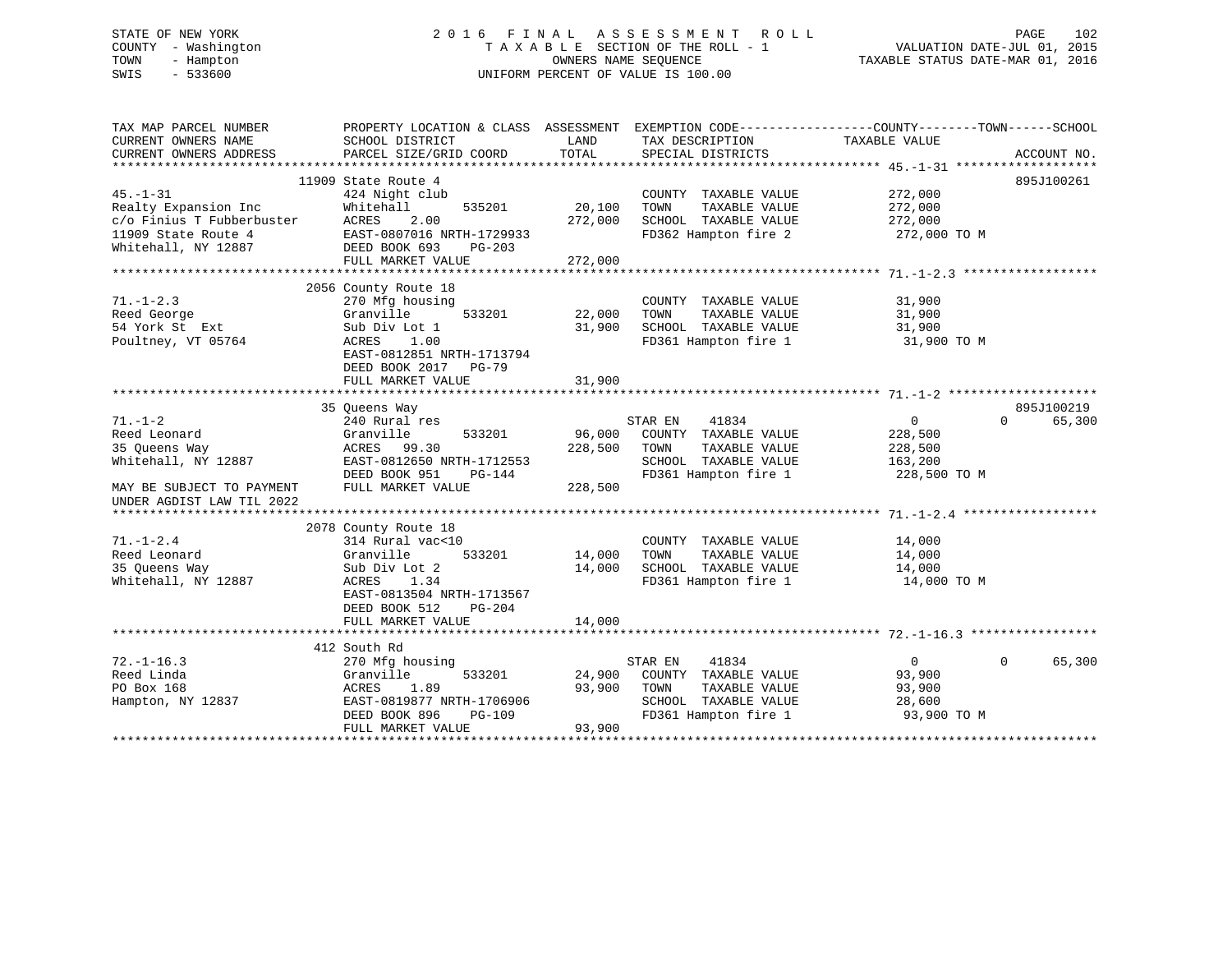STATE OF NEW YORK
COUNTY - Washington
TOWN - Hampton
SWIS - 533600

# 2016 FINAL ASSESSMENT ROLL

TAXABLE SECTION OF THE ROLL - 1
OWNERS NAME SEQUENCE
UNIFORM PERCENT OF VALUE IS 100.00

VALUATION DATE-JUL 01, 2015
TAXABLE STATUS DATE-MAR 01, 2016

| TAX MAP PARCEL NUMBER / CURRENT OWNERS NAME / CURRENT OWNERS ADDRESS | PROPERTY LOCATION & CLASS / SCHOOL DISTRICT / PARCEL SIZE/GRID COORD | ASSESSMENT LAND / TOTAL | EXEMPTION CODE / TAX DESCRIPTION / SPECIAL DISTRICTS | COUNTY / TOWN TAXABLE VALUE | SCHOOL | ACCOUNT NO. |
|---|---|---|---|---|---|---|
| 45.-1-31 | 11909 State Route 4 | | | | | 895J100261 |
| | 424 Night club | | COUNTY TAXABLE VALUE | 272,000 | | |
| Realty Expansion Inc | Whitehall 535201 | 20,100 | TOWN TAXABLE VALUE | 272,000 | | |
| c/o Finius T Fubberbuster | ACRES 2.00 | 272,000 | SCHOOL TAXABLE VALUE | 272,000 | | |
| 11909 State Route 4 | EAST-0807016 NRTH-1729933 | | FD362 Hampton fire 2 | 272,000 TO M | | |
| Whitehall, NY 12887 | DEED BOOK 693 PG-203 | | | | | |
| | FULL MARKET VALUE | 272,000 | | | | |
| 71.-1-2.3 | 2056 County Route 18 | | | | | |
| | 270 Mfg housing | | COUNTY TAXABLE VALUE | 31,900 | | |
| Reed George | Granville 533201 | 22,000 | TOWN TAXABLE VALUE | 31,900 | | |
| 54 York St Ext | Sub Div Lot 1 | 31,900 | SCHOOL TAXABLE VALUE | 31,900 | | |
| Poultney, VT 05764 | ACRES 1.00 | | FD361 Hampton fire 1 | 31,900 TO M | | |
| | EAST-0812851 NRTH-1713794 | | | | | |
| | DEED BOOK 2017 PG-79 | | | | | |
| | FULL MARKET VALUE | 31,900 | | | | |
| 71.-1-2 | 35 Queens Way | | | | | 895J100219 |
| | 240 Rural res | | STAR EN 41834 | 0 | 65,300 | |
| Reed Leonard | Granville 533201 | 96,000 | COUNTY TAXABLE VALUE | 228,500 | | |
| 35 Queens Way | ACRES 99.30 | 228,500 | TOWN TAXABLE VALUE | 228,500 | | |
| Whitehall, NY 12887 | EAST-0812650 NRTH-1712553 | | SCHOOL TAXABLE VALUE | 163,200 | | |
| | DEED BOOK 951 PG-144 | | FD361 Hampton fire 1 | 228,500 TO M | | |
| MAY BE SUBJECT TO PAYMENT UNDER AGDIST LAW TIL 2022 | FULL MARKET VALUE | 228,500 | | | | |
| 71.-1-2.4 | 2078 County Route 18 | | | | | |
| | 314 Rural vac<10 | | COUNTY TAXABLE VALUE | 14,000 | | |
| Reed Leonard | Granville 533201 | 14,000 | TOWN TAXABLE VALUE | 14,000 | | |
| 35 Queens Way | Sub Div Lot 2 | 14,000 | SCHOOL TAXABLE VALUE | 14,000 | | |
| Whitehall, NY 12887 | ACRES 1.34 | | FD361 Hampton fire 1 | 14,000 TO M | | |
| | EAST-0813504 NRTH-1713567 | | | | | |
| | DEED BOOK 512 PG-204 | | | | | |
| | FULL MARKET VALUE | 14,000 | | | | |
| 72.-1-16.3 | 412 South Rd | | | | | |
| | 270 Mfg housing | | STAR EN 41834 | 0 | 65,300 | |
| Reed Linda | Granville 533201 | 24,900 | COUNTY TAXABLE VALUE | 93,900 | | |
| PO Box 168 | ACRES 1.89 | 93,900 | TOWN TAXABLE VALUE | 93,900 | | |
| Hampton, NY 12837 | EAST-0819877 NRTH-1706906 | | SCHOOL TAXABLE VALUE | 28,600 | | |
| | DEED BOOK 896 PG-109 | | FD361 Hampton fire 1 | 93,900 TO M | | |
| | FULL MARKET VALUE | 93,900 | | | | |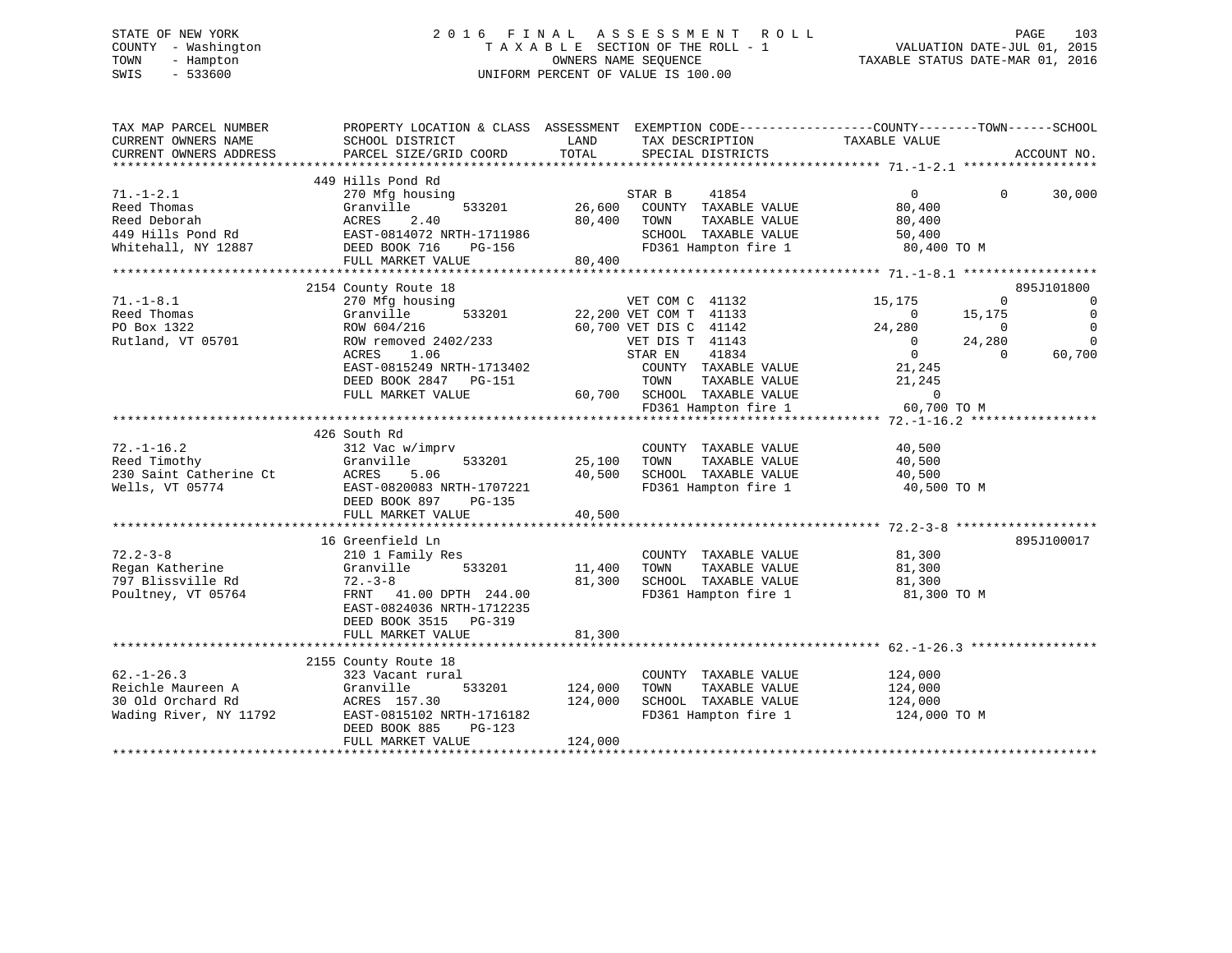STATE OF NEW YORK
COUNTY - Washington
TOWN - Hampton
SWIS - 533600

2 0 1 6 F I N A L A S S E S S M E N T R O L L
T A X A B L E SECTION OF THE ROLL - 1
OWNERS NAME SEQUENCE
UNIFORM PERCENT OF VALUE IS 100.00

VALUATION DATE-JUL 01, 2015
TAXABLE STATUS DATE-MAR 01, 2016

| TAX MAP PARCEL NUMBER / CURRENT OWNERS NAME / CURRENT OWNERS ADDRESS | PROPERTY LOCATION & CLASS / SCHOOL DISTRICT / PARCEL SIZE/GRID COORD | ASSESSMENT LAND / TOTAL | EXEMPTION CODE / TAX DESCRIPTION / SPECIAL DISTRICTS | COUNTY TAXABLE VALUE | TOWN | SCHOOL | ACCOUNT NO. |
|---|---|---|---|---|---|---|---|
| | 449 Hills Pond Rd | | | | | | |
| 71.-1-2.1 | 270 Mfg housing | | STAR B 41854 | 0 | 0 | 30,000 | |
| Reed Thomas | Granville 533201 | 26,600 | COUNTY TAXABLE VALUE | 80,400 | | | |
| Reed Deborah | ACRES 2.40 | 80,400 | TOWN TAXABLE VALUE | 80,400 | | | |
| 449 Hills Pond Rd | EAST-0814072 NRTH-1711986 | | SCHOOL TAXABLE VALUE | 50,400 | | | |
| Whitehall, NY 12887 | DEED BOOK 716 PG-156 | | FD361 Hampton fire 1 | 80,400 TO M | | | |
| | FULL MARKET VALUE | 80,400 | | | | | |
| | 2154 County Route 18 | | | | | | 895J101800 |
| 71.-1-8.1 | 270 Mfg housing | | VET COM C 41132 | 15,175 | 0 | 0 | |
| Reed Thomas | Granville 533201 | 22,200 | VET COM T 41133 | 0 | 15,175 | 0 | |
| PO Box 1322 | ROW 604/216 | 60,700 | VET DIS C 41142 | 24,280 | 0 | 0 | |
| Rutland, VT 05701 | ROW removed 2402/233 | | VET DIS T 41143 | 0 | 24,280 | 0 | |
| | ACRES 1.06 | | STAR EN 41834 | 0 | 0 | 60,700 | |
| | EAST-0815249 NRTH-1713402 | | COUNTY TAXABLE VALUE | 21,245 | | | |
| | DEED BOOK 2847 PG-151 | | TOWN TAXABLE VALUE | 21,245 | | | |
| | FULL MARKET VALUE | 60,700 | SCHOOL TAXABLE VALUE | 0 | | | |
| | | | FD361 Hampton fire 1 | 60,700 TO M | | | |
| | 426 South Rd | | | | | | |
| 72.-1-16.2 | 312 Vac w/imprv | | COUNTY TAXABLE VALUE | 40,500 | | | |
| Reed Timothy | Granville 533201 | 25,100 | TOWN TAXABLE VALUE | 40,500 | | | |
| 230 Saint Catherine Ct | ACRES 5.06 | 40,500 | SCHOOL TAXABLE VALUE | 40,500 | | | |
| Wells, VT 05774 | EAST-0820083 NRTH-1707221 | | FD361 Hampton fire 1 | 40,500 TO M | | | |
| | DEED BOOK 897 PG-135 | | | | | | |
| | FULL MARKET VALUE | 40,500 | | | | | |
| | 16 Greenfield Ln | | | | | | 895J100017 |
| 72.2-3-8 | 210 1 Family Res | | COUNTY TAXABLE VALUE | 81,300 | | | |
| Regan Katherine | Granville 533201 | 11,400 | TOWN TAXABLE VALUE | 81,300 | | | |
| 797 Blissville Rd | 72.-3-8 | 81,300 | SCHOOL TAXABLE VALUE | 81,300 | | | |
| Poultney, VT 05764 | FRNT 41.00 DPTH 244.00 | | FD361 Hampton fire 1 | 81,300 TO M | | | |
| | EAST-0824036 NRTH-1712235 | | | | | | |
| | DEED BOOK 3515 PG-319 | | | | | | |
| | FULL MARKET VALUE | 81,300 | | | | | |
| | 2155 County Route 18 | | | | | | |
| 62.-1-26.3 | 323 Vacant rural | | COUNTY TAXABLE VALUE | 124,000 | | | |
| Reichle Maureen A | Granville 533201 | 124,000 | TOWN TAXABLE VALUE | 124,000 | | | |
| 30 Old Orchard Rd | ACRES 157.30 | 124,000 | SCHOOL TAXABLE VALUE | 124,000 | | | |
| Wading River, NY 11792 | EAST-0815102 NRTH-1716182 | | FD361 Hampton fire 1 | 124,000 TO M | | | |
| | DEED BOOK 885 PG-123 | | | | | | |
| | FULL MARKET VALUE | 124,000 | | | | | |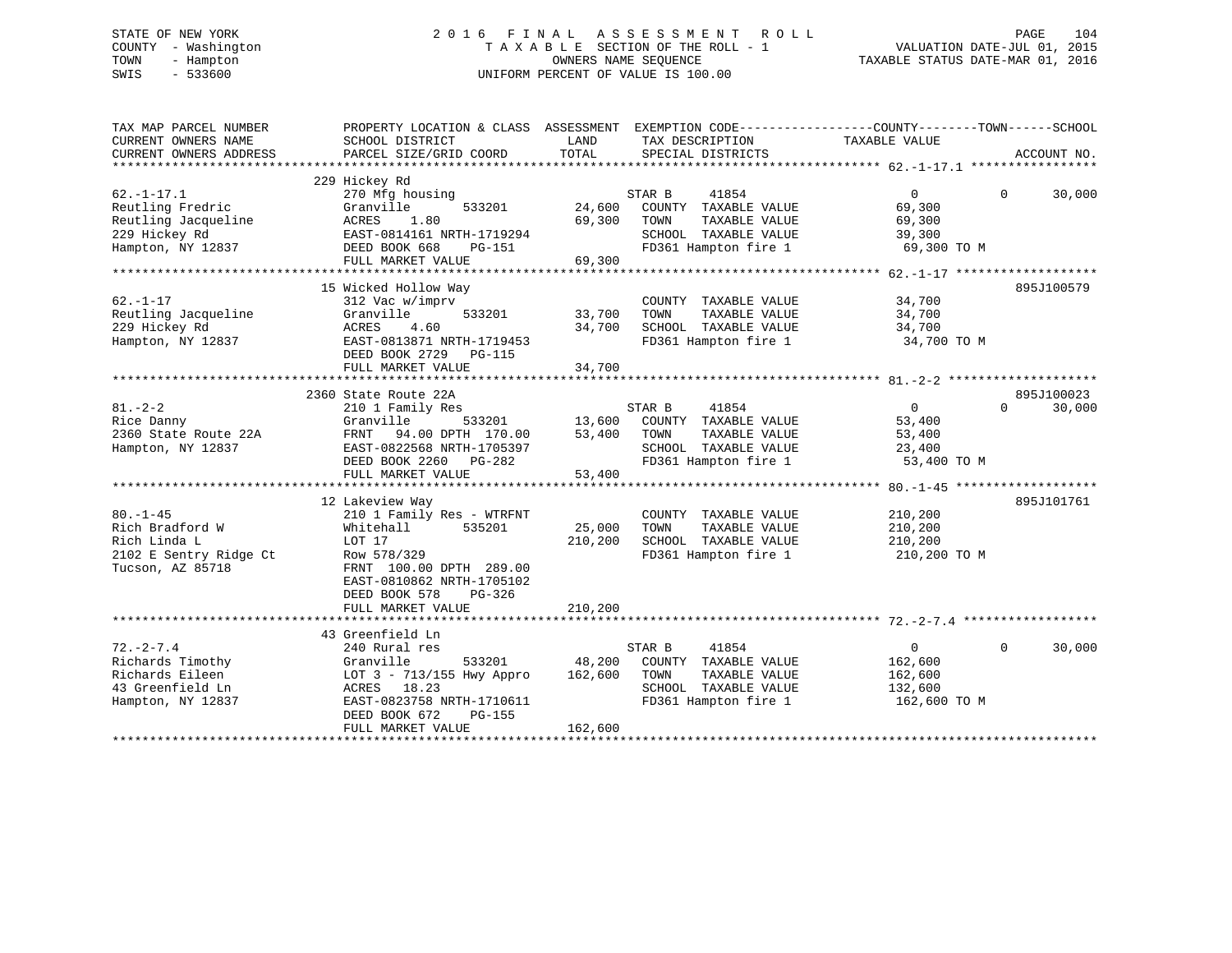STATE OF NEW YORK
COUNTY - Washington
TOWN - Hampton
SWIS - 533600

# 2016 FINAL ASSESSMENT ROLL
TAXABLE SECTION OF THE ROLL - 1
OWNERS NAME SEQUENCE
UNIFORM PERCENT OF VALUE IS 100.00

VALUATION DATE-JUL 01, 2015
TAXABLE STATUS DATE-MAR 01, 2016

| TAX MAP PARCEL NUMBER / CURRENT OWNERS NAME / CURRENT OWNERS ADDRESS | PROPERTY LOCATION & CLASS / SCHOOL DISTRICT / PARCEL SIZE/GRID COORD | ASSESSMENT LAND / TOTAL | EXEMPTION CODE / TAX DESCRIPTION / SPECIAL DISTRICTS | COUNTY TAXABLE VALUE | TOWN | SCHOOL | ACCOUNT NO. |
|---|---|---|---|---|---|---|---|
| **62.-1-17.1** | 229 Hickey Rd | | | | | | |
| 62.-1-17.1 | 270 Mfg housing | | STAR B 41854 | 0 | 0 | 30,000 | |
| Reutling Fredric | Granville 533201 | 24,600 | COUNTY TAXABLE VALUE | 69,300 | | | |
| Reutling Jacqueline | ACRES 1.80 | 69,300 | TOWN TAXABLE VALUE | 69,300 | | | |
| 229 Hickey Rd | EAST-0814161 NRTH-1719294 | | SCHOOL TAXABLE VALUE | 39,300 | | | |
| Hampton, NY 12837 | DEED BOOK 668 PG-151 | | FD361 Hampton fire 1 | 69,300 TO M | | | |
| | FULL MARKET VALUE | 69,300 | | | | | |
| **62.-1-17** | 15 Wicked Hollow Way | | | | | | 895J100579 |
| 62.-1-17 | 312 Vac w/imprv | | COUNTY TAXABLE VALUE | 34,700 | | | |
| Reutling Jacqueline | Granville 533201 | 33,700 | TOWN TAXABLE VALUE | 34,700 | | | |
| 229 Hickey Rd | ACRES 4.60 | 34,700 | SCHOOL TAXABLE VALUE | 34,700 | | | |
| Hampton, NY 12837 | EAST-0813871 NRTH-1719453 | | FD361 Hampton fire 1 | 34,700 TO M | | | |
| | DEED BOOK 2729 PG-115 | | | | | | |
| | FULL MARKET VALUE | 34,700 | | | | | |
| **81.-2-2** | 2360 State Route 22A | | | | | | 895J100023 |
| 81.-2-2 | 210 1 Family Res | | STAR B 41854 | 0 | 0 | 30,000 | |
| Rice Danny | Granville 533201 | 13,600 | COUNTY TAXABLE VALUE | 53,400 | | | |
| 2360 State Route 22A | FRNT 94.00 DPTH 170.00 | 53,400 | TOWN TAXABLE VALUE | 53,400 | | | |
| Hampton, NY 12837 | EAST-0822568 NRTH-1705397 | | SCHOOL TAXABLE VALUE | 23,400 | | | |
| | DEED BOOK 2260 PG-282 | | FD361 Hampton fire 1 | 53,400 TO M | | | |
| | FULL MARKET VALUE | 53,400 | | | | | |
| **80.-1-45** | 12 Lakeview Way | | | | | | 895J101761 |
| 80.-1-45 | 210 1 Family Res - WTRFNT | | COUNTY TAXABLE VALUE | 210,200 | | | |
| Rich Bradford W | Whitehall 535201 | 25,000 | TOWN TAXABLE VALUE | 210,200 | | | |
| Rich Linda L | LOT 17 | 210,200 | SCHOOL TAXABLE VALUE | 210,200 | | | |
| 2102 E Sentry Ridge Ct | Row 578/329 | | FD361 Hampton fire 1 | 210,200 TO M | | | |
| Tucson, AZ 85718 | FRNT 100.00 DPTH 289.00 | | | | | | |
| | EAST-0810862 NRTH-1705102 | | | | | | |
| | DEED BOOK 578 PG-326 | | | | | | |
| | FULL MARKET VALUE | 210,200 | | | | | |
| **72.-2-7.4** | 43 Greenfield Ln | | | | | | |
| 72.-2-7.4 | 240 Rural res | | STAR B 41854 | 0 | 0 | 30,000 | |
| Richards Timothy | Granville 533201 | 48,200 | COUNTY TAXABLE VALUE | 162,600 | | | |
| Richards Eileen | LOT 3 - 713/155 Hwy Appro | 162,600 | TOWN TAXABLE VALUE | 162,600 | | | |
| 43 Greenfield Ln | ACRES 18.23 | | SCHOOL TAXABLE VALUE | 132,600 | | | |
| Hampton, NY 12837 | EAST-0823758 NRTH-1710611 | | FD361 Hampton fire 1 | 162,600 TO M | | | |
| | DEED BOOK 672 PG-155 | | | | | | |
| | FULL MARKET VALUE | 162,600 | | | | | |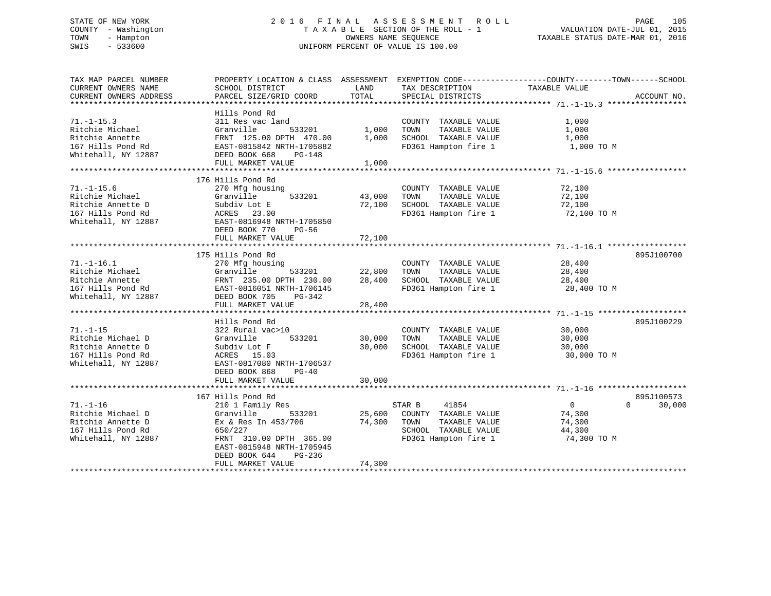STATE OF NEW YORK
COUNTY - Washington
TOWN - Hampton
SWIS - 533600

2016 FINAL ASSESSMENT ROLL
TAXABLE SECTION OF THE ROLL - 1
OWNERS NAME SEQUENCE
UNIFORM PERCENT OF VALUE IS 100.00

VALUATION DATE-JUL 01, 2015
TAXABLE STATUS DATE-MAR 01, 2016

| TAX MAP PARCEL NUMBER / CURRENT OWNERS NAME / CURRENT OWNERS ADDRESS | PROPERTY LOCATION & CLASS / SCHOOL DISTRICT / PARCEL SIZE/GRID COORD | ASSESSMENT LAND | TOTAL | EXEMPTION CODE / TAX DESCRIPTION / SPECIAL DISTRICTS | COUNTY | TOWN | SCHOOL TAXABLE VALUE | ACCOUNT NO. |
|---|---|---|---|---|---|---|---|---|
| 71.-1-15.3 | Hills Pond Rd | | | | | | | |
| Ritchie Michael | 311 Res vac land | | | COUNTY TAXABLE VALUE | 1,000 | | | |
| Ritchie Annette | Granville 533201 | 1,000 | | TOWN TAXABLE VALUE | | 1,000 | | |
| 167 Hills Pond Rd | FRNT 125.00 DPTH 470.00 | | 1,000 | SCHOOL TAXABLE VALUE | | | 1,000 | |
| Whitehall, NY 12887 | EAST-0815842 NRTH-1705882 | | | FD361 Hampton fire 1 | 1,000 TO M | | | |
| | DEED BOOK 668 PG-148 | | | | | | | |
| | FULL MARKET VALUE | | 1,000 | | | | | |
| 71.-1-15.6 | 176 Hills Pond Rd | | | | | | | |
| Ritchie Michael | 270 Mfg housing | | | COUNTY TAXABLE VALUE | 72,100 | | | |
| Ritchie Annette D | Granville 533201 | 43,000 | | TOWN TAXABLE VALUE | | 72,100 | | |
| 167 Hills Pond Rd | Subdiv Lot E | | 72,100 | SCHOOL TAXABLE VALUE | | | 72,100 | |
| Whitehall, NY 12887 | ACRES 23.00 | | | FD361 Hampton fire 1 | 72,100 TO M | | | |
| | EAST-0816948 NRTH-1705850 | | | | | | | |
| | DEED BOOK 770 PG-56 | | | | | | | |
| | FULL MARKET VALUE | | 72,100 | | | | | |
| 71.-1-16.1 | 175 Hills Pond Rd | | | | | | | 895J100700 |
| Ritchie Michael | 270 Mfg housing | | | COUNTY TAXABLE VALUE | 28,400 | | | |
| Ritchie Annette | Granville 533201 | 22,800 | | TOWN TAXABLE VALUE | | 28,400 | | |
| 167 Hills Pond Rd | FRNT 235.00 DPTH 230.00 | | 28,400 | SCHOOL TAXABLE VALUE | | | 28,400 | |
| Whitehall, NY 12887 | EAST-0816051 NRTH-1706145 | | | FD361 Hampton fire 1 | 28,400 TO M | | | |
| | DEED BOOK 705 PG-342 | | | | | | | |
| | FULL MARKET VALUE | | 28,400 | | | | | |
| 71.-1-15 | Hills Pond Rd | | | | | | | 895J100229 |
| Ritchie Michael D | 322 Rural vac>10 | | | COUNTY TAXABLE VALUE | 30,000 | | | |
| Ritchie Annette D | Granville 533201 | 30,000 | | TOWN TAXABLE VALUE | | 30,000 | | |
| 167 Hills Pond Rd | Subdiv Lot F | | 30,000 | SCHOOL TAXABLE VALUE | | | 30,000 | |
| Whitehall, NY 12887 | ACRES 15.03 | | | FD361 Hampton fire 1 | 30,000 TO M | | | |
| | EAST-0817080 NRTH-1706537 | | | | | | | |
| | DEED BOOK 868 PG-40 | | | | | | | |
| | FULL MARKET VALUE | | 30,000 | | | | | |
| 71.-1-16 | 167 Hills Pond Rd | | | | | | | 895J100573 |
| Ritchie Michael D | 210 1 Family Res | | | STAR B 41854 | 0 | 0 | 30,000 | |
| Ritchie Annette D | Granville 533201 | 25,600 | | COUNTY TAXABLE VALUE | 74,300 | | | |
| 167 Hills Pond Rd | Ex & Res In 453/706 | | 74,300 | TOWN TAXABLE VALUE | | 74,300 | | |
| Whitehall, NY 12887 | 650/227 | | | SCHOOL TAXABLE VALUE | | | 44,300 | |
| | FRNT 310.00 DPTH 365.00 | | | FD361 Hampton fire 1 | 74,300 TO M | | | |
| | EAST-0815948 NRTH-1705945 | | | | | | | |
| | DEED BOOK 644 PG-236 | | | | | | | |
| | FULL MARKET VALUE | | 74,300 | | | | | |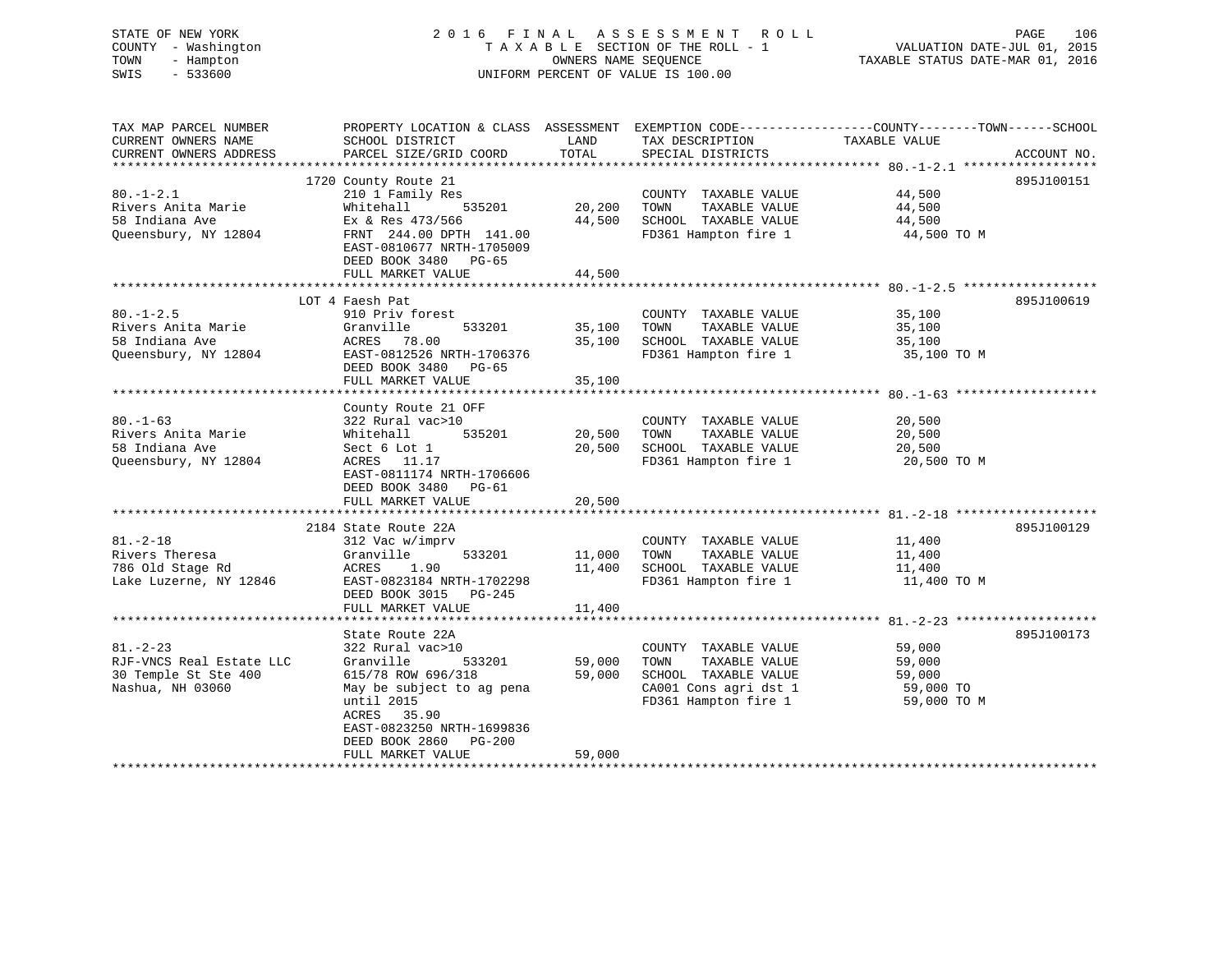STATE OF NEW YORK
COUNTY - Washington
TOWN - Hampton
SWIS - 533600

2 0 1 6 F I N A L A S S E S S M E N T R O L L
T A X A B L E SECTION OF THE ROLL - 1
OWNERS NAME SEQUENCE
UNIFORM PERCENT OF VALUE IS 100.00

VALUATION DATE-JUL 01, 2015
TAXABLE STATUS DATE-MAR 01, 2016

| TAX MAP PARCEL NUMBER<br>CURRENT OWNERS NAME<br>CURRENT OWNERS ADDRESS | PROPERTY LOCATION & CLASS<br>SCHOOL DISTRICT<br>PARCEL SIZE/GRID COORD | ASSESSMENT<br>LAND<br>TOTAL | EXEMPTION CODE------COUNTY--------TOWN------SCHOOL<br>TAX DESCRIPTION<br>SPECIAL DISTRICTS | TAXABLE VALUE | ACCOUNT NO. |
|---|---|---|---|---|---|
| ****** 80.-1-2.1 ****** | 1720 County Route 21 | | | | 895J100151 |
| 80.-1-2.1 | 210 1 Family Res | | COUNTY TAXABLE VALUE | 44,500 | |
| Rivers Anita Marie | Whitehall 535201 | 20,200 | TOWN TAXABLE VALUE | 44,500 | |
| 58 Indiana Ave | Ex & Res 473/566 | 44,500 | SCHOOL TAXABLE VALUE | 44,500 | |
| Queensbury, NY 12804 | FRNT 244.00 DPTH 141.00 | | FD361 Hampton fire 1 | 44,500 TO M | |
| | EAST-0810677 NRTH-1705009 | | | | |
| | DEED BOOK 3480 PG-65 | | | | |
| | FULL MARKET VALUE | 44,500 | | | |
| ****** 80.-1-2.5 ****** | LOT 4 Faesh Pat | | | | 895J100619 |
| 80.-1-2.5 | 910 Priv forest | | COUNTY TAXABLE VALUE | 35,100 | |
| Rivers Anita Marie | Granville 533201 | 35,100 | TOWN TAXABLE VALUE | 35,100 | |
| 58 Indiana Ave | ACRES 78.00 | 35,100 | SCHOOL TAXABLE VALUE | 35,100 | |
| Queensbury, NY 12804 | EAST-0812526 NRTH-1706376 | | FD361 Hampton fire 1 | 35,100 TO M | |
| | DEED BOOK 3480 PG-65 | | | | |
| | FULL MARKET VALUE | 35,100 | | | |
| ****** 80.-1-63 ****** | County Route 21 OFF | | | | |
| 80.-1-63 | 322 Rural vac>10 | | COUNTY TAXABLE VALUE | 20,500 | |
| Rivers Anita Marie | Whitehall 535201 | 20,500 | TOWN TAXABLE VALUE | 20,500 | |
| 58 Indiana Ave | Sect 6 Lot 1 | 20,500 | SCHOOL TAXABLE VALUE | 20,500 | |
| Queensbury, NY 12804 | ACRES 11.17 | | FD361 Hampton fire 1 | 20,500 TO M | |
| | EAST-0811174 NRTH-1706606 | | | | |
| | DEED BOOK 3480 PG-61 | | | | |
| | FULL MARKET VALUE | 20,500 | | | |
| ****** 81.-2-18 ****** | 2184 State Route 22A | | | | 895J100129 |
| 81.-2-18 | 312 Vac w/imprv | | COUNTY TAXABLE VALUE | 11,400 | |
| Rivers Theresa | Granville 533201 | 11,000 | TOWN TAXABLE VALUE | 11,400 | |
| 786 Old Stage Rd | ACRES 1.90 | 11,400 | SCHOOL TAXABLE VALUE | 11,400 | |
| Lake Luzerne, NY 12846 | EAST-0823184 NRTH-1702298 | | FD361 Hampton fire 1 | 11,400 TO M | |
| | DEED BOOK 3015 PG-245 | | | | |
| | FULL MARKET VALUE | 11,400 | | | |
| ****** 81.-2-23 ****** | State Route 22A | | | | 895J100173 |
| 81.-2-23 | 322 Rural vac>10 | | COUNTY TAXABLE VALUE | 59,000 | |
| RJF-VNCS Real Estate LLC | Granville 533201 | 59,000 | TOWN TAXABLE VALUE | 59,000 | |
| 30 Temple St Ste 400 | 615/78 ROW 696/318 | 59,000 | SCHOOL TAXABLE VALUE | 59,000 | |
| Nashua, NH 03060 | May be subject to ag pena | | CA001 Cons agri dst 1 | 59,000 TO | |
| | until 2015 | | FD361 Hampton fire 1 | 59,000 TO M | |
| | ACRES 35.90 | | | | |
| | EAST-0823250 NRTH-1699836 | | | | |
| | DEED BOOK 2860 PG-200 | | | | |
| | FULL MARKET VALUE | 59,000 | | | |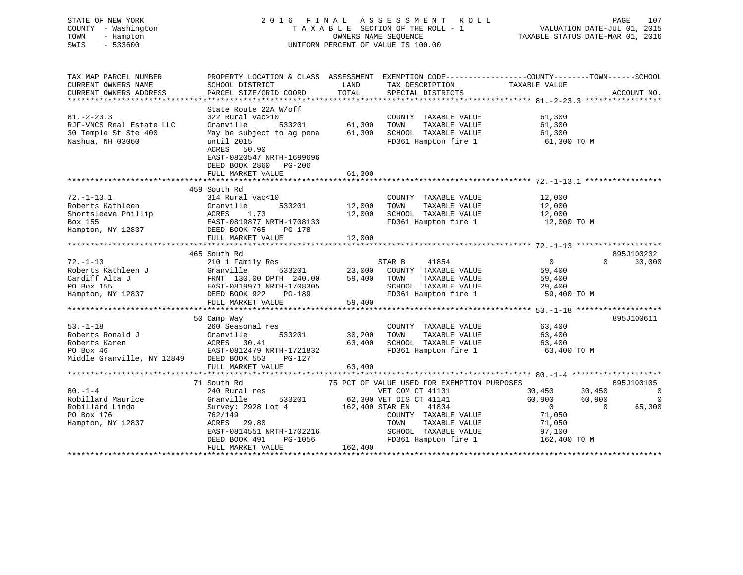STATE OF NEW YORK
COUNTY - Washington
TOWN - Hampton
SWIS - 533600

2016 FINAL ASSESSMENT ROLL
TAXABLE SECTION OF THE ROLL - 1
OWNERS NAME SEQUENCE
UNIFORM PERCENT OF VALUE IS 100.00

VALUATION DATE-JUL 01, 2015
TAXABLE STATUS DATE-MAR 01, 2016

```
TAX MAP PARCEL NUMBER          PROPERTY LOCATION & CLASS  ASSESSMENT  EXEMPTION CODE------------------COUNTY--------TOWN------SCHOOL
CURRENT OWNERS NAME            SCHOOL DISTRICT              LAND      TAX DESCRIPTION             TAXABLE VALUE
CURRENT OWNERS ADDRESS         PARCEL SIZE/GRID COORD       TOTAL     SPECIAL DISTRICTS                                    ACCOUNT NO.
******************************************************************************************************* 81.-2-23.3 *****************
                               State Route 22A W/off
81.-2-23.3                     322 Rural vac>10                       COUNTY  TAXABLE VALUE          61,300
RJF-VNCS Real Estate LLC       Granville      533201       61,300     TOWN    TAXABLE VALUE          61,300
30 Temple St Ste 400           May be subject to ag pena   61,300     SCHOOL  TAXABLE VALUE          61,300
Nashua, NH 03060               until 2015                             FD361 Hampton fire 1            61,300 TO M
                               ACRES   50.90
                               EAST-0820547 NRTH-1699696
                               DEED BOOK 2860   PG-206
                               FULL MARKET VALUE           61,300
******************************************************************************************************* 72.-1-13.1 *****************
                               459 South Rd
72.-1-13.1                     314 Rural vac<10                       COUNTY  TAXABLE VALUE          12,000
Roberts Kathleen               Granville      533201       12,000     TOWN    TAXABLE VALUE          12,000
Shortsleeve Phillip            ACRES    1.73               12,000     SCHOOL  TAXABLE VALUE          12,000
Box 155                        EAST-0819877 NRTH-1708133              FD361 Hampton fire 1            12,000 TO M
Hampton, NY 12837              DEED BOOK 765    PG-178
                               FULL MARKET VALUE           12,000
******************************************************************************************************* 72.-1-13 *******************
                               465 South Rd                                                                          895J100232
72.-1-13                       210 1 Family Res                      STAR B     41854              0             0      30,000
Roberts Kathleen J             Granville      533201       23,000     COUNTY  TAXABLE VALUE          59,400
Cardiff Alta J                 FRNT 130.00 DPTH 240.00     59,400     TOWN    TAXABLE VALUE          59,400
PO Box 155                     EAST-0819971 NRTH-1708305              SCHOOL  TAXABLE VALUE          29,400
Hampton, NY 12837              DEED BOOK 922    PG-189                FD361 Hampton fire 1            59,400 TO M
                               FULL MARKET VALUE           59,400
******************************************************************************************************* 53.-1-18 *******************
                               50 Camp Way                                                                           895J100611
53.-1-18                       260 Seasonal res                       COUNTY  TAXABLE VALUE          63,400
Roberts Ronald J               Granville      533201       30,200     TOWN    TAXABLE VALUE          63,400
Roberts Karen                  ACRES   30.41               63,400     SCHOOL  TAXABLE VALUE          63,400
PO Box 46                      EAST-0812479 NRTH-1721832              FD361 Hampton fire 1            63,400 TO M
Middle Granville, NY 12849     DEED BOOK 553    PG-127
                               FULL MARKET VALUE           63,400
******************************************************************************************************* 80.-1-4 ********************
                               71 South Rd                   75 PCT OF VALUE USED FOR EXEMPTION PURPOSES             895J100105
80.-1-4                        240 Rural res                         VET COM CT 41131         30,450        30,450            0
Robillard Maurice              Granville      533201        62,300 VET DIS CT 41141         60,900        60,900            0
Robillard Linda                Survey: 2928 Lot 4          162,400 STAR EN    41834              0             0      65,300
PO Box 176                     762/149                                COUNTY  TAXABLE VALUE          71,050
Hampton, NY 12837              ACRES   29.80                          TOWN    TAXABLE VALUE          71,050
                               EAST-0814551 NRTH-1702216              SCHOOL  TAXABLE VALUE          97,100
                               DEED BOOK 491    PG-1056               FD361 Hampton fire 1           162,400 TO M
                               FULL MARKET VALUE          162,400
************************************************************************************************************************************
```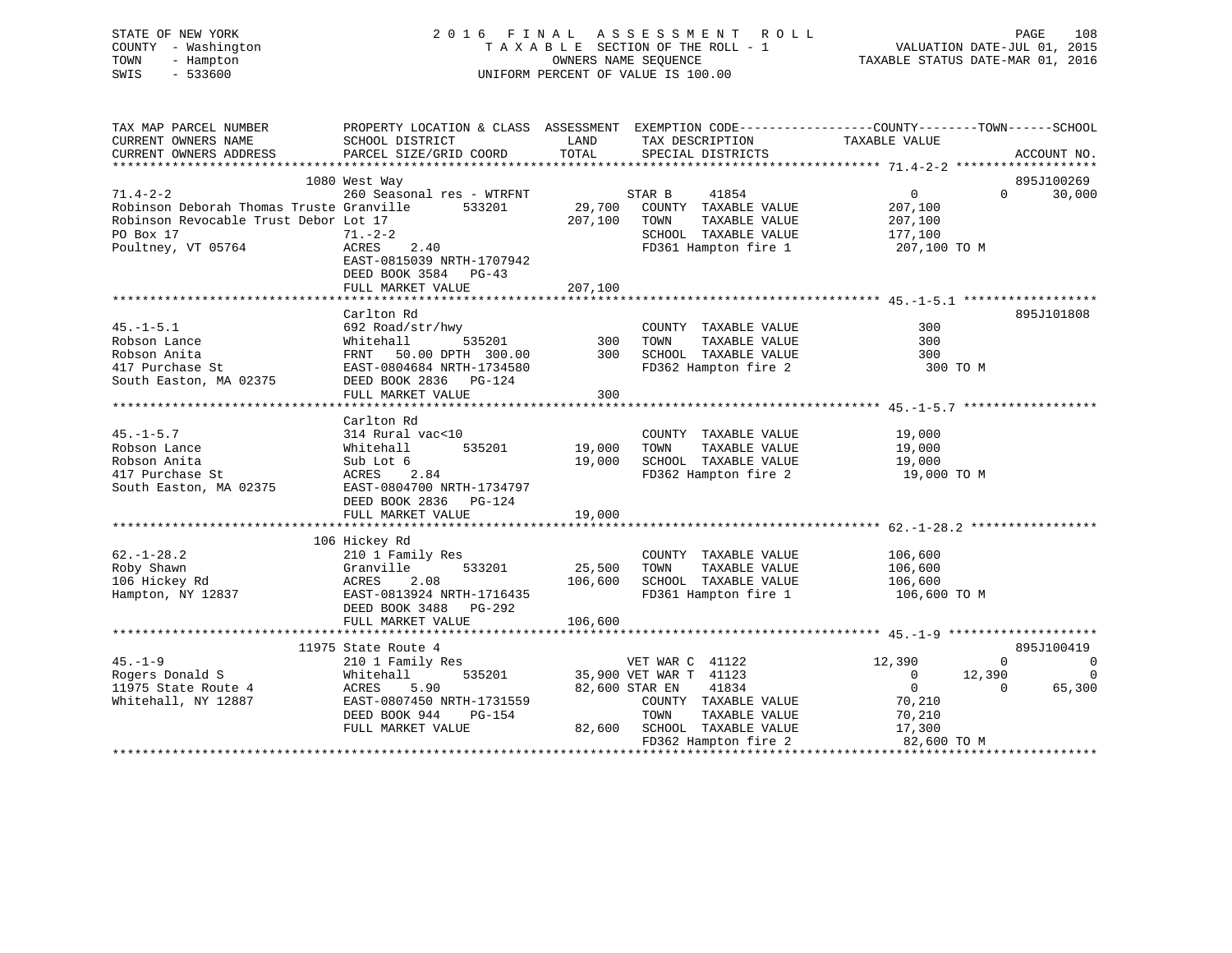STATE OF NEW YORK — 2016 FINAL ASSESSMENT ROLL
COUNTY - Washington — TAXABLE SECTION OF THE ROLL - 1 — VALUATION DATE-JUL 01, 2015
TOWN - Hampton — OWNERS NAME SEQUENCE — TAXABLE STATUS DATE-MAR 01, 2016
SWIS - 533600 — UNIFORM PERCENT OF VALUE IS 100.00

```
TAX MAP PARCEL NUMBER          PROPERTY LOCATION & CLASS  ASSESSMENT  EXEMPTION CODE-----------------COUNTY--------TOWN------SCHOOL
CURRENT OWNERS NAME            SCHOOL DISTRICT               LAND      TAX DESCRIPTION            TAXABLE VALUE
CURRENT OWNERS ADDRESS         PARCEL SIZE/GRID COORD        TOTAL     SPECIAL DISTRICTS                                   ACCOUNT NO.
*********************************************************************************************** 71.4-2-2 *******************
                         1080 West Way                                                                              895J100269
71.4-2-2                 260 Seasonal res - WTRFNT           STAR B     41854                  0            0       30,000
Robinson Deborah Thomas Truste Granville       533201      29,700   COUNTY  TAXABLE VALUE        207,100
Robinson Revocable Trust Debor Lot 17                      207,100   TOWN    TAXABLE VALUE        207,100
PO Box 17                      71.-2-2                               SCHOOL  TAXABLE VALUE        177,100
Poultney, VT 05764             ACRES     2.40                        FD361 Hampton fire 1          207,100 TO M
                               EAST-0815039 NRTH-1707942
                               DEED BOOK 3584   PG-43
                               FULL MARKET VALUE             207,100
*********************************************************************************************** 45.-1-5.1 ******************
                         Carlton Rd                                                                                 895J101808
45.-1-5.1                      692 Road/str/hwy                      COUNTY  TAXABLE VALUE            300
Robson Lance                   Whitehall       535201          300   TOWN    TAXABLE VALUE            300
Robson Anita                   FRNT   50.00 DPTH 300.00        300   SCHOOL  TAXABLE VALUE            300
417 Purchase St                EAST-0804684 NRTH-1734580             FD362 Hampton fire 2              300 TO M
South Easton, MA 02375         DEED BOOK 2836   PG-124
                               FULL MARKET VALUE                 300
*********************************************************************************************** 45.-1-5.7 ******************
                         Carlton Rd
45.-1-5.7                      314 Rural vac<10                      COUNTY  TAXABLE VALUE         19,000
Robson Lance                   Whitehall       535201       19,000   TOWN    TAXABLE VALUE         19,000
Robson Anita                   Sub Lot 6                    19,000   SCHOOL  TAXABLE VALUE         19,000
417 Purchase St                ACRES     2.84                        FD362 Hampton fire 2           19,000 TO M
South Easton, MA 02375         EAST-0804700 NRTH-1734797
                               DEED BOOK 2836   PG-124
                               FULL MARKET VALUE              19,000
*********************************************************************************************** 62.-1-28.2 *****************
                         106 Hickey Rd
62.-1-28.2                     210 1 Family Res                      COUNTY  TAXABLE VALUE        106,600
Roby Shawn                     Granville       533201       25,500   TOWN    TAXABLE VALUE        106,600
106 Hickey Rd                  ACRES     2.08              106,600   SCHOOL  TAXABLE VALUE        106,600
Hampton, NY 12837              EAST-0813924 NRTH-1716435             FD361 Hampton fire 1          106,600 TO M
                               DEED BOOK 3488   PG-292
                               FULL MARKET VALUE             106,600
*********************************************************************************************** 45.-1-9 ********************
                         11975 State Route 4                                                                        895J100419
45.-1-9                        210 1 Family Res                    VET WAR C  41122             12,390            0            0
Rogers Donald S                Whitehall       535201       35,900 VET WAR T  41123                  0       12,390            0
11975 State Route 4            ACRES     5.90               82,600 STAR EN    41834                  0            0       65,300
Whitehall, NY 12887            EAST-0807450 NRTH-1731559             COUNTY  TAXABLE VALUE         70,210
                               DEED BOOK 944    PG-154               TOWN    TAXABLE VALUE         70,210
                               FULL MARKET VALUE              82,600 SCHOOL  TAXABLE VALUE         17,300
                                                                     FD362 Hampton fire 2           82,600 TO M
****************************************************************************************************************************
```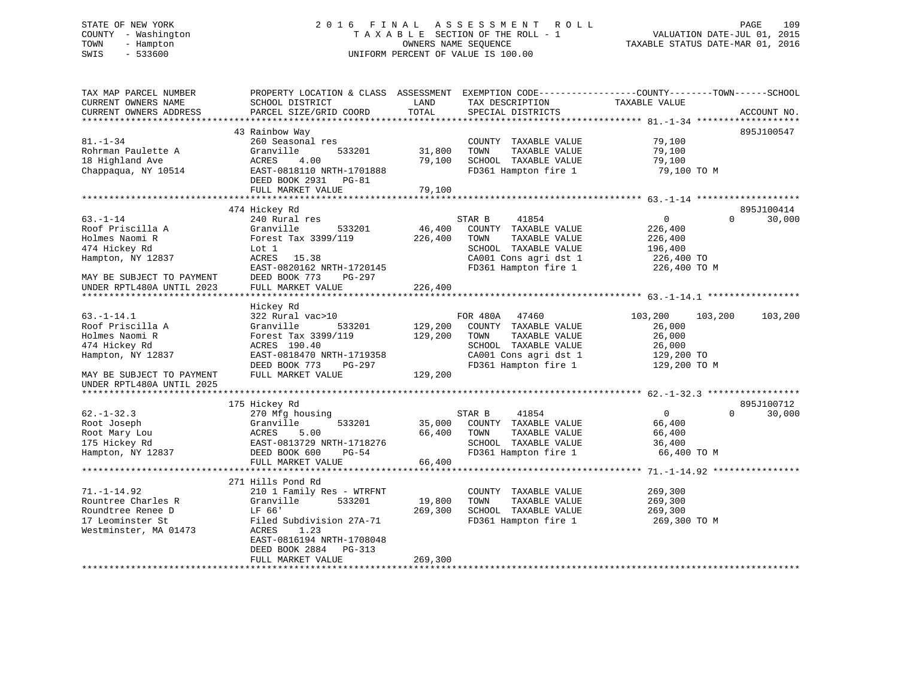STATE OF NEW YORK
COUNTY - Washington
TOWN - Hampton
SWIS - 533600

2016 FINAL ASSESSMENT ROLL
TAXABLE SECTION OF THE ROLL - 1
OWNERS NAME SEQUENCE
UNIFORM PERCENT OF VALUE IS 100.00

VALUATION DATE-JUL 01, 2015
TAXABLE STATUS DATE-MAR 01, 2016

| TAX MAP PARCEL NUMBER / CURRENT OWNERS NAME / CURRENT OWNERS ADDRESS | PROPERTY LOCATION & CLASS / SCHOOL DISTRICT / PARCEL SIZE/GRID COORD | ASSESSMENT LAND | TOTAL | EXEMPTION CODE / TAX DESCRIPTION / SPECIAL DISTRICTS | COUNTY TAXABLE VALUE | TOWN | SCHOOL | ACCOUNT NO. |
|---|---|---|---|---|---|---|---|---|
| | 43 Rainbow Way | | | | | | | 895J100547 |
| 81.-1-34 | 260 Seasonal res | | | COUNTY TAXABLE VALUE | 79,100 | | | |
| Rohrman Paulette A | Granville 533201 | 31,800 | | TOWN TAXABLE VALUE | 79,100 | | | |
| 18 Highland Ave | ACRES 4.00 | | 79,100 | SCHOOL TAXABLE VALUE | 79,100 | | | |
| Chappaqua, NY 10514 | EAST-0818110 NRTH-1701888 | | | FD361 Hampton fire 1 | 79,100 TO M | | | |
| | DEED BOOK 2931 PG-81 | | | | | | | |
| | FULL MARKET VALUE | | 79,100 | | | | | |
| | 474 Hickey Rd | | | | | | | 895J100414 |
| 63.-1-14 | 240 Rural res | | | STAR B 41854 | 0 | 0 | 30,000 | |
| Roof Priscilla A | Granville 533201 | 46,400 | | COUNTY TAXABLE VALUE | 226,400 | | | |
| Holmes Naomi R | Forest Tax 3399/119 | | 226,400 | TOWN TAXABLE VALUE | 226,400 | | | |
| 474 Hickey Rd | Lot 1 | | | SCHOOL TAXABLE VALUE | 196,400 | | | |
| Hampton, NY 12837 | ACRES 15.38 | | | CA001 Cons agri dst 1 | 226,400 TO | | | |
| | EAST-0820162 NRTH-1720145 | | | FD361 Hampton fire 1 | 226,400 TO M | | | |
| MAY BE SUBJECT TO PAYMENT | DEED BOOK 773 PG-297 | | | | | | | |
| UNDER RPTL480A UNTIL 2023 | FULL MARKET VALUE | | 226,400 | | | | | |
| | Hickey Rd | | | | | | | |
| 63.-1-14.1 | 322 Rural vac>10 | | | FOR 480A 47460 | 103,200 | 103,200 | 103,200 | |
| Roof Priscilla A | Granville 533201 | 129,200 | | COUNTY TAXABLE VALUE | 26,000 | | | |
| Holmes Naomi R | Forest Tax 3399/119 | | 129,200 | TOWN TAXABLE VALUE | 26,000 | | | |
| 474 Hickey Rd | ACRES 190.40 | | | SCHOOL TAXABLE VALUE | 26,000 | | | |
| Hampton, NY 12837 | EAST-0818470 NRTH-1719358 | | | CA001 Cons agri dst 1 | 129,200 TO | | | |
| | DEED BOOK 773 PG-297 | | | FD361 Hampton fire 1 | 129,200 TO M | | | |
| MAY BE SUBJECT TO PAYMENT | FULL MARKET VALUE | | 129,200 | | | | | |
| UNDER RPTL480A UNTIL 2025 | | | | | | | | |
| | 175 Hickey Rd | | | | | | | 895J100712 |
| 62.-1-32.3 | 270 Mfg housing | | | STAR B 41854 | 0 | 0 | 30,000 | |
| Root Joseph | Granville 533201 | 35,000 | | COUNTY TAXABLE VALUE | 66,400 | | | |
| Root Mary Lou | ACRES 5.00 | | 66,400 | TOWN TAXABLE VALUE | 66,400 | | | |
| 175 Hickey Rd | EAST-0813729 NRTH-1718276 | | | SCHOOL TAXABLE VALUE | 36,400 | | | |
| Hampton, NY 12837 | DEED BOOK 600 PG-54 | | | FD361 Hampton fire 1 | 66,400 TO M | | | |
| | FULL MARKET VALUE | | 66,400 | | | | | |
| | 271 Hills Pond Rd | | | | | | | |
| 71.-1-14.92 | 210 1 Family Res - WTRFNT | | | COUNTY TAXABLE VALUE | 269,300 | | | |
| Rountree Charles R | Granville 533201 | 19,800 | | TOWN TAXABLE VALUE | 269,300 | | | |
| Roundtree Renee D | LF 66' | | 269,300 | SCHOOL TAXABLE VALUE | 269,300 | | | |
| 17 Leominster St | Filed Subdivision 27A-71 | | | FD361 Hampton fire 1 | 269,300 TO M | | | |
| Westminster, MA 01473 | ACRES 1.23 | | | | | | | |
| | EAST-0816194 NRTH-1708048 | | | | | | | |
| | DEED BOOK 2884 PG-313 | | | | | | | |
| | FULL MARKET VALUE | | 269,300 | | | | | |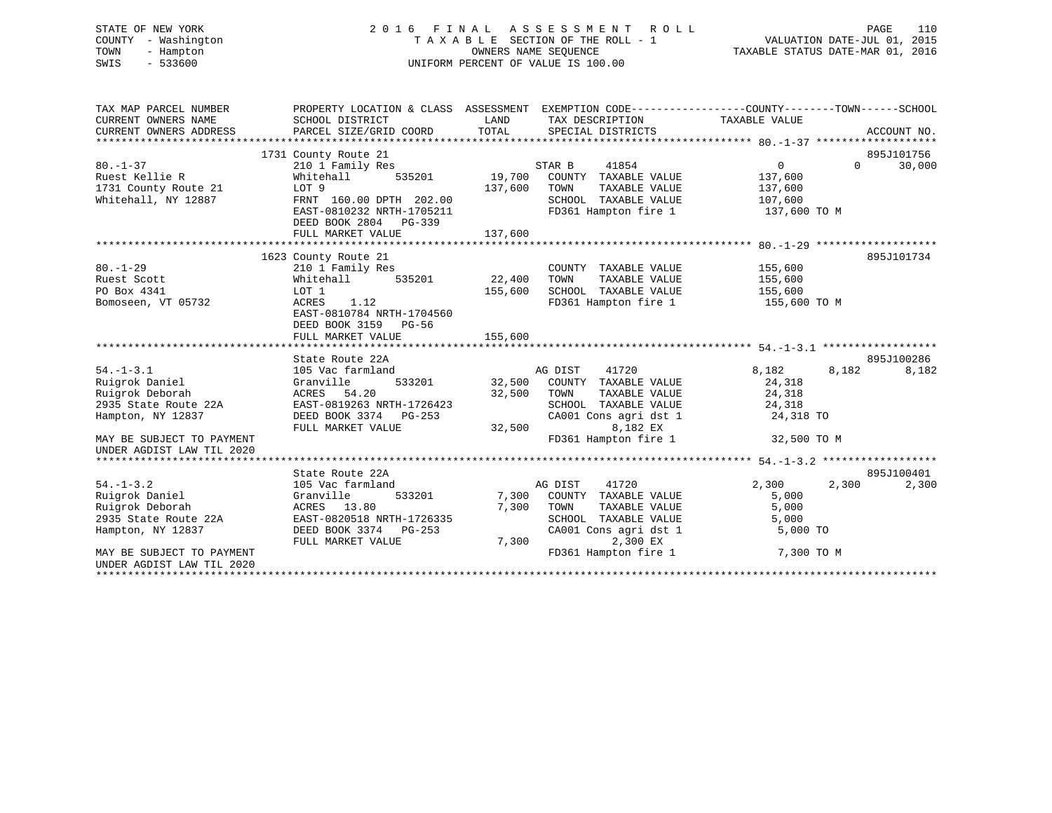STATE OF NEW YORK
COUNTY - Washington
TOWN - Hampton
SWIS - 533600

# 2016 FINAL ASSESSMENT ROLL

TAXABLE SECTION OF THE ROLL - 1
OWNERS NAME SEQUENCE
UNIFORM PERCENT OF VALUE IS 100.00

VALUATION DATE-JUL 01, 2015
TAXABLE STATUS DATE-MAR 01, 2016

| TAX MAP PARCEL NUMBER / CURRENT OWNERS NAME / CURRENT OWNERS ADDRESS | PROPERTY LOCATION & CLASS / SCHOOL DISTRICT / PARCEL SIZE/GRID COORD | ASSESSMENT LAND | ASSESSMENT TOTAL | EXEMPTION CODE / TAX DESCRIPTION / SPECIAL DISTRICTS | COUNTY TAXABLE VALUE | TOWN | SCHOOL | ACCOUNT NO. |
|---|---|---|---|---|---|---|---|---|
| **80.-1-37** | 1731 County Route 21 | | | | | | | 895J101756 |
| 80.-1-37 | 210 1 Family Res | | | STAR B 41854 | 0 | 0 | 30,000 | |
| Ruest Kellie R | Whitehall 535201 | 19,700 | | COUNTY TAXABLE VALUE | 137,600 | | | |
| 1731 County Route 21 | LOT 9 | | 137,600 | TOWN TAXABLE VALUE | 137,600 | | | |
| Whitehall, NY 12887 | FRNT 160.00 DPTH 202.00 | | | SCHOOL TAXABLE VALUE | 107,600 | | | |
| | EAST-0810232 NRTH-1705211 | | | FD361 Hampton fire 1 | 137,600 TO M | | | |
| | DEED BOOK 2804 PG-339 | | | | | | | |
| | FULL MARKET VALUE | | 137,600 | | | | | |
| **80.-1-29** | 1623 County Route 21 | | | | | | | 895J101734 |
| 80.-1-29 | 210 1 Family Res | | | COUNTY TAXABLE VALUE | 155,600 | | | |
| Ruest Scott | Whitehall 535201 | 22,400 | | TOWN TAXABLE VALUE | 155,600 | | | |
| PO Box 4341 | LOT 1 | | 155,600 | SCHOOL TAXABLE VALUE | 155,600 | | | |
| Bomoseen, VT 05732 | ACRES 1.12 | | | FD361 Hampton fire 1 | 155,600 TO M | | | |
| | EAST-0810784 NRTH-1704560 | | | | | | | |
| | DEED BOOK 3159 PG-56 | | | | | | | |
| | FULL MARKET VALUE | | 155,600 | | | | | |
| **54.-1-3.1** | State Route 22A | | | | | | | 895J100286 |
| 54.-1-3.1 | 105 Vac farmland | | | AG DIST 41720 | 8,182 | 8,182 | 8,182 | |
| Ruigrok Daniel | Granville 533201 | 32,500 | | COUNTY TAXABLE VALUE | 24,318 | | | |
| Ruigrok Deborah | ACRES 54.20 | | 32,500 | TOWN TAXABLE VALUE | 24,318 | | | |
| 2935 State Route 22A | EAST-0819263 NRTH-1726423 | | | SCHOOL TAXABLE VALUE | 24,318 | | | |
| Hampton, NY 12837 | DEED BOOK 3374 PG-253 | | | CA001 Cons agri dst 1 | 24,318 TO | | | |
| | FULL MARKET VALUE | | 32,500 | 8,182 EX | | | | |
| MAY BE SUBJECT TO PAYMENT UNDER AGDIST LAW TIL 2020 | | | | FD361 Hampton fire 1 | 32,500 TO M | | | |
| **54.-1-3.2** | State Route 22A | | | | | | | 895J100401 |
| 54.-1-3.2 | 105 Vac farmland | | | AG DIST 41720 | 2,300 | 2,300 | 2,300 | |
| Ruigrok Daniel | Granville 533201 | 7,300 | | COUNTY TAXABLE VALUE | 5,000 | | | |
| Ruigrok Deborah | ACRES 13.80 | | 7,300 | TOWN TAXABLE VALUE | 5,000 | | | |
| 2935 State Route 22A | EAST-0820518 NRTH-1726335 | | | SCHOOL TAXABLE VALUE | 5,000 | | | |
| Hampton, NY 12837 | DEED BOOK 3374 PG-253 | | | CA001 Cons agri dst 1 | 5,000 TO | | | |
| | FULL MARKET VALUE | | 7,300 | 2,300 EX | | | | |
| MAY BE SUBJECT TO PAYMENT UNDER AGDIST LAW TIL 2020 | | | | FD361 Hampton fire 1 | 7,300 TO M | | | |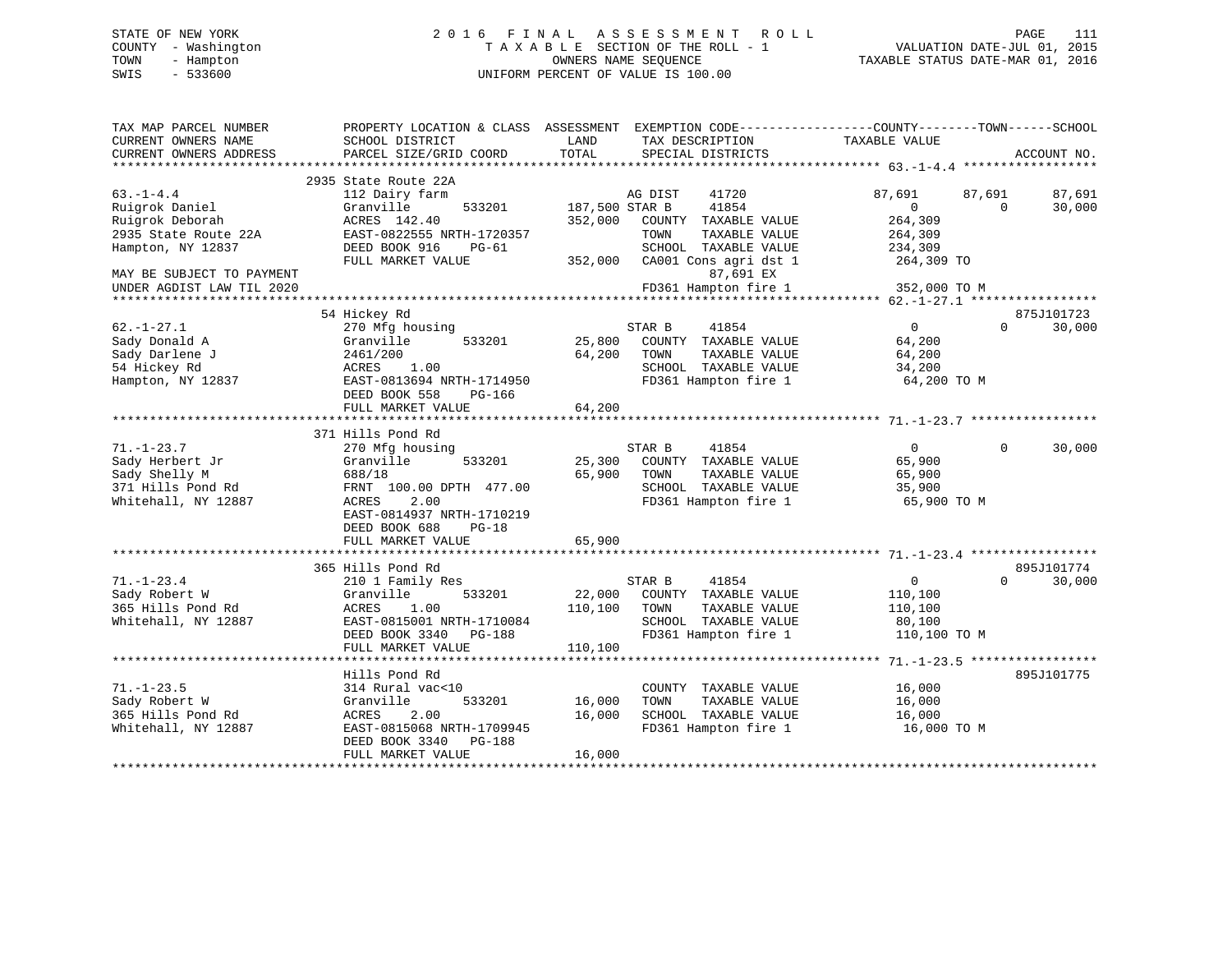STATE OF NEW YORK
COUNTY - Washington
TOWN - Hampton
SWIS - 533600

2016 FINAL ASSESSMENT ROLL
TAXABLE SECTION OF THE ROLL - 1
OWNERS NAME SEQUENCE
UNIFORM PERCENT OF VALUE IS 100.00

VALUATION DATE-JUL 01, 2015
TAXABLE STATUS DATE-MAR 01, 2016

```
TAX MAP PARCEL NUMBER          PROPERTY LOCATION & CLASS  ASSESSMENT  EXEMPTION CODE-----------------COUNTY--------TOWN------SCHOOL
CURRENT OWNERS NAME            SCHOOL DISTRICT             LAND       TAX DESCRIPTION              TAXABLE VALUE
CURRENT OWNERS ADDRESS         PARCEL SIZE/GRID COORD      TOTAL      SPECIAL DISTRICTS                                      ACCOUNT NO.
******************************************************************************************************* 63.-1-4.4 ******************
                               2935 State Route 22A
63.-1-4.4                      112 Dairy farm                         AG DIST     41720            87,691      87,691      87,691
Ruigrok Daniel                 Granville       533201    187,500 STAR B      41854                 0           0       30,000
Ruigrok Deborah                ACRES  142.40             352,000   COUNTY  TAXABLE VALUE         264,309
2935 State Route 22A           EAST-0822555 NRTH-1720357           TOWN    TAXABLE VALUE         264,309
Hampton, NY 12837              DEED BOOK 916    PG-61              SCHOOL  TAXABLE VALUE         234,309
                               FULL MARKET VALUE         352,000   CA001 Cons agri dst 1          264,309 TO
MAY BE SUBJECT TO PAYMENT                                                 87,691 EX
UNDER AGDIST LAW TIL 2020                                          FD361 Hampton fire 1           352,000 TO M
******************************************************************************************************* 62.-1-27.1 *****************
                               54 Hickey Rd                                                                          875J101723
62.-1-27.1                     270 Mfg housing                        STAR B      41854                 0           0       30,000
Sady Donald A                  Granville       533201     25,800   COUNTY  TAXABLE VALUE          64,200
Sady Darlene J                 2461/200                   64,200   TOWN    TAXABLE VALUE          64,200
54 Hickey Rd                   ACRES    1.00                       SCHOOL  TAXABLE VALUE          34,200
Hampton, NY 12837              EAST-0813694 NRTH-1714950           FD361 Hampton fire 1            64,200 TO M
                               DEED BOOK 558    PG-166
                               FULL MARKET VALUE          64,200
******************************************************************************************************* 71.-1-23.7 *****************
                               371 Hills Pond Rd
71.-1-23.7                     270 Mfg housing                        STAR B      41854                 0           0       30,000
Sady Herbert Jr                Granville       533201     25,300   COUNTY  TAXABLE VALUE          65,900
Sady Shelly M                  688/18                     65,900   TOWN    TAXABLE VALUE          65,900
371 Hills Pond Rd              FRNT 100.00 DPTH 477.00             SCHOOL  TAXABLE VALUE          35,900
Whitehall, NY 12887            ACRES    2.00                       FD361 Hampton fire 1            65,900 TO M
                               EAST-0814937 NRTH-1710219
                               DEED BOOK 688    PG-18
                               FULL MARKET VALUE          65,900
******************************************************************************************************* 71.-1-23.4 *****************
                               365 Hills Pond Rd                                                                     895J101774
71.-1-23.4                     210 1 Family Res                       STAR B      41854                 0           0       30,000
Sady Robert W                  Granville       533201     22,000   COUNTY  TAXABLE VALUE         110,100
365 Hills Pond Rd              ACRES    1.00             110,100   TOWN    TAXABLE VALUE         110,100
Whitehall, NY 12887            EAST-0815001 NRTH-1710084           SCHOOL  TAXABLE VALUE          80,100
                               DEED BOOK 3340   PG-188             FD361 Hampton fire 1           110,100 TO M
                               FULL MARKET VALUE         110,100
******************************************************************************************************* 71.-1-23.5 *****************
                               Hills Pond Rd                                                                         895J101775
71.-1-23.5                     314 Rural vac<10                       COUNTY  TAXABLE VALUE          16,000
Sady Robert W                  Granville       533201     16,000   TOWN    TAXABLE VALUE          16,000
365 Hills Pond Rd              ACRES    2.00              16,000   SCHOOL  TAXABLE VALUE          16,000
Whitehall, NY 12887            EAST-0815068 NRTH-1709945           FD361 Hampton fire 1            16,000 TO M
                               DEED BOOK 3340   PG-188
                               FULL MARKET VALUE          16,000
************************************************************************************************************************************
```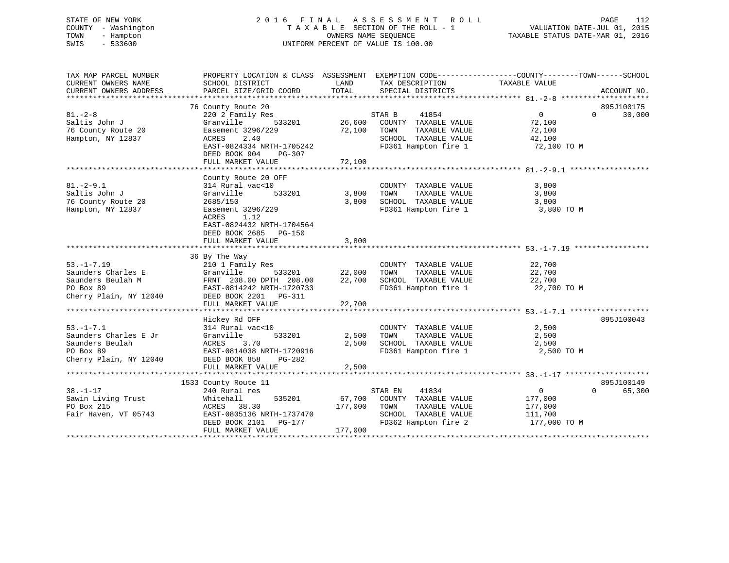STATE OF NEW YORK
COUNTY - Washington
TOWN - Hampton
SWIS - 533600

# 2016 FINAL ASSESSMENT ROLL

TAXABLE SECTION OF THE ROLL - 1
OWNERS NAME SEQUENCE
UNIFORM PERCENT OF VALUE IS 100.00

VALUATION DATE-JUL 01, 2015
TAXABLE STATUS DATE-MAR 01, 2016

| TAX MAP PARCEL NUMBER / CURRENT OWNERS NAME / CURRENT OWNERS ADDRESS | PROPERTY LOCATION & CLASS / SCHOOL DISTRICT / PARCEL SIZE/GRID COORD | ASSESSMENT LAND | TOTAL | EXEMPTION CODE / TAX DESCRIPTION / SPECIAL DISTRICTS | COUNTY / TOWN TAXABLE VALUE | SCHOOL | ACCOUNT NO. |
|---|---|---|---|---|---|---|---|
| **81.-2-8** | 76 County Route 20 | | | | | | 895J100175 |
| Saltis John J | 220 2 Family Res | | | STAR B 41854 | 0 | 0 / 30,000 | |
| 76 County Route 20 | Granville 533201 | 26,600 | | COUNTY TAXABLE VALUE | 72,100 | | |
| Hampton, NY 12837 | Easement 3296/229 | | 72,100 | TOWN TAXABLE VALUE | 72,100 | | |
| | ACRES 2.40 | | | SCHOOL TAXABLE VALUE | 42,100 | | |
| | EAST-0824334 NRTH-1705242 | | | FD361 Hampton fire 1 | 72,100 TO M | | |
| | DEED BOOK 904 PG-307 | | | | | | |
| | FULL MARKET VALUE | | 72,100 | | | | |
| **81.-2-9.1** | County Route 20 OFF | | | | | | |
| Saltis John J | 314 Rural vac<10 | | | COUNTY TAXABLE VALUE | 3,800 | | |
| 76 County Route 20 | Granville 533201 | 3,800 | | TOWN TAXABLE VALUE | 3,800 | | |
| Hampton, NY 12837 | 2685/150 | | 3,800 | SCHOOL TAXABLE VALUE | 3,800 | | |
| | Easement 3296/229 | | | FD361 Hampton fire 1 | 3,800 TO M | | |
| | ACRES 1.12 | | | | | | |
| | EAST-0824432 NRTH-1704564 | | | | | | |
| | DEED BOOK 2685 PG-150 | | | | | | |
| | FULL MARKET VALUE | | 3,800 | | | | |
| **53.-1-7.19** | 36 By The Way | | | | | | |
| Saunders Charles E | 210 1 Family Res | | | COUNTY TAXABLE VALUE | 22,700 | | |
| Saunders Beulah M | Granville 533201 | 22,000 | | TOWN TAXABLE VALUE | 22,700 | | |
| PO Box 89 | FRNT 208.00 DPTH 208.00 | | 22,700 | SCHOOL TAXABLE VALUE | 22,700 | | |
| Cherry Plain, NY 12040 | EAST-0814242 NRTH-1720733 | | | FD361 Hampton fire 1 | 22,700 TO M | | |
| | DEED BOOK 2201 PG-311 | | | | | | |
| | FULL MARKET VALUE | | 22,700 | | | | |
| **53.-1-7.1** | Hickey Rd OFF | | | | | | 895J100043 |
| Saunders Charles E Jr | 314 Rural vac<10 | | | COUNTY TAXABLE VALUE | 2,500 | | |
| Saunders Beulah | Granville 533201 | 2,500 | | TOWN TAXABLE VALUE | 2,500 | | |
| PO Box 89 | ACRES 3.70 | | 2,500 | SCHOOL TAXABLE VALUE | 2,500 | | |
| Cherry Plain, NY 12040 | EAST-0814038 NRTH-1720916 | | | FD361 Hampton fire 1 | 2,500 TO M | | |
| | DEED BOOK 858 PG-282 | | | | | | |
| | FULL MARKET VALUE | | 2,500 | | | | |
| **38.-1-17** | 1533 County Route 11 | | | | | | 895J100149 |
| Sawin Living Trust | 240 Rural res | | | STAR EN 41834 | 0 | 0 / 65,300 | |
| PO Box 215 | Whitehall 535201 | 67,700 | | COUNTY TAXABLE VALUE | 177,000 | | |
| Fair Haven, VT 05743 | ACRES 38.30 | | 177,000 | TOWN TAXABLE VALUE | 177,000 | | |
| | EAST-0805136 NRTH-1737470 | | | SCHOOL TAXABLE VALUE | 111,700 | | |
| | DEED BOOK 2101 PG-177 | | | FD362 Hampton fire 2 | 177,000 TO M | | |
| | FULL MARKET VALUE | | 177,000 | | | | |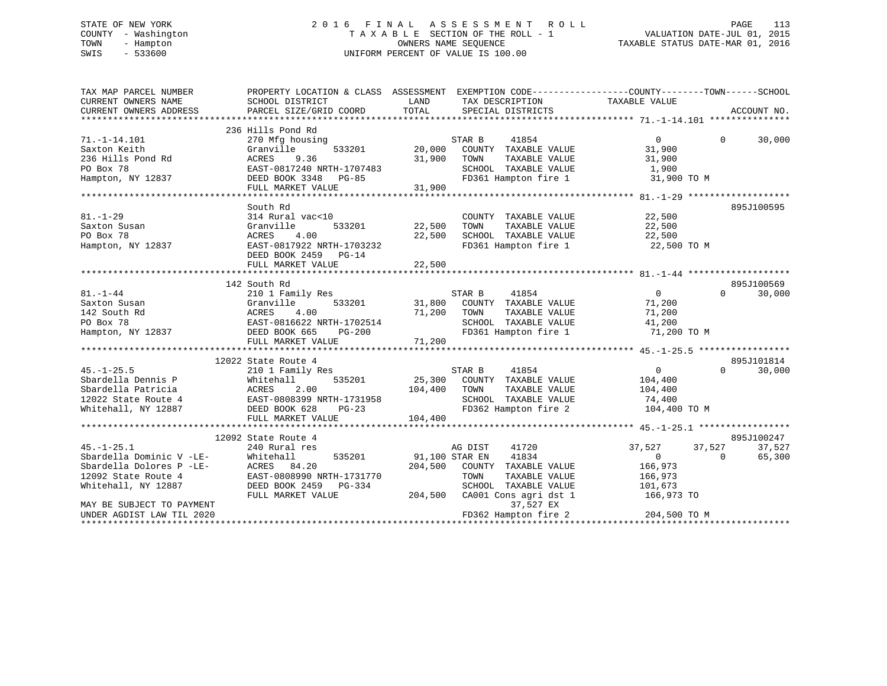STATE OF NEW YORK
COUNTY - Washington
TOWN - Hampton
SWIS - 533600

2016 FINAL ASSESSMENT ROLL
TAXABLE SECTION OF THE ROLL - 1
OWNERS NAME SEQUENCE
UNIFORM PERCENT OF VALUE IS 100.00

VALUATION DATE-JUL 01, 2015
TAXABLE STATUS DATE-MAR 01, 2016

```
TAX MAP PARCEL NUMBER          PROPERTY LOCATION & CLASS  ASSESSMENT  EXEMPTION CODE------------------COUNTY--------TOWN------SCHOOL
CURRENT OWNERS NAME            SCHOOL DISTRICT            LAND        TAX DESCRIPTION             TAXABLE VALUE
CURRENT OWNERS ADDRESS         PARCEL SIZE/GRID COORD     TOTAL       SPECIAL DISTRICTS                                     ACCOUNT NO.
******************************************************************************************************* 71.-1-14.101 ***************
                               236 Hills Pond Rd
71.-1-14.101                   270 Mfg housing                        STAR B     41854                  0            0      30,000
Saxton Keith                   Granville       533201       20,000    COUNTY  TAXABLE VALUE            31,900
236 Hills Pond Rd              ACRES    9.36                31,900    TOWN    TAXABLE VALUE            31,900
PO Box 78                      EAST-0817240 NRTH-1707483              SCHOOL  TAXABLE VALUE             1,900
Hampton, NY 12837              DEED BOOK 3348   PG-85                 FD361 Hampton fire 1             31,900 TO M
                               FULL MARKET VALUE            31,900
******************************************************************************************************* 81.-1-29 *******************
                               South Rd                                                                                895J100595
81.-1-29                       314 Rural vac<10                       COUNTY  TAXABLE VALUE            22,500
Saxton Susan                   Granville       533201       22,500    TOWN    TAXABLE VALUE            22,500
PO Box 78                      ACRES    4.00                22,500    SCHOOL  TAXABLE VALUE            22,500
Hampton, NY 12837              EAST-0817922 NRTH-1703232              FD361 Hampton fire 1             22,500 TO M
                               DEED BOOK 2459   PG-14
                               FULL MARKET VALUE            22,500
******************************************************************************************************* 81.-1-44 *******************
                               142 South Rd                                                                            895J100569
81.-1-44                       210 1 Family Res                       STAR B     41854                  0            0      30,000
Saxton Susan                   Granville       533201       31,800    COUNTY  TAXABLE VALUE            71,200
142 South Rd                   ACRES    4.00                71,200    TOWN    TAXABLE VALUE            71,200
PO Box 78                      EAST-0816622 NRTH-1702514              SCHOOL  TAXABLE VALUE            41,200
Hampton, NY 12837              DEED BOOK 665    PG-200                FD361 Hampton fire 1             71,200 TO M
                               FULL MARKET VALUE            71,200
******************************************************************************************************* 45.-1-25.5 *****************
                               12022 State Route 4                                                                     895J101814
45.-1-25.5                     210 1 Family Res                       STAR B     41854                  0            0      30,000
Sbardella Dennis P             Whitehall       535201       25,300    COUNTY  TAXABLE VALUE           104,400
Sbardella Patricia             ACRES    2.00               104,400    TOWN    TAXABLE VALUE           104,400
12022 State Route 4            EAST-0808399 NRTH-1731958              SCHOOL  TAXABLE VALUE            74,400
Whitehall, NY 12887            DEED BOOK 628    PG-23                 FD362 Hampton fire 2            104,400 TO M
                               FULL MARKET VALUE           104,400
******************************************************************************************************* 45.-1-25.1 *****************
                               12092 State Route 4                                                                     895J100247
45.-1-25.1                     240 Rural res                          AG DIST    41720             37,527       37,527      37,527
Sbardella Dominic V -LE-       Whitehall       535201       91,100 STAR EN    41834                  0            0      65,300
Sbardella Dolores P -LE-       ACRES   84.20               204,500    COUNTY  TAXABLE VALUE           166,973
12092 State Route 4            EAST-0808990 NRTH-1731770              TOWN    TAXABLE VALUE           166,973
Whitehall, NY 12887            DEED BOOK 2459   PG-334                SCHOOL  TAXABLE VALUE           101,673
                               FULL MARKET VALUE           204,500    CA001 Cons agri dst 1           166,973 TO
MAY BE SUBJECT TO PAYMENT                                                      37,527 EX
UNDER AGDIST LAW TIL 2020                                             FD362 Hampton fire 2            204,500 TO M
************************************************************************************************************************************
```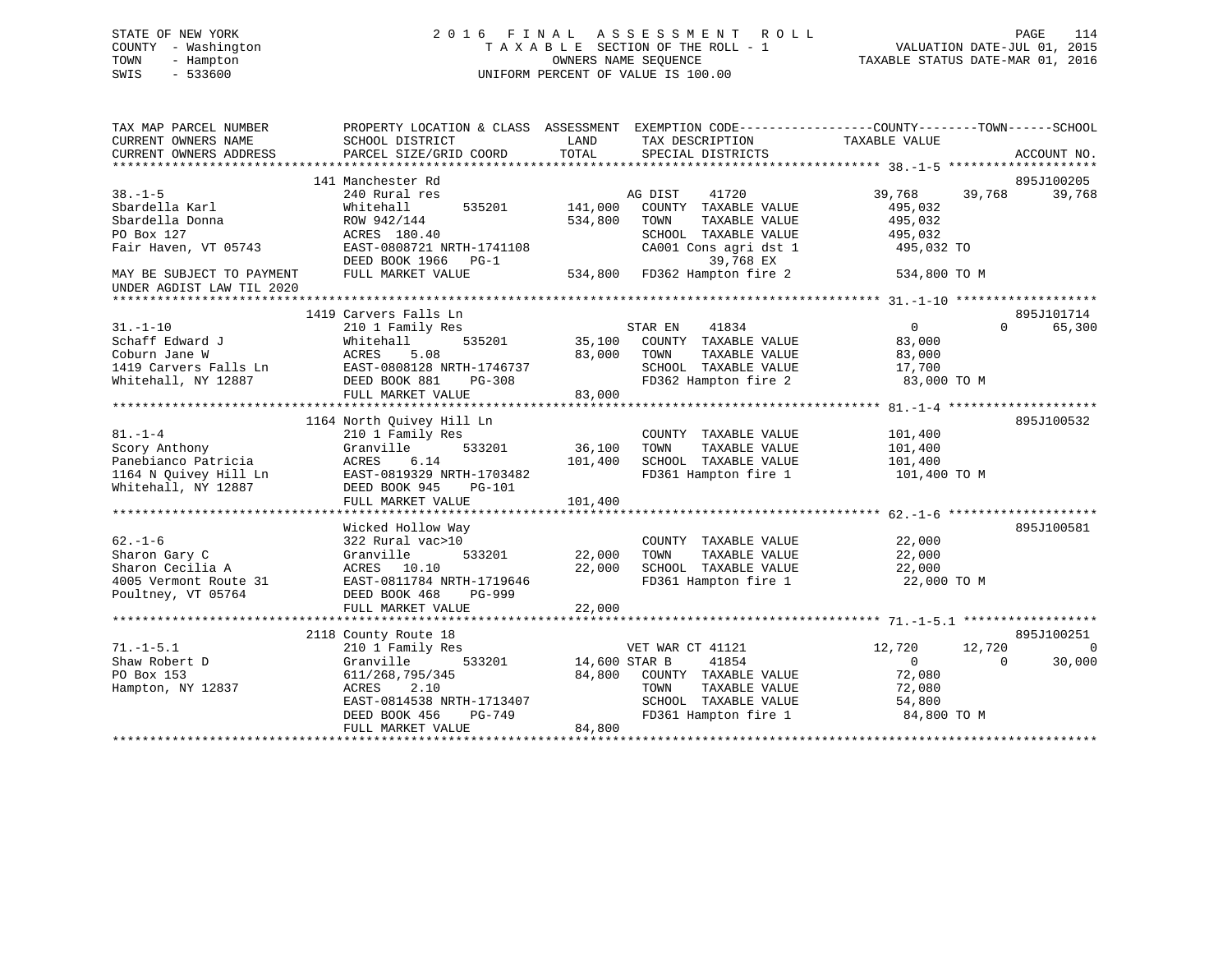STATE OF NEW YORK
COUNTY - Washington
TOWN - Hampton
SWIS - 533600

# 2016 FINAL ASSESSMENT ROLL
TAXABLE SECTION OF THE ROLL - 1
OWNERS NAME SEQUENCE
UNIFORM PERCENT OF VALUE IS 100.00

VALUATION DATE-JUL 01, 2015
TAXABLE STATUS DATE-MAR 01, 2016

```
TAX MAP PARCEL NUMBER          PROPERTY LOCATION & CLASS  ASSESSMENT  EXEMPTION CODE-----------------COUNTY--------TOWN------SCHOOL
CURRENT OWNERS NAME            SCHOOL DISTRICT              LAND      TAX DESCRIPTION            TAXABLE VALUE
CURRENT OWNERS ADDRESS         PARCEL SIZE/GRID COORD       TOTAL     SPECIAL DISTRICTS                                     ACCOUNT NO.
******************************************************************************************************* 38.-1-5 ********************
                               141 Manchester Rd                                                                           895J100205
38.-1-5                        240 Rural res                          AG DIST    41720             39,768     39,768     39,768
Sbardella Karl                 Whitehall       535201     141,000    COUNTY  TAXABLE VALUE            495,032
Sbardella Donna                ROW 942/144                534,800    TOWN    TAXABLE VALUE            495,032
PO Box 127                     ACRES 180.40                          SCHOOL  TAXABLE VALUE            495,032
Fair Haven, VT 05743           EAST-0808721 NRTH-1741108             CA001 Cons agri dst 1             495,032 TO
                               DEED BOOK 1966   PG-1                        39,768 EX
MAY BE SUBJECT TO PAYMENT      FULL MARKET VALUE          534,800    FD362 Hampton fire 2              534,800 TO M
UNDER AGDIST LAW TIL 2020
******************************************************************************************************* 31.-1-10 *******************
                               1419 Carvers Falls Ln                                                                       895J101714
31.-1-10                       210 1 Family Res                       STAR EN    41834                  0          0     65,300
Schaff Edward J                Whitehall       535201      35,100    COUNTY  TAXABLE VALUE             83,000
Coburn Jane W                  ACRES    5.08               83,000    TOWN    TAXABLE VALUE             83,000
1419 Carvers Falls Ln          EAST-0808128 NRTH-1746737             SCHOOL  TAXABLE VALUE             17,700
Whitehall, NY 12887            DEED BOOK 881    PG-308               FD362 Hampton fire 2               83,000 TO M
                               FULL MARKET VALUE           83,000
******************************************************************************************************* 81.-1-4 ********************
                               1164 North Quivey Hill Ln                                                                   895J100532
81.-1-4                        210 1 Family Res                       COUNTY  TAXABLE VALUE            101,400
Scory Anthony                  Granville       533201      36,100    TOWN    TAXABLE VALUE            101,400
Panebianco Patricia            ACRES    6.14              101,400    SCHOOL  TAXABLE VALUE            101,400
1164 N Quivey Hill Ln          EAST-0819329 NRTH-1703482             FD361 Hampton fire 1              101,400 TO M
Whitehall, NY 12887            DEED BOOK 945    PG-101
                               FULL MARKET VALUE          101,400
******************************************************************************************************* 62.-1-6 ********************
                               Wicked Hollow Way                                                                           895J100581
62.-1-6                        322 Rural vac>10                       COUNTY  TAXABLE VALUE             22,000
Sharon Gary C                  Granville       533201      22,000    TOWN    TAXABLE VALUE             22,000
Sharon Cecilia A               ACRES   10.10               22,000    SCHOOL  TAXABLE VALUE             22,000
4005 Vermont Route 31          EAST-0811784 NRTH-1719646             FD361 Hampton fire 1               22,000 TO M
Poultney, VT 05764             DEED BOOK 468    PG-999
                               FULL MARKET VALUE           22,000
******************************************************************************************************* 71.-1-5.1 ******************
                               2118 County Route 18                                                                        895J100251
71.-1-5.1                      210 1 Family Res                       VET WAR CT 41121             12,720     12,720          0
Shaw Robert D                  Granville       533201      14,600 STAR B     41854                  0          0     30,000
PO Box 153                     611/268,795/345             84,800    COUNTY  TAXABLE VALUE             72,080
Hampton, NY 12837              ACRES    2.10                         TOWN    TAXABLE VALUE             72,080
                               EAST-0814538 NRTH-1713407             SCHOOL  TAXABLE VALUE             54,800
                               DEED BOOK 456    PG-749               FD361 Hampton fire 1               84,800 TO M
                               FULL MARKET VALUE           84,800
************************************************************************************************************************************
```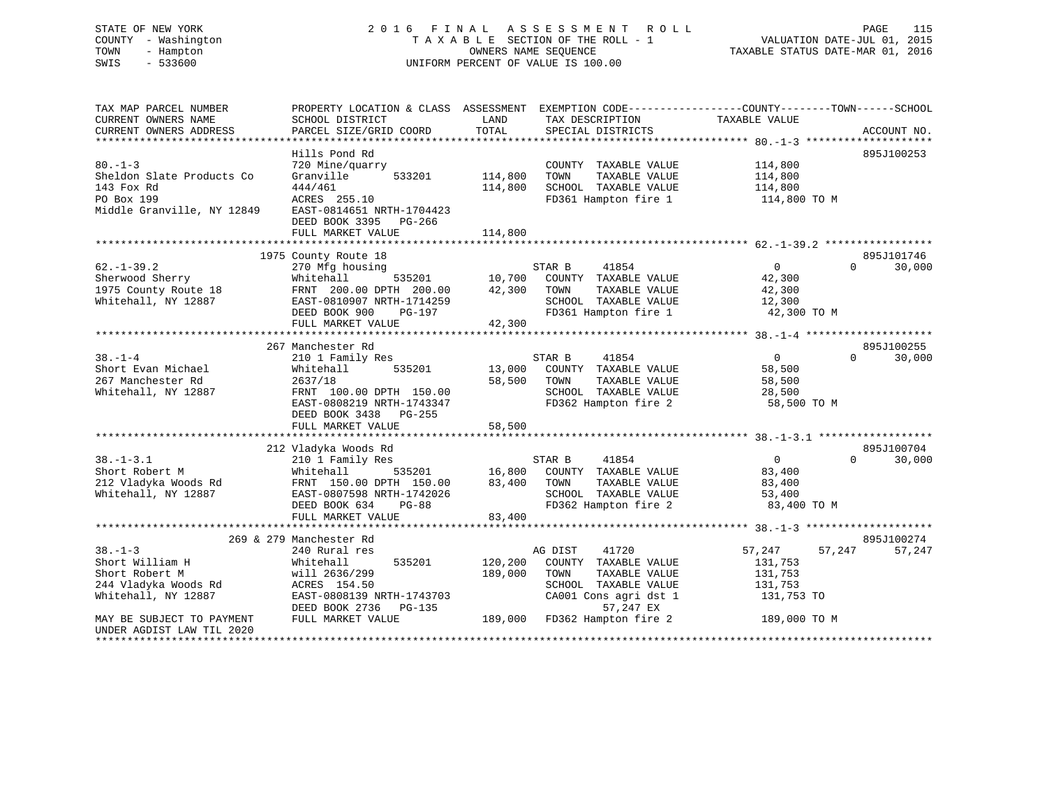STATE OF NEW YORK
COUNTY - Washington
TOWN - Hampton
SWIS - 533600

2016 FINAL ASSESSMENT ROLL
TAXABLE SECTION OF THE ROLL - 1
OWNERS NAME SEQUENCE
UNIFORM PERCENT OF VALUE IS 100.00

VALUATION DATE-JUL 01, 2015
TAXABLE STATUS DATE-MAR 01, 2016

```
TAX MAP PARCEL NUMBER          PROPERTY LOCATION & CLASS  ASSESSMENT  EXEMPTION CODE------------------COUNTY--------TOWN------SCHOOL
CURRENT OWNERS NAME            SCHOOL DISTRICT              LAND       TAX DESCRIPTION              TAXABLE VALUE
CURRENT OWNERS ADDRESS         PARCEL SIZE/GRID COORD       TOTAL      SPECIAL DISTRICTS                                     ACCOUNT NO.
*********************************************************************************************** 80.-1-3 ********************
                               Hills Pond Rd                                                                             895J100253
80.-1-3                        720 Mine/quarry                         COUNTY  TAXABLE VALUE         114,800
Sheldon Slate Products Co      Granville        533201     114,800     TOWN    TAXABLE VALUE         114,800
143 Fox Rd                     444/461                     114,800     SCHOOL  TAXABLE VALUE         114,800
PO Box 199                     ACRES 255.10                            FD361 Hampton fire 1           114,800 TO M
Middle Granville, NY 12849     EAST-0814651 NRTH-1704423
                               DEED BOOK 3395   PG-266
                               FULL MARKET VALUE           114,800
*********************************************************************************************** 62.-1-39.2 *****************
                               1975 County Route 18                                                                      895J101746
62.-1-39.2                     270 Mfg housing                         STAR B      41854               0             0       30,000
Sherwood Sherry                Whitehall        535201      10,700     COUNTY  TAXABLE VALUE          42,300
1975 County Route 18           FRNT 200.00 DPTH 200.00      42,300     TOWN    TAXABLE VALUE          42,300
Whitehall, NY 12887            EAST-0810907 NRTH-1714259               SCHOOL  TAXABLE VALUE          12,300
                               DEED BOOK 900    PG-197                 FD361 Hampton fire 1            42,300 TO M
                               FULL MARKET VALUE            42,300
*********************************************************************************************** 38.-1-4 ********************
                               267 Manchester Rd                                                                         895J100255
38.-1-4                        210 1 Family Res                        STAR B      41854               0             0       30,000
Short Evan Michael             Whitehall        535201      13,000     COUNTY  TAXABLE VALUE          58,500
267 Manchester Rd              2637/18                      58,500     TOWN    TAXABLE VALUE          58,500
Whitehall, NY 12887            FRNT 100.00 DPTH 150.00                 SCHOOL  TAXABLE VALUE          28,500
                               EAST-0808219 NRTH-1743347               FD362 Hampton fire 2            58,500 TO M
                               DEED BOOK 3438   PG-255
                               FULL MARKET VALUE            58,500
*********************************************************************************************** 38.-1-3.1 ******************
                               212 Vladyka Woods Rd                                                                      895J100704
38.-1-3.1                      210 1 Family Res                        STAR B      41854               0             0       30,000
Short Robert M                 Whitehall        535201      16,800     COUNTY  TAXABLE VALUE          83,400
212 Vladyka Woods Rd           FRNT 150.00 DPTH 150.00      83,400     TOWN    TAXABLE VALUE          83,400
Whitehall, NY 12887            EAST-0807598 NRTH-1742026               SCHOOL  TAXABLE VALUE          53,400
                               DEED BOOK 634    PG-88                  FD362 Hampton fire 2            83,400 TO M
                               FULL MARKET VALUE            83,400
*********************************************************************************************** 38.-1-3 ********************
                               269 & 279 Manchester Rd                                                                   895J100274
38.-1-3                        240 Rural res                           AG DIST     41720           57,247        57,247      57,247
Short William H                Whitehall        535201     120,200     COUNTY  TAXABLE VALUE         131,753
Short Robert M                 will 2636/299               189,000     TOWN    TAXABLE VALUE         131,753
244 Vladyka Woods Rd           ACRES 154.50                            SCHOOL  TAXABLE VALUE         131,753
Whitehall, NY 12887            EAST-0808139 NRTH-1743703               CA001 Cons agri dst 1          131,753 TO
                               DEED BOOK 2736   PG-135                      57,247 EX
MAY BE SUBJECT TO PAYMENT      FULL MARKET VALUE           189,000     FD362 Hampton fire 2           189,000 TO M
UNDER AGDIST LAW TIL 2020
******************************************************************************************************************************
```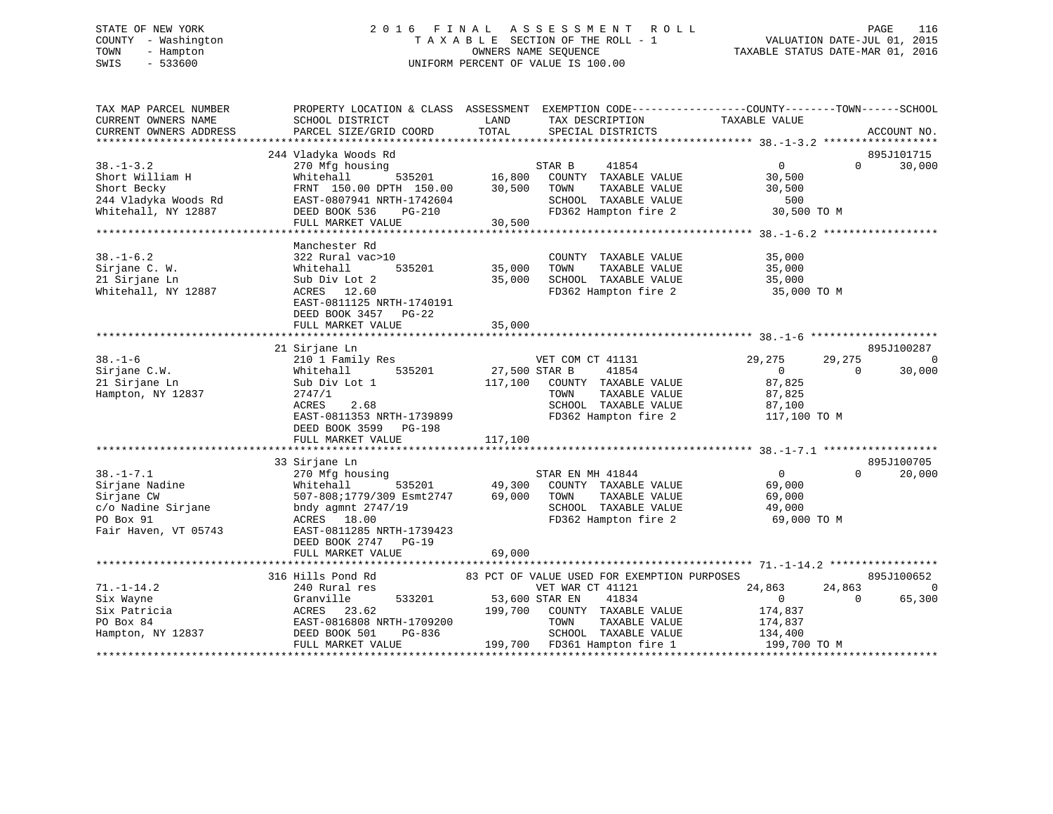STATE OF NEW YORK
COUNTY - Washington
TOWN - Hampton
SWIS - 533600

# 2016 FINAL ASSESSMENT ROLL
TAXABLE SECTION OF THE ROLL - 1
OWNERS NAME SEQUENCE
UNIFORM PERCENT OF VALUE IS 100.00

VALUATION DATE-JUL 01, 2015
TAXABLE STATUS DATE-MAR 01, 2016

| TAX MAP PARCEL NUMBER / CURRENT OWNERS NAME / CURRENT OWNERS ADDRESS | PROPERTY LOCATION & CLASS / SCHOOL DISTRICT / PARCEL SIZE/GRID COORD | ASSESSMENT LAND / TOTAL | EXEMPTION CODE / TAX DESCRIPTION / SPECIAL DISTRICTS | COUNTY TAXABLE VALUE | TOWN | SCHOOL | ACCOUNT NO. |
|---|---|---|---|---|---|---|---|
| 38.-1-3.2 | 244 Vladyka Woods Rd | | | | | | 895J101715 |
| Short William H | 270 Mfg housing | | STAR B 41854 | 0 | 0 | 30,000 | |
| Short Becky | Whitehall 535201 | 16,800 | COUNTY TAXABLE VALUE | 30,500 | | | |
| 244 Vladyka Woods Rd | FRNT 150.00 DPTH 150.00 | 30,500 | TOWN TAXABLE VALUE | 30,500 | | | |
| Whitehall, NY 12887 | EAST-0807941 NRTH-1742604 | | SCHOOL TAXABLE VALUE | 500 | | | |
| | DEED BOOK 536 PG-210 | | FD362 Hampton fire 2 | 30,500 TO M | | | |
| | FULL MARKET VALUE | 30,500 | | | | | |
| 38.-1-6.2 | Manchester Rd | | | | | | |
| Sirjane C. W. | 322 Rural vac>10 | | COUNTY TAXABLE VALUE | 35,000 | | | |
| 21 Sirjane Ln | Whitehall 535201 | 35,000 | TOWN TAXABLE VALUE | 35,000 | | | |
| Whitehall, NY 12887 | Sub Div Lot 2 | 35,000 | SCHOOL TAXABLE VALUE | 35,000 | | | |
| | ACRES 12.60 | | FD362 Hampton fire 2 | 35,000 TO M | | | |
| | EAST-0811125 NRTH-1740191 | | | | | | |
| | DEED BOOK 3457 PG-22 | | | | | | |
| | FULL MARKET VALUE | 35,000 | | | | | |
| 38.-1-6 | 21 Sirjane Ln | | | | | | 895J100287 |
| Sirjane C.W. | 210 1 Family Res | | VET COM CT 41131 | 29,275 | 29,275 | 0 | |
| 21 Sirjane Ln | Whitehall 535201 | 27,500 | STAR B 41854 | 0 | 0 | 30,000 | |
| Hampton, NY 12837 | Sub Div Lot 1 | 117,100 | COUNTY TAXABLE VALUE | 87,825 | | | |
| | 2747/1 | | TOWN TAXABLE VALUE | 87,825 | | | |
| | ACRES 2.68 | | SCHOOL TAXABLE VALUE | 87,100 | | | |
| | EAST-0811353 NRTH-1739899 | | FD362 Hampton fire 2 | 117,100 TO M | | | |
| | DEED BOOK 3599 PG-198 | | | | | | |
| | FULL MARKET VALUE | 117,100 | | | | | |
| 38.-1-7.1 | 33 Sirjane Ln | | | | | | 895J100705 |
| Sirjane Nadine | 270 Mfg housing | | STAR EN MH 41844 | 0 | 0 | 20,000 | |
| Sirjane CW | Whitehall 535201 | 49,300 | COUNTY TAXABLE VALUE | 69,000 | | | |
| c/o Nadine Sirjane | 507-808;1779/309 Esmt2747 | 69,000 | TOWN TAXABLE VALUE | 69,000 | | | |
| PO Box 91 | bndy agmnt 2747/19 | | SCHOOL TAXABLE VALUE | 49,000 | | | |
| Fair Haven, VT 05743 | ACRES 18.00 | | FD362 Hampton fire 2 | 69,000 TO M | | | |
| | EAST-0811285 NRTH-1739423 | | | | | | |
| | DEED BOOK 2747 PG-19 | | | | | | |
| | FULL MARKET VALUE | 69,000 | | | | | |
| 71.-1-14.2 | 316 Hills Pond Rd | | 83 PCT OF VALUE USED FOR EXEMPTION PURPOSES | | | | 895J100652 |
| Six Wayne | 240 Rural res | | VET WAR CT 41121 | 24,863 | 24,863 | 0 | |
| Six Patricia | Granville 533201 | 53,600 | STAR EN 41834 | 0 | 0 | 65,300 | |
| PO Box 84 | ACRES 23.62 | 199,700 | COUNTY TAXABLE VALUE | 174,837 | | | |
| Hampton, NY 12837 | EAST-0816808 NRTH-1709200 | | TOWN TAXABLE VALUE | 174,837 | | | |
| | DEED BOOK 501 PG-836 | | SCHOOL TAXABLE VALUE | 134,400 | | | |
| | FULL MARKET VALUE | 199,700 | FD361 Hampton fire 1 | 199,700 TO M | | | |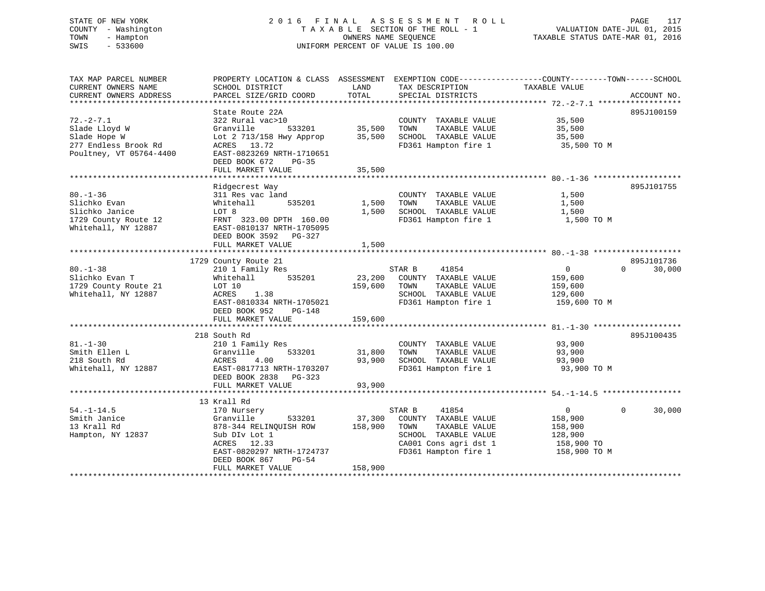STATE OF NEW YORK
COUNTY - Washington
TOWN - Hampton
SWIS - 533600

2 0 1 6 F I N A L A S S E S S M E N T R O L L
T A X A B L E SECTION OF THE ROLL - 1
OWNERS NAME SEQUENCE
UNIFORM PERCENT OF VALUE IS 100.00

VALUATION DATE-JUL 01, 2015
TAXABLE STATUS DATE-MAR 01, 2016

```
TAX MAP PARCEL NUMBER          PROPERTY LOCATION & CLASS  ASSESSMENT  EXEMPTION CODE------------------COUNTY--------TOWN------SCHOOL
CURRENT OWNERS NAME            SCHOOL DISTRICT               LAND      TAX DESCRIPTION              TAXABLE VALUE
CURRENT OWNERS ADDRESS         PARCEL SIZE/GRID COORD        TOTAL     SPECIAL DISTRICTS                                    ACCOUNT NO.
******************************************************************************************************* 72.-2-7.1 ******************
                               State Route 22A                                                                         895J100159
72.-2-7.1                      322 Rural vac>10                        COUNTY  TAXABLE VALUE            35,500
Slade Lloyd W                  Granville        533201      35,500     TOWN    TAXABLE VALUE            35,500
Slade Hope W                   Lot 2 713/158 Hwy Approp     35,500     SCHOOL  TAXABLE VALUE            35,500
277 Endless Brook Rd           ACRES   13.72                           FD361 Hampton fire 1              35,500 TO M
Poultney, VT 05764-4400        EAST-0823269 NRTH-1710651
                               DEED BOOK 672     PG-35
                               FULL MARKET VALUE            35,500
******************************************************************************************************* 80.-1-36 *******************
                               Ridgecrest Way                                                                          895J101755
80.-1-36                       311 Res vac land                        COUNTY  TAXABLE VALUE             1,500
Slichko Evan                   Whitehall        535201       1,500     TOWN    TAXABLE VALUE             1,500
Slichko Janice                 LOT 8                         1,500     SCHOOL  TAXABLE VALUE             1,500
1729 County Route 12           FRNT  323.00 DPTH  160.00               FD361 Hampton fire 1               1,500 TO M
Whitehall, NY 12887            EAST-0810137 NRTH-1705095
                               DEED BOOK 3592    PG-327
                               FULL MARKET VALUE             1,500
******************************************************************************************************* 80.-1-38 *******************
                          1729 County Route 21                                                                         895J101736
80.-1-38                       210 1 Family Res                        STAR B      41854                 0            0     30,000
Slichko Evan T                 Whitehall        535201      23,200     COUNTY  TAXABLE VALUE           159,600
1729 County Route 21           LOT 10                      159,600     TOWN    TAXABLE VALUE           159,600
Whitehall, NY 12887            ACRES    1.38                           SCHOOL  TAXABLE VALUE           129,600
                               EAST-0810334 NRTH-1705021               FD361 Hampton fire 1             159,600 TO M
                               DEED BOOK 952     PG-148
                               FULL MARKET VALUE           159,600
******************************************************************************************************* 81.-1-30 *******************
                           218 South Rd                                                                                895J100435
81.-1-30                       210 1 Family Res                        COUNTY  TAXABLE VALUE            93,900
Smith Ellen L                  Granville        533201      31,800     TOWN    TAXABLE VALUE            93,900
218 South Rd                   ACRES    4.00                93,900     SCHOOL  TAXABLE VALUE            93,900
Whitehall, NY 12887            EAST-0817713 NRTH-1703207               FD361 Hampton fire 1              93,900 TO M
                               DEED BOOK 2838    PG-323
                               FULL MARKET VALUE            93,900
******************************************************************************************************* 54.-1-14.5 *****************
                            13 Krall Rd
54.-1-14.5                     170 Nursery                             STAR B      41854                 0            0     30,000
Smith Janice                   Granville        533201      37,300     COUNTY  TAXABLE VALUE           158,900
13 Krall Rd                    878-344 RELINQUISH ROW      158,900     TOWN    TAXABLE VALUE           158,900
Hampton, NY 12837              Sub DIv Lot 1                           SCHOOL  TAXABLE VALUE           128,900
                               ACRES   12.33                           CA001 Cons agri dst 1            158,900 TO
                               EAST-0820297 NRTH-1724737               FD361 Hampton fire 1             158,900 TO M
                               DEED BOOK 867     PG-54
                               FULL MARKET VALUE           158,900
************************************************************************************************************************************
```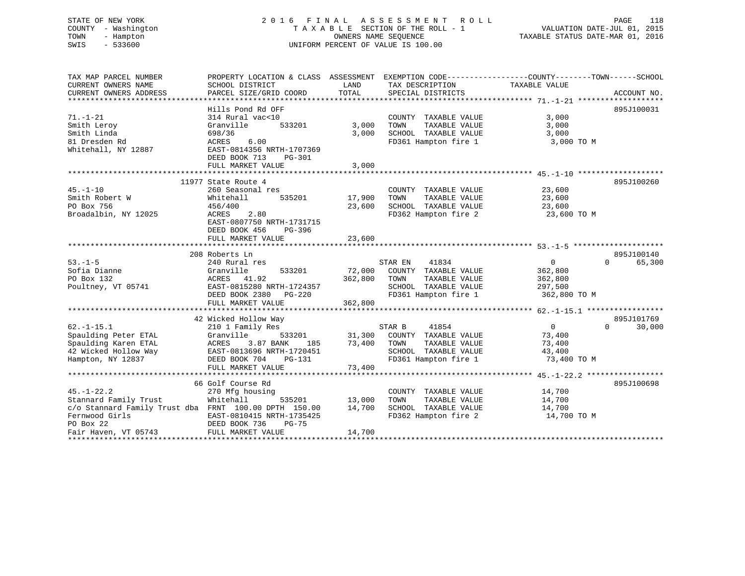STATE OF NEW YORK
COUNTY - Washington
TOWN - Hampton
SWIS - 533600

2016 FINAL ASSESSMENT ROLL
TAXABLE SECTION OF THE ROLL - 1
OWNERS NAME SEQUENCE
UNIFORM PERCENT OF VALUE IS 100.00

VALUATION DATE-JUL 01, 2015
TAXABLE STATUS DATE-MAR 01, 2016

| TAX MAP PARCEL NUMBER / CURRENT OWNERS NAME / CURRENT OWNERS ADDRESS | PROPERTY LOCATION & CLASS / SCHOOL DISTRICT / PARCEL SIZE/GRID COORD | ASSESSMENT LAND / TOTAL | EXEMPTION CODE / TAX DESCRIPTION / SPECIAL DISTRICTS | COUNTY TAXABLE VALUE | TOWN | SCHOOL | ACCOUNT NO. |
|---|---|---|---|---|---|---|---|
| 71.-1-21 | Hills Pond Rd OFF | | | | | | 895J100031 |
| Smith Leroy | 314 Rural vac<10 | | COUNTY TAXABLE VALUE | 3,000 | | | |
| Smith Linda | Granville 533201 | 3,000 | TOWN TAXABLE VALUE | 3,000 | | | |
| 81 Dresden Rd | 698/36 | 3,000 | SCHOOL TAXABLE VALUE | 3,000 | | | |
| Whitehall, NY 12887 | ACRES 6.00 | | FD361 Hampton fire 1 | 3,000 TO M | | | |
| | EAST-0814356 NRTH-1707369 | | | | | | |
| | DEED BOOK 713 PG-301 | | | | | | |
| | FULL MARKET VALUE | 3,000 | | | | | |
| 45.-1-10 | 11977 State Route 4 | | | | | | 895J100260 |
| Smith Robert W | 260 Seasonal res | | COUNTY TAXABLE VALUE | 23,600 | | | |
| PO Box 756 | Whitehall 535201 | 17,900 | TOWN TAXABLE VALUE | 23,600 | | | |
| Broadalbin, NY 12025 | 456/400 | 23,600 | SCHOOL TAXABLE VALUE | 23,600 | | | |
| | ACRES 2.80 | | FD362 Hampton fire 2 | 23,600 TO M | | | |
| | EAST-0807750 NRTH-1731715 | | | | | | |
| | DEED BOOK 456 PG-396 | | | | | | |
| | FULL MARKET VALUE | 23,600 | | | | | |
| 53.-1-5 | 208 Roberts Ln | | | | | | 895J100140 |
| Sofia Dianne | 240 Rural res | | STAR EN 41834 | 0 | 0 | 65,300 | |
| PO Box 132 | Granville 533201 | 72,000 | COUNTY TAXABLE VALUE | 362,800 | | | |
| Poultney, VT 05741 | ACRES 41.92 | 362,800 | TOWN TAXABLE VALUE | 362,800 | | | |
| | EAST-0815280 NRTH-1724357 | | SCHOOL TAXABLE VALUE | 297,500 | | | |
| | DEED BOOK 2380 PG-220 | | FD361 Hampton fire 1 | 362,800 TO M | | | |
| | FULL MARKET VALUE | 362,800 | | | | | |
| 62.-1-15.1 | 42 Wicked Hollow Way | | | | | | 895J101769 |
| Spaulding Peter ETAL | 210 1 Family Res | | STAR B 41854 | 0 | 0 | 30,000 | |
| Spaulding Karen ETAL | Granville 533201 | 31,300 | COUNTY TAXABLE VALUE | 73,400 | | | |
| 42 Wicked Hollow Way | ACRES 3.87 BANK 185 | 73,400 | TOWN TAXABLE VALUE | 73,400 | | | |
| Hampton, NY 12837 | EAST-0813696 NRTH-1720451 | | SCHOOL TAXABLE VALUE | 43,400 | | | |
| | DEED BOOK 704 PG-131 | | FD361 Hampton fire 1 | 73,400 TO M | | | |
| | FULL MARKET VALUE | 73,400 | | | | | |
| 45.-1-22.2 | 66 Golf Course Rd | | | | | | 895J100698 |
| Stannard Family Trust | 270 Mfg housing | | COUNTY TAXABLE VALUE | 14,700 | | | |
| c/o Stannard Family Trust dba | Whitehall 535201 | 13,000 | TOWN TAXABLE VALUE | 14,700 | | | |
| Fernwood Girls | FRNT 100.00 DPTH 150.00 | 14,700 | SCHOOL TAXABLE VALUE | 14,700 | | | |
| PO Box 22 | EAST-0810415 NRTH-1735425 | | FD362 Hampton fire 2 | 14,700 TO M | | | |
| Fair Haven, VT 05743 | DEED BOOK 736 PG-75 | | | | | | |
| | FULL MARKET VALUE | 14,700 | | | | | |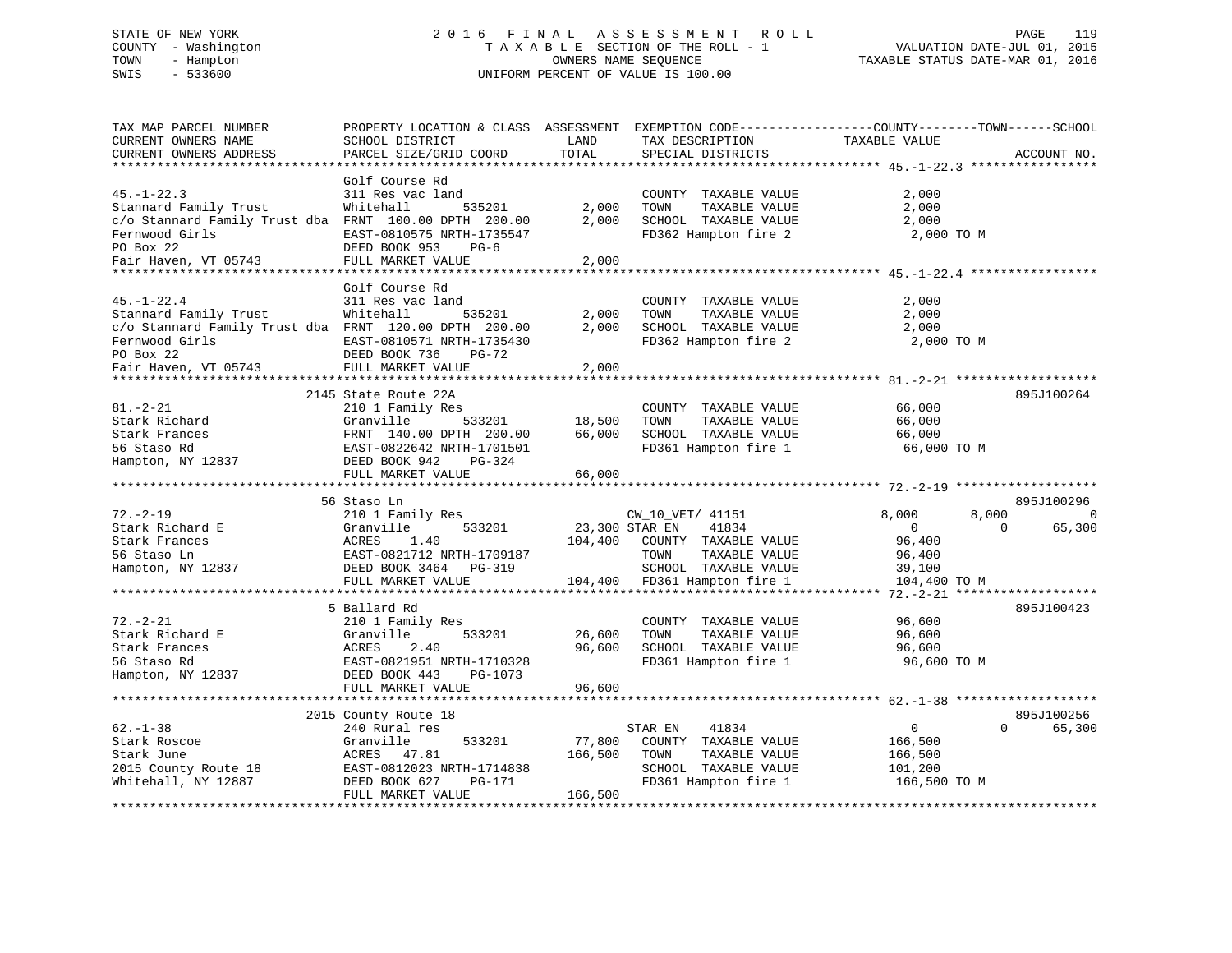STATE OF NEW YORK — COUNTY - Washington — TOWN - Hampton — SWIS - 533600

2016 FINAL ASSESSMENT ROLL
TAXABLE SECTION OF THE ROLL - 1
OWNERS NAME SEQUENCE
UNIFORM PERCENT OF VALUE IS 100.00

VALUATION DATE-JUL 01, 2015
TAXABLE STATUS DATE-MAR 01, 2016

| TAX MAP PARCEL NUMBER / CURRENT OWNERS NAME / CURRENT OWNERS ADDRESS | PROPERTY LOCATION & CLASS / SCHOOL DISTRICT / PARCEL SIZE/GRID COORD | ASSESSMENT LAND / TOTAL | EXEMPTION CODE / TAX DESCRIPTION / SPECIAL DISTRICTS | COUNTY | TOWN | SCHOOL / ACCOUNT NO. |
|---|---|---|---|---|---|---|
| **45.-1-22.3** | Golf Course Rd | | | | | |
| Stannard Family Trust | 311 Res vac land | | COUNTY TAXABLE VALUE | 2,000 | | |
| c/o Stannard Family Trust dba | Whitehall 535201 | 2,000 | TOWN TAXABLE VALUE | | 2,000 | |
| Fernwood Girls | FRNT 100.00 DPTH 200.00 | 2,000 | SCHOOL TAXABLE VALUE | | | 2,000 |
| PO Box 22 | EAST-0810575 NRTH-1735547 | | FD362 Hampton fire 2 | 2,000 TO M | | |
| Fair Haven, VT 05743 | DEED BOOK 953 PG-6 | | | | | |
| | FULL MARKET VALUE | 2,000 | | | | |
| **45.-1-22.4** | Golf Course Rd | | | | | |
| Stannard Family Trust | 311 Res vac land | | COUNTY TAXABLE VALUE | 2,000 | | |
| c/o Stannard Family Trust dba | Whitehall 535201 | 2,000 | TOWN TAXABLE VALUE | | 2,000 | |
| Fernwood Girls | FRNT 120.00 DPTH 200.00 | 2,000 | SCHOOL TAXABLE VALUE | | | 2,000 |
| PO Box 22 | EAST-0810571 NRTH-1735430 | | FD362 Hampton fire 2 | 2,000 TO M | | |
| Fair Haven, VT 05743 | DEED BOOK 736 PG-72 | | | | | |
| | FULL MARKET VALUE | 2,000 | | | | |
| **81.-2-21** | 2145 State Route 22A | | | | | 895J100264 |
| Stark Richard | 210 1 Family Res | | COUNTY TAXABLE VALUE | 66,000 | | |
| Stark Frances | Granville 533201 | 18,500 | TOWN TAXABLE VALUE | | 66,000 | |
| 56 Staso Rd | FRNT 140.00 DPTH 200.00 | 66,000 | SCHOOL TAXABLE VALUE | | | 66,000 |
| Hampton, NY 12837 | EAST-0822642 NRTH-1701501 | | FD361 Hampton fire 1 | 66,000 TO M | | |
| | DEED BOOK 942 PG-324 | | | | | |
| | FULL MARKET VALUE | 66,000 | | | | |
| **72.-2-19** | 56 Staso Ln | | | | | 895J100296 |
| Stark Richard E | 210 1 Family Res | | CW_10_VET/ 41151 | 8,000 | 8,000 | 0 |
| Stark Frances | Granville 533201 | 23,300 | STAR EN 41834 | 0 | 0 | 65,300 |
| 56 Staso Ln | ACRES 1.40 | 104,400 | COUNTY TAXABLE VALUE | 96,400 | | |
| Hampton, NY 12837 | EAST-0821712 NRTH-1709187 | | TOWN TAXABLE VALUE | | 96,400 | |
| | DEED BOOK 3464 PG-319 | | SCHOOL TAXABLE VALUE | | | 39,100 |
| | FULL MARKET VALUE | 104,400 | FD361 Hampton fire 1 | 104,400 TO M | | |
| **72.-2-21** | 5 Ballard Rd | | | | | 895J100423 |
| Stark Richard E | 210 1 Family Res | | COUNTY TAXABLE VALUE | 96,600 | | |
| Stark Frances | Granville 533201 | 26,600 | TOWN TAXABLE VALUE | | 96,600 | |
| 56 Staso Rd | ACRES 2.40 | 96,600 | SCHOOL TAXABLE VALUE | | | 96,600 |
| Hampton, NY 12837 | EAST-0821951 NRTH-1710328 | | FD361 Hampton fire 1 | 96,600 TO M | | |
| | DEED BOOK 443 PG-1073 | | | | | |
| | FULL MARKET VALUE | 96,600 | | | | |
| **62.-1-38** | 2015 County Route 18 | | | | | 895J100256 |
| Stark Roscoe | 240 Rural res | | STAR EN 41834 | 0 | 0 | 65,300 |
| Stark June | Granville 533201 | 77,800 | COUNTY TAXABLE VALUE | 166,500 | | |
| 2015 County Route 18 | ACRES 47.81 | 166,500 | TOWN TAXABLE VALUE | | 166,500 | |
| Whitehall, NY 12887 | EAST-0812023 NRTH-1714838 | | SCHOOL TAXABLE VALUE | | | 101,200 |
| | DEED BOOK 627 PG-171 | | FD361 Hampton fire 1 | 166,500 TO M | | |
| | FULL MARKET VALUE | 166,500 | | | | |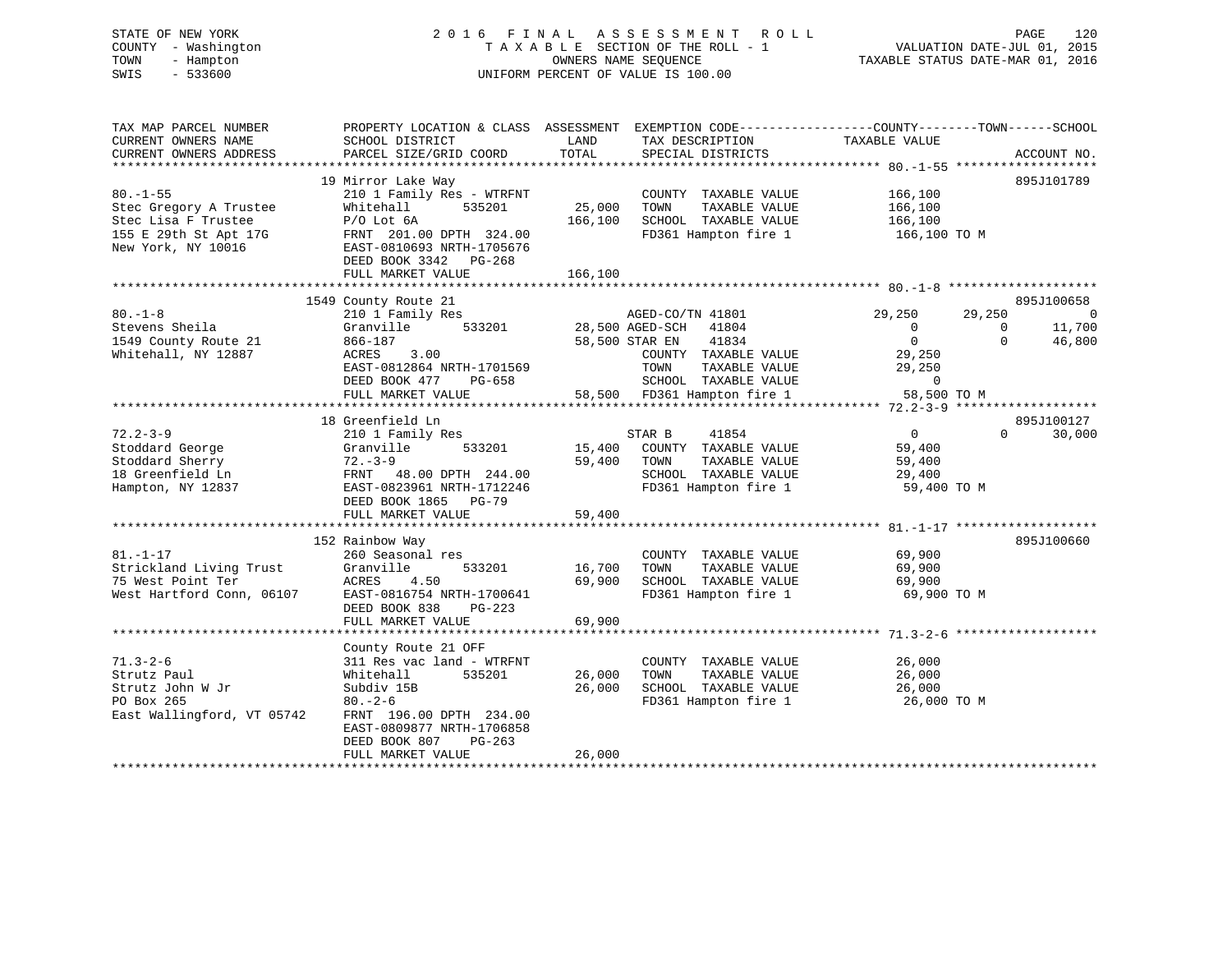STATE OF NEW YORK
COUNTY - Washington
TOWN - Hampton
SWIS - 533600

2 0 1 6 F I N A L A S S E S S M E N T R O L L
T A X A B L E SECTION OF THE ROLL - 1
OWNERS NAME SEQUENCE
UNIFORM PERCENT OF VALUE IS 100.00

VALUATION DATE-JUL 01, 2015
TAXABLE STATUS DATE-MAR 01, 2016

```
TAX MAP PARCEL NUMBER          PROPERTY LOCATION & CLASS  ASSESSMENT  EXEMPTION CODE------------------COUNTY--------TOWN------SCHOOL
CURRENT OWNERS NAME            SCHOOL DISTRICT              LAND      TAX DESCRIPTION              TAXABLE VALUE
CURRENT OWNERS ADDRESS         PARCEL SIZE/GRID COORD       TOTAL     SPECIAL DISTRICTS                                    ACCOUNT NO.
******************************************************************************************************* 80.-1-55 *******************
                               19 Mirror Lake Way                                                                       895J101789
80.-1-55                       210 1 Family Res - WTRFNT               COUNTY  TAXABLE VALUE          166,100
Stec Gregory A Trustee         Whitehall      535201       25,000      TOWN    TAXABLE VALUE          166,100
Stec Lisa F Trustee            P/O Lot 6A                 166,100      SCHOOL  TAXABLE VALUE          166,100
155 E 29th St Apt 17G          FRNT 201.00 DPTH 324.00                 FD361 Hampton fire 1            166,100 TO M
New York, NY 10016             EAST-0810693 NRTH-1705676
                               DEED BOOK 3342   PG-268
                               FULL MARKET VALUE          166,100
******************************************************************************************************* 80.-1-8 ********************
                               1549 County Route 21                                                                     895J100658
80.-1-8                        210 1 Family Res                        AGED-CO/TN 41801               29,250      29,250           0
Stevens Sheila                 Granville      533201       28,500 AGED-SCH   41804                        0           0      11,700
1549 County Route 21           866-187                     58,500 STAR EN    41834                        0           0      46,800
Whitehall, NY 12887            ACRES    3.00                           COUNTY  TAXABLE VALUE           29,250
                               EAST-0812864 NRTH-1701569               TOWN    TAXABLE VALUE           29,250
                               DEED BOOK 477    PG-658                 SCHOOL  TAXABLE VALUE                0
                               FULL MARKET VALUE           58,500      FD361 Hampton fire 1             58,500 TO M
******************************************************************************************************* 72.2-3-9 *******************
                               18 Greenfield Ln                                                                         895J100127
72.2-3-9                       210 1 Family Res                        STAR B     41854                    0           0      30,000
Stoddard George                Granville      533201       15,400      COUNTY  TAXABLE VALUE           59,400
Stoddard Sherry                72.-3-9                     59,400      TOWN    TAXABLE VALUE           59,400
18 Greenfield Ln               FRNT  48.00 DPTH 244.00                 SCHOOL  TAXABLE VALUE           29,400
Hampton, NY 12837              EAST-0823961 NRTH-1712246               FD361 Hampton fire 1             59,400 TO M
                               DEED BOOK 1865   PG-79
                               FULL MARKET VALUE           59,400
******************************************************************************************************* 81.-1-17 *******************
                               152 Rainbow Way                                                                          895J100660
81.-1-17                       260 Seasonal res                        COUNTY  TAXABLE VALUE           69,900
Strickland Living Trust        Granville      533201       16,700      TOWN    TAXABLE VALUE           69,900
75 West Point Ter              ACRES    4.50               69,900      SCHOOL  TAXABLE VALUE           69,900
West Hartford Conn, 06107      EAST-0816754 NRTH-1700641               FD361 Hampton fire 1             69,900 TO M
                               DEED BOOK 838    PG-223
                               FULL MARKET VALUE           69,900
******************************************************************************************************* 71.3-2-6 *******************
                               County Route 21 OFF
71.3-2-6                       311 Res vac land - WTRFNT               COUNTY  TAXABLE VALUE           26,000
Strutz Paul                    Whitehall      535201       26,000      TOWN    TAXABLE VALUE           26,000
Strutz John W Jr               Subdiv 15B                  26,000      SCHOOL  TAXABLE VALUE           26,000
PO Box 265                     80.-2-6                                 FD361 Hampton fire 1             26,000 TO M
East Wallingford, VT 05742     FRNT 196.00 DPTH 234.00
                               EAST-0809877 NRTH-1706858
                               DEED BOOK 807    PG-263
                               FULL MARKET VALUE           26,000
************************************************************************************************************************************
```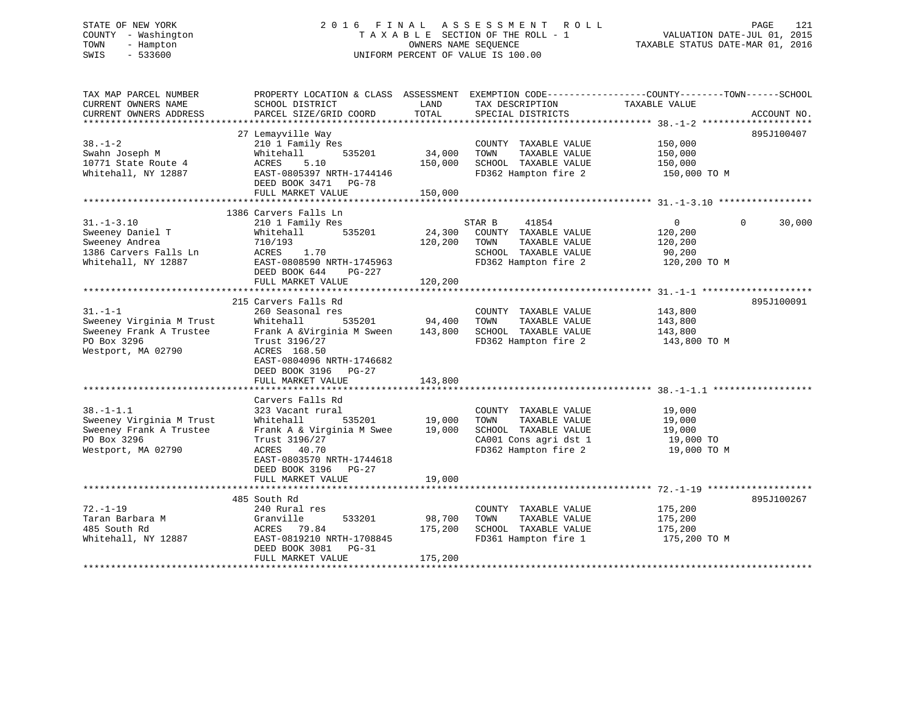STATE OF NEW YORK — 2016 FINAL ASSESSMENT ROLL
COUNTY - Washington — TAXABLE SECTION OF THE ROLL - 1 — VALUATION DATE-JUL 01, 2015
TOWN - Hampton — OWNERS NAME SEQUENCE — TAXABLE STATUS DATE-MAR 01, 2016
SWIS - 533600 — UNIFORM PERCENT OF VALUE IS 100.00

| TAX MAP PARCEL NUMBER / CURRENT OWNERS NAME / CURRENT OWNERS ADDRESS | PROPERTY LOCATION & CLASS / SCHOOL DISTRICT / PARCEL SIZE/GRID COORD | ASSESSMENT LAND | TOTAL | EXEMPTION CODE / TAX DESCRIPTION / SPECIAL DISTRICTS | COUNTY TAXABLE VALUE | TOWN | SCHOOL | ACCOUNT NO. |
|---|---|---|---|---|---|---|---|---|
| 38.-1-2 | 27 Lemayville Way | | | | | | | 895J100407 |
| Swahn Joseph M | 210 1 Family Res | | | COUNTY TAXABLE VALUE | 150,000 | | | |
| 10771 State Route 4 | Whitehall 535201 | 34,000 | | TOWN TAXABLE VALUE | 150,000 | | | |
| Whitehall, NY 12887 | ACRES 5.10 | | 150,000 | SCHOOL TAXABLE VALUE | 150,000 | | | |
| | EAST-0805397 NRTH-1744146 | | | FD362 Hampton fire 2 | 150,000 TO M | | | |
| | DEED BOOK 3471 PG-78 | | | | | | | |
| | FULL MARKET VALUE | | 150,000 | | | | | |
| 31.-1-3.10 | 1386 Carvers Falls Ln | | | | | | | |
| Sweeney Daniel T | 210 1 Family Res | | | STAR B 41854 | 0 | 0 | 30,000 | |
| Sweeney Andrea | Whitehall 535201 | 24,300 | | COUNTY TAXABLE VALUE | 120,200 | | | |
| 1386 Carvers Falls Ln | 710/193 | | 120,200 | TOWN TAXABLE VALUE | 120,200 | | | |
| Whitehall, NY 12887 | ACRES 1.70 | | | SCHOOL TAXABLE VALUE | 90,200 | | | |
| | EAST-0808590 NRTH-1745963 | | | FD362 Hampton fire 2 | 120,200 TO M | | | |
| | DEED BOOK 644 PG-227 | | | | | | | |
| | FULL MARKET VALUE | | 120,200 | | | | | |
| 31.-1-1 | 215 Carvers Falls Rd | | | | | | | 895J100091 |
| Sweeney Virginia M Trust | 260 Seasonal res | | | COUNTY TAXABLE VALUE | 143,800 | | | |
| Sweeney Frank A Trustee | Whitehall 535201 | 94,400 | | TOWN TAXABLE VALUE | 143,800 | | | |
| PO Box 3296 | Frank A &Virginia M Sween | | 143,800 | SCHOOL TAXABLE VALUE | 143,800 | | | |
| Westport, MA 02790 | Trust 3196/27 | | | FD362 Hampton fire 2 | 143,800 TO M | | | |
| | ACRES 168.50 | | | | | | | |
| | EAST-0804096 NRTH-1746682 | | | | | | | |
| | DEED BOOK 3196 PG-27 | | | | | | | |
| | FULL MARKET VALUE | | 143,800 | | | | | |
| 38.-1-1.1 | Carvers Falls Rd | | | | | | | |
| Sweeney Virginia M Trust | 323 Vacant rural | | | COUNTY TAXABLE VALUE | 19,000 | | | |
| Sweeney Frank A Trustee | Whitehall 535201 | 19,000 | | TOWN TAXABLE VALUE | 19,000 | | | |
| PO Box 3296 | Frank A & Virginia M Swee | | 19,000 | SCHOOL TAXABLE VALUE | 19,000 | | | |
| Westport, MA 02790 | Trust 3196/27 | | | CA001 Cons agri dst 1 | 19,000 TO | | | |
| | ACRES 40.70 | | | FD362 Hampton fire 2 | 19,000 TO M | | | |
| | EAST-0803570 NRTH-1744618 | | | | | | | |
| | DEED BOOK 3196 PG-27 | | | | | | | |
| | FULL MARKET VALUE | | 19,000 | | | | | |
| 72.-1-19 | 485 South Rd | | | | | | | 895J100267 |
| Taran Barbara M | 240 Rural res | | | COUNTY TAXABLE VALUE | 175,200 | | | |
| 485 South Rd | Granville 533201 | 98,700 | | TOWN TAXABLE VALUE | 175,200 | | | |
| Whitehall, NY 12887 | ACRES 79.84 | | 175,200 | SCHOOL TAXABLE VALUE | 175,200 | | | |
| | EAST-0819210 NRTH-1708845 | | | FD361 Hampton fire 1 | 175,200 TO M | | | |
| | DEED BOOK 3081 PG-31 | | | | | | | |
| | FULL MARKET VALUE | | 175,200 | | | | | |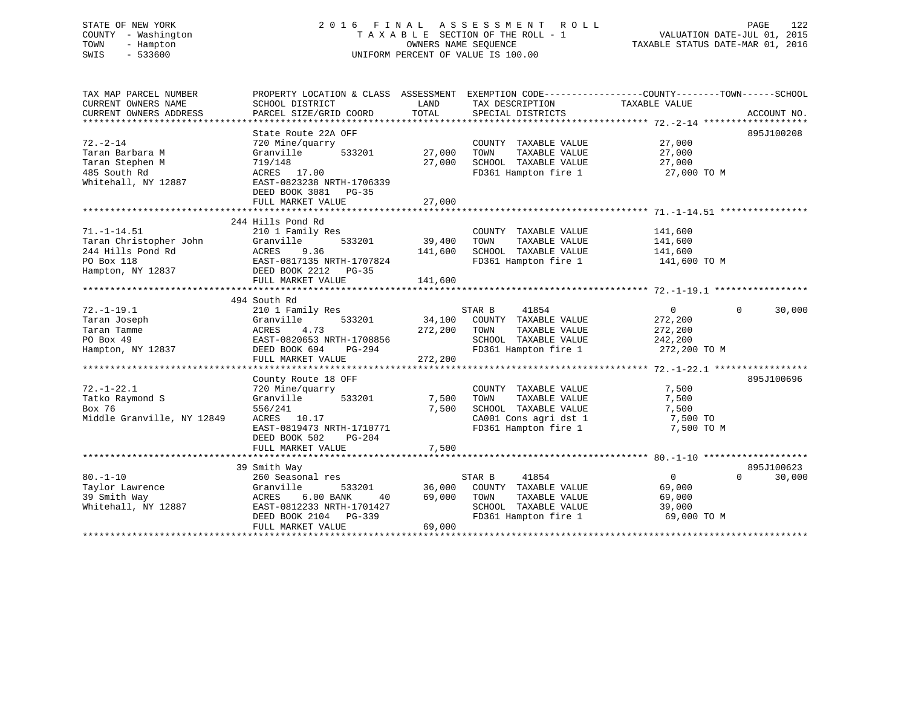STATE OF NEW YORK
COUNTY - Washington
TOWN - Hampton
SWIS - 533600

2016 FINAL ASSESSMENT ROLL
TAXABLE SECTION OF THE ROLL - 1
OWNERS NAME SEQUENCE
UNIFORM PERCENT OF VALUE IS 100.00

VALUATION DATE-JUL 01, 2015
TAXABLE STATUS DATE-MAR 01, 2016

```
TAX MAP PARCEL NUMBER          PROPERTY LOCATION & CLASS  ASSESSMENT  EXEMPTION CODE------------------COUNTY--------TOWN------SCHOOL
CURRENT OWNERS NAME            SCHOOL DISTRICT            LAND        TAX DESCRIPTION              TAXABLE VALUE
CURRENT OWNERS ADDRESS         PARCEL SIZE/GRID COORD     TOTAL       SPECIAL DISTRICTS                                    ACCOUNT NO.
****************************************************************************************************** 72.-2-14 *******************
                               State Route 22A OFF                                                                         895J100208
72.-2-14                       720 Mine/quarry                         COUNTY  TAXABLE VALUE            27,000
Taran Barbara M                Granville        533201      27,000     TOWN    TAXABLE VALUE            27,000
Taran Stephen M                719/148                      27,000     SCHOOL  TAXABLE VALUE            27,000
485 South Rd                   ACRES   17.00                           FD361 Hampton fire 1              27,000 TO M
Whitehall, NY 12887            EAST-0823238 NRTH-1706339
                               DEED BOOK 3081   PG-35
                               FULL MARKET VALUE            27,000
****************************************************************************************************** 71.-1-14.51 ****************
                               244 Hills Pond Rd
71.-1-14.51                    210 1 Family Res                        COUNTY  TAXABLE VALUE           141,600
Taran Christopher John         Granville        533201      39,400     TOWN    TAXABLE VALUE           141,600
244 Hills Pond Rd              ACRES    9.36               141,600     SCHOOL  TAXABLE VALUE           141,600
PO Box 118                     EAST-0817135 NRTH-1707824               FD361 Hampton fire 1             141,600 TO M
Hampton, NY 12837              DEED BOOK 2212   PG-35
                               FULL MARKET VALUE           141,600
****************************************************************************************************** 72.-1-19.1 *****************
                               494 South Rd
72.-1-19.1                     210 1 Family Res                        STAR B      41854                 0          0      30,000
Taran Joseph                   Granville        533201      34,100     COUNTY  TAXABLE VALUE           272,200
Taran Tamme                    ACRES    4.73               272,200     TOWN    TAXABLE VALUE           272,200
PO Box 49                      EAST-0820653 NRTH-1708856               SCHOOL  TAXABLE VALUE           242,200
Hampton, NY 12837              DEED BOOK 694    PG-294                 FD361 Hampton fire 1             272,200 TO M
                               FULL MARKET VALUE           272,200
****************************************************************************************************** 72.-1-22.1 *****************
                               County Route 18 OFF                                                                         895J100696
72.-1-22.1                     720 Mine/quarry                         COUNTY  TAXABLE VALUE             7,500
Tatko Raymond S                Granville        533201       7,500     TOWN    TAXABLE VALUE             7,500
Box 76                         556/241                       7,500     SCHOOL  TAXABLE VALUE             7,500
Middle Granville, NY 12849     ACRES   10.17                           CA001 Cons agri dst 1              7,500 TO
                               EAST-0819473 NRTH-1710771               FD361 Hampton fire 1               7,500 TO M
                               DEED BOOK 502    PG-204
                               FULL MARKET VALUE             7,500
****************************************************************************************************** 80.-1-10 *******************
                               39 Smith Way                                                                                895J100623
80.-1-10                       260 Seasonal res                        STAR B      41854                 0          0      30,000
Taylor Lawrence                Granville        533201      36,000     COUNTY  TAXABLE VALUE            69,000
39 Smith Way                   ACRES    6.00 BANK     40    69,000     TOWN    TAXABLE VALUE            69,000
Whitehall, NY 12887            EAST-0812233 NRTH-1701427               SCHOOL  TAXABLE VALUE            39,000
                               DEED BOOK 2104   PG-339                 FD361 Hampton fire 1              69,000 TO M
                               FULL MARKET VALUE            69,000
************************************************************************************************************************************
```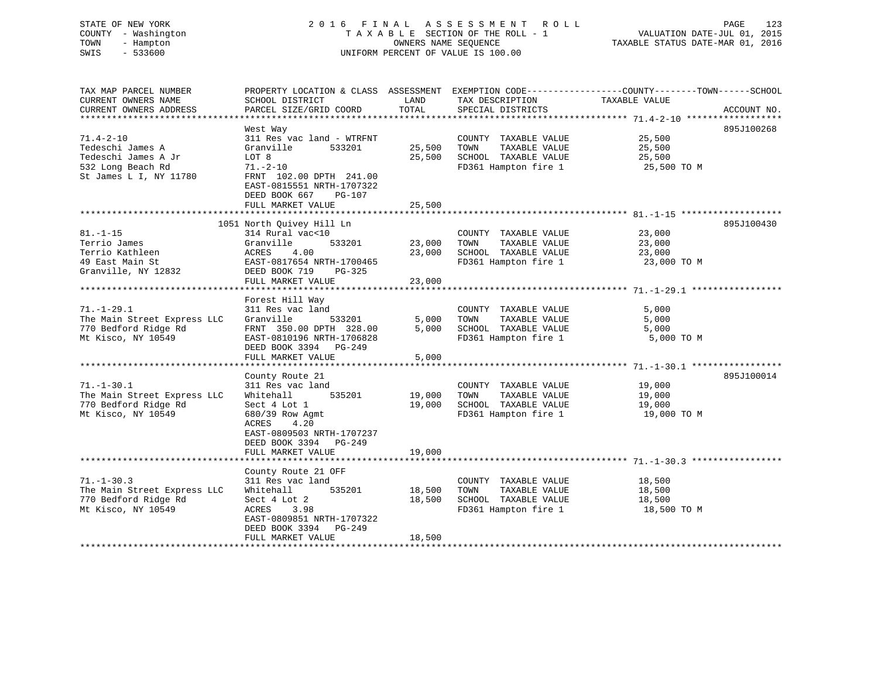STATE OF NEW YORK
COUNTY - Washington
TOWN - Hampton
SWIS - 533600

2016 FINAL ASSESSMENT ROLL
TAXABLE SECTION OF THE ROLL - 1
OWNERS NAME SEQUENCE
UNIFORM PERCENT OF VALUE IS 100.00

VALUATION DATE-JUL 01, 2015
TAXABLE STATUS DATE-MAR 01, 2016

| TAX MAP PARCEL NUMBER / CURRENT OWNERS NAME / CURRENT OWNERS ADDRESS | PROPERTY LOCATION & CLASS / SCHOOL DISTRICT / PARCEL SIZE/GRID COORD | ASSESSMENT LAND / TOTAL | EXEMPTION CODE / TAX DESCRIPTION / SPECIAL DISTRICTS | TAXABLE VALUE (COUNTY--TOWN--SCHOOL) | ACCOUNT NO. |
|---|---|---|---|---|---|
| **71.4-2-10** | West Way | | | | 895J100268 |
| 71.4-2-10 | 311 Res vac land - WTRFNT | | COUNTY TAXABLE VALUE | 25,500 | |
| Tedeschi James A | Granville 533201 | 25,500 | TOWN TAXABLE VALUE | 25,500 | |
| Tedeschi James A Jr | LOT 8 | 25,500 | SCHOOL TAXABLE VALUE | 25,500 | |
| 532 Long Beach Rd | 71.-2-10 | | FD361 Hampton fire 1 | 25,500 TO M | |
| St James L I, NY 11780 | FRNT 102.00 DPTH 241.00 | | | | |
| | EAST-0815551 NRTH-1707322 | | | | |
| | DEED BOOK 667 PG-107 | | | | |
| | FULL MARKET VALUE | 25,500 | | | |
| **81.-1-15** | 1051 North Quivey Hill Ln | | | | 895J100430 |
| 81.-1-15 | 314 Rural vac<10 | | COUNTY TAXABLE VALUE | 23,000 | |
| Terrio James | Granville 533201 | 23,000 | TOWN TAXABLE VALUE | 23,000 | |
| Terrio Kathleen | ACRES 4.00 | 23,000 | SCHOOL TAXABLE VALUE | 23,000 | |
| 49 East Main St | EAST-0817654 NRTH-1700465 | | FD361 Hampton fire 1 | 23,000 TO M | |
| Granville, NY 12832 | DEED BOOK 719 PG-325 | | | | |
| | FULL MARKET VALUE | 23,000 | | | |
| **71.-1-29.1** | Forest Hill Way | | | | |
| 71.-1-29.1 | 311 Res vac land | | COUNTY TAXABLE VALUE | 5,000 | |
| The Main Street Express LLC | Granville 533201 | 5,000 | TOWN TAXABLE VALUE | 5,000 | |
| 770 Bedford Ridge Rd | FRNT 350.00 DPTH 328.00 | 5,000 | SCHOOL TAXABLE VALUE | 5,000 | |
| Mt Kisco, NY 10549 | EAST-0810196 NRTH-1706828 | | FD361 Hampton fire 1 | 5,000 TO M | |
| | DEED BOOK 3394 PG-249 | | | | |
| | FULL MARKET VALUE | 5,000 | | | |
| **71.-1-30.1** | County Route 21 | | | | 895J100014 |
| 71.-1-30.1 | 311 Res vac land | | COUNTY TAXABLE VALUE | 19,000 | |
| The Main Street Express LLC | Whitehall 535201 | 19,000 | TOWN TAXABLE VALUE | 19,000 | |
| 770 Bedford Ridge Rd | Sect 4 Lot 1 | 19,000 | SCHOOL TAXABLE VALUE | 19,000 | |
| Mt Kisco, NY 10549 | 680/39 Row Agmt | | FD361 Hampton fire 1 | 19,000 TO M | |
| | ACRES 4.20 | | | | |
| | EAST-0809503 NRTH-1707237 | | | | |
| | DEED BOOK 3394 PG-249 | | | | |
| | FULL MARKET VALUE | 19,000 | | | |
| **71.-1-30.3** | County Route 21 OFF | | | | |
| 71.-1-30.3 | 311 Res vac land | | COUNTY TAXABLE VALUE | 18,500 | |
| The Main Street Express LLC | Whitehall 535201 | 18,500 | TOWN TAXABLE VALUE | 18,500 | |
| 770 Bedford Ridge Rd | Sect 4 Lot 2 | 18,500 | SCHOOL TAXABLE VALUE | 18,500 | |
| Mt Kisco, NY 10549 | ACRES 3.98 | | FD361 Hampton fire 1 | 18,500 TO M | |
| | EAST-0809851 NRTH-1707322 | | | | |
| | DEED BOOK 3394 PG-249 | | | | |
| | FULL MARKET VALUE | 18,500 | | | |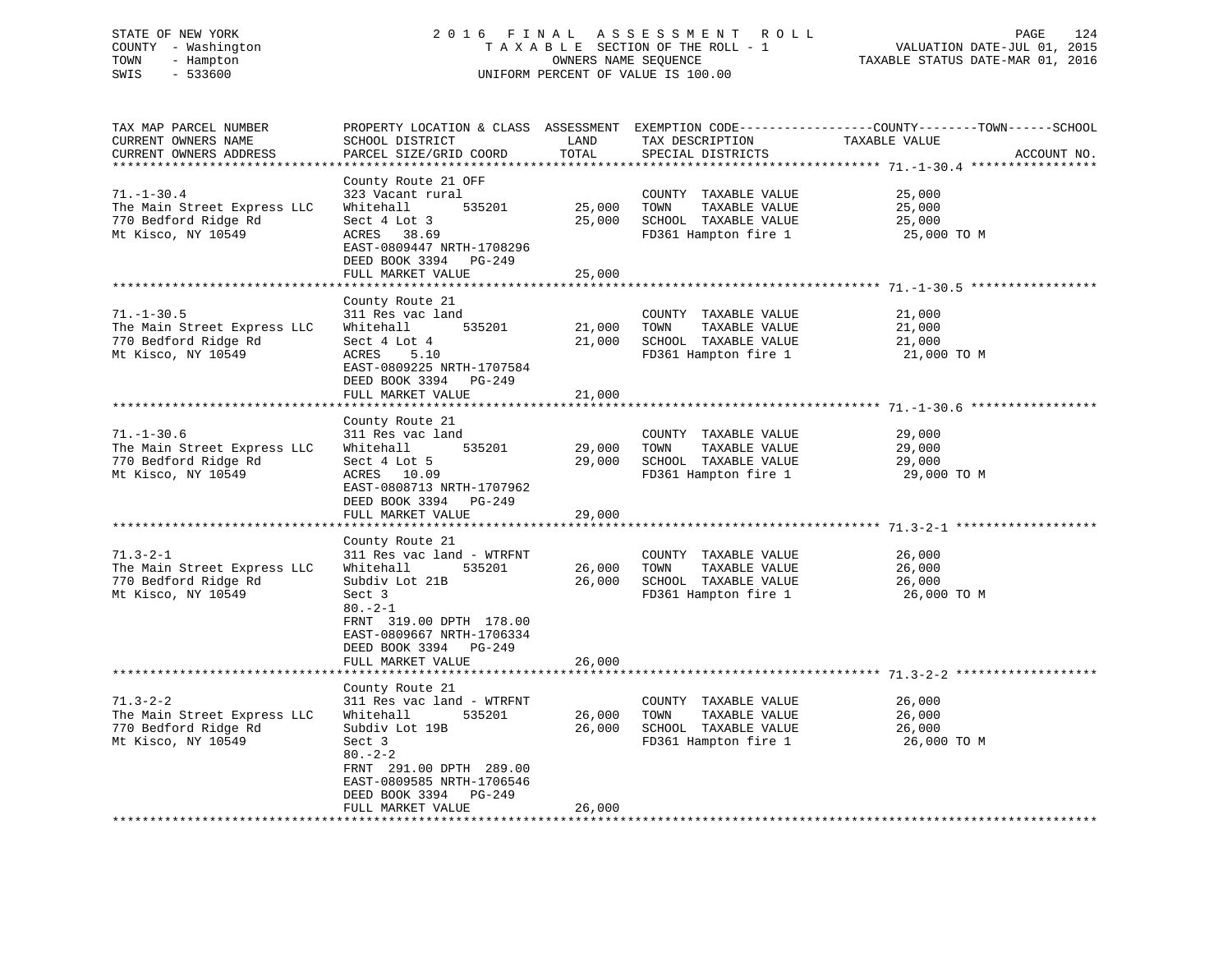STATE OF NEW YORK
COUNTY - Washington
TOWN - Hampton
SWIS - 533600

2016 FINAL ASSESSMENT ROLL
TAXABLE SECTION OF THE ROLL - 1
OWNERS NAME SEQUENCE
UNIFORM PERCENT OF VALUE IS 100.00

VALUATION DATE-JUL 01, 2015
TAXABLE STATUS DATE-MAR 01, 2016

| TAX MAP PARCEL NUMBER / CURRENT OWNERS NAME / CURRENT OWNERS ADDRESS | PROPERTY LOCATION & CLASS / SCHOOL DISTRICT / PARCEL SIZE/GRID COORD | ASSESSMENT LAND / TOTAL | EXEMPTION CODE / TAX DESCRIPTION / SPECIAL DISTRICTS | COUNTY--------TOWN------SCHOOL TAXABLE VALUE | ACCOUNT NO. |
|---|---|---|---|---|---|
| **71.-1-30.4** | County Route 21 OFF | | | | |
| 71.-1-30.4 | 323 Vacant rural | | COUNTY TAXABLE VALUE | 25,000 | |
| The Main Street Express LLC | Whitehall 535201 | 25,000 | TOWN TAXABLE VALUE | 25,000 | |
| 770 Bedford Ridge Rd | Sect 4 Lot 3 | 25,000 | SCHOOL TAXABLE VALUE | 25,000 | |
| Mt Kisco, NY 10549 | ACRES 38.69 | | FD361 Hampton fire 1 | 25,000 TO M | |
| | EAST-0809447 NRTH-1708296 | | | | |
| | DEED BOOK 3394 PG-249 | | | | |
| | FULL MARKET VALUE | 25,000 | | | |
| **71.-1-30.5** | County Route 21 | | | | |
| 71.-1-30.5 | 311 Res vac land | | COUNTY TAXABLE VALUE | 21,000 | |
| The Main Street Express LLC | Whitehall 535201 | 21,000 | TOWN TAXABLE VALUE | 21,000 | |
| 770 Bedford Ridge Rd | Sect 4 Lot 4 | 21,000 | SCHOOL TAXABLE VALUE | 21,000 | |
| Mt Kisco, NY 10549 | ACRES 5.10 | | FD361 Hampton fire 1 | 21,000 TO M | |
| | EAST-0809225 NRTH-1707584 | | | | |
| | DEED BOOK 3394 PG-249 | | | | |
| | FULL MARKET VALUE | 21,000 | | | |
| **71.-1-30.6** | County Route 21 | | | | |
| 71.-1-30.6 | 311 Res vac land | | COUNTY TAXABLE VALUE | 29,000 | |
| The Main Street Express LLC | Whitehall 535201 | 29,000 | TOWN TAXABLE VALUE | 29,000 | |
| 770 Bedford Ridge Rd | Sect 4 Lot 5 | 29,000 | SCHOOL TAXABLE VALUE | 29,000 | |
| Mt Kisco, NY 10549 | ACRES 10.09 | | FD361 Hampton fire 1 | 29,000 TO M | |
| | EAST-0808713 NRTH-1707962 | | | | |
| | DEED BOOK 3394 PG-249 | | | | |
| | FULL MARKET VALUE | 29,000 | | | |
| **71.3-2-1** | County Route 21 | | | | |
| 71.3-2-1 | 311 Res vac land - WTRFNT | | COUNTY TAXABLE VALUE | 26,000 | |
| The Main Street Express LLC | Whitehall 535201 | 26,000 | TOWN TAXABLE VALUE | 26,000 | |
| 770 Bedford Ridge Rd | Subdiv Lot 21B | 26,000 | SCHOOL TAXABLE VALUE | 26,000 | |
| Mt Kisco, NY 10549 | Sect 3 | | FD361 Hampton fire 1 | 26,000 TO M | |
| | 80.-2-1 | | | | |
| | FRNT 319.00 DPTH 178.00 | | | | |
| | EAST-0809667 NRTH-1706334 | | | | |
| | DEED BOOK 3394 PG-249 | | | | |
| | FULL MARKET VALUE | 26,000 | | | |
| **71.3-2-2** | County Route 21 | | | | |
| 71.3-2-2 | 311 Res vac land - WTRFNT | | COUNTY TAXABLE VALUE | 26,000 | |
| The Main Street Express LLC | Whitehall 535201 | 26,000 | TOWN TAXABLE VALUE | 26,000 | |
| 770 Bedford Ridge Rd | Subdiv Lot 19B | 26,000 | SCHOOL TAXABLE VALUE | 26,000 | |
| Mt Kisco, NY 10549 | Sect 3 | | FD361 Hampton fire 1 | 26,000 TO M | |
| | 80.-2-2 | | | | |
| | FRNT 291.00 DPTH 289.00 | | | | |
| | EAST-0809585 NRTH-1706546 | | | | |
| | DEED BOOK 3394 PG-249 | | | | |
| | FULL MARKET VALUE | 26,000 | | | |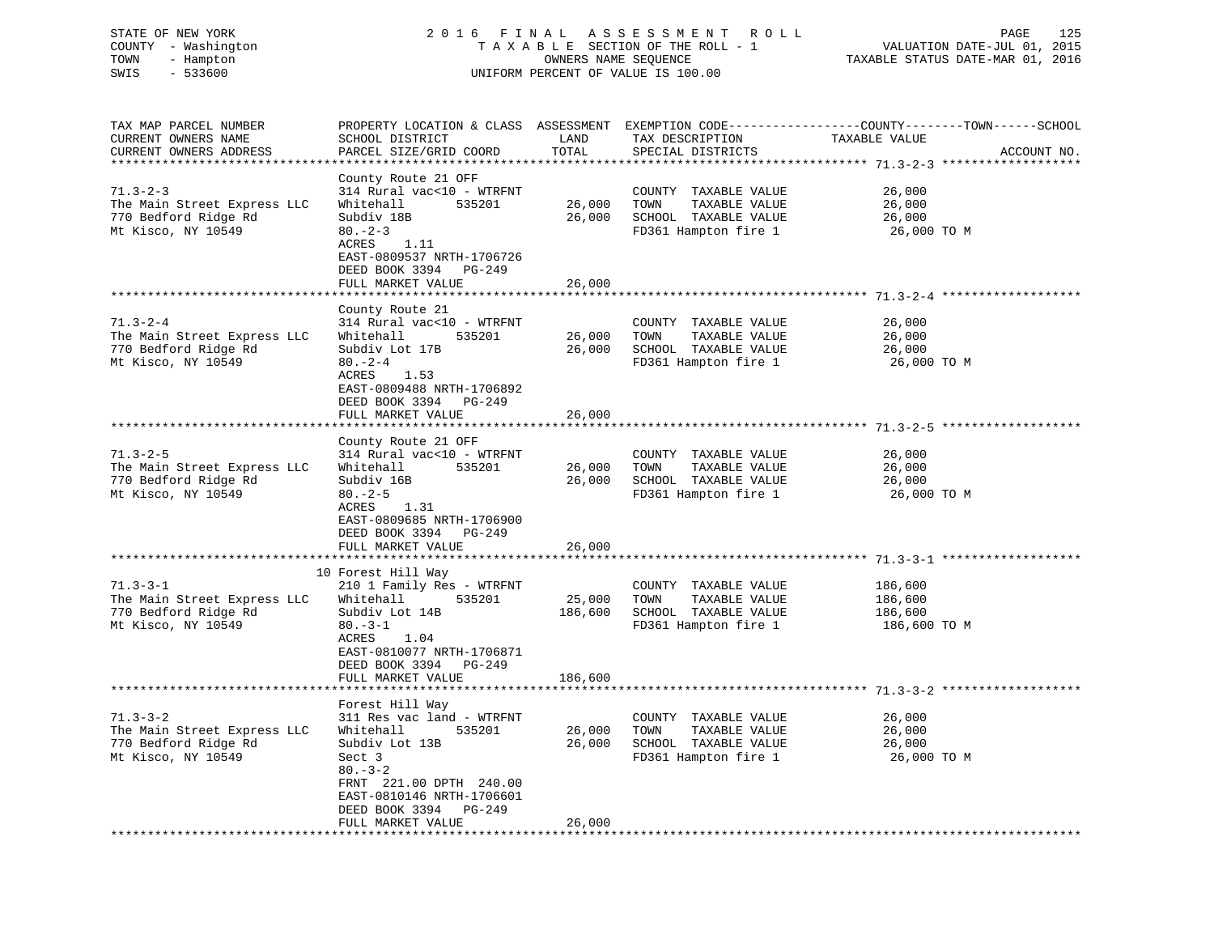STATE OF NEW YORK
COUNTY - Washington
TOWN - Hampton
SWIS - 533600

2016 FINAL ASSESSMENT ROLL
TAXABLE SECTION OF THE ROLL - 1
OWNERS NAME SEQUENCE
UNIFORM PERCENT OF VALUE IS 100.00

VALUATION DATE-JUL 01, 2015
TAXABLE STATUS DATE-MAR 01, 2016

| TAX MAP PARCEL NUMBER / CURRENT OWNERS NAME / CURRENT OWNERS ADDRESS | PROPERTY LOCATION & CLASS / SCHOOL DISTRICT / PARCEL SIZE/GRID COORD | ASSESSMENT LAND | TOTAL | EXEMPTION CODE / TAX DESCRIPTION / SPECIAL DISTRICTS | TAXABLE VALUE (COUNTY / TOWN / SCHOOL) | ACCOUNT NO. |
|---|---|---|---|---|---|---|
| **71.3-2-3** | County Route 21 OFF | | | | | |
| 71.3-2-3 | 314 Rural vac<10 - WTRFNT | | | COUNTY TAXABLE VALUE | 26,000 | |
| The Main Street Express LLC | Whitehall 535201 | 26,000 | | TOWN TAXABLE VALUE | 26,000 | |
| 770 Bedford Ridge Rd | Subdiv 18B | | 26,000 | SCHOOL TAXABLE VALUE | 26,000 | |
| Mt Kisco, NY 10549 | 80.-2-3 | | | FD361 Hampton fire 1 | 26,000 TO M | |
| | ACRES 1.11 | | | | | |
| | EAST-0809537 NRTH-1706726 | | | | | |
| | DEED BOOK 3394 PG-249 | | | | | |
| | FULL MARKET VALUE | | 26,000 | | | |
| **71.3-2-4** | County Route 21 | | | | | |
| 71.3-2-4 | 314 Rural vac<10 - WTRFNT | | | COUNTY TAXABLE VALUE | 26,000 | |
| The Main Street Express LLC | Whitehall 535201 | 26,000 | | TOWN TAXABLE VALUE | 26,000 | |
| 770 Bedford Ridge Rd | Subdiv Lot 17B | | 26,000 | SCHOOL TAXABLE VALUE | 26,000 | |
| Mt Kisco, NY 10549 | 80.-2-4 | | | FD361 Hampton fire 1 | 26,000 TO M | |
| | ACRES 1.53 | | | | | |
| | EAST-0809488 NRTH-1706892 | | | | | |
| | DEED BOOK 3394 PG-249 | | | | | |
| | FULL MARKET VALUE | | 26,000 | | | |
| **71.3-2-5** | County Route 21 OFF | | | | | |
| 71.3-2-5 | 314 Rural vac<10 - WTRFNT | | | COUNTY TAXABLE VALUE | 26,000 | |
| The Main Street Express LLC | Whitehall 535201 | 26,000 | | TOWN TAXABLE VALUE | 26,000 | |
| 770 Bedford Ridge Rd | Subdiv 16B | | 26,000 | SCHOOL TAXABLE VALUE | 26,000 | |
| Mt Kisco, NY 10549 | 80.-2-5 | | | FD361 Hampton fire 1 | 26,000 TO M | |
| | ACRES 1.31 | | | | | |
| | EAST-0809685 NRTH-1706900 | | | | | |
| | DEED BOOK 3394 PG-249 | | | | | |
| | FULL MARKET VALUE | | 26,000 | | | |
| **71.3-3-1** | 10 Forest Hill Way | | | | | |
| 71.3-3-1 | 210 1 Family Res - WTRFNT | | | COUNTY TAXABLE VALUE | 186,600 | |
| The Main Street Express LLC | Whitehall 535201 | 25,000 | | TOWN TAXABLE VALUE | 186,600 | |
| 770 Bedford Ridge Rd | Subdiv Lot 14B | | 186,600 | SCHOOL TAXABLE VALUE | 186,600 | |
| Mt Kisco, NY 10549 | 80.-3-1 | | | FD361 Hampton fire 1 | 186,600 TO M | |
| | ACRES 1.04 | | | | | |
| | EAST-0810077 NRTH-1706871 | | | | | |
| | DEED BOOK 3394 PG-249 | | | | | |
| | FULL MARKET VALUE | | 186,600 | | | |
| **71.3-3-2** | Forest Hill Way | | | | | |
| 71.3-3-2 | 311 Res vac land - WTRFNT | | | COUNTY TAXABLE VALUE | 26,000 | |
| The Main Street Express LLC | Whitehall 535201 | 26,000 | | TOWN TAXABLE VALUE | 26,000 | |
| 770 Bedford Ridge Rd | Subdiv Lot 13B | | 26,000 | SCHOOL TAXABLE VALUE | 26,000 | |
| Mt Kisco, NY 10549 | Sect 3 | | | FD361 Hampton fire 1 | 26,000 TO M | |
| | 80.-3-2 | | | | | |
| | FRNT 221.00 DPTH 240.00 | | | | | |
| | EAST-0810146 NRTH-1706601 | | | | | |
| | DEED BOOK 3394 PG-249 | | | | | |
| | FULL MARKET VALUE | | 26,000 | | | |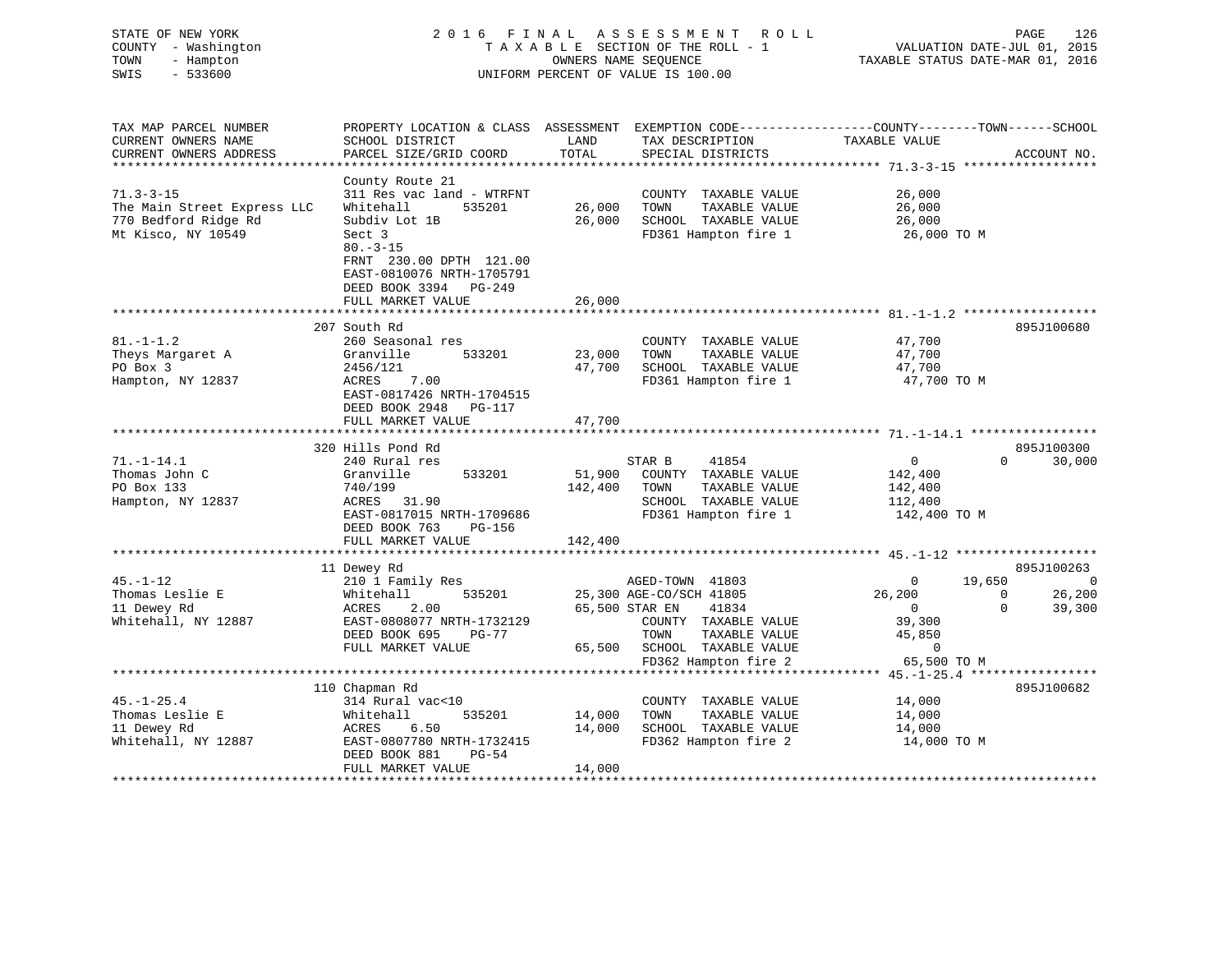STATE OF NEW YORK
COUNTY - Washington
TOWN - Hampton
SWIS - 533600

2016 FINAL ASSESSMENT ROLL
TAXABLE SECTION OF THE ROLL - 1
OWNERS NAME SEQUENCE
UNIFORM PERCENT OF VALUE IS 100.00

VALUATION DATE-JUL 01, 2015
TAXABLE STATUS DATE-MAR 01, 2016

```
TAX MAP PARCEL NUMBER          PROPERTY LOCATION & CLASS  ASSESSMENT  EXEMPTION CODE------------------COUNTY--------TOWN------SCHOOL
CURRENT OWNERS NAME            SCHOOL DISTRICT               LAND      TAX DESCRIPTION            TAXABLE VALUE
CURRENT OWNERS ADDRESS         PARCEL SIZE/GRID COORD       TOTAL      SPECIAL DISTRICTS                                   ACCOUNT NO.
*********************************************************************************************** 71.3-3-15 ******************
                               County Route 21
71.3-3-15                      311 Res vac land - WTRFNT              COUNTY  TAXABLE VALUE            26,000
The Main Street Express LLC    Whitehall       535201       26,000    TOWN    TAXABLE VALUE            26,000
770 Bedford Ridge Rd           Subdiv Lot 1B                26,000    SCHOOL  TAXABLE VALUE            26,000
Mt Kisco, NY 10549             Sect 3                                 FD361 Hampton fire 1              26,000 TO M
                               80.-3-15
                               FRNT 230.00 DPTH 121.00
                               EAST-0810076 NRTH-1705791
                               DEED BOOK 3394   PG-249
                               FULL MARKET VALUE            26,000
*********************************************************************************************** 81.-1-1.2 ******************
                               207 South Rd                                                                          895J100680
81.-1-1.2                      260 Seasonal res                       COUNTY  TAXABLE VALUE            47,700
Theys Margaret A               Granville       533201       23,000    TOWN    TAXABLE VALUE            47,700
PO Box 3                       2456/121                     47,700    SCHOOL  TAXABLE VALUE            47,700
Hampton, NY 12837              ACRES    7.00                          FD361 Hampton fire 1              47,700 TO M
                               EAST-0817426 NRTH-1704515
                               DEED BOOK 2948   PG-117
                               FULL MARKET VALUE            47,700
*********************************************************************************************** 71.-1-14.1 *****************
                               320 Hills Pond Rd                                                                     895J100300
71.-1-14.1                     240 Rural res                          STAR B     41854                 0             0     30,000
Thomas John C                  Granville       533201       51,900    COUNTY  TAXABLE VALUE           142,400
PO Box 133                     740/199                     142,400    TOWN    TAXABLE VALUE           142,400
Hampton, NY 12837              ACRES   31.90                          SCHOOL  TAXABLE VALUE           112,400
                               EAST-0817015 NRTH-1709686              FD361 Hampton fire 1             142,400 TO M
                               DEED BOOK 763    PG-156
                               FULL MARKET VALUE           142,400
*********************************************************************************************** 45.-1-12 *******************
                               11 Dewey Rd                                                                           895J100263
45.-1-12                       210 1 Family Res                       AGED-TOWN  41803                 0        19,650          0
Thomas Leslie E                Whitehall       535201       25,300 AGE-CO/SCH 41805             26,200             0     26,200
11 Dewey Rd                    ACRES    2.00                65,500 STAR EN    41834                 0             0     39,300
Whitehall, NY 12887            EAST-0808077 NRTH-1732129              COUNTY  TAXABLE VALUE            39,300
                               DEED BOOK 695    PG-77                 TOWN    TAXABLE VALUE            45,850
                               FULL MARKET VALUE            65,500    SCHOOL  TAXABLE VALUE                 0
                                                                      FD362 Hampton fire 2              65,500 TO M
*********************************************************************************************** 45.-1-25.4 *****************
                               110 Chapman Rd                                                                        895J100682
45.-1-25.4                     314 Rural vac<10                       COUNTY  TAXABLE VALUE            14,000
Thomas Leslie E                Whitehall       535201       14,000    TOWN    TAXABLE VALUE            14,000
11 Dewey Rd                    ACRES    6.50                14,000    SCHOOL  TAXABLE VALUE            14,000
Whitehall, NY 12887            EAST-0807780 NRTH-1732415              FD362 Hampton fire 2              14,000 TO M
                               DEED BOOK 881    PG-54
                               FULL MARKET VALUE            14,000
******************************************************************************************************************************
```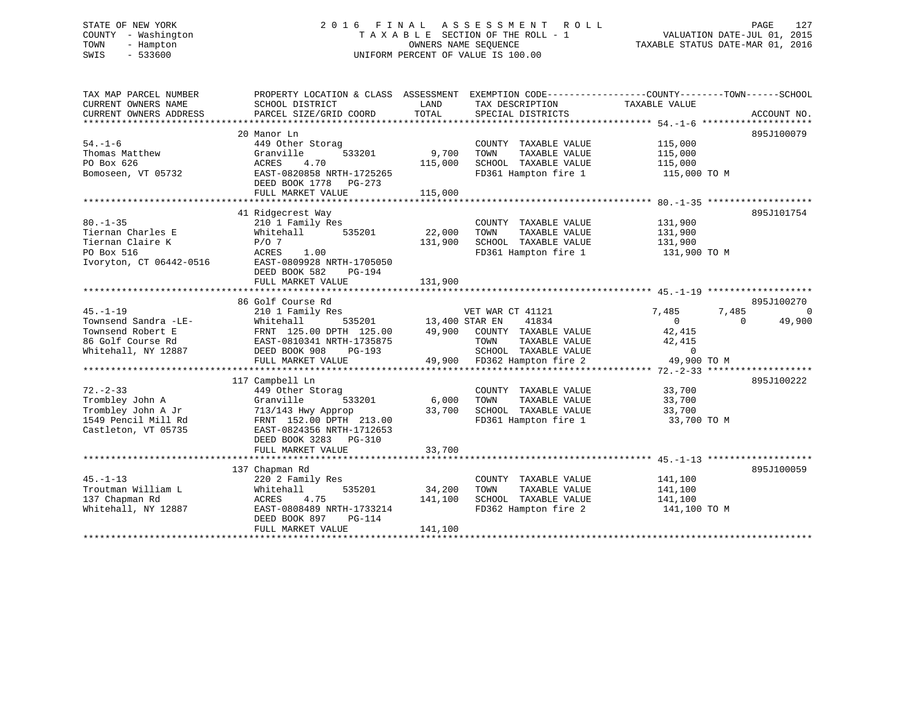STATE OF NEW YORK | 2016 FINAL ASSESSMENT ROLL | VALUATION DATE-JUL 01, 2015
COUNTY - Washington | TAXABLE SECTION OF THE ROLL - 1 | TAXABLE STATUS DATE-MAR 01, 2016
TOWN - Hampton | OWNERS NAME SEQUENCE
SWIS - 533600 | UNIFORM PERCENT OF VALUE IS 100.00

| TAX MAP PARCEL NUMBER / CURRENT OWNERS NAME / CURRENT OWNERS ADDRESS | PROPERTY LOCATION & CLASS / SCHOOL DISTRICT / PARCEL SIZE/GRID COORD | ASSESSMENT LAND / TOTAL | EXEMPTION CODE / TAX DESCRIPTION / SPECIAL DISTRICTS | COUNTY TAXABLE VALUE | TOWN | SCHOOL | ACCOUNT NO. |
|---|---|---|---|---|---|---|---|
| **54.-1-6** | 20 Manor Ln | | | | | | 895J100079 |
| Thomas Matthew | 449 Other Storag | | COUNTY TAXABLE VALUE | 115,000 | | | |
| PO Box 626 | Granville 533201 | 9,700 | TOWN TAXABLE VALUE | 115,000 | | | |
| Bomoseen, VT 05732 | ACRES 4.70 | 115,000 | SCHOOL TAXABLE VALUE | 115,000 | | | |
| | EAST-0820858 NRTH-1725265 | | FD361 Hampton fire 1 | 115,000 TO M | | | |
| | DEED BOOK 1778 PG-273 | | | | | | |
| | FULL MARKET VALUE | 115,000 | | | | | |
| **80.-1-35** | 41 Ridgecrest Way | | | | | | 895J101754 |
| Tiernan Charles E | 210 1 Family Res | | COUNTY TAXABLE VALUE | 131,900 | | | |
| Tiernan Claire K | Whitehall 535201 | 22,000 | TOWN TAXABLE VALUE | 131,900 | | | |
| PO Box 516 | P/O 7 | 131,900 | SCHOOL TAXABLE VALUE | 131,900 | | | |
| Ivoryton, CT 06442-0516 | ACRES 1.00 | | FD361 Hampton fire 1 | 131,900 TO M | | | |
| | EAST-0809928 NRTH-1705050 | | | | | | |
| | DEED BOOK 582 PG-194 | | | | | | |
| | FULL MARKET VALUE | 131,900 | | | | | |
| **45.-1-19** | 86 Golf Course Rd | | | | | | 895J100270 |
| Townsend Sandra -LE- | 210 1 Family Res | | VET WAR CT 41121 | 7,485 | 7,485 | 0 | |
| Townsend Robert E | Whitehall 535201 | 13,400 | STAR EN 41834 | 0 | 0 | 49,900 | |
| 86 Golf Course Rd | FRNT 125.00 DPTH 125.00 | 49,900 | COUNTY TAXABLE VALUE | 42,415 | | | |
| Whitehall, NY 12887 | EAST-0810341 NRTH-1735875 | | TOWN TAXABLE VALUE | 42,415 | | | |
| | DEED BOOK 908 PG-193 | | SCHOOL TAXABLE VALUE | 0 | | | |
| | FULL MARKET VALUE | 49,900 | FD362 Hampton fire 2 | 49,900 TO M | | | |
| **72.-2-33** | 117 Campbell Ln | | | | | | 895J100222 |
| Trombley John A | 449 Other Storag | | COUNTY TAXABLE VALUE | 33,700 | | | |
| Trombley John A Jr | Granville 533201 | 6,000 | TOWN TAXABLE VALUE | 33,700 | | | |
| 1549 Pencil Mill Rd | 713/143 Hwy Approp | 33,700 | SCHOOL TAXABLE VALUE | 33,700 | | | |
| Castleton, VT 05735 | FRNT 152.00 DPTH 213.00 | | FD361 Hampton fire 1 | 33,700 TO M | | | |
| | EAST-0824356 NRTH-1712653 | | | | | | |
| | DEED BOOK 3283 PG-310 | | | | | | |
| | FULL MARKET VALUE | 33,700 | | | | | |
| **45.-1-13** | 137 Chapman Rd | | | | | | 895J100059 |
| Troutman William L | 220 2 Family Res | | COUNTY TAXABLE VALUE | 141,100 | | | |
| 137 Chapman Rd | Whitehall 535201 | 34,200 | TOWN TAXABLE VALUE | 141,100 | | | |
| Whitehall, NY 12887 | ACRES 4.75 | 141,100 | SCHOOL TAXABLE VALUE | 141,100 | | | |
| | EAST-0808489 NRTH-1733214 | | FD362 Hampton fire 2 | 141,100 TO M | | | |
| | DEED BOOK 897 PG-114 | | | | | | |
| | FULL MARKET VALUE | 141,100 | | | | | |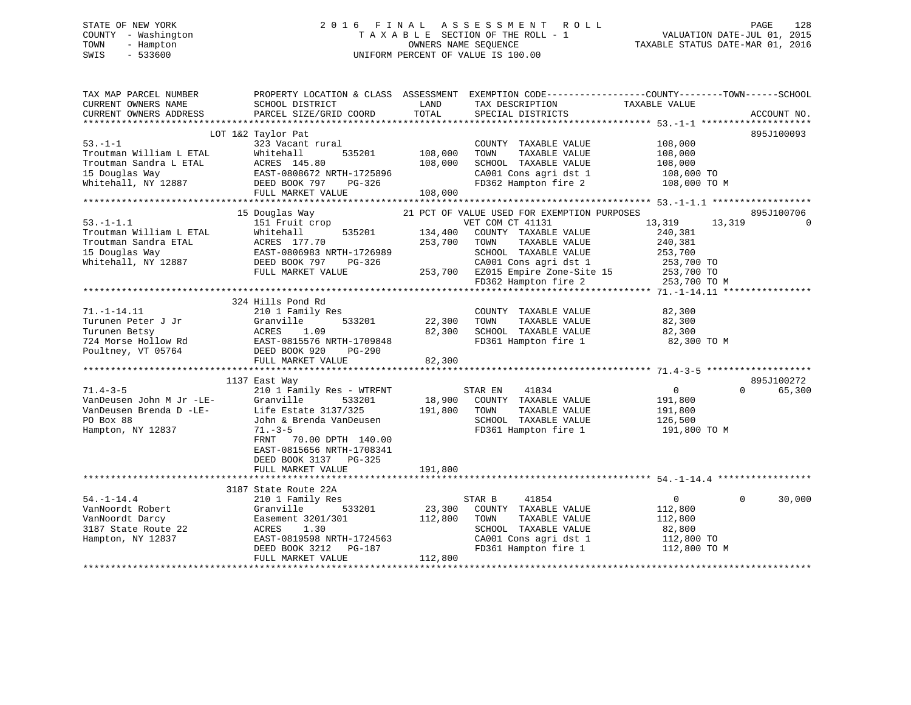STATE OF NEW YORK
COUNTY - Washington
TOWN - Hampton
SWIS - 533600

2016 FINAL ASSESSMENT ROLL
TAXABLE SECTION OF THE ROLL - 1
OWNERS NAME SEQUENCE
UNIFORM PERCENT OF VALUE IS 100.00

VALUATION DATE-JUL 01, 2015
TAXABLE STATUS DATE-MAR 01, 2016

```
TAX MAP PARCEL NUMBER          PROPERTY LOCATION & CLASS  ASSESSMENT  EXEMPTION CODE------------------COUNTY--------TOWN------SCHOOL
CURRENT OWNERS NAME            SCHOOL DISTRICT               LAND      TAX DESCRIPTION             TAXABLE VALUE
CURRENT OWNERS ADDRESS         PARCEL SIZE/GRID COORD        TOTAL     SPECIAL DISTRICTS                                    ACCOUNT NO.
******************************************************************************************************* 53.-1-1 *******************
                       LOT 1&2 Taylor Pat                                                                               895J100093
53.-1-1                        323 Vacant rural                         COUNTY  TAXABLE VALUE           108,000
Troutman William L ETAL        Whitehall       535201       108,000     TOWN    TAXABLE VALUE           108,000
Troutman Sandra L ETAL         ACRES 145.80                 108,000     SCHOOL  TAXABLE VALUE           108,000
15 Douglas Way                 EAST-0808672 NRTH-1725896                CA001 Cons agri dst 1            108,000 TO
Whitehall, NY 12887            DEED BOOK 797    PG-326                  FD362 Hampton fire 2             108,000 TO M
                               FULL MARKET VALUE            108,000
******************************************************************************************************* 53.-1-1.1 *****************
                        15 Douglas Way                21 PCT OF VALUE USED FOR EXEMPTION PURPOSES                         895J100706
53.-1-1.1                      151 Fruit crop                       VET COM CT 41131               13,319       13,319              0
Troutman William L ETAL        Whitehall       535201       134,400    COUNTY  TAXABLE VALUE           240,381
Troutman Sandra ETAL           ACRES 177.70                 253,700    TOWN    TAXABLE VALUE           240,381
15 Douglas Way                 EAST-0806983 NRTH-1726989               SCHOOL  TAXABLE VALUE           253,700
Whitehall, NY 12887            DEED BOOK 797    PG-326                 CA001 Cons agri dst 1            253,700 TO
                               FULL MARKET VALUE            253,700    EZ015 Empire Zone-Site 15        253,700 TO
                                                                       FD362 Hampton fire 2             253,700 TO M
******************************************************************************************************* 71.-1-14.11 ***************
                       324 Hills Pond Rd
71.-1-14.11                    210 1 Family Res                        COUNTY  TAXABLE VALUE            82,300
Turunen Peter J Jr             Granville       533201        22,300    TOWN    TAXABLE VALUE            82,300
Turunen Betsy                  ACRES    1.09                 82,300    SCHOOL  TAXABLE VALUE            82,300
724 Morse Hollow Rd            EAST-0815576 NRTH-1709848               FD361 Hampton fire 1              82,300 TO M
Poultney, VT 05764             DEED BOOK 920    PG-290
                               FULL MARKET VALUE             82,300
******************************************************************************************************* 71.4-3-5 ******************
                      1137 East Way                                                                                      895J100272
71.4-3-5                       210 1 Family Res - WTRFNT              STAR EN     41834                  0            0        65,300
VanDeusen John M Jr -LE-       Granville       533201        18,900    COUNTY  TAXABLE VALUE           191,800
VanDeusen Brenda D -LE-        Life Estate 3137/325         191,800    TOWN    TAXABLE VALUE           191,800
PO Box 88                      John & Brenda VanDeusen                 SCHOOL  TAXABLE VALUE           126,500
Hampton, NY 12837              71.-3-5                                 FD361 Hampton fire 1             191,800 TO M
                               FRNT  70.00 DPTH 140.00
                               EAST-0815656 NRTH-1708341
                               DEED BOOK 3137   PG-325
                               FULL MARKET VALUE            191,800
******************************************************************************************************* 54.-1-14.4 ****************
                      3187 State Route 22A
54.-1-14.4                     210 1 Family Res                       STAR B      41854                  0            0        30,000
VanNoordt Robert               Granville       533201        23,300    COUNTY  TAXABLE VALUE           112,800
VanNoordt Darcy                Easement 3201/301            112,800    TOWN    TAXABLE VALUE           112,800
3187 State Route 22            ACRES    1.30                           SCHOOL  TAXABLE VALUE            82,800
Hampton, NY 12837              EAST-0819598 NRTH-1724563               CA001 Cons agri dst 1            112,800 TO
                               DEED BOOK 3212   PG-187                 FD361 Hampton fire 1             112,800 TO M
                               FULL MARKET VALUE            112,800
************************************************************************************************************************************
```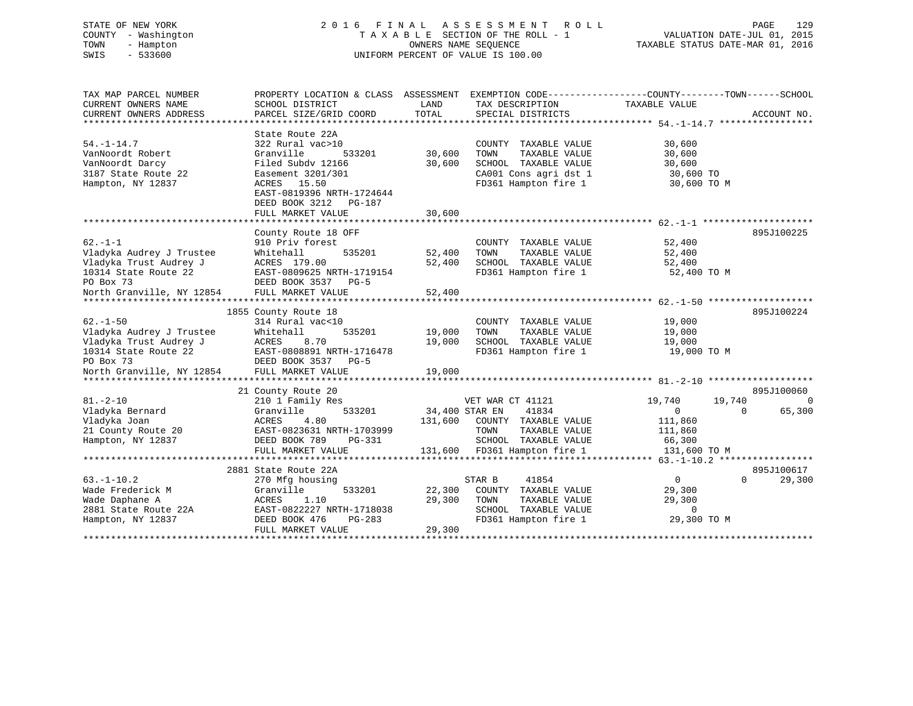STATE OF NEW YORK
COUNTY - Washington
TOWN - Hampton
SWIS - 533600

2016 FINAL ASSESSMENT ROLL
TAXABLE SECTION OF THE ROLL - 1
OWNERS NAME SEQUENCE
UNIFORM PERCENT OF VALUE IS 100.00

VALUATION DATE-JUL 01, 2015
TAXABLE STATUS DATE-MAR 01, 2016

| TAX MAP PARCEL NUMBER / CURRENT OWNERS NAME / CURRENT OWNERS ADDRESS | PROPERTY LOCATION & CLASS / SCHOOL DISTRICT / PARCEL SIZE/GRID COORD | ASSESSMENT LAND / TOTAL | EXEMPTION CODE / TAX DESCRIPTION / SPECIAL DISTRICTS | COUNTY TAXABLE VALUE | TOWN | SCHOOL | ACCOUNT NO. |
|---|---|---|---|---|---|---|---|
| 54.-1-14.7 | State Route 22A | | | | | | |
| | 322 Rural vac>10 | | COUNTY TAXABLE VALUE | 30,600 | | | |
| VanNoordt Robert | Granville 533201 | 30,600 | TOWN TAXABLE VALUE | 30,600 | | | |
| VanNoordt Darcy | Filed Subdv 12166 | 30,600 | SCHOOL TAXABLE VALUE | 30,600 | | | |
| 3187 State Route 22 | Easement 3201/301 | | CA001 Cons agri dst 1 | 30,600 TO | | | |
| Hampton, NY 12837 | ACRES 15.50 | | FD361 Hampton fire 1 | 30,600 TO M | | | |
| | EAST-0819396 NRTH-1724644 | | | | | | |
| | DEED BOOK 3212 PG-187 | | | | | | |
| | FULL MARKET VALUE | 30,600 | | | | | |
| 62.-1-1 | County Route 18 OFF | | | | | | 895J100225 |
| | 910 Priv forest | | COUNTY TAXABLE VALUE | 52,400 | | | |
| Vladyka Audrey J Trustee | Whitehall 535201 | 52,400 | TOWN TAXABLE VALUE | 52,400 | | | |
| Vladyka Trust Audrey J | ACRES 179.00 | 52,400 | SCHOOL TAXABLE VALUE | 52,400 | | | |
| 10314 State Route 22 | EAST-0809625 NRTH-1719154 | | FD361 Hampton fire 1 | 52,400 TO M | | | |
| PO Box 73 | DEED BOOK 3537 PG-5 | | | | | | |
| North Granville, NY 12854 | FULL MARKET VALUE | 52,400 | | | | | |
| 62.-1-50 | 1855 County Route 18 | | | | | | 895J100224 |
| | 314 Rural vac<10 | | COUNTY TAXABLE VALUE | 19,000 | | | |
| Vladyka Audrey J Trustee | Whitehall 535201 | 19,000 | TOWN TAXABLE VALUE | 19,000 | | | |
| Vladyka Trust Audrey J | ACRES 8.70 | 19,000 | SCHOOL TAXABLE VALUE | 19,000 | | | |
| 10314 State Route 22 | EAST-0808891 NRTH-1716478 | | FD361 Hampton fire 1 | 19,000 TO M | | | |
| PO Box 73 | DEED BOOK 3537 PG-5 | | | | | | |
| North Granville, NY 12854 | FULL MARKET VALUE | 19,000 | | | | | |
| 81.-2-10 | 21 County Route 20 | | | | | | 895J100060 |
| | 210 1 Family Res | | VET WAR CT 41121 | 19,740 | 19,740 | 0 | |
| Vladyka Bernard | Granville 533201 | 34,400 | STAR EN 41834 | 0 | 0 | 65,300 | |
| Vladyka Joan | ACRES 4.80 | 131,600 | COUNTY TAXABLE VALUE | 111,860 | | | |
| 21 County Route 20 | EAST-0823631 NRTH-1703999 | | TOWN TAXABLE VALUE | 111,860 | | | |
| Hampton, NY 12837 | DEED BOOK 789 PG-331 | | SCHOOL TAXABLE VALUE | 66,300 | | | |
| | FULL MARKET VALUE | 131,600 | FD361 Hampton fire 1 | 131,600 TO M | | | |
| 63.-1-10.2 | 2881 State Route 22A | | | | | | 895J100617 |
| | 270 Mfg housing | | STAR B 41854 | 0 | 0 | 29,300 | |
| Wade Frederick M | Granville 533201 | 22,300 | COUNTY TAXABLE VALUE | 29,300 | | | |
| Wade Daphane A | ACRES 1.10 | 29,300 | TOWN TAXABLE VALUE | 29,300 | | | |
| 2881 State Route 22A | EAST-0822227 NRTH-1718038 | | SCHOOL TAXABLE VALUE | 0 | | | |
| Hampton, NY 12837 | DEED BOOK 476 PG-283 | | FD361 Hampton fire 1 | 29,300 TO M | | | |
| | FULL MARKET VALUE | 29,300 | | | | | |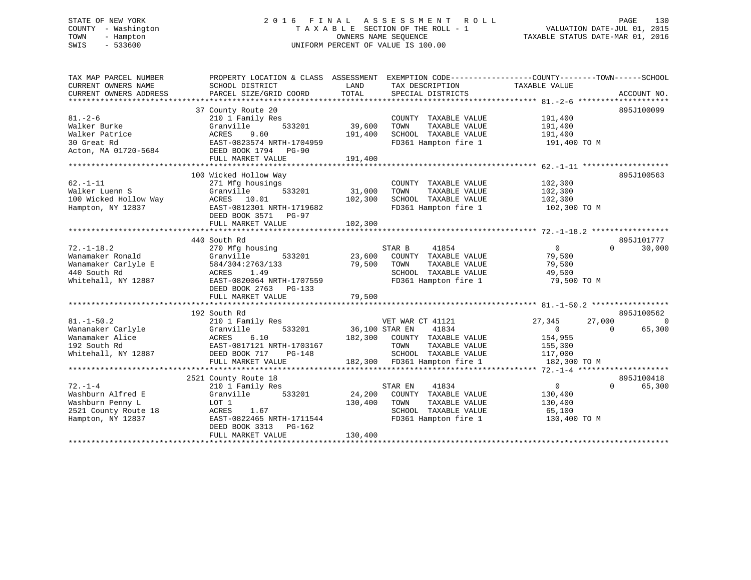STATE OF NEW YORK
COUNTY - Washington
TOWN - Hampton
SWIS - 533600

# 2016 FINAL ASSESSMENT ROLL
TAXABLE SECTION OF THE ROLL - 1
OWNERS NAME SEQUENCE
UNIFORM PERCENT OF VALUE IS 100.00

VALUATION DATE-JUL 01, 2015
TAXABLE STATUS DATE-MAR 01, 2016

```
TAX MAP PARCEL NUMBER          PROPERTY LOCATION & CLASS  ASSESSMENT  EXEMPTION CODE------------------COUNTY--------TOWN------SCHOOL
CURRENT OWNERS NAME            SCHOOL DISTRICT               LAND      TAX DESCRIPTION            TAXABLE VALUE
CURRENT OWNERS ADDRESS         PARCEL SIZE/GRID COORD        TOTAL     SPECIAL DISTRICTS                                     ACCOUNT NO.
******************************************************************************************************* 81.-2-6 ********************
                          37 County Route 20                                                                           895J100099
81.-2-6                        210 1 Family Res                        COUNTY  TAXABLE VALUE          191,400
Walker Burke                   Granville      533201        39,600     TOWN    TAXABLE VALUE          191,400
Walker Patrice                 ACRES    9.60               191,400     SCHOOL  TAXABLE VALUE          191,400
30 Great Rd                    EAST-0823574 NRTH-1704959               FD361 Hampton fire 1            191,400 TO M
Acton, MA 01720-5684           DEED BOOK 1794   PG-90
                               FULL MARKET VALUE           191,400
******************************************************************************************************* 62.-1-11 *******************
                          100 Wicked Hollow Way                                                                        895J100563
62.-1-11                       271 Mfg housings                        COUNTY  TAXABLE VALUE          102,300
Walker Luenn S                 Granville      533201        31,000     TOWN    TAXABLE VALUE          102,300
100 Wicked Hollow Way          ACRES   10.01               102,300     SCHOOL  TAXABLE VALUE          102,300
Hampton, NY 12837              EAST-0812301 NRTH-1719682               FD361 Hampton fire 1            102,300 TO M
                               DEED BOOK 3571   PG-97
                               FULL MARKET VALUE           102,300
******************************************************************************************************* 72.-1-18.2 *****************
                          440 South Rd                                                                                 895J101777
72.-1-18.2                     270 Mfg housing                         STAR B       41854                  0          0      30,000
Wanamaker Ronald               Granville      533201        23,600     COUNTY  TAXABLE VALUE           79,500
Wanamaker Carlyle E            584/304:2763/133             79,500     TOWN    TAXABLE VALUE           79,500
440 South Rd                   ACRES    1.49                           SCHOOL  TAXABLE VALUE           49,500
Whitehall, NY 12887            EAST-0820064 NRTH-1707559               FD361 Hampton fire 1             79,500 TO M
                               DEED BOOK 2763   PG-133
                               FULL MARKET VALUE            79,500
******************************************************************************************************* 81.-1-50.2 *****************
                          192 South Rd                                                                                 895J100562
81.-1-50.2                     210 1 Family Res                        VET WAR CT 41121             27,345     27,000           0
Wananaker Carlyle              Granville      533201        36,100 STAR EN      41834                  0          0      65,300
Wanamaker Alice                ACRES    6.10               182,300     COUNTY  TAXABLE VALUE          154,955
192 South Rd                   EAST-0817121 NRTH-1703167               TOWN    TAXABLE VALUE          155,300
Whitehall, NY 12887            DEED BOOK 717    PG-148                 SCHOOL  TAXABLE VALUE          117,000
                               FULL MARKET VALUE           182,300     FD361 Hampton fire 1            182,300 TO M
******************************************************************************************************* 72.-1-4 ********************
                          2521 County Route 18                                                                         895J100418
72.-1-4                        210 1 Family Res                        STAR EN      41834                  0          0      65,300
Washburn Alfred E              Granville      533201        24,200     COUNTY  TAXABLE VALUE          130,400
Washburn Penny L               LOT 1                       130,400     TOWN    TAXABLE VALUE          130,400
2521 County Route 18           ACRES    1.67                           SCHOOL  TAXABLE VALUE           65,100
Hampton, NY 12837              EAST-0822465 NRTH-1711544               FD361 Hampton fire 1            130,400 TO M
                               DEED BOOK 3313   PG-162
                               FULL MARKET VALUE           130,400
************************************************************************************************************************************
```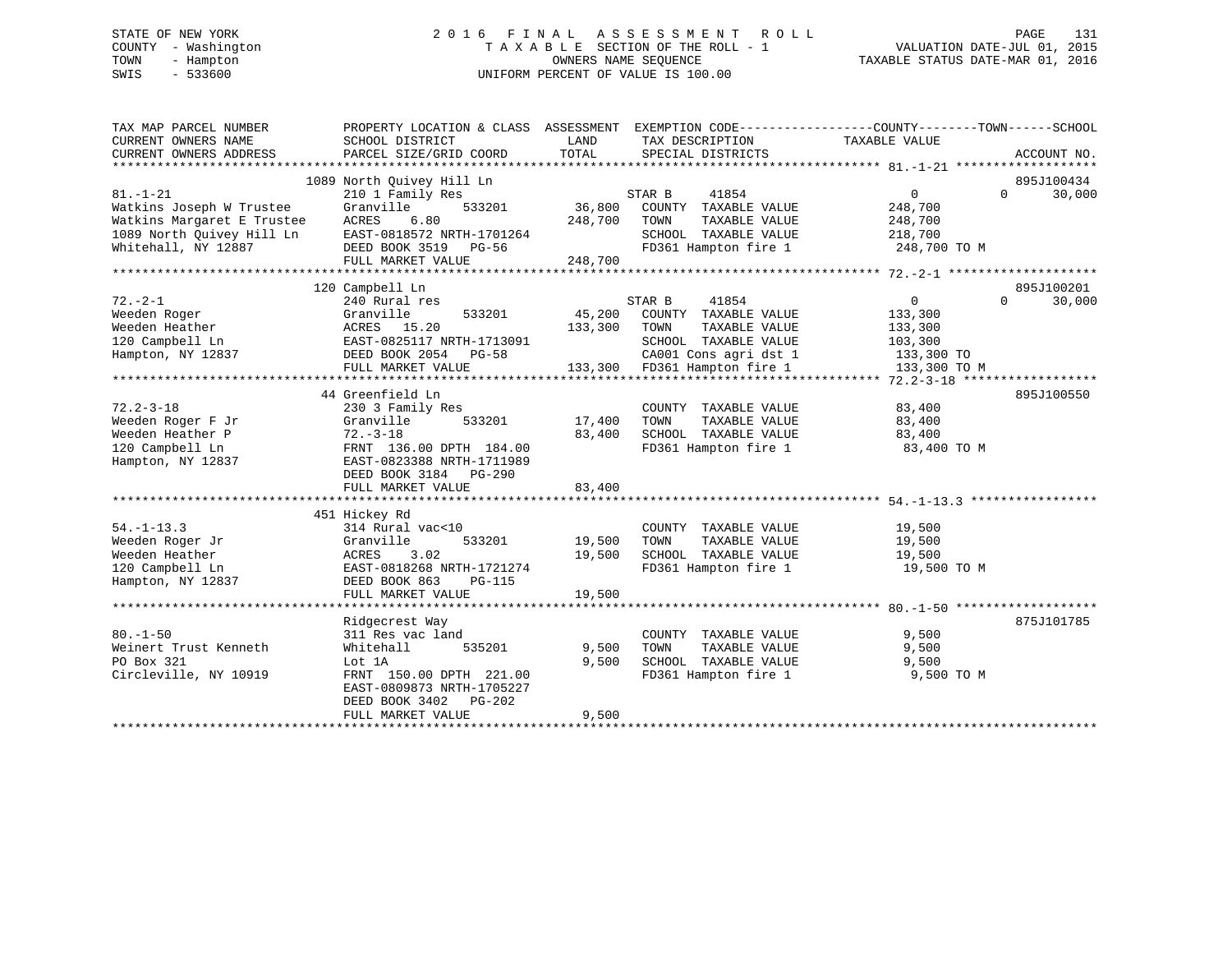STATE OF NEW YORK
COUNTY - Washington
TOWN - Hampton
SWIS - 533600

2016 FINAL ASSESSMENT ROLL
TAXABLE SECTION OF THE ROLL - 1
OWNERS NAME SEQUENCE
UNIFORM PERCENT OF VALUE IS 100.00

VALUATION DATE-JUL 01, 2015
TAXABLE STATUS DATE-MAR 01, 2016

```
TAX MAP PARCEL NUMBER          PROPERTY LOCATION & CLASS  ASSESSMENT  EXEMPTION CODE------------------COUNTY--------TOWN------SCHOOL
CURRENT OWNERS NAME            SCHOOL DISTRICT              LAND      TAX DESCRIPTION            TAXABLE VALUE
CURRENT OWNERS ADDRESS         PARCEL SIZE/GRID COORD       TOTAL     SPECIAL DISTRICTS                                      ACCOUNT NO.
******************************************************************************************************* 81.-1-21 *******************
                              1089 North Quivey Hill Ln                                                                   895J100434
81.-1-21                       210 1 Family Res                        STAR B      41854              0            0      30,000
Watkins Joseph W Trustee       Granville       533201        36,800     COUNTY  TAXABLE VALUE          248,700
Watkins Margaret E Trustee     ACRES     6.80               248,700     TOWN    TAXABLE VALUE          248,700
1089 North Quivey Hill Ln      EAST-0818572 NRTH-1701264                SCHOOL  TAXABLE VALUE          218,700
Whitehall, NY 12887            DEED BOOK 3519   PG-56                   FD361 Hampton fire 1            248,700 TO M
                               FULL MARKET VALUE            248,700
******************************************************************************************************* 72.-2-1 ********************
                              120 Campbell Ln                                                                             895J100201
72.-2-1                        240 Rural res                           STAR B      41854              0            0      30,000
Weeden Roger                   Granville       533201        45,200     COUNTY  TAXABLE VALUE          133,300
Weeden Heather                 ACRES    15.20               133,300     TOWN    TAXABLE VALUE          133,300
120 Campbell Ln                EAST-0825117 NRTH-1713091                SCHOOL  TAXABLE VALUE          103,300
Hampton, NY 12837              DEED BOOK 2054   PG-58                   CA001 Cons agri dst 1           133,300 TO
                               FULL MARKET VALUE            133,300     FD361 Hampton fire 1            133,300 TO M
******************************************************************************************************* 72.2-3-18 ******************
                              44 Greenfield Ln                                                                            895J100550
72.2-3-18                      230 3 Family Res                         COUNTY  TAXABLE VALUE           83,400
Weeden Roger F Jr              Granville       533201        17,400     TOWN    TAXABLE VALUE           83,400
Weeden Heather P               72.-3-18                      83,400     SCHOOL  TAXABLE VALUE           83,400
120 Campbell Ln                FRNT 136.00 DPTH 184.00                  FD361 Hampton fire 1             83,400 TO M
Hampton, NY 12837              EAST-0823388 NRTH-1711989
                               DEED BOOK 3184   PG-290
                               FULL MARKET VALUE             83,400
******************************************************************************************************* 54.-1-13.3 *****************
                              451 Hickey Rd
54.-1-13.3                     314 Rural vac<10                         COUNTY  TAXABLE VALUE           19,500
Weeden Roger Jr                Granville       533201        19,500     TOWN    TAXABLE VALUE           19,500
Weeden Heather                 ACRES     3.02                19,500     SCHOOL  TAXABLE VALUE           19,500
120 Campbell Ln                EAST-0818268 NRTH-1721274                FD361 Hampton fire 1             19,500 TO M
Hampton, NY 12837              DEED BOOK 863    PG-115
                               FULL MARKET VALUE             19,500
******************************************************************************************************* 80.-1-50 *******************
                              Ridgecrest Way                                                                              875J101785
80.-1-50                       311 Res vac land                         COUNTY  TAXABLE VALUE            9,500
Weinert Trust Kenneth          Whitehall       535201         9,500     TOWN    TAXABLE VALUE            9,500
PO Box 321                     Lot 1A                         9,500     SCHOOL  TAXABLE VALUE            9,500
Circleville, NY 10919          FRNT 150.00 DPTH 221.00                  FD361 Hampton fire 1              9,500 TO M
                               EAST-0809873 NRTH-1705227
                               DEED BOOK 3402   PG-202
                               FULL MARKET VALUE              9,500
************************************************************************************************************************************
```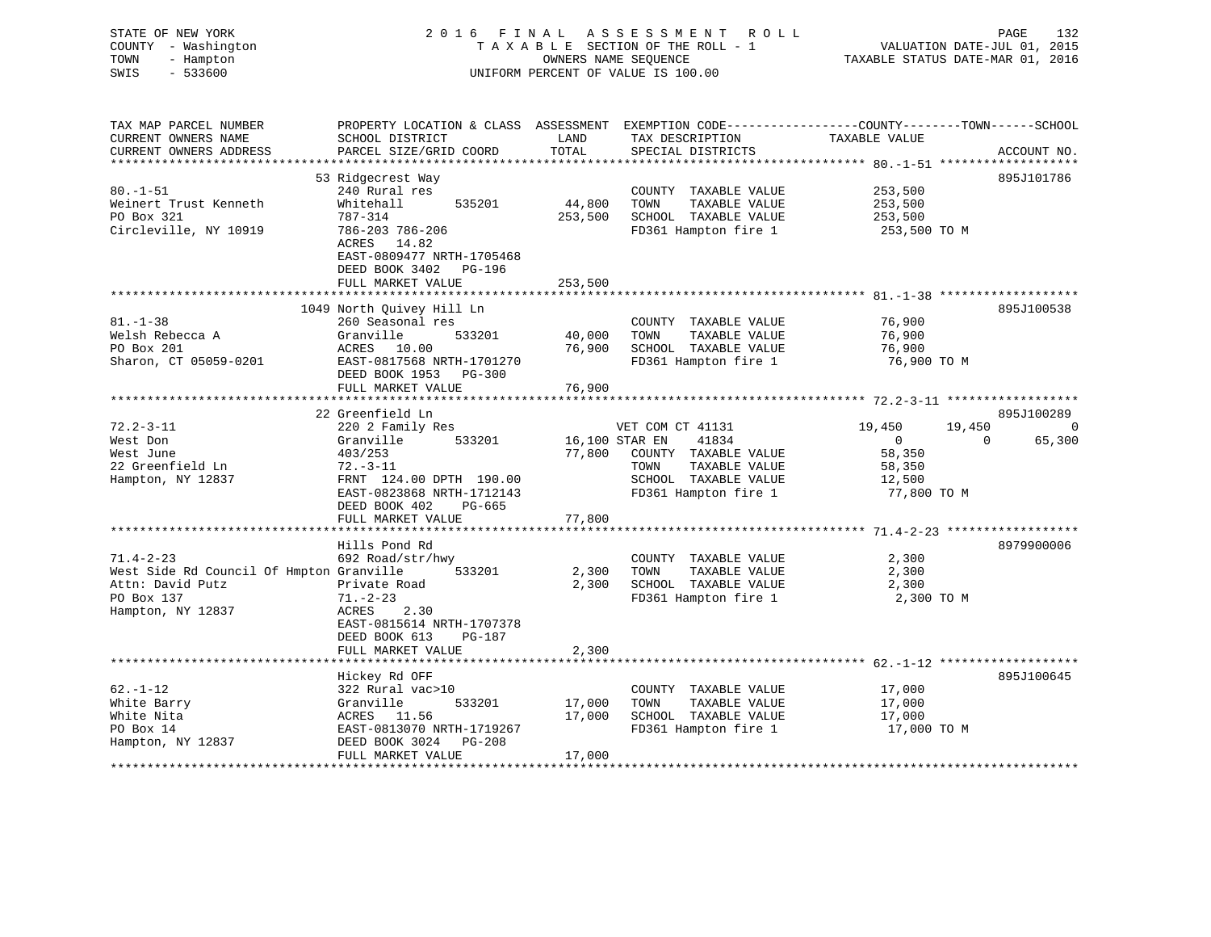STATE OF NEW YORK
COUNTY - Washington
TOWN - Hampton
SWIS - 533600

2 0 1 6 F I N A L A S S E S S M E N T R O L L
T A X A B L E SECTION OF THE ROLL - 1
OWNERS NAME SEQUENCE
UNIFORM PERCENT OF VALUE IS 100.00

VALUATION DATE-JUL 01, 2015
TAXABLE STATUS DATE-MAR 01, 2016

| TAX MAP PARCEL NUMBER / CURRENT OWNERS NAME / CURRENT OWNERS ADDRESS | PROPERTY LOCATION & CLASS / SCHOOL DISTRICT / PARCEL SIZE/GRID COORD | ASSESSMENT LAND | TOTAL | EXEMPTION CODE / TAX DESCRIPTION / SPECIAL DISTRICTS | COUNTY TAXABLE VALUE | TOWN | SCHOOL | ACCOUNT NO. |
|---|---|---|---|---|---|---|---|---|
| 80.-1-51 | 53 Ridgecrest Way | | | | | | | 895J101786 |
| Weinert Trust Kenneth | 240 Rural res | | | COUNTY TAXABLE VALUE | 253,500 | | | |
| PO Box 321 | Whitehall 535201 | 44,800 | | TOWN TAXABLE VALUE | 253,500 | | | |
| Circleville, NY 10919 | 787-314 | | 253,500 | SCHOOL TAXABLE VALUE | 253,500 | | | |
| | 786-203 786-206 | | | FD361 Hampton fire 1 | 253,500 TO M | | | |
| | ACRES 14.82 | | | | | | | |
| | EAST-0809477 NRTH-1705468 | | | | | | | |
| | DEED BOOK 3402 PG-196 | | | | | | | |
| | FULL MARKET VALUE | | 253,500 | | | | | |
| 81.-1-38 | 1049 North Quivey Hill Ln | | | | | | | 895J100538 |
| Welsh Rebecca A | 260 Seasonal res | | | COUNTY TAXABLE VALUE | 76,900 | | | |
| PO Box 201 | Granville 533201 | 40,000 | | TOWN TAXABLE VALUE | 76,900 | | | |
| Sharon, CT 05059-0201 | ACRES 10.00 | | 76,900 | SCHOOL TAXABLE VALUE | 76,900 | | | |
| | EAST-0817568 NRTH-1701270 | | | FD361 Hampton fire 1 | 76,900 TO M | | | |
| | DEED BOOK 1953 PG-300 | | | | | | | |
| | FULL MARKET VALUE | | 76,900 | | | | | |
| 72.2-3-11 | 22 Greenfield Ln | | | | | | | 895J100289 |
| West Don | 220 2 Family Res | | | VET COM CT 41131 | 19,450 | 19,450 | 0 | |
| West June | Granville 533201 | 16,100 | | STAR EN 41834 | 0 | 0 | 65,300 | |
| 22 Greenfield Ln | 403/253 | | 77,800 | COUNTY TAXABLE VALUE | 58,350 | | | |
| Hampton, NY 12837 | 72.-3-11 | | | TOWN TAXABLE VALUE | 58,350 | | | |
| | FRNT 124.00 DPTH 190.00 | | | SCHOOL TAXABLE VALUE | 12,500 | | | |
| | EAST-0823868 NRTH-1712143 | | | FD361 Hampton fire 1 | 77,800 TO M | | | |
| | DEED BOOK 402 PG-665 | | | | | | | |
| | FULL MARKET VALUE | | 77,800 | | | | | |
| 71.4-2-23 | Hills Pond Rd | | | | | | | 8979900006 |
| West Side Rd Council Of Hmpton | 692 Road/str/hwy | | | COUNTY TAXABLE VALUE | 2,300 | | | |
| Attn: David Putz | Granville 533201 | 2,300 | | TOWN TAXABLE VALUE | 2,300 | | | |
| PO Box 137 | Private Road | | 2,300 | SCHOOL TAXABLE VALUE | 2,300 | | | |
| Hampton, NY 12837 | 71.-2-23 | | | FD361 Hampton fire 1 | 2,300 TO M | | | |
| | ACRES 2.30 | | | | | | | |
| | EAST-0815614 NRTH-1707378 | | | | | | | |
| | DEED BOOK 613 PG-187 | | | | | | | |
| | FULL MARKET VALUE | | 2,300 | | | | | |
| 62.-1-12 | Hickey Rd OFF | | | | | | | 895J100645 |
| White Barry | 322 Rural vac>10 | | | COUNTY TAXABLE VALUE | 17,000 | | | |
| White Nita | Granville 533201 | 17,000 | | TOWN TAXABLE VALUE | 17,000 | | | |
| PO Box 14 | ACRES 11.56 | | 17,000 | SCHOOL TAXABLE VALUE | 17,000 | | | |
| Hampton, NY 12837 | EAST-0813070 NRTH-1719267 | | | FD361 Hampton fire 1 | 17,000 TO M | | | |
| | DEED BOOK 3024 PG-208 | | | | | | | |
| | FULL MARKET VALUE | | 17,000 | | | | | |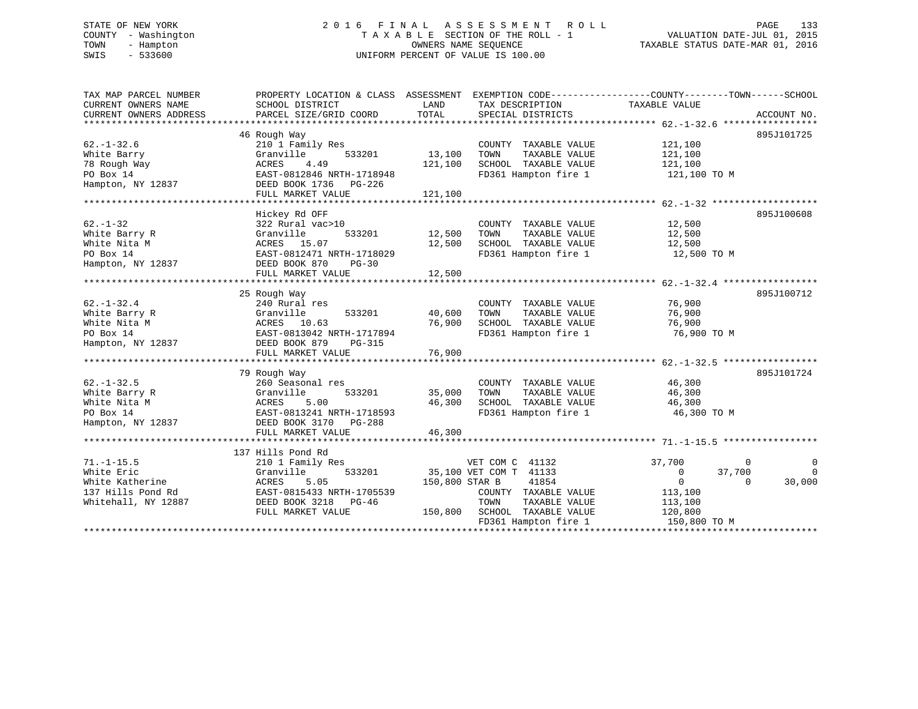STATE OF NEW YORK
COUNTY - Washington
TOWN - Hampton
SWIS - 533600

2016 FINAL ASSESSMENT ROLL
TAXABLE SECTION OF THE ROLL - 1
OWNERS NAME SEQUENCE
UNIFORM PERCENT OF VALUE IS 100.00

VALUATION DATE-JUL 01, 2015
TAXABLE STATUS DATE-MAR 01, 2016

| TAX MAP PARCEL NUMBER / CURRENT OWNERS NAME / CURRENT OWNERS ADDRESS | PROPERTY LOCATION & CLASS / SCHOOL DISTRICT / PARCEL SIZE/GRID COORD | ASSESSMENT LAND / TOTAL | EXEMPTION CODE / TAX DESCRIPTION / SPECIAL DISTRICTS | COUNTY TAXABLE VALUE | TOWN | SCHOOL | ACCOUNT NO. |
|---|---|---|---|---|---|---|---|
| 62.-1-32.6 | 46 Rough Way | | | | | | 895J101725 |
| White Barry | 210 1 Family Res | | COUNTY TAXABLE VALUE | 121,100 | | | |
| 78 Rough Way | Granville 533201 | 13,100 | TOWN TAXABLE VALUE | 121,100 | | | |
| PO Box 14 | ACRES 4.49 | 121,100 | SCHOOL TAXABLE VALUE | 121,100 | | | |
| Hampton, NY 12837 | EAST-0812846 NRTH-1718948 | | FD361 Hampton fire 1 | 121,100 TO M | | | |
| | DEED BOOK 1736 PG-226 | | | | | | |
| | FULL MARKET VALUE | 121,100 | | | | | |
| 62.-1-32 | Hickey Rd OFF | | | | | | 895J100608 |
| White Barry R | 322 Rural vac>10 | | COUNTY TAXABLE VALUE | 12,500 | | | |
| White Nita M | Granville 533201 | 12,500 | TOWN TAXABLE VALUE | 12,500 | | | |
| PO Box 14 | ACRES 15.07 | 12,500 | SCHOOL TAXABLE VALUE | 12,500 | | | |
| Hampton, NY 12837 | EAST-0812471 NRTH-1718029 | | FD361 Hampton fire 1 | 12,500 TO M | | | |
| | DEED BOOK 870 PG-30 | | | | | | |
| | FULL MARKET VALUE | 12,500 | | | | | |
| 62.-1-32.4 | 25 Rough Way | | | | | | 895J100712 |
| White Barry R | 240 Rural res | | COUNTY TAXABLE VALUE | 76,900 | | | |
| White Nita M | Granville 533201 | 40,600 | TOWN TAXABLE VALUE | 76,900 | | | |
| PO Box 14 | ACRES 10.63 | 76,900 | SCHOOL TAXABLE VALUE | 76,900 | | | |
| Hampton, NY 12837 | EAST-0813042 NRTH-1717894 | | FD361 Hampton fire 1 | 76,900 TO M | | | |
| | DEED BOOK 879 PG-315 | | | | | | |
| | FULL MARKET VALUE | 76,900 | | | | | |
| 62.-1-32.5 | 79 Rough Way | | | | | | 895J101724 |
| White Barry R | 260 Seasonal res | | COUNTY TAXABLE VALUE | 46,300 | | | |
| White Nita M | Granville 533201 | 35,000 | TOWN TAXABLE VALUE | 46,300 | | | |
| PO Box 14 | ACRES 5.00 | 46,300 | SCHOOL TAXABLE VALUE | 46,300 | | | |
| Hampton, NY 12837 | EAST-0813241 NRTH-1718593 | | FD361 Hampton fire 1 | 46,300 TO M | | | |
| | DEED BOOK 3170 PG-288 | | | | | | |
| | FULL MARKET VALUE | 46,300 | | | | | |
| 71.-1-15.5 | 137 Hills Pond Rd | | | | | | |
| White Eric | 210 1 Family Res | | VET COM C 41132 | 37,700 | 0 | 0 | |
| White Katherine | Granville 533201 | 35,100 | VET COM T 41133 | 0 | 37,700 | 0 | |
| 137 Hills Pond Rd | ACRES 5.05 | 150,800 | STAR B 41854 | 0 | 0 | 30,000 | |
| Whitehall, NY 12887 | EAST-0815433 NRTH-1705539 | | COUNTY TAXABLE VALUE | 113,100 | | | |
| | DEED BOOK 3218 PG-46 | | TOWN TAXABLE VALUE | 113,100 | | | |
| | FULL MARKET VALUE | 150,800 | SCHOOL TAXABLE VALUE | 120,800 | | | |
| | | | FD361 Hampton fire 1 | 150,800 TO M | | | |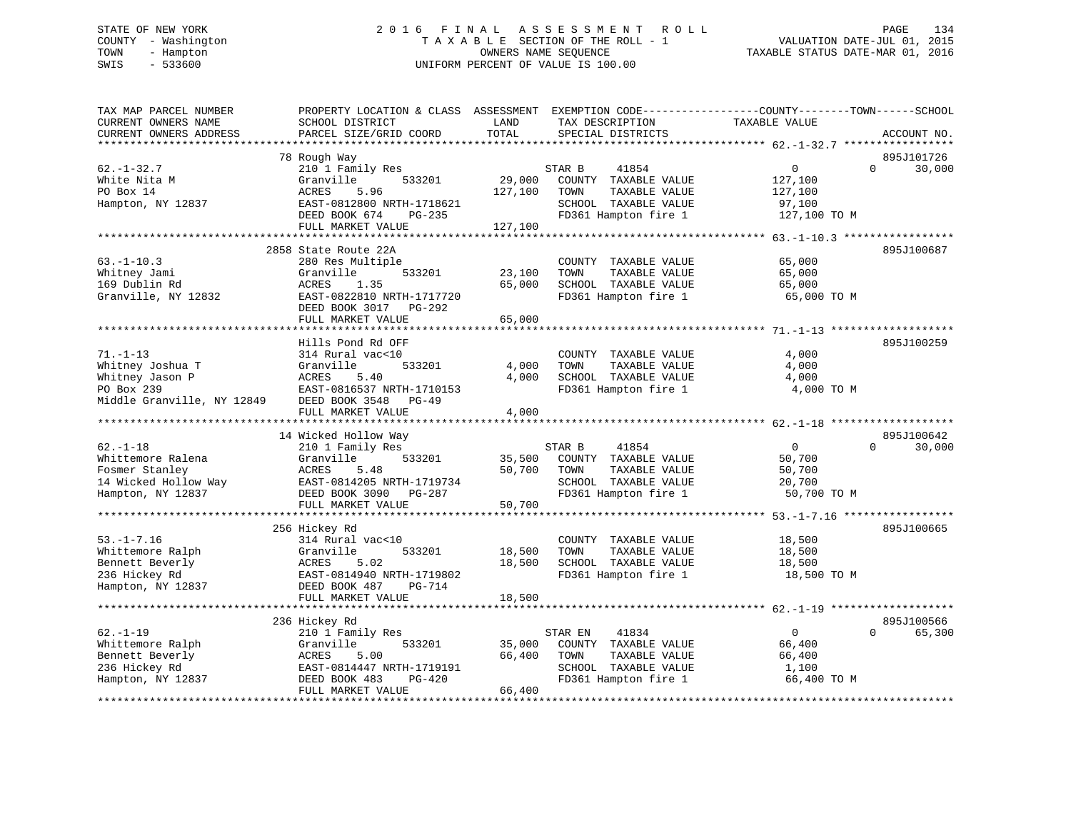STATE OF NEW YORK
COUNTY - Washington
TOWN - Hampton
SWIS - 533600

# 2016 FINAL ASSESSMENT ROLL

TAXABLE SECTION OF THE ROLL - 1
OWNERS NAME SEQUENCE
UNIFORM PERCENT OF VALUE IS 100.00

VALUATION DATE-JUL 01, 2015
TAXABLE STATUS DATE-MAR 01, 2016

| TAX MAP PARCEL NUMBER / CURRENT OWNERS NAME / CURRENT OWNERS ADDRESS | PROPERTY LOCATION & CLASS / SCHOOL DISTRICT / PARCEL SIZE/GRID COORD | ASSESSMENT LAND | TOTAL | EXEMPTION CODE / TAX DESCRIPTION / SPECIAL DISTRICTS | COUNTY TAXABLE VALUE | TOWN | SCHOOL | ACCOUNT NO. |
|---|---|---|---|---|---|---|---|---|
| 62.-1-32.7 | 78 Rough Way | | | | | | | 895J101726 |
| | 210 1 Family Res | | | STAR B 41854 | 0 | 0 | 30,000 | |
| White Nita M | Granville 533201 | 29,000 | | COUNTY TAXABLE VALUE | 127,100 | | | |
| PO Box 14 | ACRES 5.96 | | 127,100 | TOWN TAXABLE VALUE | 127,100 | | | |
| Hampton, NY 12837 | EAST-0812800 NRTH-1718621 | | | SCHOOL TAXABLE VALUE | 97,100 | | | |
| | DEED BOOK 674 PG-235 | | | FD361 Hampton fire 1 | 127,100 TO M | | | |
| | FULL MARKET VALUE | | 127,100 | | | | | |
| 63.-1-10.3 | 2858 State Route 22A | | | | | | | 895J100687 |
| | 280 Res Multiple | | | COUNTY TAXABLE VALUE | 65,000 | | | |
| Whitney Jami | Granville 533201 | 23,100 | | TOWN TAXABLE VALUE | 65,000 | | | |
| 169 Dublin Rd | ACRES 1.35 | | 65,000 | SCHOOL TAXABLE VALUE | 65,000 | | | |
| Granville, NY 12832 | EAST-0822810 NRTH-1717720 | | | FD361 Hampton fire 1 | 65,000 TO M | | | |
| | DEED BOOK 3017 PG-292 | | | | | | | |
| | FULL MARKET VALUE | | 65,000 | | | | | |
| 71.-1-13 | Hills Pond Rd OFF | | | | | | | 895J100259 |
| | 314 Rural vac<10 | | | COUNTY TAXABLE VALUE | 4,000 | | | |
| Whitney Joshua T | Granville 533201 | 4,000 | | TOWN TAXABLE VALUE | 4,000 | | | |
| Whitney Jason P | ACRES 5.40 | | 4,000 | SCHOOL TAXABLE VALUE | 4,000 | | | |
| PO Box 239 | EAST-0816537 NRTH-1710153 | | | FD361 Hampton fire 1 | 4,000 TO M | | | |
| Middle Granville, NY 12849 | DEED BOOK 3548 PG-49 | | | | | | | |
| | FULL MARKET VALUE | | 4,000 | | | | | |
| 62.-1-18 | 14 Wicked Hollow Way | | | | | | | 895J100642 |
| | 210 1 Family Res | | | STAR B 41854 | 0 | 0 | 30,000 | |
| Whittemore Ralena | Granville 533201 | 35,500 | | COUNTY TAXABLE VALUE | 50,700 | | | |
| Fosmer Stanley | ACRES 5.48 | | 50,700 | TOWN TAXABLE VALUE | 50,700 | | | |
| 14 Wicked Hollow Way | EAST-0814205 NRTH-1719734 | | | SCHOOL TAXABLE VALUE | 20,700 | | | |
| Hampton, NY 12837 | DEED BOOK 3090 PG-287 | | | FD361 Hampton fire 1 | 50,700 TO M | | | |
| | FULL MARKET VALUE | | 50,700 | | | | | |
| 53.-1-7.16 | 256 Hickey Rd | | | | | | | 895J100665 |
| | 314 Rural vac<10 | | | COUNTY TAXABLE VALUE | 18,500 | | | |
| Whittemore Ralph | Granville 533201 | 18,500 | | TOWN TAXABLE VALUE | 18,500 | | | |
| Bennett Beverly | ACRES 5.02 | | 18,500 | SCHOOL TAXABLE VALUE | 18,500 | | | |
| 236 Hickey Rd | EAST-0814940 NRTH-1719802 | | | FD361 Hampton fire 1 | 18,500 TO M | | | |
| Hampton, NY 12837 | DEED BOOK 487 PG-714 | | | | | | | |
| | FULL MARKET VALUE | | 18,500 | | | | | |
| 62.-1-19 | 236 Hickey Rd | | | | | | | 895J100566 |
| | 210 1 Family Res | | | STAR EN 41834 | 0 | 0 | 65,300 | |
| Whittemore Ralph | Granville 533201 | 35,000 | | COUNTY TAXABLE VALUE | 66,400 | | | |
| Bennett Beverly | ACRES 5.00 | | 66,400 | TOWN TAXABLE VALUE | 66,400 | | | |
| 236 Hickey Rd | EAST-0814447 NRTH-1719191 | | | SCHOOL TAXABLE VALUE | 1,100 | | | |
| Hampton, NY 12837 | DEED BOOK 483 PG-420 | | | FD361 Hampton fire 1 | 66,400 TO M | | | |
| | FULL MARKET VALUE | | 66,400 | | | | | |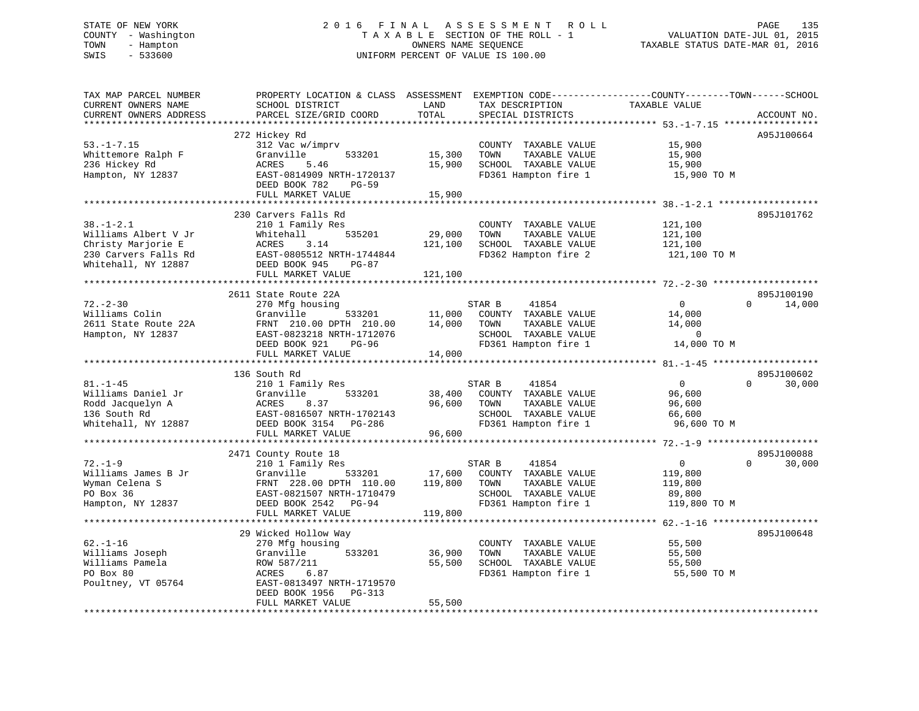STATE OF NEW YORK — 2016 FINAL ASSESSMENT ROLL
COUNTY - Washington — TAXABLE SECTION OF THE ROLL - 1 — VALUATION DATE-JUL 01, 2015
TOWN - Hampton — OWNERS NAME SEQUENCE — TAXABLE STATUS DATE-MAR 01, 2016
SWIS - 533600 — UNIFORM PERCENT OF VALUE IS 100.00

| TAX MAP PARCEL NUMBER / CURRENT OWNERS NAME / CURRENT OWNERS ADDRESS | PROPERTY LOCATION & CLASS / SCHOOL DISTRICT / PARCEL SIZE/GRID COORD | ASSESSMENT LAND | TOTAL | EXEMPTION CODE / TAX DESCRIPTION / SPECIAL DISTRICTS | COUNTY | TOWN | SCHOOL TAXABLE VALUE | ACCOUNT NO. |
|---|---|---|---|---|---|---|---|---|
| 53.-1-7.15 | 272 Hickey Rd | | | | | | | A95J100664 |
| Whittemore Ralph F | 312 Vac w/imprv | | | COUNTY TAXABLE VALUE | 15,900 | | | |
| 236 Hickey Rd | Granville 533201 | 15,300 | | TOWN TAXABLE VALUE | | 15,900 | | |
| Hampton, NY 12837 | ACRES 5.46 | | 15,900 | SCHOOL TAXABLE VALUE | | | 15,900 | |
| | EAST-0814909 NRTH-1720137 | | | FD361 Hampton fire 1 | 15,900 TO M | | | |
| | DEED BOOK 782 PG-59 | | | | | | | |
| | FULL MARKET VALUE | | 15,900 | | | | | |
| 38.-1-2.1 | 230 Carvers Falls Rd | | | | | | | 895J101762 |
| Williams Albert V Jr | 210 1 Family Res | | | COUNTY TAXABLE VALUE | 121,100 | | | |
| Christy Marjorie E | Whitehall 535201 | 29,000 | | TOWN TAXABLE VALUE | | 121,100 | | |
| 230 Carvers Falls Rd | ACRES 3.14 | | 121,100 | SCHOOL TAXABLE VALUE | | | 121,100 | |
| Whitehall, NY 12887 | EAST-0805512 NRTH-1744844 | | | FD362 Hampton fire 2 | 121,100 TO M | | | |
| | DEED BOOK 945 PG-87 | | | | | | | |
| | FULL MARKET VALUE | | 121,100 | | | | | |
| 72.-2-30 | 2611 State Route 22A | | | | | | | 895J100190 |
| Williams Colin | 270 Mfg housing | | | STAR B 41854 | 0 | 0 | 14,000 | |
| 2611 State Route 22A | Granville 533201 | 11,000 | | COUNTY TAXABLE VALUE | 14,000 | | | |
| Hampton, NY 12837 | FRNT 210.00 DPTH 210.00 | | 14,000 | TOWN TAXABLE VALUE | | 14,000 | | |
| | EAST-0823218 NRTH-1712076 | | | SCHOOL TAXABLE VALUE | | | 0 | |
| | DEED BOOK 921 PG-96 | | | FD361 Hampton fire 1 | 14,000 TO M | | | |
| | FULL MARKET VALUE | | 14,000 | | | | | |
| 81.-1-45 | 136 South Rd | | | | | | | 895J100602 |
| Williams Daniel Jr | 210 1 Family Res | | | STAR B 41854 | 0 | 0 | 30,000 | |
| Rodd Jacquelyn A | Granville 533201 | 38,400 | | COUNTY TAXABLE VALUE | 96,600 | | | |
| 136 South Rd | ACRES 8.37 | | 96,600 | TOWN TAXABLE VALUE | | 96,600 | | |
| Whitehall, NY 12887 | EAST-0816507 NRTH-1702143 | | | SCHOOL TAXABLE VALUE | | | 66,600 | |
| | DEED BOOK 3154 PG-286 | | | FD361 Hampton fire 1 | 96,600 TO M | | | |
| | FULL MARKET VALUE | | 96,600 | | | | | |
| 72.-1-9 | 2471 County Route 18 | | | | | | | 895J100088 |
| Williams James B Jr | 210 1 Family Res | | | STAR B 41854 | 0 | 0 | 30,000 | |
| Wyman Celena S | Granville 533201 | 17,600 | | COUNTY TAXABLE VALUE | 119,800 | | | |
| PO Box 36 | FRNT 228.00 DPTH 110.00 | | 119,800 | TOWN TAXABLE VALUE | | 119,800 | | |
| Hampton, NY 12837 | EAST-0821507 NRTH-1710479 | | | SCHOOL TAXABLE VALUE | | | 89,800 | |
| | DEED BOOK 2542 PG-94 | | | FD361 Hampton fire 1 | 119,800 TO M | | | |
| | FULL MARKET VALUE | | 119,800 | | | | | |
| 62.-1-16 | 29 Wicked Hollow Way | | | | | | | 895J100648 |
| Williams Joseph | 270 Mfg housing | | | COUNTY TAXABLE VALUE | 55,500 | | | |
| Williams Pamela | Granville 533201 | 36,900 | | TOWN TAXABLE VALUE | | 55,500 | | |
| PO Box 80 | ROW 587/211 | | 55,500 | SCHOOL TAXABLE VALUE | | | 55,500 | |
| Poultney, VT 05764 | ACRES 6.87 | | | FD361 Hampton fire 1 | 55,500 TO M | | | |
| | EAST-0813497 NRTH-1719570 | | | | | | | |
| | DEED BOOK 1956 PG-313 | | | | | | | |
| | FULL MARKET VALUE | | 55,500 | | | | | |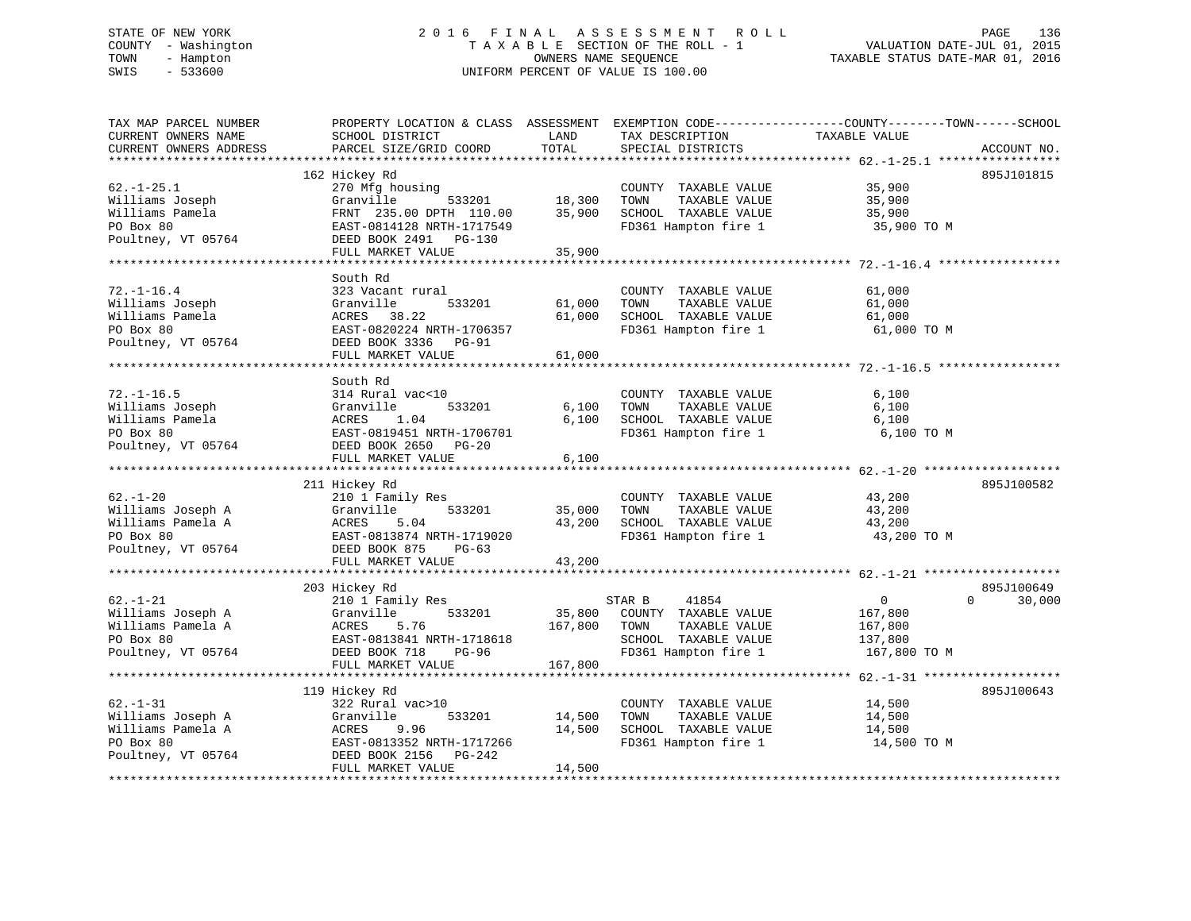STATE OF NEW YORK
COUNTY - Washington
TOWN - Hampton
SWIS - 533600

2016 FINAL ASSESSMENT ROLL
TAXABLE SECTION OF THE ROLL - 1
OWNERS NAME SEQUENCE
UNIFORM PERCENT OF VALUE IS 100.00

VALUATION DATE-JUL 01, 2015
TAXABLE STATUS DATE-MAR 01, 2016

| TAX MAP PARCEL NUMBER / CURRENT OWNERS NAME / CURRENT OWNERS ADDRESS | PROPERTY LOCATION & CLASS / SCHOOL DISTRICT / PARCEL SIZE/GRID COORD | ASSESSMENT LAND | TOTAL | EXEMPTION CODE / TAX DESCRIPTION / SPECIAL DISTRICTS | COUNTY / TOWN TAXABLE VALUE | SCHOOL | ACCOUNT NO. |
|---|---|---|---|---|---|---|---|
| 62.-1-25.1 | 162 Hickey Rd | | | | | | 895J101815 |
| Williams Joseph | 270 Mfg housing | | | COUNTY TAXABLE VALUE | 35,900 | | |
| Williams Pamela | Granville 533201 | 18,300 | | TOWN TAXABLE VALUE | 35,900 | | |
| PO Box 80 | FRNT 235.00 DPTH 110.00 | | 35,900 | SCHOOL TAXABLE VALUE | 35,900 | | |
| Poultney, VT 05764 | EAST-0814128 NRTH-1717549 | | | FD361 Hampton fire 1 | 35,900 TO M | | |
| | DEED BOOK 2491 PG-130 | | | | | | |
| | FULL MARKET VALUE | | 35,900 | | | | |
| 72.-1-16.4 | South Rd | | | | | | |
| Williams Joseph | 323 Vacant rural | | | COUNTY TAXABLE VALUE | 61,000 | | |
| Williams Pamela | Granville 533201 | 61,000 | | TOWN TAXABLE VALUE | 61,000 | | |
| PO Box 80 | ACRES 38.22 | | 61,000 | SCHOOL TAXABLE VALUE | 61,000 | | |
| Poultney, VT 05764 | EAST-0820224 NRTH-1706357 | | | FD361 Hampton fire 1 | 61,000 TO M | | |
| | DEED BOOK 3336 PG-91 | | | | | | |
| | FULL MARKET VALUE | | 61,000 | | | | |
| 72.-1-16.5 | South Rd | | | | | | |
| Williams Joseph | 314 Rural vac<10 | | | COUNTY TAXABLE VALUE | 6,100 | | |
| Williams Pamela | Granville 533201 | 6,100 | | TOWN TAXABLE VALUE | 6,100 | | |
| PO Box 80 | ACRES 1.04 | | 6,100 | SCHOOL TAXABLE VALUE | 6,100 | | |
| Poultney, VT 05764 | EAST-0819451 NRTH-1706701 | | | FD361 Hampton fire 1 | 6,100 TO M | | |
| | DEED BOOK 2650 PG-20 | | | | | | |
| | FULL MARKET VALUE | | 6,100 | | | | |
| 62.-1-20 | 211 Hickey Rd | | | | | | 895J100582 |
| Williams Joseph A | 210 1 Family Res | | | COUNTY TAXABLE VALUE | 43,200 | | |
| Williams Pamela A | Granville 533201 | 35,000 | | TOWN TAXABLE VALUE | 43,200 | | |
| PO Box 80 | ACRES 5.04 | | 43,200 | SCHOOL TAXABLE VALUE | 43,200 | | |
| Poultney, VT 05764 | EAST-0813874 NRTH-1719020 | | | FD361 Hampton fire 1 | 43,200 TO M | | |
| | DEED BOOK 875 PG-63 | | | | | | |
| | FULL MARKET VALUE | | 43,200 | | | | |
| 62.-1-21 | 203 Hickey Rd | | | | | | 895J100649 |
| Williams Joseph A | 210 1 Family Res | | | STAR B 41854 | 0 | 0 30,000 | |
| Williams Pamela A | Granville 533201 | 35,800 | | COUNTY TAXABLE VALUE | 167,800 | | |
| PO Box 80 | ACRES 5.76 | | 167,800 | TOWN TAXABLE VALUE | 167,800 | | |
| Poultney, VT 05764 | EAST-0813841 NRTH-1718618 | | | SCHOOL TAXABLE VALUE | 137,800 | | |
| | DEED BOOK 718 PG-96 | | | FD361 Hampton fire 1 | 167,800 TO M | | |
| | FULL MARKET VALUE | | 167,800 | | | | |
| 62.-1-31 | 119 Hickey Rd | | | | | | 895J100643 |
| Williams Joseph A | 322 Rural vac>10 | | | COUNTY TAXABLE VALUE | 14,500 | | |
| Williams Pamela A | Granville 533201 | 14,500 | | TOWN TAXABLE VALUE | 14,500 | | |
| PO Box 80 | ACRES 9.96 | | 14,500 | SCHOOL TAXABLE VALUE | 14,500 | | |
| Poultney, VT 05764 | EAST-0813352 NRTH-1717266 | | | FD361 Hampton fire 1 | 14,500 TO M | | |
| | DEED BOOK 2156 PG-242 | | | | | | |
| | FULL MARKET VALUE | | 14,500 | | | | |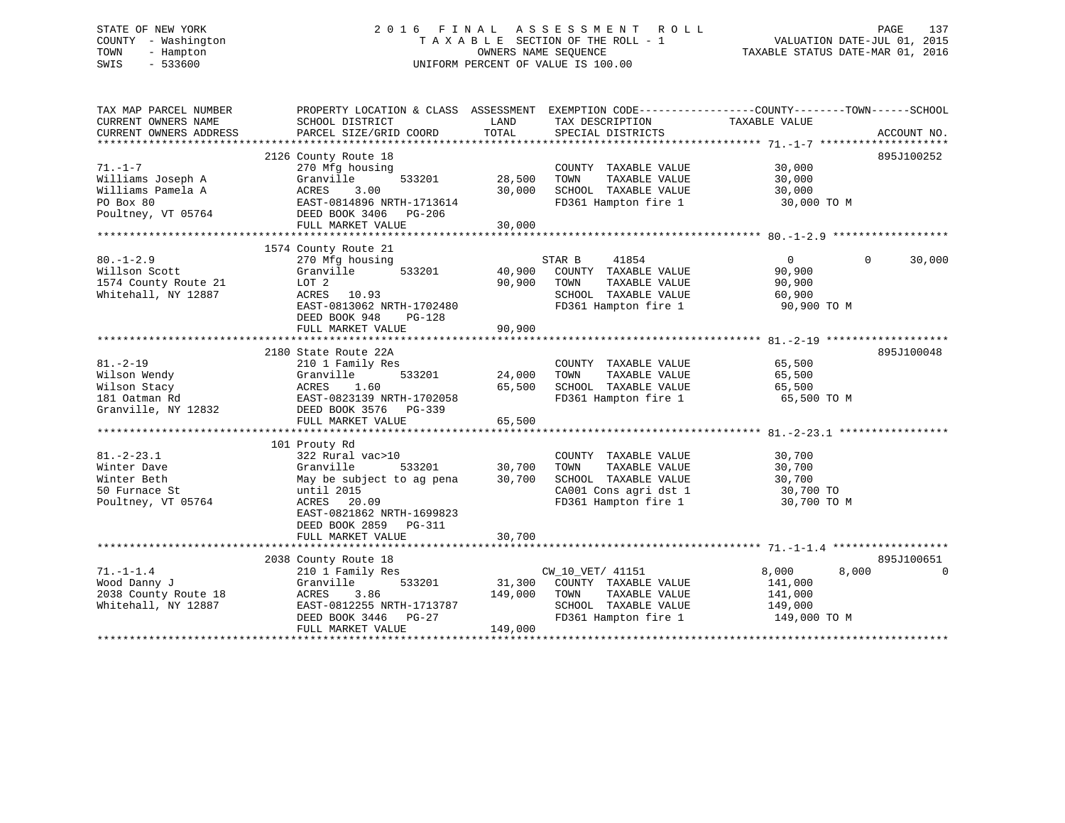STATE OF NEW YORK — 2016 FINAL ASSESSMENT ROLL
COUNTY - Washington — TAXABLE SECTION OF THE ROLL - 1 — VALUATION DATE-JUL 01, 2015
TOWN - Hampton — OWNERS NAME SEQUENCE — TAXABLE STATUS DATE-MAR 01, 2016
SWIS - 533600 — UNIFORM PERCENT OF VALUE IS 100.00

| TAX MAP PARCEL NUMBER / CURRENT OWNERS NAME / CURRENT OWNERS ADDRESS | PROPERTY LOCATION & CLASS / SCHOOL DISTRICT / PARCEL SIZE/GRID COORD | ASSESSMENT LAND / TOTAL | EXEMPTION CODE / TAX DESCRIPTION / SPECIAL DISTRICTS | COUNTY TAXABLE VALUE | TOWN | SCHOOL / ACCOUNT NO. |
|---|---|---|---|---|---|---|
| 71.-1-7 | 2126 County Route 18 | | | | | 895J100252 |
| | 270 Mfg housing | | COUNTY TAXABLE VALUE | 30,000 | | |
| Williams Joseph A | Granville 533201 | 28,500 | TOWN TAXABLE VALUE | 30,000 | | |
| Williams Pamela A | ACRES 3.00 | 30,000 | SCHOOL TAXABLE VALUE | 30,000 | | |
| PO Box 80 | EAST-0814896 NRTH-1713614 | | FD361 Hampton fire 1 | 30,000 TO M | | |
| Poultney, VT 05764 | DEED BOOK 3406 PG-206 | | | | | |
| | FULL MARKET VALUE | 30,000 | | | | |
| 80.-1-2.9 | 1574 County Route 21 | | | | | |
| | 270 Mfg housing | | STAR B 41854 | 0 | 0 | 30,000 |
| Willson Scott | Granville 533201 | 40,900 | COUNTY TAXABLE VALUE | 90,900 | | |
| 1574 County Route 21 | LOT 2 | 90,900 | TOWN TAXABLE VALUE | 90,900 | | |
| Whitehall, NY 12887 | ACRES 10.93 | | SCHOOL TAXABLE VALUE | 60,900 | | |
| | EAST-0813062 NRTH-1702480 | | FD361 Hampton fire 1 | 90,900 TO M | | |
| | DEED BOOK 948 PG-128 | | | | | |
| | FULL MARKET VALUE | 90,900 | | | | |
| 81.-2-19 | 2180 State Route 22A | | | | | 895J100048 |
| | 210 1 Family Res | | COUNTY TAXABLE VALUE | 65,500 | | |
| Wilson Wendy | Granville 533201 | 24,000 | TOWN TAXABLE VALUE | 65,500 | | |
| Wilson Stacy | ACRES 1.60 | 65,500 | SCHOOL TAXABLE VALUE | 65,500 | | |
| 181 Oatman Rd | EAST-0823139 NRTH-1702058 | | FD361 Hampton fire 1 | 65,500 TO M | | |
| Granville, NY 12832 | DEED BOOK 3576 PG-339 | | | | | |
| | FULL MARKET VALUE | 65,500 | | | | |
| 81.-2-23.1 | 101 Prouty Rd | | | | | |
| | 322 Rural vac>10 | | COUNTY TAXABLE VALUE | 30,700 | | |
| Winter Dave | Granville 533201 | 30,700 | TOWN TAXABLE VALUE | 30,700 | | |
| Winter Beth | May be subject to ag pena | 30,700 | SCHOOL TAXABLE VALUE | 30,700 | | |
| 50 Furnace St | until 2015 | | CA001 Cons agri dst 1 | 30,700 TO | | |
| Poultney, VT 05764 | ACRES 20.09 | | FD361 Hampton fire 1 | 30,700 TO M | | |
| | EAST-0821862 NRTH-1699823 | | | | | |
| | DEED BOOK 2859 PG-311 | | | | | |
| | FULL MARKET VALUE | 30,700 | | | | |
| 71.-1-1.4 | 2038 County Route 18 | | | | | 895J100651 |
| | 210 1 Family Res | | CW_10_VET/ 41151 | 8,000 | 8,000 | 0 |
| Wood Danny J | Granville 533201 | 31,300 | COUNTY TAXABLE VALUE | 141,000 | | |
| 2038 County Route 18 | ACRES 3.86 | 149,000 | TOWN TAXABLE VALUE | 141,000 | | |
| Whitehall, NY 12887 | EAST-0812255 NRTH-1713787 | | SCHOOL TAXABLE VALUE | 149,000 | | |
| | DEED BOOK 3446 PG-27 | | FD361 Hampton fire 1 | 149,000 TO M | | |
| | FULL MARKET VALUE | 149,000 | | | | |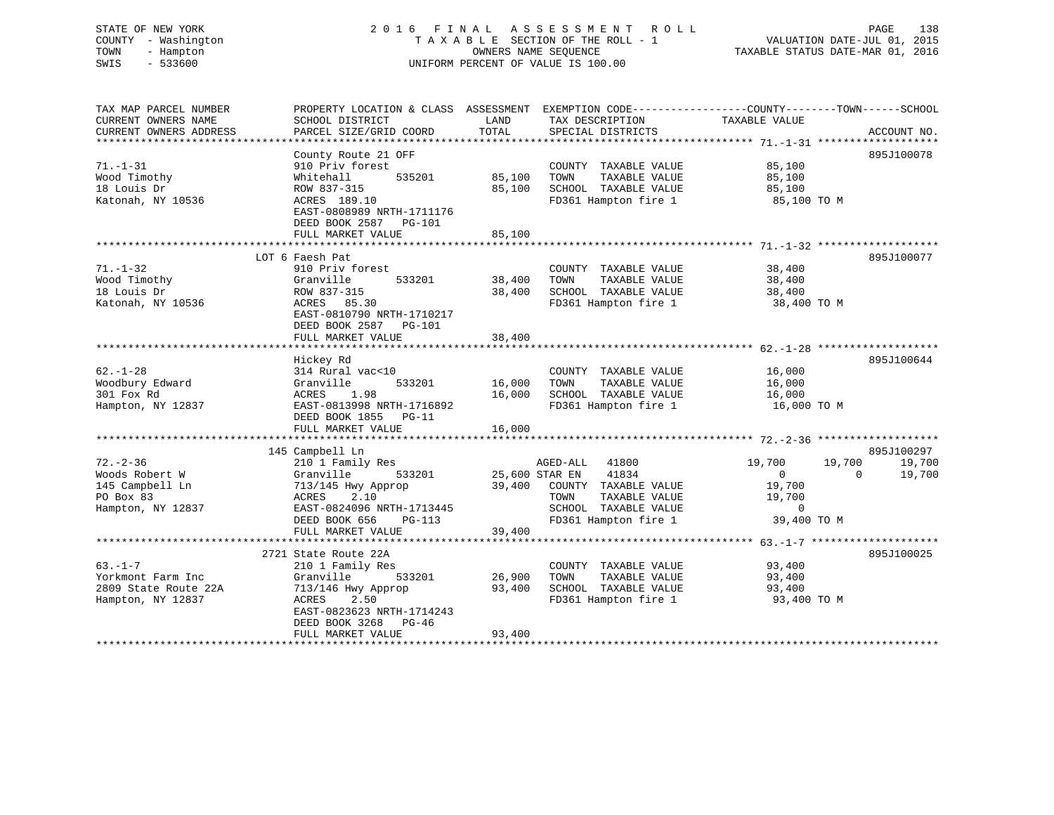STATE OF NEW YORK
COUNTY - Washington
TOWN - Hampton
SWIS - 533600

# 2016 FINAL ASSESSMENT ROLL
TAXABLE SECTION OF THE ROLL - 1
OWNERS NAME SEQUENCE
UNIFORM PERCENT OF VALUE IS 100.00

VALUATION DATE-JUL 01, 2015
TAXABLE STATUS DATE-MAR 01, 2016

| TAX MAP PARCEL NUMBER / CURRENT OWNERS NAME / CURRENT OWNERS ADDRESS | PROPERTY LOCATION & CLASS / SCHOOL DISTRICT / PARCEL SIZE/GRID COORD | ASSESSMENT LAND / TOTAL | EXEMPTION CODE / TAX DESCRIPTION / SPECIAL DISTRICTS | COUNTY TAXABLE VALUE | TOWN | SCHOOL | ACCOUNT NO. |
|---|---|---|---|---|---|---|---|
| **71.-1-31** | County Route 21 OFF | | | | | | 895J100078 |
| | 910 Priv forest | | COUNTY TAXABLE VALUE | 85,100 | | | |
| Wood Timothy | Whitehall 535201 | 85,100 | TOWN TAXABLE VALUE | 85,100 | | | |
| 18 Louis Dr | ROW 837-315 | 85,100 | SCHOOL TAXABLE VALUE | 85,100 | | | |
| Katonah, NY 10536 | ACRES 189.10 | | FD361 Hampton fire 1 | 85,100 TO M | | | |
| | EAST-0808989 NRTH-1711176 | | | | | | |
| | DEED BOOK 2587 PG-101 | | | | | | |
| | FULL MARKET VALUE | 85,100 | | | | | |
| **71.-1-32** | LOT 6 Faesh Pat | | | | | | 895J100077 |
| | 910 Priv forest | | COUNTY TAXABLE VALUE | 38,400 | | | |
| Wood Timothy | Granville 533201 | 38,400 | TOWN TAXABLE VALUE | 38,400 | | | |
| 18 Louis Dr | ROW 837-315 | 38,400 | SCHOOL TAXABLE VALUE | 38,400 | | | |
| Katonah, NY 10536 | ACRES 85.30 | | FD361 Hampton fire 1 | 38,400 TO M | | | |
| | EAST-0810790 NRTH-1710217 | | | | | | |
| | DEED BOOK 2587 PG-101 | | | | | | |
| | FULL MARKET VALUE | 38,400 | | | | | |
| **62.-1-28** | Hickey Rd | | | | | | 895J100644 |
| | 314 Rural vac<10 | | COUNTY TAXABLE VALUE | 16,000 | | | |
| Woodbury Edward | Granville 533201 | 16,000 | TOWN TAXABLE VALUE | 16,000 | | | |
| 301 Fox Rd | ACRES 1.98 | 16,000 | SCHOOL TAXABLE VALUE | 16,000 | | | |
| Hampton, NY 12837 | EAST-0813998 NRTH-1716892 | | FD361 Hampton fire 1 | 16,000 TO M | | | |
| | DEED BOOK 1855 PG-11 | | | | | | |
| | FULL MARKET VALUE | 16,000 | | | | | |
| **72.-2-36** | 145 Campbell Ln | | | | | | 895J100297 |
| | 210 1 Family Res | | AGED-ALL 41800 | 19,700 | 19,700 | 19,700 | |
| Woods Robert W | Granville 533201 | 25,600 | STAR EN 41834 | 0 | 0 | 19,700 | |
| 145 Campbell Ln | 713/145 Hwy Approp | 39,400 | COUNTY TAXABLE VALUE | 19,700 | | | |
| PO Box 83 | ACRES 2.10 | | TOWN TAXABLE VALUE | 19,700 | | | |
| Hampton, NY 12837 | EAST-0824096 NRTH-1713445 | | SCHOOL TAXABLE VALUE | 0 | | | |
| | DEED BOOK 656 PG-113 | | FD361 Hampton fire 1 | 39,400 TO M | | | |
| | FULL MARKET VALUE | 39,400 | | | | | |
| **63.-1-7** | 2721 State Route 22A | | | | | | 895J100025 |
| | 210 1 Family Res | | COUNTY TAXABLE VALUE | 93,400 | | | |
| Yorkmont Farm Inc | Granville 533201 | 26,900 | TOWN TAXABLE VALUE | 93,400 | | | |
| 2809 State Route 22A | 713/146 Hwy Approp | 93,400 | SCHOOL TAXABLE VALUE | 93,400 | | | |
| Hampton, NY 12837 | ACRES 2.50 | | FD361 Hampton fire 1 | 93,400 TO M | | | |
| | EAST-0823623 NRTH-1714243 | | | | | | |
| | DEED BOOK 3268 PG-46 | | | | | | |
| | FULL MARKET VALUE | 93,400 | | | | | |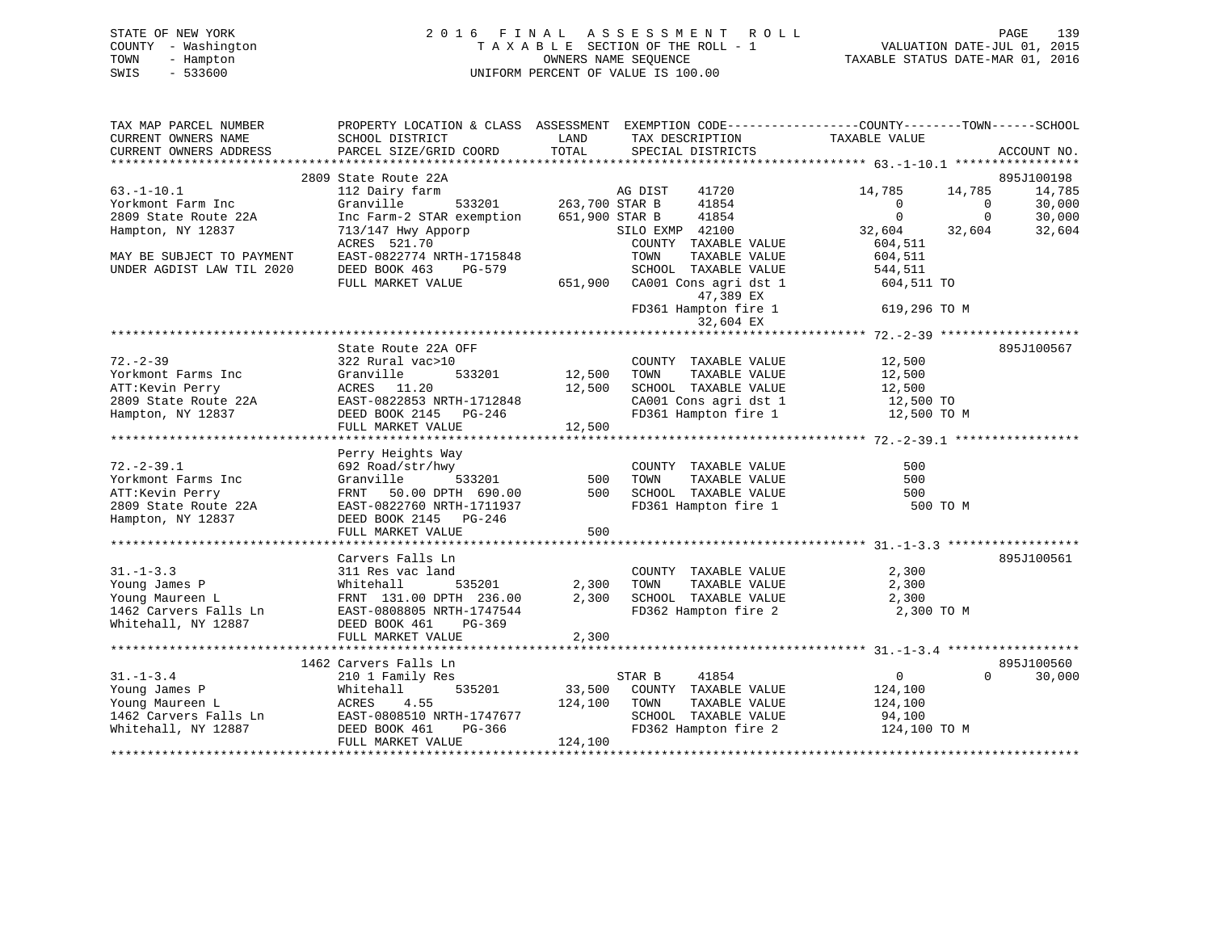STATE OF NEW YORK
COUNTY - Washington
TOWN - Hampton
SWIS - 533600

# 2016 FINAL ASSESSMENT ROLL
TAXABLE SECTION OF THE ROLL - 1
OWNERS NAME SEQUENCE
UNIFORM PERCENT OF VALUE IS 100.00

VALUATION DATE-JUL 01, 2015
TAXABLE STATUS DATE-MAR 01, 2016

```
TAX MAP PARCEL NUMBER          PROPERTY LOCATION & CLASS  ASSESSMENT  EXEMPTION CODE------------------COUNTY--------TOWN------SCHOOL
CURRENT OWNERS NAME            SCHOOL DISTRICT               LAND      TAX DESCRIPTION              TAXABLE VALUE
CURRENT OWNERS ADDRESS         PARCEL SIZE/GRID COORD        TOTAL     SPECIAL DISTRICTS                                   ACCOUNT NO.
******************************************************************************************************* 63.-1-10.1 *****************
                         2809 State Route 22A                                                                         895J100198
63.-1-10.1                     112 Dairy farm                      AG DIST    41720             14,785     14,785     14,785
Yorkmont Farm Inc              Granville       533201    263,700 STAR B     41854                  0          0     30,000
2809 State Route 22A           Inc Farm-2 STAR exemption 651,900 STAR B     41854                  0          0     30,000
Hampton, NY 12837              713/147 Hwy Apporp                  SILO EXMP  42100             32,604     32,604     32,604
                               ACRES  521.70                       COUNTY  TAXABLE VALUE          604,511
MAY BE SUBJECT TO PAYMENT      EAST-0822774 NRTH-1715848           TOWN    TAXABLE VALUE          604,511
UNDER AGDIST LAW TIL 2020      DEED BOOK 463    PG-579             SCHOOL  TAXABLE VALUE          544,511
                               FULL MARKET VALUE           651,900 CA001 Cons agri dst 1          604,511 TO
                                                                        47,389 EX
                                                                   FD361 Hampton fire 1           619,296 TO M
                                                                        32,604 EX
******************************************************************************************************* 72.-2-39 *******************
                               State Route 22A OFF                                                                    895J100567
72.-2-39                       322 Rural vac>10                    COUNTY  TAXABLE VALUE           12,500
Yorkmont Farms Inc             Granville       533201     12,500   TOWN    TAXABLE VALUE           12,500
ATT:Kevin Perry                ACRES   11.20              12,500   SCHOOL  TAXABLE VALUE           12,500
2809 State Route 22A           EAST-0822853 NRTH-1712848           CA001 Cons agri dst 1           12,500 TO
Hampton, NY 12837              DEED BOOK 2145   PG-246             FD361 Hampton fire 1            12,500 TO M
                               FULL MARKET VALUE          12,500
******************************************************************************************************* 72.-2-39.1 *****************
                               Perry Heights Way
72.-2-39.1                     692 Road/str/hwy                    COUNTY  TAXABLE VALUE              500
Yorkmont Farms Inc             Granville       533201        500   TOWN    TAXABLE VALUE              500
ATT:Kevin Perry                FRNT   50.00 DPTH 690.00      500   SCHOOL  TAXABLE VALUE              500
2809 State Route 22A           EAST-0822760 NRTH-1711937           FD361 Hampton fire 1               500 TO M
Hampton, NY 12837              DEED BOOK 2145   PG-246
                               FULL MARKET VALUE             500
******************************************************************************************************* 31.-1-3.3 ******************
                               Carvers Falls Ln                                                                       895J100561
31.-1-3.3                      311 Res vac land                    COUNTY  TAXABLE VALUE            2,300
Young James P                  Whitehall       535201      2,300   TOWN    TAXABLE VALUE            2,300
Young Maureen L                FRNT  131.00 DPTH 236.00    2,300   SCHOOL  TAXABLE VALUE            2,300
1462 Carvers Falls Ln          EAST-0808805 NRTH-1747544           FD362 Hampton fire 2             2,300 TO M
Whitehall, NY 12887            DEED BOOK 461    PG-369
                               FULL MARKET VALUE           2,300
******************************************************************************************************* 31.-1-3.4 ******************
                         1462 Carvers Falls Ln                                                                        895J100560
31.-1-3.4                      210 1 Family Res                    STAR B     41854                  0          0     30,000
Young James P                  Whitehall       535201     33,500   COUNTY  TAXABLE VALUE          124,100
Young Maureen L                ACRES    4.55             124,100   TOWN    TAXABLE VALUE          124,100
1462 Carvers Falls Ln          EAST-0808510 NRTH-1747677           SCHOOL  TAXABLE VALUE           94,100
Whitehall, NY 12887            DEED BOOK 461    PG-366             FD362 Hampton fire 2           124,100 TO M
                               FULL MARKET VALUE         124,100
************************************************************************************************************************************
```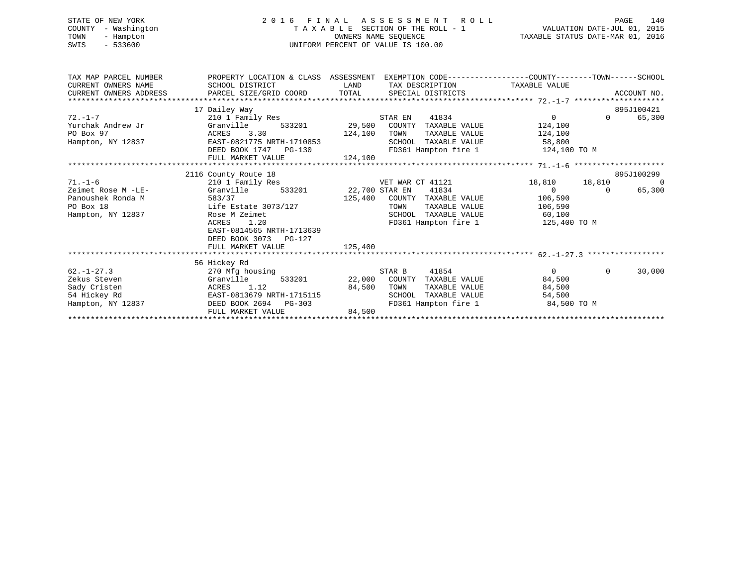STATE OF NEW YORK
COUNTY - Washington
TOWN - Hampton
SWIS - 533600

# 2016 FINAL ASSESSMENT ROLL

TAXABLE SECTION OF THE ROLL - 1
OWNERS NAME SEQUENCE
UNIFORM PERCENT OF VALUE IS 100.00

VALUATION DATE-JUL 01, 2015
TAXABLE STATUS DATE-MAR 01, 2016

```
TAX MAP PARCEL NUMBER          PROPERTY LOCATION & CLASS  ASSESSMENT  EXEMPTION CODE------------------COUNTY--------TOWN------SCHOOL
CURRENT OWNERS NAME            SCHOOL DISTRICT               LAND      TAX DESCRIPTION            TAXABLE VALUE
CURRENT OWNERS ADDRESS         PARCEL SIZE/GRID COORD       TOTAL      SPECIAL DISTRICTS                                   ACCOUNT NO.
******************************************************************************************************* 72.-1-7 ********************
                               17 Dailey Way                                                                            895J100421
72.-1-7                        210 1 Family Res                       STAR EN    41834             0            0        65,300
Yurchak Andrew Jr              Granville      533201      29,500   COUNTY  TAXABLE VALUE        124,100
PO Box 97                      ACRES    3.30              124,100   TOWN    TAXABLE VALUE        124,100
Hampton, NY 12837              EAST-0821775 NRTH-1710853            SCHOOL  TAXABLE VALUE         58,800
                               DEED BOOK 1747   PG-130              FD361 Hampton fire 1          124,100 TO M
                               FULL MARKET VALUE          124,100
******************************************************************************************************* 71.-1-6 ********************
                               2116 County Route 18                                                                     895J100299
71.-1-6                        210 1 Family Res                       VET WAR CT 41121        18,810       18,810             0
Zeimet Rose M -LE-             Granville      533201      22,700 STAR EN    41834              0            0        65,300
Panoushek Ronda M              583/37                     125,400   COUNTY  TAXABLE VALUE        106,590
PO Box 18                      Life Estate 3073/127                 TOWN    TAXABLE VALUE        106,590
Hampton, NY 12837              Rose M Zeimet                        SCHOOL  TAXABLE VALUE         60,100
                               ACRES    1.20                        FD361 Hampton fire 1          125,400 TO M
                               EAST-0814565 NRTH-1713639
                               DEED BOOK 3073   PG-127
                               FULL MARKET VALUE          125,400
******************************************************************************************************* 62.-1-27.3 *****************
                               56 Hickey Rd
62.-1-27.3                     270 Mfg housing                        STAR B     41854              0            0        30,000
Zekus Steven                   Granville      533201      22,000   COUNTY  TAXABLE VALUE         84,500
Sady Cristen                   ACRES    1.12               84,500   TOWN    TAXABLE VALUE         84,500
54 Hickey Rd                   EAST-0813679 NRTH-1715115            SCHOOL  TAXABLE VALUE         54,500
Hampton, NY 12837              DEED BOOK 2694   PG-303              FD361 Hampton fire 1           84,500 TO M
                               FULL MARKET VALUE           84,500
************************************************************************************************************************************
```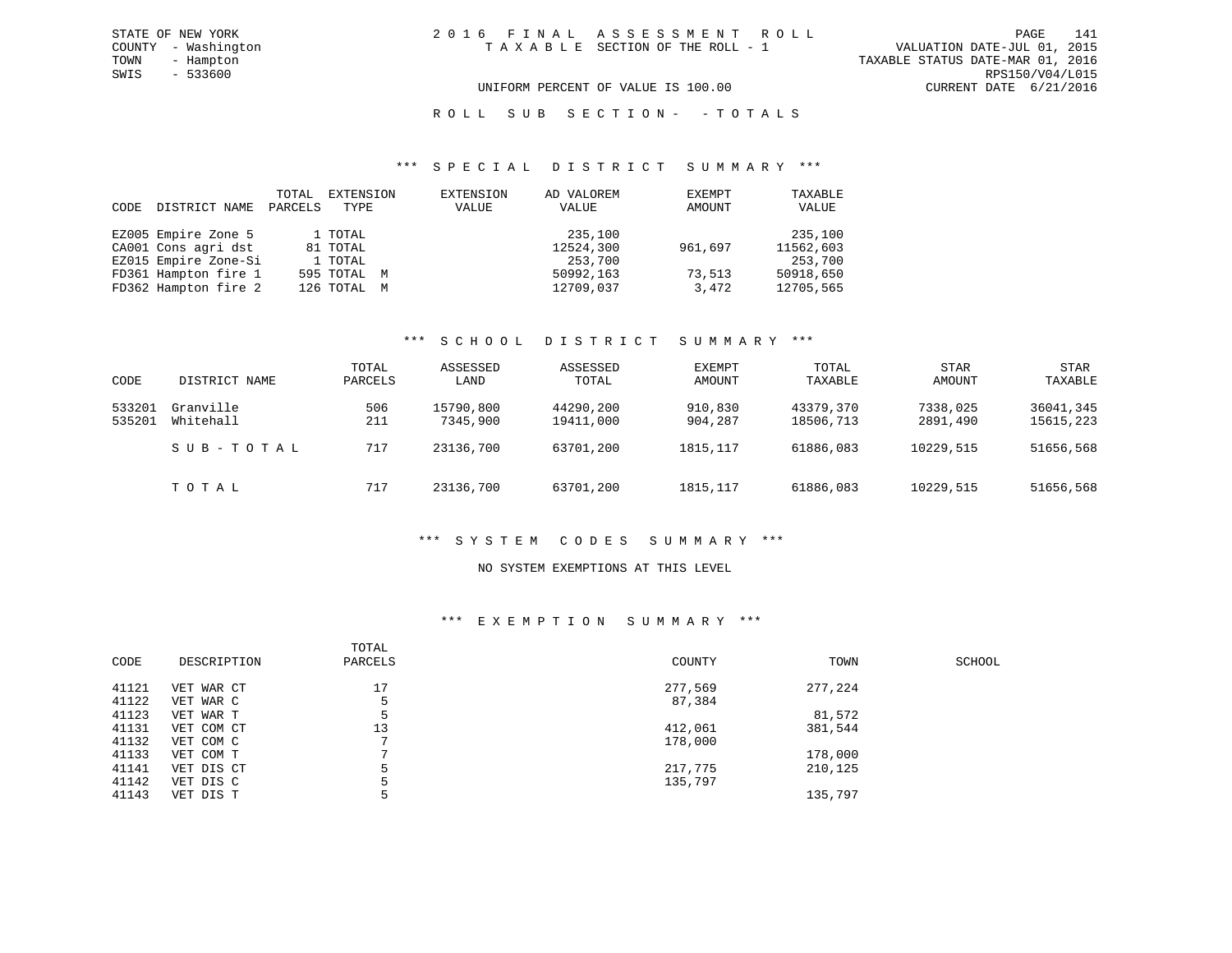STATE OF NEW YORK
COUNTY - Washington
TOWN - Hampton
SWIS - 533600

2016 FINAL ASSESSMENT ROLL
TAXABLE SECTION OF THE ROLL - 1

VALUATION DATE-JUL 01, 2015
TAXABLE STATUS DATE-MAR 01, 2016
RPS150/V04/L015
CURRENT DATE 6/21/2016

UNIFORM PERCENT OF VALUE IS 100.00

ROLL SUB SECTION- - TOTALS

## *** SPECIAL DISTRICT SUMMARY ***

| CODE | DISTRICT NAME | TOTAL PARCELS | EXTENSION TYPE | EXTENSION VALUE | AD VALOREM VALUE | EXEMPT AMOUNT | TAXABLE VALUE |
|---|---|---|---|---|---|---|---|
| EZ005 | Empire Zone 5 | 1 | TOTAL | | 235,100 | | 235,100 |
| CA001 | Cons agri dst | 81 | TOTAL | | 12524,300 | 961,697 | 11562,603 |
| EZ015 | Empire Zone-Si | 1 | TOTAL | | 253,700 | | 253,700 |
| FD361 | Hampton fire 1 | 595 | TOTAL M | | 50992,163 | 73,513 | 50918,650 |
| FD362 | Hampton fire 2 | 126 | TOTAL M | | 12709,037 | 3,472 | 12705,565 |

## *** SCHOOL DISTRICT SUMMARY ***

| CODE | DISTRICT NAME | TOTAL PARCELS | ASSESSED LAND | ASSESSED TOTAL | EXEMPT AMOUNT | TOTAL TAXABLE | STAR AMOUNT | STAR TAXABLE |
|---|---|---|---|---|---|---|---|---|
| 533201 | Granville | 506 | 15790,800 | 44290,200 | 910,830 | 43379,370 | 7338,025 | 36041,345 |
| 535201 | Whitehall | 211 | 7345,900 | 19411,000 | 904,287 | 18506,713 | 2891,490 | 15615,223 |
| | SUB-TOTAL | 717 | 23136,700 | 63701,200 | 1815,117 | 61886,083 | 10229,515 | 51656,568 |
| | TOTAL | 717 | 23136,700 | 63701,200 | 1815,117 | 61886,083 | 10229,515 | 51656,568 |

## *** SYSTEM CODES SUMMARY ***

NO SYSTEM EXEMPTIONS AT THIS LEVEL

## *** EXEMPTION SUMMARY ***

| CODE | DESCRIPTION | TOTAL PARCELS | COUNTY | TOWN | SCHOOL |
|---|---|---|---|---|---|
| 41121 | VET WAR CT | 17 | 277,569 | 277,224 | |
| 41122 | VET WAR C | 5 | 87,384 | | |
| 41123 | VET WAR T | 5 | | 81,572 | |
| 41131 | VET COM CT | 13 | 412,061 | 381,544 | |
| 41132 | VET COM C | 7 | 178,000 | | |
| 41133 | VET COM T | 7 | | 178,000 | |
| 41141 | VET DIS CT | 5 | 217,775 | 210,125 | |
| 41142 | VET DIS C | 5 | 135,797 | | |
| 41143 | VET DIS T | 5 | | 135,797 | |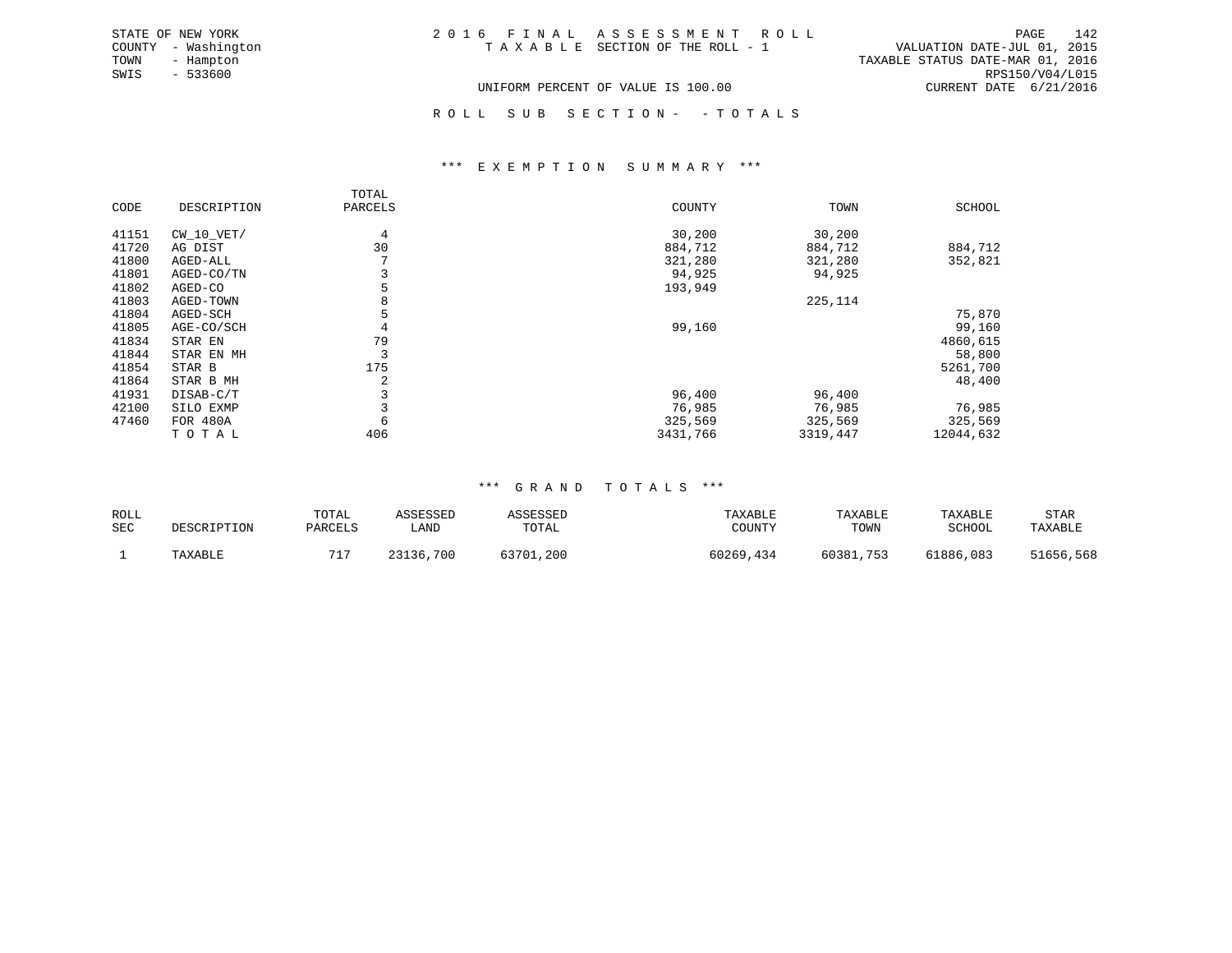STATE OF NEW YORK
COUNTY - Washington
TOWN - Hampton
SWIS - 533600

2016 FINAL ASSESSMENT ROLL
TAXABLE SECTION OF THE ROLL - 1

VALUATION DATE-JUL 01, 2015
TAXABLE STATUS DATE-MAR 01, 2016
RPS150/V04/L015

UNIFORM PERCENT OF VALUE IS 100.00
CURRENT DATE 6/21/2016

ROLL SUB SECTION- - TOTALS

*** EXEMPTION SUMMARY ***

| CODE | DESCRIPTION | TOTAL PARCELS | COUNTY | TOWN | SCHOOL |
|---|---|---|---|---|---|
| 41151 | CW_10_VET/ | 4 | 30,200 | 30,200 | |
| 41720 | AG DIST | 30 | 884,712 | 884,712 | 884,712 |
| 41800 | AGED-ALL | 7 | 321,280 | 321,280 | 352,821 |
| 41801 | AGED-CO/TN | 3 | 94,925 | 94,925 | |
| 41802 | AGED-CO | 5 | 193,949 | | |
| 41803 | AGED-TOWN | 8 | | 225,114 | |
| 41804 | AGED-SCH | 5 | | | 75,870 |
| 41805 | AGE-CO/SCH | 4 | 99,160 | | 99,160 |
| 41834 | STAR EN | 79 | | | 4860,615 |
| 41844 | STAR EN MH | 3 | | | 58,800 |
| 41854 | STAR B | 175 | | | 5261,700 |
| 41864 | STAR B MH | 2 | | | 48,400 |
| 41931 | DISAB-C/T | 3 | 96,400 | 96,400 | |
| 42100 | SILO EXMP | 3 | 76,985 | 76,985 | 76,985 |
| 47460 | FOR 480A | 6 | 325,569 | 325,569 | 325,569 |
| | TOTAL | 406 | 3431,766 | 3319,447 | 12044,632 |

*** GRAND TOTALS ***

| ROLL SEC | DESCRIPTION | TOTAL PARCELS | ASSESSED LAND | ASSESSED TOTAL | TAXABLE COUNTY | TAXABLE TOWN | TAXABLE SCHOOL | STAR TAXABLE |
|---|---|---|---|---|---|---|---|---|
| 1 | TAXABLE | 717 | 23136,700 | 63701,200 | 60269,434 | 60381,753 | 61886,083 | 51656,568 |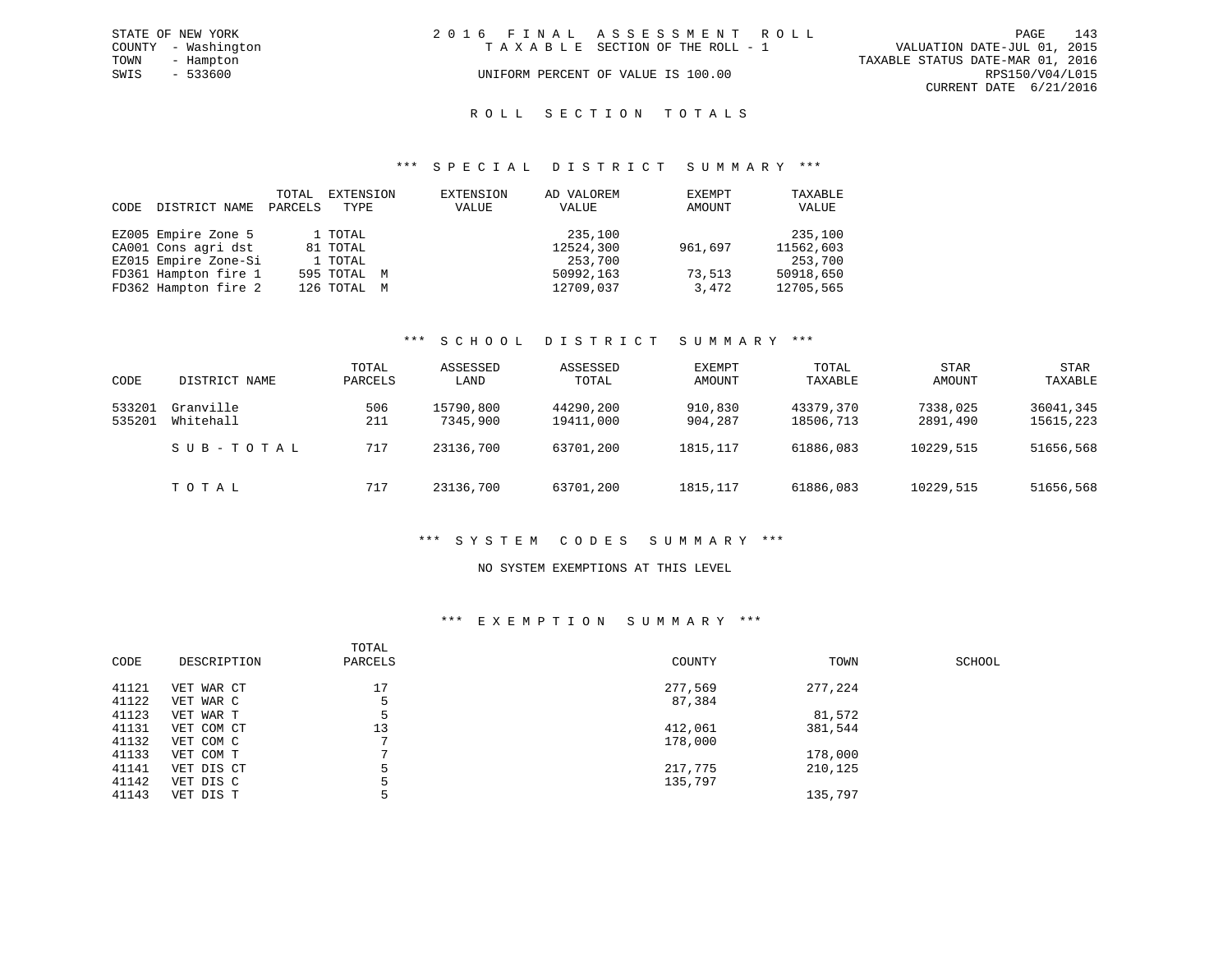STATE OF NEW YORK
COUNTY - Washington
TOWN - Hampton
SWIS - 533600

# 2016 FINAL ASSESSMENT ROLL

TAXABLE SECTION OF THE ROLL - 1

UNIFORM PERCENT OF VALUE IS 100.00

VALUATION DATE-JUL 01, 2015
TAXABLE STATUS DATE-MAR 01, 2016
RPS150/V04/L015
CURRENT DATE 6/21/2016

## ROLL SECTION TOTALS

### *** SPECIAL DISTRICT SUMMARY ***

| CODE | DISTRICT NAME | TOTAL PARCELS | EXTENSION TYPE | EXTENSION VALUE | AD VALOREM VALUE | EXEMPT AMOUNT | TAXABLE VALUE |
|---|---|---|---|---|---|---|---|
| EZ005 | Empire Zone 5 | 1 | TOTAL | | 235,100 | | 235,100 |
| CA001 | Cons agri dst | 81 | TOTAL | | 12524,300 | 961,697 | 11562,603 |
| EZ015 | Empire Zone-Si | 1 | TOTAL | | 253,700 | | 253,700 |
| FD361 | Hampton fire 1 | 595 | TOTAL M | | 50992,163 | 73,513 | 50918,650 |
| FD362 | Hampton fire 2 | 126 | TOTAL M | | 12709,037 | 3,472 | 12705,565 |

### *** SCHOOL DISTRICT SUMMARY ***

| CODE | DISTRICT NAME | TOTAL PARCELS | ASSESSED LAND | ASSESSED TOTAL | EXEMPT AMOUNT | TOTAL TAXABLE | STAR AMOUNT | STAR TAXABLE |
|---|---|---|---|---|---|---|---|---|
| 533201 | Granville | 506 | 15790,800 | 44290,200 | 910,830 | 43379,370 | 7338,025 | 36041,345 |
| 535201 | Whitehall | 211 | 7345,900 | 19411,000 | 904,287 | 18506,713 | 2891,490 | 15615,223 |
| | SUB-TOTAL | 717 | 23136,700 | 63701,200 | 1815,117 | 61886,083 | 10229,515 | 51656,568 |
| | TOTAL | 717 | 23136,700 | 63701,200 | 1815,117 | 61886,083 | 10229,515 | 51656,568 |

### *** SYSTEM CODES SUMMARY ***

NO SYSTEM EXEMPTIONS AT THIS LEVEL

### *** EXEMPTION SUMMARY ***

| CODE | DESCRIPTION | TOTAL PARCELS | COUNTY | TOWN | SCHOOL |
|---|---|---|---|---|---|
| 41121 | VET WAR CT | 17 | 277,569 | 277,224 | |
| 41122 | VET WAR C | 5 | 87,384 | | |
| 41123 | VET WAR T | 5 | | 81,572 | |
| 41131 | VET COM CT | 13 | 412,061 | 381,544 | |
| 41132 | VET COM C | 7 | 178,000 | | |
| 41133 | VET COM T | 7 | | 178,000 | |
| 41141 | VET DIS CT | 5 | 217,775 | 210,125 | |
| 41142 | VET DIS C | 5 | 135,797 | | |
| 41143 | VET DIS T | 5 | | 135,797 | |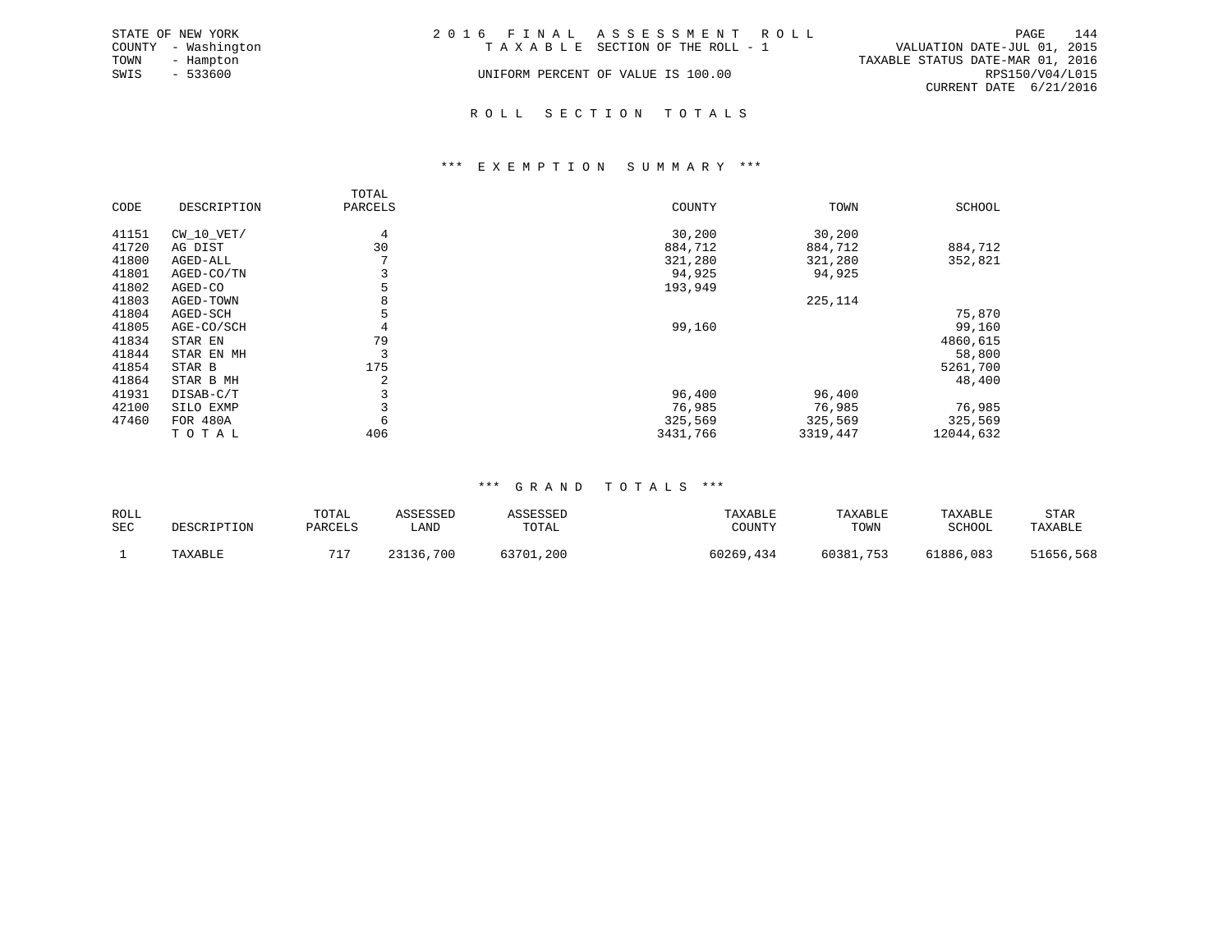STATE OF NEW YORK
COUNTY - Washington
TOWN - Hampton
SWIS - 533600

2016 FINAL ASSESSMENT ROLL
TAXABLE SECTION OF THE ROLL - 1
UNIFORM PERCENT OF VALUE IS 100.00

VALUATION DATE-JUL 01, 2015
TAXABLE STATUS DATE-MAR 01, 2016
RPS150/V04/L015
CURRENT DATE 6/21/2016

## ROLL SECTION TOTALS

### *** EXEMPTION SUMMARY ***

| CODE | DESCRIPTION | TOTAL PARCELS | COUNTY | TOWN | SCHOOL |
|---|---|---|---|---|---|
| 41151 | CW_10_VET/ | 4 | 30,200 | 30,200 | |
| 41720 | AG DIST | 30 | 884,712 | 884,712 | 884,712 |
| 41800 | AGED-ALL | 7 | 321,280 | 321,280 | 352,821 |
| 41801 | AGED-CO/TN | 3 | 94,925 | 94,925 | |
| 41802 | AGED-CO | 5 | 193,949 | | |
| 41803 | AGED-TOWN | 8 | | 225,114 | |
| 41804 | AGED-SCH | 5 | | | 75,870 |
| 41805 | AGE-CO/SCH | 4 | 99,160 | | 99,160 |
| 41834 | STAR EN | 79 | | | 4860,615 |
| 41844 | STAR EN MH | 3 | | | 58,800 |
| 41854 | STAR B | 175 | | | 5261,700 |
| 41864 | STAR B MH | 2 | | | 48,400 |
| 41931 | DISAB-C/T | 3 | 96,400 | 96,400 | |
| 42100 | SILO EXMP | 3 | 76,985 | 76,985 | 76,985 |
| 47460 | FOR 480A | 6 | 325,569 | 325,569 | 325,569 |
| | TOTAL | 406 | 3431,766 | 3319,447 | 12044,632 |

### *** GRAND TOTALS ***

| ROLL SEC | DESCRIPTION | TOTAL PARCELS | ASSESSED LAND | ASSESSED TOTAL | TAXABLE COUNTY | TAXABLE TOWN | TAXABLE SCHOOL | STAR TAXABLE |
|---|---|---|---|---|---|---|---|---|
| 1 | TAXABLE | 717 | 23136,700 | 63701,200 | 60269,434 | 60381,753 | 61886,083 | 51656,568 |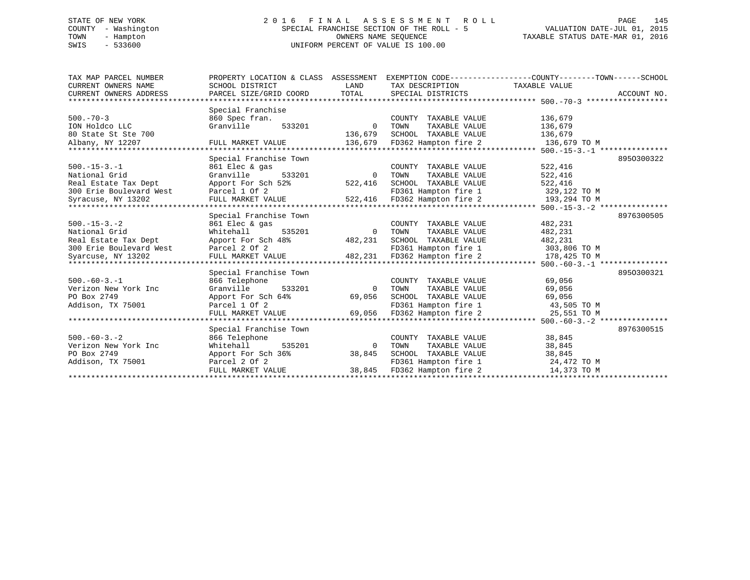STATE OF NEW YORK
COUNTY - Washington
TOWN - Hampton
SWIS - 533600

2016 FINAL ASSESSMENT ROLL
SPECIAL FRANCHISE SECTION OF THE ROLL - 5
OWNERS NAME SEQUENCE
UNIFORM PERCENT OF VALUE IS 100.00

VALUATION DATE-JUL 01, 2015
TAXABLE STATUS DATE-MAR 01, 2016

| TAX MAP PARCEL NUMBER / CURRENT OWNERS NAME / CURRENT OWNERS ADDRESS | PROPERTY LOCATION & CLASS / SCHOOL DISTRICT / PARCEL SIZE/GRID COORD | ASSESSMENT LAND / TOTAL | EXEMPTION CODE / TAX DESCRIPTION / SPECIAL DISTRICTS | COUNTY--------TOWN------SCHOOL TAXABLE VALUE | ACCOUNT NO. |
|---|---|---|---|---|---|
| 500.-70-3 | Special Franchise | | | | |
| 500.-70-3 | 860 Spec fran. | | COUNTY TAXABLE VALUE | 136,679 | |
| ION Holdco LLC | Granville 533201 | 0 | TOWN TAXABLE VALUE | 136,679 | |
| 80 State St Ste 700 | | 136,679 | SCHOOL TAXABLE VALUE | 136,679 | |
| Albany, NY 12207 | FULL MARKET VALUE | 136,679 | FD362 Hampton fire 2 | 136,679 TO M | |
| 500.-15-3.-1 | Special Franchise Town | | | | 895O300322 |
| 500.-15-3.-1 | 861 Elec & gas | | COUNTY TAXABLE VALUE | 522,416 | |
| National Grid | Granville 533201 | 0 | TOWN TAXABLE VALUE | 522,416 | |
| Real Estate Tax Dept | Apport For Sch 52% | 522,416 | SCHOOL TAXABLE VALUE | 522,416 | |
| 300 Erie Boulevard West | Parcel 1 Of 2 | | FD361 Hampton fire 1 | 329,122 TO M | |
| Syracuse, NY 13202 | FULL MARKET VALUE | 522,416 | FD362 Hampton fire 2 | 193,294 TO M | |
| 500.-15-3.-2 | Special Franchise Town | | | | 8976300505 |
| 500.-15-3.-2 | 861 Elec & gas | | COUNTY TAXABLE VALUE | 482,231 | |
| National Grid | Whitehall 535201 | 0 | TOWN TAXABLE VALUE | 482,231 | |
| Real Estate Tax Dept | Apport For Sch 48% | 482,231 | SCHOOL TAXABLE VALUE | 482,231 | |
| 300 Erie Boulevard West | Parcel 2 Of 2 | | FD361 Hampton fire 1 | 303,806 TO M | |
| Syarcuse, NY 13202 | FULL MARKET VALUE | 482,231 | FD362 Hampton fire 2 | 178,425 TO M | |
| 500.-60-3.-1 | Special Franchise Town | | | | 895O300321 |
| 500.-60-3.-1 | 866 Telephone | | COUNTY TAXABLE VALUE | 69,056 | |
| Verizon New York Inc | Granville 533201 | 0 | TOWN TAXABLE VALUE | 69,056 | |
| PO Box 2749 | Apport For Sch 64% | 69,056 | SCHOOL TAXABLE VALUE | 69,056 | |
| Addison, TX 75001 | Parcel 1 Of 2 | | FD361 Hampton fire 1 | 43,505 TO M | |
| | FULL MARKET VALUE | 69,056 | FD362 Hampton fire 2 | 25,551 TO M | |
| 500.-60-3.-2 | Special Franchise Town | | | | 8976300515 |
| 500.-60-3.-2 | 866 Telephone | | COUNTY TAXABLE VALUE | 38,845 | |
| Verizon New York Inc | Whitehall 535201 | 0 | TOWN TAXABLE VALUE | 38,845 | |
| PO Box 2749 | Apport For Sch 36% | 38,845 | SCHOOL TAXABLE VALUE | 38,845 | |
| Addison, TX 75001 | Parcel 2 Of 2 | | FD361 Hampton fire 1 | 24,472 TO M | |
| | FULL MARKET VALUE | 38,845 | FD362 Hampton fire 2 | 14,373 TO M | |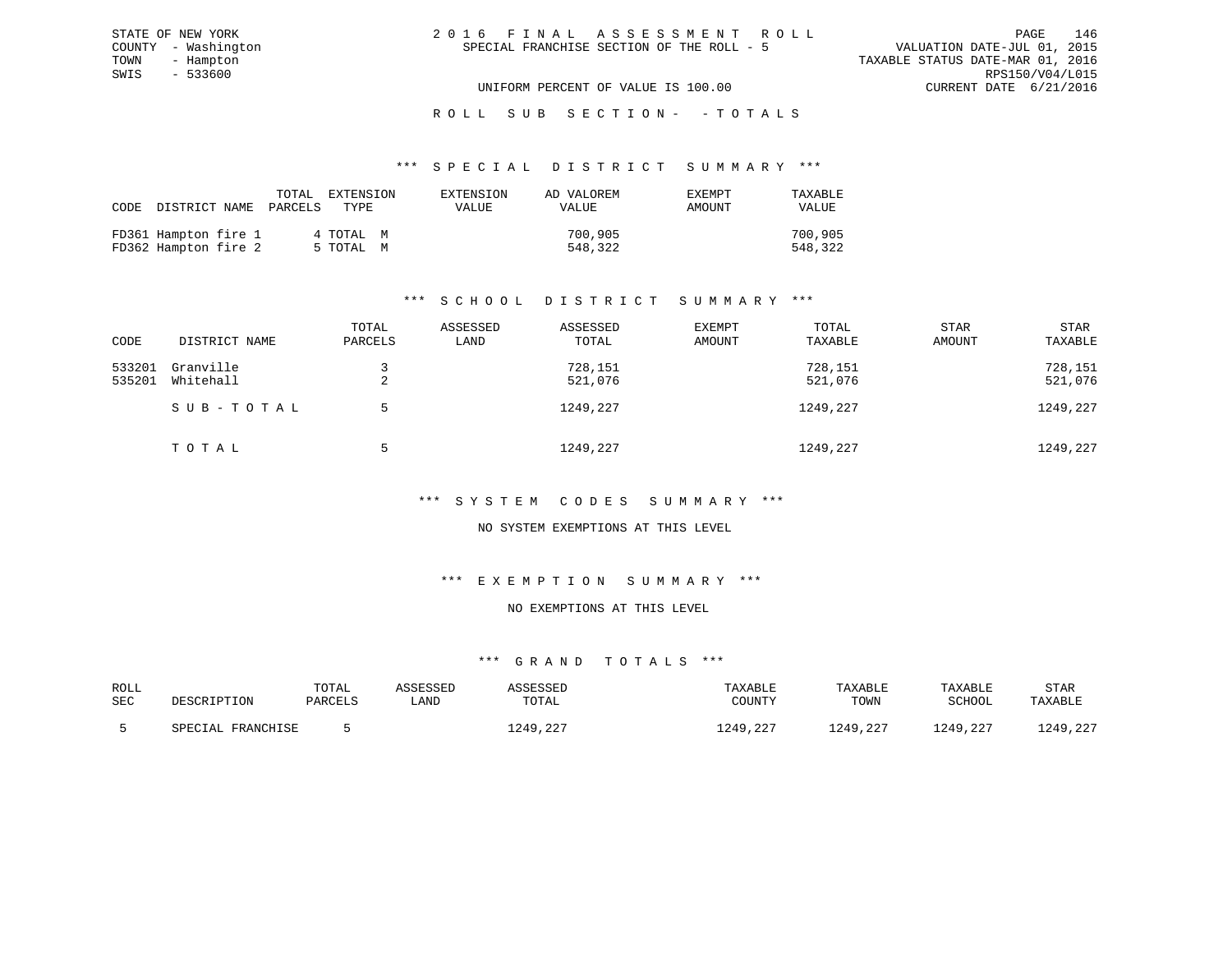STATE OF NEW YORK
COUNTY - Washington
TOWN - Hampton
SWIS - 533600

# 2016 FINAL ASSESSMENT ROLL
SPECIAL FRANCHISE SECTION OF THE ROLL - 5

VALUATION DATE-JUL 01, 2015
TAXABLE STATUS DATE-MAR 01, 2016
RPS150/V04/L015
CURRENT DATE 6/21/2016

UNIFORM PERCENT OF VALUE IS 100.00

ROLL SUB SECTION- - TOTALS

## *** SPECIAL DISTRICT SUMMARY ***

| CODE | DISTRICT NAME | TOTAL PARCELS | EXTENSION TYPE | EXTENSION VALUE | AD VALOREM VALUE | EXEMPT AMOUNT | TAXABLE VALUE |
|---|---|---|---|---|---|---|---|
| FD361 | Hampton fire 1 | 4 | TOTAL M | | 700,905 | | 700,905 |
| FD362 | Hampton fire 2 | 5 | TOTAL M | | 548,322 | | 548,322 |

## *** SCHOOL DISTRICT SUMMARY ***

| CODE | DISTRICT NAME | TOTAL PARCELS | ASSESSED LAND | ASSESSED TOTAL | EXEMPT AMOUNT | TOTAL TAXABLE | STAR AMOUNT | STAR TAXABLE |
|---|---|---|---|---|---|---|---|---|
| 533201 | Granville | 3 | | 728,151 | | 728,151 | | 728,151 |
| 535201 | Whitehall | 2 | | 521,076 | | 521,076 | | 521,076 |
| | SUB-TOTAL | 5 | | 1249,227 | | 1249,227 | | 1249,227 |
| | TOTAL | 5 | | 1249,227 | | 1249,227 | | 1249,227 |

## *** SYSTEM CODES SUMMARY ***

NO SYSTEM EXEMPTIONS AT THIS LEVEL

## *** EXEMPTION SUMMARY ***

NO EXEMPTIONS AT THIS LEVEL

## *** GRAND TOTALS ***

| ROLL SEC | DESCRIPTION | TOTAL PARCELS | ASSESSED LAND | ASSESSED TOTAL | TAXABLE COUNTY | TAXABLE TOWN | TAXABLE SCHOOL | STAR TAXABLE |
|---|---|---|---|---|---|---|---|---|
| 5 | SPECIAL FRANCHISE | 5 | | 1249,227 | 1249,227 | 1249,227 | 1249,227 | 1249,227 |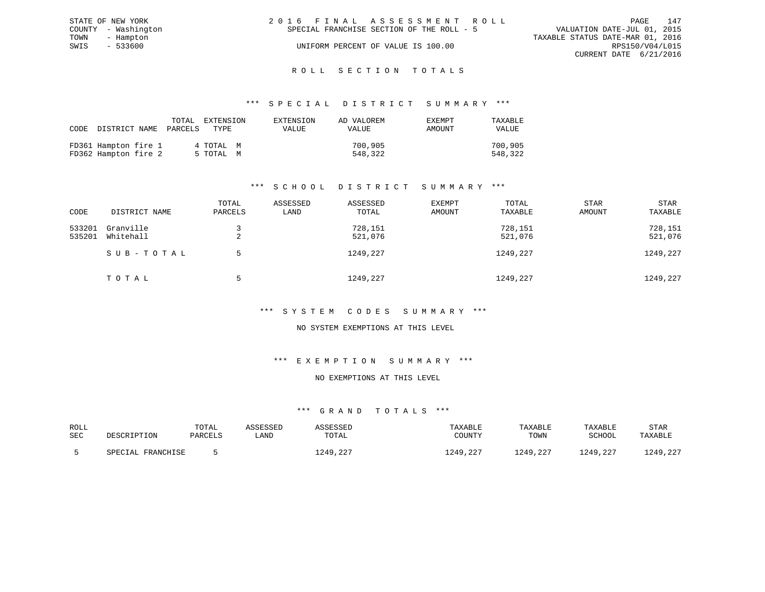STATE OF NEW YORK
COUNTY - Washington
TOWN - Hampton
SWIS - 533600

2016 FINAL ASSESSMENT ROLL
SPECIAL FRANCHISE SECTION OF THE ROLL - 5
UNIFORM PERCENT OF VALUE IS 100.00

VALUATION DATE-JUL 01, 2015
TAXABLE STATUS DATE-MAR 01, 2016
RPS150/V04/L015
CURRENT DATE 6/21/2016

## ROLL SECTION TOTALS

### *** SPECIAL DISTRICT SUMMARY ***

| CODE | DISTRICT NAME | TOTAL PARCELS | EXTENSION TYPE | EXTENSION VALUE | AD VALOREM VALUE | EXEMPT AMOUNT | TAXABLE VALUE |
|---|---|---|---|---|---|---|---|
| FD361 | Hampton fire 1 | 4 | TOTAL M | | 700,905 | | 700,905 |
| FD362 | Hampton fire 2 | 5 | TOTAL M | | 548,322 | | 548,322 |

### *** SCHOOL DISTRICT SUMMARY ***

| CODE | DISTRICT NAME | TOTAL PARCELS | ASSESSED LAND | ASSESSED TOTAL | EXEMPT AMOUNT | TOTAL TAXABLE | STAR AMOUNT | STAR TAXABLE |
|---|---|---|---|---|---|---|---|---|
| 533201 | Granville | 3 | | 728,151 | | 728,151 | | 728,151 |
| 535201 | Whitehall | 2 | | 521,076 | | 521,076 | | 521,076 |
| | SUB-TOTAL | 5 | | 1249,227 | | 1249,227 | | 1249,227 |
| | TOTAL | 5 | | 1249,227 | | 1249,227 | | 1249,227 |

### *** SYSTEM CODES SUMMARY ***

NO SYSTEM EXEMPTIONS AT THIS LEVEL

### *** EXEMPTION SUMMARY ***

NO EXEMPTIONS AT THIS LEVEL

### *** GRAND TOTALS ***

| ROLL SEC | DESCRIPTION | TOTAL PARCELS | ASSESSED LAND | ASSESSED TOTAL | TAXABLE COUNTY | TAXABLE TOWN | TAXABLE SCHOOL | STAR TAXABLE |
|---|---|---|---|---|---|---|---|---|
| 5 | SPECIAL FRANCHISE | 5 | | 1249,227 | 1249,227 | 1249,227 | 1249,227 | 1249,227 |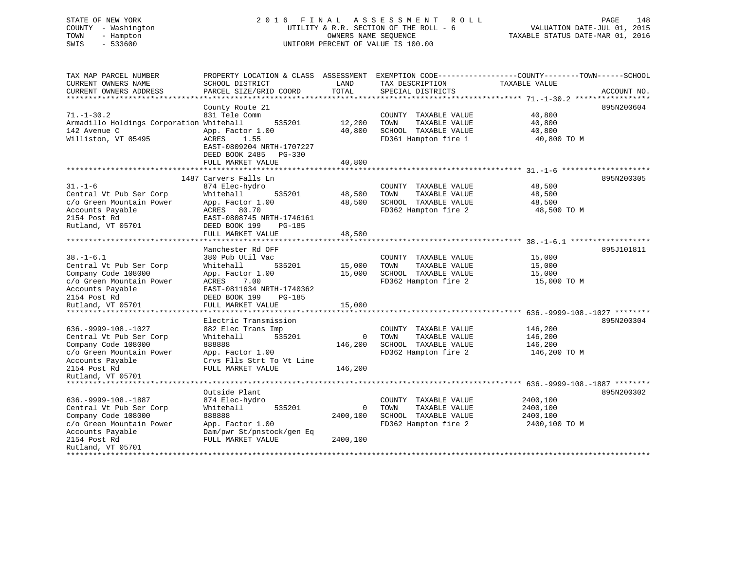STATE OF NEW YORK
COUNTY - Washington
TOWN - Hampton
SWIS - 533600

# 2016 FINAL ASSESSMENT ROLL

UTILITY & R.R. SECTION OF THE ROLL - 6
OWNERS NAME SEQUENCE
UNIFORM PERCENT OF VALUE IS 100.00

VALUATION DATE-JUL 01, 2015
TAXABLE STATUS DATE-MAR 01, 2016

| TAX MAP PARCEL NUMBER / CURRENT OWNERS NAME / CURRENT OWNERS ADDRESS | PROPERTY LOCATION & CLASS / SCHOOL DISTRICT / PARCEL SIZE/GRID COORD | ASSESSMENT LAND | TOTAL | EXEMPTION CODE / TAX DESCRIPTION / SPECIAL DISTRICTS | TAXABLE VALUE (COUNTY--TOWN--SCHOOL) | ACCOUNT NO. |
|---|---|---|---|---|---|---|
| **71.-1-30.2** | County Route 21 | | | | | 895N200604 |
| Armadillo Holdings Corporation | 831 Tele Comm | | | COUNTY TAXABLE VALUE | 40,800 | |
| 142 Avenue C | Whitehall 535201 | 12,200 | | TOWN TAXABLE VALUE | 40,800 | |
| Williston, VT 05495 | App. Factor 1.00 | | 40,800 | SCHOOL TAXABLE VALUE | 40,800 | |
| | ACRES 1.55 | | | FD361 Hampton fire 1 | 40,800 TO M | |
| | EAST-0809204 NRTH-1707227 | | | | | |
| | DEED BOOK 2485 PG-330 | | | | | |
| | FULL MARKET VALUE | | 40,800 | | | |
| **31.-1-6** | 1487 Carvers Falls Ln | | | | | 895N200305 |
| Central Vt Pub Ser Corp | 874 Elec-hydro | | | COUNTY TAXABLE VALUE | 48,500 | |
| c/o Green Mountain Power | Whitehall 535201 | 48,500 | | TOWN TAXABLE VALUE | 48,500 | |
| Accounts Payable | App. Factor 1.00 | | 48,500 | SCHOOL TAXABLE VALUE | 48,500 | |
| 2154 Post Rd | ACRES 80.70 | | | FD362 Hampton fire 2 | 48,500 TO M | |
| Rutland, VT 05701 | EAST-0808745 NRTH-1746161 | | | | | |
| | DEED BOOK 199 PG-185 | | | | | |
| | FULL MARKET VALUE | | 48,500 | | | |
| **38.-1-6.1** | Manchester Rd OFF | | | | | 895J101811 |
| Central Vt Pub Ser Corp | 380 Pub Util Vac | | | COUNTY TAXABLE VALUE | 15,000 | |
| Company Code 108000 | Whitehall 535201 | 15,000 | | TOWN TAXABLE VALUE | 15,000 | |
| c/o Green Mountain Power | App. Factor 1.00 | | 15,000 | SCHOOL TAXABLE VALUE | 15,000 | |
| Accounts Payable | ACRES 7.00 | | | FD362 Hampton fire 2 | 15,000 TO M | |
| 2154 Post Rd | EAST-0811634 NRTH-1740362 | | | | | |
| Rutland, VT 05701 | DEED BOOK 199 PG-185 | | | | | |
| | FULL MARKET VALUE | | 15,000 | | | |
| **636.-9999-108.-1027** | Electric Transmission | | | | | 895N200304 |
| Central Vt Pub Ser Corp | 882 Elec Trans Imp | | | COUNTY TAXABLE VALUE | 146,200 | |
| Company Code 108000 | Whitehall 535201 | 0 | | TOWN TAXABLE VALUE | 146,200 | |
| c/o Green Mountain Power | 888888 | | 146,200 | SCHOOL TAXABLE VALUE | 146,200 | |
| Accounts Payable | App. Factor 1.00 | | | FD362 Hampton fire 2 | 146,200 TO M | |
| 2154 Post Rd | Crvs Flls Strt To Vt Line | | | | | |
| Rutland, VT 05701 | FULL MARKET VALUE | | 146,200 | | | |
| **636.-9999-108.-1887** | Outside Plant | | | | | 895N200302 |
| Central Vt Pub Ser Corp | 874 Elec-hydro | | | COUNTY TAXABLE VALUE | 2400,100 | |
| Company Code 108000 | Whitehall 535201 | 0 | | TOWN TAXABLE VALUE | 2400,100 | |
| c/o Green Mountain Power | 888888 | | 2400,100 | SCHOOL TAXABLE VALUE | 2400,100 | |
| Accounts Payable | App. Factor 1.00 | | | FD362 Hampton fire 2 | 2400,100 TO M | |
| 2154 Post Rd | Dam/pwr St/pnstock/gen Eq | | | | | |
| Rutland, VT 05701 | FULL MARKET VALUE | | 2400,100 | | | |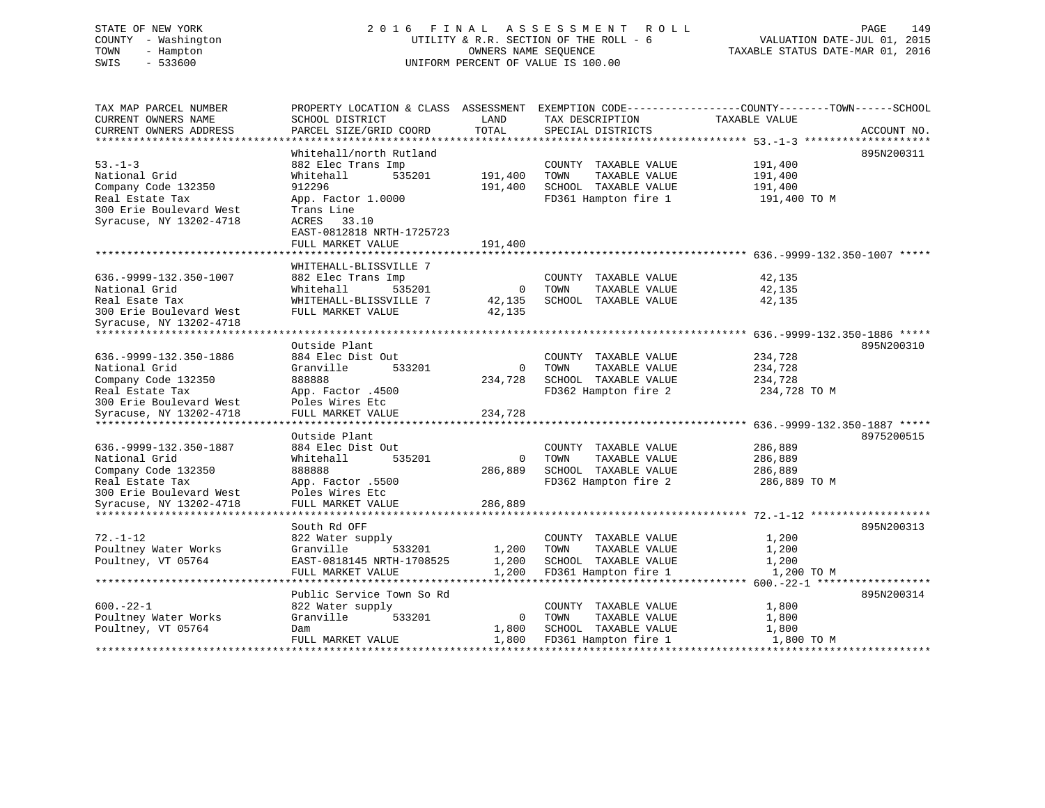STATE OF NEW YORK
COUNTY - Washington
TOWN - Hampton
SWIS - 533600

# 2016 FINAL ASSESSMENT ROLL
UTILITY & R.R. SECTION OF THE ROLL - 6
OWNERS NAME SEQUENCE
UNIFORM PERCENT OF VALUE IS 100.00

VALUATION DATE-JUL 01, 2015
TAXABLE STATUS DATE-MAR 01, 2016

```
TAX MAP PARCEL NUMBER          PROPERTY LOCATION & CLASS  ASSESSMENT  EXEMPTION CODE------------------COUNTY--------TOWN------SCHOOL
CURRENT OWNERS NAME            SCHOOL DISTRICT               LAND      TAX DESCRIPTION             TAXABLE VALUE
CURRENT OWNERS ADDRESS         PARCEL SIZE/GRID COORD        TOTAL     SPECIAL DISTRICTS                                  ACCOUNT NO.
******************************************************************************************************* 53.-1-3 ********************
                               Whitehall/north Rutland                                                                895N200311
53.-1-3                        882 Elec Trans Imp                      COUNTY  TAXABLE VALUE           191,400
National Grid                  Whitehall       535201      191,400     TOWN    TAXABLE VALUE           191,400
Company Code 132350            912296                      191,400     SCHOOL  TAXABLE VALUE           191,400
Real Estate Tax                App. Factor 1.0000                      FD361 Hampton fire 1             191,400 TO M
300 Erie Boulevard West        Trans Line
Syracuse, NY 13202-4718        ACRES   33.10
                               EAST-0812818 NRTH-1725723
                               FULL MARKET VALUE           191,400
******************************************************************************************************* 636.-9999-132.350-1007 *****
                               WHITEHALL-BLISSVILLE 7
636.-9999-132.350-1007         882 Elec Trans Imp                      COUNTY  TAXABLE VALUE            42,135
National Grid                  Whitehall       535201            0     TOWN    TAXABLE VALUE            42,135
Real Esate Tax                 WHITEHALL-BLISSVILLE 7       42,135     SCHOOL  TAXABLE VALUE            42,135
300 Erie Boulevard West        FULL MARKET VALUE            42,135
Syracuse, NY 13202-4718
******************************************************************************************************* 636.-9999-132.350-1886 *****
                               Outside Plant                                                                          895N200310
636.-9999-132.350-1886         884 Elec Dist Out                       COUNTY  TAXABLE VALUE           234,728
National Grid                  Granville       533201            0     TOWN    TAXABLE VALUE           234,728
Company Code 132350            888888                      234,728     SCHOOL  TAXABLE VALUE           234,728
Real Estate Tax                App. Factor .4500                       FD362 Hampton fire 2             234,728 TO M
300 Erie Boulevard West        Poles Wires Etc
Syracuse, NY 13202-4718        FULL MARKET VALUE           234,728
******************************************************************************************************* 636.-9999-132.350-1887 *****
                               Outside Plant                                                                          8975200515
636.-9999-132.350-1887         884 Elec Dist Out                       COUNTY  TAXABLE VALUE           286,889
National Grid                  Whitehall       535201            0     TOWN    TAXABLE VALUE           286,889
Company Code 132350            888888                      286,889     SCHOOL  TAXABLE VALUE           286,889
Real Estate Tax                App. Factor .5500                       FD362 Hampton fire 2             286,889 TO M
300 Erie Boulevard West        Poles Wires Etc
Syracuse, NY 13202-4718        FULL MARKET VALUE           286,889
******************************************************************************************************* 72.-1-12 *******************
                               South Rd OFF                                                                           895N200313
72.-1-12                       822 Water supply                        COUNTY  TAXABLE VALUE             1,200
Poultney Water Works           Granville       533201        1,200     TOWN    TAXABLE VALUE             1,200
Poultney, VT 05764             EAST-0818145 NRTH-1708525     1,200     SCHOOL  TAXABLE VALUE             1,200
                               FULL MARKET VALUE             1,200     FD361 Hampton fire 1               1,200 TO M
******************************************************************************************************* 600.-22-1 ******************
                               Public Service Town So Rd                                                              895N200314
600.-22-1                      822 Water supply                        COUNTY  TAXABLE VALUE             1,800
Poultney Water Works           Granville       533201            0     TOWN    TAXABLE VALUE             1,800
Poultney, VT 05764             Dam                           1,800     SCHOOL  TAXABLE VALUE             1,800
                               FULL MARKET VALUE             1,800     FD361 Hampton fire 1               1,800 TO M
************************************************************************************************************************************
```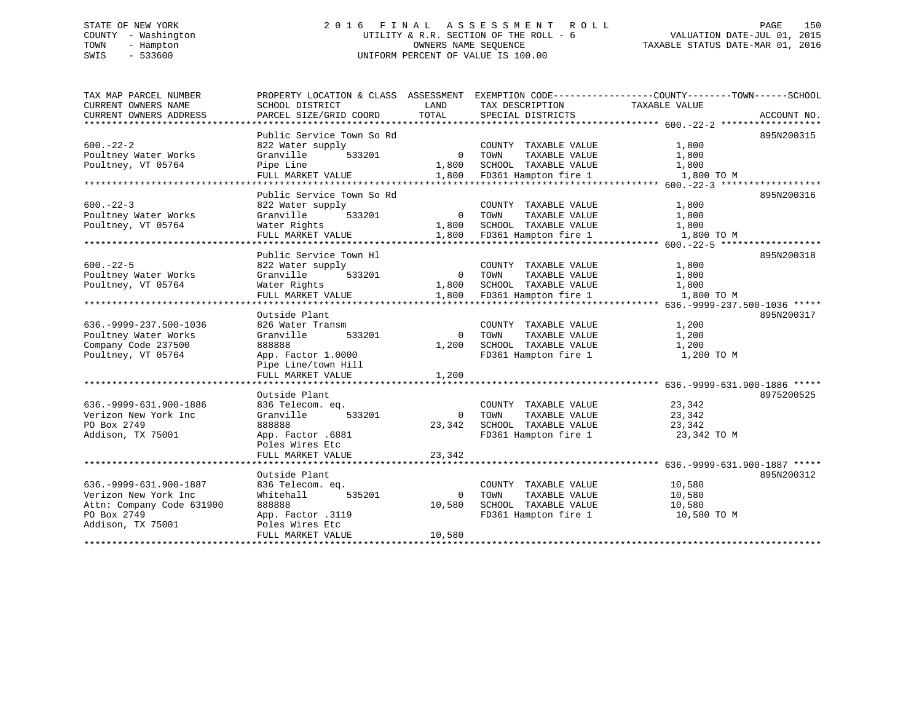STATE OF NEW YORK
COUNTY - Washington
TOWN - Hampton
SWIS - 533600

# 2016 FINAL ASSESSMENT ROLL

UTILITY & R.R. SECTION OF THE ROLL - 6
OWNERS NAME SEQUENCE
UNIFORM PERCENT OF VALUE IS 100.00

VALUATION DATE-JUL 01, 2015
TAXABLE STATUS DATE-MAR 01, 2016

| TAX MAP PARCEL NUMBER / CURRENT OWNERS NAME / CURRENT OWNERS ADDRESS | PROPERTY LOCATION & CLASS / SCHOOL DISTRICT / PARCEL SIZE/GRID COORD | ASSESSMENT LAND / TOTAL | EXEMPTION CODE / TAX DESCRIPTION / SPECIAL DISTRICTS | TAXABLE VALUE | ACCOUNT NO. |
|---|---|---|---|---|---|
| **600.-22-2** | Public Service Town So Rd | | | | 895N200315 |
| 600.-22-2 | 822 Water supply | | COUNTY TAXABLE VALUE | 1,800 | |
| Poultney Water Works | Granville 533201 | 0 | TOWN TAXABLE VALUE | 1,800 | |
| Poultney, VT 05764 | Pipe Line | 1,800 | SCHOOL TAXABLE VALUE | 1,800 | |
| | FULL MARKET VALUE | 1,800 | FD361 Hampton fire 1 | 1,800 TO M | |
| **600.-22-3** | Public Service Town So Rd | | | | 895N200316 |
| 600.-22-3 | 822 Water supply | | COUNTY TAXABLE VALUE | 1,800 | |
| Poultney Water Works | Granville 533201 | 0 | TOWN TAXABLE VALUE | 1,800 | |
| Poultney, VT 05764 | Water Rights | 1,800 | SCHOOL TAXABLE VALUE | 1,800 | |
| | FULL MARKET VALUE | 1,800 | FD361 Hampton fire 1 | 1,800 TO M | |
| **600.-22-5** | Public Service Town Hl | | | | 895N200318 |
| 600.-22-5 | 822 Water supply | | COUNTY TAXABLE VALUE | 1,800 | |
| Poultney Water Works | Granville 533201 | 0 | TOWN TAXABLE VALUE | 1,800 | |
| Poultney, VT 05764 | Water Rights | 1,800 | SCHOOL TAXABLE VALUE | 1,800 | |
| | FULL MARKET VALUE | 1,800 | FD361 Hampton fire 1 | 1,800 TO M | |
| **636.-9999-237.500-1036** | Outside Plant | | | | 895N200317 |
| 636.-9999-237.500-1036 | 826 Water Transm | | COUNTY TAXABLE VALUE | 1,200 | |
| Poultney Water Works | Granville 533201 | 0 | TOWN TAXABLE VALUE | 1,200 | |
| Company Code 237500 | 888888 | 1,200 | SCHOOL TAXABLE VALUE | 1,200 | |
| Poultney, VT 05764 | App. Factor 1.0000 | | FD361 Hampton fire 1 | 1,200 TO M | |
| | Pipe Line/town Hill | | | | |
| | FULL MARKET VALUE | 1,200 | | | |
| **636.-9999-631.900-1886** | Outside Plant | | | | 8975200525 |
| 636.-9999-631.900-1886 | 836 Telecom. eq. | | COUNTY TAXABLE VALUE | 23,342 | |
| Verizon New York Inc | Granville 533201 | 0 | TOWN TAXABLE VALUE | 23,342 | |
| PO Box 2749 | 888888 | 23,342 | SCHOOL TAXABLE VALUE | 23,342 | |
| Addison, TX 75001 | App. Factor .6881 | | FD361 Hampton fire 1 | 23,342 TO M | |
| | Poles Wires Etc | | | | |
| | FULL MARKET VALUE | 23,342 | | | |
| **636.-9999-631.900-1887** | Outside Plant | | | | 895N200312 |
| 636.-9999-631.900-1887 | 836 Telecom. eq. | | COUNTY TAXABLE VALUE | 10,580 | |
| Verizon New York Inc | Whitehall 535201 | 0 | TOWN TAXABLE VALUE | 10,580 | |
| Attn: Company Code 631900 | 888888 | 10,580 | SCHOOL TAXABLE VALUE | 10,580 | |
| PO Box 2749 | App. Factor .3119 | | FD361 Hampton fire 1 | 10,580 TO M | |
| Addison, TX 75001 | Poles Wires Etc | | | | |
| | FULL MARKET VALUE | 10,580 | | | |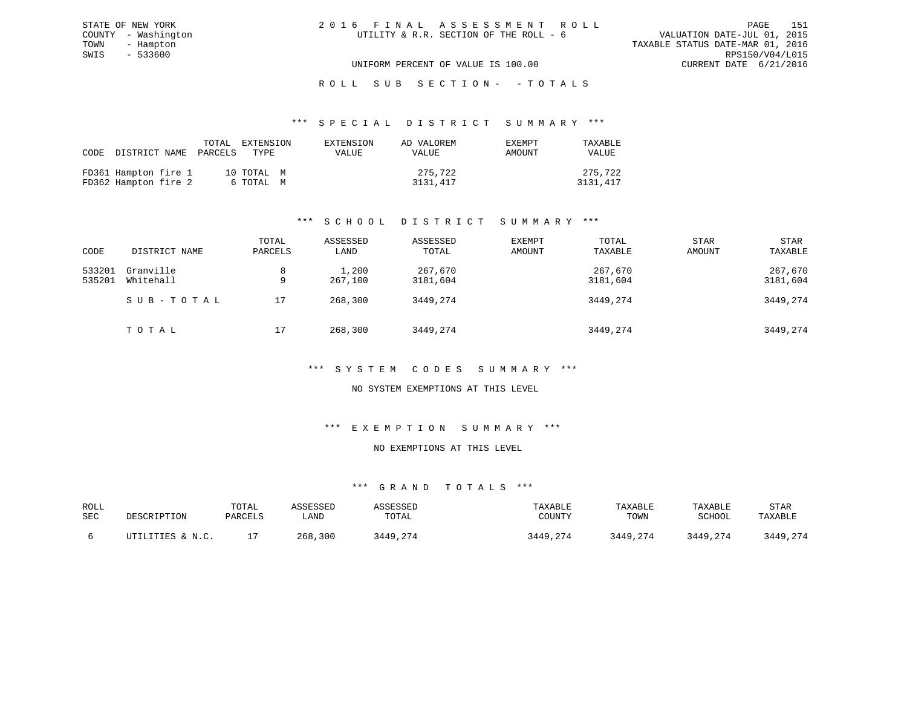STATE OF NEW YORK
COUNTY - Washington
TOWN - Hampton
SWIS - 533600

# 2016 FINAL ASSESSMENT ROLL

UTILITY & R.R. SECTION OF THE ROLL - 6

VALUATION DATE-JUL 01, 2015
TAXABLE STATUS DATE-MAR 01, 2016
RPS150/V04/L015
CURRENT DATE 6/21/2016

UNIFORM PERCENT OF VALUE IS 100.00

## ROLL SUB SECTION- - TOTALS

### *** SPECIAL DISTRICT SUMMARY ***

| CODE | DISTRICT NAME | TOTAL PARCELS | EXTENSION TYPE | EXTENSION VALUE | AD VALOREM VALUE | EXEMPT AMOUNT | TAXABLE VALUE |
|---|---|---|---|---|---|---|---|
| FD361 | Hampton fire 1 | 10 | TOTAL M | | 275,722 | | 275,722 |
| FD362 | Hampton fire 2 | 6 | TOTAL M | | 3131,417 | | 3131,417 |

### *** SCHOOL DISTRICT SUMMARY ***

| CODE | DISTRICT NAME | TOTAL PARCELS | ASSESSED LAND | ASSESSED TOTAL | EXEMPT AMOUNT | TOTAL TAXABLE | STAR AMOUNT | STAR TAXABLE |
|---|---|---|---|---|---|---|---|---|
| 533201 | Granville | 8 | 1,200 | 267,670 | | 267,670 | | 267,670 |
| 535201 | Whitehall | 9 | 267,100 | 3181,604 | | 3181,604 | | 3181,604 |
| | SUB-TOTAL | 17 | 268,300 | 3449,274 | | 3449,274 | | 3449,274 |
| | TOTAL | 17 | 268,300 | 3449,274 | | 3449,274 | | 3449,274 |

### *** SYSTEM CODES SUMMARY ***

NO SYSTEM EXEMPTIONS AT THIS LEVEL

### *** EXEMPTION SUMMARY ***

NO EXEMPTIONS AT THIS LEVEL

### *** GRAND TOTALS ***

| ROLL SEC | DESCRIPTION | TOTAL PARCELS | ASSESSED LAND | ASSESSED TOTAL | TAXABLE COUNTY | TAXABLE TOWN | TAXABLE SCHOOL | STAR TAXABLE |
|---|---|---|---|---|---|---|---|---|
| 6 | UTILITIES & N.C. | 17 | 268,300 | 3449,274 | 3449,274 | 3449,274 | 3449,274 | 3449,274 |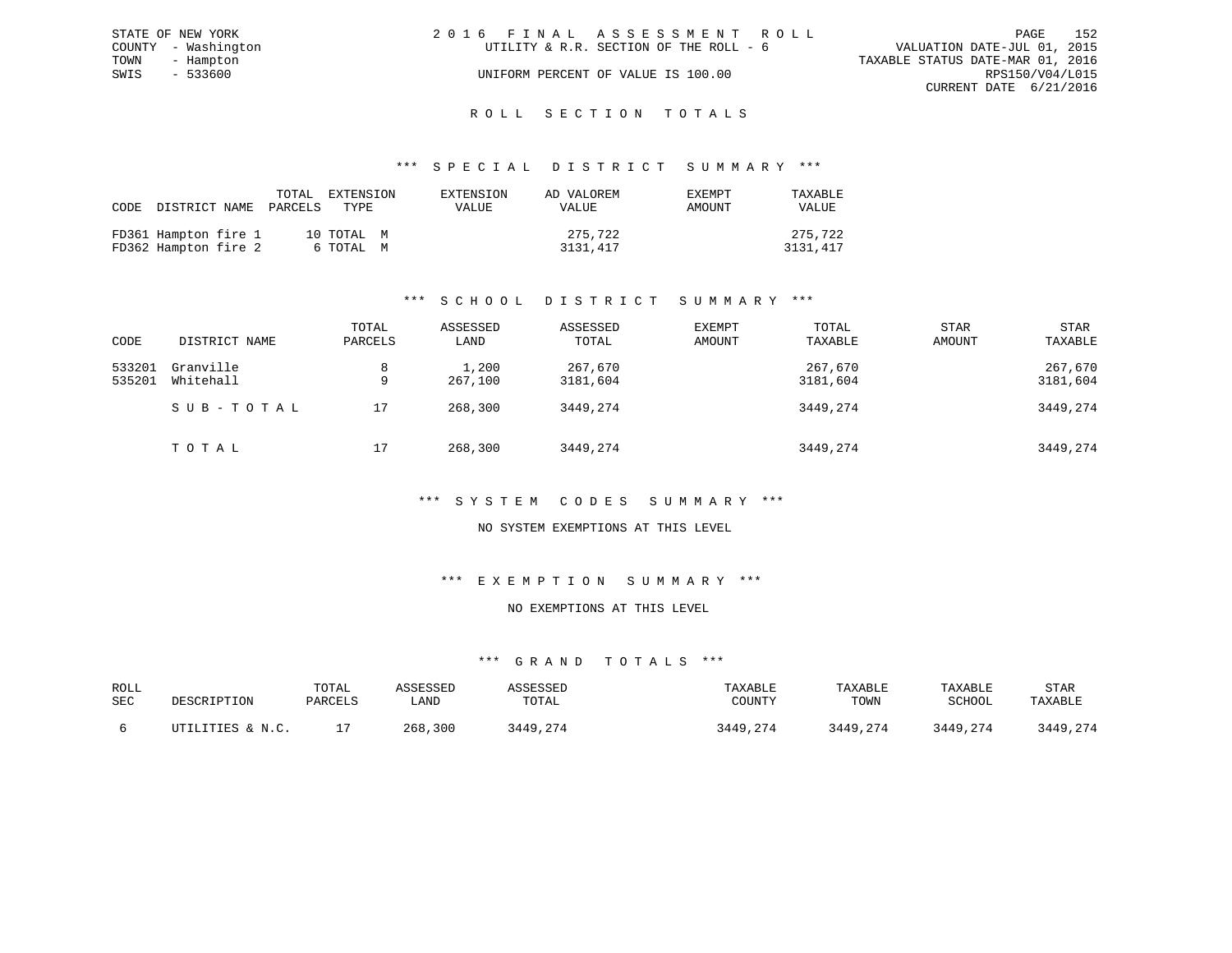STATE OF NEW YORK
COUNTY - Washington
TOWN - Hampton
SWIS - 533600

2016 FINAL ASSESSMENT ROLL
UTILITY & R.R. SECTION OF THE ROLL - 6
UNIFORM PERCENT OF VALUE IS 100.00

VALUATION DATE-JUL 01, 2015
TAXABLE STATUS DATE-MAR 01, 2016
RPS150/V04/L015
CURRENT DATE 6/21/2016

## ROLL SECTION TOTALS

### *** SPECIAL DISTRICT SUMMARY ***

| CODE | DISTRICT NAME | TOTAL PARCELS | EXTENSION TYPE | EXTENSION VALUE | AD VALOREM VALUE | EXEMPT AMOUNT | TAXABLE VALUE |
|---|---|---|---|---|---|---|---|
| FD361 | Hampton fire 1 | 10 | TOTAL M | | 275,722 | | 275,722 |
| FD362 | Hampton fire 2 | 6 | TOTAL M | | 3131,417 | | 3131,417 |

### *** SCHOOL DISTRICT SUMMARY ***

| CODE | DISTRICT NAME | TOTAL PARCELS | ASSESSED LAND | ASSESSED TOTAL | EXEMPT AMOUNT | TOTAL TAXABLE | STAR AMOUNT | STAR TAXABLE |
|---|---|---|---|---|---|---|---|---|
| 533201 | Granville | 8 | 1,200 | 267,670 | | 267,670 | | 267,670 |
| 535201 | Whitehall | 9 | 267,100 | 3181,604 | | 3181,604 | | 3181,604 |
| | SUB-TOTAL | 17 | 268,300 | 3449,274 | | 3449,274 | | 3449,274 |
| | TOTAL | 17 | 268,300 | 3449,274 | | 3449,274 | | 3449,274 |

### *** SYSTEM CODES SUMMARY ***

NO SYSTEM EXEMPTIONS AT THIS LEVEL

### *** EXEMPTION SUMMARY ***

NO EXEMPTIONS AT THIS LEVEL

### *** GRAND TOTALS ***

| ROLL SEC | DESCRIPTION | TOTAL PARCELS | ASSESSED LAND | ASSESSED TOTAL | TAXABLE COUNTY | TAXABLE TOWN | TAXABLE SCHOOL | STAR TAXABLE |
|---|---|---|---|---|---|---|---|---|
| 6 | UTILITIES & N.C. | 17 | 268,300 | 3449,274 | 3449,274 | 3449,274 | 3449,274 | 3449,274 |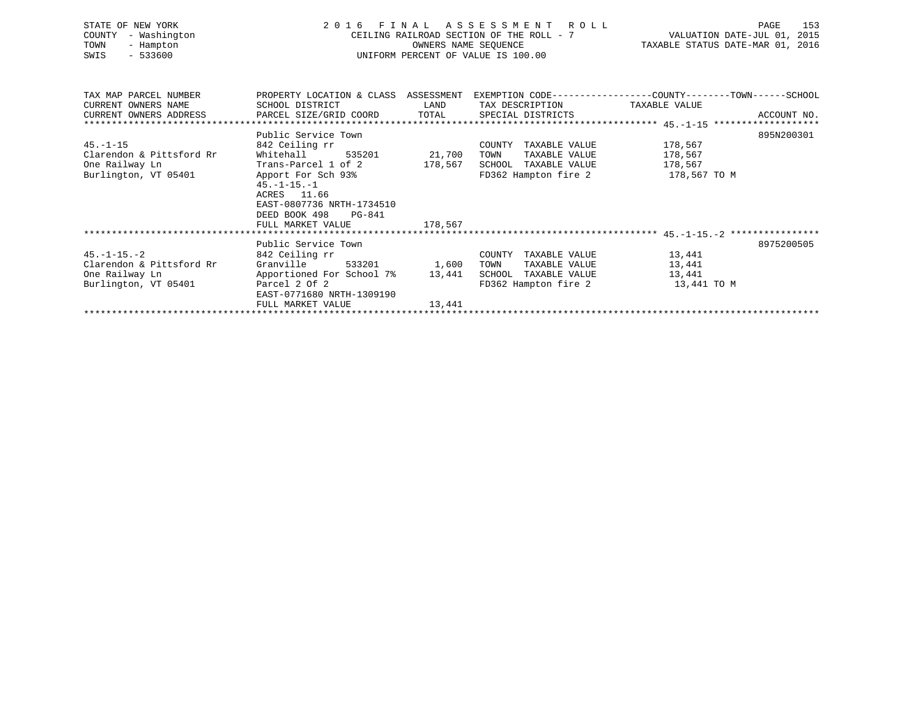STATE OF NEW YORK
COUNTY - Washington
TOWN - Hampton
SWIS - 533600

# 2016 FINAL ASSESSMENT ROLL

CEILING RAILROAD SECTION OF THE ROLL - 7
OWNERS NAME SEQUENCE
UNIFORM PERCENT OF VALUE IS 100.00

VALUATION DATE-JUL 01, 2015
TAXABLE STATUS DATE-MAR 01, 2016

| TAX MAP PARCEL NUMBER<br>CURRENT OWNERS NAME<br>CURRENT OWNERS ADDRESS | PROPERTY LOCATION & CLASS<br>SCHOOL DISTRICT<br>PARCEL SIZE/GRID COORD | ASSESSMENT<br>LAND<br>TOTAL | EXEMPTION CODE<br>TAX DESCRIPTION<br>SPECIAL DISTRICTS | COUNTY--------TOWN------SCHOOL<br>TAXABLE VALUE | ACCOUNT NO. |
|---|---|---|---|---|---|
| 45.-1-15 | Public Service Town | | | | 895N200301 |
| 45.-1-15 | 842 Ceiling rr | | COUNTY TAXABLE VALUE | 178,567 | |
| Clarendon & Pittsford Rr | Whitehall 535201 | 21,700 | TOWN TAXABLE VALUE | 178,567 | |
| One Railway Ln | Trans-Parcel 1 of 2 | 178,567 | SCHOOL TAXABLE VALUE | 178,567 | |
| Burlington, VT 05401 | Apport For Sch 93% | | FD362 Hampton fire 2 | 178,567 TO M | |
| | 45.-1-15.-1 | | | | |
| | ACRES 11.66 | | | | |
| | EAST-0807736 NRTH-1734510 | | | | |
| | DEED BOOK 498 PG-841 | | | | |
| | FULL MARKET VALUE | 178,567 | | | |
| 45.-1-15.-2 | Public Service Town | | | | 8975200505 |
| 45.-1-15.-2 | 842 Ceiling rr | | COUNTY TAXABLE VALUE | 13,441 | |
| Clarendon & Pittsford Rr | Granville 533201 | 1,600 | TOWN TAXABLE VALUE | 13,441 | |
| One Railway Ln | Apportioned For School 7% | 13,441 | SCHOOL TAXABLE VALUE | 13,441 | |
| Burlington, VT 05401 | Parcel 2 Of 2 | | FD362 Hampton fire 2 | 13,441 TO M | |
| | EAST-0771680 NRTH-1309190 | | | | |
| | FULL MARKET VALUE | 13,441 | | | |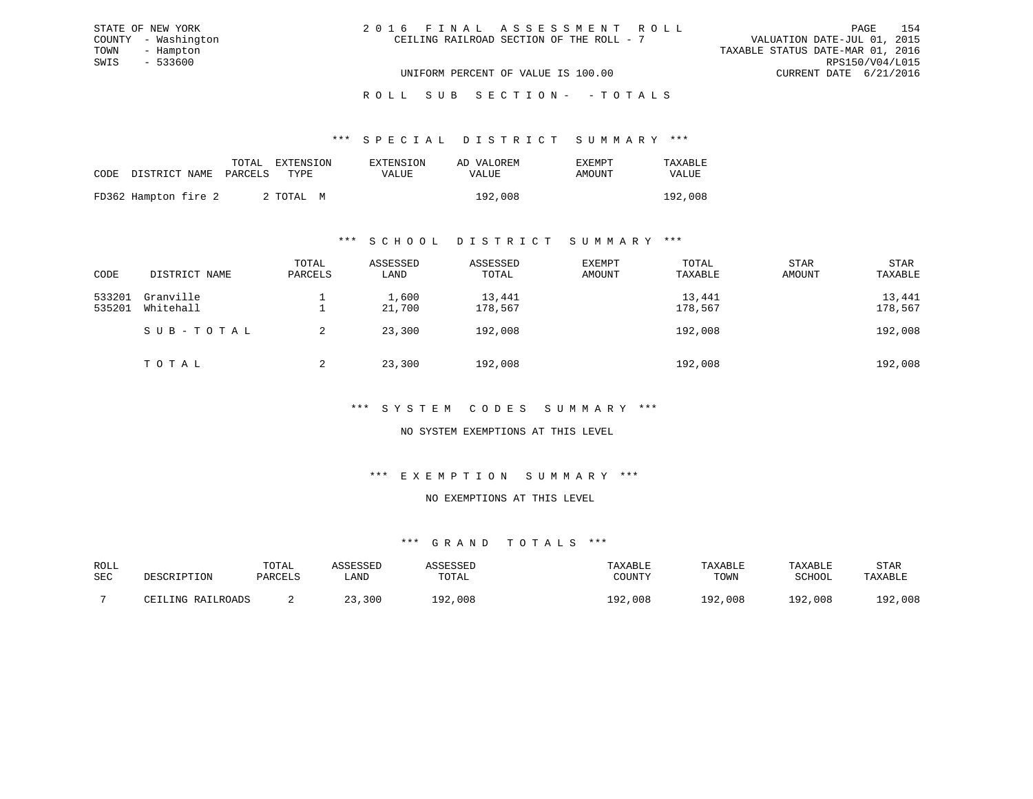STATE OF NEW YORK
COUNTY - Washington
TOWN - Hampton
SWIS - 533600

2016 FINAL ASSESSMENT ROLL
CEILING RAILROAD SECTION OF THE ROLL - 7

VALUATION DATE-JUL 01, 2015
TAXABLE STATUS DATE-MAR 01, 2016
RPS150/V04/L015
CURRENT DATE 6/21/2016

UNIFORM PERCENT OF VALUE IS 100.00

ROLL SUB SECTION- - TOTALS

## *** SPECIAL DISTRICT SUMMARY ***

| CODE | DISTRICT NAME | TOTAL PARCELS | EXTENSION TYPE | EXTENSION VALUE | AD VALOREM VALUE | EXEMPT AMOUNT | TAXABLE VALUE |
|---|---|---|---|---|---|---|---|
| FD362 | Hampton fire 2 | 2 | TOTAL M | | 192,008 | | 192,008 |

## *** SCHOOL DISTRICT SUMMARY ***

| CODE | DISTRICT NAME | TOTAL PARCELS | ASSESSED LAND | ASSESSED TOTAL | EXEMPT AMOUNT | TOTAL TAXABLE | STAR AMOUNT | STAR TAXABLE |
|---|---|---|---|---|---|---|---|---|
| 533201 | Granville | 1 | 1,600 | 13,441 | | 13,441 | | 13,441 |
| 535201 | Whitehall | 1 | 21,700 | 178,567 | | 178,567 | | 178,567 |
| | SUB-TOTAL | 2 | 23,300 | 192,008 | | 192,008 | | 192,008 |
| | TOTAL | 2 | 23,300 | 192,008 | | 192,008 | | 192,008 |

## *** SYSTEM CODES SUMMARY ***

NO SYSTEM EXEMPTIONS AT THIS LEVEL

## *** EXEMPTION SUMMARY ***

NO EXEMPTIONS AT THIS LEVEL

## *** GRAND TOTALS ***

| ROLL SEC | DESCRIPTION | TOTAL PARCELS | ASSESSED LAND | ASSESSED TOTAL | TAXABLE COUNTY | TAXABLE TOWN | TAXABLE SCHOOL | STAR TAXABLE |
|---|---|---|---|---|---|---|---|---|
| 7 | CEILING RAILROADS | 2 | 23,300 | 192,008 | 192,008 | 192,008 | 192,008 | 192,008 |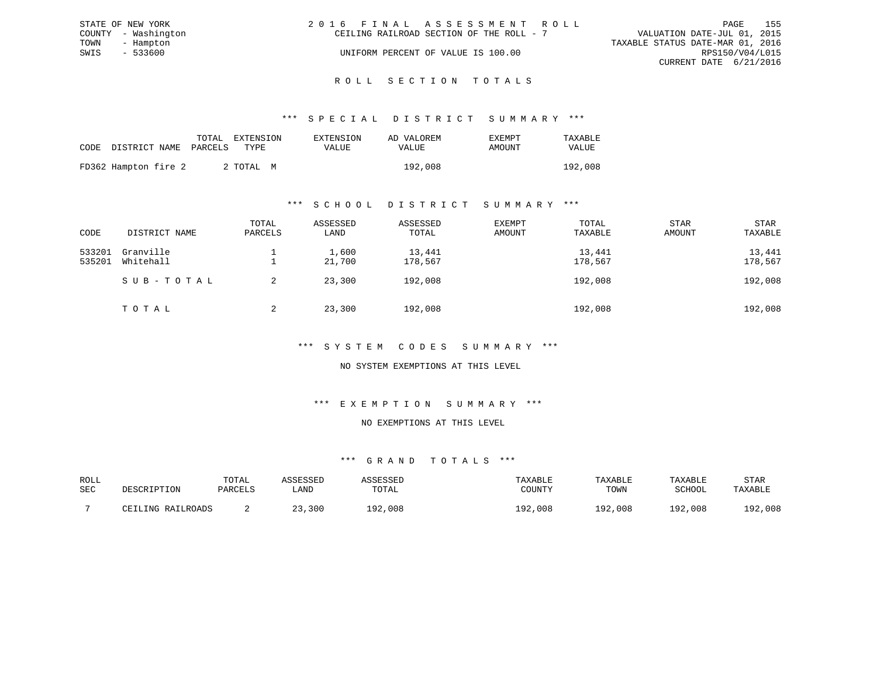STATE OF NEW YORK
COUNTY - Washington
TOWN - Hampton
SWIS - 533600

2 0 1 6 F I N A L A S S E S S M E N T R O L L
CEILING RAILROAD SECTION OF THE ROLL - 7
UNIFORM PERCENT OF VALUE IS 100.00

VALUATION DATE-JUL 01, 2015
TAXABLE STATUS DATE-MAR 01, 2016
RPS150/V04/L015
CURRENT DATE 6/21/2016

## R O L L S E C T I O N T O T A L S

### *** S P E C I A L D I S T R I C T S U M M A R Y ***

| CODE | DISTRICT NAME | TOTAL PARCELS | EXTENSION TYPE | EXTENSION VALUE | AD VALOREM VALUE | EXEMPT AMOUNT | TAXABLE VALUE |
|---|---|---|---|---|---|---|---|
| FD362 | Hampton fire 2 | 2 | TOTAL M | | 192,008 | | 192,008 |

### *** S C H O O L D I S T R I C T S U M M A R Y ***

| CODE | DISTRICT NAME | TOTAL PARCELS | ASSESSED LAND | ASSESSED TOTAL | EXEMPT AMOUNT | TOTAL TAXABLE | STAR AMOUNT | STAR TAXABLE |
|---|---|---|---|---|---|---|---|---|
| 533201 | Granville | 1 | 1,600 | 13,441 | | 13,441 | | 13,441 |
| 535201 | Whitehall | 1 | 21,700 | 178,567 | | 178,567 | | 178,567 |
| | S U B - T O T A L | 2 | 23,300 | 192,008 | | 192,008 | | 192,008 |
| | T O T A L | 2 | 23,300 | 192,008 | | 192,008 | | 192,008 |

### *** S Y S T E M C O D E S S U M M A R Y ***

NO SYSTEM EXEMPTIONS AT THIS LEVEL

### *** E X E M P T I O N S U M M A R Y ***

NO EXEMPTIONS AT THIS LEVEL

### *** G R A N D T O T A L S ***

| ROLL SEC | DESCRIPTION | TOTAL PARCELS | ASSESSED LAND | ASSESSED TOTAL | TAXABLE COUNTY | TAXABLE TOWN | TAXABLE SCHOOL | STAR TAXABLE |
|---|---|---|---|---|---|---|---|---|
| 7 | CEILING RAILROADS | 2 | 23,300 | 192,008 | 192,008 | 192,008 | 192,008 | 192,008 |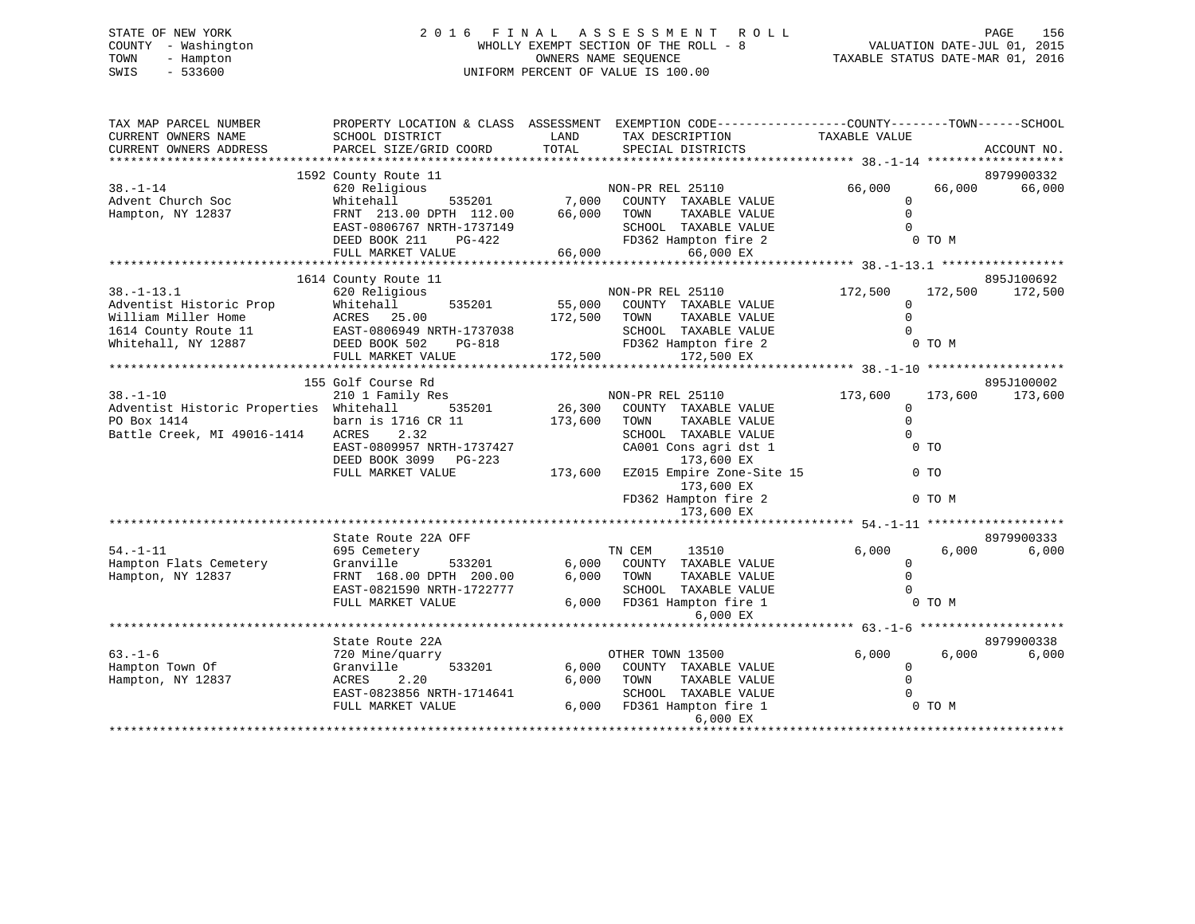STATE OF NEW YORK
COUNTY - Washington
TOWN - Hampton
SWIS - 533600

2016 FINAL ASSESSMENT ROLL
WHOLLY EXEMPT SECTION OF THE ROLL - 8
OWNERS NAME SEQUENCE
UNIFORM PERCENT OF VALUE IS 100.00

VALUATION DATE-JUL 01, 2015
TAXABLE STATUS DATE-MAR 01, 2016

```
TAX MAP PARCEL NUMBER          PROPERTY LOCATION & CLASS  ASSESSMENT  EXEMPTION CODE------------------COUNTY--------TOWN------SCHOOL
CURRENT OWNERS NAME            SCHOOL DISTRICT               LAND      TAX DESCRIPTION              TAXABLE VALUE
CURRENT OWNERS ADDRESS         PARCEL SIZE/GRID COORD       TOTAL      SPECIAL DISTRICTS                                     ACCOUNT NO.
******************************************************************************************************* 38.-1-14 *******************
                               1592 County Route 11                                                                          8979900332
38.-1-14                       620 Religious                          NON-PR REL 25110              66,000      66,000      66,000
Advent Church Soc              Whitehall         535201        7,000   COUNTY  TAXABLE VALUE              0
Hampton, NY 12837              FRNT 213.00 DPTH 112.00       66,000   TOWN    TAXABLE VALUE              0
                               EAST-0806767 NRTH-1737149              SCHOOL  TAXABLE VALUE              0
                               DEED BOOK 211    PG-422                FD362 Hampton fire 2                  0 TO M
                               FULL MARKET VALUE              66,000          66,000 EX
******************************************************************************************************* 38.-1-13.1 *****************
                               1614 County Route 11                                                                          895J100692
38.-1-13.1                     620 Religious                          NON-PR REL 25110             172,500     172,500     172,500
Adventist Historic Prop        Whitehall         535201       55,000   COUNTY  TAXABLE VALUE              0
William Miller Home            ACRES   25.00                 172,500   TOWN    TAXABLE VALUE              0
1614 County Route 11           EAST-0806949 NRTH-1737038              SCHOOL  TAXABLE VALUE              0
Whitehall, NY 12887            DEED BOOK 502    PG-818                FD362 Hampton fire 2                  0 TO M
                               FULL MARKET VALUE             172,500         172,500 EX
******************************************************************************************************* 38.-1-10 *******************
                               155 Golf Course Rd                                                                            895J100002
38.-1-10                       210 1 Family Res                       NON-PR REL 25110             173,600     173,600     173,600
Adventist Historic Properties  Whitehall         535201       26,300   COUNTY  TAXABLE VALUE              0
PO Box 1414                    barn is 1716 CR 11            173,600   TOWN    TAXABLE VALUE              0
Battle Creek, MI 49016-1414    ACRES    2.32                          SCHOOL  TAXABLE VALUE              0
                               EAST-0809957 NRTH-1737427              CA001 Cons agri dst 1                 0 TO
                               DEED BOOK 3099   PG-223                        173,600 EX
                               FULL MARKET VALUE             173,600  EZ015 Empire Zone-Site 15             0 TO
                                                                              173,600 EX
                                                                      FD362 Hampton fire 2                  0 TO M
                                                                              173,600 EX
******************************************************************************************************* 54.-1-11 *******************
                               State Route 22A OFF                                                                           8979900333
54.-1-11                       695 Cemetery                           TN CEM      13510               6,000       6,000       6,000
Hampton Flats Cemetery         Granville         533201        6,000   COUNTY  TAXABLE VALUE              0
Hampton, NY 12837              FRNT 168.00 DPTH 200.00        6,000   TOWN    TAXABLE VALUE              0
                               EAST-0821590 NRTH-1722777              SCHOOL  TAXABLE VALUE              0
                               FULL MARKET VALUE               6,000  FD361 Hampton fire 1                  0 TO M
                                                                                6,000 EX
******************************************************************************************************* 63.-1-6 ********************
                               State Route 22A                                                                               8979900338
63.-1-6                        720 Mine/quarry                        OTHER TOWN 13500                6,000       6,000       6,000
Hampton Town Of                Granville         533201        6,000   COUNTY  TAXABLE VALUE              0
Hampton, NY 12837              ACRES    2.20                   6,000   TOWN    TAXABLE VALUE              0
                               EAST-0823856 NRTH-1714641              SCHOOL  TAXABLE VALUE              0
                               FULL MARKET VALUE               6,000  FD361 Hampton fire 1                  0 TO M
                                                                                6,000 EX
************************************************************************************************************************************
```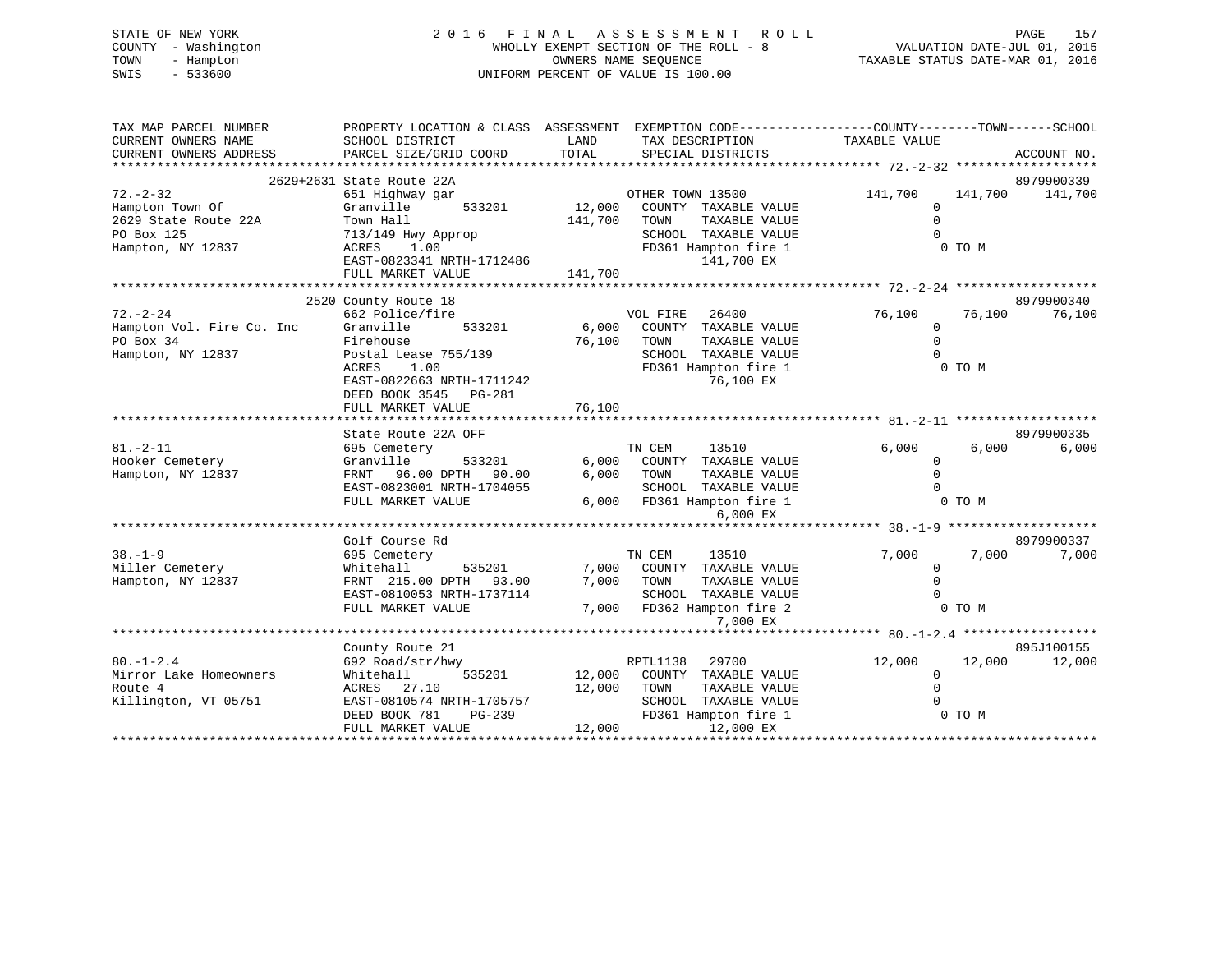STATE OF NEW YORK
COUNTY - Washington
TOWN - Hampton
SWIS - 533600

# 2016 FINAL ASSESSMENT ROLL

WHOLLY EXEMPT SECTION OF THE ROLL - 8
OWNERS NAME SEQUENCE
UNIFORM PERCENT OF VALUE IS 100.00

VALUATION DATE-JUL 01, 2015
TAXABLE STATUS DATE-MAR 01, 2016

```
TAX MAP PARCEL NUMBER          PROPERTY LOCATION & CLASS  ASSESSMENT  EXEMPTION CODE-----------------COUNTY--------TOWN------SCHOOL
CURRENT OWNERS NAME            SCHOOL DISTRICT             LAND       TAX DESCRIPTION           TAXABLE VALUE
CURRENT OWNERS ADDRESS         PARCEL SIZE/GRID COORD      TOTAL      SPECIAL DISTRICTS                                   ACCOUNT NO.
******************************************************************************************************* 72.-2-32 *******************
                          2629+2631 State Route 22A                                                                     8979900339
72.-2-32                       651 Highway gar                        OTHER TOWN 13500             141,700     141,700     141,700
Hampton Town Of                Granville      533201      12,000      COUNTY  TAXABLE VALUE              0
2629 State Route 22A           Town Hall                 141,700      TOWN    TAXABLE VALUE              0
PO Box 125                     713/149 Hwy Approp                     SCHOOL  TAXABLE VALUE              0
Hampton, NY 12837              ACRES    1.00                          FD361 Hampton fire 1               0 TO M
                               EAST-0823341 NRTH-1712486                    141,700 EX
                               FULL MARKET VALUE         141,700
******************************************************************************************************* 72.-2-24 *******************
                          2520 County Route 18                                                                          8979900340
72.-2-24                       662 Police/fire                        VOL FIRE    26400             76,100      76,100      76,100
Hampton Vol. Fire Co. Inc      Granville      533201       6,000      COUNTY  TAXABLE VALUE              0
PO Box 34                      Firehouse                  76,100      TOWN    TAXABLE VALUE              0
Hampton, NY 12837              Postal Lease 755/139                   SCHOOL  TAXABLE VALUE              0
                               ACRES    1.00                          FD361 Hampton fire 1               0 TO M
                               EAST-0822663 NRTH-1711242                     76,100 EX
                               DEED BOOK 3545    PG-281
                               FULL MARKET VALUE          76,100
******************************************************************************************************* 81.-2-11 *******************
                               State Route 22A OFF                                                                      8979900335
81.-2-11                       695 Cemetery                           TN CEM      13510              6,000       6,000       6,000
Hooker Cemetery                Granville      533201       6,000      COUNTY  TAXABLE VALUE              0
Hampton, NY 12837              FRNT   96.00 DPTH   90.00   6,000      TOWN    TAXABLE VALUE              0
                               EAST-0823001 NRTH-1704055              SCHOOL  TAXABLE VALUE              0
                               FULL MARKET VALUE           6,000      FD361 Hampton fire 1               0 TO M
                                                                             6,000 EX
******************************************************************************************************* 38.-1-9 ********************
                               Golf Course Rd                                                                           8979900337
38.-1-9                        695 Cemetery                           TN CEM      13510              7,000       7,000       7,000
Miller Cemetery                Whitehall      535201       7,000      COUNTY  TAXABLE VALUE              0
Hampton, NY 12837              FRNT  215.00 DPTH   93.00   7,000      TOWN    TAXABLE VALUE              0
                               EAST-0810053 NRTH-1737114              SCHOOL  TAXABLE VALUE              0
                               FULL MARKET VALUE           7,000      FD362 Hampton fire 2               0 TO M
                                                                             7,000 EX
******************************************************************************************************* 80.-1-2.4 ******************
                               County Route 21                                                                          895J100155
80.-1-2.4                      692 Road/str/hwy                       RPTL1138    29700             12,000      12,000      12,000
Mirror Lake Homeowners         Whitehall      535201      12,000      COUNTY  TAXABLE VALUE              0
Route 4                        ACRES   27.10              12,000      TOWN    TAXABLE VALUE              0
Killington, VT 05751           EAST-0810574 NRTH-1705757              SCHOOL  TAXABLE VALUE              0
                               DEED BOOK 781     PG-239               FD361 Hampton fire 1               0 TO M
                               FULL MARKET VALUE          12,000            12,000 EX
************************************************************************************************************************************
```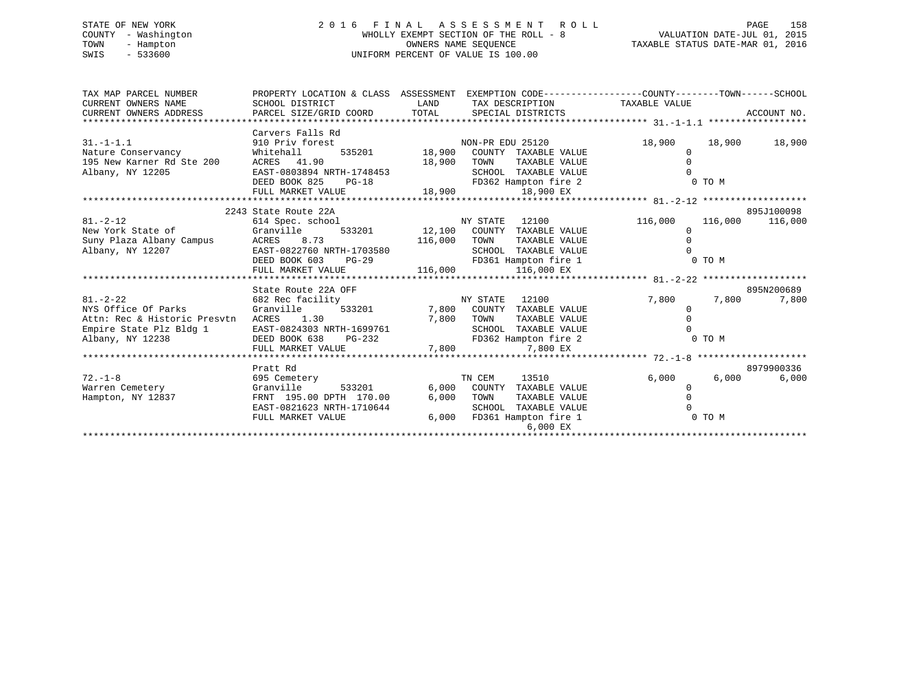STATE OF NEW YORK
COUNTY - Washington
TOWN - Hampton
SWIS - 533600

# 2016 FINAL ASSESSMENT ROLL

WHOLLY EXEMPT SECTION OF THE ROLL - 8
OWNERS NAME SEQUENCE
UNIFORM PERCENT OF VALUE IS 100.00

VALUATION DATE-JUL 01, 2015
TAXABLE STATUS DATE-MAR 01, 2016

```
TAX MAP PARCEL NUMBER          PROPERTY LOCATION & CLASS  ASSESSMENT  EXEMPTION CODE------------------COUNTY--------TOWN------SCHOOL
CURRENT OWNERS NAME            SCHOOL DISTRICT              LAND       TAX DESCRIPTION              TAXABLE VALUE
CURRENT OWNERS ADDRESS         PARCEL SIZE/GRID COORD       TOTAL      SPECIAL DISTRICTS                                      ACCOUNT NO.
******************************************************************************************************* 31.-1-1.1 ******************
                               Carvers Falls Rd
31.-1-1.1                      910 Priv forest                  NON-PR EDU 25120                18,900     18,900     18,900
Nature Conservancy             Whitehall      535201     18,900   COUNTY  TAXABLE VALUE               0
195 New Karner Rd Ste 200      ACRES  41.90              18,900   TOWN    TAXABLE VALUE               0
Albany, NY 12205               EAST-0803894 NRTH-1748453          SCHOOL  TAXABLE VALUE               0
                               DEED BOOK 825    PG-18             FD362 Hampton fire 2                  0 TO M
                               FULL MARKET VALUE         18,900            18,900 EX
******************************************************************************************************* 81.-2-12 *******************
                          2243 State Route 22A                                                                     895J100098
81.-2-12                       614 Spec. school                 NY STATE   12100               116,000    116,000    116,000
New York State of              Granville      533201     12,100   COUNTY  TAXABLE VALUE               0
Suny Plaza Albany Campus       ACRES   8.73             116,000   TOWN    TAXABLE VALUE               0
Albany, NY 12207               EAST-0822760 NRTH-1703580          SCHOOL  TAXABLE VALUE               0
                               DEED BOOK 603    PG-29             FD361 Hampton fire 1                  0 TO M
                               FULL MARKET VALUE        116,000           116,000 EX
******************************************************************************************************* 81.-2-22 *******************
                               State Route 22A OFF                                                                 895N200689
81.-2-22                       682 Rec facility                 NY STATE   12100                 7,800      7,800      7,800
NYS Office Of Parks            Granville      533201      7,800   COUNTY  TAXABLE VALUE               0
Attn: Rec & Historic Presvtn   ACRES   1.30               7,800   TOWN    TAXABLE VALUE               0
Empire State Plz Bldg 1        EAST-0824303 NRTH-1699761          SCHOOL  TAXABLE VALUE               0
Albany, NY 12238               DEED BOOK 638    PG-232            FD362 Hampton fire 2                  0 TO M
                               FULL MARKET VALUE          7,800             7,800 EX
******************************************************************************************************* 72.-1-8 ********************
                               Pratt Rd                                                                            8979900336
72.-1-8                        695 Cemetery                     TN CEM     13510                 6,000      6,000      6,000
Warren Cemetery                Granville      533201      6,000   COUNTY  TAXABLE VALUE               0
Hampton, NY 12837              FRNT 195.00 DPTH 170.00    6,000   TOWN    TAXABLE VALUE               0
                               EAST-0821623 NRTH-1710644          SCHOOL  TAXABLE VALUE               0
                               FULL MARKET VALUE          6,000   FD361 Hampton fire 1                  0 TO M
                                                                            6,000 EX
************************************************************************************************************************************
```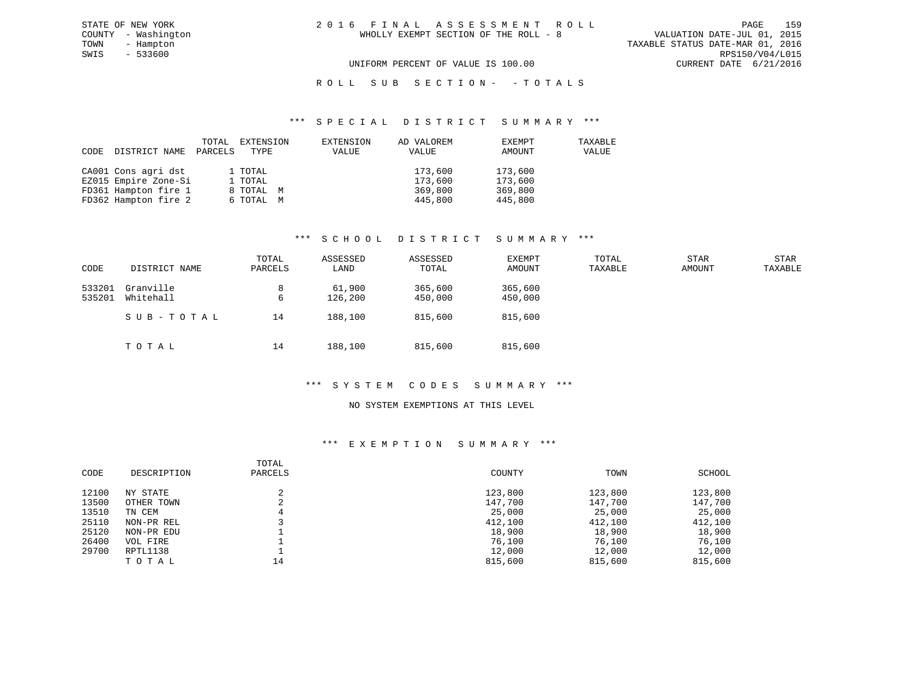STATE OF NEW YORK
COUNTY - Washington
TOWN - Hampton
SWIS - 533600

2016 FINAL ASSESSMENT ROLL
WHOLLY EXEMPT SECTION OF THE ROLL - 8

VALUATION DATE-JUL 01, 2015
TAXABLE STATUS DATE-MAR 01, 2016
RPS150/V04/L015
CURRENT DATE 6/21/2016

UNIFORM PERCENT OF VALUE IS 100.00

ROLL SUB SECTION- - TOTALS

### *** SPECIAL DISTRICT SUMMARY ***

| CODE | DISTRICT NAME | TOTAL PARCELS | EXTENSION TYPE | EXTENSION VALUE | AD VALOREM VALUE | EXEMPT AMOUNT | TAXABLE VALUE |
|---|---|---|---|---|---|---|---|
| CA001 | Cons agri dst | 1 | TOTAL | | 173,600 | 173,600 | |
| EZ015 | Empire Zone-Si | 1 | TOTAL | | 173,600 | 173,600 | |
| FD361 | Hampton fire 1 | 8 | TOTAL M | | 369,800 | 369,800 | |
| FD362 | Hampton fire 2 | 6 | TOTAL M | | 445,800 | 445,800 | |

### *** SCHOOL DISTRICT SUMMARY ***

| CODE | DISTRICT NAME | TOTAL PARCELS | ASSESSED LAND | ASSESSED TOTAL | EXEMPT AMOUNT | TOTAL TAXABLE | STAR AMOUNT | STAR TAXABLE |
|---|---|---|---|---|---|---|---|---|
| 533201 | Granville | 8 | 61,900 | 365,600 | 365,600 | | | |
| 535201 | Whitehall | 6 | 126,200 | 450,000 | 450,000 | | | |
| | SUB-TOTAL | 14 | 188,100 | 815,600 | 815,600 | | | |
| | TOTAL | 14 | 188,100 | 815,600 | 815,600 | | | |

### *** SYSTEM CODES SUMMARY ***

NO SYSTEM EXEMPTIONS AT THIS LEVEL

### *** EXEMPTION SUMMARY ***

| CODE | DESCRIPTION | TOTAL PARCELS | COUNTY | TOWN | SCHOOL |
|---|---|---|---|---|---|
| 12100 | NY STATE | 2 | 123,800 | 123,800 | 123,800 |
| 13500 | OTHER TOWN | 2 | 147,700 | 147,700 | 147,700 |
| 13510 | TN CEM | 4 | 25,000 | 25,000 | 25,000 |
| 25110 | NON-PR REL | 3 | 412,100 | 412,100 | 412,100 |
| 25120 | NON-PR EDU | 1 | 18,900 | 18,900 | 18,900 |
| 26400 | VOL FIRE | 1 | 76,100 | 76,100 | 76,100 |
| 29700 | RPTL1138 | 1 | 12,000 | 12,000 | 12,000 |
| | TOTAL | 14 | 815,600 | 815,600 | 815,600 |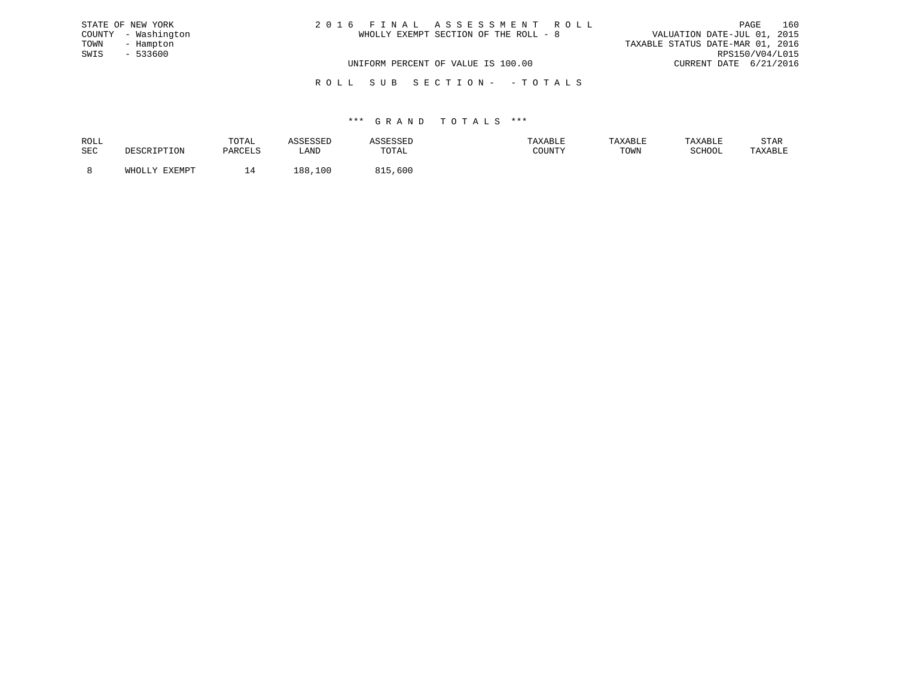STATE OF NEW YORK
COUNTY - Washington
TOWN - Hampton
SWIS - 533600

# 2 0 1 6 F I N A L A S S E S S M E N T R O L L

WHOLLY EXEMPT SECTION OF THE ROLL - 8

VALUATION DATE-JUL 01, 2015
TAXABLE STATUS DATE-MAR 01, 2016
RPS150/V04/L015
CURRENT DATE 6/21/2016

UNIFORM PERCENT OF VALUE IS 100.00

R O L L S U B S E C T I O N - - T O T A L S

## \*\*\* G R A N D T O T A L S \*\*\*

| ROLL SEC | DESCRIPTION | TOTAL PARCELS | ASSESSED LAND | ASSESSED TOTAL | TAXABLE COUNTY | TAXABLE TOWN | TAXABLE SCHOOL | STAR TAXABLE |
|---|---|---|---|---|---|---|---|---|
| 8 | WHOLLY EXEMPT | 14 | 188,100 | 815,600 | | | | |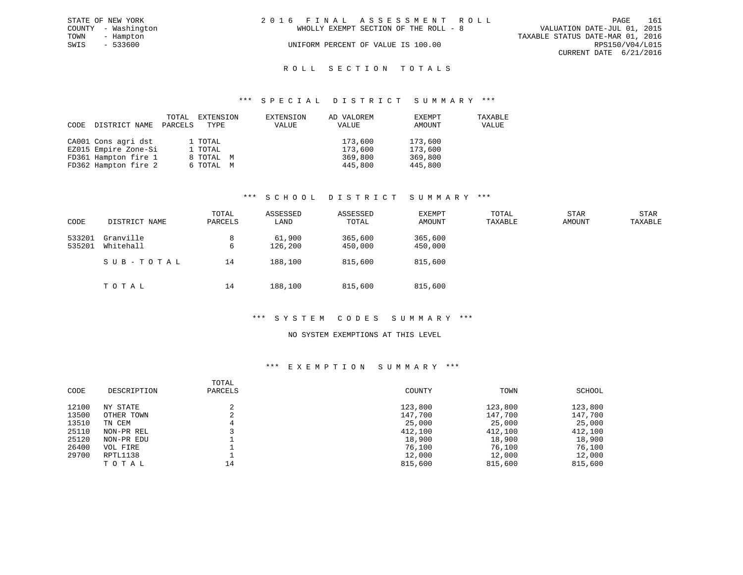STATE OF NEW YORK
COUNTY - Washington
TOWN - Hampton
SWIS - 533600

2 0 1 6 F I N A L A S S E S S M E N T R O L L
WHOLLY EXEMPT SECTION OF THE ROLL - 8
UNIFORM PERCENT OF VALUE IS 100.00

VALUATION DATE-JUL 01, 2015
TAXABLE STATUS DATE-MAR 01, 2016
RPS150/V04/L015
CURRENT DATE 6/21/2016

## R O L L S E C T I O N T O T A L S

### *** S P E C I A L D I S T R I C T S U M M A R Y ***

| CODE | DISTRICT NAME | TOTAL PARCELS | EXTENSION TYPE | EXTENSION VALUE | AD VALOREM VALUE | EXEMPT AMOUNT | TAXABLE VALUE |
|---|---|---|---|---|---|---|---|
| CA001 | Cons agri dst | 1 | TOTAL | | 173,600 | 173,600 | |
| EZ015 | Empire Zone-Si | 1 | TOTAL | | 173,600 | 173,600 | |
| FD361 | Hampton fire 1 | 8 | TOTAL M | | 369,800 | 369,800 | |
| FD362 | Hampton fire 2 | 6 | TOTAL M | | 445,800 | 445,800 | |

### *** S C H O O L D I S T R I C T S U M M A R Y ***

| CODE | DISTRICT NAME | TOTAL PARCELS | ASSESSED LAND | ASSESSED TOTAL | EXEMPT AMOUNT | TOTAL TAXABLE | STAR AMOUNT | STAR TAXABLE |
|---|---|---|---|---|---|---|---|---|
| 533201 | Granville | 8 | 61,900 | 365,600 | 365,600 | | | |
| 535201 | Whitehall | 6 | 126,200 | 450,000 | 450,000 | | | |
| | S U B - T O T A L | 14 | 188,100 | 815,600 | 815,600 | | | |
| | T O T A L | 14 | 188,100 | 815,600 | 815,600 | | | |

### *** S Y S T E M C O D E S S U M M A R Y ***

NO SYSTEM EXEMPTIONS AT THIS LEVEL

### *** E X E M P T I O N S U M M A R Y ***

| CODE | DESCRIPTION | TOTAL PARCELS | COUNTY | TOWN | SCHOOL |
|---|---|---|---|---|---|
| 12100 | NY STATE | 2 | 123,800 | 123,800 | 123,800 |
| 13500 | OTHER TOWN | 2 | 147,700 | 147,700 | 147,700 |
| 13510 | TN CEM | 4 | 25,000 | 25,000 | 25,000 |
| 25110 | NON-PR REL | 3 | 412,100 | 412,100 | 412,100 |
| 25120 | NON-PR EDU | 1 | 18,900 | 18,900 | 18,900 |
| 26400 | VOL FIRE | 1 | 76,100 | 76,100 | 76,100 |
| 29700 | RPTL1138 | 1 | 12,000 | 12,000 | 12,000 |
| | T O T A L | 14 | 815,600 | 815,600 | 815,600 |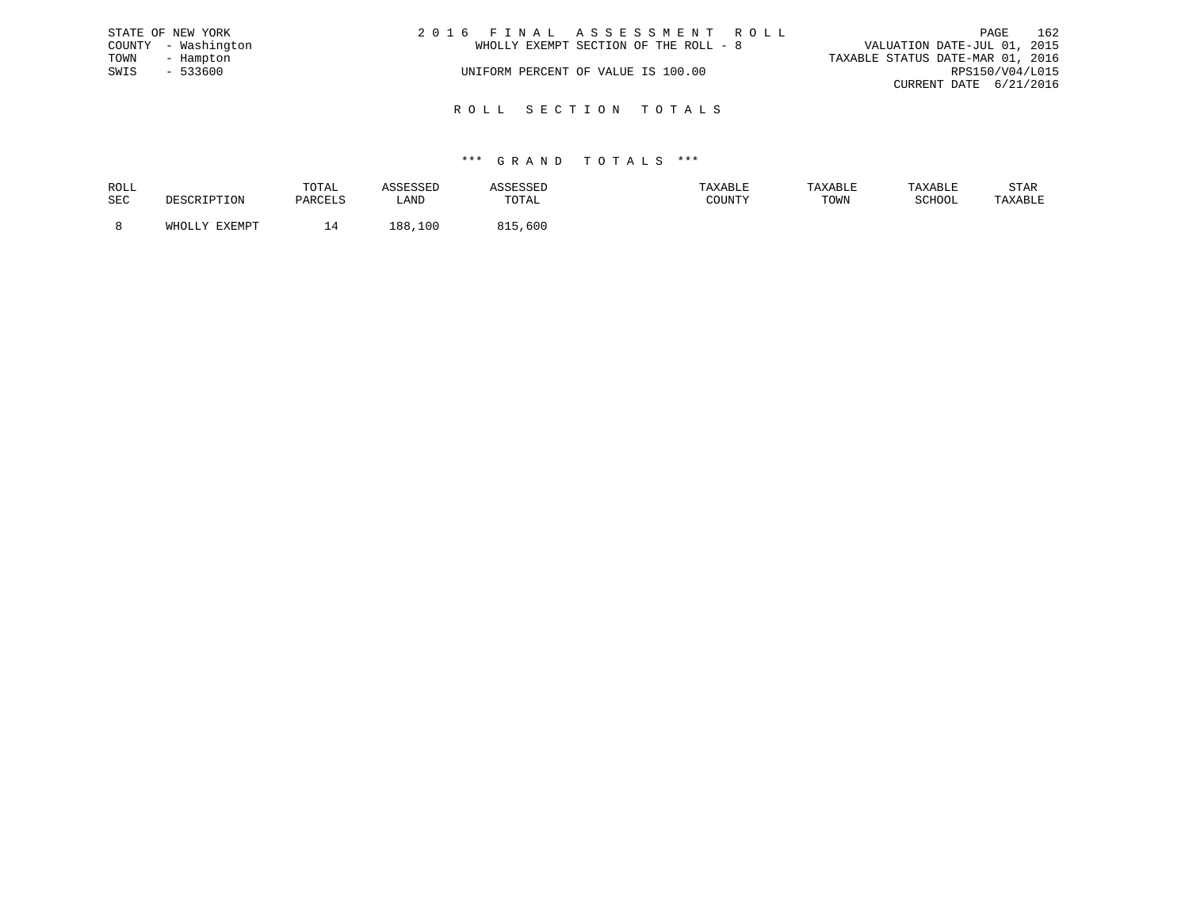STATE OF NEW YORK
COUNTY - Washington
TOWN - Hampton
SWIS - 533600

# 2 0 1 6 F I N A L A S S E S S M E N T R O L L

WHOLLY EXEMPT SECTION OF THE ROLL - 8

UNIFORM PERCENT OF VALUE IS 100.00

VALUATION DATE-JUL 01, 2015
TAXABLE STATUS DATE-MAR 01, 2016
RPS150/V04/L015
CURRENT DATE 6/21/2016

## R O L L S E C T I O N T O T A L S

### *** G R A N D T O T A L S ***

| ROLL SEC | DESCRIPTION | TOTAL PARCELS | ASSESSED LAND | ASSESSED TOTAL | TAXABLE COUNTY | TAXABLE TOWN | TAXABLE SCHOOL | STAR TAXABLE |
|---|---|---|---|---|---|---|---|---|
| 8 | WHOLLY EXEMPT | 14 | 188,100 | 815,600 | | | | |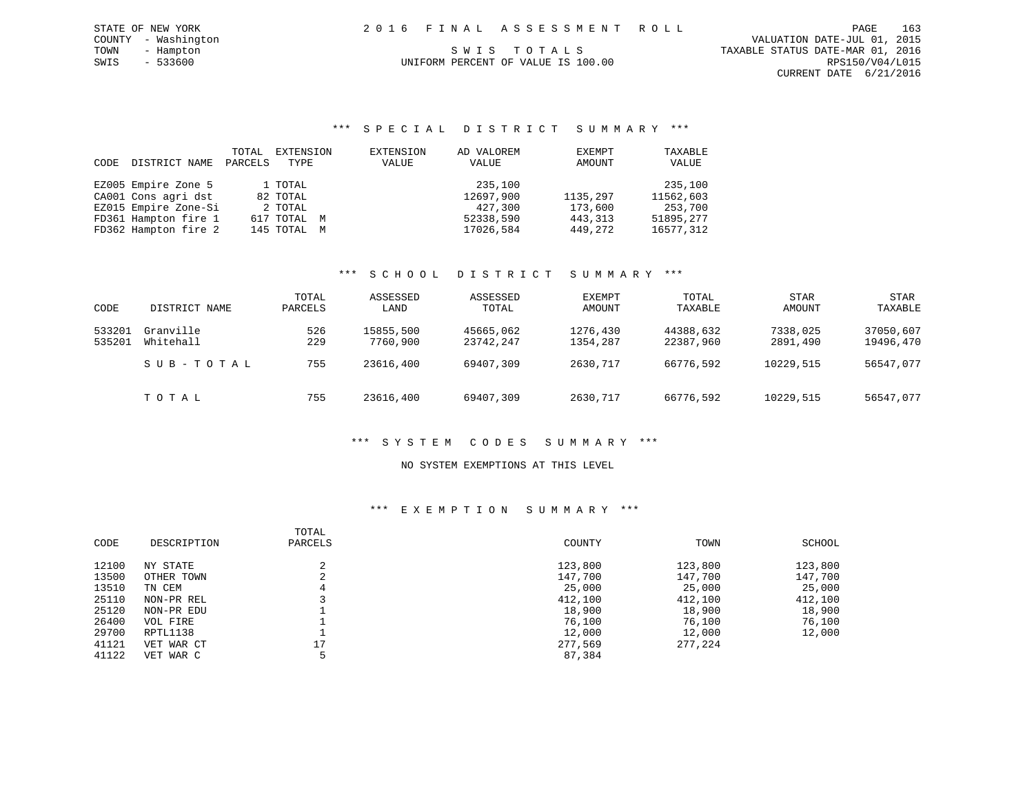STATE OF NEW YORK — COUNTY - Washington — TOWN - Hampton — SWIS - 533600

# 2016 FINAL ASSESSMENT ROLL

SWIS TOTALS

UNIFORM PERCENT OF VALUE IS 100.00

VALUATION DATE-JUL 01, 2015
TAXABLE STATUS DATE-MAR 01, 2016
RPS150/V04/L015
CURRENT DATE 6/21/2016

## *** SPECIAL DISTRICT SUMMARY ***

| CODE | DISTRICT NAME | TOTAL PARCELS | EXTENSION TYPE | EXTENSION VALUE | AD VALOREM VALUE | EXEMPT AMOUNT | TAXABLE VALUE |
|---|---|---|---|---|---|---|---|
| EZ005 | Empire Zone 5 | 1 | TOTAL | | 235,100 | | 235,100 |
| CA001 | Cons agri dst | 82 | TOTAL | | 12697,900 | 1135,297 | 11562,603 |
| EZ015 | Empire Zone-Si | 2 | TOTAL | | 427,300 | 173,600 | 253,700 |
| FD361 | Hampton fire 1 | 617 | TOTAL M | | 52338,590 | 443,313 | 51895,277 |
| FD362 | Hampton fire 2 | 145 | TOTAL M | | 17026,584 | 449,272 | 16577,312 |

## *** SCHOOL DISTRICT SUMMARY ***

| CODE | DISTRICT NAME | TOTAL PARCELS | ASSESSED LAND | ASSESSED TOTAL | EXEMPT AMOUNT | TOTAL TAXABLE | STAR AMOUNT | STAR TAXABLE |
|---|---|---|---|---|---|---|---|---|
| 533201 | Granville | 526 | 15855,500 | 45665,062 | 1276,430 | 44388,632 | 7338,025 | 37050,607 |
| 535201 | Whitehall | 229 | 7760,900 | 23742,247 | 1354,287 | 22387,960 | 2891,490 | 19496,470 |
| | SUB-TOTAL | 755 | 23616,400 | 69407,309 | 2630,717 | 66776,592 | 10229,515 | 56547,077 |
| | TOTAL | 755 | 23616,400 | 69407,309 | 2630,717 | 66776,592 | 10229,515 | 56547,077 |

## *** SYSTEM CODES SUMMARY ***

NO SYSTEM EXEMPTIONS AT THIS LEVEL

## *** EXEMPTION SUMMARY ***

| CODE | DESCRIPTION | TOTAL PARCELS | COUNTY | TOWN | SCHOOL |
|---|---|---|---|---|---|
| 12100 | NY STATE | 2 | 123,800 | 123,800 | 123,800 |
| 13500 | OTHER TOWN | 2 | 147,700 | 147,700 | 147,700 |
| 13510 | TN CEM | 4 | 25,000 | 25,000 | 25,000 |
| 25110 | NON-PR REL | 3 | 412,100 | 412,100 | 412,100 |
| 25120 | NON-PR EDU | 1 | 18,900 | 18,900 | 18,900 |
| 26400 | VOL FIRE | 1 | 76,100 | 76,100 | 76,100 |
| 29700 | RPTL1138 | 1 | 12,000 | 12,000 | 12,000 |
| 41121 | VET WAR CT | 17 | 277,569 | 277,224 | |
| 41122 | VET WAR C | 5 | 87,384 | | |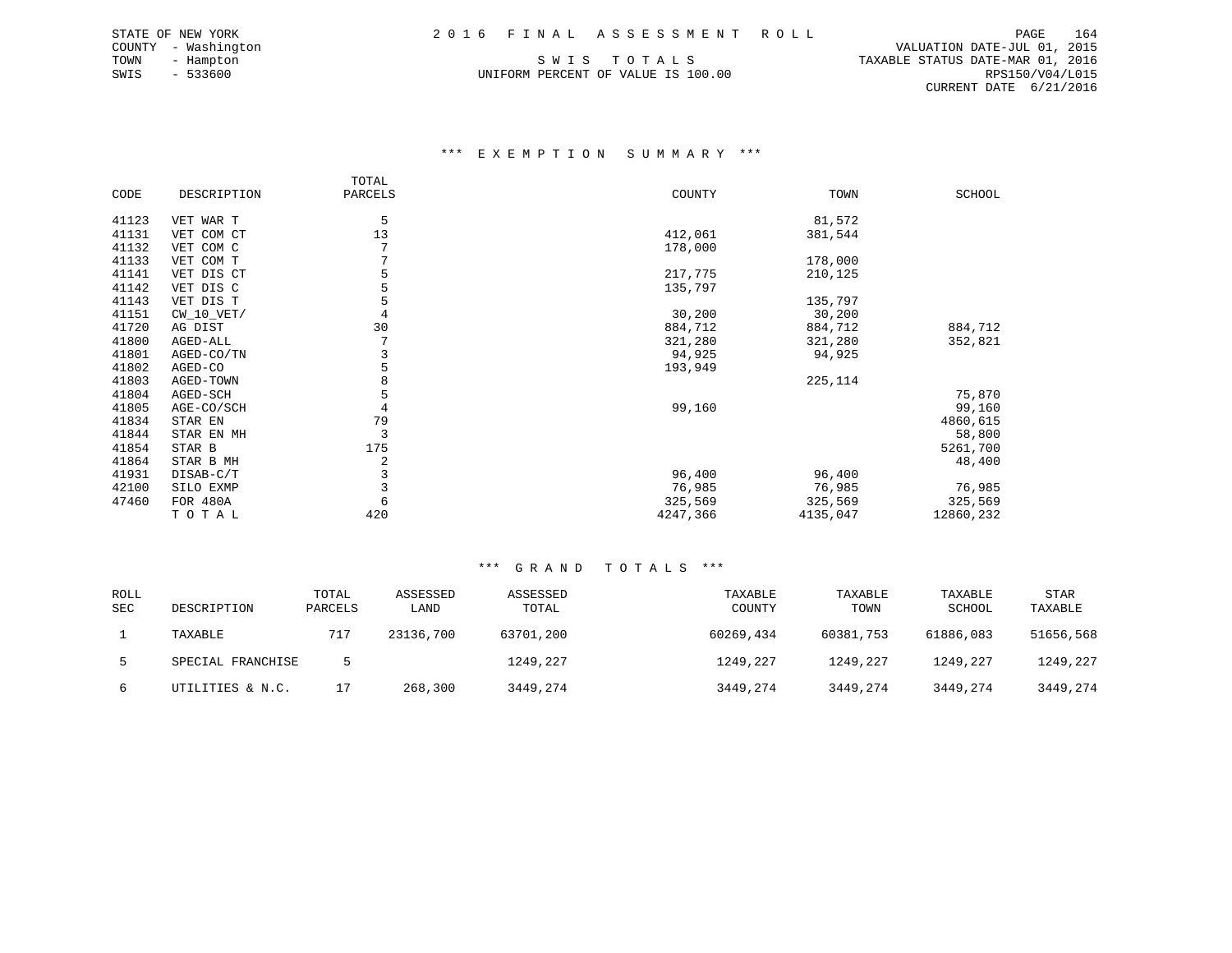STATE OF NEW YORK
COUNTY - Washington
TOWN - Hampton
SWIS - 533600

# 2016 FINAL ASSESSMENT ROLL

SWIS TOTALS

UNIFORM PERCENT OF VALUE IS 100.00

VALUATION DATE-JUL 01, 2015
TAXABLE STATUS DATE-MAR 01, 2016
RPS150/V04/L015
CURRENT DATE 6/21/2016

## *** EXEMPTION SUMMARY ***

| CODE | DESCRIPTION | TOTAL PARCELS | COUNTY | TOWN | SCHOOL |
|---|---|---|---|---|---|
| 41123 | VET WAR T | 5 | | 81,572 | |
| 41131 | VET COM CT | 13 | 412,061 | 381,544 | |
| 41132 | VET COM C | 7 | 178,000 | | |
| 41133 | VET COM T | 7 | | 178,000 | |
| 41141 | VET DIS CT | 5 | 217,775 | 210,125 | |
| 41142 | VET DIS C | 5 | 135,797 | | |
| 41143 | VET DIS T | 5 | | 135,797 | |
| 41151 | CW_10_VET/ | 4 | 30,200 | 30,200 | |
| 41720 | AG DIST | 30 | 884,712 | 884,712 | 884,712 |
| 41800 | AGED-ALL | 7 | 321,280 | 321,280 | 352,821 |
| 41801 | AGED-CO/TN | 3 | 94,925 | 94,925 | |
| 41802 | AGED-CO | 5 | 193,949 | | |
| 41803 | AGED-TOWN | 8 | | 225,114 | |
| 41804 | AGED-SCH | 5 | | | 75,870 |
| 41805 | AGE-CO/SCH | 4 | 99,160 | | 99,160 |
| 41834 | STAR EN | 79 | | | 4860,615 |
| 41844 | STAR EN MH | 3 | | | 58,800 |
| 41854 | STAR B | 175 | | | 5261,700 |
| 41864 | STAR B MH | 2 | | | 48,400 |
| 41931 | DISAB-C/T | 3 | 96,400 | 96,400 | |
| 42100 | SILO EXMP | 3 | 76,985 | 76,985 | 76,985 |
| 47460 | FOR 480A | 6 | 325,569 | 325,569 | 325,569 |
| | TOTAL | 420 | 4247,366 | 4135,047 | 12860,232 |

## *** GRAND TOTALS ***

| ROLL SEC | DESCRIPTION | TOTAL PARCELS | ASSESSED LAND | ASSESSED TOTAL | TAXABLE COUNTY | TAXABLE TOWN | TAXABLE SCHOOL | STAR TAXABLE |
|---|---|---|---|---|---|---|---|---|
| 1 | TAXABLE | 717 | 23136,700 | 63701,200 | 60269,434 | 60381,753 | 61886,083 | 51656,568 |
| 5 | SPECIAL FRANCHISE | 5 | | 1249,227 | 1249,227 | 1249,227 | 1249,227 | 1249,227 |
| 6 | UTILITIES & N.C. | 17 | 268,300 | 3449,274 | 3449,274 | 3449,274 | 3449,274 | 3449,274 |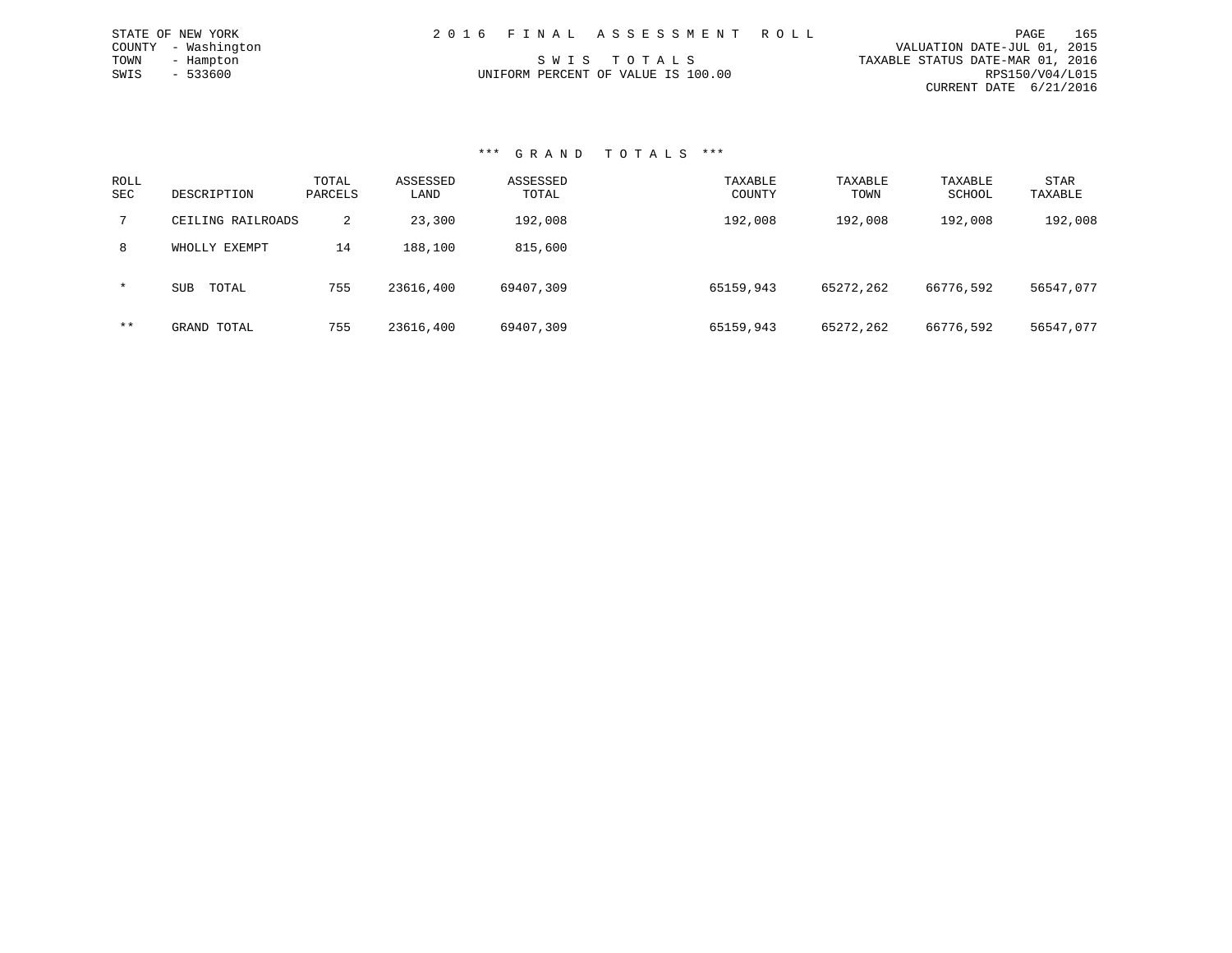STATE OF NEW YORK
COUNTY - Washington
TOWN - Hampton
SWIS - 533600

# 2 0 1 6 F I N A L A S S E S S M E N T R O L L

S W I S T O T A L S
UNIFORM PERCENT OF VALUE IS 100.00

VALUATION DATE-JUL 01, 2015
TAXABLE STATUS DATE-MAR 01, 2016
RPS150/V04/L015
CURRENT DATE 6/21/2016

## *** G R A N D T O T A L S ***

| ROLL SEC | DESCRIPTION | TOTAL PARCELS | ASSESSED LAND | ASSESSED TOTAL | TAXABLE COUNTY | TAXABLE TOWN | TAXABLE SCHOOL | STAR TAXABLE |
|---|---|---|---|---|---|---|---|---|
| 7 | CEILING RAILROADS | 2 | 23,300 | 192,008 | 192,008 | 192,008 | 192,008 | 192,008 |
| 8 | WHOLLY EXEMPT | 14 | 188,100 | 815,600 | | | | |
| * | SUB TOTAL | 755 | 23616,400 | 69407,309 | 65159,943 | 65272,262 | 66776,592 | 56547,077 |
| ** | GRAND TOTAL | 755 | 23616,400 | 69407,309 | 65159,943 | 65272,262 | 66776,592 | 56547,077 |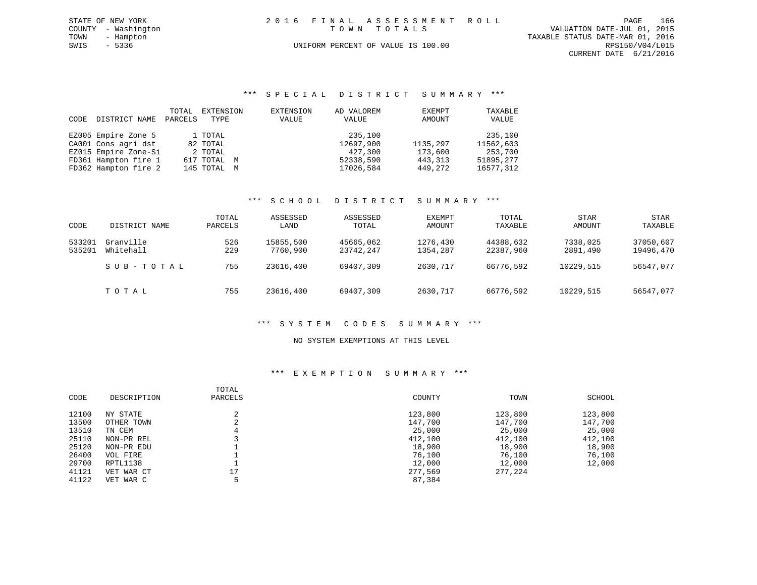STATE OF NEW YORK
COUNTY - Washington
TOWN - Hampton
SWIS - 5336

# 2016 FINAL ASSESSMENT ROLL

TOWN TOTALS

UNIFORM PERCENT OF VALUE IS 100.00

VALUATION DATE-JUL 01, 2015
TAXABLE STATUS DATE-MAR 01, 2016
RPS150/V04/L015
CURRENT DATE 6/21/2016

## *** SPECIAL DISTRICT SUMMARY ***

| CODE | DISTRICT NAME | TOTAL PARCELS | EXTENSION TYPE | EXTENSION VALUE | AD VALOREM VALUE | EXEMPT AMOUNT | TAXABLE VALUE |
|---|---|---|---|---|---|---|---|
| EZ005 | Empire Zone 5 | 1 | TOTAL | | 235,100 | | 235,100 |
| CA001 | Cons agri dst | 82 | TOTAL | | 12697,900 | 1135,297 | 11562,603 |
| EZ015 | Empire Zone-Si | 2 | TOTAL | | 427,300 | 173,600 | 253,700 |
| FD361 | Hampton fire 1 | 617 | TOTAL M | | 52338,590 | 443,313 | 51895,277 |
| FD362 | Hampton fire 2 | 145 | TOTAL M | | 17026,584 | 449,272 | 16577,312 |

## *** SCHOOL DISTRICT SUMMARY ***

| CODE | DISTRICT NAME | TOTAL PARCELS | ASSESSED LAND | ASSESSED TOTAL | EXEMPT AMOUNT | TOTAL TAXABLE | STAR AMOUNT | STAR TAXABLE |
|---|---|---|---|---|---|---|---|---|
| 533201 | Granville | 526 | 15855,500 | 45665,062 | 1276,430 | 44388,632 | 7338,025 | 37050,607 |
| 535201 | Whitehall | 229 | 7760,900 | 23742,247 | 1354,287 | 22387,960 | 2891,490 | 19496,470 |
| | SUB-TOTAL | 755 | 23616,400 | 69407,309 | 2630,717 | 66776,592 | 10229,515 | 56547,077 |
| | TOTAL | 755 | 23616,400 | 69407,309 | 2630,717 | 66776,592 | 10229,515 | 56547,077 |

## *** SYSTEM CODES SUMMARY ***

NO SYSTEM EXEMPTIONS AT THIS LEVEL

## *** EXEMPTION SUMMARY ***

| CODE | DESCRIPTION | TOTAL PARCELS | COUNTY | TOWN | SCHOOL |
|---|---|---|---|---|---|
| 12100 | NY STATE | 2 | 123,800 | 123,800 | 123,800 |
| 13500 | OTHER TOWN | 2 | 147,700 | 147,700 | 147,700 |
| 13510 | TN CEM | 4 | 25,000 | 25,000 | 25,000 |
| 25110 | NON-PR REL | 3 | 412,100 | 412,100 | 412,100 |
| 25120 | NON-PR EDU | 1 | 18,900 | 18,900 | 18,900 |
| 26400 | VOL FIRE | 1 | 76,100 | 76,100 | 76,100 |
| 29700 | RPTL1138 | 1 | 12,000 | 12,000 | 12,000 |
| 41121 | VET WAR CT | 17 | 277,569 | 277,224 | |
| 41122 | VET WAR C | 5 | 87,384 | | |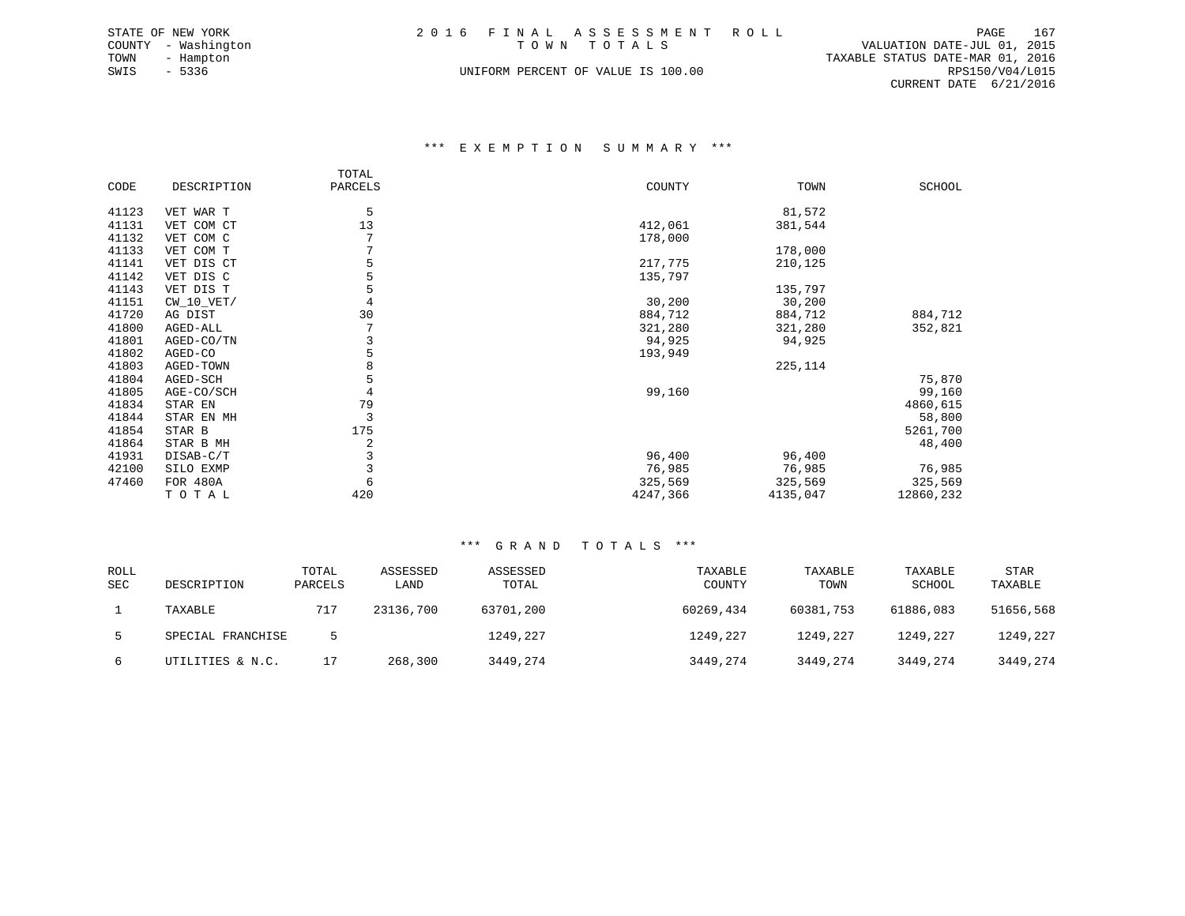STATE OF NEW YORK
COUNTY - Washington
TOWN - Hampton
SWIS - 5336

# 2016 FINAL ASSESSMENT ROLL
TOWN TOTALS

UNIFORM PERCENT OF VALUE IS 100.00

VALUATION DATE-JUL 01, 2015
TAXABLE STATUS DATE-MAR 01, 2016
RPS150/V04/L015
CURRENT DATE 6/21/2016

## *** EXEMPTION SUMMARY ***

| CODE | DESCRIPTION | TOTAL PARCELS | COUNTY | TOWN | SCHOOL |
|---|---|---|---|---|---|
| 41123 | VET WAR T | 5 | | 81,572 | |
| 41131 | VET COM CT | 13 | 412,061 | 381,544 | |
| 41132 | VET COM C | 7 | 178,000 | | |
| 41133 | VET COM T | 7 | | 178,000 | |
| 41141 | VET DIS CT | 5 | 217,775 | 210,125 | |
| 41142 | VET DIS C | 5 | 135,797 | | |
| 41143 | VET DIS T | 5 | | 135,797 | |
| 41151 | CW_10_VET/ | 4 | 30,200 | 30,200 | |
| 41720 | AG DIST | 30 | 884,712 | 884,712 | 884,712 |
| 41800 | AGED-ALL | 7 | 321,280 | 321,280 | 352,821 |
| 41801 | AGED-CO/TN | 3 | 94,925 | 94,925 | |
| 41802 | AGED-CO | 5 | 193,949 | | |
| 41803 | AGED-TOWN | 8 | | 225,114 | |
| 41804 | AGED-SCH | 5 | | | 75,870 |
| 41805 | AGE-CO/SCH | 4 | 99,160 | | 99,160 |
| 41834 | STAR EN | 79 | | | 4860,615 |
| 41844 | STAR EN MH | 3 | | | 58,800 |
| 41854 | STAR B | 175 | | | 5261,700 |
| 41864 | STAR B MH | 2 | | | 48,400 |
| 41931 | DISAB-C/T | 3 | 96,400 | 96,400 | |
| 42100 | SILO EXMP | 3 | 76,985 | 76,985 | 76,985 |
| 47460 | FOR 480A | 6 | 325,569 | 325,569 | 325,569 |
| | TOTAL | 420 | 4247,366 | 4135,047 | 12860,232 |

## *** GRAND TOTALS ***

| ROLL SEC | DESCRIPTION | TOTAL PARCELS | ASSESSED LAND | ASSESSED TOTAL | TAXABLE COUNTY | TAXABLE TOWN | TAXABLE SCHOOL | STAR TAXABLE |
|---|---|---|---|---|---|---|---|---|
| 1 | TAXABLE | 717 | 23136,700 | 63701,200 | 60269,434 | 60381,753 | 61886,083 | 51656,568 |
| 5 | SPECIAL FRANCHISE | 5 | | 1249,227 | 1249,227 | 1249,227 | 1249,227 | 1249,227 |
| 6 | UTILITIES & N.C. | 17 | 268,300 | 3449,274 | 3449,274 | 3449,274 | 3449,274 | 3449,274 |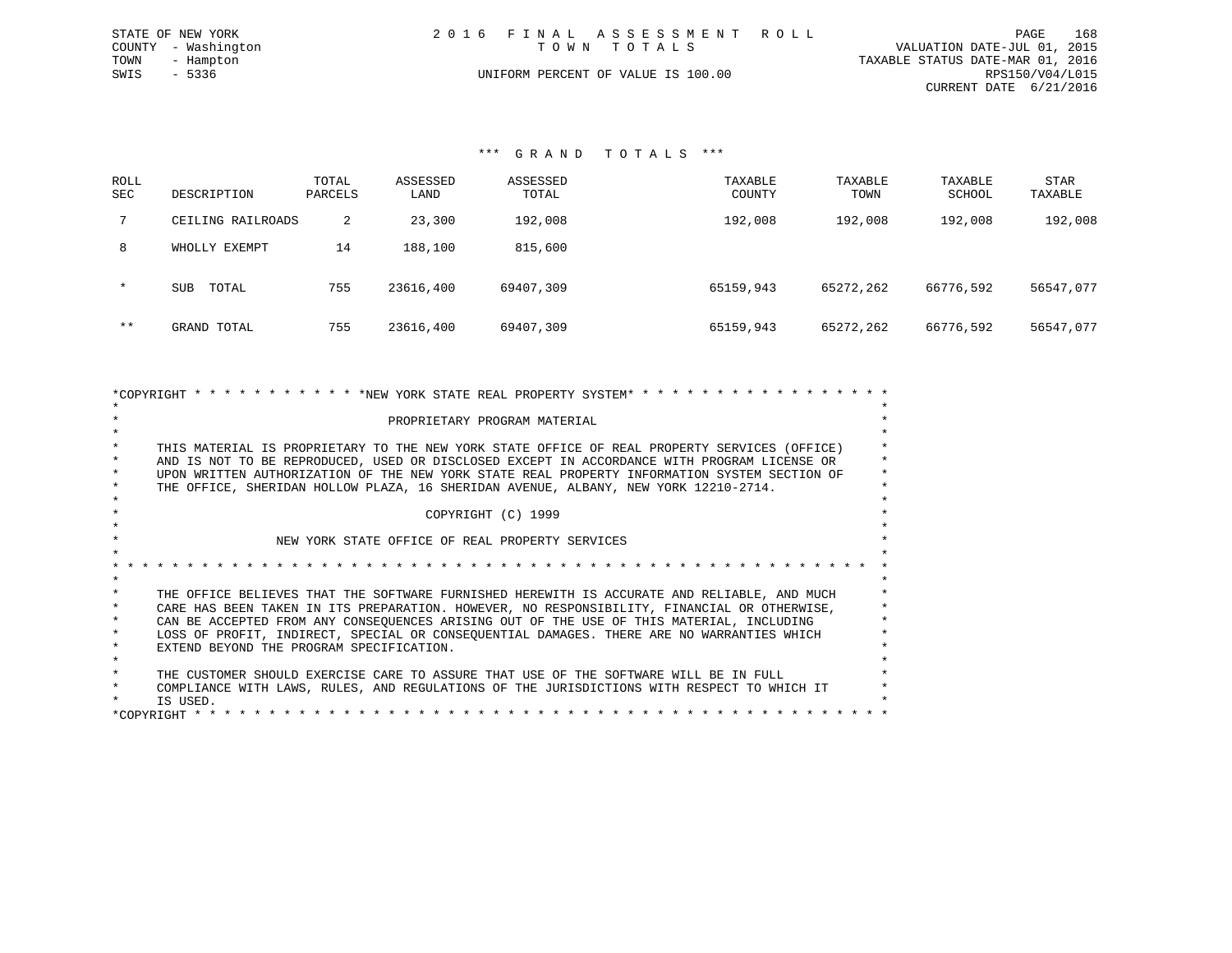STATE OF NEW YORK
COUNTY - Washington
TOWN - Hampton
SWIS - 5336

2 0 1 6 F I N A L A S S E S S M E N T R O L L
T O W N T O T A L S
UNIFORM PERCENT OF VALUE IS 100.00

VALUATION DATE-JUL 01, 2015
TAXABLE STATUS DATE-MAR 01, 2016
RPS150/V04/L015
CURRENT DATE 6/21/2016

### *** G R A N D T O T A L S ***

| ROLL SEC | DESCRIPTION | TOTAL PARCELS | ASSESSED LAND | ASSESSED TOTAL | TAXABLE COUNTY | TAXABLE TOWN | TAXABLE SCHOOL | STAR TAXABLE |
|---|---|---|---|---|---|---|---|---|
| 7 | CEILING RAILROADS | 2 | 23,300 | 192,008 | 192,008 | 192,008 | 192,008 | 192,008 |
| 8 | WHOLLY EXEMPT | 14 | 188,100 | 815,600 | | | | |
| * | SUB TOTAL | 755 | 23616,400 | 69407,309 | 65159,943 | 65272,262 | 66776,592 | 56547,077 |
| ** | GRAND TOTAL | 755 | 23616,400 | 69407,309 | 65159,943 | 65272,262 | 66776,592 | 56547,077 |

*COPYRIGHT * * * * * * * * * * * *NEW YORK STATE REAL PROPERTY SYSTEM* * * * * * * * * * * * * * * * * *

PROPRIETARY PROGRAM MATERIAL

THIS MATERIAL IS PROPRIETARY TO THE NEW YORK STATE OFFICE OF REAL PROPERTY SERVICES (OFFICE) AND IS NOT TO BE REPRODUCED, USED OR DISCLOSED EXCEPT IN ACCORDANCE WITH PROGRAM LICENSE OR UPON WRITTEN AUTHORIZATION OF THE NEW YORK STATE REAL PROPERTY INFORMATION SYSTEM SECTION OF THE OFFICE, SHERIDAN HOLLOW PLAZA, 16 SHERIDAN AVENUE, ALBANY, NEW YORK 12210-2714.

COPYRIGHT (C) 1999

NEW YORK STATE OFFICE OF REAL PROPERTY SERVICES

THE OFFICE BELIEVES THAT THE SOFTWARE FURNISHED HEREWITH IS ACCURATE AND RELIABLE, AND MUCH CARE HAS BEEN TAKEN IN ITS PREPARATION. HOWEVER, NO RESPONSIBILITY, FINANCIAL OR OTHERWISE, CAN BE ACCEPTED FROM ANY CONSEQUENCES ARISING OUT OF THE USE OF THIS MATERIAL, INCLUDING LOSS OF PROFIT, INDIRECT, SPECIAL OR CONSEQUENTIAL DAMAGES. THERE ARE NO WARRANTIES WHICH EXTEND BEYOND THE PROGRAM SPECIFICATION.

THE CUSTOMER SHOULD EXERCISE CARE TO ASSURE THAT USE OF THE SOFTWARE WILL BE IN FULL COMPLIANCE WITH LAWS, RULES, AND REGULATIONS OF THE JURISDICTIONS WITH RESPECT TO WHICH IT IS USED.

*COPYRIGHT * * * * * * * * * * * * * * * * * * * * * * * * * * * * * * * * * * * * * * * * * * * * * * *